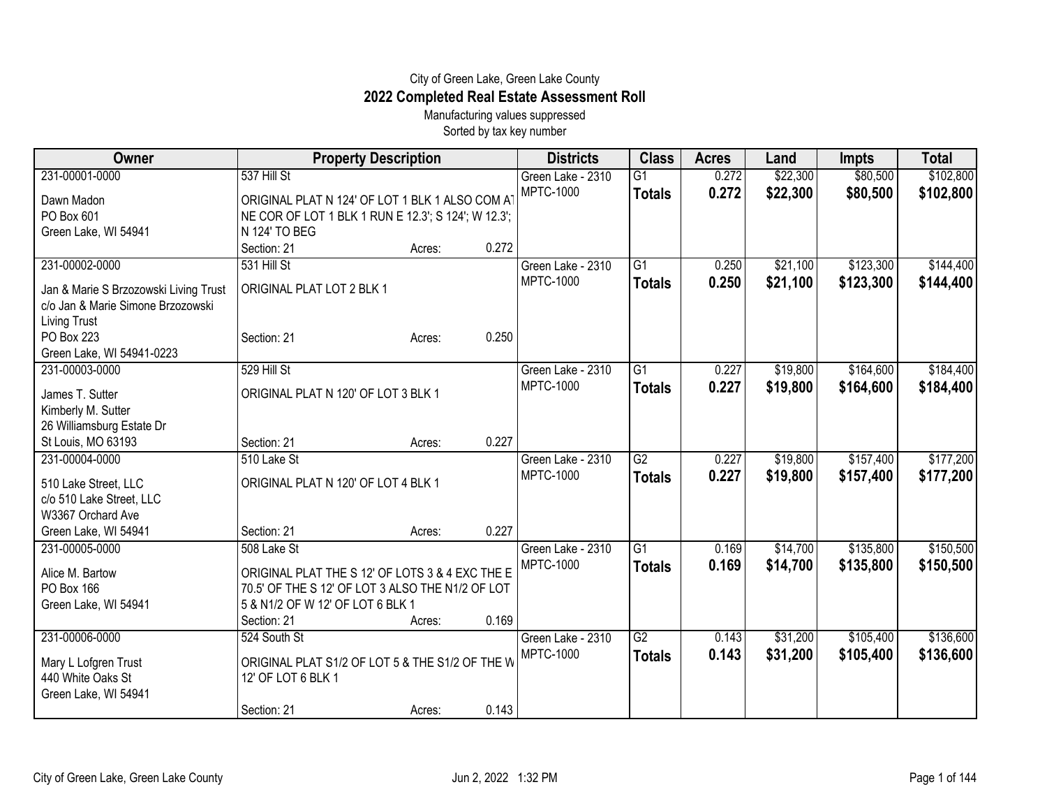City of Green Lake, Green Lake County

# 2022 Completed Real Estate Assessment Roll

Manufacturing values suppressed

Sorted by tax key number

| Owner | Property Description | Districts | Class | Acres | Land | Impts | Total |
|---|---|---|---|---|---|---|---|
| 231-00001-0000<br>Dawn Madon<br>PO Box 601<br>Green Lake, WI 54941 | 537 Hill St<br>ORIGINAL PLAT N 124' OF LOT 1 BLK 1 ALSO COM AT NE COR OF LOT 1 BLK 1 RUN E 12.3'; S 124'; W 12.3'; N 124' TO BEG<br>Section: 21 Acres: 0.272 | Green Lake - 2310<br>MPTC-1000 | G1<br>**Totals** | 0.272<br>**0.272** | $22,300<br>**$22,300** | $80,500<br>**$80,500** | $102,800<br>**$102,800** |
| 231-00002-0000<br>Jan & Marie S Brzozowski Living Trust<br>c/o Jan & Marie Simone Brzozowski Living Trust<br>PO Box 223<br>Green Lake, WI 54941-0223 | 531 Hill St<br>ORIGINAL PLAT LOT 2 BLK 1<br>Section: 21 Acres: 0.250 | Green Lake - 2310<br>MPTC-1000 | G1<br>**Totals** | 0.250<br>**0.250** | $21,100<br>**$21,100** | $123,300<br>**$123,300** | $144,400<br>**$144,400** |
| 231-00003-0000<br>James T. Sutter<br>Kimberly M. Sutter<br>26 Williamsburg Estate Dr<br>St Louis, MO 63193 | 529 Hill St<br>ORIGINAL PLAT N 120' OF LOT 3 BLK 1<br>Section: 21 Acres: 0.227 | Green Lake - 2310<br>MPTC-1000 | G1<br>**Totals** | 0.227<br>**0.227** | $19,800<br>**$19,800** | $164,600<br>**$164,600** | $184,400<br>**$184,400** |
| 231-00004-0000<br>510 Lake Street, LLC<br>c/o 510 Lake Street, LLC<br>W3367 Orchard Ave<br>Green Lake, WI 54941 | 510 Lake St<br>ORIGINAL PLAT N 120' OF LOT 4 BLK 1<br>Section: 21 Acres: 0.227 | Green Lake - 2310<br>MPTC-1000 | G2<br>**Totals** | 0.227<br>**0.227** | $19,800<br>**$19,800** | $157,400<br>**$157,400** | $177,200<br>**$177,200** |
| 231-00005-0000<br>Alice M. Bartow<br>PO Box 166<br>Green Lake, WI 54941 | 508 Lake St<br>ORIGINAL PLAT THE S 12' OF LOTS 3 & 4 EXC THE E 70.5' OF THE S 12' OF LOT 3 ALSO THE N1/2 OF LOT 5 & N1/2 OF W 12' OF LOT 6 BLK 1<br>Section: 21 Acres: 0.169 | Green Lake - 2310<br>MPTC-1000 | G1<br>**Totals** | 0.169<br>**0.169** | $14,700<br>**$14,700** | $135,800<br>**$135,800** | $150,500<br>**$150,500** |
| 231-00006-0000<br>Mary L Lofgren Trust<br>440 White Oaks St<br>Green Lake, WI 54941 | 524 South St<br>ORIGINAL PLAT S1/2 OF LOT 5 & THE S1/2 OF THE W 12' OF LOT 6 BLK 1<br>Section: 21 Acres: 0.143 | Green Lake - 2310<br>MPTC-1000 | G2<br>**Totals** | 0.143<br>**0.143** | $31,200<br>**$31,200** | $105,400<br>**$105,400** | $136,600<br>**$136,600** |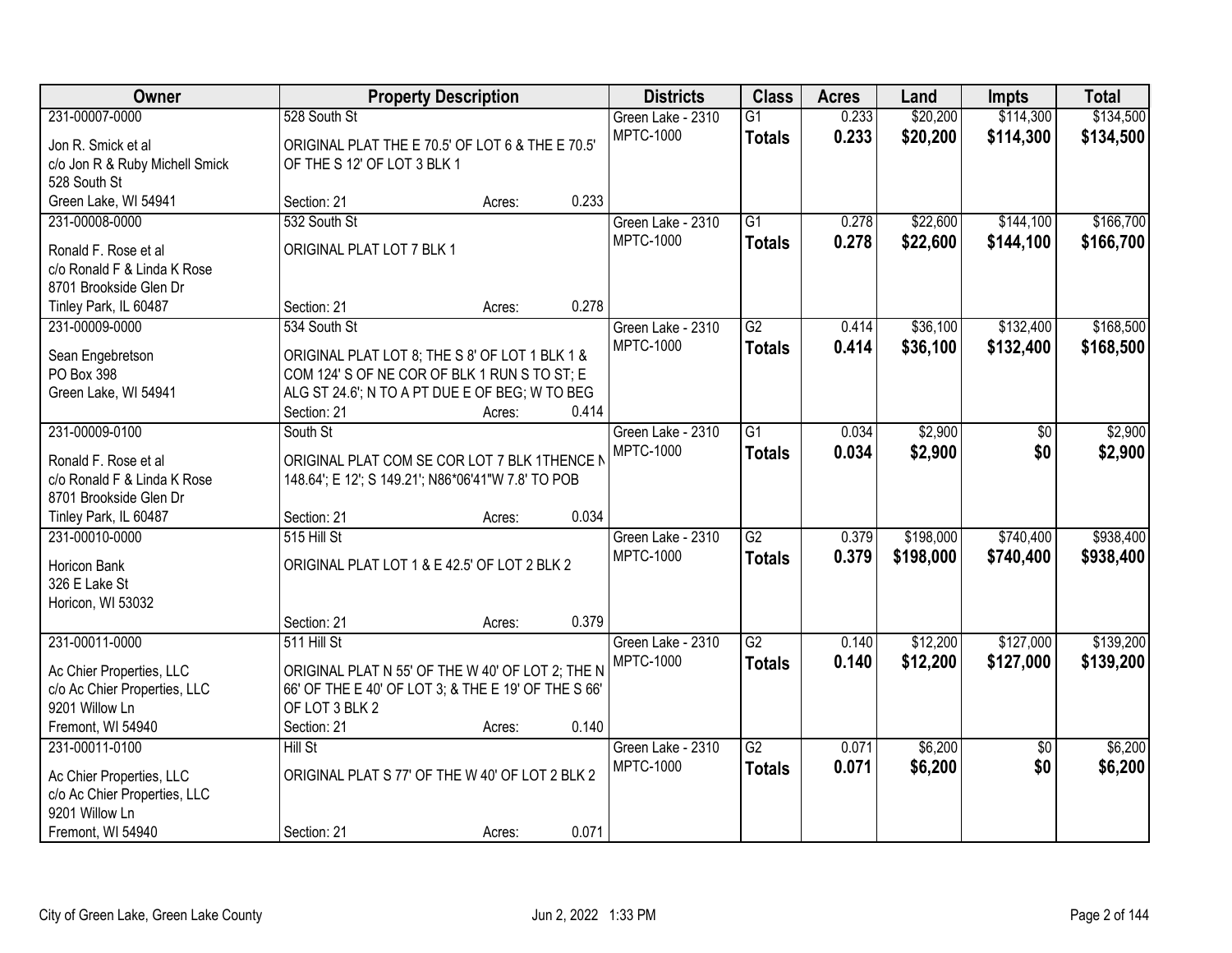| Owner | Property Description | Districts | Class | Acres | Land | Impts | Total |
|---|---|---|---|---|---|---|---|
| 231-00007-0000<br>Jon R. Smick et al<br>c/o Jon R & Ruby Michell Smick<br>528 South St<br>Green Lake, WI 54941 | 528 South St<br>ORIGINAL PLAT THE E 70.5' OF LOT 6 & THE E 70.5' OF THE S 12' OF LOT 3 BLK 1<br>Section: 21 Acres: 0.233 | Green Lake - 2310<br>MPTC-1000 | G1<br>**Totals** | 0.233<br>**0.233** | $20,200<br>**$20,200** | $114,300<br>**$114,300** | $134,500<br>**$134,500** |
| 231-00008-0000<br>Ronald F. Rose et al<br>c/o Ronald F & Linda K Rose<br>8701 Brookside Glen Dr<br>Tinley Park, IL 60487 | 532 South St<br>ORIGINAL PLAT LOT 7 BLK 1<br>Section: 21 Acres: 0.278 | Green Lake - 2310<br>MPTC-1000 | G1<br>**Totals** | 0.278<br>**0.278** | $22,600<br>**$22,600** | $144,100<br>**$144,100** | $166,700<br>**$166,700** |
| 231-00009-0000<br>Sean Engebretson<br>PO Box 398<br>Green Lake, WI 54941 | 534 South St<br>ORIGINAL PLAT LOT 8; THE S 8' OF LOT 1 BLK 1 & COM 124' S OF NE COR OF BLK 1 RUN S TO ST; E ALG ST 24.6'; N TO A PT DUE E OF BEG; W TO BEG<br>Section: 21 Acres: 0.414 | Green Lake - 2310<br>MPTC-1000 | G2<br>**Totals** | 0.414<br>**0.414** | $36,100<br>**$36,100** | $132,400<br>**$132,400** | $168,500<br>**$168,500** |
| 231-00009-0100<br>Ronald F. Rose et al<br>c/o Ronald F & Linda K Rose<br>8701 Brookside Glen Dr<br>Tinley Park, IL 60487 | South St<br>ORIGINAL PLAT COM SE COR LOT 7 BLK 1THENCE N 148.64'; E 12'; S 149.21'; N86*06'41"W 7.8' TO POB<br>Section: 21 Acres: 0.034 | Green Lake - 2310<br>MPTC-1000 | G1<br>**Totals** | 0.034<br>**0.034** | $2,900<br>**$2,900** | $0<br>**$0** | $2,900<br>**$2,900** |
| 231-00010-0000<br>Horicon Bank<br>326 E Lake St<br>Horicon, WI 53032 | 515 Hill St<br>ORIGINAL PLAT LOT 1 & E 42.5' OF LOT 2 BLK 2<br>Section: 21 Acres: 0.379 | Green Lake - 2310<br>MPTC-1000 | G2<br>**Totals** | 0.379<br>**0.379** | $198,000<br>**$198,000** | $740,400<br>**$740,400** | $938,400<br>**$938,400** |
| 231-00011-0000<br>Ac Chier Properties, LLC<br>c/o Ac Chier Properties, LLC<br>9201 Willow Ln<br>Fremont, WI 54940 | 511 Hill St<br>ORIGINAL PLAT N 55' OF THE W 40' OF LOT 2; THE N 66' OF THE E 40' OF LOT 3; & THE E 19' OF THE S 66' OF LOT 3 BLK 2<br>Section: 21 Acres: 0.140 | Green Lake - 2310<br>MPTC-1000 | G2<br>**Totals** | 0.140<br>**0.140** | $12,200<br>**$12,200** | $127,000<br>**$127,000** | $139,200<br>**$139,200** |
| 231-00011-0100<br>Ac Chier Properties, LLC<br>c/o Ac Chier Properties, LLC<br>9201 Willow Ln<br>Fremont, WI 54940 | Hill St<br>ORIGINAL PLAT S 77' OF THE W 40' OF LOT 2 BLK 2<br>Section: 21 Acres: 0.071 | Green Lake - 2310<br>MPTC-1000 | G2<br>**Totals** | 0.071<br>**0.071** | $6,200<br>**$6,200** | $0<br>**$0** | $6,200<br>**$6,200** |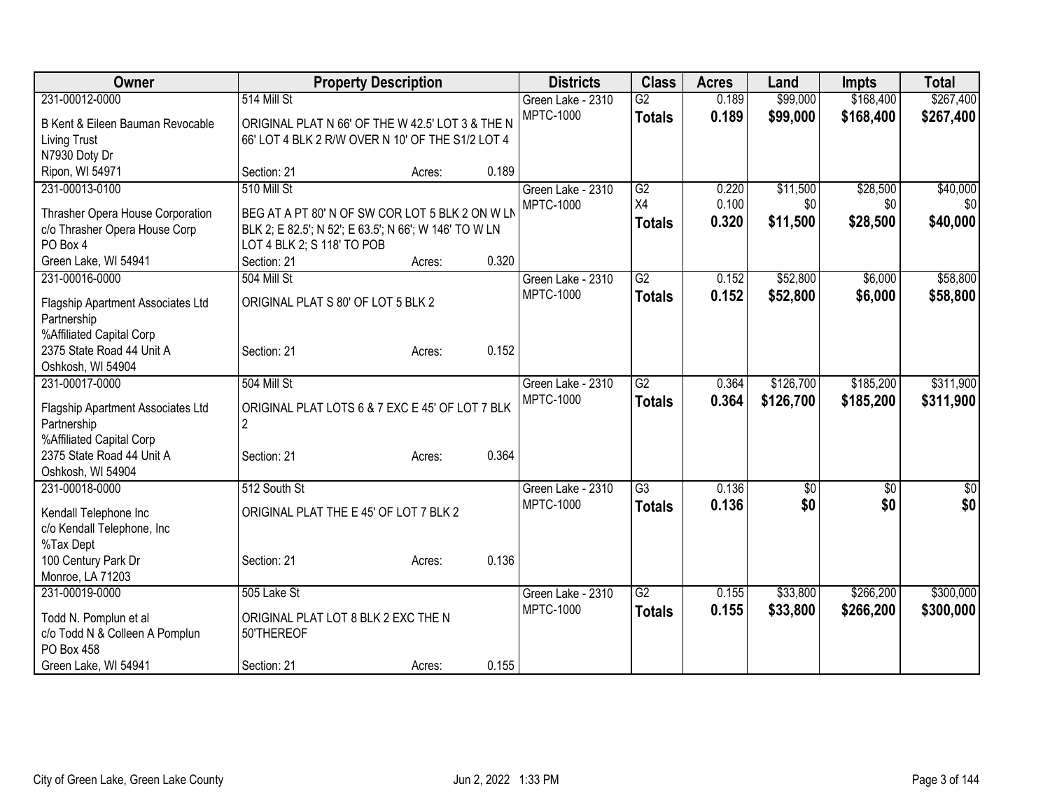| Owner | Property Description | | | Districts | Class | Acres | Land | Impts | Total |
|---|---|---|---|---|---|---|---|---|---|
| 231-00012-0000 | 514 Mill St | | | Green Lake - 2310 | G2 | 0.189 | $99,000 | $168,400 | $267,400 |
| B Kent & Eileen Bauman Revocable Living Trust<br>N7930 Doty Dr<br>Ripon, WI 54971 | ORIGINAL PLAT N 66' OF THE W 42.5' LOT 3 & THE N 66' LOT 4 BLK 2 R/W OVER N 10' OF THE S1/2 LOT 4 | | | MPTC-1000 | **Totals** | **0.189** | **$99,000** | **$168,400** | **$267,400** |
| | Section: 21 | Acres: | 0.189 | | | | | | |
| 231-00013-0100 | 510 Mill St | | | Green Lake - 2310 | G2 | 0.220 | $11,500 | $28,500 | $40,000 |
| Thrasher Opera House Corporation<br>c/o Thrasher Opera House Corp<br>PO Box 4<br>Green Lake, WI 54941 | BEG AT A PT 80' N OF SW COR LOT 5 BLK 2 ON W LN BLK 2; E 82.5'; N 52'; E 63.5'; N 66'; W 146' TO W LN LOT 4 BLK 2; S 118' TO POB | | | MPTC-1000 | X4 | 0.100 | $0 | $0 | $0 |
| | | | | | **Totals** | **0.320** | **$11,500** | **$28,500** | **$40,000** |
| | Section: 21 | Acres: | 0.320 | | | | | | |
| 231-00016-0000 | 504 Mill St | | | Green Lake - 2310 | G2 | 0.152 | $52,800 | $6,000 | $58,800 |
| Flagship Apartment Associates Ltd Partnership<br>%Affiliated Capital Corp<br>2375 State Road 44 Unit A<br>Oshkosh, WI 54904 | ORIGINAL PLAT S 80' OF LOT 5 BLK 2 | | | MPTC-1000 | **Totals** | **0.152** | **$52,800** | **$6,000** | **$58,800** |
| | Section: 21 | Acres: | 0.152 | | | | | | |
| 231-00017-0000 | 504 Mill St | | | Green Lake - 2310 | G2 | 0.364 | $126,700 | $185,200 | $311,900 |
| Flagship Apartment Associates Ltd Partnership<br>%Affiliated Capital Corp<br>2375 State Road 44 Unit A<br>Oshkosh, WI 54904 | ORIGINAL PLAT LOTS 6 & 7 EXC E 45' OF LOT 7 BLK 2 | | | MPTC-1000 | **Totals** | **0.364** | **$126,700** | **$185,200** | **$311,900** |
| | Section: 21 | Acres: | 0.364 | | | | | | |
| 231-00018-0000 | 512 South St | | | Green Lake - 2310 | G3 | 0.136 | $0 | $0 | $0 |
| Kendall Telephone Inc<br>c/o Kendall Telephone, Inc<br>%Tax Dept<br>100 Century Park Dr<br>Monroe, LA 71203 | ORIGINAL PLAT THE E 45' OF LOT 7 BLK 2 | | | MPTC-1000 | **Totals** | **0.136** | **$0** | **$0** | **$0** |
| | Section: 21 | Acres: | 0.136 | | | | | | |
| 231-00019-0000 | 505 Lake St | | | Green Lake - 2310 | G2 | 0.155 | $33,800 | $266,200 | $300,000 |
| Todd N. Pomplun et al<br>c/o Todd N & Colleen A Pomplun<br>PO Box 458<br>Green Lake, WI 54941 | ORIGINAL PLAT LOT 8 BLK 2 EXC THE N 50'THEREOF | | | MPTC-1000 | **Totals** | **0.155** | **$33,800** | **$266,200** | **$300,000** |
| | Section: 21 | Acres: | 0.155 | | | | | | |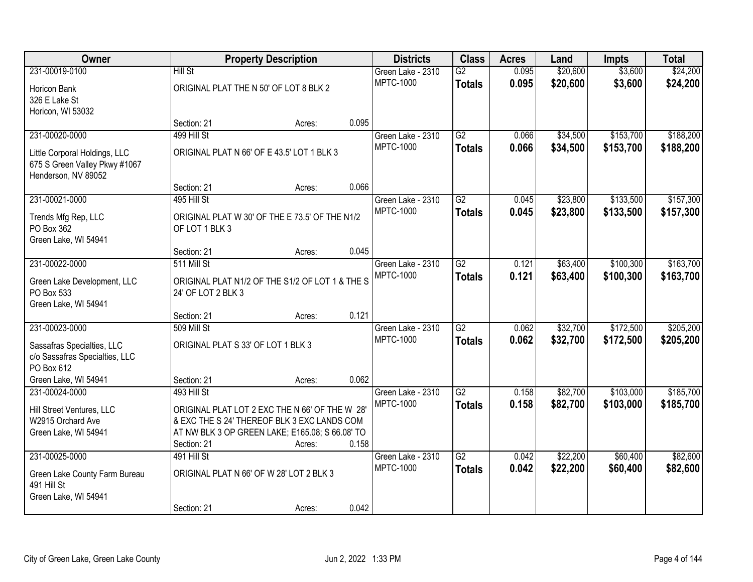| Owner | Property Description | Districts | Class | Acres | Land | Impts | Total |
|---|---|---|---|---|---|---|---|
| 231-00019-0100<br>Horicon Bank<br>326 E Lake St<br>Horicon, WI 53032 | Hill St<br>ORIGINAL PLAT THE N 50' OF LOT 8 BLK 2<br>Section: 21 Acres: 0.095 | Green Lake - 2310<br>MPTC-1000 | G2<br>**Totals** | 0.095<br>**0.095** | $20,600<br>**$20,600** | $3,600<br>**$3,600** | $24,200<br>**$24,200** |
| 231-00020-0000<br>Little Corporal Holdings, LLC<br>675 S Green Valley Pkwy #1067<br>Henderson, NV 89052 | 499 Hill St<br>ORIGINAL PLAT N 66' OF E 43.5' LOT 1 BLK 3<br>Section: 21 Acres: 0.066 | Green Lake - 2310<br>MPTC-1000 | G2<br>**Totals** | 0.066<br>**0.066** | $34,500<br>**$34,500** | $153,700<br>**$153,700** | $188,200<br>**$188,200** |
| 231-00021-0000<br>Trends Mfg Rep, LLC<br>PO Box 362<br>Green Lake, WI 54941 | 495 Hill St<br>ORIGINAL PLAT W 30' OF THE E 73.5' OF THE N1/2 OF LOT 1 BLK 3<br>Section: 21 Acres: 0.045 | Green Lake - 2310<br>MPTC-1000 | G2<br>**Totals** | 0.045<br>**0.045** | $23,800<br>**$23,800** | $133,500<br>**$133,500** | $157,300<br>**$157,300** |
| 231-00022-0000<br>Green Lake Development, LLC<br>PO Box 533<br>Green Lake, WI 54941 | 511 Mill St<br>ORIGINAL PLAT N1/2 OF THE S1/2 OF LOT 1 & THE S 24' OF LOT 2 BLK 3<br>Section: 21 Acres: 0.121 | Green Lake - 2310<br>MPTC-1000 | G2<br>**Totals** | 0.121<br>**0.121** | $63,400<br>**$63,400** | $100,300<br>**$100,300** | $163,700<br>**$163,700** |
| 231-00023-0000<br>Sassafras Specialties, LLC<br>c/o Sassafras Specialties, LLC<br>PO Box 612<br>Green Lake, WI 54941 | 509 Mill St<br>ORIGINAL PLAT S 33' OF LOT 1 BLK 3<br>Section: 21 Acres: 0.062 | Green Lake - 2310<br>MPTC-1000 | G2<br>**Totals** | 0.062<br>**0.062** | $32,700<br>**$32,700** | $172,500<br>**$172,500** | $205,200<br>**$205,200** |
| 231-00024-0000<br>Hill Street Ventures, LLC<br>W2915 Orchard Ave<br>Green Lake, WI 54941 | 493 Hill St<br>ORIGINAL PLAT LOT 2 EXC THE N 66' OF THE W 28' & EXC THE S 24' THEREOF BLK 3 EXC LANDS COM AT NW BLK 3 OP GREEN LAKE; E165.08; S 66.08' TO<br>Section: 21 Acres: 0.158 | Green Lake - 2310<br>MPTC-1000 | G2<br>**Totals** | 0.158<br>**0.158** | $82,700<br>**$82,700** | $103,000<br>**$103,000** | $185,700<br>**$185,700** |
| 231-00025-0000<br>Green Lake County Farm Bureau<br>491 Hill St<br>Green Lake, WI 54941 | 491 Hill St<br>ORIGINAL PLAT N 66' OF W 28' LOT 2 BLK 3<br>Section: 21 Acres: 0.042 | Green Lake - 2310<br>MPTC-1000 | G2<br>**Totals** | 0.042<br>**0.042** | $22,200<br>**$22,200** | $60,400<br>**$60,400** | $82,600<br>**$82,600** |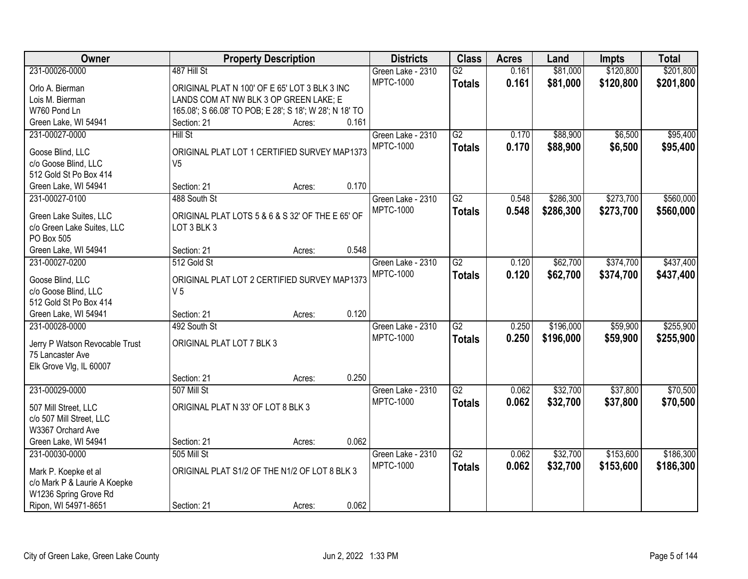| Owner | Property Description | Districts | Class | Acres | Land | Impts | Total |
|---|---|---|---|---|---|---|---|
| 231-00026-0000<br>Orlo A. Bierman<br>Lois M. Bierman<br>W760 Pond Ln<br>Green Lake, WI 54941 | 487 Hill St<br>ORIGINAL PLAT N 100' OF E 65' LOT 3 BLK 3 INC LANDS COM AT NW BLK 3 OP GREEN LAKE; E 165.08'; S 66.08' TO POB; E 28'; S 18'; W 28'; N 18' TO<br>Section: 21 Acres: 0.161 | Green Lake - 2310<br>MPTC-1000 | G2<br>**Totals** | 0.161<br>**0.161** | $81,000<br>**$81,000** | $120,800<br>**$120,800** | $201,800<br>**$201,800** |
| 231-00027-0000<br>Goose Blind, LLC<br>c/o Goose Blind, LLC<br>512 Gold St Po Box 414<br>Green Lake, WI 54941 | Hill St<br>ORIGINAL PLAT LOT 1 CERTIFIED SURVEY MAP1373 V5<br>Section: 21 Acres: 0.170 | Green Lake - 2310<br>MPTC-1000 | G2<br>**Totals** | 0.170<br>**0.170** | $88,900<br>**$88,900** | $6,500<br>**$6,500** | $95,400<br>**$95,400** |
| 231-00027-0100<br>Green Lake Suites, LLC<br>c/o Green Lake Suites, LLC<br>PO Box 505<br>Green Lake, WI 54941 | 488 South St<br>ORIGINAL PLAT LOTS 5 & 6 & S 32' OF THE E 65' OF LOT 3 BLK 3<br>Section: 21 Acres: 0.548 | Green Lake - 2310<br>MPTC-1000 | G2<br>**Totals** | 0.548<br>**0.548** | $286,300<br>**$286,300** | $273,700<br>**$273,700** | $560,000<br>**$560,000** |
| 231-00027-0200<br>Goose Blind, LLC<br>c/o Goose Blind, LLC<br>512 Gold St Po Box 414<br>Green Lake, WI 54941 | 512 Gold St<br>ORIGINAL PLAT LOT 2 CERTIFIED SURVEY MAP1373 V 5<br>Section: 21 Acres: 0.120 | Green Lake - 2310<br>MPTC-1000 | G2<br>**Totals** | 0.120<br>**0.120** | $62,700<br>**$62,700** | $374,700<br>**$374,700** | $437,400<br>**$437,400** |
| 231-00028-0000<br>Jerry P Watson Revocable Trust<br>75 Lancaster Ave<br>Elk Grove Vlg, IL 60007 | 492 South St<br>ORIGINAL PLAT LOT 7 BLK 3<br>Section: 21 Acres: 0.250 | Green Lake - 2310<br>MPTC-1000 | G2<br>**Totals** | 0.250<br>**0.250** | $196,000<br>**$196,000** | $59,900<br>**$59,900** | $255,900<br>**$255,900** |
| 231-00029-0000<br>507 Mill Street, LLC<br>c/o 507 Mill Street, LLC<br>W3367 Orchard Ave<br>Green Lake, WI 54941 | 507 Mill St<br>ORIGINAL PLAT N 33' OF LOT 8 BLK 3<br>Section: 21 Acres: 0.062 | Green Lake - 2310<br>MPTC-1000 | G2<br>**Totals** | 0.062<br>**0.062** | $32,700<br>**$32,700** | $37,800<br>**$37,800** | $70,500<br>**$70,500** |
| 231-00030-0000<br>Mark P. Koepke et al<br>c/o Mark P & Laurie A Koepke<br>W1236 Spring Grove Rd<br>Ripon, WI 54971-8651 | 505 Mill St<br>ORIGINAL PLAT S1/2 OF THE N1/2 OF LOT 8 BLK 3<br>Section: 21 Acres: 0.062 | Green Lake - 2310<br>MPTC-1000 | G2<br>**Totals** | 0.062<br>**0.062** | $32,700<br>**$32,700** | $153,600<br>**$153,600** | $186,300<br>**$186,300** |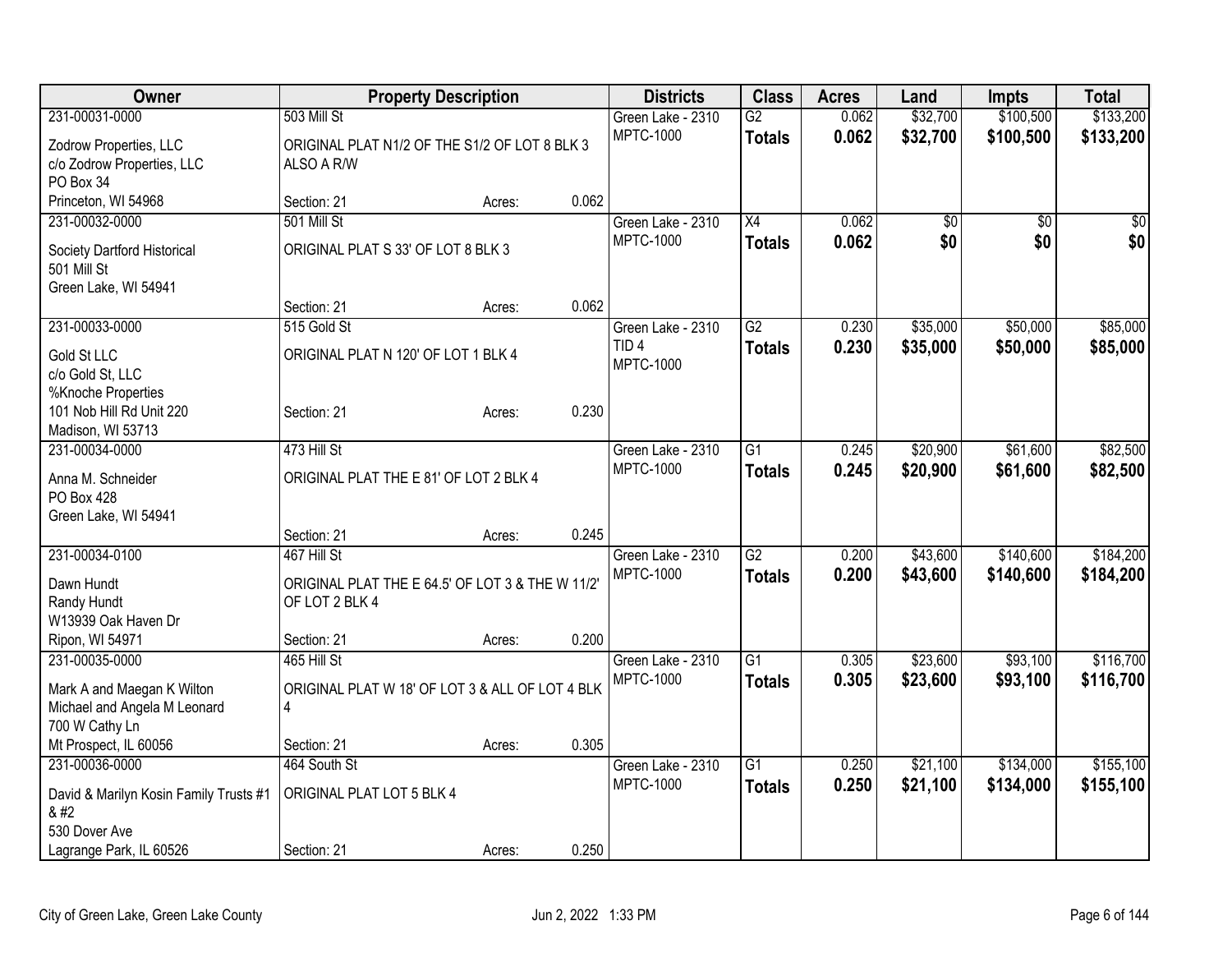| Owner | Property Description | | | Districts | Class | Acres | Land | Impts | Total |
|---|---|---|---|---|---|---|---|---|---|
| 231-00031-0000 | 503 Mill St | | | Green Lake - 2310 | G2 | 0.062 | $32,700 | $100,500 | $133,200 |
| Zodrow Properties, LLC<br>c/o Zodrow Properties, LLC<br>PO Box 34<br>Princeton, WI 54968 | ORIGINAL PLAT N1/2 OF THE S1/2 OF LOT 8 BLK 3 ALSO A R/W | | | MPTC-1000 | **Totals** | **0.062** | **$32,700** | **$100,500** | **$133,200** |
| | Section: 21 | Acres: | 0.062 | | | | | | |
| 231-00032-0000 | 501 Mill St | | | Green Lake - 2310 | X4 | 0.062 | $0 | $0 | $0 |
| Society Dartford Historical<br>501 Mill St<br>Green Lake, WI 54941 | ORIGINAL PLAT S 33' OF LOT 8 BLK 3 | | | MPTC-1000 | **Totals** | **0.062** | **$0** | **$0** | **$0** |
| | Section: 21 | Acres: | 0.062 | | | | | | |
| 231-00033-0000 | 515 Gold St | | | Green Lake - 2310 | G2 | 0.230 | $35,000 | $50,000 | $85,000 |
| Gold St LLC<br>c/o Gold St, LLC<br>%Knoche Properties<br>101 Nob Hill Rd Unit 220<br>Madison, WI 53713 | ORIGINAL PLAT N 120' OF LOT 1 BLK 4 | | | TID 4<br>MPTC-1000 | **Totals** | **0.230** | **$35,000** | **$50,000** | **$85,000** |
| | Section: 21 | Acres: | 0.230 | | | | | | |
| 231-00034-0000 | 473 Hill St | | | Green Lake - 2310 | G1 | 0.245 | $20,900 | $61,600 | $82,500 |
| Anna M. Schneider<br>PO Box 428<br>Green Lake, WI 54941 | ORIGINAL PLAT THE E 81' OF LOT 2 BLK 4 | | | MPTC-1000 | **Totals** | **0.245** | **$20,900** | **$61,600** | **$82,500** |
| | Section: 21 | Acres: | 0.245 | | | | | | |
| 231-00034-0100 | 467 Hill St | | | Green Lake - 2310 | G2 | 0.200 | $43,600 | $140,600 | $184,200 |
| Dawn Hundt<br>Randy Hundt<br>W13939 Oak Haven Dr<br>Ripon, WI 54971 | ORIGINAL PLAT THE E 64.5' OF LOT 3 & THE W 11/2' OF LOT 2 BLK 4 | | | MPTC-1000 | **Totals** | **0.200** | **$43,600** | **$140,600** | **$184,200** |
| | Section: 21 | Acres: | 0.200 | | | | | | |
| 231-00035-0000 | 465 Hill St | | | Green Lake - 2310 | G1 | 0.305 | $23,600 | $93,100 | $116,700 |
| Mark A and Maegan K Wilton<br>Michael and Angela M Leonard<br>700 W Cathy Ln<br>Mt Prospect, IL 60056 | ORIGINAL PLAT W 18' OF LOT 3 & ALL OF LOT 4 BLK 4 | | | MPTC-1000 | **Totals** | **0.305** | **$23,600** | **$93,100** | **$116,700** |
| | Section: 21 | Acres: | 0.305 | | | | | | |
| 231-00036-0000 | 464 South St | | | Green Lake - 2310 | G1 | 0.250 | $21,100 | $134,000 | $155,100 |
| David & Marilyn Kosin Family Trusts #1 & #2<br>530 Dover Ave<br>Lagrange Park, IL 60526 | ORIGINAL PLAT LOT 5 BLK 4 | | | MPTC-1000 | **Totals** | **0.250** | **$21,100** | **$134,000** | **$155,100** |
| | Section: 21 | Acres: | 0.250 | | | | | | |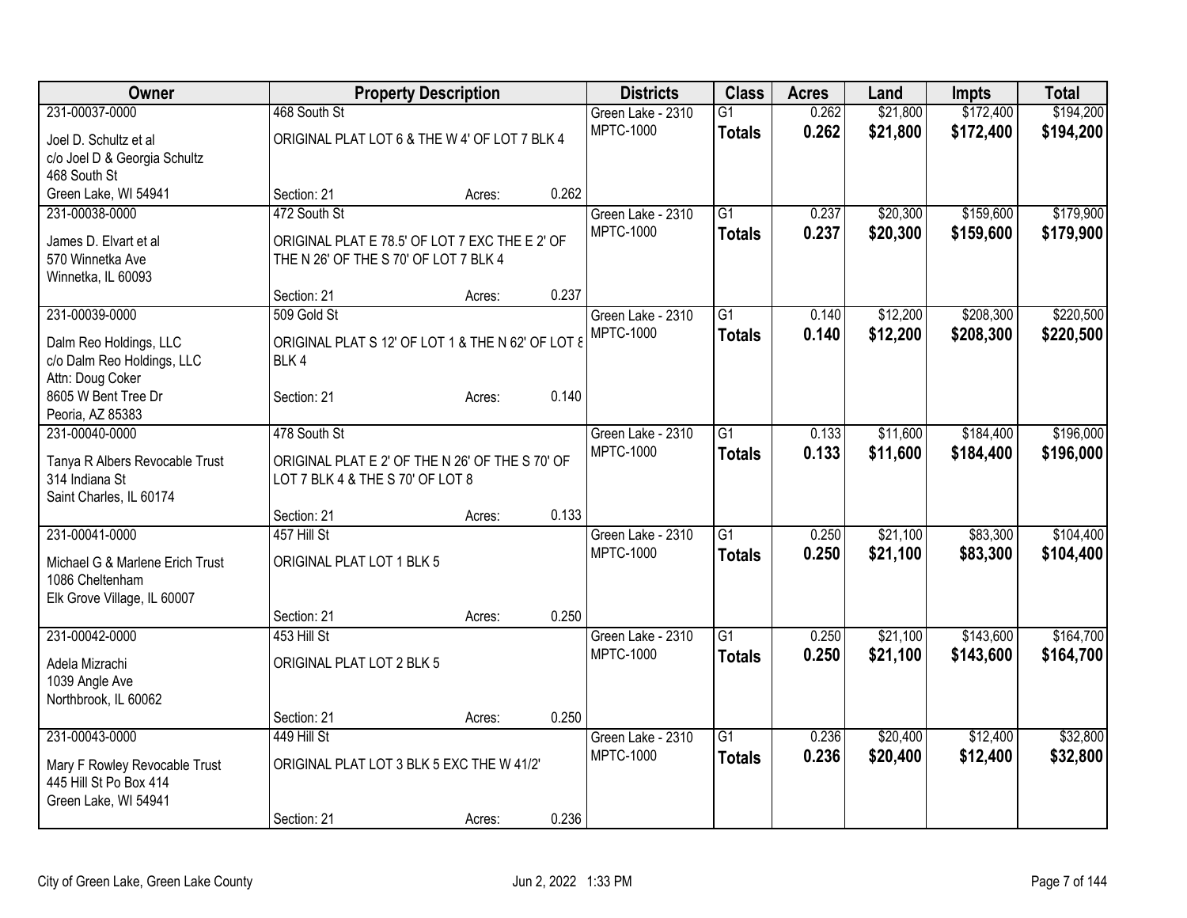| Owner | Property Description | | | Districts | Class | Acres | Land | Impts | Total |
|---|---|---|---|---|---|---|---|---|---|
| 231-00037-0000 | 468 South St | | | Green Lake - 2310 | G1 | 0.262 | $21,800 | $172,400 | $194,200 |
| Joel D. Schultz et al<br>c/o Joel D & Georgia Schultz<br>468 South St<br>Green Lake, WI 54941 | ORIGINAL PLAT LOT 6 & THE W 4' OF LOT 7 BLK 4 | | | MPTC-1000 | **Totals** | **0.262** | **$21,800** | **$172,400** | **$194,200** |
| | Section: 21 | Acres: | 0.262 | | | | | | |
| 231-00038-0000 | 472 South St | | | Green Lake - 2310 | G1 | 0.237 | $20,300 | $159,600 | $179,900 |
| James D. Elvart et al<br>570 Winnetka Ave<br>Winnetka, IL 60093 | ORIGINAL PLAT E 78.5' OF LOT 7 EXC THE E 2' OF THE N 26' OF THE S 70' OF LOT 7 BLK 4 | | | MPTC-1000 | **Totals** | **0.237** | **$20,300** | **$159,600** | **$179,900** |
| | Section: 21 | Acres: | 0.237 | | | | | | |
| 231-00039-0000 | 509 Gold St | | | Green Lake - 2310 | G1 | 0.140 | $12,200 | $208,300 | $220,500 |
| Dalm Reo Holdings, LLC<br>c/o Dalm Reo Holdings, LLC<br>Attn: Doug Coker<br>8605 W Bent Tree Dr<br>Peoria, AZ 85383 | ORIGINAL PLAT S 12' OF LOT 1 & THE N 62' OF LOT 8 BLK 4 | | | MPTC-1000 | **Totals** | **0.140** | **$12,200** | **$208,300** | **$220,500** |
| | Section: 21 | Acres: | 0.140 | | | | | | |
| 231-00040-0000 | 478 South St | | | Green Lake - 2310 | G1 | 0.133 | $11,600 | $184,400 | $196,000 |
| Tanya R Albers Revocable Trust<br>314 Indiana St<br>Saint Charles, IL 60174 | ORIGINAL PLAT E 2' OF THE N 26' OF THE S 70' OF LOT 7 BLK 4 & THE S 70' OF LOT 8 | | | MPTC-1000 | **Totals** | **0.133** | **$11,600** | **$184,400** | **$196,000** |
| | Section: 21 | Acres: | 0.133 | | | | | | |
| 231-00041-0000 | 457 Hill St | | | Green Lake - 2310 | G1 | 0.250 | $21,100 | $83,300 | $104,400 |
| Michael G & Marlene Erich Trust<br>1086 Cheltenham<br>Elk Grove Village, IL 60007 | ORIGINAL PLAT LOT 1 BLK 5 | | | MPTC-1000 | **Totals** | **0.250** | **$21,100** | **$83,300** | **$104,400** |
| | Section: 21 | Acres: | 0.250 | | | | | | |
| 231-00042-0000 | 453 Hill St | | | Green Lake - 2310 | G1 | 0.250 | $21,100 | $143,600 | $164,700 |
| Adela Mizrachi<br>1039 Angle Ave<br>Northbrook, IL 60062 | ORIGINAL PLAT LOT 2 BLK 5 | | | MPTC-1000 | **Totals** | **0.250** | **$21,100** | **$143,600** | **$164,700** |
| | Section: 21 | Acres: | 0.250 | | | | | | |
| 231-00043-0000 | 449 Hill St | | | Green Lake - 2310 | G1 | 0.236 | $20,400 | $12,400 | $32,800 |
| Mary F Rowley Revocable Trust<br>445 Hill St Po Box 414<br>Green Lake, WI 54941 | ORIGINAL PLAT LOT 3 BLK 5 EXC THE W 41/2' | | | MPTC-1000 | **Totals** | **0.236** | **$20,400** | **$12,400** | **$32,800** |
| | Section: 21 | Acres: | 0.236 | | | | | | |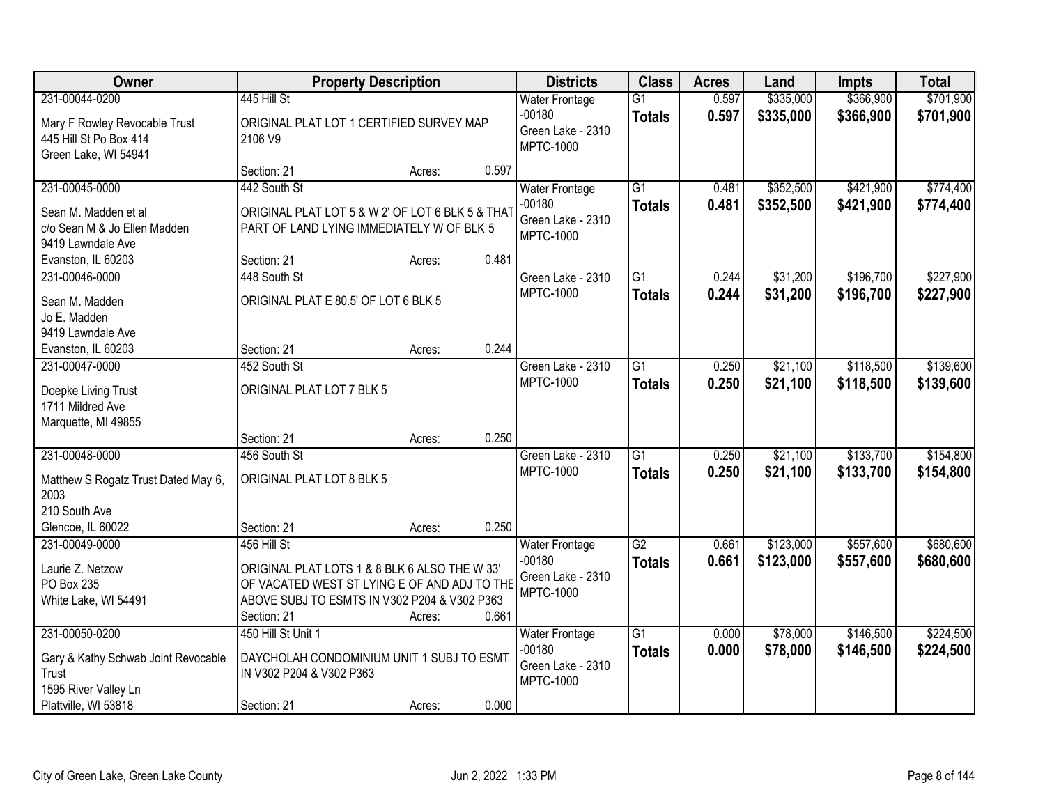| Owner | Property Description | Districts | Class | Acres | Land | Impts | Total |
|---|---|---|---|---|---|---|---|
| 231-00044-0200<br>Mary F Rowley Revocable Trust<br>445 Hill St Po Box 414<br>Green Lake, WI 54941 | 445 Hill St<br>ORIGINAL PLAT LOT 1 CERTIFIED SURVEY MAP 2106 V9<br>Section: 21 Acres: 0.597 | Water Frontage -00180<br>Green Lake - 2310<br>MPTC-1000 | G1<br>**Totals** | 0.597<br>**0.597** | $335,000<br>**$335,000** | $366,900<br>**$366,900** | $701,900<br>**$701,900** |
| 231-00045-0000<br>Sean M. Madden et al<br>c/o Sean M & Jo Ellen Madden<br>9419 Lawndale Ave<br>Evanston, IL 60203 | 442 South St<br>ORIGINAL PLAT LOT 5 & W 2' OF LOT 6 BLK 5 & THAT PART OF LAND LYING IMMEDIATELY W OF BLK 5<br>Section: 21 Acres: 0.481 | Water Frontage -00180<br>Green Lake - 2310<br>MPTC-1000 | G1<br>**Totals** | 0.481<br>**0.481** | $352,500<br>**$352,500** | $421,900<br>**$421,900** | $774,400<br>**$774,400** |
| 231-00046-0000<br>Sean M. Madden<br>Jo E. Madden<br>9419 Lawndale Ave<br>Evanston, IL 60203 | 448 South St<br>ORIGINAL PLAT E 80.5' OF LOT 6 BLK 5<br>Section: 21 Acres: 0.244 | Green Lake - 2310<br>MPTC-1000 | G1<br>**Totals** | 0.244<br>**0.244** | $31,200<br>**$31,200** | $196,700<br>**$196,700** | $227,900<br>**$227,900** |
| 231-00047-0000<br>Doepke Living Trust<br>1711 Mildred Ave<br>Marquette, MI 49855 | 452 South St<br>ORIGINAL PLAT LOT 7 BLK 5<br>Section: 21 Acres: 0.250 | Green Lake - 2310<br>MPTC-1000 | G1<br>**Totals** | 0.250<br>**0.250** | $21,100<br>**$21,100** | $118,500<br>**$118,500** | $139,600<br>**$139,600** |
| 231-00048-0000<br>Matthew S Rogatz Trust Dated May 6, 2003<br>210 South Ave<br>Glencoe, IL 60022 | 456 South St<br>ORIGINAL PLAT LOT 8 BLK 5<br>Section: 21 Acres: 0.250 | Green Lake - 2310<br>MPTC-1000 | G1<br>**Totals** | 0.250<br>**0.250** | $21,100<br>**$21,100** | $133,700<br>**$133,700** | $154,800<br>**$154,800** |
| 231-00049-0000<br>Laurie Z. Netzow<br>PO Box 235<br>White Lake, WI 54491 | 456 Hill St<br>ORIGINAL PLAT LOTS 1 & 8 BLK 6 ALSO THE W 33' OF VACATED WEST ST LYING E OF AND ADJ TO THE ABOVE SUBJ TO ESMTS IN V302 P204 & V302 P363<br>Section: 21 Acres: 0.661 | Water Frontage -00180<br>Green Lake - 2310<br>MPTC-1000 | G2<br>**Totals** | 0.661<br>**0.661** | $123,000<br>**$123,000** | $557,600<br>**$557,600** | $680,600<br>**$680,600** |
| 231-00050-0200<br>Gary & Kathy Schwab Joint Revocable Trust<br>1595 River Valley Ln<br>Plattville, WI 53818 | 450 Hill St Unit 1<br>DAYCHOLAH CONDOMINIUM UNIT 1 SUBJ TO ESMT IN V302 P204 & V302 P363<br>Section: 21 Acres: 0.000 | Water Frontage -00180<br>Green Lake - 2310<br>MPTC-1000 | G1<br>**Totals** | 0.000<br>**0.000** | $78,000<br>**$78,000** | $146,500<br>**$146,500** | $224,500<br>**$224,500** |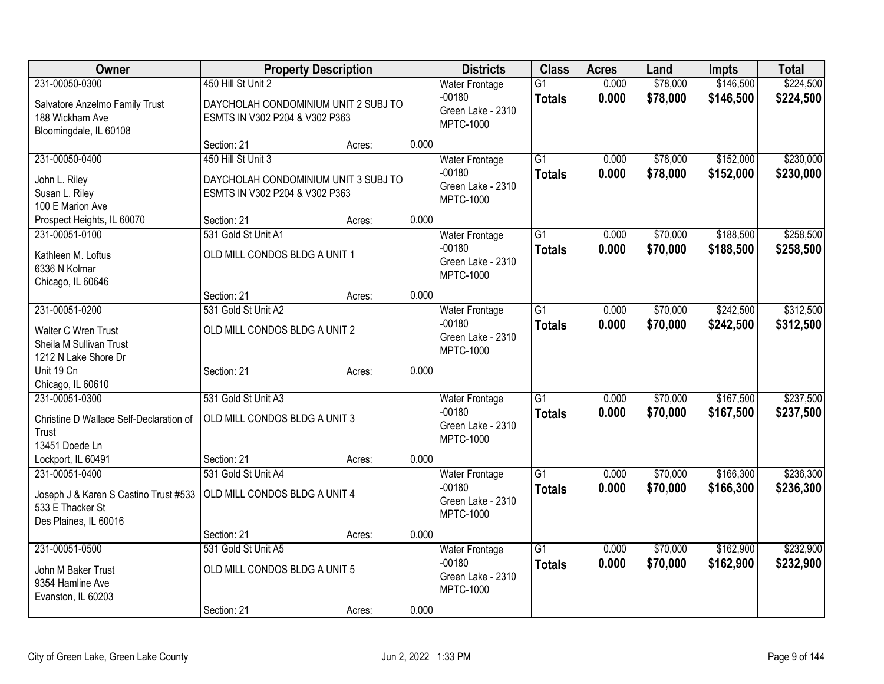| Owner | Property Description | | | Districts | Class | Acres | Land | Impts | Total |
|---|---|---|---|---|---|---|---|---|---|
| 231-00050-0300<br>Salvatore Anzelmo Family Trust<br>188 Wickham Ave<br>Bloomingdale, IL 60108 | 450 Hill St Unit 2<br>DAYCHOLAH CONDOMINIUM UNIT 2 SUBJ TO ESMTS IN V302 P204 & V302 P363<br>Section: 21 | Acres: | 0.000 | Water Frontage -00180<br>Green Lake - 2310<br>MPTC-1000 | G1<br>**Totals** | 0.000<br>**0.000** | $78,000<br>**$78,000** | $146,500<br>**$146,500** | $224,500<br>**$224,500** |
| 231-00050-0400<br>John L. Riley<br>Susan L. Riley<br>100 E Marion Ave<br>Prospect Heights, IL 60070 | 450 Hill St Unit 3<br>DAYCHOLAH CONDOMINIUM UNIT 3 SUBJ TO ESMTS IN V302 P204 & V302 P363<br>Section: 21 | Acres: | 0.000 | Water Frontage -00180<br>Green Lake - 2310<br>MPTC-1000 | G1<br>**Totals** | 0.000<br>**0.000** | $78,000<br>**$78,000** | $152,000<br>**$152,000** | $230,000<br>**$230,000** |
| 231-00051-0100<br>Kathleen M. Loftus<br>6336 N Kolmar<br>Chicago, IL 60646 | 531 Gold St Unit A1<br>OLD MILL CONDOS BLDG A UNIT 1<br>Section: 21 | Acres: | 0.000 | Water Frontage -00180<br>Green Lake - 2310<br>MPTC-1000 | G1<br>**Totals** | 0.000<br>**0.000** | $70,000<br>**$70,000** | $188,500<br>**$188,500** | $258,500<br>**$258,500** |
| 231-00051-0200<br>Walter C Wren Trust<br>Sheila M Sullivan Trust<br>1212 N Lake Shore Dr<br>Unit 19 Cn<br>Chicago, IL 60610 | 531 Gold St Unit A2<br>OLD MILL CONDOS BLDG A UNIT 2<br>Section: 21 | Acres: | 0.000 | Water Frontage -00180<br>Green Lake - 2310<br>MPTC-1000 | G1<br>**Totals** | 0.000<br>**0.000** | $70,000<br>**$70,000** | $242,500<br>**$242,500** | $312,500<br>**$312,500** |
| 231-00051-0300<br>Christine D Wallace Self-Declaration of Trust<br>13451 Doede Ln<br>Lockport, IL 60491 | 531 Gold St Unit A3<br>OLD MILL CONDOS BLDG A UNIT 3<br>Section: 21 | Acres: | 0.000 | Water Frontage -00180<br>Green Lake - 2310<br>MPTC-1000 | G1<br>**Totals** | 0.000<br>**0.000** | $70,000<br>**$70,000** | $167,500<br>**$167,500** | $237,500<br>**$237,500** |
| 231-00051-0400<br>Joseph J & Karen S Castino Trust #533<br>533 E Thacker St<br>Des Plaines, IL 60016 | 531 Gold St Unit A4<br>OLD MILL CONDOS BLDG A UNIT 4<br>Section: 21 | Acres: | 0.000 | Water Frontage -00180<br>Green Lake - 2310<br>MPTC-1000 | G1<br>**Totals** | 0.000<br>**0.000** | $70,000<br>**$70,000** | $166,300<br>**$166,300** | $236,300<br>**$236,300** |
| 231-00051-0500<br>John M Baker Trust<br>9354 Hamline Ave<br>Evanston, IL 60203 | 531 Gold St Unit A5<br>OLD MILL CONDOS BLDG A UNIT 5<br>Section: 21 | Acres: | 0.000 | Water Frontage -00180<br>Green Lake - 2310<br>MPTC-1000 | G1<br>**Totals** | 0.000<br>**0.000** | $70,000<br>**$70,000** | $162,900<br>**$162,900** | $232,900<br>**$232,900** |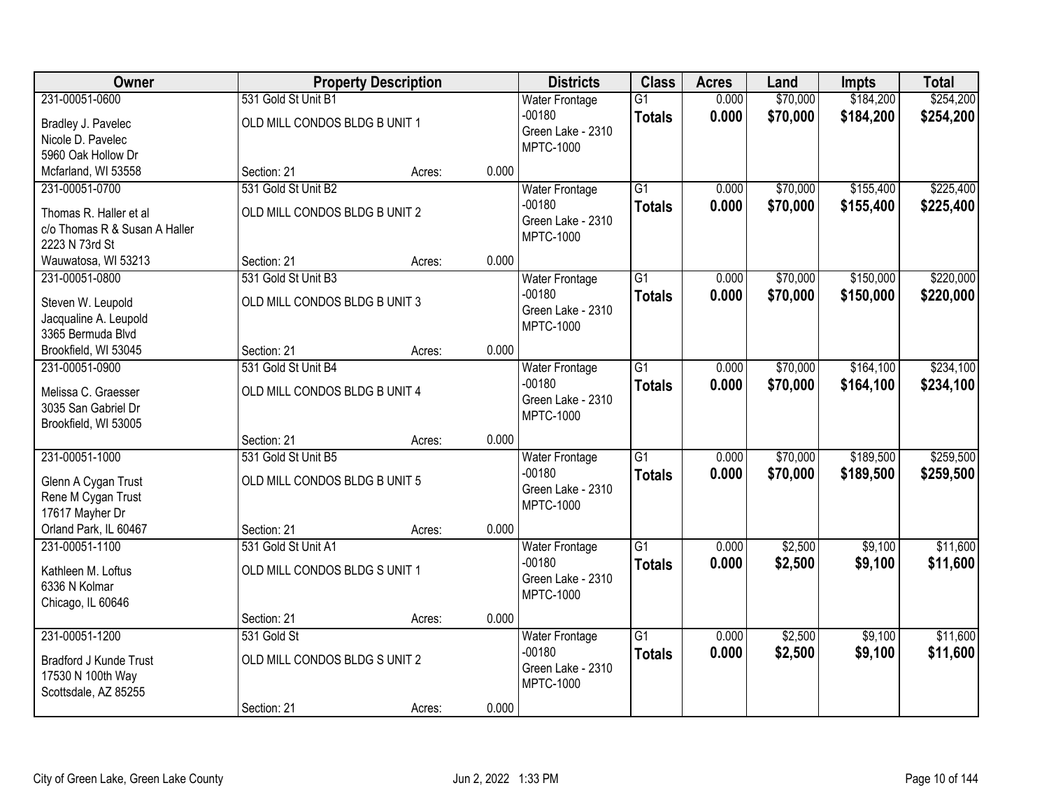| Owner | Property Description | | | Districts | Class | Acres | Land | Impts | Total |
|---|---|---|---|---|---|---|---|---|---|
| 231-00051-0600<br>Bradley J. Pavelec<br>Nicole D. Pavelec<br>5960 Oak Hollow Dr<br>Mcfarland, WI 53558 | 531 Gold St Unit B1<br>OLD MILL CONDOS BLDG B UNIT 1<br>Section: 21 | Acres: | 0.000 | Water Frontage -00180<br>Green Lake - 2310<br>MPTC-1000 | G1<br>**Totals** | 0.000<br>**0.000** | $70,000<br>**$70,000** | $184,200<br>**$184,200** | $254,200<br>**$254,200** |
| 231-00051-0700<br>Thomas R. Haller et al<br>c/o Thomas R & Susan A Haller<br>2223 N 73rd St<br>Wauwatosa, WI 53213 | 531 Gold St Unit B2<br>OLD MILL CONDOS BLDG B UNIT 2<br>Section: 21 | Acres: | 0.000 | Water Frontage -00180<br>Green Lake - 2310<br>MPTC-1000 | G1<br>**Totals** | 0.000<br>**0.000** | $70,000<br>**$70,000** | $155,400<br>**$155,400** | $225,400<br>**$225,400** |
| 231-00051-0800<br>Steven W. Leupold<br>Jacqualine A. Leupold<br>3365 Bermuda Blvd<br>Brookfield, WI 53045 | 531 Gold St Unit B3<br>OLD MILL CONDOS BLDG B UNIT 3<br>Section: 21 | Acres: | 0.000 | Water Frontage -00180<br>Green Lake - 2310<br>MPTC-1000 | G1<br>**Totals** | 0.000<br>**0.000** | $70,000<br>**$70,000** | $150,000<br>**$150,000** | $220,000<br>**$220,000** |
| 231-00051-0900<br>Melissa C. Graesser<br>3035 San Gabriel Dr<br>Brookfield, WI 53005 | 531 Gold St Unit B4<br>OLD MILL CONDOS BLDG B UNIT 4<br>Section: 21 | Acres: | 0.000 | Water Frontage -00180<br>Green Lake - 2310<br>MPTC-1000 | G1<br>**Totals** | 0.000<br>**0.000** | $70,000<br>**$70,000** | $164,100<br>**$164,100** | $234,100<br>**$234,100** |
| 231-00051-1000<br>Glenn A Cygan Trust<br>Rene M Cygan Trust<br>17617 Mayher Dr<br>Orland Park, IL 60467 | 531 Gold St Unit B5<br>OLD MILL CONDOS BLDG B UNIT 5<br>Section: 21 | Acres: | 0.000 | Water Frontage -00180<br>Green Lake - 2310<br>MPTC-1000 | G1<br>**Totals** | 0.000<br>**0.000** | $70,000<br>**$70,000** | $189,500<br>**$189,500** | $259,500<br>**$259,500** |
| 231-00051-1100<br>Kathleen M. Loftus<br>6336 N Kolmar<br>Chicago, IL 60646 | 531 Gold St Unit A1<br>OLD MILL CONDOS BLDG S UNIT 1<br>Section: 21 | Acres: | 0.000 | Water Frontage -00180<br>Green Lake - 2310<br>MPTC-1000 | G1<br>**Totals** | 0.000<br>**0.000** | $2,500<br>**$2,500** | $9,100<br>**$9,100** | $11,600<br>**$11,600** |
| 231-00051-1200<br>Bradford J Kunde Trust<br>17530 N 100th Way<br>Scottsdale, AZ 85255 | 531 Gold St<br>OLD MILL CONDOS BLDG S UNIT 2<br>Section: 21 | Acres: | 0.000 | Water Frontage -00180<br>Green Lake - 2310<br>MPTC-1000 | G1<br>**Totals** | 0.000<br>**0.000** | $2,500<br>**$2,500** | $9,100<br>**$9,100** | $11,600<br>**$11,600** |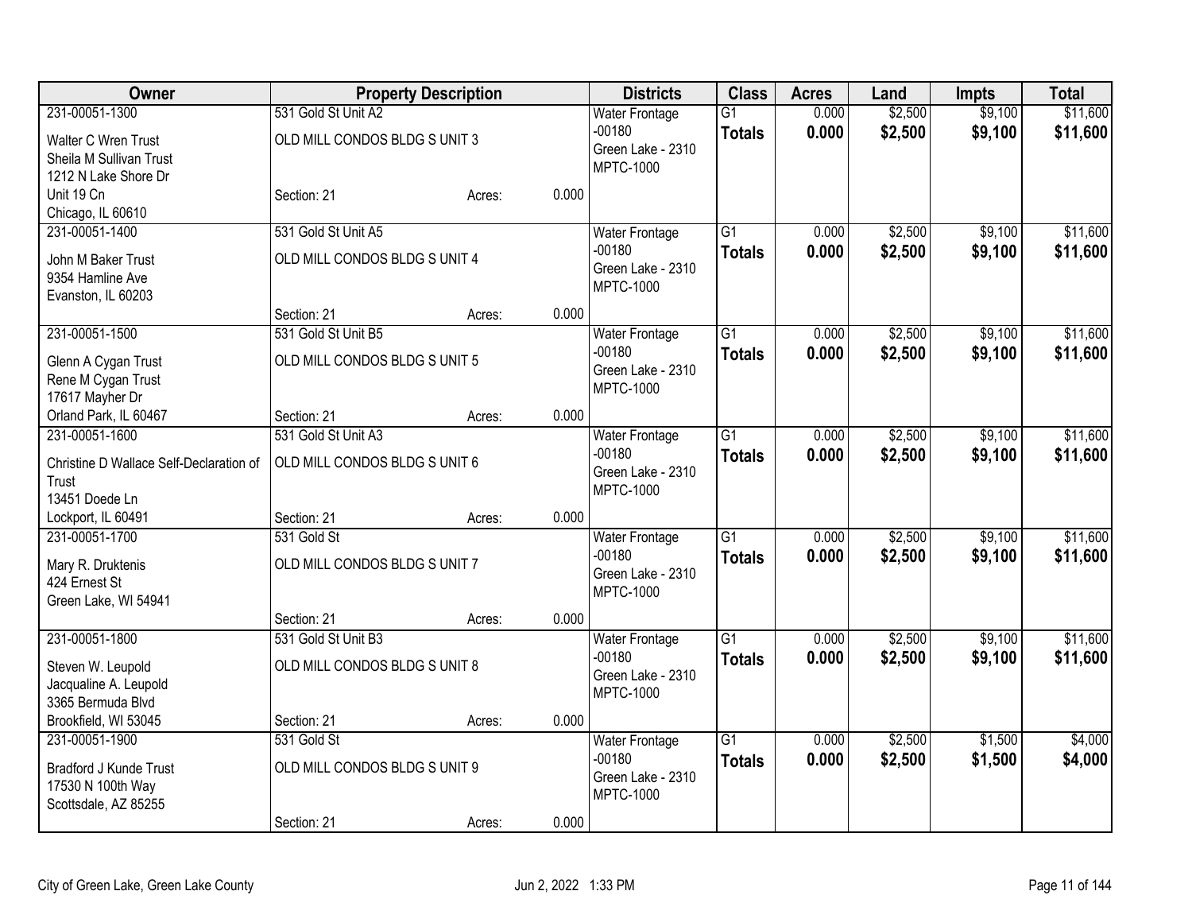| Owner | Property Description | | | Districts | Class | Acres | Land | Impts | Total |
|---|---|---|---|---|---|---|---|---|---|
| 231-00051-1300 | 531 Gold St Unit A2 | | | Water Frontage -00180 | G1 | 0.000 | $2,500 | $9,100 | $11,600 |
| Walter C Wren Trust<br>Sheila M Sullivan Trust<br>1212 N Lake Shore Dr<br>Unit 19 Cn<br>Chicago, IL 60610 | OLD MILL CONDOS BLDG S UNIT 3 | | | Green Lake - 2310<br>MPTC-1000 | **Totals** | **0.000** | **$2,500** | **$9,100** | **$11,600** |
| | Section: 21 | Acres: | 0.000 | | | | | | |
| 231-00051-1400 | 531 Gold St Unit A5 | | | Water Frontage -00180 | G1 | 0.000 | $2,500 | $9,100 | $11,600 |
| John M Baker Trust<br>9354 Hamline Ave<br>Evanston, IL 60203 | OLD MILL CONDOS BLDG S UNIT 4 | | | Green Lake - 2310<br>MPTC-1000 | **Totals** | **0.000** | **$2,500** | **$9,100** | **$11,600** |
| | Section: 21 | Acres: | 0.000 | | | | | | |
| 231-00051-1500 | 531 Gold St Unit B5 | | | Water Frontage -00180 | G1 | 0.000 | $2,500 | $9,100 | $11,600 |
| Glenn A Cygan Trust<br>Rene M Cygan Trust<br>17617 Mayher Dr<br>Orland Park, IL 60467 | OLD MILL CONDOS BLDG S UNIT 5 | | | Green Lake - 2310<br>MPTC-1000 | **Totals** | **0.000** | **$2,500** | **$9,100** | **$11,600** |
| | Section: 21 | Acres: | 0.000 | | | | | | |
| 231-00051-1600 | 531 Gold St Unit A3 | | | Water Frontage -00180 | G1 | 0.000 | $2,500 | $9,100 | $11,600 |
| Christine D Wallace Self-Declaration of Trust<br>13451 Doede Ln<br>Lockport, IL 60491 | OLD MILL CONDOS BLDG S UNIT 6 | | | Green Lake - 2310<br>MPTC-1000 | **Totals** | **0.000** | **$2,500** | **$9,100** | **$11,600** |
| | Section: 21 | Acres: | 0.000 | | | | | | |
| 231-00051-1700 | 531 Gold St | | | Water Frontage -00180 | G1 | 0.000 | $2,500 | $9,100 | $11,600 |
| Mary R. Druktenis<br>424 Ernest St<br>Green Lake, WI 54941 | OLD MILL CONDOS BLDG S UNIT 7 | | | Green Lake - 2310<br>MPTC-1000 | **Totals** | **0.000** | **$2,500** | **$9,100** | **$11,600** |
| | Section: 21 | Acres: | 0.000 | | | | | | |
| 231-00051-1800 | 531 Gold St Unit B3 | | | Water Frontage -00180 | G1 | 0.000 | $2,500 | $9,100 | $11,600 |
| Steven W. Leupold<br>Jacqualine A. Leupold<br>3365 Bermuda Blvd<br>Brookfield, WI 53045 | OLD MILL CONDOS BLDG S UNIT 8 | | | Green Lake - 2310<br>MPTC-1000 | **Totals** | **0.000** | **$2,500** | **$9,100** | **$11,600** |
| | Section: 21 | Acres: | 0.000 | | | | | | |
| 231-00051-1900 | 531 Gold St | | | Water Frontage -00180 | G1 | 0.000 | $2,500 | $1,500 | $4,000 |
| Bradford J Kunde Trust<br>17530 N 100th Way<br>Scottsdale, AZ 85255 | OLD MILL CONDOS BLDG S UNIT 9 | | | Green Lake - 2310<br>MPTC-1000 | **Totals** | **0.000** | **$2,500** | **$1,500** | **$4,000** |
| | Section: 21 | Acres: | 0.000 | | | | | | |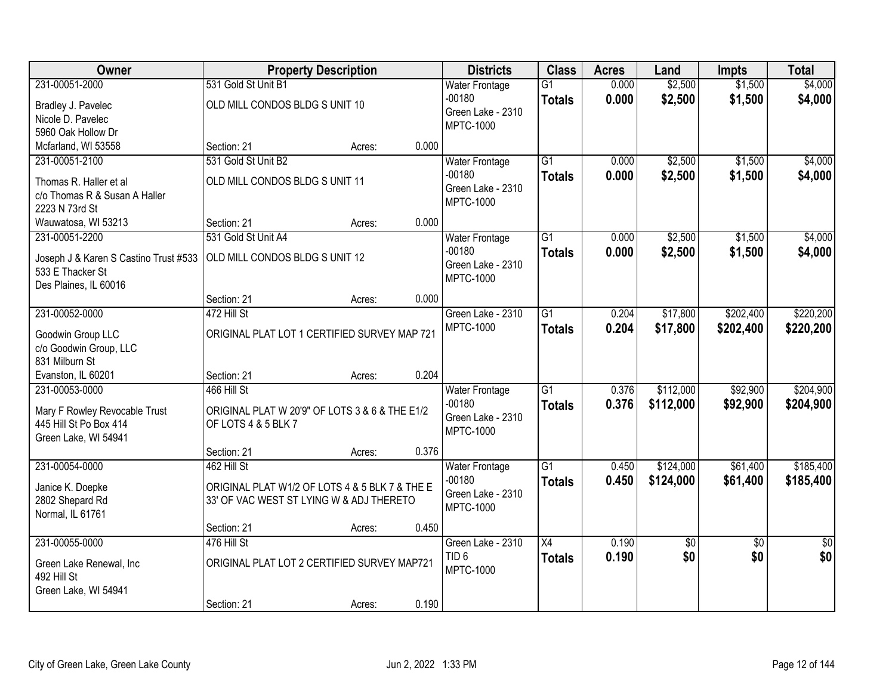| Owner | Property Description | | | Districts | Class | Acres | Land | Impts | Total |
|---|---|---|---|---|---|---|---|---|---|
| 231-00051-2000 | 531 Gold St Unit B1 | | | Water Frontage -00180 | G1 | 0.000 | $2,500 | $1,500 | $4,000 |
| Bradley J. Pavelec<br>Nicole D. Pavelec<br>5960 Oak Hollow Dr<br>Mcfarland, WI 53558 | OLD MILL CONDOS BLDG S UNIT 10 | | | Green Lake - 2310<br>MPTC-1000 | **Totals** | **0.000** | **$2,500** | **$1,500** | **$4,000** |
| | Section: 21 | Acres: | 0.000 | | | | | | |
| 231-00051-2100 | 531 Gold St Unit B2 | | | Water Frontage -00180 | G1 | 0.000 | $2,500 | $1,500 | $4,000 |
| Thomas R. Haller et al<br>c/o Thomas R & Susan A Haller<br>2223 N 73rd St<br>Wauwatosa, WI 53213 | OLD MILL CONDOS BLDG S UNIT 11 | | | Green Lake - 2310<br>MPTC-1000 | **Totals** | **0.000** | **$2,500** | **$1,500** | **$4,000** |
| | Section: 21 | Acres: | 0.000 | | | | | | |
| 231-00051-2200 | 531 Gold St Unit A4 | | | Water Frontage -00180 | G1 | 0.000 | $2,500 | $1,500 | $4,000 |
| Joseph J & Karen S Castino Trust #533<br>533 E Thacker St<br>Des Plaines, IL 60016 | OLD MILL CONDOS BLDG S UNIT 12 | | | Green Lake - 2310<br>MPTC-1000 | **Totals** | **0.000** | **$2,500** | **$1,500** | **$4,000** |
| | Section: 21 | Acres: | 0.000 | | | | | | |
| 231-00052-0000 | 472 Hill St | | | Green Lake - 2310 | G1 | 0.204 | $17,800 | $202,400 | $220,200 |
| Goodwin Group LLC<br>c/o Goodwin Group, LLC<br>831 Milburn St<br>Evanston, IL 60201 | ORIGINAL PLAT LOT 1 CERTIFIED SURVEY MAP 721 | | | MPTC-1000 | **Totals** | **0.204** | **$17,800** | **$202,400** | **$220,200** |
| | Section: 21 | Acres: | 0.204 | | | | | | |
| 231-00053-0000 | 466 Hill St | | | Water Frontage -00180 | G1 | 0.376 | $112,000 | $92,900 | $204,900 |
| Mary F Rowley Revocable Trust<br>445 Hill St Po Box 414<br>Green Lake, WI 54941 | ORIGINAL PLAT W 20'9" OF LOTS 3 & 6 & THE E1/2 OF LOTS 4 & 5 BLK 7 | | | Green Lake - 2310<br>MPTC-1000 | **Totals** | **0.376** | **$112,000** | **$92,900** | **$204,900** |
| | Section: 21 | Acres: | 0.376 | | | | | | |
| 231-00054-0000 | 462 Hill St | | | Water Frontage -00180 | G1 | 0.450 | $124,000 | $61,400 | $185,400 |
| Janice K. Doepke<br>2802 Shepard Rd<br>Normal, IL 61761 | ORIGINAL PLAT W1/2 OF LOTS 4 & 5 BLK 7 & THE E 33' OF VAC WEST ST LYING W & ADJ THERETO | | | Green Lake - 2310<br>MPTC-1000 | **Totals** | **0.450** | **$124,000** | **$61,400** | **$185,400** |
| | Section: 21 | Acres: | 0.450 | | | | | | |
| 231-00055-0000 | 476 Hill St | | | Green Lake - 2310 | X4 | 0.190 | $0 | $0 | $0 |
| Green Lake Renewal, Inc<br>492 Hill St<br>Green Lake, WI 54941 | ORIGINAL PLAT LOT 2 CERTIFIED SURVEY MAP721 | | | TID 6<br>MPTC-1000 | **Totals** | **0.190** | **$0** | **$0** | **$0** |
| | Section: 21 | Acres: | 0.190 | | | | | | |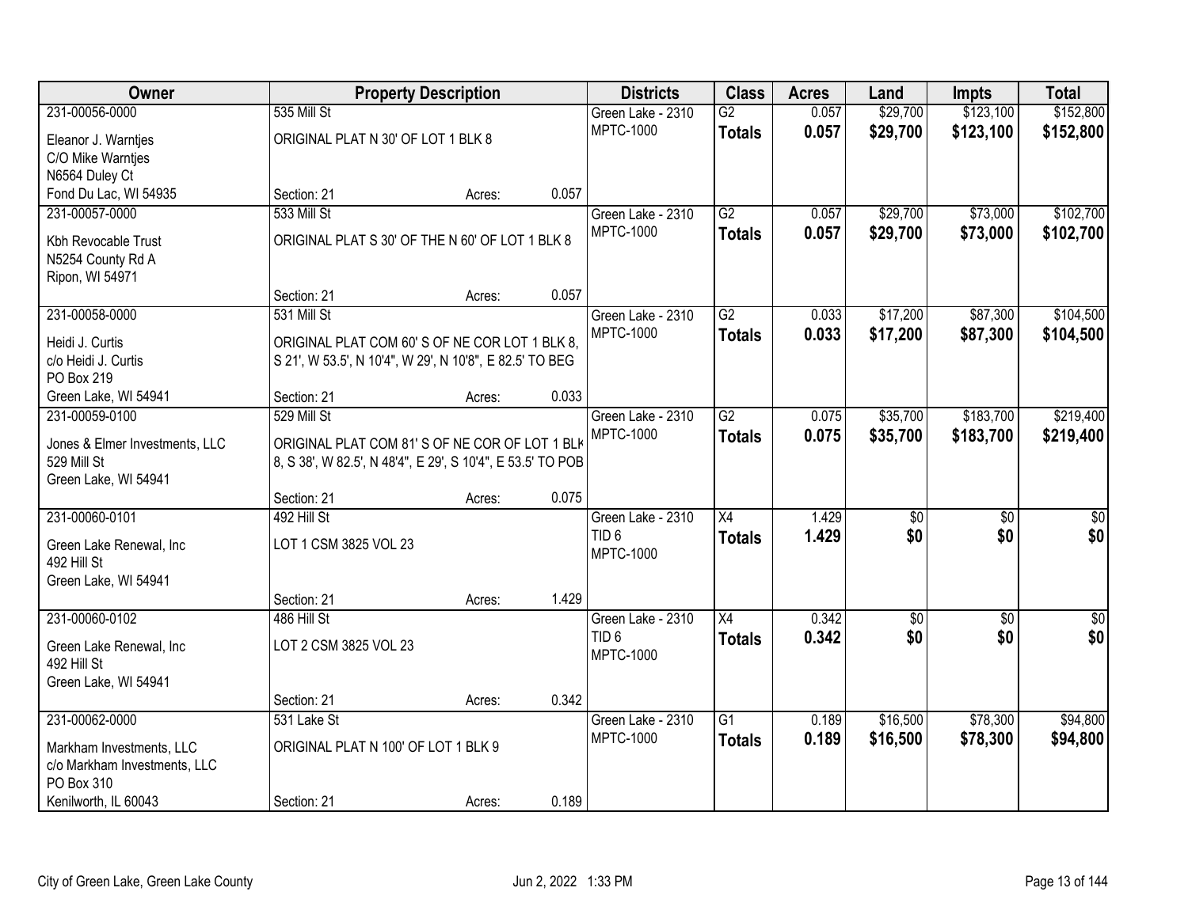| Owner | Property Description | | | Districts | Class | Acres | Land | Impts | Total |
|---|---|---|---|---|---|---|---|---|---|
| 231-00056-0000 | 535 Mill St | | | Green Lake - 2310 | G2 | 0.057 | $29,700 | $123,100 | $152,800 |
| Eleanor J. Warntjes<br>C/O Mike Warntjes<br>N6564 Duley Ct<br>Fond Du Lac, WI 54935 | ORIGINAL PLAT N 30' OF LOT 1 BLK 8 | | | MPTC-1000 | **Totals** | **0.057** | **$29,700** | **$123,100** | **$152,800** |
| | Section: 21 | Acres: | 0.057 | | | | | | |
| 231-00057-0000 | 533 Mill St | | | Green Lake - 2310 | G2 | 0.057 | $29,700 | $73,000 | $102,700 |
| Kbh Revocable Trust<br>N5254 County Rd A<br>Ripon, WI 54971 | ORIGINAL PLAT S 30' OF THE N 60' OF LOT 1 BLK 8 | | | MPTC-1000 | **Totals** | **0.057** | **$29,700** | **$73,000** | **$102,700** |
| | Section: 21 | Acres: | 0.057 | | | | | | |
| 231-00058-0000 | 531 Mill St | | | Green Lake - 2310 | G2 | 0.033 | $17,200 | $87,300 | $104,500 |
| Heidi J. Curtis<br>c/o Heidi J. Curtis<br>PO Box 219<br>Green Lake, WI 54941 | ORIGINAL PLAT COM 60' S OF NE COR LOT 1 BLK 8, S 21', W 53.5', N 10'4", W 29', N 10'8", E 82.5' TO BEG | | | MPTC-1000 | **Totals** | **0.033** | **$17,200** | **$87,300** | **$104,500** |
| | Section: 21 | Acres: | 0.033 | | | | | | |
| 231-00059-0100 | 529 Mill St | | | Green Lake - 2310 | G2 | 0.075 | $35,700 | $183,700 | $219,400 |
| Jones & Elmer Investments, LLC<br>529 Mill St<br>Green Lake, WI 54941 | ORIGINAL PLAT COM 81' S OF NE COR OF LOT 1 BLK 8, S 38', W 82.5', N 48'4", E 29', S 10'4", E 53.5' TO POB | | | MPTC-1000 | **Totals** | **0.075** | **$35,700** | **$183,700** | **$219,400** |
| | Section: 21 | Acres: | 0.075 | | | | | | |
| 231-00060-0101 | 492 Hill St | | | Green Lake - 2310 | X4 | 1.429 | $0 | $0 | $0 |
| Green Lake Renewal, Inc<br>492 Hill St<br>Green Lake, WI 54941 | LOT 1 CSM 3825 VOL 23 | | | TID 6<br>MPTC-1000 | **Totals** | **1.429** | **$0** | **$0** | **$0** |
| | Section: 21 | Acres: | 1.429 | | | | | | |
| 231-00060-0102 | 486 Hill St | | | Green Lake - 2310 | X4 | 0.342 | $0 | $0 | $0 |
| Green Lake Renewal, Inc<br>492 Hill St<br>Green Lake, WI 54941 | LOT 2 CSM 3825 VOL 23 | | | TID 6<br>MPTC-1000 | **Totals** | **0.342** | **$0** | **$0** | **$0** |
| | Section: 21 | Acres: | 0.342 | | | | | | |
| 231-00062-0000 | 531 Lake St | | | Green Lake - 2310 | G1 | 0.189 | $16,500 | $78,300 | $94,800 |
| Markham Investments, LLC<br>c/o Markham Investments, LLC<br>PO Box 310<br>Kenilworth, IL 60043 | ORIGINAL PLAT N 100' OF LOT 1 BLK 9 | | | MPTC-1000 | **Totals** | **0.189** | **$16,500** | **$78,300** | **$94,800** |
| | Section: 21 | Acres: | 0.189 | | | | | | |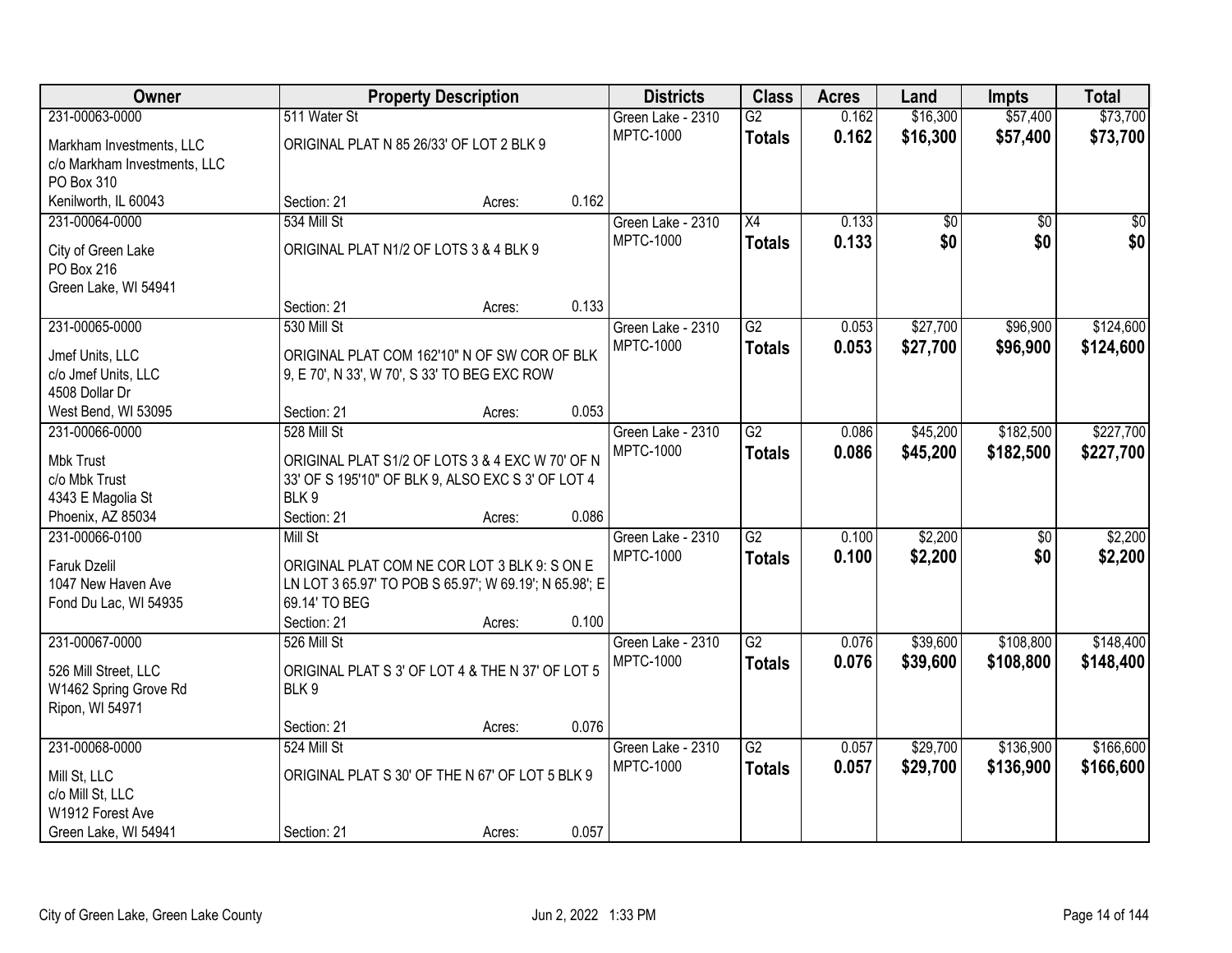| Owner | Property Description | Districts | Class | Acres | Land | Impts | Total |
|---|---|---|---|---|---|---|---|
| 231-00063-0000<br>Markham Investments, LLC<br>c/o Markham Investments, LLC<br>PO Box 310<br>Kenilworth, IL 60043 | 511 Water St<br>ORIGINAL PLAT N 85 26/33' OF LOT 2 BLK 9<br>Section: 21 Acres: 0.162 | Green Lake - 2310<br>MPTC-1000 | G2<br>**Totals** | 0.162<br>**0.162** | $16,300<br>**$16,300** | $57,400<br>**$57,400** | $73,700<br>**$73,700** |
| 231-00064-0000<br>City of Green Lake<br>PO Box 216<br>Green Lake, WI 54941 | 534 Mill St<br>ORIGINAL PLAT N1/2 OF LOTS 3 & 4 BLK 9<br>Section: 21 Acres: 0.133 | Green Lake - 2310<br>MPTC-1000 | X4<br>**Totals** | 0.133<br>**0.133** | $0<br>**$0** | $0<br>**$0** | $0<br>**$0** |
| 231-00065-0000<br>Jmef Units, LLC<br>c/o Jmef Units, LLC<br>4508 Dollar Dr<br>West Bend, WI 53095 | 530 Mill St<br>ORIGINAL PLAT COM 162'10" N OF SW COR OF BLK 9, E 70', N 33', W 70', S 33' TO BEG EXC ROW<br>Section: 21 Acres: 0.053 | Green Lake - 2310<br>MPTC-1000 | G2<br>**Totals** | 0.053<br>**0.053** | $27,700<br>**$27,700** | $96,900<br>**$96,900** | $124,600<br>**$124,600** |
| 231-00066-0000<br>Mbk Trust<br>c/o Mbk Trust<br>4343 E Magolia St<br>Phoenix, AZ 85034 | 528 Mill St<br>ORIGINAL PLAT S1/2 OF LOTS 3 & 4 EXC W 70' OF N 33' OF S 195'10" OF BLK 9, ALSO EXC S 3' OF LOT 4 BLK 9<br>Section: 21 Acres: 0.086 | Green Lake - 2310<br>MPTC-1000 | G2<br>**Totals** | 0.086<br>**0.086** | $45,200<br>**$45,200** | $182,500<br>**$182,500** | $227,700<br>**$227,700** |
| 231-00066-0100<br>Faruk Dzelil<br>1047 New Haven Ave<br>Fond Du Lac, WI 54935 | Mill St<br>ORIGINAL PLAT COM NE COR LOT 3 BLK 9: S ON E LN LOT 3 65.97' TO POB S 65.97'; W 69.19'; N 65.98'; E 69.14' TO BEG<br>Section: 21 Acres: 0.100 | Green Lake - 2310<br>MPTC-1000 | G2<br>**Totals** | 0.100<br>**0.100** | $2,200<br>**$2,200** | $0<br>**$0** | $2,200<br>**$2,200** |
| 231-00067-0000<br>526 Mill Street, LLC<br>W1462 Spring Grove Rd<br>Ripon, WI 54971 | 526 Mill St<br>ORIGINAL PLAT S 3' OF LOT 4 & THE N 37' OF LOT 5 BLK 9<br>Section: 21 Acres: 0.076 | Green Lake - 2310<br>MPTC-1000 | G2<br>**Totals** | 0.076<br>**0.076** | $39,600<br>**$39,600** | $108,800<br>**$108,800** | $148,400<br>**$148,400** |
| 231-00068-0000<br>Mill St, LLC<br>c/o Mill St, LLC<br>W1912 Forest Ave<br>Green Lake, WI 54941 | 524 Mill St<br>ORIGINAL PLAT S 30' OF THE N 67' OF LOT 5 BLK 9<br>Section: 21 Acres: 0.057 | Green Lake - 2310<br>MPTC-1000 | G2<br>**Totals** | 0.057<br>**0.057** | $29,700<br>**$29,700** | $136,900<br>**$136,900** | $166,600<br>**$166,600** |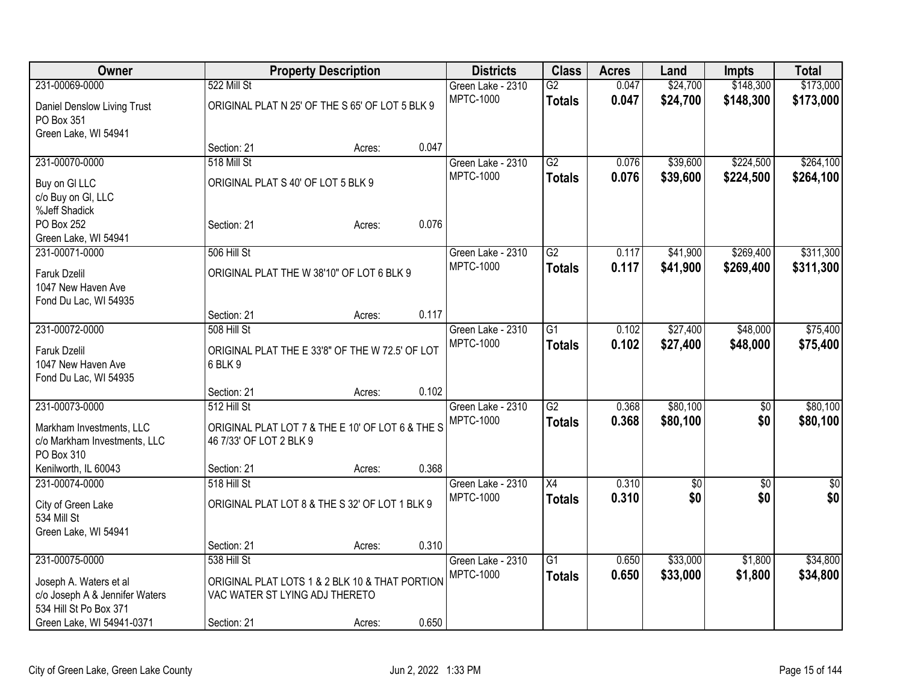| Owner | Property Description | | | Districts | Class | Acres | Land | Impts | Total |
|---|---|---|---|---|---|---|---|---|---|
| 231-00069-0000 | 522 Mill St | | | Green Lake - 2310 | G2 | 0.047 | $24,700 | $148,300 | $173,000 |
| Daniel Denslow Living Trust<br>PO Box 351<br>Green Lake, WI 54941 | ORIGINAL PLAT N 25' OF THE S 65' OF LOT 5 BLK 9 | | | MPTC-1000 | **Totals** | **0.047** | **$24,700** | **$148,300** | **$173,000** |
| | Section: 21 | Acres: | 0.047 | | | | | | |
| 231-00070-0000 | 518 Mill St | | | Green Lake - 2310 | G2 | 0.076 | $39,600 | $224,500 | $264,100 |
| Buy on Gl LLC<br>c/o Buy on Gl, LLC<br>%Jeff Shadick<br>PO Box 252<br>Green Lake, WI 54941 | ORIGINAL PLAT S 40' OF LOT 5 BLK 9 | | | MPTC-1000 | **Totals** | **0.076** | **$39,600** | **$224,500** | **$264,100** |
| | Section: 21 | Acres: | 0.076 | | | | | | |
| 231-00071-0000 | 506 Hill St | | | Green Lake - 2310 | G2 | 0.117 | $41,900 | $269,400 | $311,300 |
| Faruk Dzelil<br>1047 New Haven Ave<br>Fond Du Lac, WI 54935 | ORIGINAL PLAT THE W 38'10" OF LOT 6 BLK 9 | | | MPTC-1000 | **Totals** | **0.117** | **$41,900** | **$269,400** | **$311,300** |
| | Section: 21 | Acres: | 0.117 | | | | | | |
| 231-00072-0000 | 508 Hill St | | | Green Lake - 2310 | G1 | 0.102 | $27,400 | $48,000 | $75,400 |
| Faruk Dzelil<br>1047 New Haven Ave<br>Fond Du Lac, WI 54935 | ORIGINAL PLAT THE E 33'8" OF THE W 72.5' OF LOT 6 BLK 9 | | | MPTC-1000 | **Totals** | **0.102** | **$27,400** | **$48,000** | **$75,400** |
| | Section: 21 | Acres: | 0.102 | | | | | | |
| 231-00073-0000 | 512 Hill St | | | Green Lake - 2310 | G2 | 0.368 | $80,100 | $0 | $80,100 |
| Markham Investments, LLC<br>c/o Markham Investments, LLC<br>PO Box 310<br>Kenilworth, IL 60043 | ORIGINAL PLAT LOT 7 & THE E 10' OF LOT 6 & THE S 46 7/33' OF LOT 2 BLK 9 | | | MPTC-1000 | **Totals** | **0.368** | **$80,100** | **$0** | **$80,100** |
| | Section: 21 | Acres: | 0.368 | | | | | | |
| 231-00074-0000 | 518 Hill St | | | Green Lake - 2310 | X4 | 0.310 | $0 | $0 | $0 |
| City of Green Lake<br>534 Mill St<br>Green Lake, WI 54941 | ORIGINAL PLAT LOT 8 & THE S 32' OF LOT 1 BLK 9 | | | MPTC-1000 | **Totals** | **0.310** | **$0** | **$0** | **$0** |
| | Section: 21 | Acres: | 0.310 | | | | | | |
| 231-00075-0000 | 538 Hill St | | | Green Lake - 2310 | G1 | 0.650 | $33,000 | $1,800 | $34,800 |
| Joseph A. Waters et al<br>c/o Joseph A & Jennifer Waters<br>534 Hill St Po Box 371<br>Green Lake, WI 54941-0371 | ORIGINAL PLAT LOTS 1 & 2 BLK 10 & THAT PORTION VAC WATER ST LYING ADJ THERETO | | | MPTC-1000 | **Totals** | **0.650** | **$33,000** | **$1,800** | **$34,800** |
| | Section: 21 | Acres: | 0.650 | | | | | | |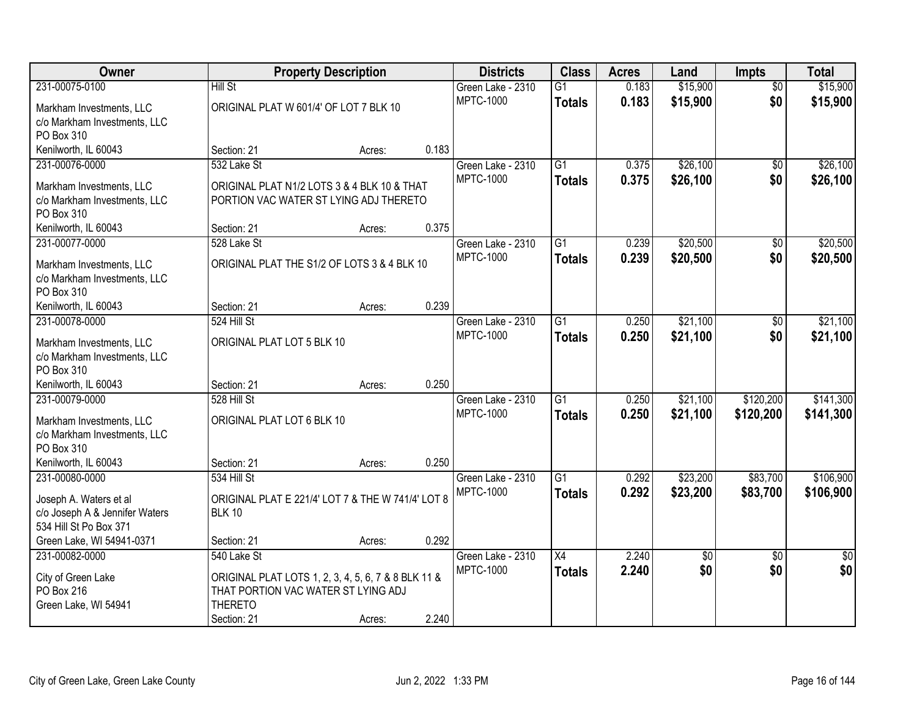| Owner | Property Description | Districts | Class | Acres | Land | Impts | Total |
|---|---|---|---|---|---|---|---|
| 231-00075-0100<br>Markham Investments, LLC<br>c/o Markham Investments, LLC<br>PO Box 310<br>Kenilworth, IL 60043 | Hill St<br>ORIGINAL PLAT W 601/4' OF LOT 7 BLK 10<br>Section: 21 Acres: 0.183 | Green Lake - 2310<br>MPTC-1000 | G1<br>**Totals** | 0.183<br>**0.183** | $15,900<br>**$15,900** | $0<br>**$0** | $15,900<br>**$15,900** |
| 231-00076-0000<br>Markham Investments, LLC<br>c/o Markham Investments, LLC<br>PO Box 310<br>Kenilworth, IL 60043 | 532 Lake St<br>ORIGINAL PLAT N1/2 LOTS 3 & 4 BLK 10 & THAT PORTION VAC WATER ST LYING ADJ THERETO<br>Section: 21 Acres: 0.375 | Green Lake - 2310<br>MPTC-1000 | G1<br>**Totals** | 0.375<br>**0.375** | $26,100<br>**$26,100** | $0<br>**$0** | $26,100<br>**$26,100** |
| 231-00077-0000<br>Markham Investments, LLC<br>c/o Markham Investments, LLC<br>PO Box 310<br>Kenilworth, IL 60043 | 528 Lake St<br>ORIGINAL PLAT THE S1/2 OF LOTS 3 & 4 BLK 10<br>Section: 21 Acres: 0.239 | Green Lake - 2310<br>MPTC-1000 | G1<br>**Totals** | 0.239<br>**0.239** | $20,500<br>**$20,500** | $0<br>**$0** | $20,500<br>**$20,500** |
| 231-00078-0000<br>Markham Investments, LLC<br>c/o Markham Investments, LLC<br>PO Box 310<br>Kenilworth, IL 60043 | 524 Hill St<br>ORIGINAL PLAT LOT 5 BLK 10<br>Section: 21 Acres: 0.250 | Green Lake - 2310<br>MPTC-1000 | G1<br>**Totals** | 0.250<br>**0.250** | $21,100<br>**$21,100** | $0<br>**$0** | $21,100<br>**$21,100** |
| 231-00079-0000<br>Markham Investments, LLC<br>c/o Markham Investments, LLC<br>PO Box 310<br>Kenilworth, IL 60043 | 528 Hill St<br>ORIGINAL PLAT LOT 6 BLK 10<br>Section: 21 Acres: 0.250 | Green Lake - 2310<br>MPTC-1000 | G1<br>**Totals** | 0.250<br>**0.250** | $21,100<br>**$21,100** | $120,200<br>**$120,200** | $141,300<br>**$141,300** |
| 231-00080-0000<br>Joseph A. Waters et al<br>c/o Joseph A & Jennifer Waters<br>534 Hill St Po Box 371<br>Green Lake, WI 54941-0371 | 534 Hill St<br>ORIGINAL PLAT E 221/4' LOT 7 & THE W 741/4' LOT 8 BLK 10<br>Section: 21 Acres: 0.292 | Green Lake - 2310<br>MPTC-1000 | G1<br>**Totals** | 0.292<br>**0.292** | $23,200<br>**$23,200** | $83,700<br>**$83,700** | $106,900<br>**$106,900** |
| 231-00082-0000<br>City of Green Lake<br>PO Box 216<br>Green Lake, WI 54941 | 540 Lake St<br>ORIGINAL PLAT LOTS 1, 2, 3, 4, 5, 6, 7 & 8 BLK 11 & THAT PORTION VAC WATER ST LYING ADJ THERETO<br>Section: 21 Acres: 2.240 | Green Lake - 2310<br>MPTC-1000 | X4<br>**Totals** | 2.240<br>**2.240** | $0<br>**$0** | $0<br>**$0** | $0<br>**$0** |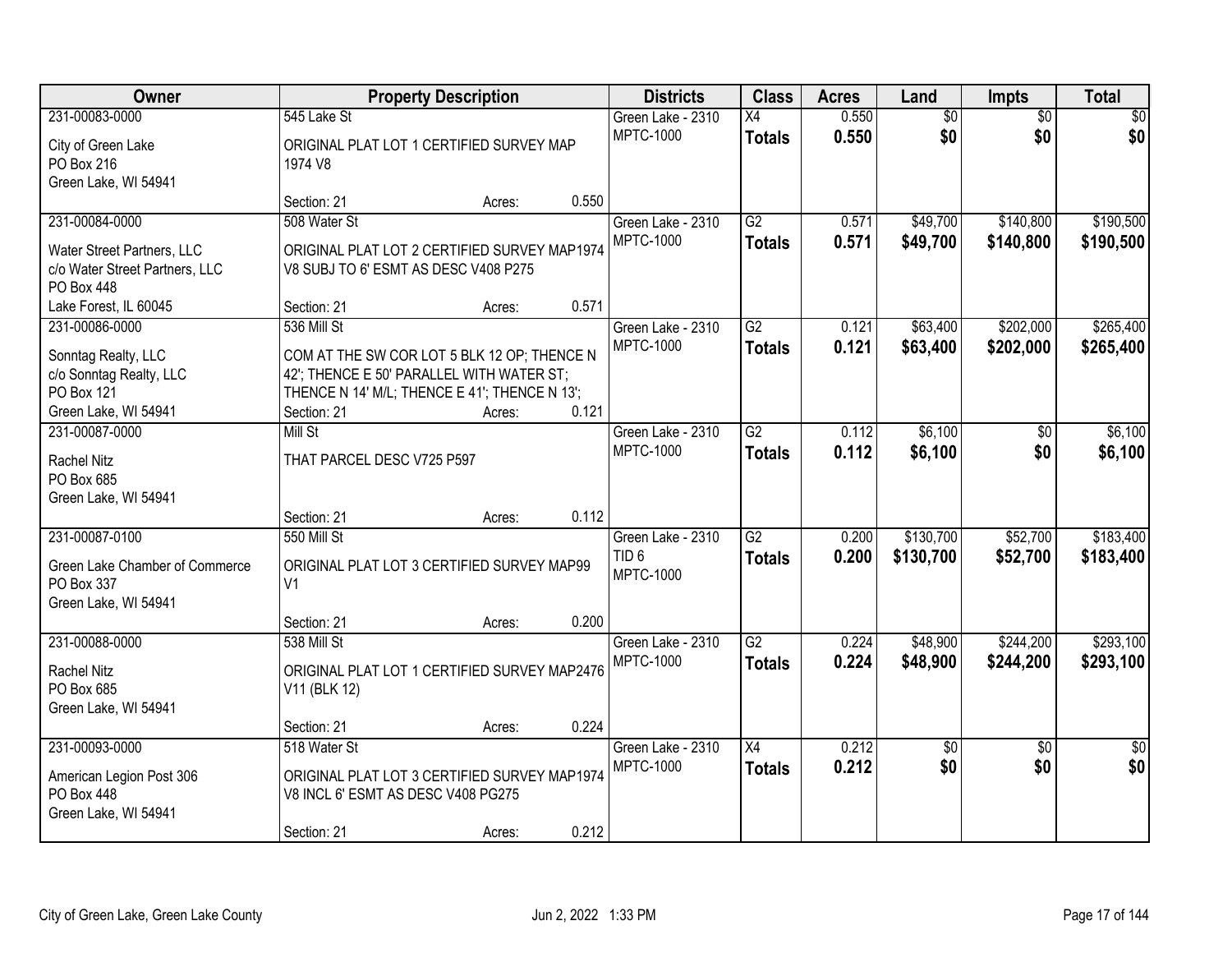| Owner | Property Description | Districts | Class | Acres | Land | Impts | Total |
|---|---|---|---|---|---|---|---|
| 231-00083-0000<br>City of Green Lake<br>PO Box 216<br>Green Lake, WI 54941 | 545 Lake St<br>ORIGINAL PLAT LOT 1 CERTIFIED SURVEY MAP 1974 V8<br>Section: 21 Acres: 0.550 | Green Lake - 2310<br>MPTC-1000 | X4<br>**Totals** | 0.550<br>**0.550** | $0<br>**$0** | $0<br>**$0** | $0<br>**$0** |
| 231-00084-0000<br>Water Street Partners, LLC<br>c/o Water Street Partners, LLC<br>PO Box 448<br>Lake Forest, IL 60045 | 508 Water St<br>ORIGINAL PLAT LOT 2 CERTIFIED SURVEY MAP1974 V8 SUBJ TO 6' ESMT AS DESC V408 P275<br>Section: 21 Acres: 0.571 | Green Lake - 2310<br>MPTC-1000 | G2<br>**Totals** | 0.571<br>**0.571** | $49,700<br>**$49,700** | $140,800<br>**$140,800** | $190,500<br>**$190,500** |
| 231-00086-0000<br>Sonntag Realty, LLC<br>c/o Sonntag Realty, LLC<br>PO Box 121<br>Green Lake, WI 54941 | 536 Mill St<br>COM AT THE SW COR LOT 5 BLK 12 OP; THENCE N 42'; THENCE E 50' PARALLEL WITH WATER ST; THENCE N 14' M/L; THENCE E 41'; THENCE N 13';<br>Section: 21 Acres: 0.121 | Green Lake - 2310<br>MPTC-1000 | G2<br>**Totals** | 0.121<br>**0.121** | $63,400<br>**$63,400** | $202,000<br>**$202,000** | $265,400<br>**$265,400** |
| 231-00087-0000<br>Rachel Nitz<br>PO Box 685<br>Green Lake, WI 54941 | Mill St<br>THAT PARCEL DESC V725 P597<br>Section: 21 Acres: 0.112 | Green Lake - 2310<br>MPTC-1000 | G2<br>**Totals** | 0.112<br>**0.112** | $6,100<br>**$6,100** | $0<br>**$0** | $6,100<br>**$6,100** |
| 231-00087-0100<br>Green Lake Chamber of Commerce<br>PO Box 337<br>Green Lake, WI 54941 | 550 Mill St<br>ORIGINAL PLAT LOT 3 CERTIFIED SURVEY MAP99 V1<br>Section: 21 Acres: 0.200 | Green Lake - 2310<br>TID 6<br>MPTC-1000 | G2<br>**Totals** | 0.200<br>**0.200** | $130,700<br>**$130,700** | $52,700<br>**$52,700** | $183,400<br>**$183,400** |
| 231-00088-0000<br>Rachel Nitz<br>PO Box 685<br>Green Lake, WI 54941 | 538 Mill St<br>ORIGINAL PLAT LOT 1 CERTIFIED SURVEY MAP2476 V11 (BLK 12)<br>Section: 21 Acres: 0.224 | Green Lake - 2310<br>MPTC-1000 | G2<br>**Totals** | 0.224<br>**0.224** | $48,900<br>**$48,900** | $244,200<br>**$244,200** | $293,100<br>**$293,100** |
| 231-00093-0000<br>American Legion Post 306<br>PO Box 448<br>Green Lake, WI 54941 | 518 Water St<br>ORIGINAL PLAT LOT 3 CERTIFIED SURVEY MAP1974 V8 INCL 6' ESMT AS DESC V408 PG275<br>Section: 21 Acres: 0.212 | Green Lake - 2310<br>MPTC-1000 | X4<br>**Totals** | 0.212<br>**0.212** | $0<br>**$0** | $0<br>**$0** | $0<br>**$0** |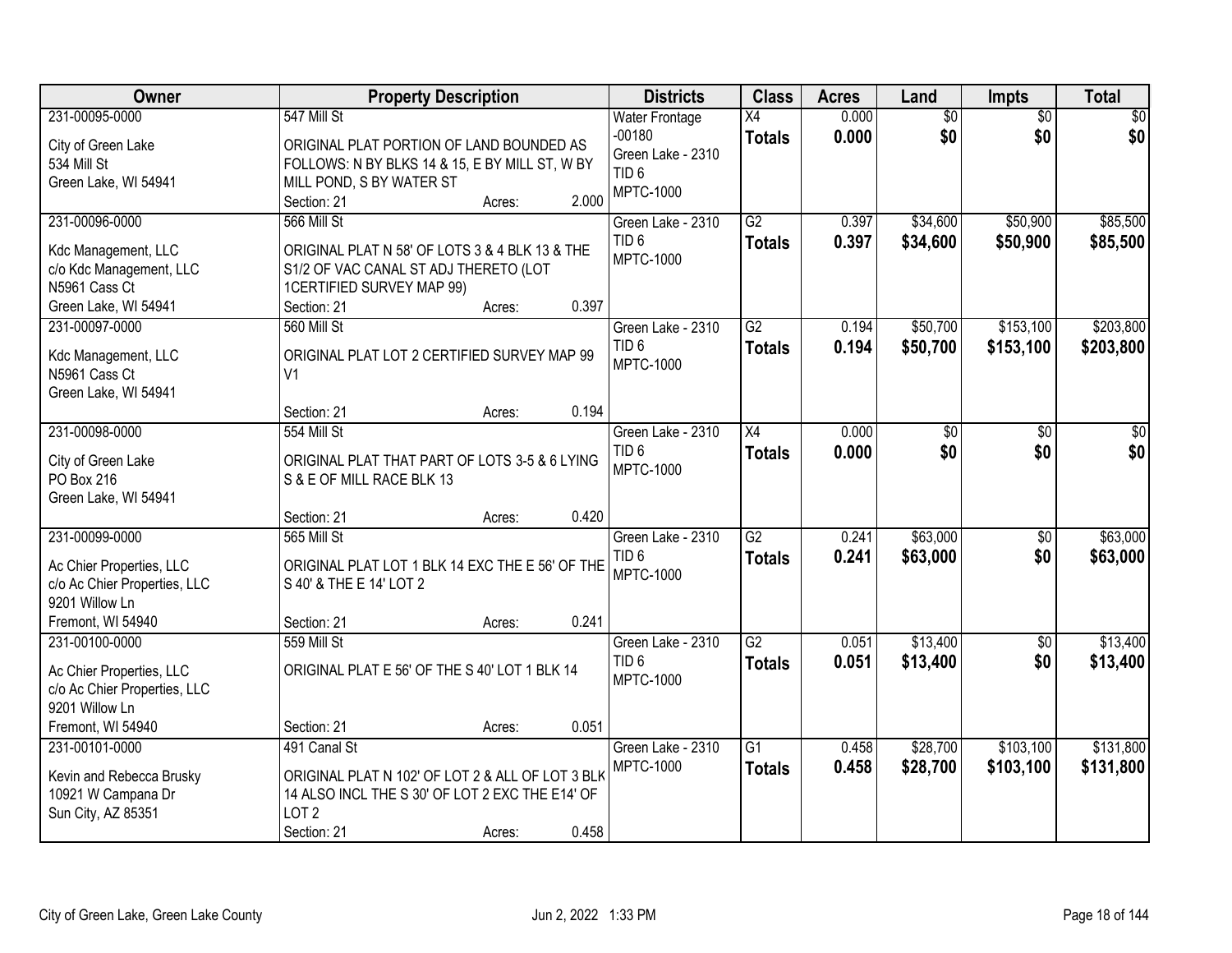| Owner | Property Description | Districts | Class | Acres | Land | Impts | Total |
|---|---|---|---|---|---|---|---|
| 231-00095-0000<br>City of Green Lake<br>534 Mill St<br>Green Lake, WI 54941 | 547 Mill St<br>ORIGINAL PLAT PORTION OF LAND BOUNDED AS FOLLOWS: N BY BLKS 14 & 15, E BY MILL ST, W BY MILL POND, S BY WATER ST<br>Section: 21 Acres: 2.000 | Water Frontage -00180<br>Green Lake - 2310<br>TID 6<br>MPTC-1000 | X4<br>**Totals** | 0.000<br>**0.000** | $0<br>**$0** | $0<br>**$0** | $0<br>**$0** |
| 231-00096-0000<br>Kdc Management, LLC<br>c/o Kdc Management, LLC<br>N5961 Cass Ct<br>Green Lake, WI 54941 | 566 Mill St<br>ORIGINAL PLAT N 58' OF LOTS 3 & 4 BLK 13 & THE S1/2 OF VAC CANAL ST ADJ THERETO (LOT 1CERTIFIED SURVEY MAP 99)<br>Section: 21 Acres: 0.397 | Green Lake - 2310<br>TID 6<br>MPTC-1000 | G2<br>**Totals** | 0.397<br>**0.397** | $34,600<br>**$34,600** | $50,900<br>**$50,900** | $85,500<br>**$85,500** |
| 231-00097-0000<br>Kdc Management, LLC<br>N5961 Cass Ct<br>Green Lake, WI 54941 | 560 Mill St<br>ORIGINAL PLAT LOT 2 CERTIFIED SURVEY MAP 99 V1<br>Section: 21 Acres: 0.194 | Green Lake - 2310<br>TID 6<br>MPTC-1000 | G2<br>**Totals** | 0.194<br>**0.194** | $50,700<br>**$50,700** | $153,100<br>**$153,100** | $203,800<br>**$203,800** |
| 231-00098-0000<br>City of Green Lake<br>PO Box 216<br>Green Lake, WI 54941 | 554 Mill St<br>ORIGINAL PLAT THAT PART OF LOTS 3-5 & 6 LYING S & E OF MILL RACE BLK 13<br>Section: 21 Acres: 0.420 | Green Lake - 2310<br>TID 6<br>MPTC-1000 | X4<br>**Totals** | 0.000<br>**0.000** | $0<br>**$0** | $0<br>**$0** | $0<br>**$0** |
| 231-00099-0000<br>Ac Chier Properties, LLC<br>c/o Ac Chier Properties, LLC<br>9201 Willow Ln<br>Fremont, WI 54940 | 565 Mill St<br>ORIGINAL PLAT LOT 1 BLK 14 EXC THE E 56' OF THE S 40' & THE E 14' LOT 2<br>Section: 21 Acres: 0.241 | Green Lake - 2310<br>TID 6<br>MPTC-1000 | G2<br>**Totals** | 0.241<br>**0.241** | $63,000<br>**$63,000** | $0<br>**$0** | $63,000<br>**$63,000** |
| 231-00100-0000<br>Ac Chier Properties, LLC<br>c/o Ac Chier Properties, LLC<br>9201 Willow Ln<br>Fremont, WI 54940 | 559 Mill St<br>ORIGINAL PLAT E 56' OF THE S 40' LOT 1 BLK 14<br>Section: 21 Acres: 0.051 | Green Lake - 2310<br>TID 6<br>MPTC-1000 | G2<br>**Totals** | 0.051<br>**0.051** | $13,400<br>**$13,400** | $0<br>**$0** | $13,400<br>**$13,400** |
| 231-00101-0000<br>Kevin and Rebecca Brusky<br>10921 W Campana Dr<br>Sun City, AZ 85351 | 491 Canal St<br>ORIGINAL PLAT N 102' OF LOT 2 & ALL OF LOT 3 BLK 14 ALSO INCL THE S 30' OF LOT 2 EXC THE E14' OF LOT 2<br>Section: 21 Acres: 0.458 | Green Lake - 2310<br>MPTC-1000 | G1<br>**Totals** | 0.458<br>**0.458** | $28,700<br>**$28,700** | $103,100<br>**$103,100** | $131,800<br>**$131,800** |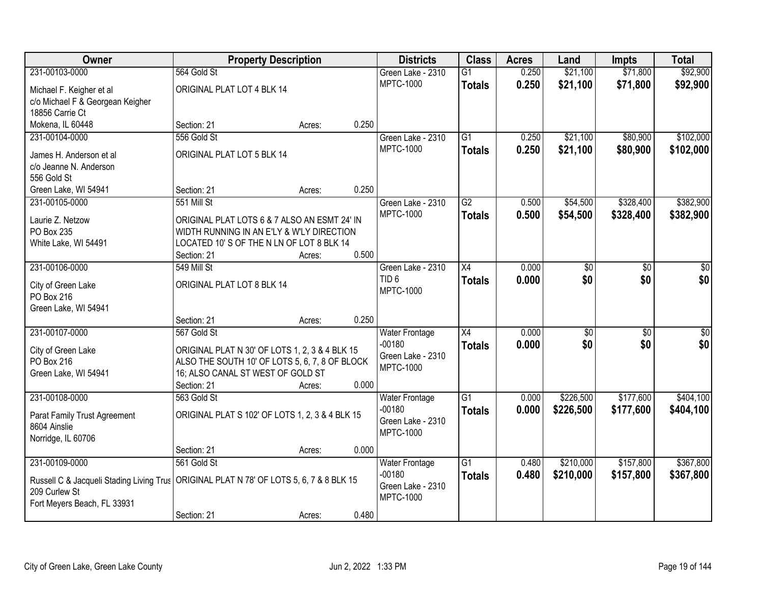| Owner | Property Description | Districts | Class | Acres | Land | Impts | Total |
|---|---|---|---|---|---|---|---|
| 231-00103-0000<br>Michael F. Keigher et al<br>c/o Michael F & Georgean Keigher<br>18856 Carrie Ct<br>Mokena, IL 60448 | 564 Gold St<br>ORIGINAL PLAT LOT 4 BLK 14<br>Section: 21 Acres: 0.250 | Green Lake - 2310<br>MPTC-1000 | G1<br>**Totals** | 0.250<br>**0.250** | $21,100<br>**$21,100** | $71,800<br>**$71,800** | $92,900<br>**$92,900** |
| 231-00104-0000<br>James H. Anderson et al<br>c/o Jeanne N. Anderson<br>556 Gold St<br>Green Lake, WI 54941 | 556 Gold St<br>ORIGINAL PLAT LOT 5 BLK 14<br>Section: 21 Acres: 0.250 | Green Lake - 2310<br>MPTC-1000 | G1<br>**Totals** | 0.250<br>**0.250** | $21,100<br>**$21,100** | $80,900<br>**$80,900** | $102,000<br>**$102,000** |
| 231-00105-0000<br>Laurie Z. Netzow<br>PO Box 235<br>White Lake, WI 54491 | 551 Mill St<br>ORIGINAL PLAT LOTS 6 & 7 ALSO AN ESMT 24' IN WIDTH RUNNING IN AN E'LY & W'LY DIRECTION LOCATED 10' S OF THE N LN OF LOT 8 BLK 14<br>Section: 21 Acres: 0.500 | Green Lake - 2310<br>MPTC-1000 | G2<br>**Totals** | 0.500<br>**0.500** | $54,500<br>**$54,500** | $328,400<br>**$328,400** | $382,900<br>**$382,900** |
| 231-00106-0000<br>City of Green Lake<br>PO Box 216<br>Green Lake, WI 54941 | 549 Mill St<br>ORIGINAL PLAT LOT 8 BLK 14<br>Section: 21 Acres: 0.250 | Green Lake - 2310<br>TID 6<br>MPTC-1000 | X4<br>**Totals** | 0.000<br>**0.000** | $0<br>**$0** | $0<br>**$0** | $0<br>**$0** |
| 231-00107-0000<br>City of Green Lake<br>PO Box 216<br>Green Lake, WI 54941 | 567 Gold St<br>ORIGINAL PLAT N 30' OF LOTS 1, 2, 3 & 4 BLK 15 ALSO THE SOUTH 10' OF LOTS 5, 6, 7, 8 OF BLOCK 16; ALSO CANAL ST WEST OF GOLD ST<br>Section: 21 Acres: 0.000 | Water Frontage -00180<br>Green Lake - 2310<br>MPTC-1000 | X4<br>**Totals** | 0.000<br>**0.000** | $0<br>**$0** | $0<br>**$0** | $0<br>**$0** |
| 231-00108-0000<br>Parat Family Trust Agreement<br>8604 Ainslie<br>Norridge, IL 60706 | 563 Gold St<br>ORIGINAL PLAT S 102' OF LOTS 1, 2, 3 & 4 BLK 15<br>Section: 21 Acres: 0.000 | Water Frontage -00180<br>Green Lake - 2310<br>MPTC-1000 | G1<br>**Totals** | 0.000<br>**0.000** | $226,500<br>**$226,500** | $177,600<br>**$177,600** | $404,100<br>**$404,100** |
| 231-00109-0000<br>Russell C & Jacqueli Stading Living Trus<br>209 Curlew St<br>Fort Meyers Beach, FL 33931 | 561 Gold St<br>ORIGINAL PLAT N 78' OF LOTS 5, 6, 7 & 8 BLK 15<br>Section: 21 Acres: 0.480 | Water Frontage -00180<br>Green Lake - 2310<br>MPTC-1000 | G1<br>**Totals** | 0.480<br>**0.480** | $210,000<br>**$210,000** | $157,800<br>**$157,800** | $367,800<br>**$367,800** |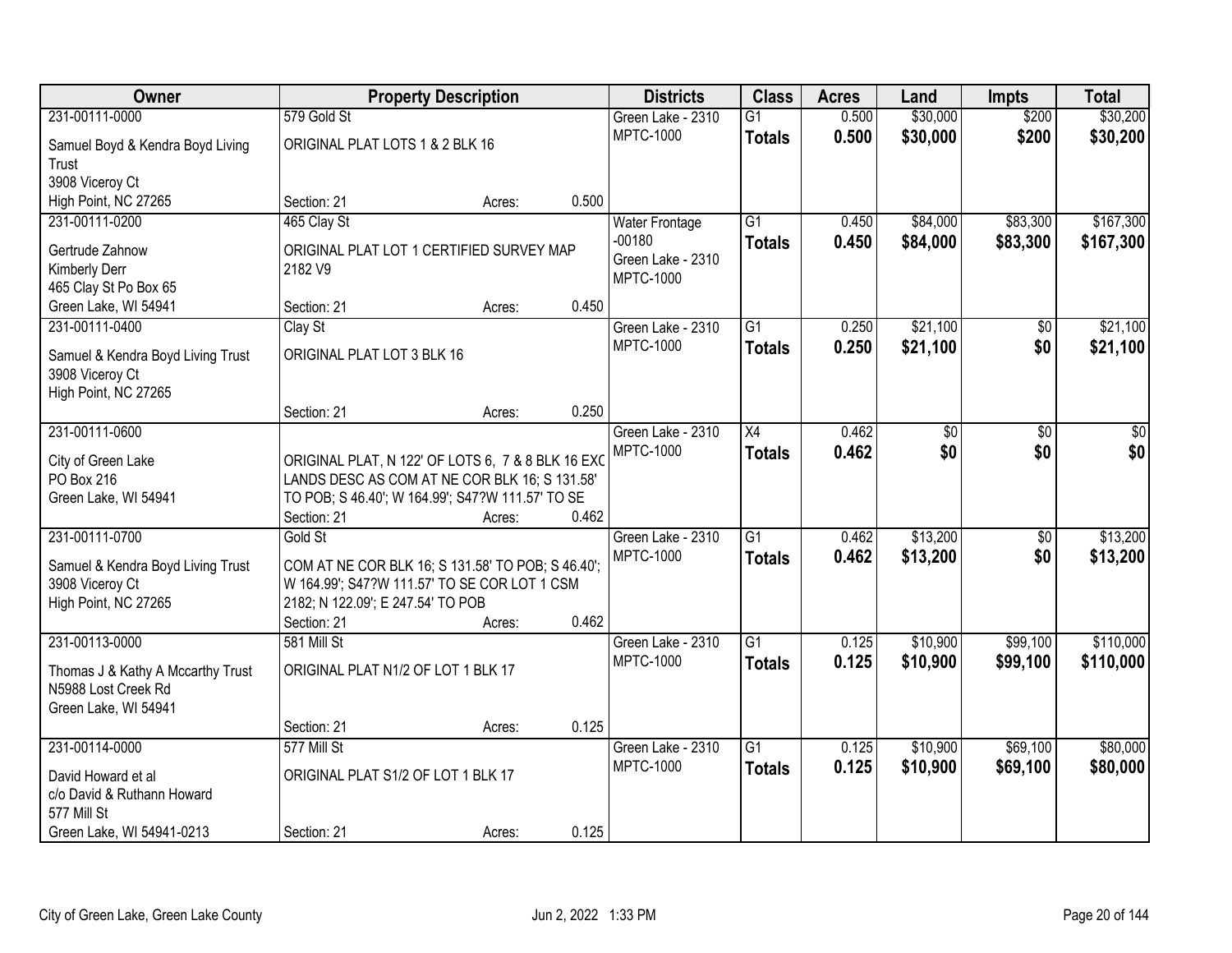| Owner | Property Description | Districts | Class | Acres | Land | Impts | Total |
|---|---|---|---|---|---|---|---|
| 231-00111-0000<br>Samuel Boyd & Kendra Boyd Living Trust<br>3908 Viceroy Ct<br>High Point, NC 27265 | 579 Gold St<br>ORIGINAL PLAT LOTS 1 & 2 BLK 16<br>Section: 21 Acres: 0.500 | Green Lake - 2310<br>MPTC-1000 | G1<br>**Totals** | 0.500<br>**0.500** | $30,000<br>**$30,000** | $200<br>**$200** | $30,200<br>**$30,200** |
| 231-00111-0200<br>Gertrude Zahnow<br>Kimberly Derr<br>465 Clay St Po Box 65<br>Green Lake, WI 54941 | 465 Clay St<br>ORIGINAL PLAT LOT 1 CERTIFIED SURVEY MAP 2182 V9<br>Section: 21 Acres: 0.450 | Water Frontage -00180<br>Green Lake - 2310<br>MPTC-1000 | G1<br>**Totals** | 0.450<br>**0.450** | $84,000<br>**$84,000** | $83,300<br>**$83,300** | $167,300<br>**$167,300** |
| 231-00111-0400<br>Samuel & Kendra Boyd Living Trust<br>3908 Viceroy Ct<br>High Point, NC 27265 | Clay St<br>ORIGINAL PLAT LOT 3 BLK 16<br>Section: 21 Acres: 0.250 | Green Lake - 2310<br>MPTC-1000 | G1<br>**Totals** | 0.250<br>**0.250** | $21,100<br>**$21,100** | $0<br>**$0** | $21,100<br>**$21,100** |
| 231-00111-0600<br>City of Green Lake<br>PO Box 216<br>Green Lake, WI 54941 | ORIGINAL PLAT, N 122' OF LOTS 6, 7 & 8 BLK 16 EXC LANDS DESC AS COM AT NE COR BLK 16; S 131.58' TO POB; S 46.40'; W 164.99'; S47?W 111.57' TO SE<br>Section: 21 Acres: 0.462 | Green Lake - 2310<br>MPTC-1000 | X4<br>**Totals** | 0.462<br>**0.462** | $0<br>**$0** | $0<br>**$0** | $0<br>**$0** |
| 231-00111-0700<br>Samuel & Kendra Boyd Living Trust<br>3908 Viceroy Ct<br>High Point, NC 27265 | Gold St<br>COM AT NE COR BLK 16; S 131.58' TO POB; S 46.40'; W 164.99'; S47?W 111.57' TO SE COR LOT 1 CSM 2182; N 122.09'; E 247.54' TO POB<br>Section: 21 Acres: 0.462 | Green Lake - 2310<br>MPTC-1000 | G1<br>**Totals** | 0.462<br>**0.462** | $13,200<br>**$13,200** | $0<br>**$0** | $13,200<br>**$13,200** |
| 231-00113-0000<br>Thomas J & Kathy A Mccarthy Trust<br>N5988 Lost Creek Rd<br>Green Lake, WI 54941 | 581 Mill St<br>ORIGINAL PLAT N1/2 OF LOT 1 BLK 17<br>Section: 21 Acres: 0.125 | Green Lake - 2310<br>MPTC-1000 | G1<br>**Totals** | 0.125<br>**0.125** | $10,900<br>**$10,900** | $99,100<br>**$99,100** | $110,000<br>**$110,000** |
| 231-00114-0000<br>David Howard et al<br>c/o David & Ruthann Howard<br>577 Mill St<br>Green Lake, WI 54941-0213 | 577 Mill St<br>ORIGINAL PLAT S1/2 OF LOT 1 BLK 17<br>Section: 21 Acres: 0.125 | Green Lake - 2310<br>MPTC-1000 | G1<br>**Totals** | 0.125<br>**0.125** | $10,900<br>**$10,900** | $69,100<br>**$69,100** | $80,000<br>**$80,000** |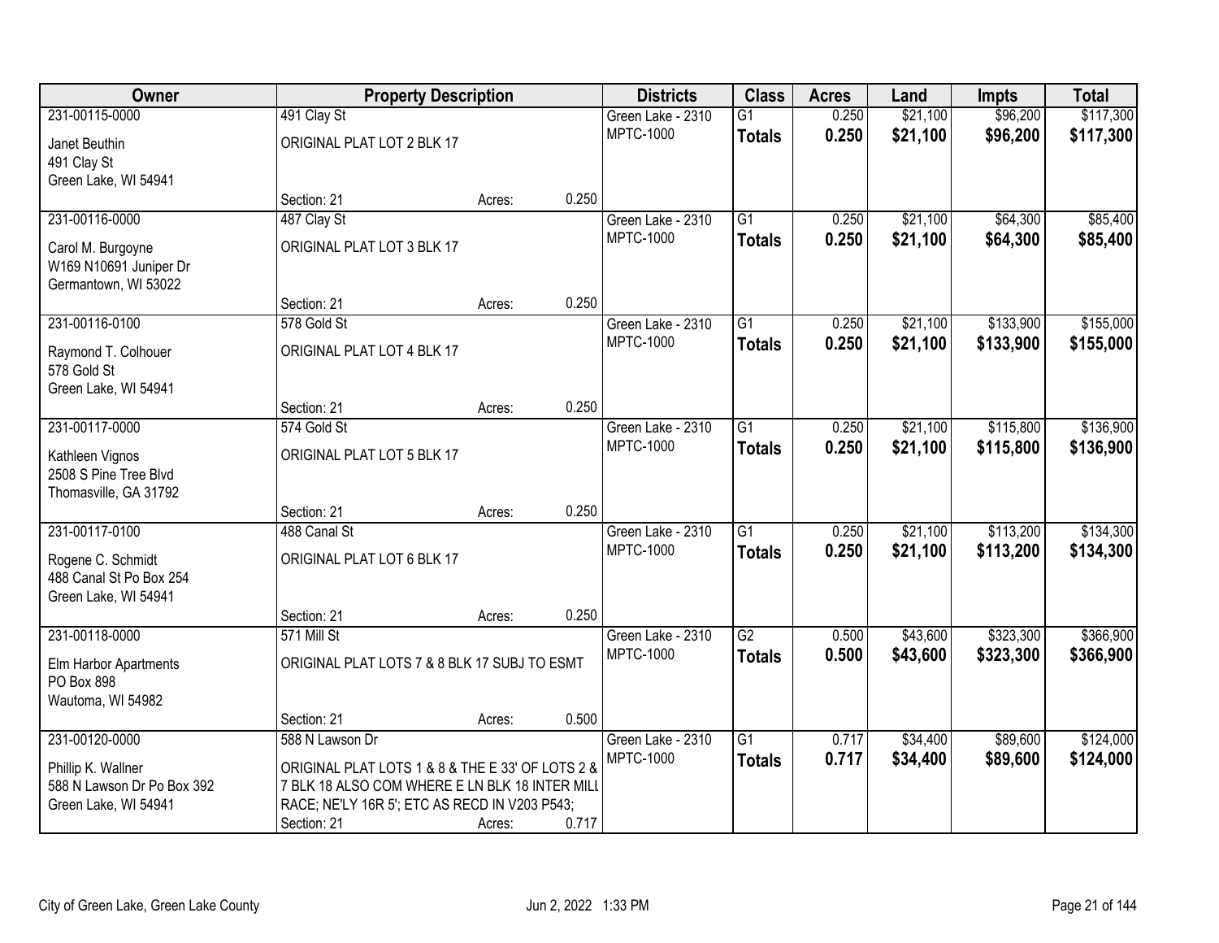| Owner | Property Description | | | Districts | Class | Acres | Land | Impts | Total |
|---|---|---|---|---|---|---|---|---|---|
| 231-00115-0000 | 491 Clay St | | | Green Lake - 2310 | G1 | 0.250 | $21,100 | $96,200 | $117,300 |
| Janet Beuthin<br>491 Clay St<br>Green Lake, WI 54941 | ORIGINAL PLAT LOT 2 BLK 17 | | | MPTC-1000 | **Totals** | **0.250** | **$21,100** | **$96,200** | **$117,300** |
| | Section: 21 | Acres: | 0.250 | | | | | | |
| 231-00116-0000 | 487 Clay St | | | Green Lake - 2310 | G1 | 0.250 | $21,100 | $64,300 | $85,400 |
| Carol M. Burgoyne<br>W169 N10691 Juniper Dr<br>Germantown, WI 53022 | ORIGINAL PLAT LOT 3 BLK 17 | | | MPTC-1000 | **Totals** | **0.250** | **$21,100** | **$64,300** | **$85,400** |
| | Section: 21 | Acres: | 0.250 | | | | | | |
| 231-00116-0100 | 578 Gold St | | | Green Lake - 2310 | G1 | 0.250 | $21,100 | $133,900 | $155,000 |
| Raymond T. Colhouer<br>578 Gold St<br>Green Lake, WI 54941 | ORIGINAL PLAT LOT 4 BLK 17 | | | MPTC-1000 | **Totals** | **0.250** | **$21,100** | **$133,900** | **$155,000** |
| | Section: 21 | Acres: | 0.250 | | | | | | |
| 231-00117-0000 | 574 Gold St | | | Green Lake - 2310 | G1 | 0.250 | $21,100 | $115,800 | $136,900 |
| Kathleen Vignos<br>2508 S Pine Tree Blvd<br>Thomasville, GA 31792 | ORIGINAL PLAT LOT 5 BLK 17 | | | MPTC-1000 | **Totals** | **0.250** | **$21,100** | **$115,800** | **$136,900** |
| | Section: 21 | Acres: | 0.250 | | | | | | |
| 231-00117-0100 | 488 Canal St | | | Green Lake - 2310 | G1 | 0.250 | $21,100 | $113,200 | $134,300 |
| Rogene C. Schmidt<br>488 Canal St Po Box 254<br>Green Lake, WI 54941 | ORIGINAL PLAT LOT 6 BLK 17 | | | MPTC-1000 | **Totals** | **0.250** | **$21,100** | **$113,200** | **$134,300** |
| | Section: 21 | Acres: | 0.250 | | | | | | |
| 231-00118-0000 | 571 Mill St | | | Green Lake - 2310 | G2 | 0.500 | $43,600 | $323,300 | $366,900 |
| Elm Harbor Apartments<br>PO Box 898<br>Wautoma, WI 54982 | ORIGINAL PLAT LOTS 7 & 8 BLK 17 SUBJ TO ESMT | | | MPTC-1000 | **Totals** | **0.500** | **$43,600** | **$323,300** | **$366,900** |
| | Section: 21 | Acres: | 0.500 | | | | | | |
| 231-00120-0000 | 588 N Lawson Dr | | | Green Lake - 2310 | G1 | 0.717 | $34,400 | $89,600 | $124,000 |
| Phillip K. Wallner<br>588 N Lawson Dr Po Box 392<br>Green Lake, WI 54941 | ORIGINAL PLAT LOTS 1 & 8 & THE E 33' OF LOTS 2 & 7 BLK 18 ALSO COM WHERE E LN BLK 18 INTER MILL RACE; NE'LY 16R 5'; ETC AS RECD IN V203 P543; | | | MPTC-1000 | **Totals** | **0.717** | **$34,400** | **$89,600** | **$124,000** |
| | Section: 21 | Acres: | 0.717 | | | | | | |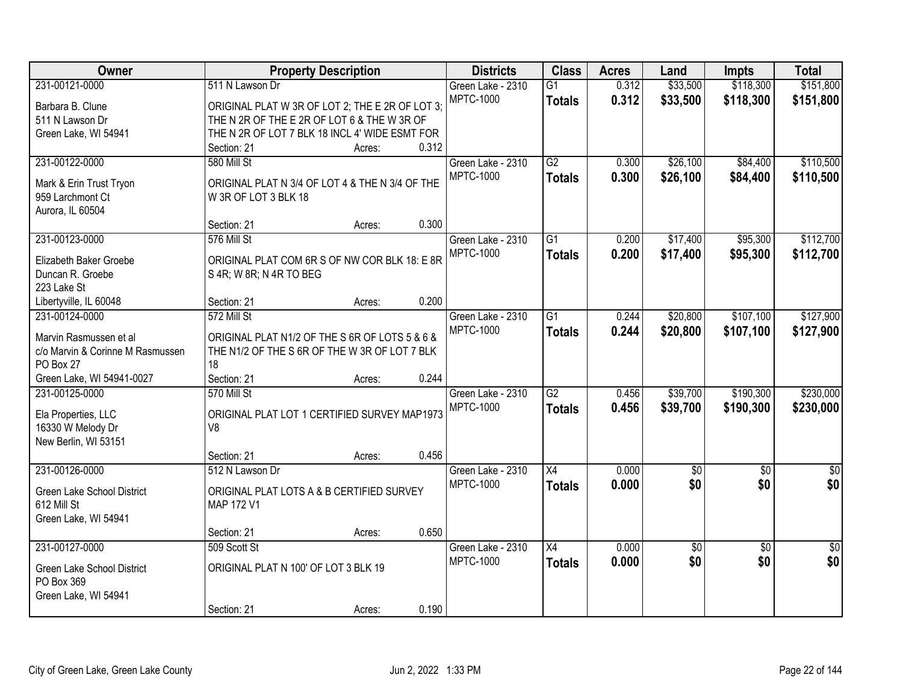| Owner | Property Description | Districts | Class | Acres | Land | Impts | Total |
|---|---|---|---|---|---|---|---|
| 231-00121-0000<br><br>Barbara B. Clune<br>511 N Lawson Dr<br>Green Lake, WI 54941 | 511 N Lawson Dr<br><br>ORIGINAL PLAT W 3R OF LOT 2; THE E 2R OF LOT 3; THE N 2R OF THE E 2R OF LOT 6 & THE W 3R OF THE N 2R OF LOT 7 BLK 18 INCL 4' WIDE ESMT FOR<br>Section: 21 Acres: 0.312 | Green Lake - 2310<br>MPTC-1000 | G1<br>**Totals** | 0.312<br>**0.312** | $33,500<br>**$33,500** | $118,300<br>**$118,300** | $151,800<br>**$151,800** |
| 231-00122-0000<br><br>Mark & Erin Trust Tryon<br>959 Larchmont Ct<br>Aurora, IL 60504 | 580 Mill St<br><br>ORIGINAL PLAT N 3/4 OF LOT 4 & THE N 3/4 OF THE W 3R OF LOT 3 BLK 18<br><br>Section: 21 Acres: 0.300 | Green Lake - 2310<br>MPTC-1000 | G2<br>**Totals** | 0.300<br>**0.300** | $26,100<br>**$26,100** | $84,400<br>**$84,400** | $110,500<br>**$110,500** |
| 231-00123-0000<br><br>Elizabeth Baker Groebe<br>Duncan R. Groebe<br>223 Lake St<br>Libertyville, IL 60048 | 576 Mill St<br><br>ORIGINAL PLAT COM 6R S OF NW COR BLK 18: E 8R S 4R; W 8R; N 4R TO BEG<br><br>Section: 21 Acres: 0.200 | Green Lake - 2310<br>MPTC-1000 | G1<br>**Totals** | 0.200<br>**0.200** | $17,400<br>**$17,400** | $95,300<br>**$95,300** | $112,700<br>**$112,700** |
| 231-00124-0000<br><br>Marvin Rasmussen et al<br>c/o Marvin & Corinne M Rasmussen<br>PO Box 27<br>Green Lake, WI 54941-0027 | 572 Mill St<br><br>ORIGINAL PLAT N1/2 OF THE S 6R OF LOTS 5 & 6 & THE N1/2 OF THE S 6R OF THE W 3R OF LOT 7 BLK 18<br>Section: 21 Acres: 0.244 | Green Lake - 2310<br>MPTC-1000 | G1<br>**Totals** | 0.244<br>**0.244** | $20,800<br>**$20,800** | $107,100<br>**$107,100** | $127,900<br>**$127,900** |
| 231-00125-0000<br><br>Ela Properties, LLC<br>16330 W Melody Dr<br>New Berlin, WI 53151 | 570 Mill St<br><br>ORIGINAL PLAT LOT 1 CERTIFIED SURVEY MAP1973 V8<br><br>Section: 21 Acres: 0.456 | Green Lake - 2310<br>MPTC-1000 | G2<br>**Totals** | 0.456<br>**0.456** | $39,700<br>**$39,700** | $190,300<br>**$190,300** | $230,000<br>**$230,000** |
| 231-00126-0000<br><br>Green Lake School District<br>612 Mill St<br>Green Lake, WI 54941 | 512 N Lawson Dr<br><br>ORIGINAL PLAT LOTS A & B CERTIFIED SURVEY MAP 172 V1<br><br>Section: 21 Acres: 0.650 | Green Lake - 2310<br>MPTC-1000 | X4<br>**Totals** | 0.000<br>**0.000** | $0<br>**$0** | $0<br>**$0** | $0<br>**$0** |
| 231-00127-0000<br><br>Green Lake School District<br>PO Box 369<br>Green Lake, WI 54941 | 509 Scott St<br><br>ORIGINAL PLAT N 100' OF LOT 3 BLK 19<br><br>Section: 21 Acres: 0.190 | Green Lake - 2310<br>MPTC-1000 | X4<br>**Totals** | 0.000<br>**0.000** | $0<br>**$0** | $0<br>**$0** | $0<br>**$0** |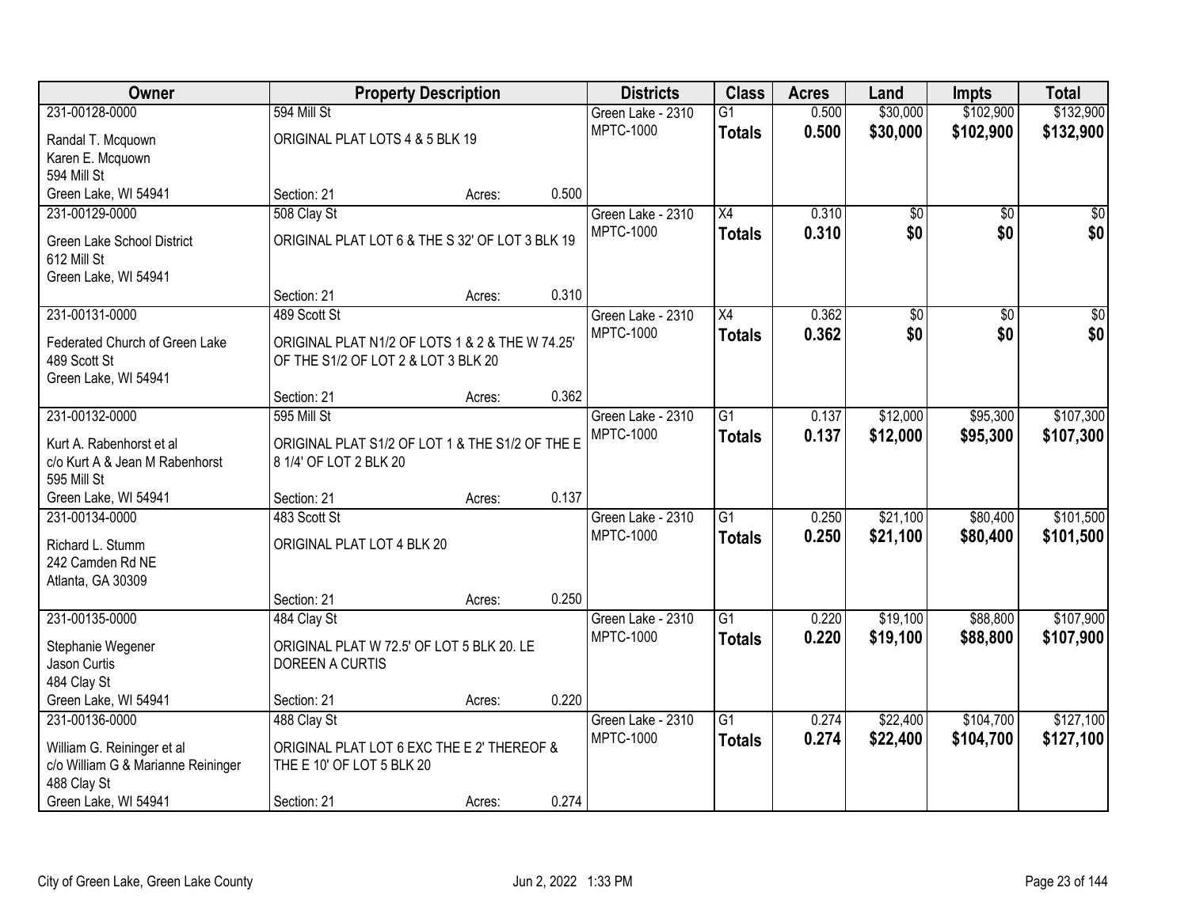| Owner | Property Description | | | Districts | Class | Acres | Land | Impts | Total |
|---|---|---|---|---|---|---|---|---|---|
| 231-00128-0000 | 594 Mill St | | | Green Lake - 2310 | G1 | 0.500 | $30,000 | $102,900 | $132,900 |
| Randal T. Mcquown<br>Karen E. Mcquown<br>594 Mill St<br>Green Lake, WI 54941 | ORIGINAL PLAT LOTS 4 & 5 BLK 19 | | | MPTC-1000 | **Totals** | **0.500** | **$30,000** | **$102,900** | **$132,900** |
| | Section: 21 | Acres: | 0.500 | | | | | | |
| 231-00129-0000 | 508 Clay St | | | Green Lake - 2310 | X4 | 0.310 | $0 | $0 | $0 |
| Green Lake School District<br>612 Mill St<br>Green Lake, WI 54941 | ORIGINAL PLAT LOT 6 & THE S 32' OF LOT 3 BLK 19 | | | MPTC-1000 | **Totals** | **0.310** | **$0** | **$0** | **$0** |
| | Section: 21 | Acres: | 0.310 | | | | | | |
| 231-00131-0000 | 489 Scott St | | | Green Lake - 2310 | X4 | 0.362 | $0 | $0 | $0 |
| Federated Church of Green Lake<br>489 Scott St<br>Green Lake, WI 54941 | ORIGINAL PLAT N1/2 OF LOTS 1 & 2 & THE W 74.25' OF THE S1/2 OF LOT 2 & LOT 3 BLK 20 | | | MPTC-1000 | **Totals** | **0.362** | **$0** | **$0** | **$0** |
| | Section: 21 | Acres: | 0.362 | | | | | | |
| 231-00132-0000 | 595 Mill St | | | Green Lake - 2310 | G1 | 0.137 | $12,000 | $95,300 | $107,300 |
| Kurt A. Rabenhorst et al<br>c/o Kurt A & Jean M Rabenhorst<br>595 Mill St<br>Green Lake, WI 54941 | ORIGINAL PLAT S1/2 OF LOT 1 & THE S1/2 OF THE E 8 1/4' OF LOT 2 BLK 20 | | | MPTC-1000 | **Totals** | **0.137** | **$12,000** | **$95,300** | **$107,300** |
| | Section: 21 | Acres: | 0.137 | | | | | | |
| 231-00134-0000 | 483 Scott St | | | Green Lake - 2310 | G1 | 0.250 | $21,100 | $80,400 | $101,500 |
| Richard L. Stumm<br>242 Camden Rd NE<br>Atlanta, GA 30309 | ORIGINAL PLAT LOT 4 BLK 20 | | | MPTC-1000 | **Totals** | **0.250** | **$21,100** | **$80,400** | **$101,500** |
| | Section: 21 | Acres: | 0.250 | | | | | | |
| 231-00135-0000 | 484 Clay St | | | Green Lake - 2310 | G1 | 0.220 | $19,100 | $88,800 | $107,900 |
| Stephanie Wegener<br>Jason Curtis<br>484 Clay St<br>Green Lake, WI 54941 | ORIGINAL PLAT W 72.5' OF LOT 5 BLK 20. LE DOREEN A CURTIS | | | MPTC-1000 | **Totals** | **0.220** | **$19,100** | **$88,800** | **$107,900** |
| | Section: 21 | Acres: | 0.220 | | | | | | |
| 231-00136-0000 | 488 Clay St | | | Green Lake - 2310 | G1 | 0.274 | $22,400 | $104,700 | $127,100 |
| William G. Reininger et al<br>c/o William G & Marianne Reininger<br>488 Clay St<br>Green Lake, WI 54941 | ORIGINAL PLAT LOT 6 EXC THE E 2' THEREOF & THE E 10' OF LOT 5 BLK 20 | | | MPTC-1000 | **Totals** | **0.274** | **$22,400** | **$104,700** | **$127,100** |
| | Section: 21 | Acres: | 0.274 | | | | | | |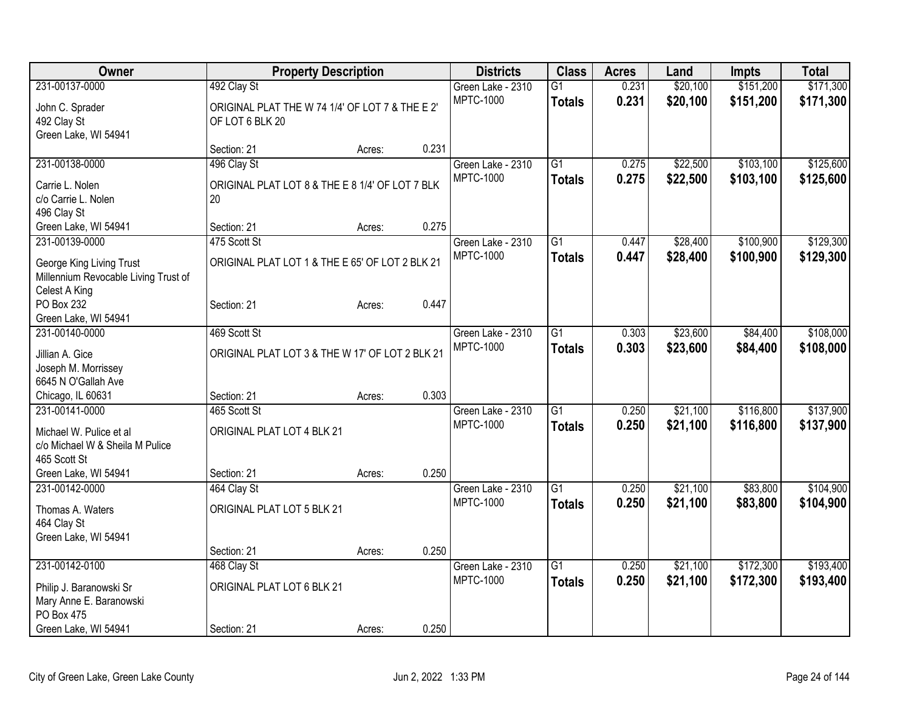| Owner | Property Description | Districts | Class | Acres | Land | Impts | Total |
|---|---|---|---|---|---|---|---|
| 231-00137-0000<br>John C. Sprader<br>492 Clay St<br>Green Lake, WI 54941 | 492 Clay St<br>ORIGINAL PLAT THE W 74 1/4' OF LOT 7 & THE E 2' OF LOT 6 BLK 20<br>Section: 21 Acres: 0.231 | Green Lake - 2310<br>MPTC-1000 | G1<br>**Totals** | 0.231<br>**0.231** | $20,100<br>**$20,100** | $151,200<br>**$151,200** | $171,300<br>**$171,300** |
| 231-00138-0000<br>Carrie L. Nolen<br>c/o Carrie L. Nolen<br>496 Clay St<br>Green Lake, WI 54941 | 496 Clay St<br>ORIGINAL PLAT LOT 8 & THE E 8 1/4' OF LOT 7 BLK 20<br>Section: 21 Acres: 0.275 | Green Lake - 2310<br>MPTC-1000 | G1<br>**Totals** | 0.275<br>**0.275** | $22,500<br>**$22,500** | $103,100<br>**$103,100** | $125,600<br>**$125,600** |
| 231-00139-0000<br>George King Living Trust<br>Millennium Revocable Living Trust of Celest A King<br>PO Box 232<br>Green Lake, WI 54941 | 475 Scott St<br>ORIGINAL PLAT LOT 1 & THE E 65' OF LOT 2 BLK 21<br>Section: 21 Acres: 0.447 | Green Lake - 2310<br>MPTC-1000 | G1<br>**Totals** | 0.447<br>**0.447** | $28,400<br>**$28,400** | $100,900<br>**$100,900** | $129,300<br>**$129,300** |
| 231-00140-0000<br>Jillian A. Gice<br>Joseph M. Morrissey<br>6645 N O'Gallah Ave<br>Chicago, IL 60631 | 469 Scott St<br>ORIGINAL PLAT LOT 3 & THE W 17' OF LOT 2 BLK 21<br>Section: 21 Acres: 0.303 | Green Lake - 2310<br>MPTC-1000 | G1<br>**Totals** | 0.303<br>**0.303** | $23,600<br>**$23,600** | $84,400<br>**$84,400** | $108,000<br>**$108,000** |
| 231-00141-0000<br>Michael W. Pulice et al<br>c/o Michael W & Sheila M Pulice<br>465 Scott St<br>Green Lake, WI 54941 | 465 Scott St<br>ORIGINAL PLAT LOT 4 BLK 21<br>Section: 21 Acres: 0.250 | Green Lake - 2310<br>MPTC-1000 | G1<br>**Totals** | 0.250<br>**0.250** | $21,100<br>**$21,100** | $116,800<br>**$116,800** | $137,900<br>**$137,900** |
| 231-00142-0000<br>Thomas A. Waters<br>464 Clay St<br>Green Lake, WI 54941 | 464 Clay St<br>ORIGINAL PLAT LOT 5 BLK 21<br>Section: 21 Acres: 0.250 | Green Lake - 2310<br>MPTC-1000 | G1<br>**Totals** | 0.250<br>**0.250** | $21,100<br>**$21,100** | $83,800<br>**$83,800** | $104,900<br>**$104,900** |
| 231-00142-0100<br>Philip J. Baranowski Sr<br>Mary Anne E. Baranowski<br>PO Box 475<br>Green Lake, WI 54941 | 468 Clay St<br>ORIGINAL PLAT LOT 6 BLK 21<br>Section: 21 Acres: 0.250 | Green Lake - 2310<br>MPTC-1000 | G1<br>**Totals** | 0.250<br>**0.250** | $21,100<br>**$21,100** | $172,300<br>**$172,300** | $193,400<br>**$193,400** |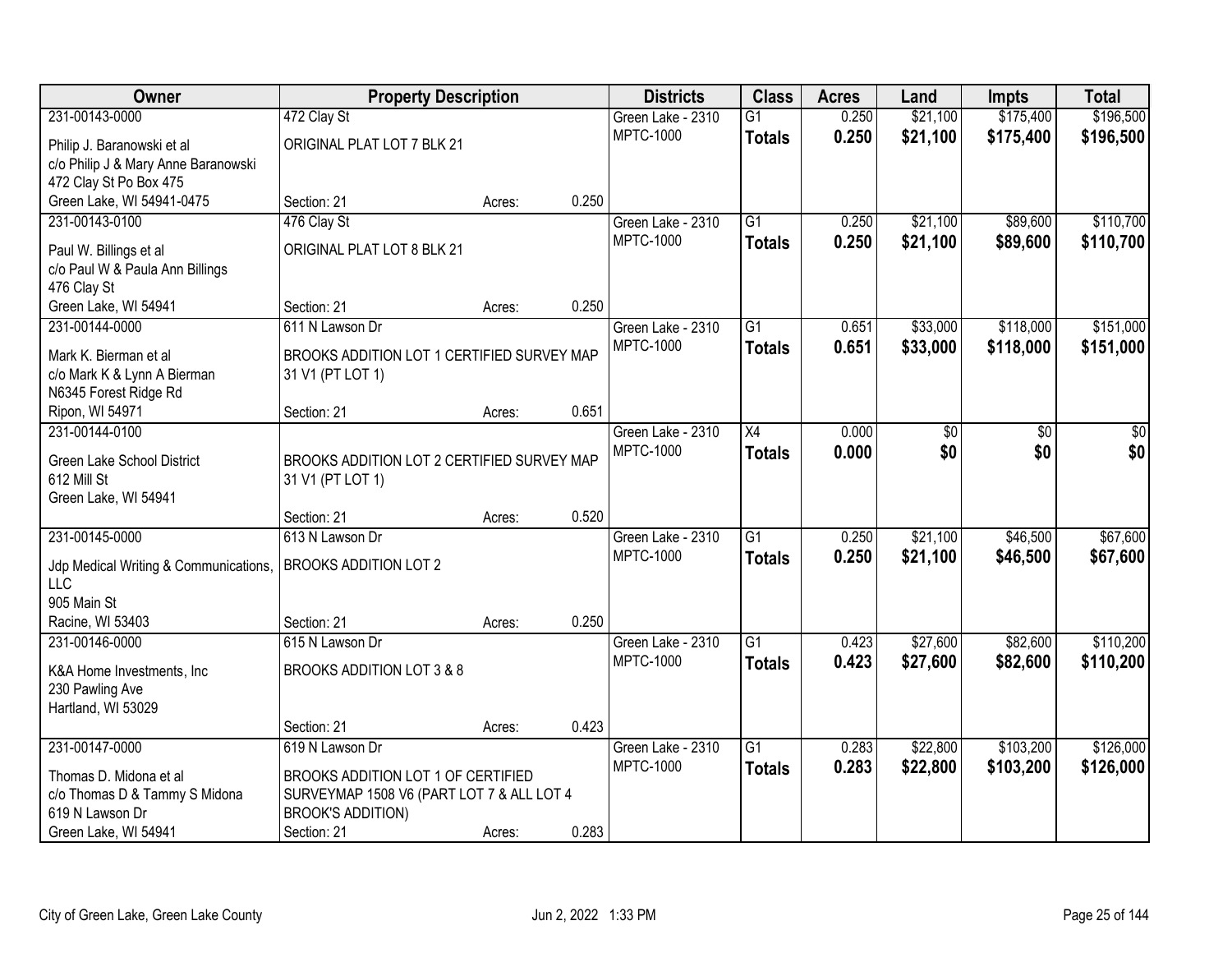| Owner | Property Description | | | Districts | Class | Acres | Land | Impts | Total |
|---|---|---|---|---|---|---|---|---|---|
| 231-00143-0000 | 472 Clay St | | | Green Lake - 2310 | G1 | 0.250 | $21,100 | $175,400 | $196,500 |
| Philip J. Baranowski et al<br>c/o Philip J & Mary Anne Baranowski<br>472 Clay St Po Box 475<br>Green Lake, WI 54941-0475 | ORIGINAL PLAT LOT 7 BLK 21<br><br><br>Section: 21 | Acres: | 0.250 | MPTC-1000 | **Totals** | **0.250** | **$21,100** | **$175,400** | **$196,500** |
| 231-00143-0100 | 476 Clay St | | | Green Lake - 2310 | G1 | 0.250 | $21,100 | $89,600 | $110,700 |
| Paul W. Billings et al<br>c/o Paul W & Paula Ann Billings<br>476 Clay St<br>Green Lake, WI 54941 | ORIGINAL PLAT LOT 8 BLK 21<br><br><br>Section: 21 | Acres: | 0.250 | MPTC-1000 | **Totals** | **0.250** | **$21,100** | **$89,600** | **$110,700** |
| 231-00144-0000 | 611 N Lawson Dr | | | Green Lake - 2310 | G1 | 0.651 | $33,000 | $118,000 | $151,000 |
| Mark K. Bierman et al<br>c/o Mark K & Lynn A Bierman<br>N6345 Forest Ridge Rd<br>Ripon, WI 54971 | BROOKS ADDITION LOT 1 CERTIFIED SURVEY MAP 31 V1 (PT LOT 1)<br><br>Section: 21 | Acres: | 0.651 | MPTC-1000 | **Totals** | **0.651** | **$33,000** | **$118,000** | **$151,000** |
| 231-00144-0100 | | | | Green Lake - 2310 | X4 | 0.000 | $0 | $0 | $0 |
| Green Lake School District<br>612 Mill St<br>Green Lake, WI 54941 | BROOKS ADDITION LOT 2 CERTIFIED SURVEY MAP 31 V1 (PT LOT 1)<br><br>Section: 21 | Acres: | 0.520 | MPTC-1000 | **Totals** | **0.000** | **$0** | **$0** | **$0** |
| 231-00145-0000 | 613 N Lawson Dr | | | Green Lake - 2310 | G1 | 0.250 | $21,100 | $46,500 | $67,600 |
| Jdp Medical Writing & Communications, LLC<br>905 Main St<br>Racine, WI 53403 | BROOKS ADDITION LOT 2<br><br><br>Section: 21 | Acres: | 0.250 | MPTC-1000 | **Totals** | **0.250** | **$21,100** | **$46,500** | **$67,600** |
| 231-00146-0000 | 615 N Lawson Dr | | | Green Lake - 2310 | G1 | 0.423 | $27,600 | $82,600 | $110,200 |
| K&A Home Investments, Inc<br>230 Pawling Ave<br>Hartland, WI 53029 | BROOKS ADDITION LOT 3 & 8<br><br><br>Section: 21 | Acres: | 0.423 | MPTC-1000 | **Totals** | **0.423** | **$27,600** | **$82,600** | **$110,200** |
| 231-00147-0000 | 619 N Lawson Dr | | | Green Lake - 2310 | G1 | 0.283 | $22,800 | $103,200 | $126,000 |
| Thomas D. Midona et al<br>c/o Thomas D & Tammy S Midona<br>619 N Lawson Dr<br>Green Lake, WI 54941 | BROOKS ADDITION LOT 1 OF CERTIFIED SURVEYMAP 1508 V6 (PART LOT 7 & ALL LOT 4 BROOK'S ADDITION)<br>Section: 21 | Acres: | 0.283 | MPTC-1000 | **Totals** | **0.283** | **$22,800** | **$103,200** | **$126,000** |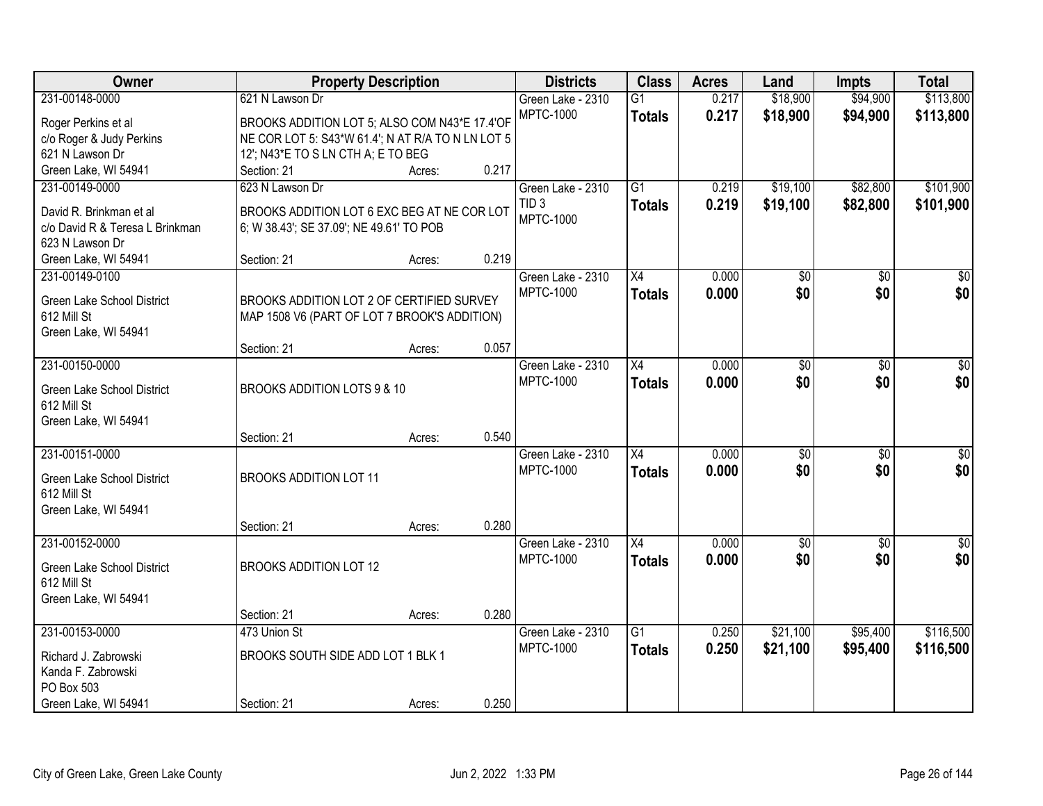| Owner | Property Description | Districts | Class | Acres | Land | Impts | Total |
|---|---|---|---|---|---|---|---|
| 231-00148-0000<br>Roger Perkins et al<br>c/o Roger & Judy Perkins<br>621 N Lawson Dr<br>Green Lake, WI 54941 | 621 N Lawson Dr<br>BROOKS ADDITION LOT 5; ALSO COM N43*E 17.4'OF NE COR LOT 5: S43*W 61.4'; N AT R/A TO N LN LOT 5 12'; N43*E TO S LN CTH A; E TO BEG<br>Section: 21 Acres: 0.217 | Green Lake - 2310<br>MPTC-1000 | G1<br>**Totals** | 0.217<br>**0.217** | $18,900<br>**$18,900** | $94,900<br>**$94,900** | $113,800<br>**$113,800** |
| 231-00149-0000<br>David R. Brinkman et al<br>c/o David R & Teresa L Brinkman<br>623 N Lawson Dr<br>Green Lake, WI 54941 | 623 N Lawson Dr<br>BROOKS ADDITION LOT 6 EXC BEG AT NE COR LOT 6; W 38.43'; SE 37.09'; NE 49.61' TO POB<br>Section: 21 Acres: 0.219 | Green Lake - 2310<br>TID 3<br>MPTC-1000 | G1<br>**Totals** | 0.219<br>**0.219** | $19,100<br>**$19,100** | $82,800<br>**$82,800** | $101,900<br>**$101,900** |
| 231-00149-0100<br>Green Lake School District<br>612 Mill St<br>Green Lake, WI 54941 | BROOKS ADDITION LOT 2 OF CERTIFIED SURVEY MAP 1508 V6 (PART OF LOT 7 BROOK'S ADDITION)<br>Section: 21 Acres: 0.057 | Green Lake - 2310<br>MPTC-1000 | X4<br>**Totals** | 0.000<br>**0.000** | $0<br>**$0** | $0<br>**$0** | $0<br>**$0** |
| 231-00150-0000<br>Green Lake School District<br>612 Mill St<br>Green Lake, WI 54941 | BROOKS ADDITION LOTS 9 & 10<br>Section: 21 Acres: 0.540 | Green Lake - 2310<br>MPTC-1000 | X4<br>**Totals** | 0.000<br>**0.000** | $0<br>**$0** | $0<br>**$0** | $0<br>**$0** |
| 231-00151-0000<br>Green Lake School District<br>612 Mill St<br>Green Lake, WI 54941 | BROOKS ADDITION LOT 11<br>Section: 21 Acres: 0.280 | Green Lake - 2310<br>MPTC-1000 | X4<br>**Totals** | 0.000<br>**0.000** | $0<br>**$0** | $0<br>**$0** | $0<br>**$0** |
| 231-00152-0000<br>Green Lake School District<br>612 Mill St<br>Green Lake, WI 54941 | BROOKS ADDITION LOT 12<br>Section: 21 Acres: 0.280 | Green Lake - 2310<br>MPTC-1000 | X4<br>**Totals** | 0.000<br>**0.000** | $0<br>**$0** | $0<br>**$0** | $0<br>**$0** |
| 231-00153-0000<br>Richard J. Zabrowski<br>Kanda F. Zabrowski<br>PO Box 503<br>Green Lake, WI 54941 | 473 Union St<br>BROOKS SOUTH SIDE ADD LOT 1 BLK 1<br>Section: 21 Acres: 0.250 | Green Lake - 2310<br>MPTC-1000 | G1<br>**Totals** | 0.250<br>**0.250** | $21,100<br>**$21,100** | $95,400<br>**$95,400** | $116,500<br>**$116,500** |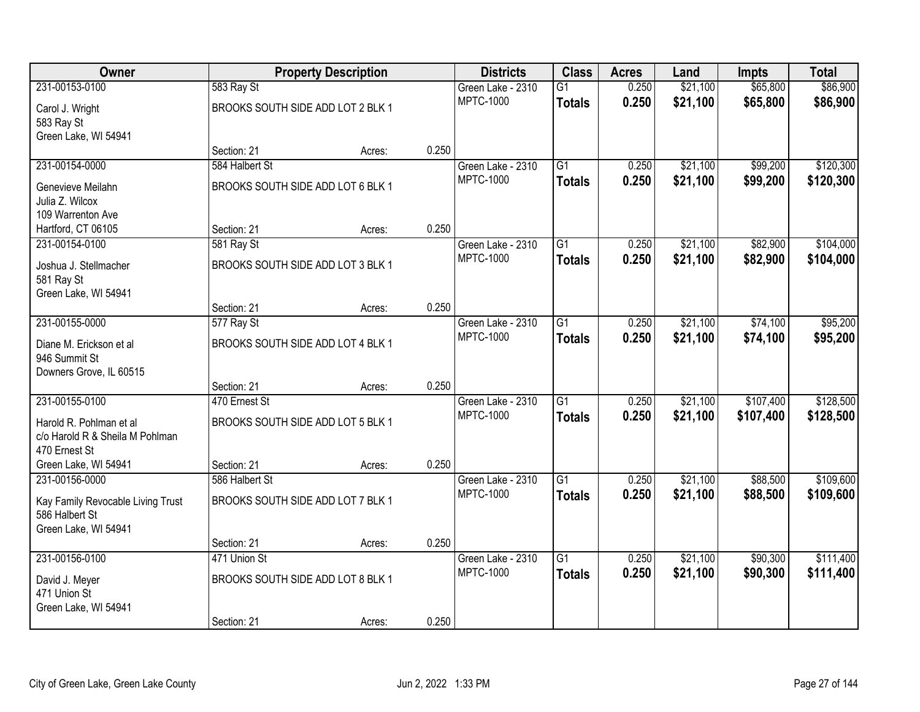| Owner | Property Description | | | Districts | Class | Acres | Land | Impts | Total |
|---|---|---|---|---|---|---|---|---|---|
| 231-00153-0100 | 583 Ray St | | | Green Lake - 2310 | G1 | 0.250 | $21,100 | $65,800 | $86,900 |
| Carol J. Wright<br>583 Ray St<br>Green Lake, WI 54941 | BROOKS SOUTH SIDE ADD LOT 2 BLK 1 | | | MPTC-1000 | **Totals** | **0.250** | **$21,100** | **$65,800** | **$86,900** |
| | Section: 21 | Acres: | 0.250 | | | | | | |
| 231-00154-0000 | 584 Halbert St | | | Green Lake - 2310 | G1 | 0.250 | $21,100 | $99,200 | $120,300 |
| Genevieve Meilahn<br>Julia Z. Wilcox<br>109 Warrenton Ave<br>Hartford, CT 06105 | BROOKS SOUTH SIDE ADD LOT 6 BLK 1 | | | MPTC-1000 | **Totals** | **0.250** | **$21,100** | **$99,200** | **$120,300** |
| | Section: 21 | Acres: | 0.250 | | | | | | |
| 231-00154-0100 | 581 Ray St | | | Green Lake - 2310 | G1 | 0.250 | $21,100 | $82,900 | $104,000 |
| Joshua J. Stellmacher<br>581 Ray St<br>Green Lake, WI 54941 | BROOKS SOUTH SIDE ADD LOT 3 BLK 1 | | | MPTC-1000 | **Totals** | **0.250** | **$21,100** | **$82,900** | **$104,000** |
| | Section: 21 | Acres: | 0.250 | | | | | | |
| 231-00155-0000 | 577 Ray St | | | Green Lake - 2310 | G1 | 0.250 | $21,100 | $74,100 | $95,200 |
| Diane M. Erickson et al<br>946 Summit St<br>Downers Grove, IL 60515 | BROOKS SOUTH SIDE ADD LOT 4 BLK 1 | | | MPTC-1000 | **Totals** | **0.250** | **$21,100** | **$74,100** | **$95,200** |
| | Section: 21 | Acres: | 0.250 | | | | | | |
| 231-00155-0100 | 470 Ernest St | | | Green Lake - 2310 | G1 | 0.250 | $21,100 | $107,400 | $128,500 |
| Harold R. Pohlman et al<br>c/o Harold R & Sheila M Pohlman<br>470 Ernest St<br>Green Lake, WI 54941 | BROOKS SOUTH SIDE ADD LOT 5 BLK 1 | | | MPTC-1000 | **Totals** | **0.250** | **$21,100** | **$107,400** | **$128,500** |
| | Section: 21 | Acres: | 0.250 | | | | | | |
| 231-00156-0000 | 586 Halbert St | | | Green Lake - 2310 | G1 | 0.250 | $21,100 | $88,500 | $109,600 |
| Kay Family Revocable Living Trust<br>586 Halbert St<br>Green Lake, WI 54941 | BROOKS SOUTH SIDE ADD LOT 7 BLK 1 | | | MPTC-1000 | **Totals** | **0.250** | **$21,100** | **$88,500** | **$109,600** |
| | Section: 21 | Acres: | 0.250 | | | | | | |
| 231-00156-0100 | 471 Union St | | | Green Lake - 2310 | G1 | 0.250 | $21,100 | $90,300 | $111,400 |
| David J. Meyer<br>471 Union St<br>Green Lake, WI 54941 | BROOKS SOUTH SIDE ADD LOT 8 BLK 1 | | | MPTC-1000 | **Totals** | **0.250** | **$21,100** | **$90,300** | **$111,400** |
| | Section: 21 | Acres: | 0.250 | | | | | | |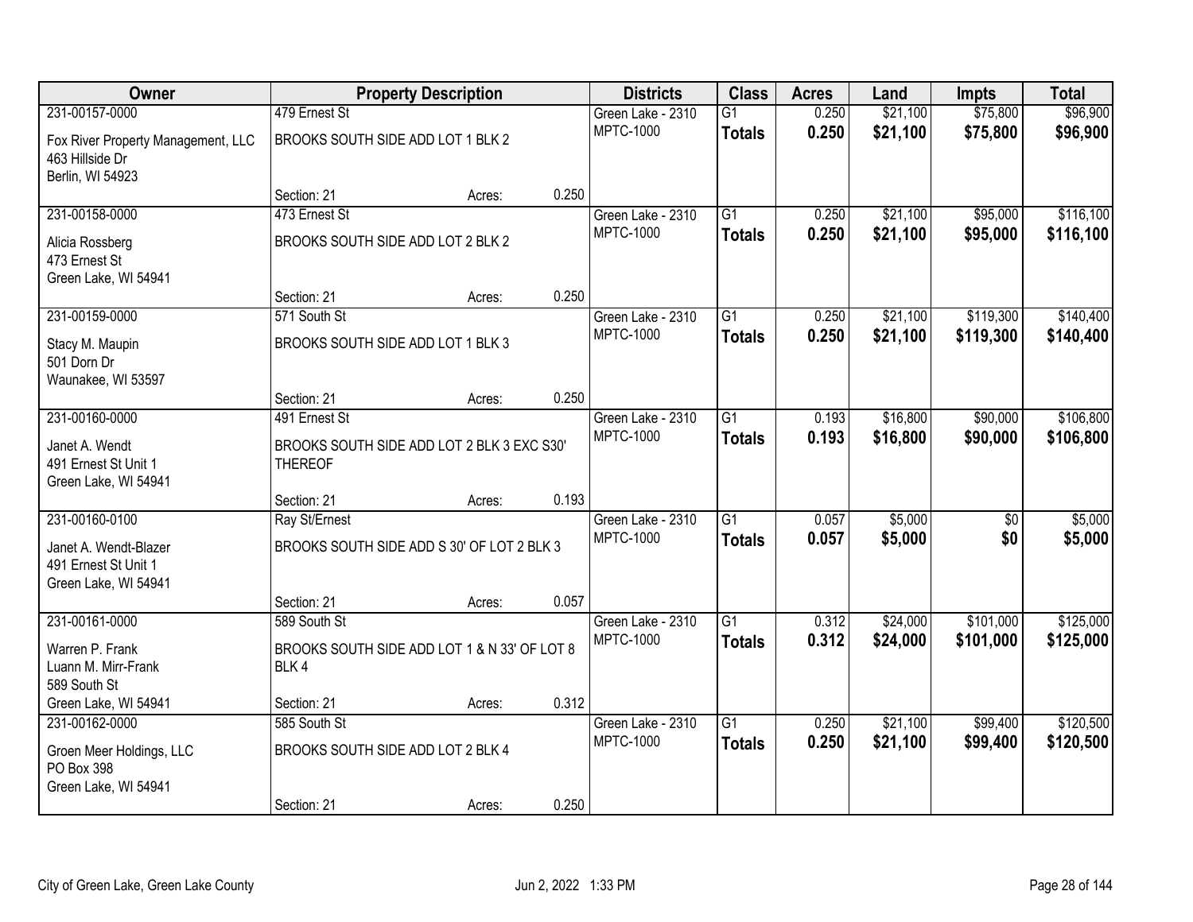| Owner | Property Description | | | Districts | Class | Acres | Land | Impts | Total |
|---|---|---|---|---|---|---|---|---|---|
| 231-00157-0000<br>Fox River Property Management, LLC<br>463 Hillside Dr<br>Berlin, WI 54923 | 479 Ernest St<br>BROOKS SOUTH SIDE ADD LOT 1 BLK 2<br>Section: 21 | Acres: | 0.250 | Green Lake - 2310<br>MPTC-1000 | G1<br>**Totals** | 0.250<br>**0.250** | $21,100<br>**$21,100** | $75,800<br>**$75,800** | $96,900<br>**$96,900** |
| 231-00158-0000<br>Alicia Rossberg<br>473 Ernest St<br>Green Lake, WI 54941 | 473 Ernest St<br>BROOKS SOUTH SIDE ADD LOT 2 BLK 2<br>Section: 21 | Acres: | 0.250 | Green Lake - 2310<br>MPTC-1000 | G1<br>**Totals** | 0.250<br>**0.250** | $21,100<br>**$21,100** | $95,000<br>**$95,000** | $116,100<br>**$116,100** |
| 231-00159-0000<br>Stacy M. Maupin<br>501 Dorn Dr<br>Waunakee, WI 53597 | 571 South St<br>BROOKS SOUTH SIDE ADD LOT 1 BLK 3<br>Section: 21 | Acres: | 0.250 | Green Lake - 2310<br>MPTC-1000 | G1<br>**Totals** | 0.250<br>**0.250** | $21,100<br>**$21,100** | $119,300<br>**$119,300** | $140,400<br>**$140,400** |
| 231-00160-0000<br>Janet A. Wendt<br>491 Ernest St Unit 1<br>Green Lake, WI 54941 | 491 Ernest St<br>BROOKS SOUTH SIDE ADD LOT 2 BLK 3 EXC S30' THEREOF<br>Section: 21 | Acres: | 0.193 | Green Lake - 2310<br>MPTC-1000 | G1<br>**Totals** | 0.193<br>**0.193** | $16,800<br>**$16,800** | $90,000<br>**$90,000** | $106,800<br>**$106,800** |
| 231-00160-0100<br>Janet A. Wendt-Blazer<br>491 Ernest St Unit 1<br>Green Lake, WI 54941 | Ray St/Ernest<br>BROOKS SOUTH SIDE ADD S 30' OF LOT 2 BLK 3<br>Section: 21 | Acres: | 0.057 | Green Lake - 2310<br>MPTC-1000 | G1<br>**Totals** | 0.057<br>**0.057** | $5,000<br>**$5,000** | $0<br>**$0** | $5,000<br>**$5,000** |
| 231-00161-0000<br>Warren P. Frank<br>Luann M. Mirr-Frank<br>589 South St<br>Green Lake, WI 54941 | 589 South St<br>BROOKS SOUTH SIDE ADD LOT 1 & N 33' OF LOT 8 BLK 4<br>Section: 21 | Acres: | 0.312 | Green Lake - 2310<br>MPTC-1000 | G1<br>**Totals** | 0.312<br>**0.312** | $24,000<br>**$24,000** | $101,000<br>**$101,000** | $125,000<br>**$125,000** |
| 231-00162-0000<br>Groen Meer Holdings, LLC<br>PO Box 398<br>Green Lake, WI 54941 | 585 South St<br>BROOKS SOUTH SIDE ADD LOT 2 BLK 4<br>Section: 21 | Acres: | 0.250 | Green Lake - 2310<br>MPTC-1000 | G1<br>**Totals** | 0.250<br>**0.250** | $21,100<br>**$21,100** | $99,400<br>**$99,400** | $120,500<br>**$120,500** |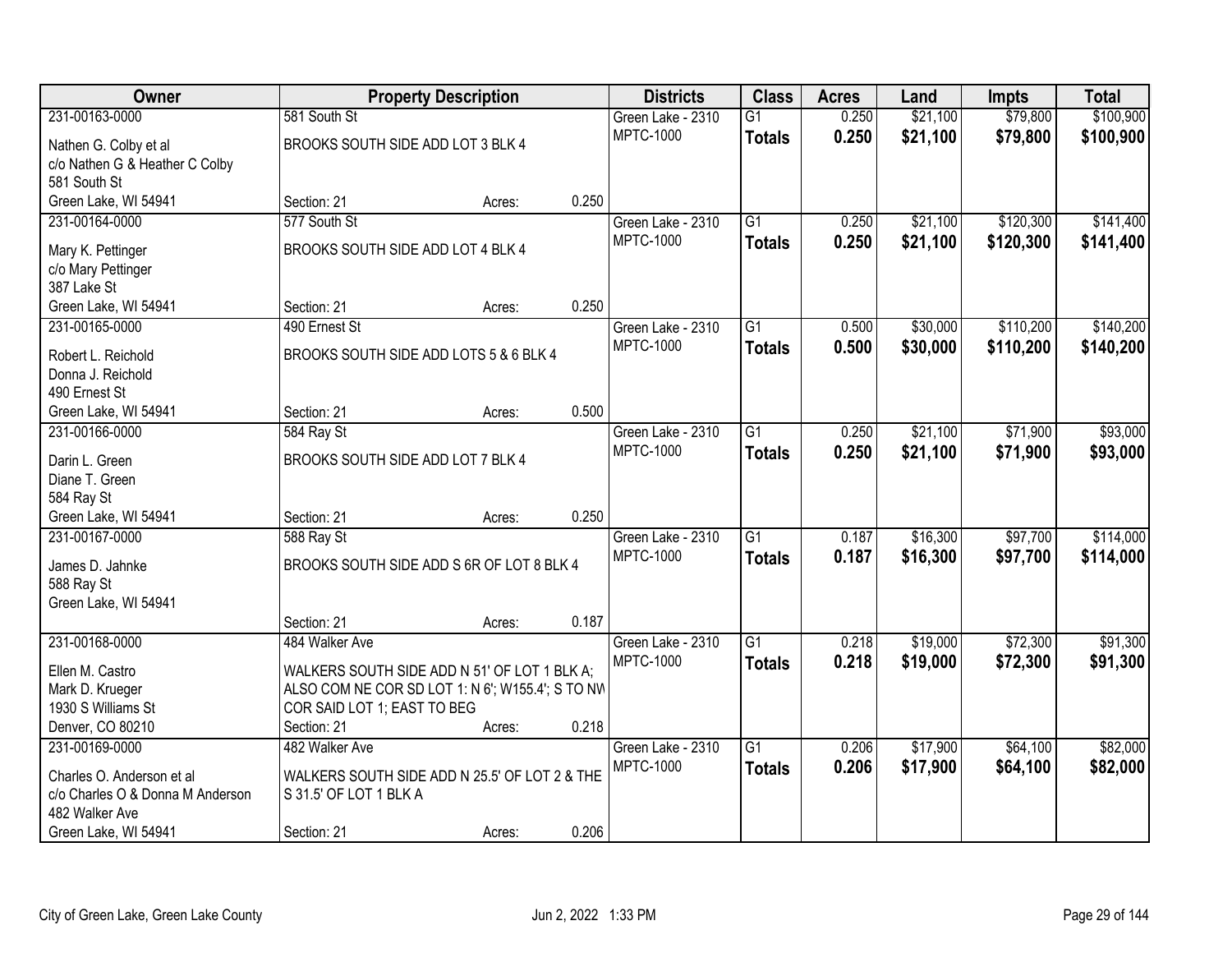| Owner | Property Description | | | Districts | Class | Acres | Land | Impts | Total |
|---|---|---|---|---|---|---|---|---|---|
| 231-00163-0000 | 581 South St | | | Green Lake - 2310 | G1 | 0.250 | $21,100 | $79,800 | $100,900 |
| Nathen G. Colby et al<br>c/o Nathen G & Heather C Colby<br>581 South St<br>Green Lake, WI 54941 | BROOKS SOUTH SIDE ADD LOT 3 BLK 4<br><br><br>Section: 21 | Acres: | 0.250 | MPTC-1000 | **Totals** | **0.250** | **$21,100** | **$79,800** | **$100,900** |
| 231-00164-0000 | 577 South St | | | Green Lake - 2310 | G1 | 0.250 | $21,100 | $120,300 | $141,400 |
| Mary K. Pettinger<br>c/o Mary Pettinger<br>387 Lake St<br>Green Lake, WI 54941 | BROOKS SOUTH SIDE ADD LOT 4 BLK 4<br><br><br>Section: 21 | Acres: | 0.250 | MPTC-1000 | **Totals** | **0.250** | **$21,100** | **$120,300** | **$141,400** |
| 231-00165-0000 | 490 Ernest St | | | Green Lake - 2310 | G1 | 0.500 | $30,000 | $110,200 | $140,200 |
| Robert L. Reichold<br>Donna J. Reichold<br>490 Ernest St<br>Green Lake, WI 54941 | BROOKS SOUTH SIDE ADD LOTS 5 & 6 BLK 4<br><br><br>Section: 21 | Acres: | 0.500 | MPTC-1000 | **Totals** | **0.500** | **$30,000** | **$110,200** | **$140,200** |
| 231-00166-0000 | 584 Ray St | | | Green Lake - 2310 | G1 | 0.250 | $21,100 | $71,900 | $93,000 |
| Darin L. Green<br>Diane T. Green<br>584 Ray St<br>Green Lake, WI 54941 | BROOKS SOUTH SIDE ADD LOT 7 BLK 4<br><br><br>Section: 21 | Acres: | 0.250 | MPTC-1000 | **Totals** | **0.250** | **$21,100** | **$71,900** | **$93,000** |
| 231-00167-0000 | 588 Ray St | | | Green Lake - 2310 | G1 | 0.187 | $16,300 | $97,700 | $114,000 |
| James D. Jahnke<br>588 Ray St<br>Green Lake, WI 54941 | BROOKS SOUTH SIDE ADD S 6R OF LOT 8 BLK 4<br><br><br>Section: 21 | Acres: | 0.187 | MPTC-1000 | **Totals** | **0.187** | **$16,300** | **$97,700** | **$114,000** |
| 231-00168-0000 | 484 Walker Ave | | | Green Lake - 2310 | G1 | 0.218 | $19,000 | $72,300 | $91,300 |
| Ellen M. Castro<br>Mark D. Krueger<br>1930 S Williams St<br>Denver, CO 80210 | WALKERS SOUTH SIDE ADD N 51' OF LOT 1 BLK A; ALSO COM NE COR SD LOT 1: N 6'; W155.4'; S TO NW COR SAID LOT 1; EAST TO BEG<br>Section: 21 | Acres: | 0.218 | MPTC-1000 | **Totals** | **0.218** | **$19,000** | **$72,300** | **$91,300** |
| 231-00169-0000 | 482 Walker Ave | | | Green Lake - 2310 | G1 | 0.206 | $17,900 | $64,100 | $82,000 |
| Charles O. Anderson et al<br>c/o Charles O & Donna M Anderson<br>482 Walker Ave<br>Green Lake, WI 54941 | WALKERS SOUTH SIDE ADD N 25.5' OF LOT 2 & THE S 31.5' OF LOT 1 BLK A<br><br>Section: 21 | Acres: | 0.206 | MPTC-1000 | **Totals** | **0.206** | **$17,900** | **$64,100** | **$82,000** |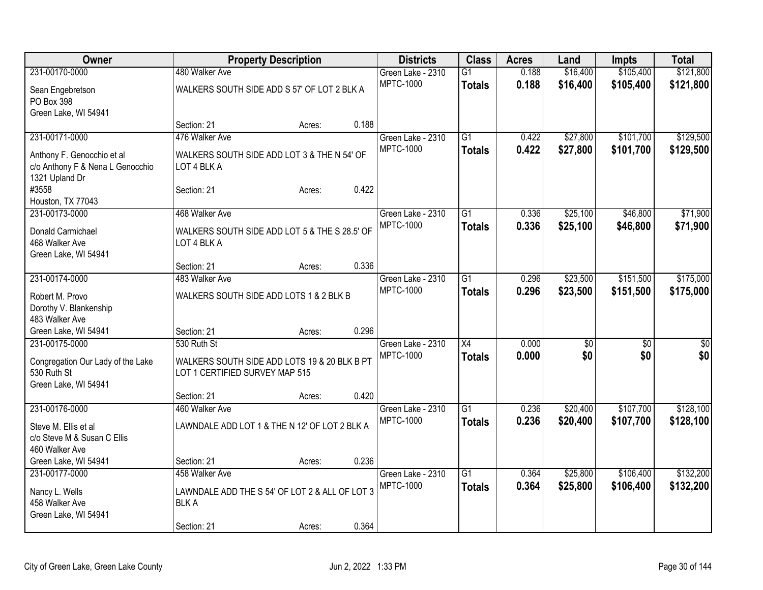| Owner | Property Description | Districts | Class | Acres | Land | Impts | Total |
|---|---|---|---|---|---|---|---|
| 231-00170-0000<br>Sean Engebretson<br>PO Box 398<br>Green Lake, WI 54941 | 480 Walker Ave<br>WALKERS SOUTH SIDE ADD S 57' OF LOT 2 BLK A<br>Section: 21 Acres: 0.188 | Green Lake - 2310<br>MPTC-1000 | G1<br>**Totals** | 0.188<br>**0.188** | $16,400<br>**$16,400** | $105,400<br>**$105,400** | $121,800<br>**$121,800** |
| 231-00171-0000<br>Anthony F. Genocchio et al<br>c/o Anthony F & Nena L Genocchio<br>1321 Upland Dr<br>#3558<br>Houston, TX 77043 | 476 Walker Ave<br>WALKERS SOUTH SIDE ADD LOT 3 & THE N 54' OF LOT 4 BLK A<br>Section: 21 Acres: 0.422 | Green Lake - 2310<br>MPTC-1000 | G1<br>**Totals** | 0.422<br>**0.422** | $27,800<br>**$27,800** | $101,700<br>**$101,700** | $129,500<br>**$129,500** |
| 231-00173-0000<br>Donald Carmichael<br>468 Walker Ave<br>Green Lake, WI 54941 | 468 Walker Ave<br>WALKERS SOUTH SIDE ADD LOT 5 & THE S 28.5' OF LOT 4 BLK A<br>Section: 21 Acres: 0.336 | Green Lake - 2310<br>MPTC-1000 | G1<br>**Totals** | 0.336<br>**0.336** | $25,100<br>**$25,100** | $46,800<br>**$46,800** | $71,900<br>**$71,900** |
| 231-00174-0000<br>Robert M. Provo<br>Dorothy V. Blankenship<br>483 Walker Ave<br>Green Lake, WI 54941 | 483 Walker Ave<br>WALKERS SOUTH SIDE ADD LOTS 1 & 2 BLK B<br>Section: 21 Acres: 0.296 | Green Lake - 2310<br>MPTC-1000 | G1<br>**Totals** | 0.296<br>**0.296** | $23,500<br>**$23,500** | $151,500<br>**$151,500** | $175,000<br>**$175,000** |
| 231-00175-0000<br>Congregation Our Lady of the Lake<br>530 Ruth St<br>Green Lake, WI 54941 | 530 Ruth St<br>WALKERS SOUTH SIDE ADD LOTS 19 & 20 BLK B PT LOT 1 CERTIFIED SURVEY MAP 515<br>Section: 21 Acres: 0.420 | Green Lake - 2310<br>MPTC-1000 | X4<br>**Totals** | 0.000<br>**0.000** | $0<br>**$0** | $0<br>**$0** | $0<br>**$0** |
| 231-00176-0000<br>Steve M. Ellis et al<br>c/o Steve M & Susan C Ellis<br>460 Walker Ave<br>Green Lake, WI 54941 | 460 Walker Ave<br>LAWNDALE ADD LOT 1 & THE N 12' OF LOT 2 BLK A<br>Section: 21 Acres: 0.236 | Green Lake - 2310<br>MPTC-1000 | G1<br>**Totals** | 0.236<br>**0.236** | $20,400<br>**$20,400** | $107,700<br>**$107,700** | $128,100<br>**$128,100** |
| 231-00177-0000<br>Nancy L. Wells<br>458 Walker Ave<br>Green Lake, WI 54941 | 458 Walker Ave<br>LAWNDALE ADD THE S 54' OF LOT 2 & ALL OF LOT 3 BLK A<br>Section: 21 Acres: 0.364 | Green Lake - 2310<br>MPTC-1000 | G1<br>**Totals** | 0.364<br>**0.364** | $25,800<br>**$25,800** | $106,400<br>**$106,400** | $132,200<br>**$132,200** |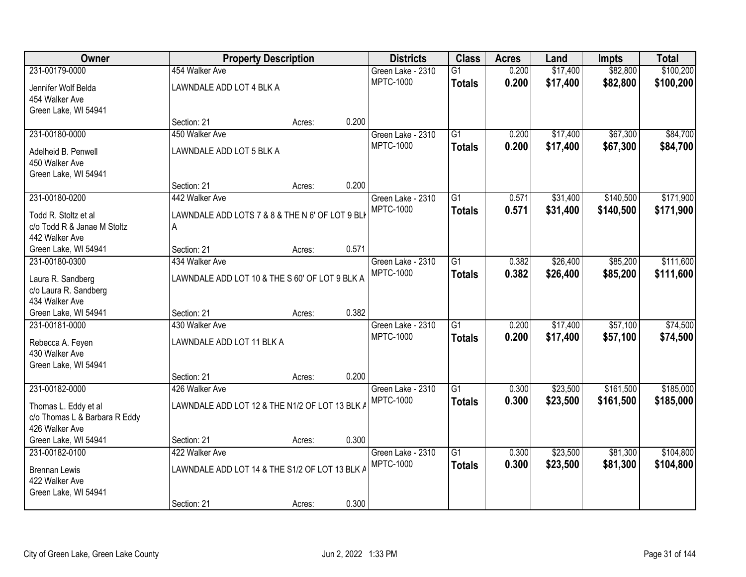| Owner | Property Description | | | Districts | Class | Acres | Land | Impts | Total |
|---|---|---|---|---|---|---|---|---|---|
| 231-00179-0000 | 454 Walker Ave | | | Green Lake - 2310 | G1 | 0.200 | $17,400 | $82,800 | $100,200 |
| Jennifer Wolf Belda<br>454 Walker Ave<br>Green Lake, WI 54941 | LAWNDALE ADD LOT 4 BLK A | | | MPTC-1000 | **Totals** | **0.200** | **$17,400** | **$82,800** | **$100,200** |
| | Section: 21 | Acres: | 0.200 | | | | | | |
| 231-00180-0000 | 450 Walker Ave | | | Green Lake - 2310 | G1 | 0.200 | $17,400 | $67,300 | $84,700 |
| Adelheid B. Penwell<br>450 Walker Ave<br>Green Lake, WI 54941 | LAWNDALE ADD LOT 5 BLK A | | | MPTC-1000 | **Totals** | **0.200** | **$17,400** | **$67,300** | **$84,700** |
| | Section: 21 | Acres: | 0.200 | | | | | | |
| 231-00180-0200 | 442 Walker Ave | | | Green Lake - 2310 | G1 | 0.571 | $31,400 | $140,500 | $171,900 |
| Todd R. Stoltz et al<br>c/o Todd R & Janae M Stoltz<br>442 Walker Ave<br>Green Lake, WI 54941 | LAWNDALE ADD LOTS 7 & 8 & THE N 6' OF LOT 9 BLK A | | | MPTC-1000 | **Totals** | **0.571** | **$31,400** | **$140,500** | **$171,900** |
| | Section: 21 | Acres: | 0.571 | | | | | | |
| 231-00180-0300 | 434 Walker Ave | | | Green Lake - 2310 | G1 | 0.382 | $26,400 | $85,200 | $111,600 |
| Laura R. Sandberg<br>c/o Laura R. Sandberg<br>434 Walker Ave<br>Green Lake, WI 54941 | LAWNDALE ADD LOT 10 & THE S 60' OF LOT 9 BLK A | | | MPTC-1000 | **Totals** | **0.382** | **$26,400** | **$85,200** | **$111,600** |
| | Section: 21 | Acres: | 0.382 | | | | | | |
| 231-00181-0000 | 430 Walker Ave | | | Green Lake - 2310 | G1 | 0.200 | $17,400 | $57,100 | $74,500 |
| Rebecca A. Feyen<br>430 Walker Ave<br>Green Lake, WI 54941 | LAWNDALE ADD LOT 11 BLK A | | | MPTC-1000 | **Totals** | **0.200** | **$17,400** | **$57,100** | **$74,500** |
| | Section: 21 | Acres: | 0.200 | | | | | | |
| 231-00182-0000 | 426 Walker Ave | | | Green Lake - 2310 | G1 | 0.300 | $23,500 | $161,500 | $185,000 |
| Thomas L. Eddy et al<br>c/o Thomas L & Barbara R Eddy<br>426 Walker Ave<br>Green Lake, WI 54941 | LAWNDALE ADD LOT 12 & THE N1/2 OF LOT 13 BLK A | | | MPTC-1000 | **Totals** | **0.300** | **$23,500** | **$161,500** | **$185,000** |
| | Section: 21 | Acres: | 0.300 | | | | | | |
| 231-00182-0100 | 422 Walker Ave | | | Green Lake - 2310 | G1 | 0.300 | $23,500 | $81,300 | $104,800 |
| Brennan Lewis<br>422 Walker Ave<br>Green Lake, WI 54941 | LAWNDALE ADD LOT 14 & THE S1/2 OF LOT 13 BLK A | | | MPTC-1000 | **Totals** | **0.300** | **$23,500** | **$81,300** | **$104,800** |
| | Section: 21 | Acres: | 0.300 | | | | | | |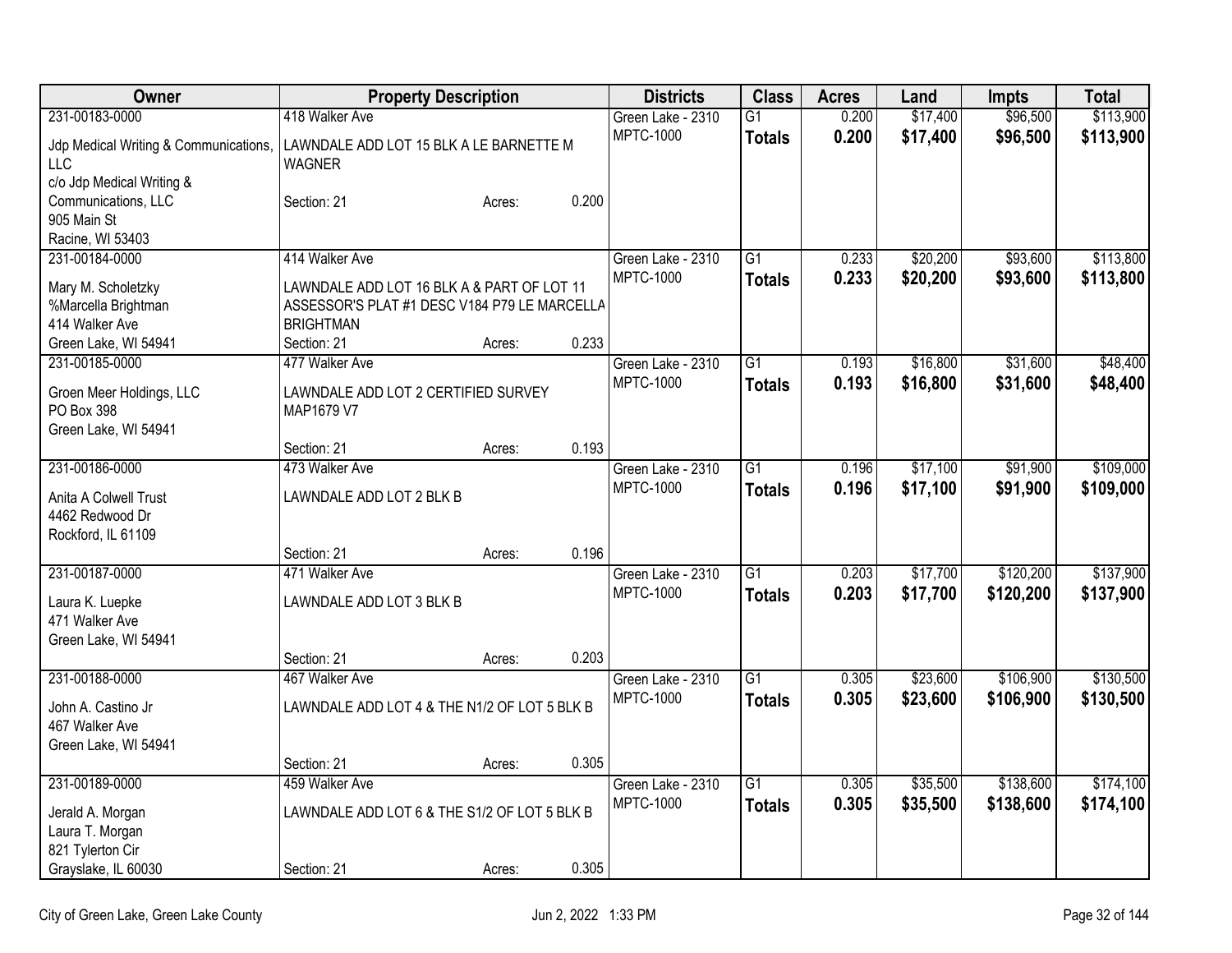| Owner | Property Description | Districts | Class | Acres | Land | Impts | Total |
|---|---|---|---|---|---|---|---|
| 231-00183-0000<br>Jdp Medical Writing & Communications, LLC<br>c/o Jdp Medical Writing & Communications, LLC<br>905 Main St<br>Racine, WI 53403 | 418 Walker Ave<br>LAWNDALE ADD LOT 15 BLK A LE BARNETTE M WAGNER<br>Section: 21 Acres: 0.200 | Green Lake - 2310<br>MPTC-1000 | G1<br>**Totals** | 0.200<br>**0.200** | $17,400<br>**$17,400** | $96,500<br>**$96,500** | $113,900<br>**$113,900** |
| 231-00184-0000<br>Mary M. Scholetzky<br>%Marcella Brightman<br>414 Walker Ave<br>Green Lake, WI 54941 | 414 Walker Ave<br>LAWNDALE ADD LOT 16 BLK A & PART OF LOT 11 ASSESSOR'S PLAT #1 DESC V184 P79 LE MARCELLA BRIGHTMAN<br>Section: 21 Acres: 0.233 | Green Lake - 2310<br>MPTC-1000 | G1<br>**Totals** | 0.233<br>**0.233** | $20,200<br>**$20,200** | $93,600<br>**$93,600** | $113,800<br>**$113,800** |
| 231-00185-0000<br>Groen Meer Holdings, LLC<br>PO Box 398<br>Green Lake, WI 54941 | 477 Walker Ave<br>LAWNDALE ADD LOT 2 CERTIFIED SURVEY MAP1679 V7<br>Section: 21 Acres: 0.193 | Green Lake - 2310<br>MPTC-1000 | G1<br>**Totals** | 0.193<br>**0.193** | $16,800<br>**$16,800** | $31,600<br>**$31,600** | $48,400<br>**$48,400** |
| 231-00186-0000<br>Anita A Colwell Trust<br>4462 Redwood Dr<br>Rockford, IL 61109 | 473 Walker Ave<br>LAWNDALE ADD LOT 2 BLK B<br>Section: 21 Acres: 0.196 | Green Lake - 2310<br>MPTC-1000 | G1<br>**Totals** | 0.196<br>**0.196** | $17,100<br>**$17,100** | $91,900<br>**$91,900** | $109,000<br>**$109,000** |
| 231-00187-0000<br>Laura K. Luepke<br>471 Walker Ave<br>Green Lake, WI 54941 | 471 Walker Ave<br>LAWNDALE ADD LOT 3 BLK B<br>Section: 21 Acres: 0.203 | Green Lake - 2310<br>MPTC-1000 | G1<br>**Totals** | 0.203<br>**0.203** | $17,700<br>**$17,700** | $120,200<br>**$120,200** | $137,900<br>**$137,900** |
| 231-00188-0000<br>John A. Castino Jr<br>467 Walker Ave<br>Green Lake, WI 54941 | 467 Walker Ave<br>LAWNDALE ADD LOT 4 & THE N1/2 OF LOT 5 BLK B<br>Section: 21 Acres: 0.305 | Green Lake - 2310<br>MPTC-1000 | G1<br>**Totals** | 0.305<br>**0.305** | $23,600<br>**$23,600** | $106,900<br>**$106,900** | $130,500<br>**$130,500** |
| 231-00189-0000<br>Jerald A. Morgan<br>Laura T. Morgan<br>821 Tylerton Cir<br>Grayslake, IL 60030 | 459 Walker Ave<br>LAWNDALE ADD LOT 6 & THE S1/2 OF LOT 5 BLK B<br>Section: 21 Acres: 0.305 | Green Lake - 2310<br>MPTC-1000 | G1<br>**Totals** | 0.305<br>**0.305** | $35,500<br>**$35,500** | $138,600<br>**$138,600** | $174,100<br>**$174,100** |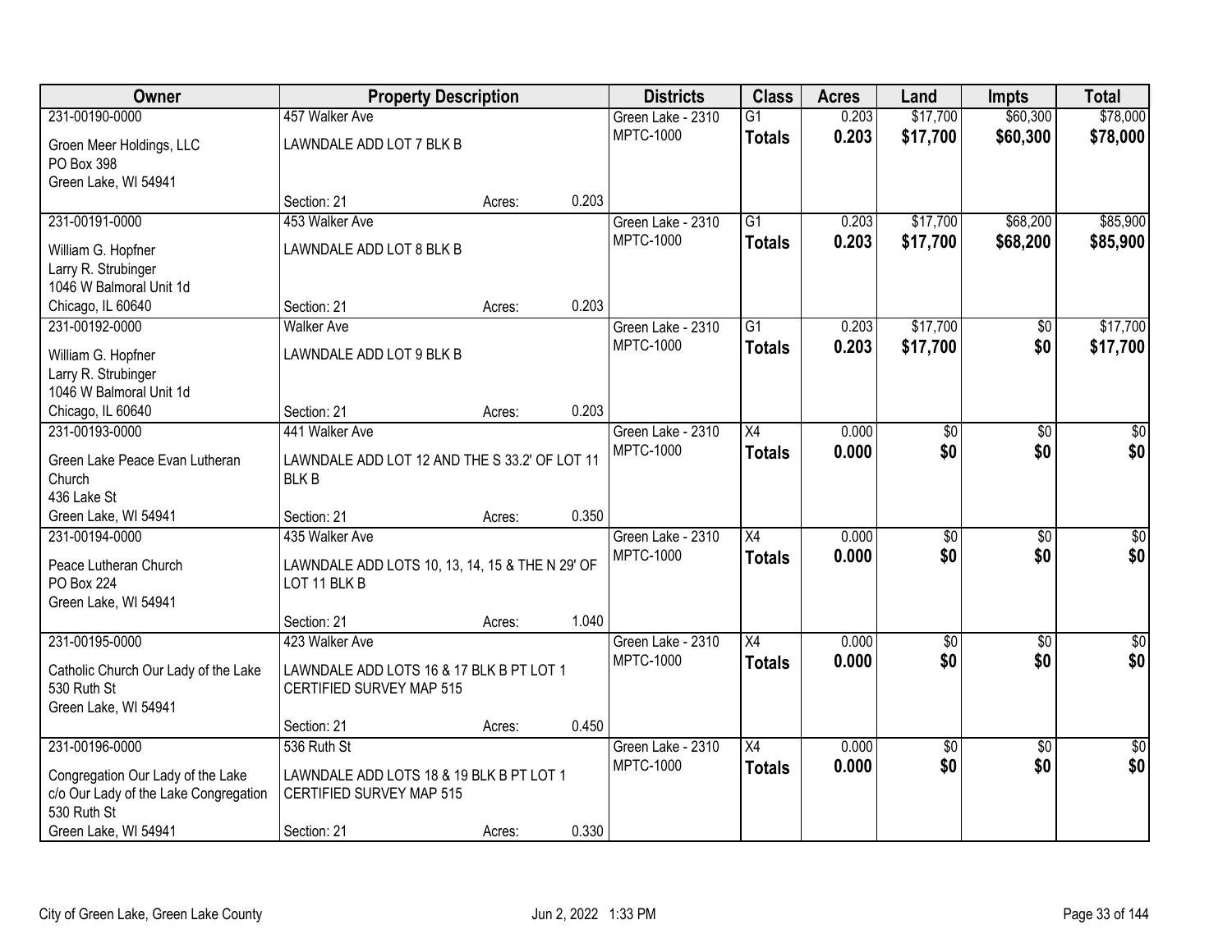| Owner | Property Description | | | Districts | Class | Acres | Land | Impts | Total |
|---|---|---|---|---|---|---|---|---|---|
| 231-00190-0000 | 457 Walker Ave | | | Green Lake - 2310 | G1 | 0.203 | $17,700 | $60,300 | $78,000 |
| Groen Meer Holdings, LLC<br>PO Box 398<br>Green Lake, WI 54941 | LAWNDALE ADD LOT 7 BLK B | | | MPTC-1000 | **Totals** | **0.203** | **$17,700** | **$60,300** | **$78,000** |
| | Section: 21 | Acres: | 0.203 | | | | | | |
| 231-00191-0000 | 453 Walker Ave | | | Green Lake - 2310 | G1 | 0.203 | $17,700 | $68,200 | $85,900 |
| William G. Hopfner<br>Larry R. Strubinger<br>1046 W Balmoral Unit 1d<br>Chicago, IL 60640 | LAWNDALE ADD LOT 8 BLK B | | | MPTC-1000 | **Totals** | **0.203** | **$17,700** | **$68,200** | **$85,900** |
| | Section: 21 | Acres: | 0.203 | | | | | | |
| 231-00192-0000 | Walker Ave | | | Green Lake - 2310 | G1 | 0.203 | $17,700 | $0 | $17,700 |
| William G. Hopfner<br>Larry R. Strubinger<br>1046 W Balmoral Unit 1d<br>Chicago, IL 60640 | LAWNDALE ADD LOT 9 BLK B | | | MPTC-1000 | **Totals** | **0.203** | **$17,700** | **$0** | **$17,700** |
| | Section: 21 | Acres: | 0.203 | | | | | | |
| 231-00193-0000 | 441 Walker Ave | | | Green Lake - 2310 | X4 | 0.000 | $0 | $0 | $0 |
| Green Lake Peace Evan Lutheran Church<br>436 Lake St<br>Green Lake, WI 54941 | LAWNDALE ADD LOT 12 AND THE S 33.2' OF LOT 11 BLK B | | | MPTC-1000 | **Totals** | **0.000** | **$0** | **$0** | **$0** |
| | Section: 21 | Acres: | 0.350 | | | | | | |
| 231-00194-0000 | 435 Walker Ave | | | Green Lake - 2310 | X4 | 0.000 | $0 | $0 | $0 |
| Peace Lutheran Church<br>PO Box 224<br>Green Lake, WI 54941 | LAWNDALE ADD LOTS 10, 13, 14, 15 & THE N 29' OF LOT 11 BLK B | | | MPTC-1000 | **Totals** | **0.000** | **$0** | **$0** | **$0** |
| | Section: 21 | Acres: | 1.040 | | | | | | |
| 231-00195-0000 | 423 Walker Ave | | | Green Lake - 2310 | X4 | 0.000 | $0 | $0 | $0 |
| Catholic Church Our Lady of the Lake<br>530 Ruth St<br>Green Lake, WI 54941 | LAWNDALE ADD LOTS 16 & 17 BLK B PT LOT 1 CERTIFIED SURVEY MAP 515 | | | MPTC-1000 | **Totals** | **0.000** | **$0** | **$0** | **$0** |
| | Section: 21 | Acres: | 0.450 | | | | | | |
| 231-00196-0000 | 536 Ruth St | | | Green Lake - 2310 | X4 | 0.000 | $0 | $0 | $0 |
| Congregation Our Lady of the Lake<br>c/o Our Lady of the Lake Congregation<br>530 Ruth St<br>Green Lake, WI 54941 | LAWNDALE ADD LOTS 18 & 19 BLK B PT LOT 1 CERTIFIED SURVEY MAP 515 | | | MPTC-1000 | **Totals** | **0.000** | **$0** | **$0** | **$0** |
| | Section: 21 | Acres: | 0.330 | | | | | | |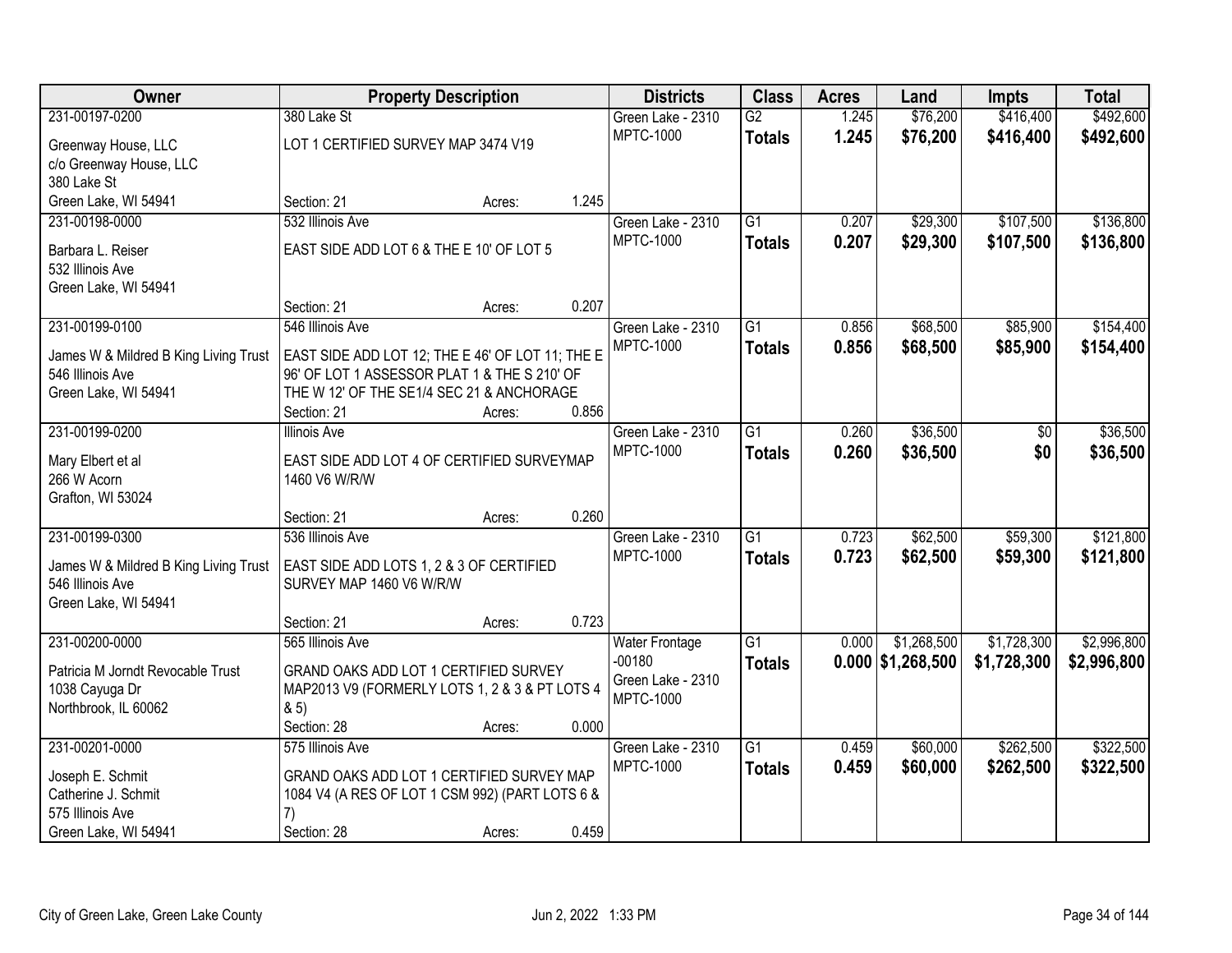| Owner | Property Description | | | Districts | Class | Acres | Land | Impts | Total |
|---|---|---|---|---|---|---|---|---|---|
| 231-00197-0200<br>Greenway House, LLC<br>c/o Greenway House, LLC<br>380 Lake St<br>Green Lake, WI 54941 | 380 Lake St<br>LOT 1 CERTIFIED SURVEY MAP 3474 V19<br>Section: 21 | Acres: | 1.245 | Green Lake - 2310<br>MPTC-1000 | G2<br>**Totals** | 1.245<br>**1.245** | $76,200<br>**$76,200** | $416,400<br>**$416,400** | $492,600<br>**$492,600** |
| 231-00198-0000<br>Barbara L. Reiser<br>532 Illinois Ave<br>Green Lake, WI 54941 | 532 Illinois Ave<br>EAST SIDE ADD LOT 6 & THE E 10' OF LOT 5<br>Section: 21 | Acres: | 0.207 | Green Lake - 2310<br>MPTC-1000 | G1<br>**Totals** | 0.207<br>**0.207** | $29,300<br>**$29,300** | $107,500<br>**$107,500** | $136,800<br>**$136,800** |
| 231-00199-0100<br>James W & Mildred B King Living Trust<br>546 Illinois Ave<br>Green Lake, WI 54941 | 546 Illinois Ave<br>EAST SIDE ADD LOT 12; THE E 46' OF LOT 11; THE E 96' OF LOT 1 ASSESSOR PLAT 1 & THE S 210' OF THE W 12' OF THE SE1/4 SEC 21 & ANCHORAGE<br>Section: 21 | Acres: | 0.856 | Green Lake - 2310<br>MPTC-1000 | G1<br>**Totals** | 0.856<br>**0.856** | $68,500<br>**$68,500** | $85,900<br>**$85,900** | $154,400<br>**$154,400** |
| 231-00199-0200<br>Mary Elbert et al<br>266 W Acorn<br>Grafton, WI 53024 | Illinois Ave<br>EAST SIDE ADD LOT 4 OF CERTIFIED SURVEYMAP 1460 V6 W/R/W<br>Section: 21 | Acres: | 0.260 | Green Lake - 2310<br>MPTC-1000 | G1<br>**Totals** | 0.260<br>**0.260** | $36,500<br>**$36,500** | $0<br>**$0** | $36,500<br>**$36,500** |
| 231-00199-0300<br>James W & Mildred B King Living Trust<br>546 Illinois Ave<br>Green Lake, WI 54941 | 536 Illinois Ave<br>EAST SIDE ADD LOTS 1, 2 & 3 OF CERTIFIED SURVEY MAP 1460 V6 W/R/W<br>Section: 21 | Acres: | 0.723 | Green Lake - 2310<br>MPTC-1000 | G1<br>**Totals** | 0.723<br>**0.723** | $62,500<br>**$62,500** | $59,300<br>**$59,300** | $121,800<br>**$121,800** |
| 231-00200-0000<br>Patricia M Jorndt Revocable Trust<br>1038 Cayuga Dr<br>Northbrook, IL 60062 | 565 Illinois Ave<br>GRAND OAKS ADD LOT 1 CERTIFIED SURVEY MAP2013 V9 (FORMERLY LOTS 1, 2 & 3 & PT LOTS 4 & 5)<br>Section: 28 | Acres: | 0.000 | Water Frontage -00180<br>Green Lake - 2310<br>MPTC-1000 | G1<br>**Totals** | 0.000<br>**0.000** | $1,268,500<br>**$1,268,500** | $1,728,300<br>**$1,728,300** | $2,996,800<br>**$2,996,800** |
| 231-00201-0000<br>Joseph E. Schmit<br>Catherine J. Schmit<br>575 Illinois Ave<br>Green Lake, WI 54941 | 575 Illinois Ave<br>GRAND OAKS ADD LOT 1 CERTIFIED SURVEY MAP 1084 V4 (A RES OF LOT 1 CSM 992) (PART LOTS 6 & 7)<br>Section: 28 | Acres: | 0.459 | Green Lake - 2310<br>MPTC-1000 | G1<br>**Totals** | 0.459<br>**0.459** | $60,000<br>**$60,000** | $262,500<br>**$262,500** | $322,500<br>**$322,500** |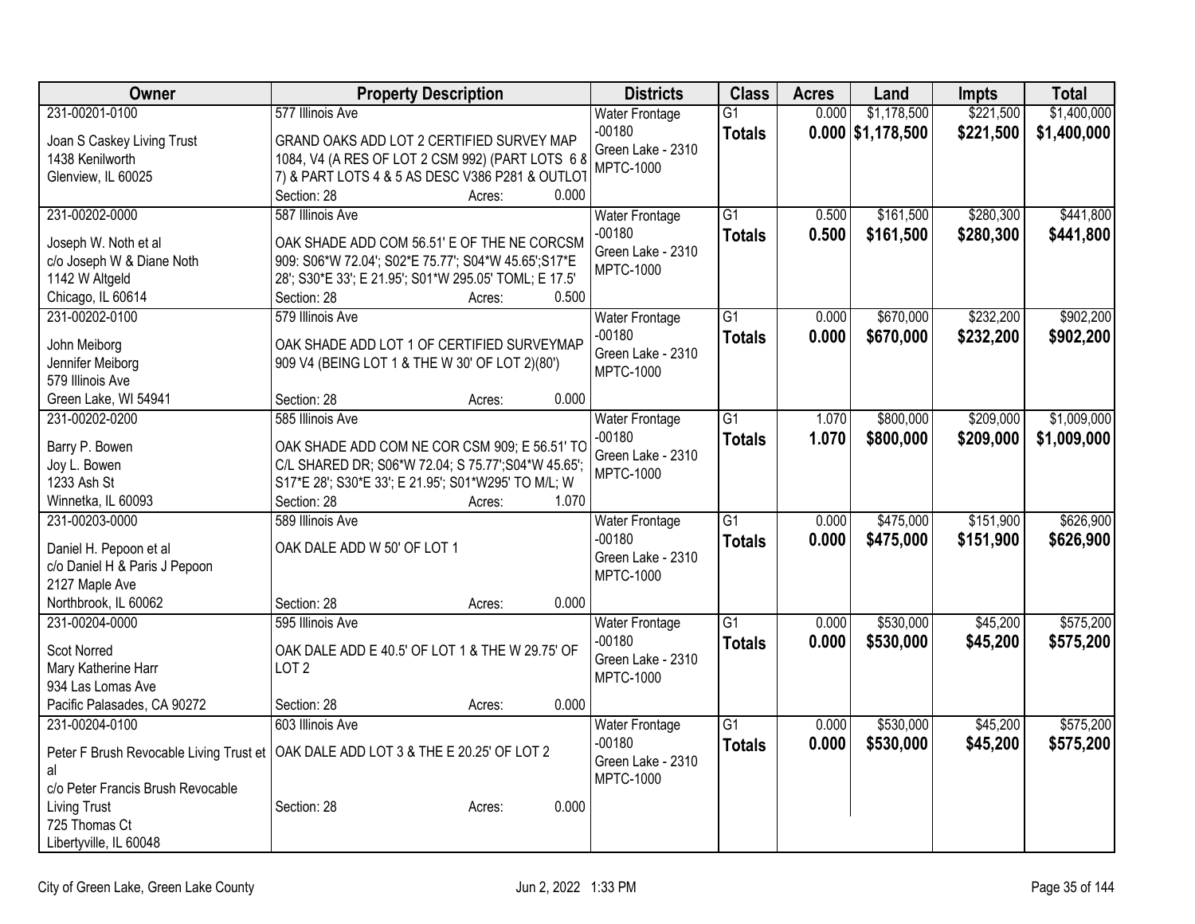| Owner | Property Description | Districts | Class | Acres | Land | Impts | Total |
|---|---|---|---|---|---|---|---|
| 231-00201-0100<br>Joan S Caskey Living Trust<br>1438 Kenilworth<br>Glenview, IL 60025 | 577 Illinois Ave<br>GRAND OAKS ADD LOT 2 CERTIFIED SURVEY MAP 1084, V4 (A RES OF LOT 2 CSM 992) (PART LOTS 6 & 7) & PART LOTS 4 & 5 AS DESC V386 P281 & OUTLOT<br>Section: 28 Acres: 0.000 | Water Frontage -00180<br>Green Lake - 2310<br>MPTC-1000 | G1<br>**Totals** | 0.000<br>**0.000** | $1,178,500<br>**$1,178,500** | $221,500<br>**$221,500** | $1,400,000<br>**$1,400,000** |
| 231-00202-0000<br>Joseph W. Noth et al<br>c/o Joseph W & Diane Noth<br>1142 W Altgeld<br>Chicago, IL 60614 | 587 Illinois Ave<br>OAK SHADE ADD COM 56.51' E OF THE NE CORCSM 909: S06*W 72.04'; S02*E 75.77'; S04*W 45.65';S17*E 28'; S30*E 33'; E 21.95'; S01*W 295.05' TOML; E 17.5'<br>Section: 28 Acres: 0.500 | Water Frontage -00180<br>Green Lake - 2310<br>MPTC-1000 | G1<br>**Totals** | 0.500<br>**0.500** | $161,500<br>**$161,500** | $280,300<br>**$280,300** | $441,800<br>**$441,800** |
| 231-00202-0100<br>John Meiborg<br>Jennifer Meiborg<br>579 Illinois Ave<br>Green Lake, WI 54941 | 579 Illinois Ave<br>OAK SHADE ADD LOT 1 OF CERTIFIED SURVEYMAP 909 V4 (BEING LOT 1 & THE W 30' OF LOT 2)(80')<br>Section: 28 Acres: 0.000 | Water Frontage -00180<br>Green Lake - 2310<br>MPTC-1000 | G1<br>**Totals** | 0.000<br>**0.000** | $670,000<br>**$670,000** | $232,200<br>**$232,200** | $902,200<br>**$902,200** |
| 231-00202-0200<br>Barry P. Bowen<br>Joy L. Bowen<br>1233 Ash St<br>Winnetka, IL 60093 | 585 Illinois Ave<br>OAK SHADE ADD COM NE COR CSM 909; E 56.51' TO C/L SHARED DR; S06*W 72.04; S 75.77';S04*W 45.65'; S17*E 28'; S30*E 33'; E 21.95'; S01*W295' TO M/L; W<br>Section: 28 Acres: 1.070 | Water Frontage -00180<br>Green Lake - 2310<br>MPTC-1000 | G1<br>**Totals** | 1.070<br>**1.070** | $800,000<br>**$800,000** | $209,000<br>**$209,000** | $1,009,000<br>**$1,009,000** |
| 231-00203-0000<br>Daniel H. Pepoon et al<br>c/o Daniel H & Paris J Pepoon<br>2127 Maple Ave<br>Northbrook, IL 60062 | 589 Illinois Ave<br>OAK DALE ADD W 50' OF LOT 1<br>Section: 28 Acres: 0.000 | Water Frontage -00180<br>Green Lake - 2310<br>MPTC-1000 | G1<br>**Totals** | 0.000<br>**0.000** | $475,000<br>**$475,000** | $151,900<br>**$151,900** | $626,900<br>**$626,900** |
| 231-00204-0000<br>Scot Norred<br>Mary Katherine Harr<br>934 Las Lomas Ave<br>Pacific Palasades, CA 90272 | 595 Illinois Ave<br>OAK DALE ADD E 40.5' OF LOT 1 & THE W 29.75' OF LOT 2<br>Section: 28 Acres: 0.000 | Water Frontage -00180<br>Green Lake - 2310<br>MPTC-1000 | G1<br>**Totals** | 0.000<br>**0.000** | $530,000<br>**$530,000** | $45,200<br>**$45,200** | $575,200<br>**$575,200** |
| 231-00204-0100<br>Peter F Brush Revocable Living Trust et al<br>c/o Peter Francis Brush Revocable Living Trust<br>725 Thomas Ct<br>Libertyville, IL 60048 | 603 Illinois Ave<br>OAK DALE ADD LOT 3 & THE E 20.25' OF LOT 2<br>Section: 28 Acres: 0.000 | Water Frontage -00180<br>Green Lake - 2310<br>MPTC-1000 | G1<br>**Totals** | 0.000<br>**0.000** | $530,000<br>**$530,000** | $45,200<br>**$45,200** | $575,200<br>**$575,200** |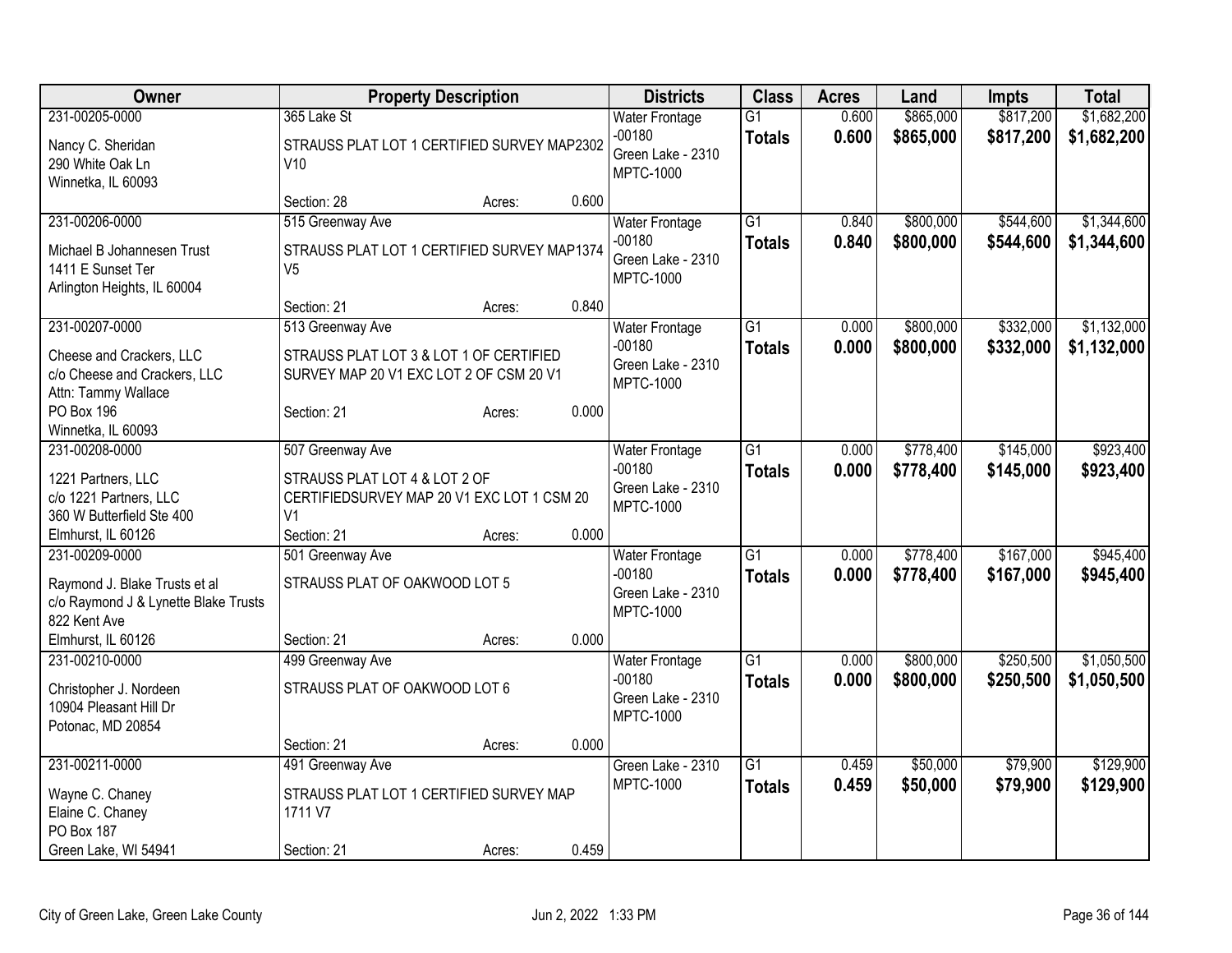| Owner | Property Description | Districts | Class | Acres | Land | Impts | Total |
|---|---|---|---|---|---|---|---|
| 231-00205-0000<br>Nancy C. Sheridan<br>290 White Oak Ln<br>Winnetka, IL 60093 | 365 Lake St<br>STRAUSS PLAT LOT 1 CERTIFIED SURVEY MAP2302 V10<br>Section: 28 Acres: 0.600 | Water Frontage -00180<br>Green Lake - 2310<br>MPTC-1000 | G1<br>**Totals** | 0.600<br>**0.600** | \$865,000<br>**\$865,000** | \$817,200<br>**\$817,200** | \$1,682,200<br>**\$1,682,200** |
| 231-00206-0000<br>Michael B Johannesen Trust<br>1411 E Sunset Ter<br>Arlington Heights, IL 60004 | 515 Greenway Ave<br>STRAUSS PLAT LOT 1 CERTIFIED SURVEY MAP1374 V5<br>Section: 21 Acres: 0.840 | Water Frontage -00180<br>Green Lake - 2310<br>MPTC-1000 | G1<br>**Totals** | 0.840<br>**0.840** | \$800,000<br>**\$800,000** | \$544,600<br>**\$544,600** | \$1,344,600<br>**\$1,344,600** |
| 231-00207-0000<br>Cheese and Crackers, LLC<br>c/o Cheese and Crackers, LLC<br>Attn: Tammy Wallace<br>PO Box 196<br>Winnetka, IL 60093 | 513 Greenway Ave<br>STRAUSS PLAT LOT 3 & LOT 1 OF CERTIFIED SURVEY MAP 20 V1 EXC LOT 2 OF CSM 20 V1<br>Section: 21 Acres: 0.000 | Water Frontage -00180<br>Green Lake - 2310<br>MPTC-1000 | G1<br>**Totals** | 0.000<br>**0.000** | \$800,000<br>**\$800,000** | \$332,000<br>**\$332,000** | \$1,132,000<br>**\$1,132,000** |
| 231-00208-0000<br>1221 Partners, LLC<br>c/o 1221 Partners, LLC<br>360 W Butterfield Ste 400<br>Elmhurst, IL 60126 | 507 Greenway Ave<br>STRAUSS PLAT LOT 4 & LOT 2 OF CERTIFIEDSURVEY MAP 20 V1 EXC LOT 1 CSM 20 V1<br>Section: 21 Acres: 0.000 | Water Frontage -00180<br>Green Lake - 2310<br>MPTC-1000 | G1<br>**Totals** | 0.000<br>**0.000** | \$778,400<br>**\$778,400** | \$145,000<br>**\$145,000** | \$923,400<br>**\$923,400** |
| 231-00209-0000<br>Raymond J. Blake Trusts et al<br>c/o Raymond J & Lynette Blake Trusts<br>822 Kent Ave<br>Elmhurst, IL 60126 | 501 Greenway Ave<br>STRAUSS PLAT OF OAKWOOD LOT 5<br>Section: 21 Acres: 0.000 | Water Frontage -00180<br>Green Lake - 2310<br>MPTC-1000 | G1<br>**Totals** | 0.000<br>**0.000** | \$778,400<br>**\$778,400** | \$167,000<br>**\$167,000** | \$945,400<br>**\$945,400** |
| 231-00210-0000<br>Christopher J. Nordeen<br>10904 Pleasant Hill Dr<br>Potonac, MD 20854 | 499 Greenway Ave<br>STRAUSS PLAT OF OAKWOOD LOT 6<br>Section: 21 Acres: 0.000 | Water Frontage -00180<br>Green Lake - 2310<br>MPTC-1000 | G1<br>**Totals** | 0.000<br>**0.000** | \$800,000<br>**\$800,000** | \$250,500<br>**\$250,500** | \$1,050,500<br>**\$1,050,500** |
| 231-00211-0000<br>Wayne C. Chaney<br>Elaine C. Chaney<br>PO Box 187<br>Green Lake, WI 54941 | 491 Greenway Ave<br>STRAUSS PLAT LOT 1 CERTIFIED SURVEY MAP 1711 V7<br>Section: 21 Acres: 0.459 | Green Lake - 2310<br>MPTC-1000 | G1<br>**Totals** | 0.459<br>**0.459** | \$50,000<br>**\$50,000** | \$79,900<br>**\$79,900** | \$129,900<br>**\$129,900** |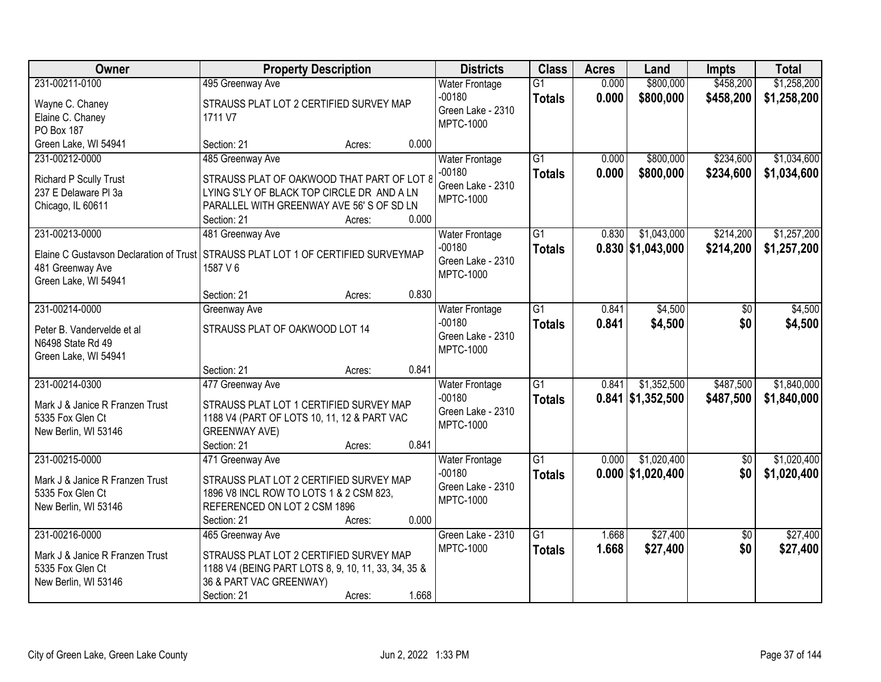| Owner | Property Description | Districts | Class | Acres | Land | Impts | Total |
|---|---|---|---|---|---|---|---|
| 231-00211-0100<br>Wayne C. Chaney<br>Elaine C. Chaney<br>PO Box 187<br>Green Lake, WI 54941 | 495 Greenway Ave<br>STRAUSS PLAT LOT 2 CERTIFIED SURVEY MAP 1711 V7<br>Section: 21 Acres: 0.000 | Water Frontage -00180<br>Green Lake - 2310<br>MPTC-1000 | G1<br>**Totals** | 0.000<br>**0.000** | $800,000<br>**$800,000** | $458,200<br>**$458,200** | $1,258,200<br>**$1,258,200** |
| 231-00212-0000<br>Richard P Scully Trust<br>237 E Delaware Pl 3a<br>Chicago, IL 60611 | 485 Greenway Ave<br>STRAUSS PLAT OF OAKWOOD THAT PART OF LOT 8 LYING S'LY OF BLACK TOP CIRCLE DR AND A LN PARALLEL WITH GREENWAY AVE 56' S OF SD LN<br>Section: 21 Acres: 0.000 | Water Frontage -00180<br>Green Lake - 2310<br>MPTC-1000 | G1<br>**Totals** | 0.000<br>**0.000** | $800,000<br>**$800,000** | $234,600<br>**$234,600** | $1,034,600<br>**$1,034,600** |
| 231-00213-0000<br>Elaine C Gustavson Declaration of Trust<br>481 Greenway Ave<br>Green Lake, WI 54941 | 481 Greenway Ave<br>STRAUSS PLAT LOT 1 OF CERTIFIED SURVEYMAP 1587 V 6<br>Section: 21 Acres: 0.830 | Water Frontage -00180<br>Green Lake - 2310<br>MPTC-1000 | G1<br>**Totals** | 0.830<br>**0.830** | $1,043,000<br>**$1,043,000** | $214,200<br>**$214,200** | $1,257,200<br>**$1,257,200** |
| 231-00214-0000<br>Peter B. Vandervelde et al<br>N6498 State Rd 49<br>Green Lake, WI 54941 | Greenway Ave<br>STRAUSS PLAT OF OAKWOOD LOT 14<br>Section: 21 Acres: 0.841 | Water Frontage -00180<br>Green Lake - 2310<br>MPTC-1000 | G1<br>**Totals** | 0.841<br>**0.841** | $4,500<br>**$4,500** | $0<br>**$0** | $4,500<br>**$4,500** |
| 231-00214-0300<br>Mark J & Janice R Franzen Trust<br>5335 Fox Glen Ct<br>New Berlin, WI 53146 | 477 Greenway Ave<br>STRAUSS PLAT LOT 1 CERTIFIED SURVEY MAP 1188 V4 (PART OF LOTS 10, 11, 12 & PART VAC GREENWAY AVE)<br>Section: 21 Acres: 0.841 | Water Frontage -00180<br>Green Lake - 2310<br>MPTC-1000 | G1<br>**Totals** | 0.841<br>**0.841** | $1,352,500<br>**$1,352,500** | $487,500<br>**$487,500** | $1,840,000<br>**$1,840,000** |
| 231-00215-0000<br>Mark J & Janice R Franzen Trust<br>5335 Fox Glen Ct<br>New Berlin, WI 53146 | 471 Greenway Ave<br>STRAUSS PLAT LOT 2 CERTIFIED SURVEY MAP 1896 V8 INCL ROW TO LOTS 1 & 2 CSM 823, REFERENCED ON LOT 2 CSM 1896<br>Section: 21 Acres: 0.000 | Water Frontage -00180<br>Green Lake - 2310<br>MPTC-1000 | G1<br>**Totals** | 0.000<br>**0.000** | $1,020,400<br>**$1,020,400** | $0<br>**$0** | $1,020,400<br>**$1,020,400** |
| 231-00216-0000<br>Mark J & Janice R Franzen Trust<br>5335 Fox Glen Ct<br>New Berlin, WI 53146 | 465 Greenway Ave<br>STRAUSS PLAT LOT 2 CERTIFIED SURVEY MAP 1188 V4 (BEING PART LOTS 8, 9, 10, 11, 33, 34, 35 & 36 & PART VAC GREENWAY)<br>Section: 21 Acres: 1.668 | Green Lake - 2310<br>MPTC-1000 | G1<br>**Totals** | 1.668<br>**1.668** | $27,400<br>**$27,400** | $0<br>**$0** | $27,400<br>**$27,400** |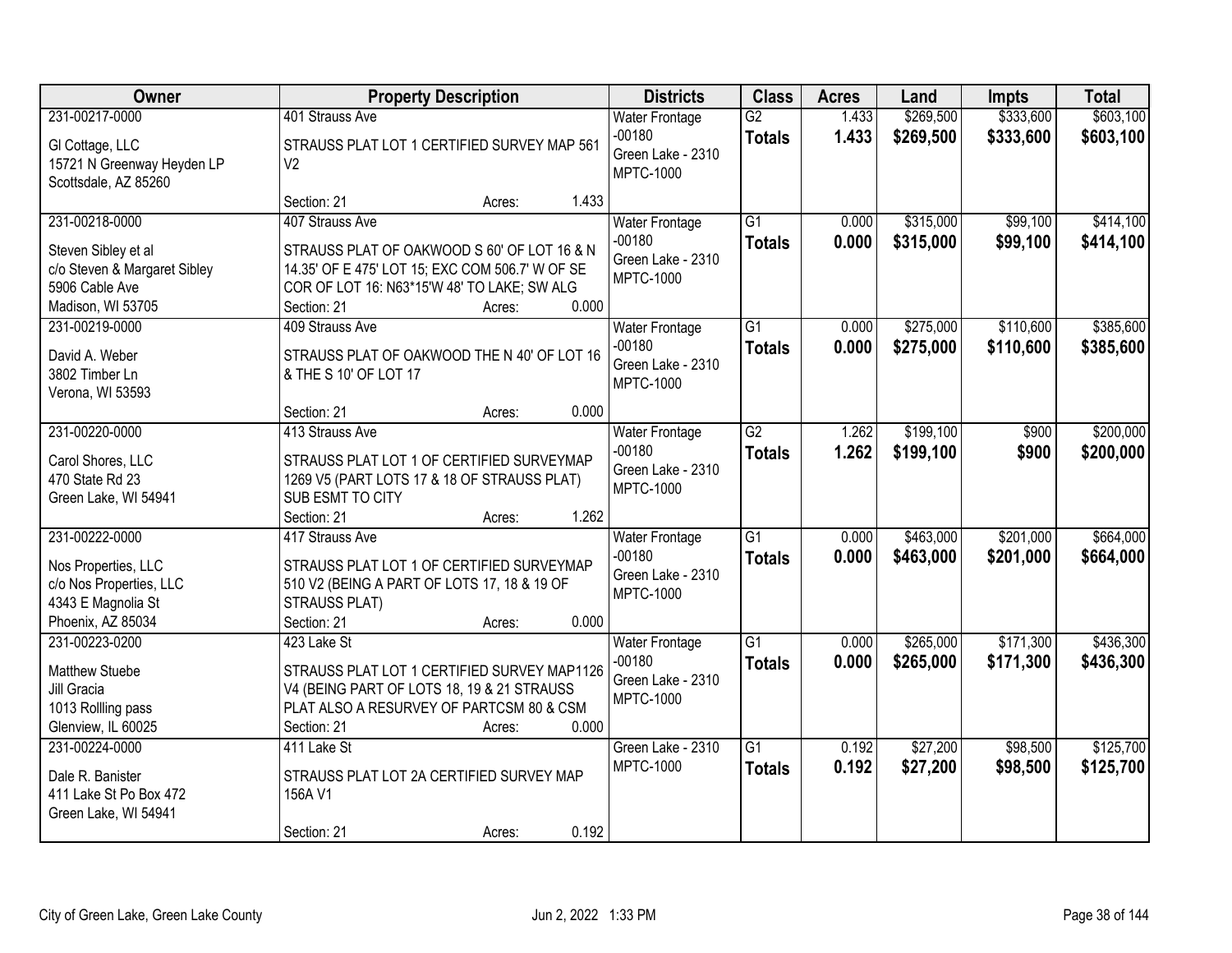| Owner | Property Description | Districts | Class | Acres | Land | Impts | Total |
|---|---|---|---|---|---|---|---|
| 231-00217-0000<br>Gl Cottage, LLC<br>15721 N Greenway Heyden LP<br>Scottsdale, AZ 85260 | 401 Strauss Ave<br>STRAUSS PLAT LOT 1 CERTIFIED SURVEY MAP 561 V2<br>Section: 21 Acres: 1.433 | Water Frontage -00180<br>Green Lake - 2310<br>MPTC-1000 | G2<br>**Totals** | 1.433<br>**1.433** | $269,500<br>**$269,500** | $333,600<br>**$333,600** | $603,100<br>**$603,100** |
| 231-00218-0000<br>Steven Sibley et al<br>c/o Steven & Margaret Sibley<br>5906 Cable Ave<br>Madison, WI 53705 | 407 Strauss Ave<br>STRAUSS PLAT OF OAKWOOD S 60' OF LOT 16 & N 14.35' OF E 475' LOT 15; EXC COM 506.7' W OF SE COR OF LOT 16: N63*15'W 48' TO LAKE; SW ALG<br>Section: 21 Acres: 0.000 | Water Frontage -00180<br>Green Lake - 2310<br>MPTC-1000 | G1<br>**Totals** | 0.000<br>**0.000** | $315,000<br>**$315,000** | $99,100<br>**$99,100** | $414,100<br>**$414,100** |
| 231-00219-0000<br>David A. Weber<br>3802 Timber Ln<br>Verona, WI 53593 | 409 Strauss Ave<br>STRAUSS PLAT OF OAKWOOD THE N 40' OF LOT 16 & THE S 10' OF LOT 17<br>Section: 21 Acres: 0.000 | Water Frontage -00180<br>Green Lake - 2310<br>MPTC-1000 | G1<br>**Totals** | 0.000<br>**0.000** | $275,000<br>**$275,000** | $110,600<br>**$110,600** | $385,600<br>**$385,600** |
| 231-00220-0000<br>Carol Shores, LLC<br>470 State Rd 23<br>Green Lake, WI 54941 | 413 Strauss Ave<br>STRAUSS PLAT LOT 1 OF CERTIFIED SURVEYMAP 1269 V5 (PART LOTS 17 & 18 OF STRAUSS PLAT) SUB ESMT TO CITY<br>Section: 21 Acres: 1.262 | Water Frontage -00180<br>Green Lake - 2310<br>MPTC-1000 | G2<br>**Totals** | 1.262<br>**1.262** | $199,100<br>**$199,100** | $900<br>**$900** | $200,000<br>**$200,000** |
| 231-00222-0000<br>Nos Properties, LLC<br>c/o Nos Properties, LLC<br>4343 E Magnolia St<br>Phoenix, AZ 85034 | 417 Strauss Ave<br>STRAUSS PLAT LOT 1 OF CERTIFIED SURVEYMAP 510 V2 (BEING A PART OF LOTS 17, 18 & 19 OF STRAUSS PLAT)<br>Section: 21 Acres: 0.000 | Water Frontage -00180<br>Green Lake - 2310<br>MPTC-1000 | G1<br>**Totals** | 0.000<br>**0.000** | $463,000<br>**$463,000** | $201,000<br>**$201,000** | $664,000<br>**$664,000** |
| 231-00223-0200<br>Matthew Stuebe<br>Jill Gracia<br>1013 Rollling pass<br>Glenview, IL 60025 | 423 Lake St<br>STRAUSS PLAT LOT 1 CERTIFIED SURVEY MAP1126 V4 (BEING PART OF LOTS 18, 19 & 21 STRAUSS PLAT ALSO A RESURVEY OF PARTCSM 80 & CSM<br>Section: 21 Acres: 0.000 | Water Frontage -00180<br>Green Lake - 2310<br>MPTC-1000 | G1<br>**Totals** | 0.000<br>**0.000** | $265,000<br>**$265,000** | $171,300<br>**$171,300** | $436,300<br>**$436,300** |
| 231-00224-0000<br>Dale R. Banister<br>411 Lake St Po Box 472<br>Green Lake, WI 54941 | 411 Lake St<br>STRAUSS PLAT LOT 2A CERTIFIED SURVEY MAP 156A V1<br>Section: 21 Acres: 0.192 | Green Lake - 2310<br>MPTC-1000 | G1<br>**Totals** | 0.192<br>**0.192** | $27,200<br>**$27,200** | $98,500<br>**$98,500** | $125,700<br>**$125,700** |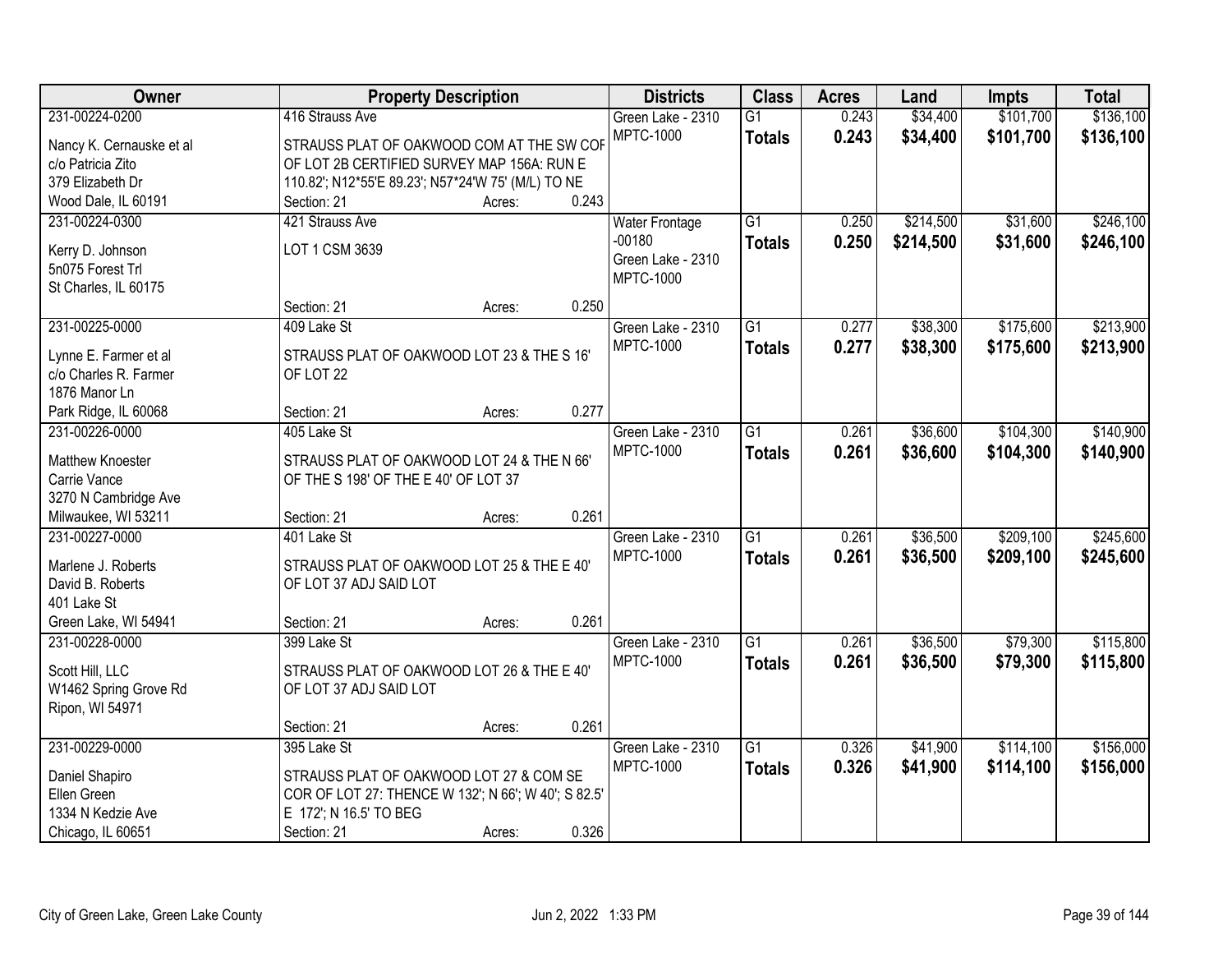| Owner | Property Description | Districts | Class | Acres | Land | Impts | Total |
|---|---|---|---|---|---|---|---|
| 231-00224-0200<br>Nancy K. Cernauske et al<br>c/o Patricia Zito<br>379 Elizabeth Dr<br>Wood Dale, IL 60191 | 416 Strauss Ave<br>STRAUSS PLAT OF OAKWOOD COM AT THE SW COF OF LOT 2B CERTIFIED SURVEY MAP 156A: RUN E 110.82'; N12*55'E 89.23'; N57*24'W 75' (M/L) TO NE<br>Section: 21 Acres: 0.243 | Green Lake - 2310<br>MPTC-1000 | G1<br>**Totals** | 0.243<br>**0.243** | $34,400<br>**$34,400** | $101,700<br>**$101,700** | $136,100<br>**$136,100** |
| 231-00224-0300<br>Kerry D. Johnson<br>5n075 Forest Trl<br>St Charles, IL 60175 | 421 Strauss Ave<br>LOT 1 CSM 3639<br>Section: 21 Acres: 0.250 | Water Frontage -00180<br>Green Lake - 2310<br>MPTC-1000 | G1<br>**Totals** | 0.250<br>**0.250** | $214,500<br>**$214,500** | $31,600<br>**$31,600** | $246,100<br>**$246,100** |
| 231-00225-0000<br>Lynne E. Farmer et al<br>c/o Charles R. Farmer<br>1876 Manor Ln<br>Park Ridge, IL 60068 | 409 Lake St<br>STRAUSS PLAT OF OAKWOOD LOT 23 & THE S 16' OF LOT 22<br>Section: 21 Acres: 0.277 | Green Lake - 2310<br>MPTC-1000 | G1<br>**Totals** | 0.277<br>**0.277** | $38,300<br>**$38,300** | $175,600<br>**$175,600** | $213,900<br>**$213,900** |
| 231-00226-0000<br>Matthew Knoester<br>Carrie Vance<br>3270 N Cambridge Ave<br>Milwaukee, WI 53211 | 405 Lake St<br>STRAUSS PLAT OF OAKWOOD LOT 24 & THE N 66' OF THE S 198' OF THE E 40' OF LOT 37<br>Section: 21 Acres: 0.261 | Green Lake - 2310<br>MPTC-1000 | G1<br>**Totals** | 0.261<br>**0.261** | $36,600<br>**$36,600** | $104,300<br>**$104,300** | $140,900<br>**$140,900** |
| 231-00227-0000<br>Marlene J. Roberts<br>David B. Roberts<br>401 Lake St<br>Green Lake, WI 54941 | 401 Lake St<br>STRAUSS PLAT OF OAKWOOD LOT 25 & THE E 40' OF LOT 37 ADJ SAID LOT<br>Section: 21 Acres: 0.261 | Green Lake - 2310<br>MPTC-1000 | G1<br>**Totals** | 0.261<br>**0.261** | $36,500<br>**$36,500** | $209,100<br>**$209,100** | $245,600<br>**$245,600** |
| 231-00228-0000<br>Scott Hill, LLC<br>W1462 Spring Grove Rd<br>Ripon, WI 54971 | 399 Lake St<br>STRAUSS PLAT OF OAKWOOD LOT 26 & THE E 40' OF LOT 37 ADJ SAID LOT<br>Section: 21 Acres: 0.261 | Green Lake - 2310<br>MPTC-1000 | G1<br>**Totals** | 0.261<br>**0.261** | $36,500<br>**$36,500** | $79,300<br>**$79,300** | $115,800<br>**$115,800** |
| 231-00229-0000<br>Daniel Shapiro<br>Ellen Green<br>1334 N Kedzie Ave<br>Chicago, IL 60651 | 395 Lake St<br>STRAUSS PLAT OF OAKWOOD LOT 27 & COM SE COR OF LOT 27: THENCE W 132'; N 66'; W 40'; S 82.5' E 172'; N 16.5' TO BEG<br>Section: 21 Acres: 0.326 | Green Lake - 2310<br>MPTC-1000 | G1<br>**Totals** | 0.326<br>**0.326** | $41,900<br>**$41,900** | $114,100<br>**$114,100** | $156,000<br>**$156,000** |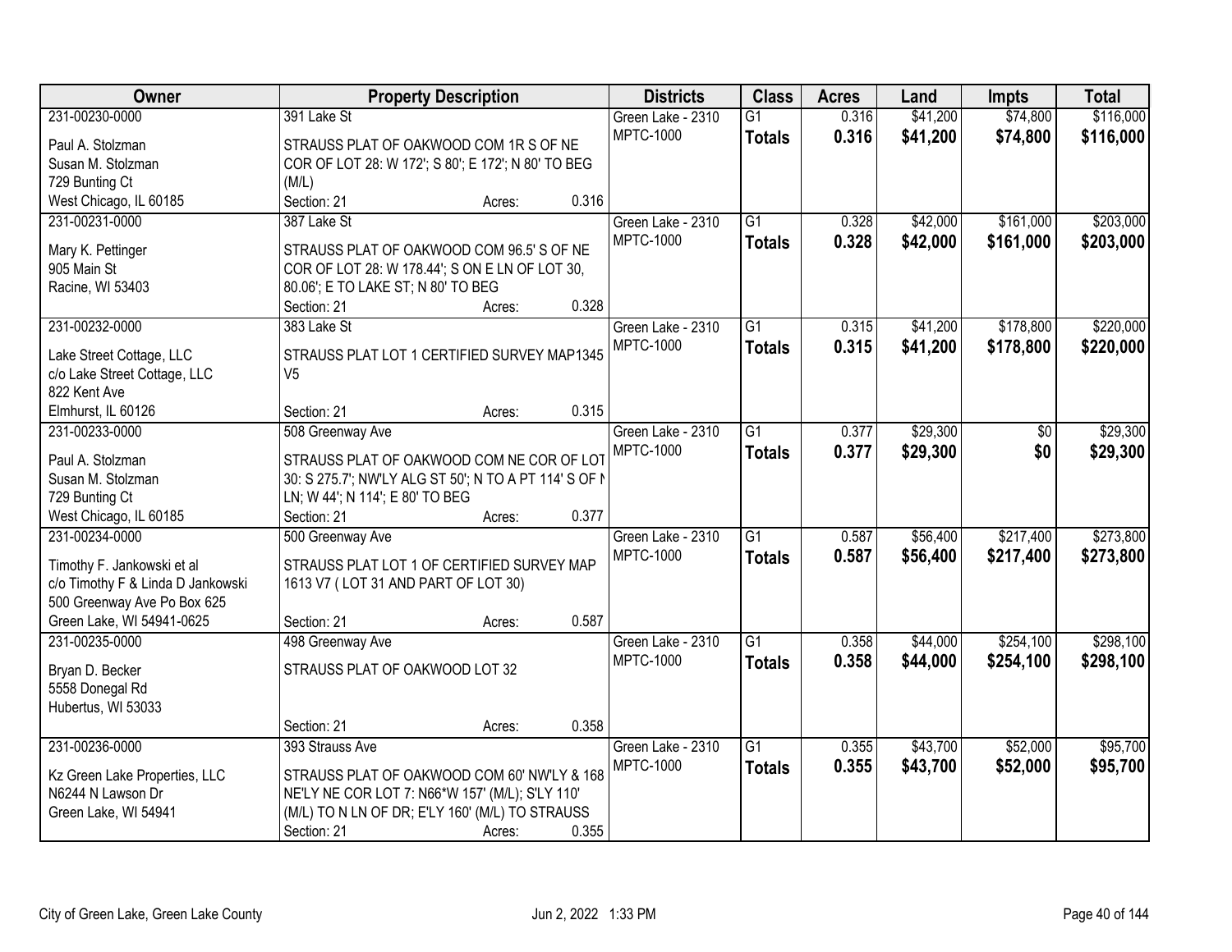| Owner | Property Description | Districts | Class | Acres | Land | Impts | Total |
|---|---|---|---|---|---|---|---|
| 231-00230-0000<br>Paul A. Stolzman<br>Susan M. Stolzman<br>729 Bunting Ct<br>West Chicago, IL 60185 | 391 Lake St<br>STRAUSS PLAT OF OAKWOOD COM 1R S OF NE COR OF LOT 28: W 172'; S 80'; E 172'; N 80' TO BEG (M/L)<br>Section: 21 Acres: 0.316 | Green Lake - 2310<br>MPTC-1000 | G1<br>**Totals** | 0.316<br>**0.316** | $41,200<br>**$41,200** | $74,800<br>**$74,800** | $116,000<br>**$116,000** |
| 231-00231-0000<br>Mary K. Pettinger<br>905 Main St<br>Racine, WI 53403 | 387 Lake St<br>STRAUSS PLAT OF OAKWOOD COM 96.5' S OF NE COR OF LOT 28: W 178.44'; S ON E LN OF LOT 30, 80.06'; E TO LAKE ST; N 80' TO BEG<br>Section: 21 Acres: 0.328 | Green Lake - 2310<br>MPTC-1000 | G1<br>**Totals** | 0.328<br>**0.328** | $42,000<br>**$42,000** | $161,000<br>**$161,000** | $203,000<br>**$203,000** |
| 231-00232-0000<br>Lake Street Cottage, LLC<br>c/o Lake Street Cottage, LLC<br>822 Kent Ave<br>Elmhurst, IL 60126 | 383 Lake St<br>STRAUSS PLAT LOT 1 CERTIFIED SURVEY MAP1345 V5<br>Section: 21 Acres: 0.315 | Green Lake - 2310<br>MPTC-1000 | G1<br>**Totals** | 0.315<br>**0.315** | $41,200<br>**$41,200** | $178,800<br>**$178,800** | $220,000<br>**$220,000** |
| 231-00233-0000<br>Paul A. Stolzman<br>Susan M. Stolzman<br>729 Bunting Ct<br>West Chicago, IL 60185 | 508 Greenway Ave<br>STRAUSS PLAT OF OAKWOOD COM NE COR OF LOT 30: S 275.7'; NW'LY ALG ST 50'; N TO A PT 114' S OF N LN; W 44'; N 114'; E 80' TO BEG<br>Section: 21 Acres: 0.377 | Green Lake - 2310<br>MPTC-1000 | G1<br>**Totals** | 0.377<br>**0.377** | $29,300<br>**$29,300** | $0<br>**$0** | $29,300<br>**$29,300** |
| 231-00234-0000<br>Timothy F. Jankowski et al<br>c/o Timothy F & Linda D Jankowski<br>500 Greenway Ave Po Box 625<br>Green Lake, WI 54941-0625 | 500 Greenway Ave<br>STRAUSS PLAT LOT 1 OF CERTIFIED SURVEY MAP 1613 V7 ( LOT 31 AND PART OF LOT 30)<br>Section: 21 Acres: 0.587 | Green Lake - 2310<br>MPTC-1000 | G1<br>**Totals** | 0.587<br>**0.587** | $56,400<br>**$56,400** | $217,400<br>**$217,400** | $273,800<br>**$273,800** |
| 231-00235-0000<br>Bryan D. Becker<br>5558 Donegal Rd<br>Hubertus, WI 53033 | 498 Greenway Ave<br>STRAUSS PLAT OF OAKWOOD LOT 32<br>Section: 21 Acres: 0.358 | Green Lake - 2310<br>MPTC-1000 | G1<br>**Totals** | 0.358<br>**0.358** | $44,000<br>**$44,000** | $254,100<br>**$254,100** | $298,100<br>**$298,100** |
| 231-00236-0000<br>Kz Green Lake Properties, LLC<br>N6244 N Lawson Dr<br>Green Lake, WI 54941 | 393 Strauss Ave<br>STRAUSS PLAT OF OAKWOOD COM 60' NW'LY & 168 NE'LY NE COR LOT 7: N66*W 157' (M/L); S'LY 110' (M/L) TO N LN OF DR; E'LY 160' (M/L) TO STRAUSS<br>Section: 21 Acres: 0.355 | Green Lake - 2310<br>MPTC-1000 | G1<br>**Totals** | 0.355<br>**0.355** | $43,700<br>**$43,700** | $52,000<br>**$52,000** | $95,700<br>**$95,700** |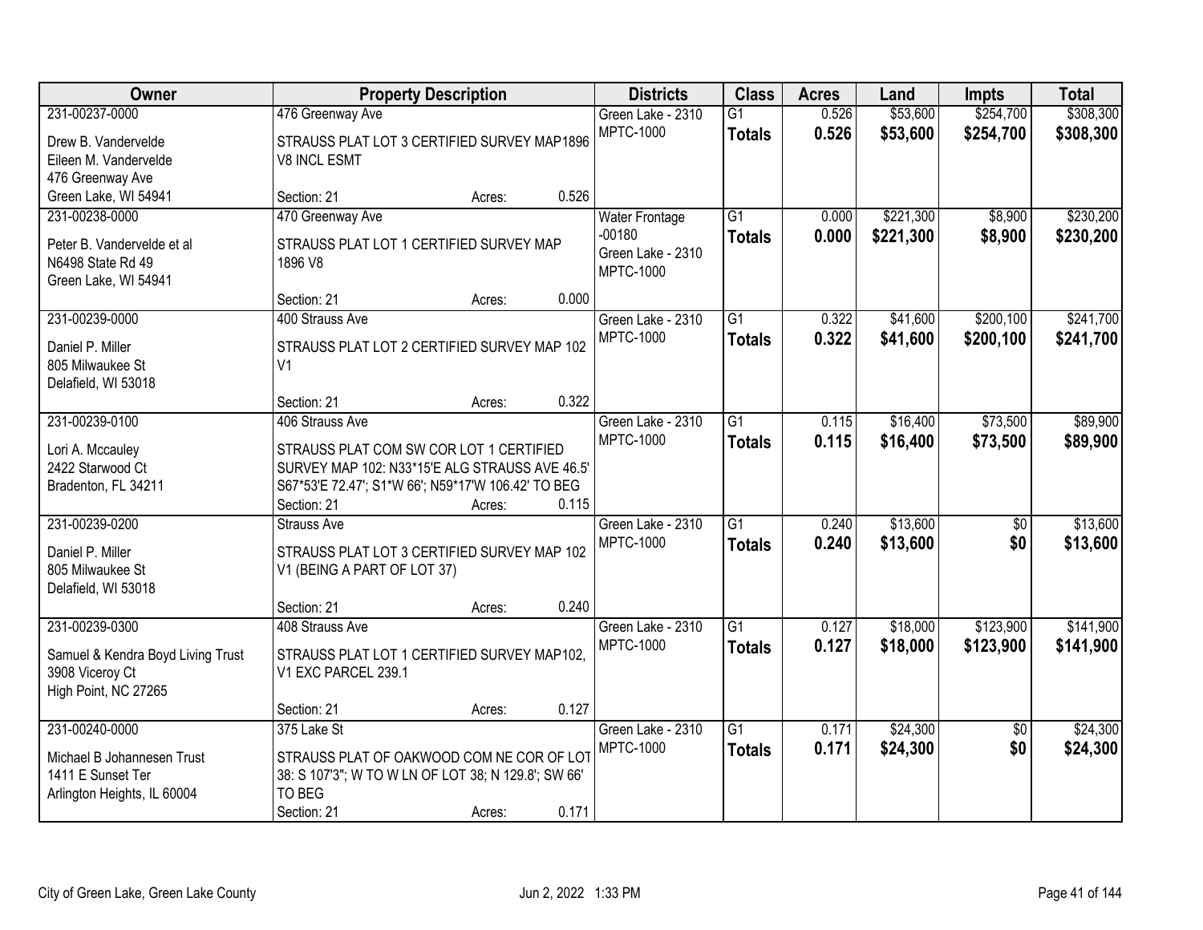| Owner | Property Description | Districts | Class | Acres | Land | Impts | Total |
|---|---|---|---|---|---|---|---|
| 231-00237-0000<br>Drew B. Vandervelde<br>Eileen M. Vandervelde<br>476 Greenway Ave<br>Green Lake, WI 54941 | 476 Greenway Ave<br>STRAUSS PLAT LOT 3 CERTIFIED SURVEY MAP1896 V8 INCL ESMT<br>Section: 21 Acres: 0.526 | Green Lake - 2310<br>MPTC-1000 | G1<br>**Totals** | 0.526<br>**0.526** | $53,600<br>**$53,600** | $254,700<br>**$254,700** | $308,300<br>**$308,300** |
| 231-00238-0000<br>Peter B. Vandervelde et al<br>N6498 State Rd 49<br>Green Lake, WI 54941 | 470 Greenway Ave<br>STRAUSS PLAT LOT 1 CERTIFIED SURVEY MAP 1896 V8<br>Section: 21 Acres: 0.000 | Water Frontage -00180<br>Green Lake - 2310<br>MPTC-1000 | G1<br>**Totals** | 0.000<br>**0.000** | $221,300<br>**$221,300** | $8,900<br>**$8,900** | $230,200<br>**$230,200** |
| 231-00239-0000<br>Daniel P. Miller<br>805 Milwaukee St<br>Delafield, WI 53018 | 400 Strauss Ave<br>STRAUSS PLAT LOT 2 CERTIFIED SURVEY MAP 102 V1<br>Section: 21 Acres: 0.322 | Green Lake - 2310<br>MPTC-1000 | G1<br>**Totals** | 0.322<br>**0.322** | $41,600<br>**$41,600** | $200,100<br>**$200,100** | $241,700<br>**$241,700** |
| 231-00239-0100<br>Lori A. Mccauley<br>2422 Starwood Ct<br>Bradenton, FL 34211 | 406 Strauss Ave<br>STRAUSS PLAT COM SW COR LOT 1 CERTIFIED SURVEY MAP 102: N33*15'E ALG STRAUSS AVE 46.5' S67*53'E 72.47'; S1*W 66'; N59*17'W 106.42' TO BEG<br>Section: 21 Acres: 0.115 | Green Lake - 2310<br>MPTC-1000 | G1<br>**Totals** | 0.115<br>**0.115** | $16,400<br>**$16,400** | $73,500<br>**$73,500** | $89,900<br>**$89,900** |
| 231-00239-0200<br>Daniel P. Miller<br>805 Milwaukee St<br>Delafield, WI 53018 | Strauss Ave<br>STRAUSS PLAT LOT 3 CERTIFIED SURVEY MAP 102 V1 (BEING A PART OF LOT 37)<br>Section: 21 Acres: 0.240 | Green Lake - 2310<br>MPTC-1000 | G1<br>**Totals** | 0.240<br>**0.240** | $13,600<br>**$13,600** | $0<br>**$0** | $13,600<br>**$13,600** |
| 231-00239-0300<br>Samuel & Kendra Boyd Living Trust<br>3908 Viceroy Ct<br>High Point, NC 27265 | 408 Strauss Ave<br>STRAUSS PLAT LOT 1 CERTIFIED SURVEY MAP102, V1 EXC PARCEL 239.1<br>Section: 21 Acres: 0.127 | Green Lake - 2310<br>MPTC-1000 | G1<br>**Totals** | 0.127<br>**0.127** | $18,000<br>**$18,000** | $123,900<br>**$123,900** | $141,900<br>**$141,900** |
| 231-00240-0000<br>Michael B Johannesen Trust<br>1411 E Sunset Ter<br>Arlington Heights, IL 60004 | 375 Lake St<br>STRAUSS PLAT OF OAKWOOD COM NE COR OF LOT 38: S 107'3"; W TO W LN OF LOT 38; N 129.8'; SW 66' TO BEG<br>Section: 21 Acres: 0.171 | Green Lake - 2310<br>MPTC-1000 | G1<br>**Totals** | 0.171<br>**0.171** | $24,300<br>**$24,300** | $0<br>**$0** | $24,300<br>**$24,300** |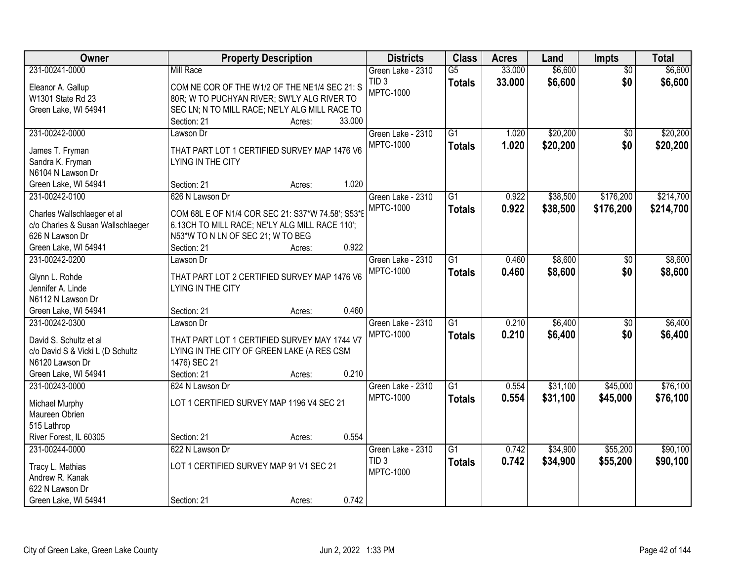| Owner | Property Description | Districts | Class | Acres | Land | Impts | Total |
|---|---|---|---|---|---|---|---|
| 231-00241-0000<br><br>Eleanor A. Gallup<br>W1301 State Rd 23<br>Green Lake, WI 54941 | Mill Race<br><br>COM NE COR OF THE W1/2 OF THE NE1/4 SEC 21: S 80R; W TO PUCHYAN RIVER; SW'LY ALG RIVER TO SEC LN; N TO MILL RACE; NE'LY ALG MILL RACE TO<br>Section: 21 Acres: 33.000 | Green Lake - 2310<br>TID 3<br>MPTC-1000 | G5<br>**Totals** | 33.000<br>**33.000** | $6,600<br>**$6,600** | $0<br>**$0** | $6,600<br>**$6,600** |
| 231-00242-0000<br><br>James T. Fryman<br>Sandra K. Fryman<br>N6104 N Lawson Dr<br>Green Lake, WI 54941 | Lawson Dr<br><br>THAT PART LOT 1 CERTIFIED SURVEY MAP 1476 V6 LYING IN THE CITY<br><br>Section: 21 Acres: 1.020 | Green Lake - 2310<br>MPTC-1000 | G1<br>**Totals** | 1.020<br>**1.020** | $20,200<br>**$20,200** | $0<br>**$0** | $20,200<br>**$20,200** |
| 231-00242-0100<br><br>Charles Wallschlaeger et al<br>c/o Charles & Susan Wallschlaeger<br>626 N Lawson Dr<br>Green Lake, WI 54941 | 626 N Lawson Dr<br><br>COM 68L E OF N1/4 COR SEC 21: S37*W 74.58'; S53*E 6.13CH TO MILL RACE; NE'LY ALG MILL RACE 110'; N53*W TO N LN OF SEC 21; W TO BEG<br>Section: 21 Acres: 0.922 | Green Lake - 2310<br>MPTC-1000 | G1<br>**Totals** | 0.922<br>**0.922** | $38,500<br>**$38,500** | $176,200<br>**$176,200** | $214,700<br>**$214,700** |
| 231-00242-0200<br><br>Glynn L. Rohde<br>Jennifer A. Linde<br>N6112 N Lawson Dr<br>Green Lake, WI 54941 | Lawson Dr<br><br>THAT PART LOT 2 CERTIFIED SURVEY MAP 1476 V6 LYING IN THE CITY<br><br>Section: 21 Acres: 0.460 | Green Lake - 2310<br>MPTC-1000 | G1<br>**Totals** | 0.460<br>**0.460** | $8,600<br>**$8,600** | $0<br>**$0** | $8,600<br>**$8,600** |
| 231-00242-0300<br><br>David S. Schultz et al<br>c/o David S & Vicki L (D Schultz<br>N6120 Lawson Dr<br>Green Lake, WI 54941 | Lawson Dr<br><br>THAT PART LOT 1 CERTIFIED SURVEY MAY 1744 V7 LYING IN THE CITY OF GREEN LAKE (A RES CSM 1476) SEC 21<br>Section: 21 Acres: 0.210 | Green Lake - 2310<br>MPTC-1000 | G1<br>**Totals** | 0.210<br>**0.210** | $6,400<br>**$6,400** | $0<br>**$0** | $6,400<br>**$6,400** |
| 231-00243-0000<br><br>Michael Murphy<br>Maureen Obrien<br>515 Lathrop<br>River Forest, IL 60305 | 624 N Lawson Dr<br><br>LOT 1 CERTIFIED SURVEY MAP 1196 V4 SEC 21<br><br>Section: 21 Acres: 0.554 | Green Lake - 2310<br>MPTC-1000 | G1<br>**Totals** | 0.554<br>**0.554** | $31,100<br>**$31,100** | $45,000<br>**$45,000** | $76,100<br>**$76,100** |
| 231-00244-0000<br><br>Tracy L. Mathias<br>Andrew R. Kanak<br>622 N Lawson Dr<br>Green Lake, WI 54941 | 622 N Lawson Dr<br><br>LOT 1 CERTIFIED SURVEY MAP 91 V1 SEC 21<br><br>Section: 21 Acres: 0.742 | Green Lake - 2310<br>TID 3<br>MPTC-1000 | G1<br>**Totals** | 0.742<br>**0.742** | $34,900<br>**$34,900** | $55,200<br>**$55,200** | $90,100<br>**$90,100** |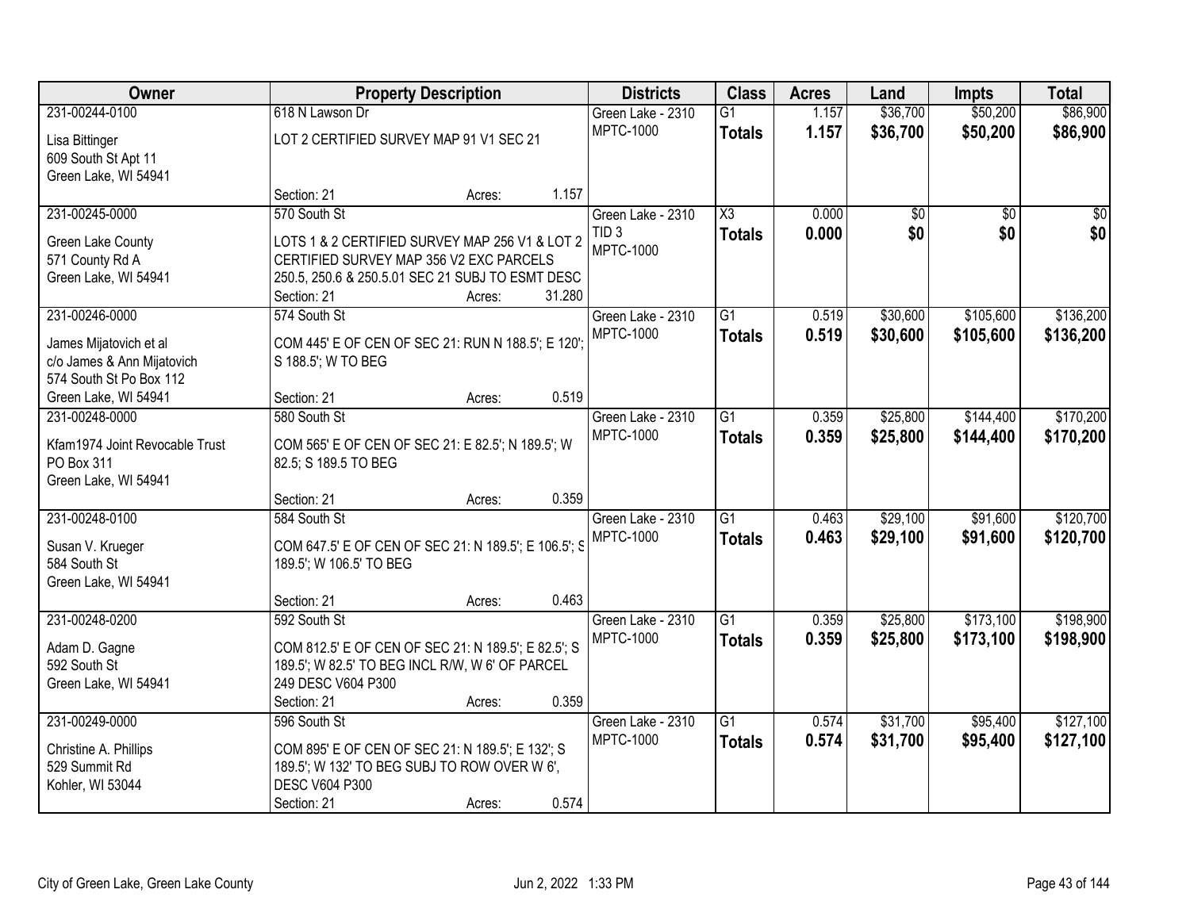| Owner | Property Description | Districts | Class | Acres | Land | Impts | Total |
|---|---|---|---|---|---|---|---|
| 231-00244-0100<br>Lisa Bittinger<br>609 South St Apt 11<br>Green Lake, WI 54941 | 618 N Lawson Dr<br>LOT 2 CERTIFIED SURVEY MAP 91 V1 SEC 21<br>Section: 21 Acres: 1.157 | Green Lake - 2310<br>MPTC-1000 | G1<br>**Totals** | 1.157<br>**1.157** | $36,700<br>**$36,700** | $50,200<br>**$50,200** | $86,900<br>**$86,900** |
| 231-00245-0000<br>Green Lake County<br>571 County Rd A<br>Green Lake, WI 54941 | 570 South St<br>LOTS 1 & 2 CERTIFIED SURVEY MAP 256 V1 & LOT 2 CERTIFIED SURVEY MAP 356 V2 EXC PARCELS 250.5, 250.6 & 250.5.01 SEC 21 SUBJ TO ESMT DESC<br>Section: 21 Acres: 31.280 | Green Lake - 2310<br>TID 3<br>MPTC-1000 | X3<br>**Totals** | 0.000<br>**0.000** | $0<br>**$0** | $0<br>**$0** | $0<br>**$0** |
| 231-00246-0000<br>James Mijatovich et al<br>c/o James & Ann Mijatovich<br>574 South St Po Box 112<br>Green Lake, WI 54941 | 574 South St<br>COM 445' E OF CEN OF SEC 21: RUN N 188.5'; E 120'; S 188.5'; W TO BEG<br>Section: 21 Acres: 0.519 | Green Lake - 2310<br>MPTC-1000 | G1<br>**Totals** | 0.519<br>**0.519** | $30,600<br>**$30,600** | $105,600<br>**$105,600** | $136,200<br>**$136,200** |
| 231-00248-0000<br>Kfam1974 Joint Revocable Trust<br>PO Box 311<br>Green Lake, WI 54941 | 580 South St<br>COM 565' E OF CEN OF SEC 21: E 82.5'; N 189.5'; W 82.5; S 189.5 TO BEG<br>Section: 21 Acres: 0.359 | Green Lake - 2310<br>MPTC-1000 | G1<br>**Totals** | 0.359<br>**0.359** | $25,800<br>**$25,800** | $144,400<br>**$144,400** | $170,200<br>**$170,200** |
| 231-00248-0100<br>Susan V. Krueger<br>584 South St<br>Green Lake, WI 54941 | 584 South St<br>COM 647.5' E OF CEN OF SEC 21: N 189.5'; E 106.5'; S 189.5'; W 106.5' TO BEG<br>Section: 21 Acres: 0.463 | Green Lake - 2310<br>MPTC-1000 | G1<br>**Totals** | 0.463<br>**0.463** | $29,100<br>**$29,100** | $91,600<br>**$91,600** | $120,700<br>**$120,700** |
| 231-00248-0200<br>Adam D. Gagne<br>592 South St<br>Green Lake, WI 54941 | 592 South St<br>COM 812.5' E OF CEN OF SEC 21: N 189.5'; E 82.5'; S 189.5'; W 82.5' TO BEG INCL R/W, W 6' OF PARCEL 249 DESC V604 P300<br>Section: 21 Acres: 0.359 | Green Lake - 2310<br>MPTC-1000 | G1<br>**Totals** | 0.359<br>**0.359** | $25,800<br>**$25,800** | $173,100<br>**$173,100** | $198,900<br>**$198,900** |
| 231-00249-0000<br>Christine A. Phillips<br>529 Summit Rd<br>Kohler, WI 53044 | 596 South St<br>COM 895' E OF CEN OF SEC 21: N 189.5'; E 132'; S 189.5'; W 132' TO BEG SUBJ TO ROW OVER W 6', DESC V604 P300<br>Section: 21 Acres: 0.574 | Green Lake - 2310<br>MPTC-1000 | G1<br>**Totals** | 0.574<br>**0.574** | $31,700<br>**$31,700** | $95,400<br>**$95,400** | $127,100<br>**$127,100** |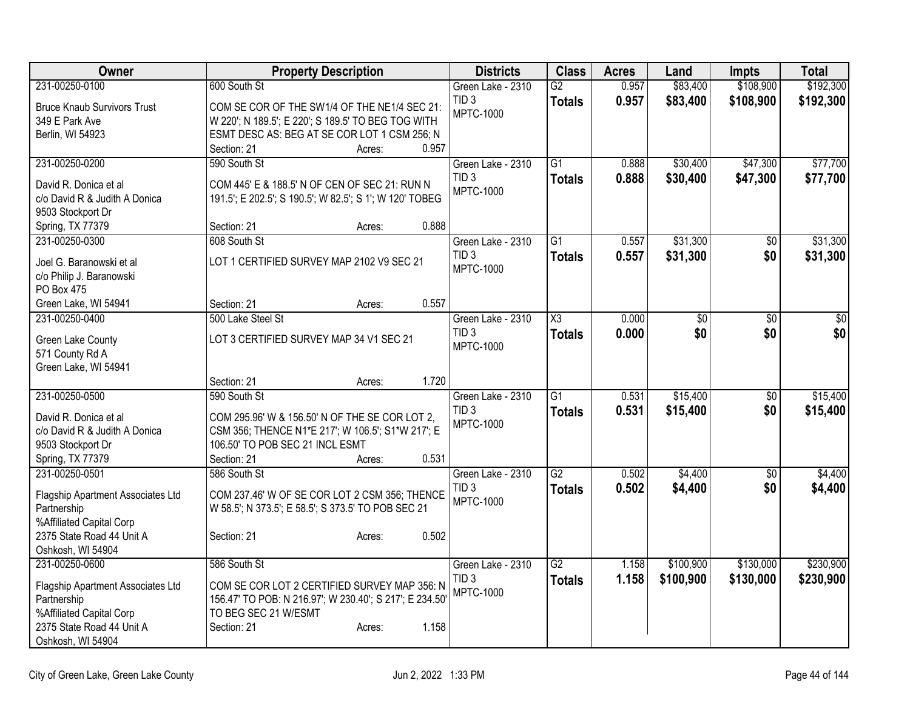| Owner | Property Description | Districts | Class | Acres | Land | Impts | Total |
|---|---|---|---|---|---|---|---|
| 231-00250-0100<br>Bruce Knaub Survivors Trust<br>349 E Park Ave<br>Berlin, WI 54923 | 600 South St<br>COM SE COR OF THE SW1/4 OF THE NE1/4 SEC 21: W 220'; N 189.5'; E 220'; S 189.5' TO BEG TOG WITH ESMT DESC AS: BEG AT SE COR LOT 1 CSM 256; N<br>Section: 21 Acres: 0.957 | Green Lake - 2310<br>TID 3<br>MPTC-1000 | G2<br>**Totals** | 0.957<br>**0.957** | $83,400<br>**$83,400** | $108,900<br>**$108,900** | $192,300<br>**$192,300** |
| 231-00250-0200<br>David R. Donica et al<br>c/o David R & Judith A Donica<br>9503 Stockport Dr<br>Spring, TX 77379 | 590 South St<br>COM 445' E & 188.5' N OF CEN OF SEC 21: RUN N 191.5'; E 202.5'; S 190.5'; W 82.5'; S 1'; W 120' TOBEG<br>Section: 21 Acres: 0.888 | Green Lake - 2310<br>TID 3<br>MPTC-1000 | G1<br>**Totals** | 0.888<br>**0.888** | $30,400<br>**$30,400** | $47,300<br>**$47,300** | $77,700<br>**$77,700** |
| 231-00250-0300<br>Joel G. Baranowski et al<br>c/o Philip J. Baranowski<br>PO Box 475<br>Green Lake, WI 54941 | 608 South St<br>LOT 1 CERTIFIED SURVEY MAP 2102 V9 SEC 21<br>Section: 21 Acres: 0.557 | Green Lake - 2310<br>TID 3<br>MPTC-1000 | G1<br>**Totals** | 0.557<br>**0.557** | $31,300<br>**$31,300** | $0<br>**$0** | $31,300<br>**$31,300** |
| 231-00250-0400<br>Green Lake County<br>571 County Rd A<br>Green Lake, WI 54941 | 500 Lake Steel St<br>LOT 3 CERTIFIED SURVEY MAP 34 V1 SEC 21<br>Section: 21 Acres: 1.720 | Green Lake - 2310<br>TID 3<br>MPTC-1000 | X3<br>**Totals** | 0.000<br>**0.000** | $0<br>**$0** | $0<br>**$0** | $0<br>**$0** |
| 231-00250-0500<br>David R. Donica et al<br>c/o David R & Judith A Donica<br>9503 Stockport Dr<br>Spring, TX 77379 | 590 South St<br>COM 295.96' W & 156.50' N OF THE SE COR LOT 2, CSM 356; THENCE N1*E 217'; W 106.5'; S1*W 217'; E 106.50' TO POB SEC 21 INCL ESMT<br>Section: 21 Acres: 0.531 | Green Lake - 2310<br>TID 3<br>MPTC-1000 | G1<br>**Totals** | 0.531<br>**0.531** | $15,400<br>**$15,400** | $0<br>**$0** | $15,400<br>**$15,400** |
| 231-00250-0501<br>Flagship Apartment Associates Ltd Partnership<br>%Affiliated Capital Corp<br>2375 State Road 44 Unit A<br>Oshkosh, WI 54904 | 586 South St<br>COM 237.46' W OF SE COR LOT 2 CSM 356; THENCE W 58.5'; N 373.5'; E 58.5'; S 373.5' TO POB SEC 21<br>Section: 21 Acres: 0.502 | Green Lake - 2310<br>TID 3<br>MPTC-1000 | G2<br>**Totals** | 0.502<br>**0.502** | $4,400<br>**$4,400** | $0<br>**$0** | $4,400<br>**$4,400** |
| 231-00250-0600<br>Flagship Apartment Associates Ltd Partnership<br>%Affiliated Capital Corp<br>2375 State Road 44 Unit A<br>Oshkosh, WI 54904 | 586 South St<br>COM SE COR LOT 2 CERTIFIED SURVEY MAP 356: N 156.47' TO POB: N 216.97'; W 230.40'; S 217'; E 234.50' TO BEG SEC 21 W/ESMT<br>Section: 21 Acres: 1.158 | Green Lake - 2310<br>TID 3<br>MPTC-1000 | G2<br>**Totals** | 1.158<br>**1.158** | $100,900<br>**$100,900** | $130,000<br>**$130,000** | $230,900<br>**$230,900** |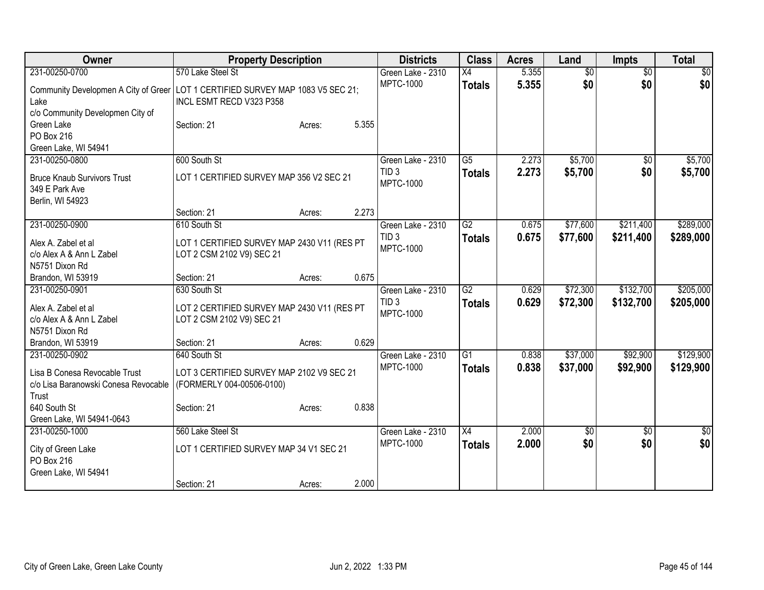| Owner | Property Description | | | Districts | Class | Acres | Land | Impts | Total |
|---|---|---|---|---|---|---|---|---|---|
| 231-00250-0700<br>Community Developmen A City of Greer Lake<br>c/o Community Developmen City of Green Lake<br>PO Box 216<br>Green Lake, WI 54941 | 570 Lake Steel St<br>LOT 1 CERTIFIED SURVEY MAP 1083 V5 SEC 21; INCL ESMT RECD V323 P358<br>Section: 21 | Acres: | 5.355 | Green Lake - 2310<br>MPTC-1000 | X4<br>**Totals** | 5.355<br>**5.355** | $0<br>**$0** | $0<br>**$0** | $0<br>**$0** |
| 231-00250-0800<br>Bruce Knaub Survivors Trust<br>349 E Park Ave<br>Berlin, WI 54923 | 600 South St<br>LOT 1 CERTIFIED SURVEY MAP 356 V2 SEC 21<br>Section: 21 | Acres: | 2.273 | Green Lake - 2310<br>TID 3<br>MPTC-1000 | G5<br>**Totals** | 2.273<br>**2.273** | $5,700<br>**$5,700** | $0<br>**$0** | $5,700<br>**$5,700** |
| 231-00250-0900<br>Alex A. Zabel et al<br>c/o Alex A & Ann L Zabel<br>N5751 Dixon Rd<br>Brandon, WI 53919 | 610 South St<br>LOT 1 CERTIFIED SURVEY MAP 2430 V11 (RES PT LOT 2 CSM 2102 V9) SEC 21<br>Section: 21 | Acres: | 0.675 | Green Lake - 2310<br>TID 3<br>MPTC-1000 | G2<br>**Totals** | 0.675<br>**0.675** | $77,600<br>**$77,600** | $211,400<br>**$211,400** | $289,000<br>**$289,000** |
| 231-00250-0901<br>Alex A. Zabel et al<br>c/o Alex A & Ann L Zabel<br>N5751 Dixon Rd<br>Brandon, WI 53919 | 630 South St<br>LOT 2 CERTIFIED SURVEY MAP 2430 V11 (RES PT LOT 2 CSM 2102 V9) SEC 21<br>Section: 21 | Acres: | 0.629 | Green Lake - 2310<br>TID 3<br>MPTC-1000 | G2<br>**Totals** | 0.629<br>**0.629** | $72,300<br>**$72,300** | $132,700<br>**$132,700** | $205,000<br>**$205,000** |
| 231-00250-0902<br>Lisa B Conesa Revocable Trust<br>c/o Lisa Baranowski Conesa Revocable Trust<br>640 South St<br>Green Lake, WI 54941-0643 | 640 South St<br>LOT 3 CERTIFIED SURVEY MAP 2102 V9 SEC 21 (FORMERLY 004-00506-0100)<br>Section: 21 | Acres: | 0.838 | Green Lake - 2310<br>MPTC-1000 | G1<br>**Totals** | 0.838<br>**0.838** | $37,000<br>**$37,000** | $92,900<br>**$92,900** | $129,900<br>**$129,900** |
| 231-00250-1000<br>City of Green Lake<br>PO Box 216<br>Green Lake, WI 54941 | 560 Lake Steel St<br>LOT 1 CERTIFIED SURVEY MAP 34 V1 SEC 21<br>Section: 21 | Acres: | 2.000 | Green Lake - 2310<br>MPTC-1000 | X4<br>**Totals** | 2.000<br>**2.000** | $0<br>**$0** | $0<br>**$0** | $0<br>**$0** |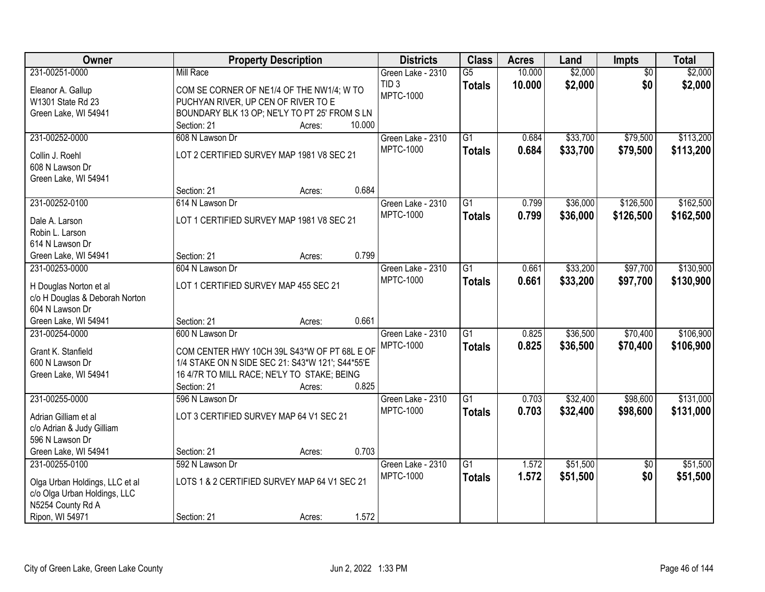| Owner | Property Description | Districts | Class | Acres | Land | Impts | Total |
|---|---|---|---|---|---|---|---|
| 231-00251-0000<br>Eleanor A. Gallup<br>W1301 State Rd 23<br>Green Lake, WI 54941 | Mill Race<br>COM SE CORNER OF NE1/4 OF THE NW1/4; W TO PUCHYAN RIVER, UP CEN OF RIVER TO E BOUNDARY BLK 13 OP; NE'LY TO PT 25' FROM S LN<br>Section: 21 Acres: 10.000 | Green Lake - 2310<br>TID 3<br>MPTC-1000 | G5<br>**Totals** | 10.000<br>**10.000** | $2,000<br>**$2,000** | $0<br>**$0** | $2,000<br>**$2,000** |
| 231-00252-0000<br>Collin J. Roehl<br>608 N Lawson Dr<br>Green Lake, WI 54941 | 608 N Lawson Dr<br>LOT 2 CERTIFIED SURVEY MAP 1981 V8 SEC 21<br>Section: 21 Acres: 0.684 | Green Lake - 2310<br>MPTC-1000 | G1<br>**Totals** | 0.684<br>**0.684** | $33,700<br>**$33,700** | $79,500<br>**$79,500** | $113,200<br>**$113,200** |
| 231-00252-0100<br>Dale A. Larson<br>Robin L. Larson<br>614 N Lawson Dr<br>Green Lake, WI 54941 | 614 N Lawson Dr<br>LOT 1 CERTIFIED SURVEY MAP 1981 V8 SEC 21<br>Section: 21 Acres: 0.799 | Green Lake - 2310<br>MPTC-1000 | G1<br>**Totals** | 0.799<br>**0.799** | $36,000<br>**$36,000** | $126,500<br>**$126,500** | $162,500<br>**$162,500** |
| 231-00253-0000<br>H Douglas Norton et al<br>c/o H Douglas & Deborah Norton<br>604 N Lawson Dr<br>Green Lake, WI 54941 | 604 N Lawson Dr<br>LOT 1 CERTIFIED SURVEY MAP 455 SEC 21<br>Section: 21 Acres: 0.661 | Green Lake - 2310<br>MPTC-1000 | G1<br>**Totals** | 0.661<br>**0.661** | $33,200<br>**$33,200** | $97,700<br>**$97,700** | $130,900<br>**$130,900** |
| 231-00254-0000<br>Grant K. Stanfield<br>600 N Lawson Dr<br>Green Lake, WI 54941 | 600 N Lawson Dr<br>COM CENTER HWY 10CH 39L S43*W OF PT 68L E OF 1/4 STAKE ON N SIDE SEC 21: S43*W 121'; S44*55'E 16 4/7R TO MILL RACE; NE'LY TO STAKE; BEING<br>Section: 21 Acres: 0.825 | Green Lake - 2310<br>MPTC-1000 | G1<br>**Totals** | 0.825<br>**0.825** | $36,500<br>**$36,500** | $70,400<br>**$70,400** | $106,900<br>**$106,900** |
| 231-00255-0000<br>Adrian Gilliam et al<br>c/o Adrian & Judy Gilliam<br>596 N Lawson Dr<br>Green Lake, WI 54941 | 596 N Lawson Dr<br>LOT 3 CERTIFIED SURVEY MAP 64 V1 SEC 21<br>Section: 21 Acres: 0.703 | Green Lake - 2310<br>MPTC-1000 | G1<br>**Totals** | 0.703<br>**0.703** | $32,400<br>**$32,400** | $98,600<br>**$98,600** | $131,000<br>**$131,000** |
| 231-00255-0100<br>Olga Urban Holdings, LLC et al<br>c/o Olga Urban Holdings, LLC<br>N5254 County Rd A<br>Ripon, WI 54971 | 592 N Lawson Dr<br>LOTS 1 & 2 CERTIFIED SURVEY MAP 64 V1 SEC 21<br>Section: 21 Acres: 1.572 | Green Lake - 2310<br>MPTC-1000 | G1<br>**Totals** | 1.572<br>**1.572** | $51,500<br>**$51,500** | $0<br>**$0** | $51,500<br>**$51,500** |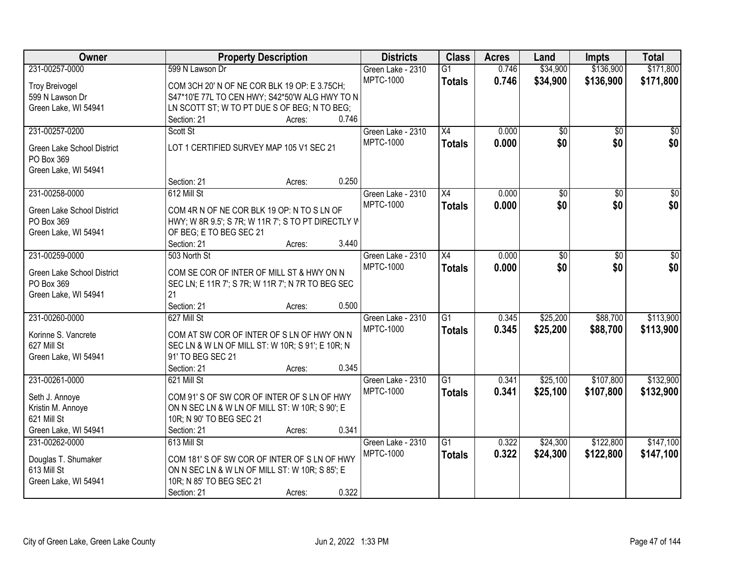| Owner | Property Description | Districts | Class | Acres | Land | Impts | Total |
|---|---|---|---|---|---|---|---|
| 231-00257-0000<br>Troy Breivogel<br>599 N Lawson Dr<br>Green Lake, WI 54941 | 599 N Lawson Dr<br>COM 3CH 20' N OF NE COR BLK 19 OP: E 3.75CH; S47*10'E 77L TO CEN HWY; S42*50'W ALG HWY TO N LN SCOTT ST; W TO PT DUE S OF BEG; N TO BEG;<br>Section: 21 Acres: 0.746 | Green Lake - 2310<br>MPTC-1000 | G1<br>**Totals** | 0.746<br>**0.746** | $34,900<br>**$34,900** | $136,900<br>**$136,900** | $171,800<br>**$171,800** |
| 231-00257-0200<br>Green Lake School District<br>PO Box 369<br>Green Lake, WI 54941 | Scott St<br>LOT 1 CERTIFIED SURVEY MAP 105 V1 SEC 21<br>Section: 21 Acres: 0.250 | Green Lake - 2310<br>MPTC-1000 | X4<br>**Totals** | 0.000<br>**0.000** | $0<br>**$0** | $0<br>**$0** | $0<br>**$0** |
| 231-00258-0000<br>Green Lake School District<br>PO Box 369<br>Green Lake, WI 54941 | 612 Mill St<br>COM 4R N OF NE COR BLK 19 OP: N TO S LN OF HWY; W 8R 9.5'; S 7R; W 11R 7'; S TO PT DIRECTLY W OF BEG; E TO BEG SEC 21<br>Section: 21 Acres: 3.440 | Green Lake - 2310<br>MPTC-1000 | X4<br>**Totals** | 0.000<br>**0.000** | $0<br>**$0** | $0<br>**$0** | $0<br>**$0** |
| 231-00259-0000<br>Green Lake School District<br>PO Box 369<br>Green Lake, WI 54941 | 503 North St<br>COM SE COR OF INTER OF MILL ST & HWY ON N SEC LN; E 11R 7'; S 7R; W 11R 7'; N 7R TO BEG SEC 21<br>Section: 21 Acres: 0.500 | Green Lake - 2310<br>MPTC-1000 | X4<br>**Totals** | 0.000<br>**0.000** | $0<br>**$0** | $0<br>**$0** | $0<br>**$0** |
| 231-00260-0000<br>Korinne S. Vancrete<br>627 Mill St<br>Green Lake, WI 54941 | 627 Mill St<br>COM AT SW COR OF INTER OF S LN OF HWY ON N SEC LN & W LN OF MILL ST: W 10R; S 91'; E 10R; N 91' TO BEG SEC 21<br>Section: 21 Acres: 0.345 | Green Lake - 2310<br>MPTC-1000 | G1<br>**Totals** | 0.345<br>**0.345** | $25,200<br>**$25,200** | $88,700<br>**$88,700** | $113,900<br>**$113,900** |
| 231-00261-0000<br>Seth J. Annoye<br>Kristin M. Annoye<br>621 Mill St<br>Green Lake, WI 54941 | 621 Mill St<br>COM 91' S OF SW COR OF INTER OF S LN OF HWY ON N SEC LN & W LN OF MILL ST: W 10R; S 90'; E 10R; N 90' TO BEG SEC 21<br>Section: 21 Acres: 0.341 | Green Lake - 2310<br>MPTC-1000 | G1<br>**Totals** | 0.341<br>**0.341** | $25,100<br>**$25,100** | $107,800<br>**$107,800** | $132,900<br>**$132,900** |
| 231-00262-0000<br>Douglas T. Shumaker<br>613 Mill St<br>Green Lake, WI 54941 | 613 Mill St<br>COM 181' S OF SW COR OF INTER OF S LN OF HWY ON N SEC LN & W LN OF MILL ST: W 10R; S 85'; E 10R; N 85' TO BEG SEC 21<br>Section: 21 Acres: 0.322 | Green Lake - 2310<br>MPTC-1000 | G1<br>**Totals** | 0.322<br>**0.322** | $24,300<br>**$24,300** | $122,800<br>**$122,800** | $147,100<br>**$147,100** |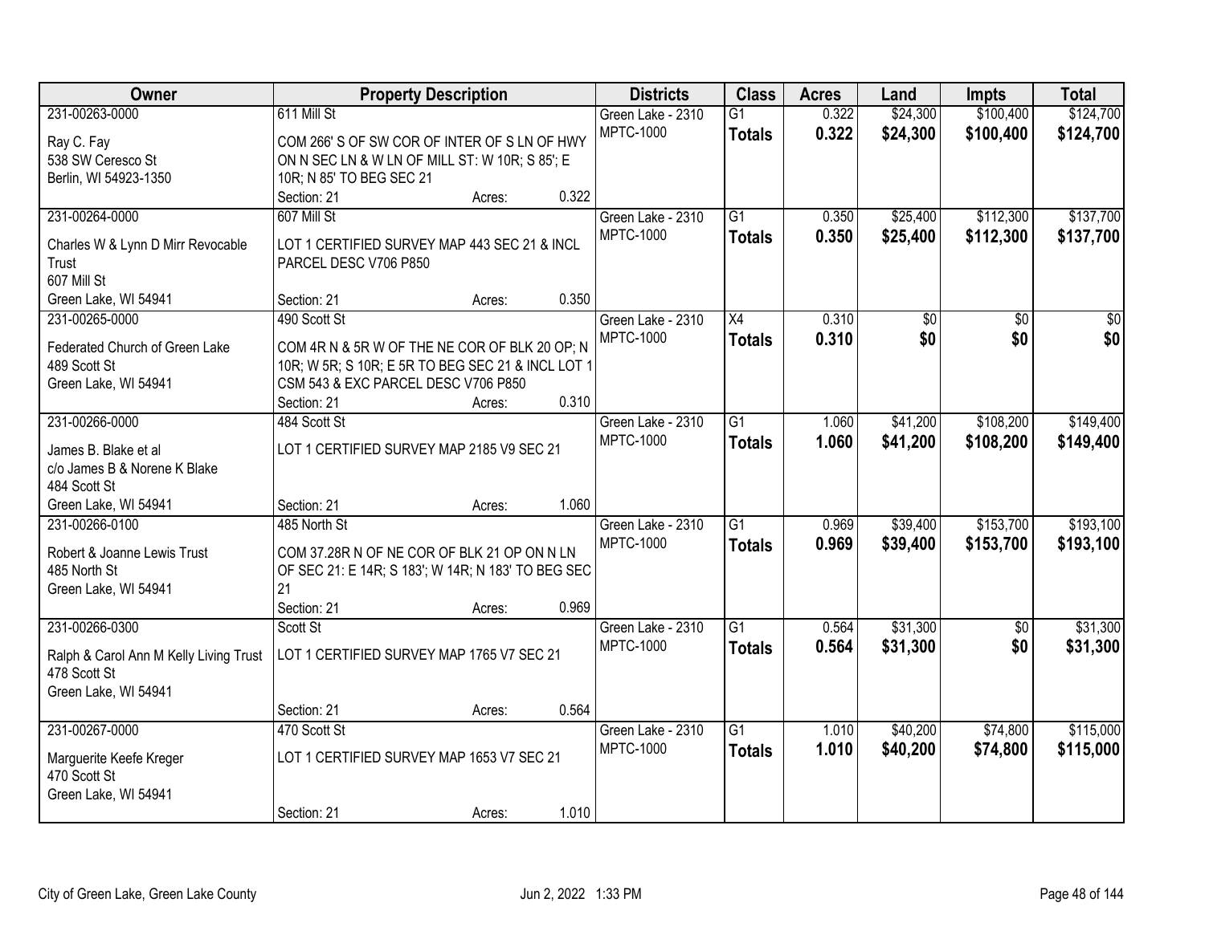| Owner | Property Description | | | Districts | Class | Acres | Land | Impts | Total |
|---|---|---|---|---|---|---|---|---|---|
| 231-00263-0000 | 611 Mill St | | | Green Lake - 2310 | G1 | 0.322 | $24,300 | $100,400 | $124,700 |
| Ray C. Fay<br>538 SW Ceresco St<br>Berlin, WI 54923-1350 | COM 266' S OF SW COR OF INTER OF S LN OF HWY ON N SEC LN & W LN OF MILL ST: W 10R; S 85'; E 10R; N 85' TO BEG SEC 21 | | | MPTC-1000 | **Totals** | **0.322** | **$24,300** | **$100,400** | **$124,700** |
| | Section: 21 | Acres: | 0.322 | | | | | | |
| 231-00264-0000 | 607 Mill St | | | Green Lake - 2310 | G1 | 0.350 | $25,400 | $112,300 | $137,700 |
| Charles W & Lynn D Mirr Revocable Trust<br>607 Mill St<br>Green Lake, WI 54941 | LOT 1 CERTIFIED SURVEY MAP 443 SEC 21 & INCL PARCEL DESC V706 P850 | | | MPTC-1000 | **Totals** | **0.350** | **$25,400** | **$112,300** | **$137,700** |
| | Section: 21 | Acres: | 0.350 | | | | | | |
| 231-00265-0000 | 490 Scott St | | | Green Lake - 2310 | X4 | 0.310 | $0 | $0 | $0 |
| Federated Church of Green Lake<br>489 Scott St<br>Green Lake, WI 54941 | COM 4R N & 5R W OF THE NE COR OF BLK 20 OP; N 10R; W 5R; S 10R; E 5R TO BEG SEC 21 & INCL LOT 1 CSM 543 & EXC PARCEL DESC V706 P850 | | | MPTC-1000 | **Totals** | **0.310** | **$0** | **$0** | **$0** |
| | Section: 21 | Acres: | 0.310 | | | | | | |
| 231-00266-0000 | 484 Scott St | | | Green Lake - 2310 | G1 | 1.060 | $41,200 | $108,200 | $149,400 |
| James B. Blake et al<br>c/o James B & Norene K Blake<br>484 Scott St<br>Green Lake, WI 54941 | LOT 1 CERTIFIED SURVEY MAP 2185 V9 SEC 21 | | | MPTC-1000 | **Totals** | **1.060** | **$41,200** | **$108,200** | **$149,400** |
| | Section: 21 | Acres: | 1.060 | | | | | | |
| 231-00266-0100 | 485 North St | | | Green Lake - 2310 | G1 | 0.969 | $39,400 | $153,700 | $193,100 |
| Robert & Joanne Lewis Trust<br>485 North St<br>Green Lake, WI 54941 | COM 37.28R N OF NE COR OF BLK 21 OP ON N LN OF SEC 21: E 14R; S 183'; W 14R; N 183' TO BEG SEC 21 | | | MPTC-1000 | **Totals** | **0.969** | **$39,400** | **$153,700** | **$193,100** |
| | Section: 21 | Acres: | 0.969 | | | | | | |
| 231-00266-0300 | Scott St | | | Green Lake - 2310 | G1 | 0.564 | $31,300 | $0 | $31,300 |
| Ralph & Carol Ann M Kelly Living Trust<br>478 Scott St<br>Green Lake, WI 54941 | LOT 1 CERTIFIED SURVEY MAP 1765 V7 SEC 21 | | | MPTC-1000 | **Totals** | **0.564** | **$31,300** | **$0** | **$31,300** |
| | Section: 21 | Acres: | 0.564 | | | | | | |
| 231-00267-0000 | 470 Scott St | | | Green Lake - 2310 | G1 | 1.010 | $40,200 | $74,800 | $115,000 |
| Marguerite Keefe Kreger<br>470 Scott St<br>Green Lake, WI 54941 | LOT 1 CERTIFIED SURVEY MAP 1653 V7 SEC 21 | | | MPTC-1000 | **Totals** | **1.010** | **$40,200** | **$74,800** | **$115,000** |
| | Section: 21 | Acres: | 1.010 | | | | | | |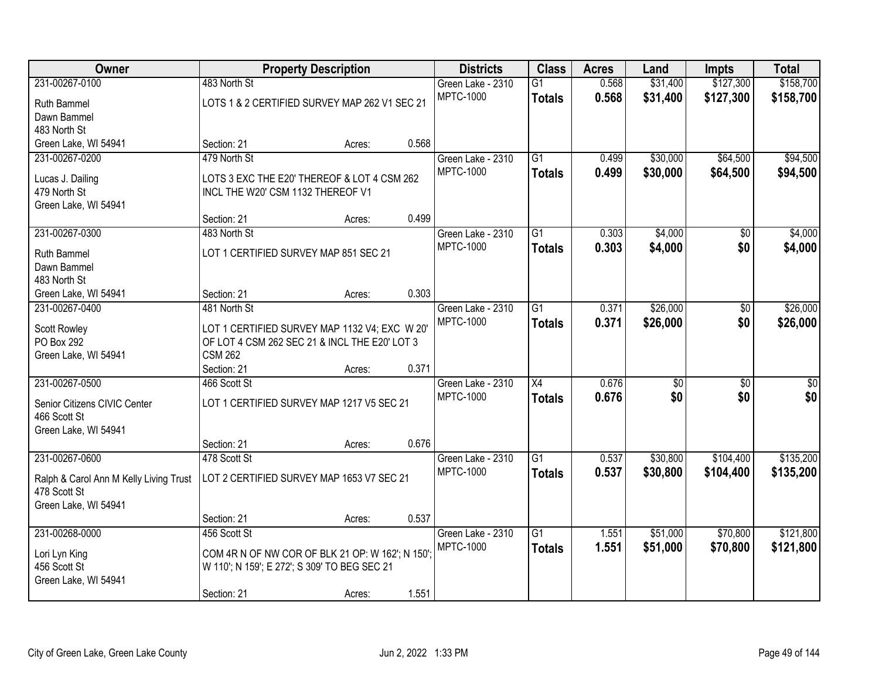| Owner | Property Description | | | Districts | Class | Acres | Land | Impts | Total |
|---|---|---|---|---|---|---|---|---|---|
| 231-00267-0100 | 483 North St | | | Green Lake - 2310 | G1 | 0.568 | $31,400 | $127,300 | $158,700 |
| Ruth Bammel<br>Dawn Bammel<br>483 North St<br>Green Lake, WI 54941 | LOTS 1 & 2 CERTIFIED SURVEY MAP 262 V1 SEC 21 | | | MPTC-1000 | **Totals** | **0.568** | **$31,400** | **$127,300** | **$158,700** |
| | Section: 21 | Acres: | 0.568 | | | | | | |
| 231-00267-0200 | 479 North St | | | Green Lake - 2310 | G1 | 0.499 | $30,000 | $64,500 | $94,500 |
| Lucas J. Dailing<br>479 North St<br>Green Lake, WI 54941 | LOTS 3 EXC THE E20' THEREOF & LOT 4 CSM 262 INCL THE W20' CSM 1132 THEREOF V1 | | | MPTC-1000 | **Totals** | **0.499** | **$30,000** | **$64,500** | **$94,500** |
| | Section: 21 | Acres: | 0.499 | | | | | | |
| 231-00267-0300 | 483 North St | | | Green Lake - 2310 | G1 | 0.303 | $4,000 | $0 | $4,000 |
| Ruth Bammel<br>Dawn Bammel<br>483 North St<br>Green Lake, WI 54941 | LOT 1 CERTIFIED SURVEY MAP 851 SEC 21 | | | MPTC-1000 | **Totals** | **0.303** | **$4,000** | **$0** | **$4,000** |
| | Section: 21 | Acres: | 0.303 | | | | | | |
| 231-00267-0400 | 481 North St | | | Green Lake - 2310 | G1 | 0.371 | $26,000 | $0 | $26,000 |
| Scott Rowley<br>PO Box 292<br>Green Lake, WI 54941 | LOT 1 CERTIFIED SURVEY MAP 1132 V4; EXC W 20' OF LOT 4 CSM 262 SEC 21 & INCL THE E20' LOT 3 CSM 262 | | | MPTC-1000 | **Totals** | **0.371** | **$26,000** | **$0** | **$26,000** |
| | Section: 21 | Acres: | 0.371 | | | | | | |
| 231-00267-0500 | 466 Scott St | | | Green Lake - 2310 | X4 | 0.676 | $0 | $0 | $0 |
| Senior Citizens CIVIC Center<br>466 Scott St<br>Green Lake, WI 54941 | LOT 1 CERTIFIED SURVEY MAP 1217 V5 SEC 21 | | | MPTC-1000 | **Totals** | **0.676** | **$0** | **$0** | **$0** |
| | Section: 21 | Acres: | 0.676 | | | | | | |
| 231-00267-0600 | 478 Scott St | | | Green Lake - 2310 | G1 | 0.537 | $30,800 | $104,400 | $135,200 |
| Ralph & Carol Ann M Kelly Living Trust<br>478 Scott St<br>Green Lake, WI 54941 | LOT 2 CERTIFIED SURVEY MAP 1653 V7 SEC 21 | | | MPTC-1000 | **Totals** | **0.537** | **$30,800** | **$104,400** | **$135,200** |
| | Section: 21 | Acres: | 0.537 | | | | | | |
| 231-00268-0000 | 456 Scott St | | | Green Lake - 2310 | G1 | 1.551 | $51,000 | $70,800 | $121,800 |
| Lori Lyn King<br>456 Scott St<br>Green Lake, WI 54941 | COM 4R N OF NW COR OF BLK 21 OP: W 162'; N 150'; W 110'; N 159'; E 272'; S 309' TO BEG SEC 21 | | | MPTC-1000 | **Totals** | **1.551** | **$51,000** | **$70,800** | **$121,800** |
| | Section: 21 | Acres: | 1.551 | | | | | | |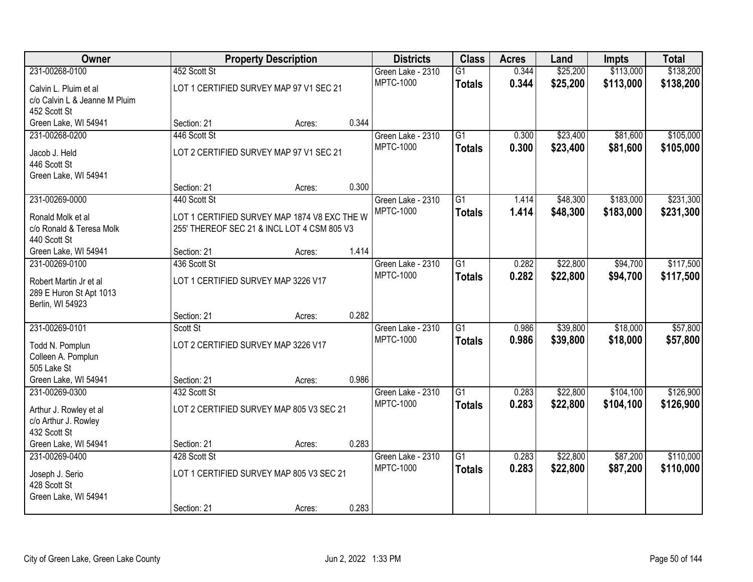| Owner | Property Description | | | Districts | Class | Acres | Land | Impts | Total |
|---|---|---|---|---|---|---|---|---|---|
| 231-00268-0100 | 452 Scott St | | | Green Lake - 2310 | G1 | 0.344 | $25,200 | $113,000 | $138,200 |
| Calvin L. Pluim et al<br>c/o Calvin L & Jeanne M Pluim<br>452 Scott St<br>Green Lake, WI 54941 | LOT 1 CERTIFIED SURVEY MAP 97 V1 SEC 21 | | | MPTC-1000 | **Totals** | **0.344** | **$25,200** | **$113,000** | **$138,200** |
| | Section: 21 | Acres: | 0.344 | | | | | | |
| 231-00268-0200 | 446 Scott St | | | Green Lake - 2310 | G1 | 0.300 | $23,400 | $81,600 | $105,000 |
| Jacob J. Held<br>446 Scott St<br>Green Lake, WI 54941 | LOT 2 CERTIFIED SURVEY MAP 97 V1 SEC 21 | | | MPTC-1000 | **Totals** | **0.300** | **$23,400** | **$81,600** | **$105,000** |
| | Section: 21 | Acres: | 0.300 | | | | | | |
| 231-00269-0000 | 440 Scott St | | | Green Lake - 2310 | G1 | 1.414 | $48,300 | $183,000 | $231,300 |
| Ronald Molk et al<br>c/o Ronald & Teresa Molk<br>440 Scott St<br>Green Lake, WI 54941 | LOT 1 CERTIFIED SURVEY MAP 1874 V8 EXC THE W 255' THEREOF SEC 21 & INCL LOT 4 CSM 805 V3 | | | MPTC-1000 | **Totals** | **1.414** | **$48,300** | **$183,000** | **$231,300** |
| | Section: 21 | Acres: | 1.414 | | | | | | |
| 231-00269-0100 | 436 Scott St | | | Green Lake - 2310 | G1 | 0.282 | $22,800 | $94,700 | $117,500 |
| Robert Martin Jr et al<br>289 E Huron St Apt 1013<br>Berlin, WI 54923 | LOT 1 CERTIFIED SURVEY MAP 3226 V17 | | | MPTC-1000 | **Totals** | **0.282** | **$22,800** | **$94,700** | **$117,500** |
| | Section: 21 | Acres: | 0.282 | | | | | | |
| 231-00269-0101 | Scott St | | | Green Lake - 2310 | G1 | 0.986 | $39,800 | $18,000 | $57,800 |
| Todd N. Pomplun<br>Colleen A. Pomplun<br>505 Lake St<br>Green Lake, WI 54941 | LOT 2 CERTIFIED SURVEY MAP 3226 V17 | | | MPTC-1000 | **Totals** | **0.986** | **$39,800** | **$18,000** | **$57,800** |
| | Section: 21 | Acres: | 0.986 | | | | | | |
| 231-00269-0300 | 432 Scott St | | | Green Lake - 2310 | G1 | 0.283 | $22,800 | $104,100 | $126,900 |
| Arthur J. Rowley et al<br>c/o Arthur J. Rowley<br>432 Scott St<br>Green Lake, WI 54941 | LOT 2 CERTIFIED SURVEY MAP 805 V3 SEC 21 | | | MPTC-1000 | **Totals** | **0.283** | **$22,800** | **$104,100** | **$126,900** |
| | Section: 21 | Acres: | 0.283 | | | | | | |
| 231-00269-0400 | 428 Scott St | | | Green Lake - 2310 | G1 | 0.283 | $22,800 | $87,200 | $110,000 |
| Joseph J. Serio<br>428 Scott St<br>Green Lake, WI 54941 | LOT 1 CERTIFIED SURVEY MAP 805 V3 SEC 21 | | | MPTC-1000 | **Totals** | **0.283** | **$22,800** | **$87,200** | **$110,000** |
| | Section: 21 | Acres: | 0.283 | | | | | | |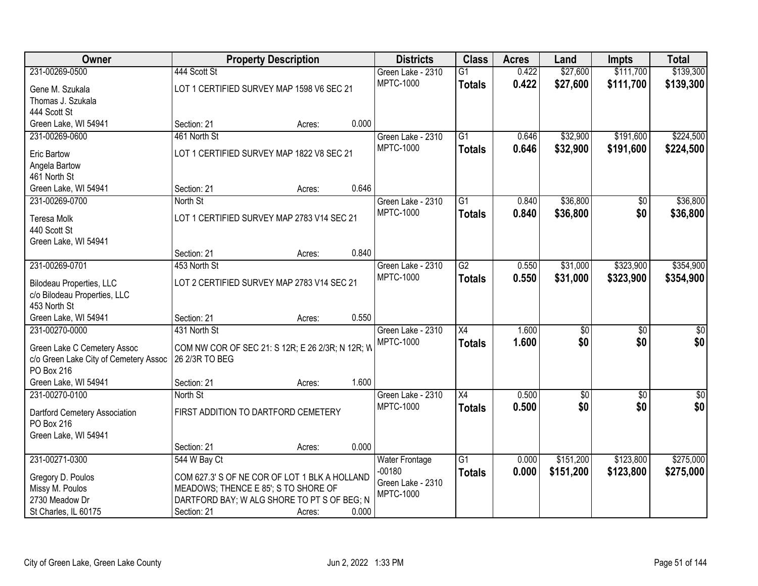| Owner | Property Description | Districts | Class | Acres | Land | Impts | Total |
|---|---|---|---|---|---|---|---|
| 231-00269-0500<br>Gene M. Szukala<br>Thomas J. Szukala<br>444 Scott St<br>Green Lake, WI 54941 | 444 Scott St<br>LOT 1 CERTIFIED SURVEY MAP 1598 V6 SEC 21<br>Section: 21 Acres: 0.000 | Green Lake - 2310<br>MPTC-1000 | G1<br>**Totals** | 0.422<br>**0.422** | $27,600<br>**$27,600** | $111,700<br>**$111,700** | $139,300<br>**$139,300** |
| 231-00269-0600<br>Eric Bartow<br>Angela Bartow<br>461 North St<br>Green Lake, WI 54941 | 461 North St<br>LOT 1 CERTIFIED SURVEY MAP 1822 V8 SEC 21<br>Section: 21 Acres: 0.646 | Green Lake - 2310<br>MPTC-1000 | G1<br>**Totals** | 0.646<br>**0.646** | $32,900<br>**$32,900** | $191,600<br>**$191,600** | $224,500<br>**$224,500** |
| 231-00269-0700<br>Teresa Molk<br>440 Scott St<br>Green Lake, WI 54941 | North St<br>LOT 1 CERTIFIED SURVEY MAP 2783 V14 SEC 21<br>Section: 21 Acres: 0.840 | Green Lake - 2310<br>MPTC-1000 | G1<br>**Totals** | 0.840<br>**0.840** | $36,800<br>**$36,800** | $0<br>**$0** | $36,800<br>**$36,800** |
| 231-00269-0701<br>Bilodeau Properties, LLC<br>c/o Bilodeau Properties, LLC<br>453 North St<br>Green Lake, WI 54941 | 453 North St<br>LOT 2 CERTIFIED SURVEY MAP 2783 V14 SEC 21<br>Section: 21 Acres: 0.550 | Green Lake - 2310<br>MPTC-1000 | G2<br>**Totals** | 0.550<br>**0.550** | $31,000<br>**$31,000** | $323,900<br>**$323,900** | $354,900<br>**$354,900** |
| 231-00270-0000<br>Green Lake C Cemetery Assoc<br>c/o Green Lake City of Cemetery Assoc<br>PO Box 216<br>Green Lake, WI 54941 | 431 North St<br>COM NW COR OF SEC 21: S 12R; E 26 2/3R; N 12R; W 26 2/3R TO BEG<br>Section: 21 Acres: 1.600 | Green Lake - 2310<br>MPTC-1000 | X4<br>**Totals** | 1.600<br>**1.600** | $0<br>**$0** | $0<br>**$0** | $0<br>**$0** |
| 231-00270-0100<br>Dartford Cemetery Association<br>PO Box 216<br>Green Lake, WI 54941 | North St<br>FIRST ADDITION TO DARTFORD CEMETERY<br>Section: 21 Acres: 0.000 | Green Lake - 2310<br>MPTC-1000 | X4<br>**Totals** | 0.500<br>**0.500** | $0<br>**$0** | $0<br>**$0** | $0<br>**$0** |
| 231-00271-0300<br>Gregory D. Poulos<br>Missy M. Poulos<br>2730 Meadow Dr<br>St Charles, IL 60175 | 544 W Bay Ct<br>COM 627.3' S OF NE COR OF LOT 1 BLK A HOLLAND MEADOWS; THENCE E 85'; S TO SHORE OF DARTFORD BAY; W ALG SHORE TO PT S OF BEG; N<br>Section: 21 Acres: 0.000 | Water Frontage -00180<br>Green Lake - 2310<br>MPTC-1000 | G1<br>**Totals** | 0.000<br>**0.000** | $151,200<br>**$151,200** | $123,800<br>**$123,800** | $275,000<br>**$275,000** |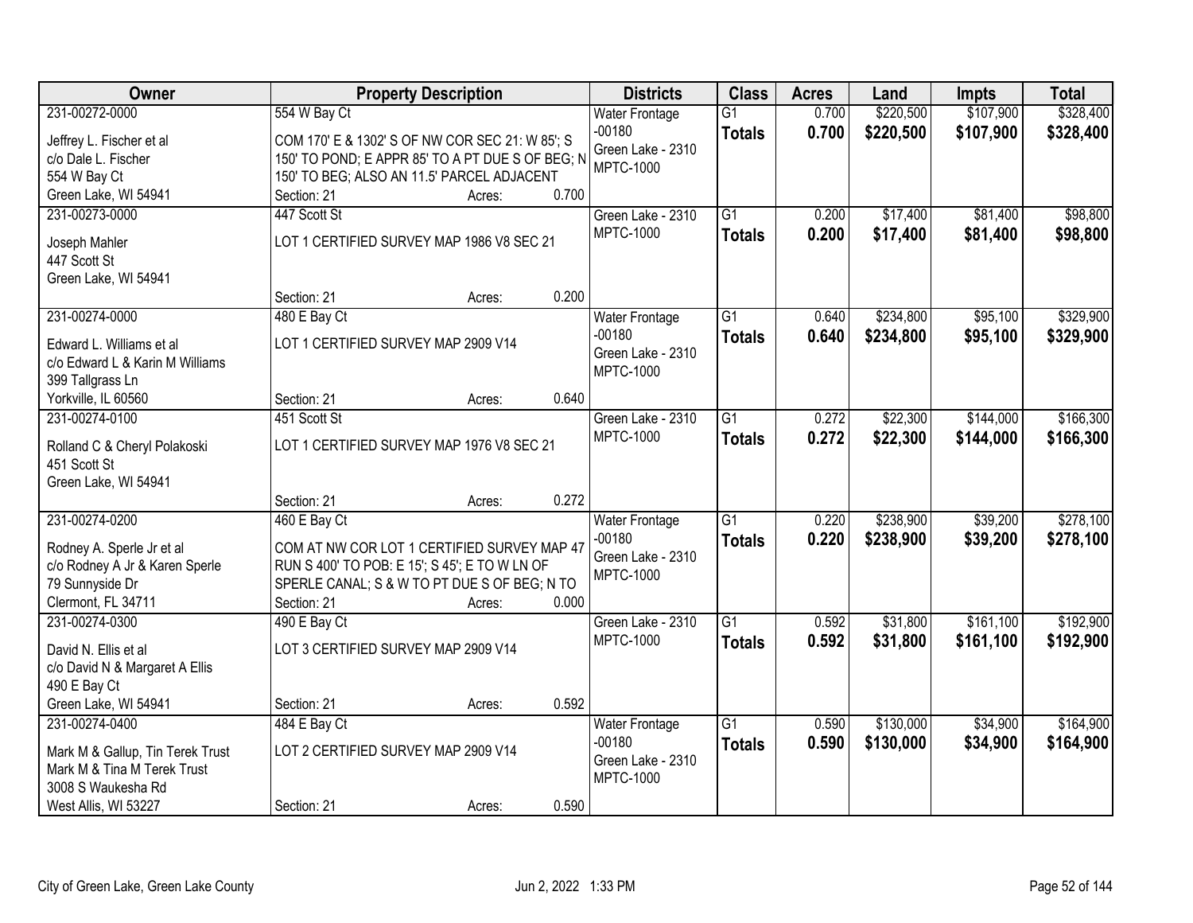| Owner | Property Description | Districts | Class | Acres | Land | Impts | Total |
|---|---|---|---|---|---|---|---|
| 231-00272-0000<br>Jeffrey L. Fischer et al<br>c/o Dale L. Fischer<br>554 W Bay Ct<br>Green Lake, WI 54941 | 554 W Bay Ct<br>COM 170' E & 1302' S OF NW COR SEC 21: W 85'; S 150' TO POND; E APPR 85' TO A PT DUE S OF BEG; N 150' TO BEG; ALSO AN 11.5' PARCEL ADJACENT<br>Section: 21 Acres: 0.700 | Water Frontage -00180<br>Green Lake - 2310<br>MPTC-1000 | G1<br>**Totals** | 0.700<br>**0.700** | $220,500<br>**$220,500** | $107,900<br>**$107,900** | $328,400<br>**$328,400** |
| 231-00273-0000<br>Joseph Mahler<br>447 Scott St<br>Green Lake, WI 54941 | 447 Scott St<br>LOT 1 CERTIFIED SURVEY MAP 1986 V8 SEC 21<br>Section: 21 Acres: 0.200 | Green Lake - 2310<br>MPTC-1000 | G1<br>**Totals** | 0.200<br>**0.200** | $17,400<br>**$17,400** | $81,400<br>**$81,400** | $98,800<br>**$98,800** |
| 231-00274-0000<br>Edward L. Williams et al<br>c/o Edward L & Karin M Williams<br>399 Tallgrass Ln<br>Yorkville, IL 60560 | 480 E Bay Ct<br>LOT 1 CERTIFIED SURVEY MAP 2909 V14<br>Section: 21 Acres: 0.640 | Water Frontage -00180<br>Green Lake - 2310<br>MPTC-1000 | G1<br>**Totals** | 0.640<br>**0.640** | $234,800<br>**$234,800** | $95,100<br>**$95,100** | $329,900<br>**$329,900** |
| 231-00274-0100<br>Rolland C & Cheryl Polakoski<br>451 Scott St<br>Green Lake, WI 54941 | 451 Scott St<br>LOT 1 CERTIFIED SURVEY MAP 1976 V8 SEC 21<br>Section: 21 Acres: 0.272 | Green Lake - 2310<br>MPTC-1000 | G1<br>**Totals** | 0.272<br>**0.272** | $22,300<br>**$22,300** | $144,000<br>**$144,000** | $166,300<br>**$166,300** |
| 231-00274-0200<br>Rodney A. Sperle Jr et al<br>c/o Rodney A Jr & Karen Sperle<br>79 Sunnyside Dr<br>Clermont, FL 34711 | 460 E Bay Ct<br>COM AT NW COR LOT 1 CERTIFIED SURVEY MAP 47 RUN S 400' TO POB: E 15'; S 45'; E TO W LN OF SPERLE CANAL; S & W TO PT DUE S OF BEG; N TO<br>Section: 21 Acres: 0.000 | Water Frontage -00180<br>Green Lake - 2310<br>MPTC-1000 | G1<br>**Totals** | 0.220<br>**0.220** | $238,900<br>**$238,900** | $39,200<br>**$39,200** | $278,100<br>**$278,100** |
| 231-00274-0300<br>David N. Ellis et al<br>c/o David N & Margaret A Ellis<br>490 E Bay Ct<br>Green Lake, WI 54941 | 490 E Bay Ct<br>LOT 3 CERTIFIED SURVEY MAP 2909 V14<br>Section: 21 Acres: 0.592 | Green Lake - 2310<br>MPTC-1000 | G1<br>**Totals** | 0.592<br>**0.592** | $31,800<br>**$31,800** | $161,100<br>**$161,100** | $192,900<br>**$192,900** |
| 231-00274-0400<br>Mark M & Gallup, Tin Terek Trust<br>Mark M & Tina M Terek Trust<br>3008 S Waukesha Rd<br>West Allis, WI 53227 | 484 E Bay Ct<br>LOT 2 CERTIFIED SURVEY MAP 2909 V14<br>Section: 21 Acres: 0.590 | Water Frontage -00180<br>Green Lake - 2310<br>MPTC-1000 | G1<br>**Totals** | 0.590<br>**0.590** | $130,000<br>**$130,000** | $34,900<br>**$34,900** | $164,900<br>**$164,900** |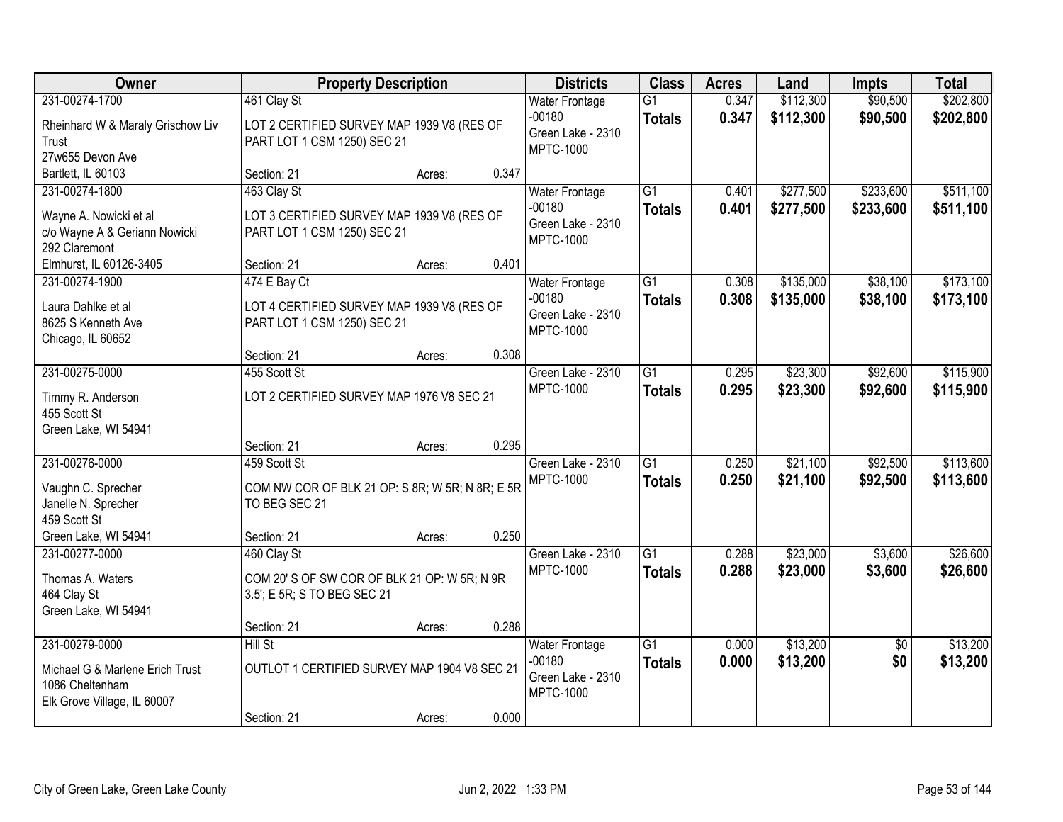| Owner | Property Description | Districts | Class | Acres | Land | Impts | Total |
|---|---|---|---|---|---|---|---|
| 231-00274-1700<br>Rheinhard W & Maraly Grischow Liv Trust<br>27w655 Devon Ave<br>Bartlett, IL 60103 | 461 Clay St<br>LOT 2 CERTIFIED SURVEY MAP 1939 V8 (RES OF PART LOT 1 CSM 1250) SEC 21<br>Section: 21 Acres: 0.347 | Water Frontage -00180<br>Green Lake - 2310<br>MPTC-1000 | G1<br>**Totals** | 0.347<br>**0.347** | $112,300<br>**$112,300** | $90,500<br>**$90,500** | $202,800<br>**$202,800** |
| 231-00274-1800<br>Wayne A. Nowicki et al<br>c/o Wayne A & Geriann Nowicki<br>292 Claremont<br>Elmhurst, IL 60126-3405 | 463 Clay St<br>LOT 3 CERTIFIED SURVEY MAP 1939 V8 (RES OF PART LOT 1 CSM 1250) SEC 21<br>Section: 21 Acres: 0.401 | Water Frontage -00180<br>Green Lake - 2310<br>MPTC-1000 | G1<br>**Totals** | 0.401<br>**0.401** | $277,500<br>**$277,500** | $233,600<br>**$233,600** | $511,100<br>**$511,100** |
| 231-00274-1900<br>Laura Dahlke et al<br>8625 S Kenneth Ave<br>Chicago, IL 60652 | 474 E Bay Ct<br>LOT 4 CERTIFIED SURVEY MAP 1939 V8 (RES OF PART LOT 1 CSM 1250) SEC 21<br>Section: 21 Acres: 0.308 | Water Frontage -00180<br>Green Lake - 2310<br>MPTC-1000 | G1<br>**Totals** | 0.308<br>**0.308** | $135,000<br>**$135,000** | $38,100<br>**$38,100** | $173,100<br>**$173,100** |
| 231-00275-0000<br>Timmy R. Anderson<br>455 Scott St<br>Green Lake, WI 54941 | 455 Scott St<br>LOT 2 CERTIFIED SURVEY MAP 1976 V8 SEC 21<br>Section: 21 Acres: 0.295 | Green Lake - 2310<br>MPTC-1000 | G1<br>**Totals** | 0.295<br>**0.295** | $23,300<br>**$23,300** | $92,600<br>**$92,600** | $115,900<br>**$115,900** |
| 231-00276-0000<br>Vaughn C. Sprecher<br>Janelle N. Sprecher<br>459 Scott St<br>Green Lake, WI 54941 | 459 Scott St<br>COM NW COR OF BLK 21 OP: S 8R; W 5R; N 8R; E 5R TO BEG SEC 21<br>Section: 21 Acres: 0.250 | Green Lake - 2310<br>MPTC-1000 | G1<br>**Totals** | 0.250<br>**0.250** | $21,100<br>**$21,100** | $92,500<br>**$92,500** | $113,600<br>**$113,600** |
| 231-00277-0000<br>Thomas A. Waters<br>464 Clay St<br>Green Lake, WI 54941 | 460 Clay St<br>COM 20' S OF SW COR OF BLK 21 OP: W 5R; N 9R 3.5'; E 5R; S TO BEG SEC 21<br>Section: 21 Acres: 0.288 | Green Lake - 2310<br>MPTC-1000 | G1<br>**Totals** | 0.288<br>**0.288** | $23,000<br>**$23,000** | $3,600<br>**$3,600** | $26,600<br>**$26,600** |
| 231-00279-0000<br>Michael G & Marlene Erich Trust<br>1086 Cheltenham<br>Elk Grove Village, IL 60007 | Hill St<br>OUTLOT 1 CERTIFIED SURVEY MAP 1904 V8 SEC 21<br>Section: 21 Acres: 0.000 | Water Frontage -00180<br>Green Lake - 2310<br>MPTC-1000 | G1<br>**Totals** | 0.000<br>**0.000** | $13,200<br>**$13,200** | $0<br>**$0** | $13,200<br>**$13,200** |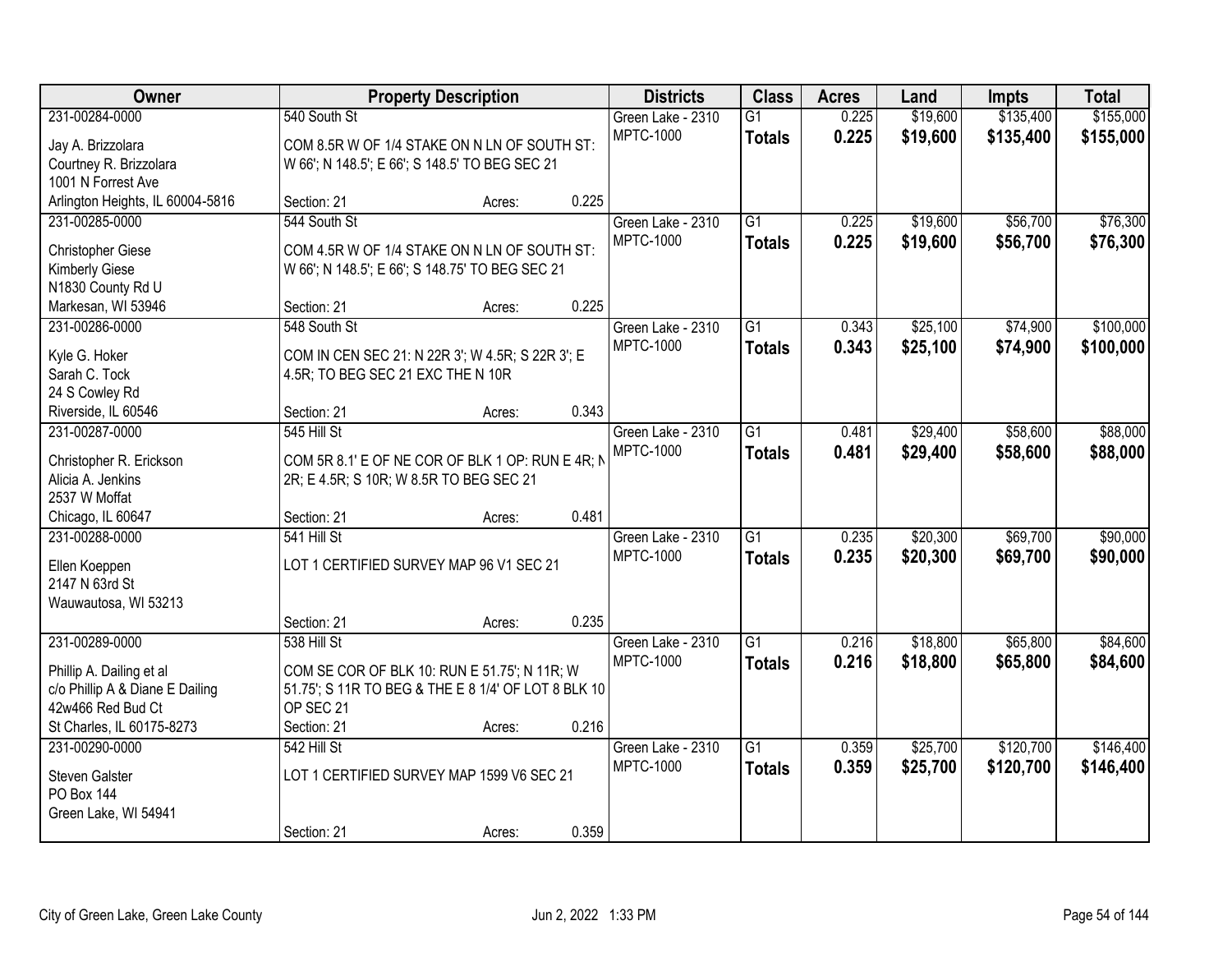| Owner | Property Description | | | Districts | Class | Acres | Land | Impts | Total |
|---|---|---|---|---|---|---|---|---|---|
| 231-00284-0000 | 540 South St | | | Green Lake - 2310 | G1 | 0.225 | $19,600 | $135,400 | $155,000 |
| Jay A. Brizzolara | COM 8.5R W OF 1/4 STAKE ON N LN OF SOUTH ST: W 66'; N 148.5'; E 66'; S 148.5' TO BEG SEC 21 | | | MPTC-1000 | **Totals** | **0.225** | **$19,600** | **$135,400** | **$155,000** |
| Courtney R. Brizzolara | | | | | | | | | |
| 1001 N Forrest Ave | | | | | | | | | |
| Arlington Heights, IL 60004-5816 | Section: 21 | Acres: | 0.225 | | | | | | |
| 231-00285-0000 | 544 South St | | | Green Lake - 2310 | G1 | 0.225 | $19,600 | $56,700 | $76,300 |
| Christopher Giese | COM 4.5R W OF 1/4 STAKE ON N LN OF SOUTH ST: W 66'; N 148.5'; E 66'; S 148.75' TO BEG SEC 21 | | | MPTC-1000 | **Totals** | **0.225** | **$19,600** | **$56,700** | **$76,300** |
| Kimberly Giese | | | | | | | | | |
| N1830 County Rd U | | | | | | | | | |
| Markesan, WI 53946 | Section: 21 | Acres: | 0.225 | | | | | | |
| 231-00286-0000 | 548 South St | | | Green Lake - 2310 | G1 | 0.343 | $25,100 | $74,900 | $100,000 |
| Kyle G. Hoker | COM IN CEN SEC 21: N 22R 3'; W 4.5R; S 22R 3'; E 4.5R; TO BEG SEC 21 EXC THE N 10R | | | MPTC-1000 | **Totals** | **0.343** | **$25,100** | **$74,900** | **$100,000** |
| Sarah C. Tock | | | | | | | | | |
| 24 S Cowley Rd | | | | | | | | | |
| Riverside, IL 60546 | Section: 21 | Acres: | 0.343 | | | | | | |
| 231-00287-0000 | 545 Hill St | | | Green Lake - 2310 | G1 | 0.481 | $29,400 | $58,600 | $88,000 |
| Christopher R. Erickson | COM 5R 8.1' E OF NE COR OF BLK 1 OP: RUN E 4R; N 2R; E 4.5R; S 10R; W 8.5R TO BEG SEC 21 | | | MPTC-1000 | **Totals** | **0.481** | **$29,400** | **$58,600** | **$88,000** |
| Alicia A. Jenkins | | | | | | | | | |
| 2537 W Moffat | | | | | | | | | |
| Chicago, IL 60647 | Section: 21 | Acres: | 0.481 | | | | | | |
| 231-00288-0000 | 541 Hill St | | | Green Lake - 2310 | G1 | 0.235 | $20,300 | $69,700 | $90,000 |
| Ellen Koeppen | LOT 1 CERTIFIED SURVEY MAP 96 V1 SEC 21 | | | MPTC-1000 | **Totals** | **0.235** | **$20,300** | **$69,700** | **$90,000** |
| 2147 N 63rd St | | | | | | | | | |
| Wauwautosa, WI 53213 | | | | | | | | | |
| | Section: 21 | Acres: | 0.235 | | | | | | |
| 231-00289-0000 | 538 Hill St | | | Green Lake - 2310 | G1 | 0.216 | $18,800 | $65,800 | $84,600 |
| Phillip A. Dailing et al | COM SE COR OF BLK 10: RUN E 51.75'; N 11R; W 51.75'; S 11R TO BEG & THE E 8 1/4' OF LOT 8 BLK 10 OP SEC 21 | | | MPTC-1000 | **Totals** | **0.216** | **$18,800** | **$65,800** | **$84,600** |
| c/o Phillip A & Diane E Dailing | | | | | | | | | |
| 42w466 Red Bud Ct | | | | | | | | | |
| St Charles, IL 60175-8273 | Section: 21 | Acres: | 0.216 | | | | | | |
| 231-00290-0000 | 542 Hill St | | | Green Lake - 2310 | G1 | 0.359 | $25,700 | $120,700 | $146,400 |
| Steven Galster | LOT 1 CERTIFIED SURVEY MAP 1599 V6 SEC 21 | | | MPTC-1000 | **Totals** | **0.359** | **$25,700** | **$120,700** | **$146,400** |
| PO Box 144 | | | | | | | | | |
| Green Lake, WI 54941 | | | | | | | | | |
| | Section: 21 | Acres: | 0.359 | | | | | | |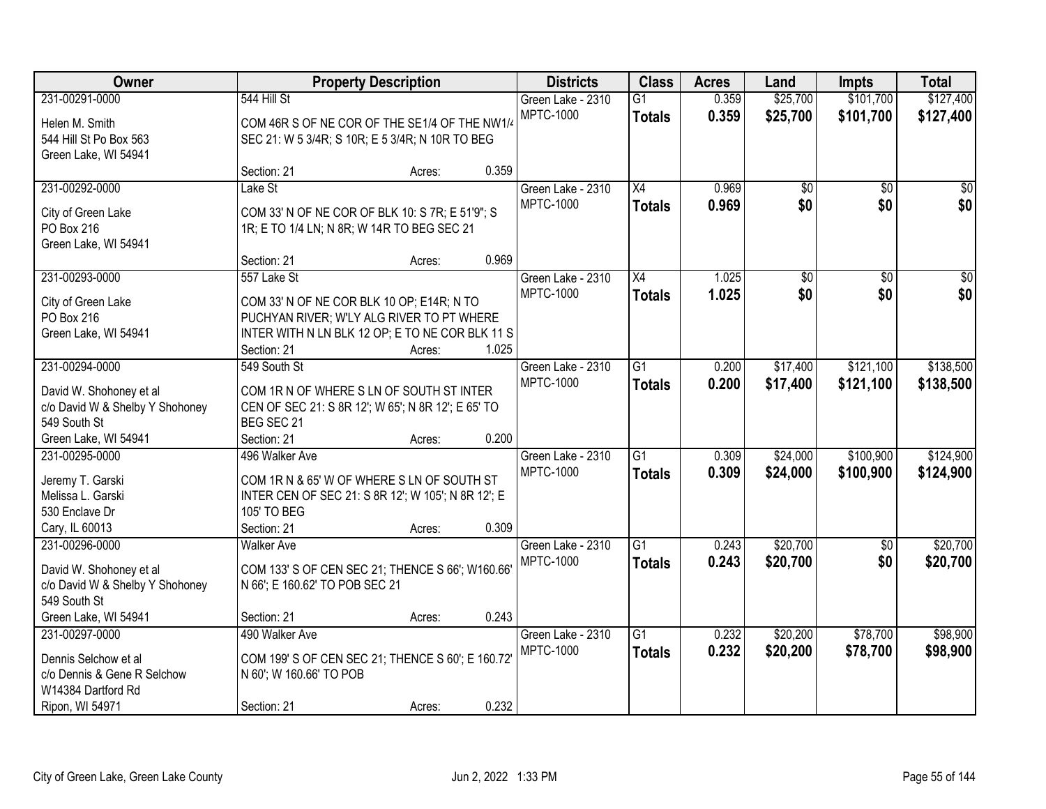| Owner | Property Description | Districts | Class | Acres | Land | Impts | Total |
|---|---|---|---|---|---|---|---|
| 231-00291-0000<br>Helen M. Smith<br>544 Hill St Po Box 563<br>Green Lake, WI 54941 | 544 Hill St<br>COM 46R S OF NE COR OF THE SE1/4 OF THE NW1/4 SEC 21: W 5 3/4R; S 10R; E 5 3/4R; N 10R TO BEG<br>Section: 21 Acres: 0.359 | Green Lake - 2310<br>MPTC-1000 | G1<br>**Totals** | 0.359<br>**0.359** | $25,700<br>**$25,700** | $101,700<br>**$101,700** | $127,400<br>**$127,400** |
| 231-00292-0000<br>City of Green Lake<br>PO Box 216<br>Green Lake, WI 54941 | Lake St<br>COM 33' N OF NE COR OF BLK 10: S 7R; E 51'9"; S 1R; E TO 1/4 LN; N 8R; W 14R TO BEG SEC 21<br>Section: 21 Acres: 0.969 | Green Lake - 2310<br>MPTC-1000 | X4<br>**Totals** | 0.969<br>**0.969** | $0<br>**$0** | $0<br>**$0** | $0<br>**$0** |
| 231-00293-0000<br>City of Green Lake<br>PO Box 216<br>Green Lake, WI 54941 | 557 Lake St<br>COM 33' N OF NE COR BLK 10 OP; E14R; N TO PUCHYAN RIVER; W'LY ALG RIVER TO PT WHERE INTER WITH N LN BLK 12 OP; E TO NE COR BLK 11 S<br>Section: 21 Acres: 1.025 | Green Lake - 2310<br>MPTC-1000 | X4<br>**Totals** | 1.025<br>**1.025** | $0<br>**$0** | $0<br>**$0** | $0<br>**$0** |
| 231-00294-0000<br>David W. Shohoney et al<br>c/o David W & Shelby Y Shohoney<br>549 South St<br>Green Lake, WI 54941 | 549 South St<br>COM 1R N OF WHERE S LN OF SOUTH ST INTER CEN OF SEC 21: S 8R 12'; W 65'; N 8R 12'; E 65' TO BEG SEC 21<br>Section: 21 Acres: 0.200 | Green Lake - 2310<br>MPTC-1000 | G1<br>**Totals** | 0.200<br>**0.200** | $17,400<br>**$17,400** | $121,100<br>**$121,100** | $138,500<br>**$138,500** |
| 231-00295-0000<br>Jeremy T. Garski<br>Melissa L. Garski<br>530 Enclave Dr<br>Cary, IL 60013 | 496 Walker Ave<br>COM 1R N & 65' W OF WHERE S LN OF SOUTH ST INTER CEN OF SEC 21: S 8R 12'; W 105'; N 8R 12'; E 105' TO BEG<br>Section: 21 Acres: 0.309 | Green Lake - 2310<br>MPTC-1000 | G1<br>**Totals** | 0.309<br>**0.309** | $24,000<br>**$24,000** | $100,900<br>**$100,900** | $124,900<br>**$124,900** |
| 231-00296-0000<br>David W. Shohoney et al<br>c/o David W & Shelby Y Shohoney<br>549 South St<br>Green Lake, WI 54941 | Walker Ave<br>COM 133' S OF CEN SEC 21; THENCE S 66'; W160.66' N 66'; E 160.62' TO POB SEC 21<br>Section: 21 Acres: 0.243 | Green Lake - 2310<br>MPTC-1000 | G1<br>**Totals** | 0.243<br>**0.243** | $20,700<br>**$20,700** | $0<br>**$0** | $20,700<br>**$20,700** |
| 231-00297-0000<br>Dennis Selchow et al<br>c/o Dennis & Gene R Selchow<br>W14384 Dartford Rd<br>Ripon, WI 54971 | 490 Walker Ave<br>COM 199' S OF CEN SEC 21; THENCE S 60'; E 160.72' N 60'; W 160.66' TO POB<br>Section: 21 Acres: 0.232 | Green Lake - 2310<br>MPTC-1000 | G1<br>**Totals** | 0.232<br>**0.232** | $20,200<br>**$20,200** | $78,700<br>**$78,700** | $98,900<br>**$98,900** |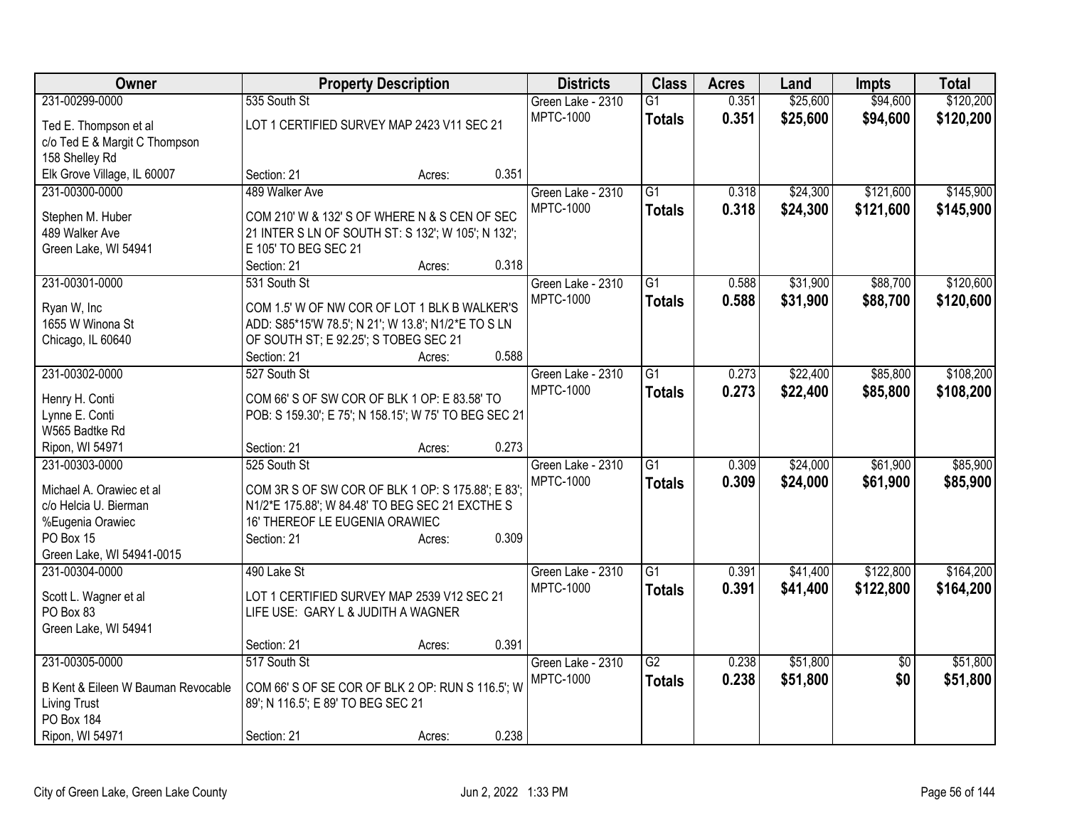| Owner | Property Description | Districts | Class | Acres | Land | Impts | Total |
|---|---|---|---|---|---|---|---|
| 231-00299-0000<br>Ted E. Thompson et al<br>c/o Ted E & Margit C Thompson<br>158 Shelley Rd<br>Elk Grove Village, IL 60007 | 535 South St<br>LOT 1 CERTIFIED SURVEY MAP 2423 V11 SEC 21<br>Section: 21 Acres: 0.351 | Green Lake - 2310<br>MPTC-1000 | G1<br>**Totals** | 0.351<br>**0.351** | $25,600<br>**$25,600** | $94,600<br>**$94,600** | $120,200<br>**$120,200** |
| 231-00300-0000<br>Stephen M. Huber<br>489 Walker Ave<br>Green Lake, WI 54941 | 489 Walker Ave<br>COM 210' W & 132' S OF WHERE N & S CEN OF SEC 21 INTER S LN OF SOUTH ST: S 132'; W 105'; N 132'; E 105' TO BEG SEC 21<br>Section: 21 Acres: 0.318 | Green Lake - 2310<br>MPTC-1000 | G1<br>**Totals** | 0.318<br>**0.318** | $24,300<br>**$24,300** | $121,600<br>**$121,600** | $145,900<br>**$145,900** |
| 231-00301-0000<br>Ryan W, Inc<br>1655 W Winona St<br>Chicago, IL 60640 | 531 South St<br>COM 1.5' W OF NW COR OF LOT 1 BLK B WALKER'S ADD: S85*15'W 78.5'; N 21'; W 13.8'; N1/2*E TO S LN OF SOUTH ST; E 92.25'; S TOBEG SEC 21<br>Section: 21 Acres: 0.588 | Green Lake - 2310<br>MPTC-1000 | G1<br>**Totals** | 0.588<br>**0.588** | $31,900<br>**$31,900** | $88,700<br>**$88,700** | $120,600<br>**$120,600** |
| 231-00302-0000<br>Henry H. Conti<br>Lynne E. Conti<br>W565 Badtke Rd<br>Ripon, WI 54971 | 527 South St<br>COM 66' S OF SW COR OF BLK 1 OP: E 83.58' TO POB: S 159.30'; E 75'; N 158.15'; W 75' TO BEG SEC 21<br>Section: 21 Acres: 0.273 | Green Lake - 2310<br>MPTC-1000 | G1<br>**Totals** | 0.273<br>**0.273** | $22,400<br>**$22,400** | $85,800<br>**$85,800** | $108,200<br>**$108,200** |
| 231-00303-0000<br>Michael A. Orawiec et al<br>c/o Helcia U. Bierman<br>%Eugenia Orawiec<br>PO Box 15<br>Green Lake, WI 54941-0015 | 525 South St<br>COM 3R S OF SW COR OF BLK 1 OP: S 175.88'; E 83'; N1/2*E 175.88'; W 84.48' TO BEG SEC 21 EXCTHE S 16' THEREOF LE EUGENIA ORAWIEC<br>Section: 21 Acres: 0.309 | Green Lake - 2310<br>MPTC-1000 | G1<br>**Totals** | 0.309<br>**0.309** | $24,000<br>**$24,000** | $61,900<br>**$61,900** | $85,900<br>**$85,900** |
| 231-00304-0000<br>Scott L. Wagner et al<br>PO Box 83<br>Green Lake, WI 54941 | 490 Lake St<br>LOT 1 CERTIFIED SURVEY MAP 2539 V12 SEC 21 LIFE USE: GARY L & JUDITH A WAGNER<br>Section: 21 Acres: 0.391 | Green Lake - 2310<br>MPTC-1000 | G1<br>**Totals** | 0.391<br>**0.391** | $41,400<br>**$41,400** | $122,800<br>**$122,800** | $164,200<br>**$164,200** |
| 231-00305-0000<br>B Kent & Eileen W Bauman Revocable Living Trust<br>PO Box 184<br>Ripon, WI 54971 | 517 South St<br>COM 66' S OF SE COR OF BLK 2 OP: RUN S 116.5'; W 89'; N 116.5'; E 89' TO BEG SEC 21<br>Section: 21 Acres: 0.238 | Green Lake - 2310<br>MPTC-1000 | G2<br>**Totals** | 0.238<br>**0.238** | $51,800<br>**$51,800** | $0<br>**$0** | $51,800<br>**$51,800** |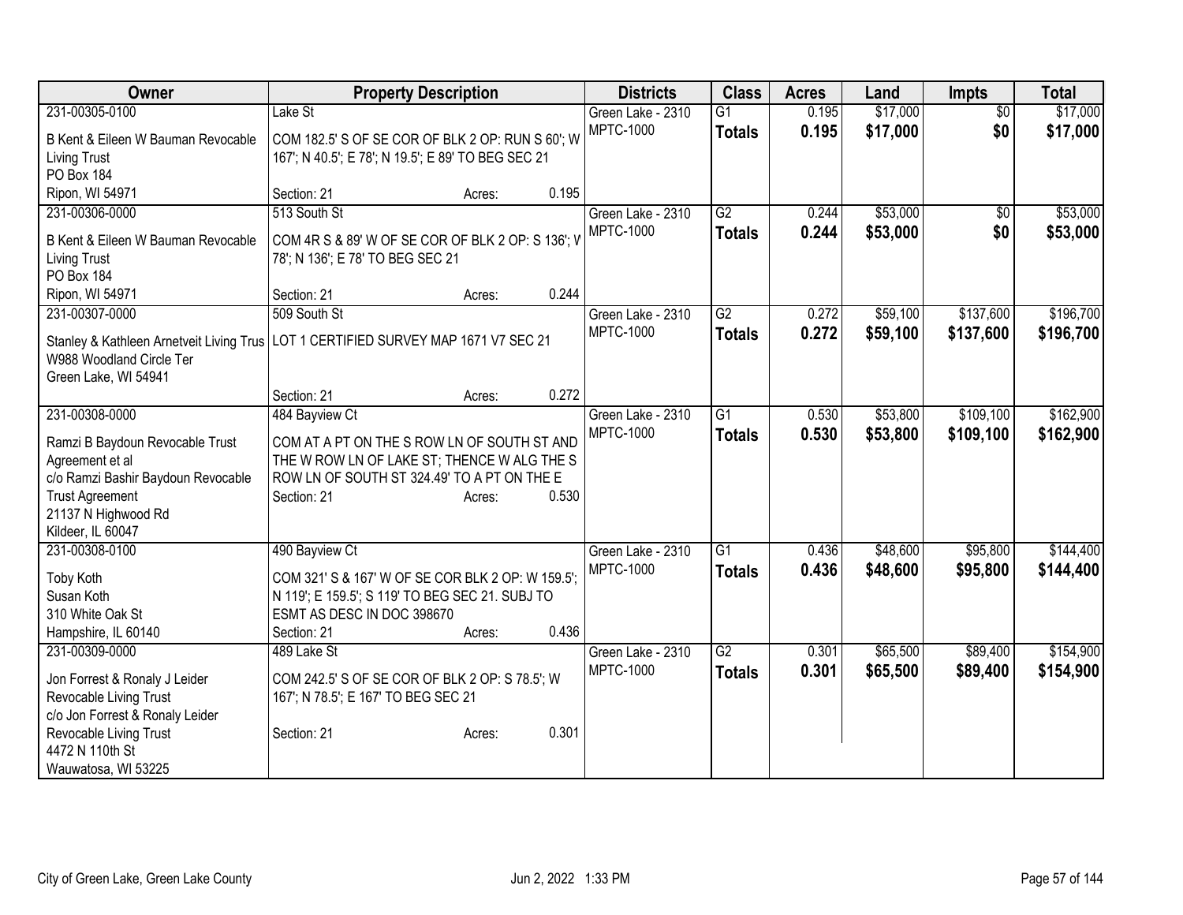| Owner | Property Description | | | Districts | Class | Acres | Land | Impts | Total |
|---|---|---|---|---|---|---|---|---|---|
| 231-00305-0100 | Lake St | | | Green Lake - 2310 | G1 | 0.195 | $17,000 | $0 | $17,000 |
| B Kent & Eileen W Bauman Revocable Living Trust<br>PO Box 184<br>Ripon, WI 54971 | COM 182.5' S OF SE COR OF BLK 2 OP: RUN S 60'; W 167'; N 40.5'; E 78'; N 19.5'; E 89' TO BEG SEC 21 | | | MPTC-1000 | **Totals** | **0.195** | **$17,000** | **$0** | **$17,000** |
| | Section: 21 | Acres: | 0.195 | | | | | | |
| 231-00306-0000 | 513 South St | | | Green Lake - 2310 | G2 | 0.244 | $53,000 | $0 | $53,000 |
| B Kent & Eileen W Bauman Revocable Living Trust<br>PO Box 184<br>Ripon, WI 54971 | COM 4R S & 89' W OF SE COR OF BLK 2 OP: S 136'; W 78'; N 136'; E 78' TO BEG SEC 21 | | | MPTC-1000 | **Totals** | **0.244** | **$53,000** | **$0** | **$53,000** |
| | Section: 21 | Acres: | 0.244 | | | | | | |
| 231-00307-0000 | 509 South St | | | Green Lake - 2310 | G2 | 0.272 | $59,100 | $137,600 | $196,700 |
| Stanley & Kathleen Arnetveit Living Trus<br>W988 Woodland Circle Ter<br>Green Lake, WI 54941 | LOT 1 CERTIFIED SURVEY MAP 1671 V7 SEC 21 | | | MPTC-1000 | **Totals** | **0.272** | **$59,100** | **$137,600** | **$196,700** |
| | Section: 21 | Acres: | 0.272 | | | | | | |
| 231-00308-0000 | 484 Bayview Ct | | | Green Lake - 2310 | G1 | 0.530 | $53,800 | $109,100 | $162,900 |
| Ramzi B Baydoun Revocable Trust Agreement et al<br>c/o Ramzi Bashir Baydoun Revocable Trust Agreement<br>21137 N Highwood Rd<br>Kildeer, IL 60047 | COM AT A PT ON THE S ROW LN OF SOUTH ST AND THE W ROW LN OF LAKE ST; THENCE W ALG THE S ROW LN OF SOUTH ST 324.49' TO A PT ON THE E | | | MPTC-1000 | **Totals** | **0.530** | **$53,800** | **$109,100** | **$162,900** |
| | Section: 21 | Acres: | 0.530 | | | | | | |
| 231-00308-0100 | 490 Bayview Ct | | | Green Lake - 2310 | G1 | 0.436 | $48,600 | $95,800 | $144,400 |
| Toby Koth<br>Susan Koth<br>310 White Oak St<br>Hampshire, IL 60140 | COM 321' S & 167' W OF SE COR BLK 2 OP: W 159.5'; N 119'; E 159.5'; S 119' TO BEG SEC 21. SUBJ TO ESMT AS DESC IN DOC 398670 | | | MPTC-1000 | **Totals** | **0.436** | **$48,600** | **$95,800** | **$144,400** |
| | Section: 21 | Acres: | 0.436 | | | | | | |
| 231-00309-0000 | 489 Lake St | | | Green Lake - 2310 | G2 | 0.301 | $65,500 | $89,400 | $154,900 |
| Jon Forrest & Ronaly J Leider Revocable Living Trust<br>c/o Jon Forrest & Ronaly Leider Revocable Living Trust<br>4472 N 110th St<br>Wauwatosa, WI 53225 | COM 242.5' S OF SE COR OF BLK 2 OP: S 78.5'; W 167'; N 78.5'; E 167' TO BEG SEC 21 | | | MPTC-1000 | **Totals** | **0.301** | **$65,500** | **$89,400** | **$154,900** |
| | Section: 21 | Acres: | 0.301 | | | | | | |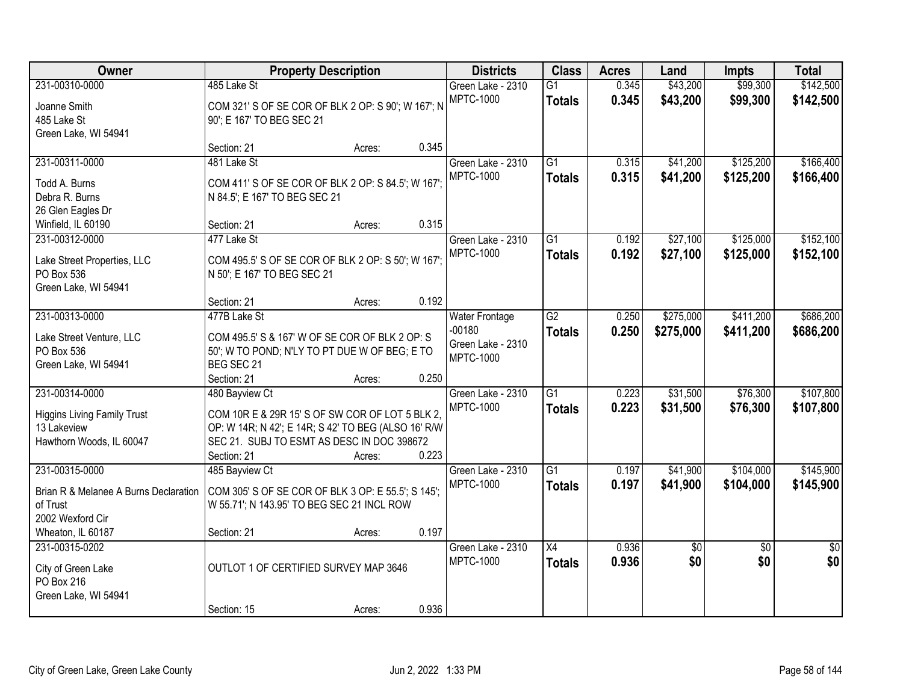| Owner | Property Description | Districts | Class | Acres | Land | Impts | Total |
|---|---|---|---|---|---|---|---|
| 231-00310-0000<br>Joanne Smith<br>485 Lake St<br>Green Lake, WI 54941 | 485 Lake St<br>COM 321' S OF SE COR OF BLK 2 OP: S 90'; W 167'; N 90'; E 167' TO BEG SEC 21<br>Section: 21 Acres: 0.345 | Green Lake - 2310<br>MPTC-1000 | G1<br>**Totals** | 0.345<br>**0.345** | $43,200<br>**$43,200** | $99,300<br>**$99,300** | $142,500<br>**$142,500** |
| 231-00311-0000<br>Todd A. Burns<br>Debra R. Burns<br>26 Glen Eagles Dr<br>Winfield, IL 60190 | 481 Lake St<br>COM 411' S OF SE COR OF BLK 2 OP: S 84.5'; W 167'; N 84.5'; E 167' TO BEG SEC 21<br>Section: 21 Acres: 0.315 | Green Lake - 2310<br>MPTC-1000 | G1<br>**Totals** | 0.315<br>**0.315** | $41,200<br>**$41,200** | $125,200<br>**$125,200** | $166,400<br>**$166,400** |
| 231-00312-0000<br>Lake Street Properties, LLC<br>PO Box 536<br>Green Lake, WI 54941 | 477 Lake St<br>COM 495.5' S OF SE COR OF BLK 2 OP: S 50'; W 167'; N 50'; E 167' TO BEG SEC 21<br>Section: 21 Acres: 0.192 | Green Lake - 2310<br>MPTC-1000 | G1<br>**Totals** | 0.192<br>**0.192** | $27,100<br>**$27,100** | $125,000<br>**$125,000** | $152,100<br>**$152,100** |
| 231-00313-0000<br>Lake Street Venture, LLC<br>PO Box 536<br>Green Lake, WI 54941 | 477B Lake St<br>COM 495.5' S & 167' W OF SE COR OF BLK 2 OP: S 50'; W TO POND; N'LY TO PT DUE W OF BEG; E TO BEG SEC 21<br>Section: 21 Acres: 0.250 | Water Frontage -00180<br>Green Lake - 2310<br>MPTC-1000 | G2<br>**Totals** | 0.250<br>**0.250** | $275,000<br>**$275,000** | $411,200<br>**$411,200** | $686,200<br>**$686,200** |
| 231-00314-0000<br>Higgins Living Family Trust<br>13 Lakeview<br>Hawthorn Woods, IL 60047 | 480 Bayview Ct<br>COM 10R E & 29R 15' S OF SW COR OF LOT 5 BLK 2, OP: W 14R; N 42'; E 14R; S 42' TO BEG (ALSO 16' R/W SEC 21. SUBJ TO ESMT AS DESC IN DOC 398672<br>Section: 21 Acres: 0.223 | Green Lake - 2310<br>MPTC-1000 | G1<br>**Totals** | 0.223<br>**0.223** | $31,500<br>**$31,500** | $76,300<br>**$76,300** | $107,800<br>**$107,800** |
| 231-00315-0000<br>Brian R & Melanee A Burns Declaration of Trust<br>2002 Wexford Cir<br>Wheaton, IL 60187 | 485 Bayview Ct<br>COM 305' S OF SE COR OF BLK 3 OP: E 55.5'; S 145'; W 55.71'; N 143.95' TO BEG SEC 21 INCL ROW<br>Section: 21 Acres: 0.197 | Green Lake - 2310<br>MPTC-1000 | G1<br>**Totals** | 0.197<br>**0.197** | $41,900<br>**$41,900** | $104,000<br>**$104,000** | $145,900<br>**$145,900** |
| 231-00315-0202<br>City of Green Lake<br>PO Box 216<br>Green Lake, WI 54941 | OUTLOT 1 OF CERTIFIED SURVEY MAP 3646<br>Section: 15 Acres: 0.936 | Green Lake - 2310<br>MPTC-1000 | X4<br>**Totals** | 0.936<br>**0.936** | $0<br>**$0** | $0<br>**$0** | $0<br>**$0** |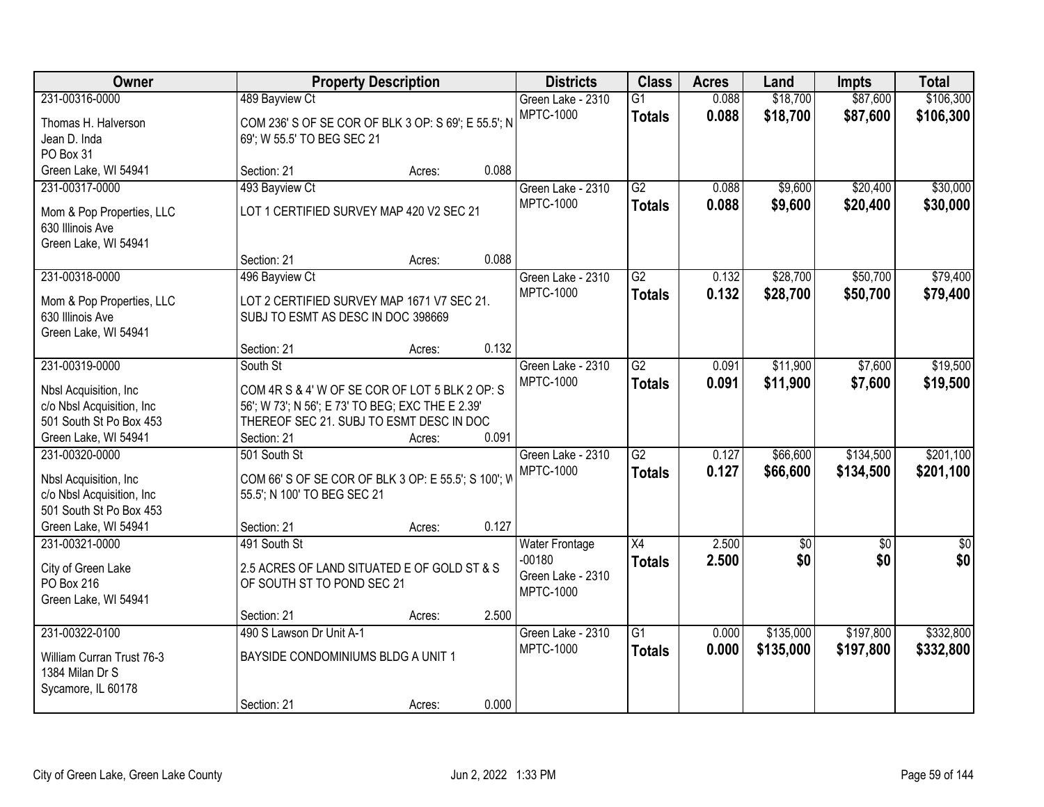| Owner | Property Description | Districts | Class | Acres | Land | Impts | Total |
|---|---|---|---|---|---|---|---|
| 231-00316-0000<br>Thomas H. Halverson<br>Jean D. Inda<br>PO Box 31<br>Green Lake, WI 54941 | 489 Bayview Ct<br>COM 236' S OF SE COR OF BLK 3 OP: S 69'; E 55.5'; N 69'; W 55.5' TO BEG SEC 21<br>Section: 21 Acres: 0.088 | Green Lake - 2310<br>MPTC-1000 | G1<br>**Totals** | 0.088<br>**0.088** | $18,700<br>**$18,700** | $87,600<br>**$87,600** | $106,300<br>**$106,300** |
| 231-00317-0000<br>Mom & Pop Properties, LLC<br>630 Illinois Ave<br>Green Lake, WI 54941 | 493 Bayview Ct<br>LOT 1 CERTIFIED SURVEY MAP 420 V2 SEC 21<br>Section: 21 Acres: 0.088 | Green Lake - 2310<br>MPTC-1000 | G2<br>**Totals** | 0.088<br>**0.088** | $9,600<br>**$9,600** | $20,400<br>**$20,400** | $30,000<br>**$30,000** |
| 231-00318-0000<br>Mom & Pop Properties, LLC<br>630 Illinois Ave<br>Green Lake, WI 54941 | 496 Bayview Ct<br>LOT 2 CERTIFIED SURVEY MAP 1671 V7 SEC 21. SUBJ TO ESMT AS DESC IN DOC 398669<br>Section: 21 Acres: 0.132 | Green Lake - 2310<br>MPTC-1000 | G2<br>**Totals** | 0.132<br>**0.132** | $28,700<br>**$28,700** | $50,700<br>**$50,700** | $79,400<br>**$79,400** |
| 231-00319-0000<br>Nbsl Acquisition, Inc<br>c/o Nbsl Acquisition, Inc<br>501 South St Po Box 453<br>Green Lake, WI 54941 | South St<br>COM 4R S & 4' W OF SE COR OF LOT 5 BLK 2 OP: S 56'; W 73'; N 56'; E 73' TO BEG; EXC THE E 2.39' THEREOF SEC 21. SUBJ TO ESMT DESC IN DOC<br>Section: 21 Acres: 0.091 | Green Lake - 2310<br>MPTC-1000 | G2<br>**Totals** | 0.091<br>**0.091** | $11,900<br>**$11,900** | $7,600<br>**$7,600** | $19,500<br>**$19,500** |
| 231-00320-0000<br>Nbsl Acquisition, Inc<br>c/o Nbsl Acquisition, Inc<br>501 South St Po Box 453<br>Green Lake, WI 54941 | 501 South St<br>COM 66' S OF SE COR OF BLK 3 OP: E 55.5'; S 100'; W 55.5'; N 100' TO BEG SEC 21<br>Section: 21 Acres: 0.127 | Green Lake - 2310<br>MPTC-1000 | G2<br>**Totals** | 0.127<br>**0.127** | $66,600<br>**$66,600** | $134,500<br>**$134,500** | $201,100<br>**$201,100** |
| 231-00321-0000<br>City of Green Lake<br>PO Box 216<br>Green Lake, WI 54941 | 491 South St<br>2.5 ACRES OF LAND SITUATED E OF GOLD ST & S OF SOUTH ST TO POND SEC 21<br>Section: 21 Acres: 2.500 | Water Frontage -00180<br>Green Lake - 2310<br>MPTC-1000 | X4<br>**Totals** | 2.500<br>**2.500** | $0<br>**$0** | $0<br>**$0** | $0<br>**$0** |
| 231-00322-0100<br>William Curran Trust 76-3<br>1384 Milan Dr S<br>Sycamore, IL 60178 | 490 S Lawson Dr Unit A-1<br>BAYSIDE CONDOMINIUMS BLDG A UNIT 1<br>Section: 21 Acres: 0.000 | Green Lake - 2310<br>MPTC-1000 | G1<br>**Totals** | 0.000<br>**0.000** | $135,000<br>**$135,000** | $197,800<br>**$197,800** | $332,800<br>**$332,800** |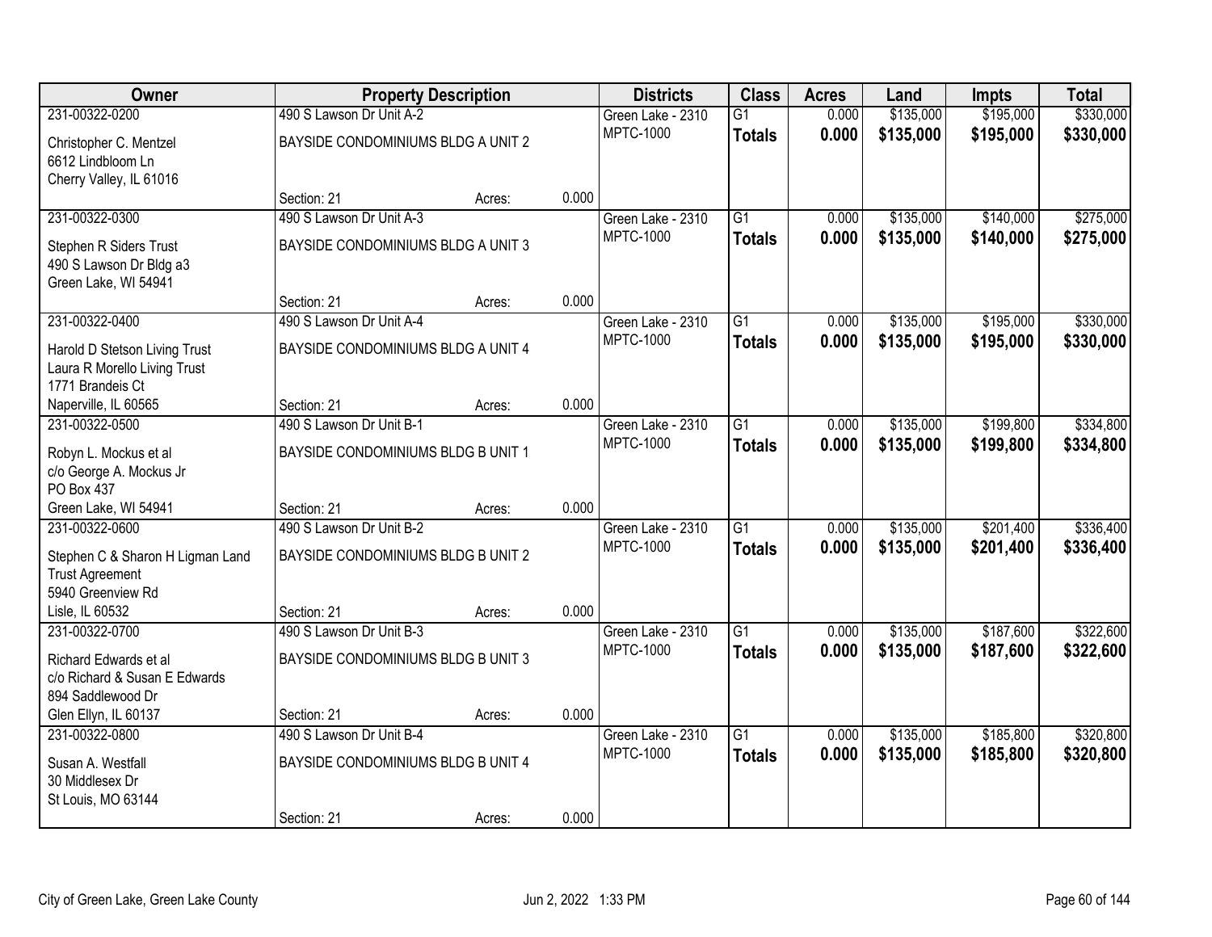| Owner | Property Description | | | Districts | Class | Acres | Land | Impts | Total |
|---|---|---|---|---|---|---|---|---|---|
| 231-00322-0200 | 490 S Lawson Dr Unit A-2 | | | Green Lake - 2310 | G1 | 0.000 | $135,000 | $195,000 | $330,000 |
| Christopher C. Mentzel<br>6612 Lindbloom Ln<br>Cherry Valley, IL 61016 | BAYSIDE CONDOMINIUMS BLDG A UNIT 2 | | | MPTC-1000 | **Totals** | **0.000** | **$135,000** | **$195,000** | **$330,000** |
| | Section: 21 | Acres: | 0.000 | | | | | | |
| 231-00322-0300 | 490 S Lawson Dr Unit A-3 | | | Green Lake - 2310 | G1 | 0.000 | $135,000 | $140,000 | $275,000 |
| Stephen R Siders Trust<br>490 S Lawson Dr Bldg a3<br>Green Lake, WI 54941 | BAYSIDE CONDOMINIUMS BLDG A UNIT 3 | | | MPTC-1000 | **Totals** | **0.000** | **$135,000** | **$140,000** | **$275,000** |
| | Section: 21 | Acres: | 0.000 | | | | | | |
| 231-00322-0400 | 490 S Lawson Dr Unit A-4 | | | Green Lake - 2310 | G1 | 0.000 | $135,000 | $195,000 | $330,000 |
| Harold D Stetson Living Trust<br>Laura R Morello Living Trust<br>1771 Brandeis Ct<br>Naperville, IL 60565 | BAYSIDE CONDOMINIUMS BLDG A UNIT 4 | | | MPTC-1000 | **Totals** | **0.000** | **$135,000** | **$195,000** | **$330,000** |
| | Section: 21 | Acres: | 0.000 | | | | | | |
| 231-00322-0500 | 490 S Lawson Dr Unit B-1 | | | Green Lake - 2310 | G1 | 0.000 | $135,000 | $199,800 | $334,800 |
| Robyn L. Mockus et al<br>c/o George A. Mockus Jr<br>PO Box 437<br>Green Lake, WI 54941 | BAYSIDE CONDOMINIUMS BLDG B UNIT 1 | | | MPTC-1000 | **Totals** | **0.000** | **$135,000** | **$199,800** | **$334,800** |
| | Section: 21 | Acres: | 0.000 | | | | | | |
| 231-00322-0600 | 490 S Lawson Dr Unit B-2 | | | Green Lake - 2310 | G1 | 0.000 | $135,000 | $201,400 | $336,400 |
| Stephen C & Sharon H Ligman Land Trust Agreement<br>5940 Greenview Rd<br>Lisle, IL 60532 | BAYSIDE CONDOMINIUMS BLDG B UNIT 2 | | | MPTC-1000 | **Totals** | **0.000** | **$135,000** | **$201,400** | **$336,400** |
| | Section: 21 | Acres: | 0.000 | | | | | | |
| 231-00322-0700 | 490 S Lawson Dr Unit B-3 | | | Green Lake - 2310 | G1 | 0.000 | $135,000 | $187,600 | $322,600 |
| Richard Edwards et al<br>c/o Richard & Susan E Edwards<br>894 Saddlewood Dr<br>Glen Ellyn, IL 60137 | BAYSIDE CONDOMINIUMS BLDG B UNIT 3 | | | MPTC-1000 | **Totals** | **0.000** | **$135,000** | **$187,600** | **$322,600** |
| | Section: 21 | Acres: | 0.000 | | | | | | |
| 231-00322-0800 | 490 S Lawson Dr Unit B-4 | | | Green Lake - 2310 | G1 | 0.000 | $135,000 | $185,800 | $320,800 |
| Susan A. Westfall<br>30 Middlesex Dr<br>St Louis, MO 63144 | BAYSIDE CONDOMINIUMS BLDG B UNIT 4 | | | MPTC-1000 | **Totals** | **0.000** | **$135,000** | **$185,800** | **$320,800** |
| | Section: 21 | Acres: | 0.000 | | | | | | |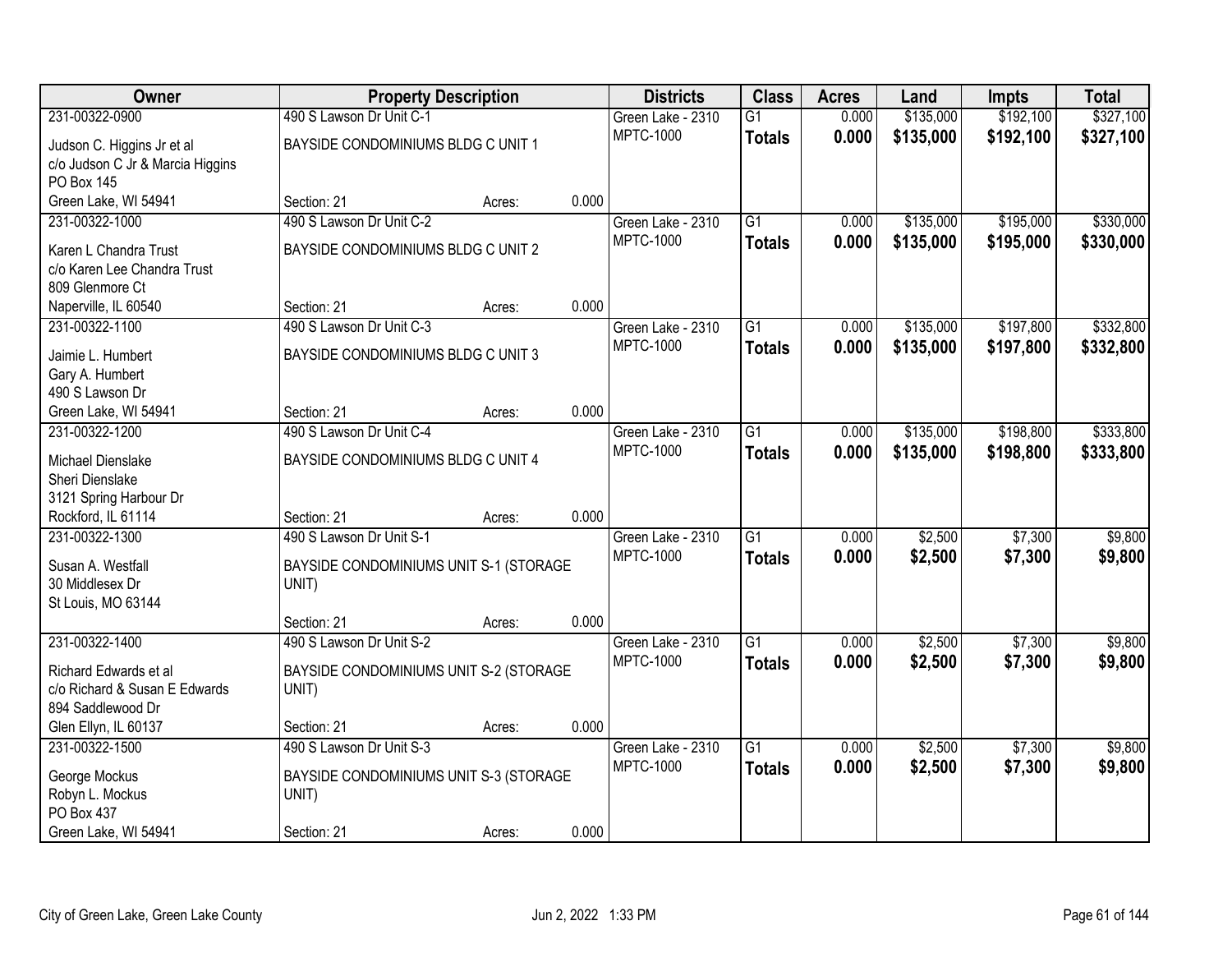| Owner | Property Description | Districts | Class | Acres | Land | Impts | Total |
|---|---|---|---|---|---|---|---|
| 231-00322-0900<br>Judson C. Higgins Jr et al<br>c/o Judson C Jr & Marcia Higgins<br>PO Box 145<br>Green Lake, WI 54941 | 490 S Lawson Dr Unit C-1<br>BAYSIDE CONDOMINIUMS BLDG C UNIT 1<br>Section: 21 Acres: 0.000 | Green Lake - 2310<br>MPTC-1000 | G1<br>**Totals** | 0.000<br>**0.000** | $135,000<br>**$135,000** | $192,100<br>**$192,100** | $327,100<br>**$327,100** |
| 231-00322-1000<br>Karen L Chandra Trust<br>c/o Karen Lee Chandra Trust<br>809 Glenmore Ct<br>Naperville, IL 60540 | 490 S Lawson Dr Unit C-2<br>BAYSIDE CONDOMINIUMS BLDG C UNIT 2<br>Section: 21 Acres: 0.000 | Green Lake - 2310<br>MPTC-1000 | G1<br>**Totals** | 0.000<br>**0.000** | $135,000<br>**$135,000** | $195,000<br>**$195,000** | $330,000<br>**$330,000** |
| 231-00322-1100<br>Jaimie L. Humbert<br>Gary A. Humbert<br>490 S Lawson Dr<br>Green Lake, WI 54941 | 490 S Lawson Dr Unit C-3<br>BAYSIDE CONDOMINIUMS BLDG C UNIT 3<br>Section: 21 Acres: 0.000 | Green Lake - 2310<br>MPTC-1000 | G1<br>**Totals** | 0.000<br>**0.000** | $135,000<br>**$135,000** | $197,800<br>**$197,800** | $332,800<br>**$332,800** |
| 231-00322-1200<br>Michael Dienslake<br>Sheri Dienslake<br>3121 Spring Harbour Dr<br>Rockford, IL 61114 | 490 S Lawson Dr Unit C-4<br>BAYSIDE CONDOMINIUMS BLDG C UNIT 4<br>Section: 21 Acres: 0.000 | Green Lake - 2310<br>MPTC-1000 | G1<br>**Totals** | 0.000<br>**0.000** | $135,000<br>**$135,000** | $198,800<br>**$198,800** | $333,800<br>**$333,800** |
| 231-00322-1300<br>Susan A. Westfall<br>30 Middlesex Dr<br>St Louis, MO 63144 | 490 S Lawson Dr Unit S-1<br>BAYSIDE CONDOMINIUMS UNIT S-1 (STORAGE UNIT)<br>Section: 21 Acres: 0.000 | Green Lake - 2310<br>MPTC-1000 | G1<br>**Totals** | 0.000<br>**0.000** | $2,500<br>**$2,500** | $7,300<br>**$7,300** | $9,800<br>**$9,800** |
| 231-00322-1400<br>Richard Edwards et al<br>c/o Richard & Susan E Edwards<br>894 Saddlewood Dr<br>Glen Ellyn, IL 60137 | 490 S Lawson Dr Unit S-2<br>BAYSIDE CONDOMINIUMS UNIT S-2 (STORAGE UNIT)<br>Section: 21 Acres: 0.000 | Green Lake - 2310<br>MPTC-1000 | G1<br>**Totals** | 0.000<br>**0.000** | $2,500<br>**$2,500** | $7,300<br>**$7,300** | $9,800<br>**$9,800** |
| 231-00322-1500<br>George Mockus<br>Robyn L. Mockus<br>PO Box 437<br>Green Lake, WI 54941 | 490 S Lawson Dr Unit S-3<br>BAYSIDE CONDOMINIUMS UNIT S-3 (STORAGE UNIT)<br>Section: 21 Acres: 0.000 | Green Lake - 2310<br>MPTC-1000 | G1<br>**Totals** | 0.000<br>**0.000** | $2,500<br>**$2,500** | $7,300<br>**$7,300** | $9,800<br>**$9,800** |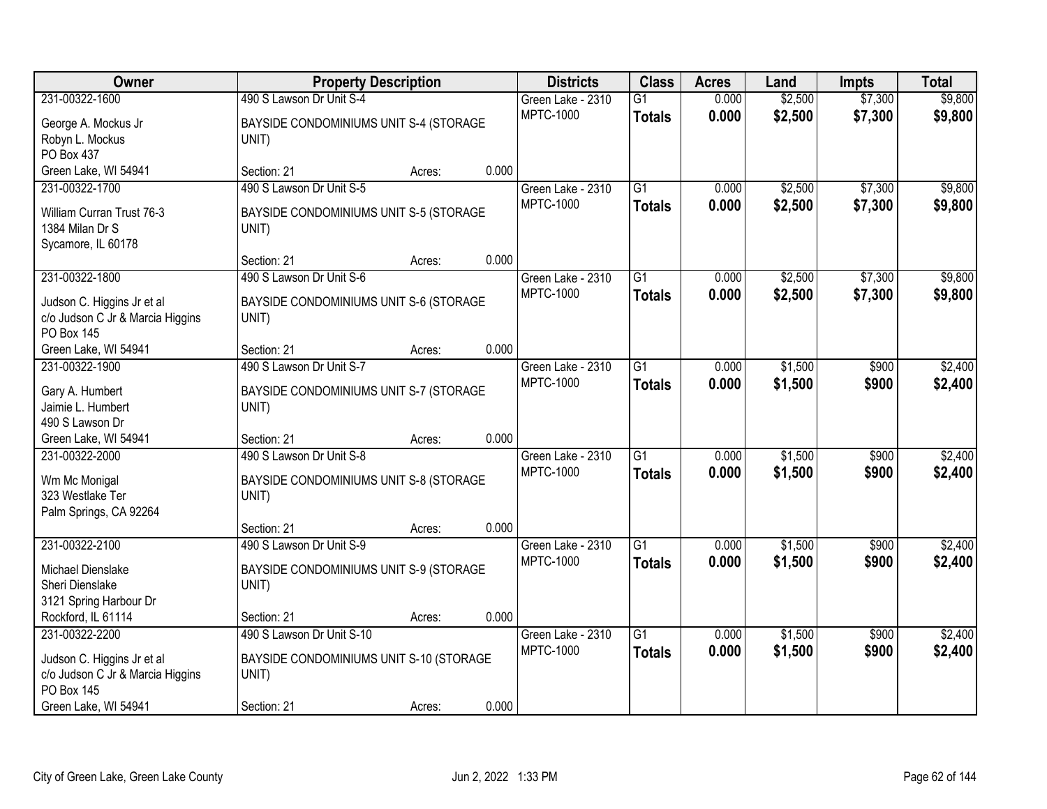| Owner | Property Description | | | Districts | Class | Acres | Land | Impts | Total |
|---|---|---|---|---|---|---|---|---|---|
| 231-00322-1600 | 490 S Lawson Dr Unit S-4 | | | Green Lake - 2310 | G1 | 0.000 | $2,500 | $7,300 | $9,800 |
| George A. Mockus Jr<br>Robyn L. Mockus<br>PO Box 437<br>Green Lake, WI 54941 | BAYSIDE CONDOMINIUMS UNIT S-4 (STORAGE UNIT) | | | MPTC-1000 | **Totals** | **0.000** | **$2,500** | **$7,300** | **$9,800** |
| | Section: 21 | Acres: | 0.000 | | | | | | |
| 231-00322-1700 | 490 S Lawson Dr Unit S-5 | | | Green Lake - 2310 | G1 | 0.000 | $2,500 | $7,300 | $9,800 |
| William Curran Trust 76-3<br>1384 Milan Dr S<br>Sycamore, IL 60178 | BAYSIDE CONDOMINIUMS UNIT S-5 (STORAGE UNIT) | | | MPTC-1000 | **Totals** | **0.000** | **$2,500** | **$7,300** | **$9,800** |
| | Section: 21 | Acres: | 0.000 | | | | | | |
| 231-00322-1800 | 490 S Lawson Dr Unit S-6 | | | Green Lake - 2310 | G1 | 0.000 | $2,500 | $7,300 | $9,800 |
| Judson C. Higgins Jr et al<br>c/o Judson C Jr & Marcia Higgins<br>PO Box 145<br>Green Lake, WI 54941 | BAYSIDE CONDOMINIUMS UNIT S-6 (STORAGE UNIT) | | | MPTC-1000 | **Totals** | **0.000** | **$2,500** | **$7,300** | **$9,800** |
| | Section: 21 | Acres: | 0.000 | | | | | | |
| 231-00322-1900 | 490 S Lawson Dr Unit S-7 | | | Green Lake - 2310 | G1 | 0.000 | $1,500 | $900 | $2,400 |
| Gary A. Humbert<br>Jaimie L. Humbert<br>490 S Lawson Dr<br>Green Lake, WI 54941 | BAYSIDE CONDOMINIUMS UNIT S-7 (STORAGE UNIT) | | | MPTC-1000 | **Totals** | **0.000** | **$1,500** | **$900** | **$2,400** |
| | Section: 21 | Acres: | 0.000 | | | | | | |
| 231-00322-2000 | 490 S Lawson Dr Unit S-8 | | | Green Lake - 2310 | G1 | 0.000 | $1,500 | $900 | $2,400 |
| Wm Mc Monigal<br>323 Westlake Ter<br>Palm Springs, CA 92264 | BAYSIDE CONDOMINIUMS UNIT S-8 (STORAGE UNIT) | | | MPTC-1000 | **Totals** | **0.000** | **$1,500** | **$900** | **$2,400** |
| | Section: 21 | Acres: | 0.000 | | | | | | |
| 231-00322-2100 | 490 S Lawson Dr Unit S-9 | | | Green Lake - 2310 | G1 | 0.000 | $1,500 | $900 | $2,400 |
| Michael Dienslake<br>Sheri Dienslake<br>3121 Spring Harbour Dr<br>Rockford, IL 61114 | BAYSIDE CONDOMINIUMS UNIT S-9 (STORAGE UNIT) | | | MPTC-1000 | **Totals** | **0.000** | **$1,500** | **$900** | **$2,400** |
| | Section: 21 | Acres: | 0.000 | | | | | | |
| 231-00322-2200 | 490 S Lawson Dr Unit S-10 | | | Green Lake - 2310 | G1 | 0.000 | $1,500 | $900 | $2,400 |
| Judson C. Higgins Jr et al<br>c/o Judson C Jr & Marcia Higgins<br>PO Box 145<br>Green Lake, WI 54941 | BAYSIDE CONDOMINIUMS UNIT S-10 (STORAGE UNIT) | | | MPTC-1000 | **Totals** | **0.000** | **$1,500** | **$900** | **$2,400** |
| | Section: 21 | Acres: | 0.000 | | | | | | |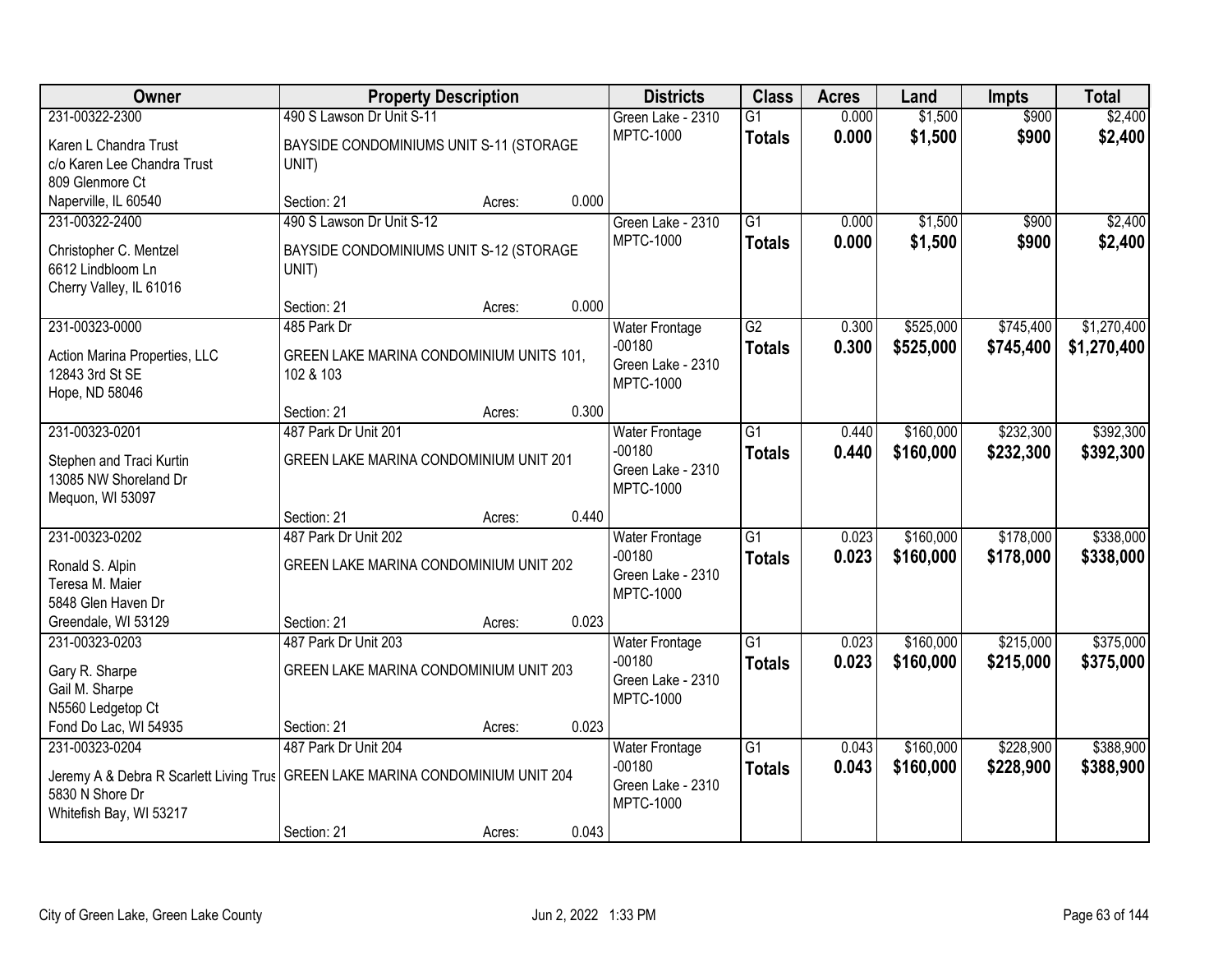| Owner | Property Description | Districts | Class | Acres | Land | Impts | Total |
|---|---|---|---|---|---|---|---|
| 231-00322-2300<br>Karen L Chandra Trust<br>c/o Karen Lee Chandra Trust<br>809 Glenmore Ct<br>Naperville, IL 60540 | 490 S Lawson Dr Unit S-11<br>BAYSIDE CONDOMINIUMS UNIT S-11 (STORAGE UNIT)<br>Section: 21 Acres: 0.000 | Green Lake - 2310<br>MPTC-1000 | G1<br>**Totals** | 0.000<br>**0.000** | $1,500<br>**$1,500** | $900<br>**$900** | $2,400<br>**$2,400** |
| 231-00322-2400<br>Christopher C. Mentzel<br>6612 Lindbloom Ln<br>Cherry Valley, IL 61016 | 490 S Lawson Dr Unit S-12<br>BAYSIDE CONDOMINIUMS UNIT S-12 (STORAGE UNIT)<br>Section: 21 Acres: 0.000 | Green Lake - 2310<br>MPTC-1000 | G1<br>**Totals** | 0.000<br>**0.000** | $1,500<br>**$1,500** | $900<br>**$900** | $2,400<br>**$2,400** |
| 231-00323-0000<br>Action Marina Properties, LLC<br>12843 3rd St SE<br>Hope, ND 58046 | 485 Park Dr<br>GREEN LAKE MARINA CONDOMINIUM UNITS 101, 102 & 103<br>Section: 21 Acres: 0.300 | Water Frontage -00180<br>Green Lake - 2310<br>MPTC-1000 | G2<br>**Totals** | 0.300<br>**0.300** | $525,000<br>**$525,000** | $745,400<br>**$745,400** | $1,270,400<br>**$1,270,400** |
| 231-00323-0201<br>Stephen and Traci Kurtin<br>13085 NW Shoreland Dr<br>Mequon, WI 53097 | 487 Park Dr Unit 201<br>GREEN LAKE MARINA CONDOMINIUM UNIT 201<br>Section: 21 Acres: 0.440 | Water Frontage -00180<br>Green Lake - 2310<br>MPTC-1000 | G1<br>**Totals** | 0.440<br>**0.440** | $160,000<br>**$160,000** | $232,300<br>**$232,300** | $392,300<br>**$392,300** |
| 231-00323-0202<br>Ronald S. Alpin<br>Teresa M. Maier<br>5848 Glen Haven Dr<br>Greendale, WI 53129 | 487 Park Dr Unit 202<br>GREEN LAKE MARINA CONDOMINIUM UNIT 202<br>Section: 21 Acres: 0.023 | Water Frontage -00180<br>Green Lake - 2310<br>MPTC-1000 | G1<br>**Totals** | 0.023<br>**0.023** | $160,000<br>**$160,000** | $178,000<br>**$178,000** | $338,000<br>**$338,000** |
| 231-00323-0203<br>Gary R. Sharpe<br>Gail M. Sharpe<br>N5560 Ledgetop Ct<br>Fond Do Lac, WI 54935 | 487 Park Dr Unit 203<br>GREEN LAKE MARINA CONDOMINIUM UNIT 203<br>Section: 21 Acres: 0.023 | Water Frontage -00180<br>Green Lake - 2310<br>MPTC-1000 | G1<br>**Totals** | 0.023<br>**0.023** | $160,000<br>**$160,000** | $215,000<br>**$215,000** | $375,000<br>**$375,000** |
| 231-00323-0204<br>Jeremy A & Debra R Scarlett Living Trus<br>5830 N Shore Dr<br>Whitefish Bay, WI 53217 | 487 Park Dr Unit 204<br>GREEN LAKE MARINA CONDOMINIUM UNIT 204<br>Section: 21 Acres: 0.043 | Water Frontage -00180<br>Green Lake - 2310<br>MPTC-1000 | G1<br>**Totals** | 0.043<br>**0.043** | $160,000<br>**$160,000** | $228,900<br>**$228,900** | $388,900<br>**$388,900** |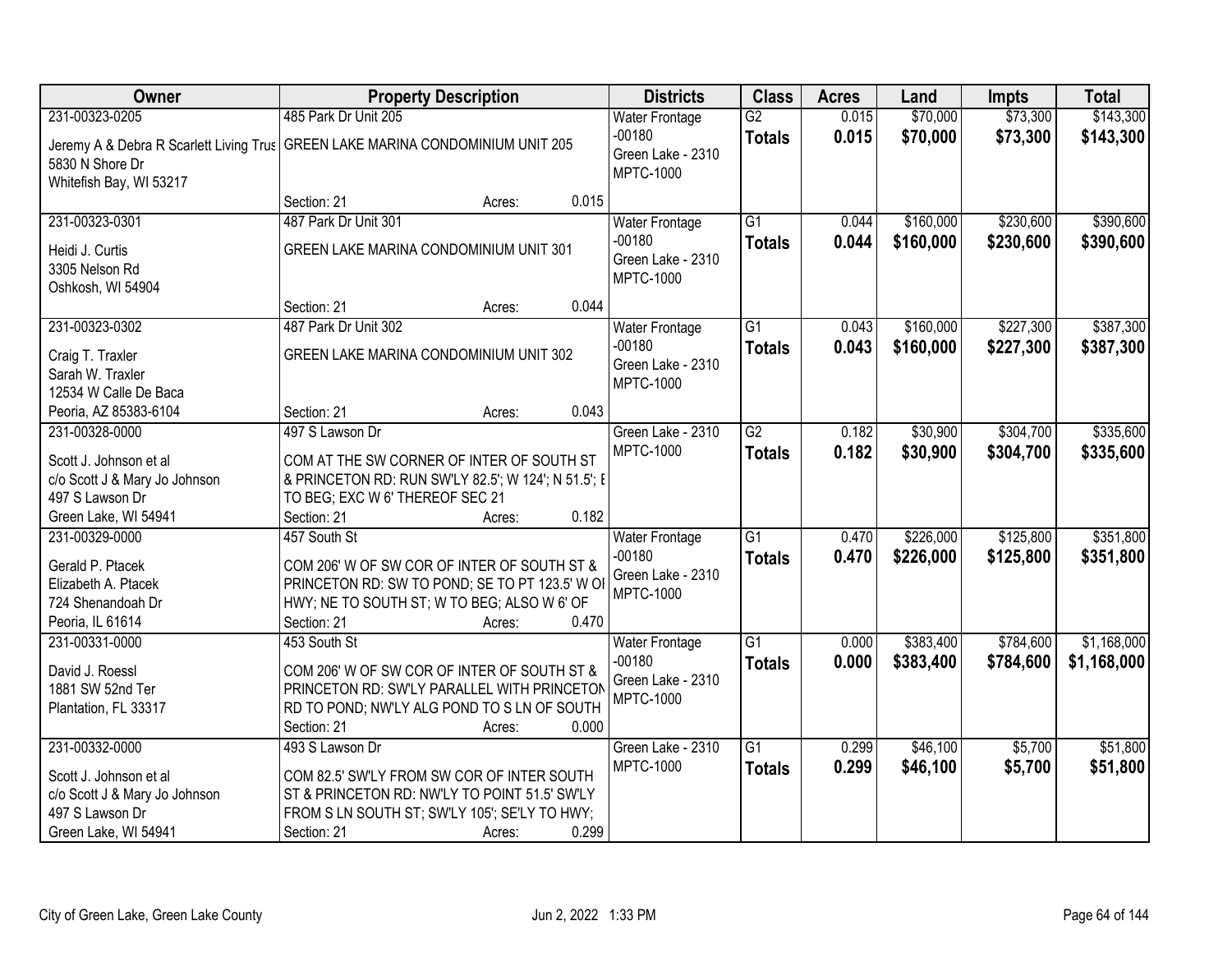| Owner | Property Description | Districts | Class | Acres | Land | Impts | Total |
|---|---|---|---|---|---|---|---|
| 231-00323-0205<br>Jeremy A & Debra R Scarlett Living Trus<br>5830 N Shore Dr<br>Whitefish Bay, WI 53217 | 485 Park Dr Unit 205<br>GREEN LAKE MARINA CONDOMINIUM UNIT 205<br>Section: 21 Acres: 0.015 | Water Frontage -00180<br>Green Lake - 2310<br>MPTC-1000 | G2<br>**Totals** | 0.015<br>**0.015** | $70,000<br>**$70,000** | $73,300<br>**$73,300** | $143,300<br>**$143,300** |
| 231-00323-0301<br>Heidi J. Curtis<br>3305 Nelson Rd<br>Oshkosh, WI 54904 | 487 Park Dr Unit 301<br>GREEN LAKE MARINA CONDOMINIUM UNIT 301<br>Section: 21 Acres: 0.044 | Water Frontage -00180<br>Green Lake - 2310<br>MPTC-1000 | G1<br>**Totals** | 0.044<br>**0.044** | $160,000<br>**$160,000** | $230,600<br>**$230,600** | $390,600<br>**$390,600** |
| 231-00323-0302<br>Craig T. Traxler<br>Sarah W. Traxler<br>12534 W Calle De Baca<br>Peoria, AZ 85383-6104 | 487 Park Dr Unit 302<br>GREEN LAKE MARINA CONDOMINIUM UNIT 302<br>Section: 21 Acres: 0.043 | Water Frontage -00180<br>Green Lake - 2310<br>MPTC-1000 | G1<br>**Totals** | 0.043<br>**0.043** | $160,000<br>**$160,000** | $227,300<br>**$227,300** | $387,300<br>**$387,300** |
| 231-00328-0000<br>Scott J. Johnson et al<br>c/o Scott J & Mary Jo Johnson<br>497 S Lawson Dr<br>Green Lake, WI 54941 | 497 S Lawson Dr<br>COM AT THE SW CORNER OF INTER OF SOUTH ST & PRINCETON RD: RUN SW'LY 82.5'; W 124'; N 51.5'; E TO BEG; EXC W 6' THEREOF SEC 21<br>Section: 21 Acres: 0.182 | Green Lake - 2310<br>MPTC-1000 | G2<br>**Totals** | 0.182<br>**0.182** | $30,900<br>**$30,900** | $304,700<br>**$304,700** | $335,600<br>**$335,600** |
| 231-00329-0000<br>Gerald P. Ptacek<br>Elizabeth A. Ptacek<br>724 Shenandoah Dr<br>Peoria, IL 61614 | 457 South St<br>COM 206' W OF SW COR OF INTER OF SOUTH ST & PRINCETON RD: SW TO POND; SE TO PT 123.5' W OF HWY; NE TO SOUTH ST; W TO BEG; ALSO W 6' OF<br>Section: 21 Acres: 0.470 | Water Frontage -00180<br>Green Lake - 2310<br>MPTC-1000 | G1<br>**Totals** | 0.470<br>**0.470** | $226,000<br>**$226,000** | $125,800<br>**$125,800** | $351,800<br>**$351,800** |
| 231-00331-0000<br>David J. Roessl<br>1881 SW 52nd Ter<br>Plantation, FL 33317 | 453 South St<br>COM 206' W OF SW COR OF INTER OF SOUTH ST & PRINCETON RD: SW'LY PARALLEL WITH PRINCETON RD TO POND; NW'LY ALG POND TO S LN OF SOUTH<br>Section: 21 Acres: 0.000 | Water Frontage -00180<br>Green Lake - 2310<br>MPTC-1000 | G1<br>**Totals** | 0.000<br>**0.000** | $383,400<br>**$383,400** | $784,600<br>**$784,600** | $1,168,000<br>**$1,168,000** |
| 231-00332-0000<br>Scott J. Johnson et al<br>c/o Scott J & Mary Jo Johnson<br>497 S Lawson Dr<br>Green Lake, WI 54941 | 493 S Lawson Dr<br>COM 82.5' SW'LY FROM SW COR OF INTER SOUTH ST & PRINCETON RD: NW'LY TO POINT 51.5' SW'LY FROM S LN SOUTH ST; SW'LY 105'; SE'LY TO HWY;<br>Section: 21 Acres: 0.299 | Green Lake - 2310<br>MPTC-1000 | G1<br>**Totals** | 0.299<br>**0.299** | $46,100<br>**$46,100** | $5,700<br>**$5,700** | $51,800<br>**$51,800** |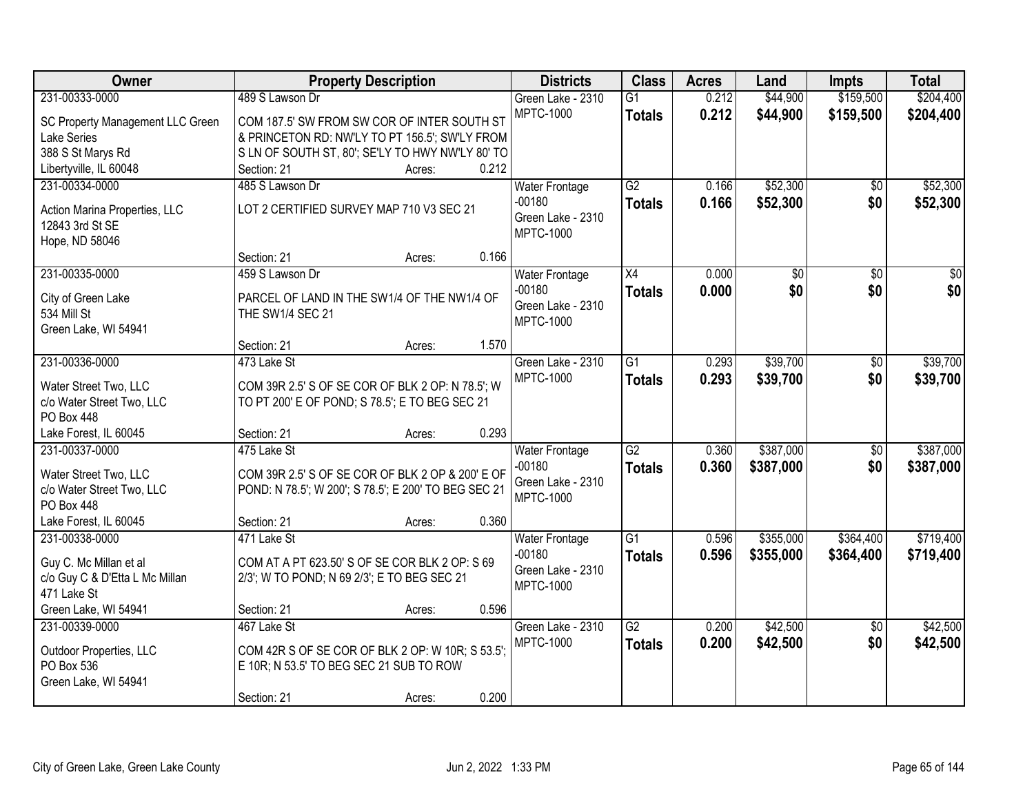| Owner | Property Description | Districts | Class | Acres | Land | Impts | Total |
|---|---|---|---|---|---|---|---|
| 231-00333-0000<br>SC Property Management LLC Green Lake Series<br>388 S St Marys Rd<br>Libertyville, IL 60048 | 489 S Lawson Dr<br>COM 187.5' SW FROM SW COR OF INTER SOUTH ST & PRINCETON RD: NW'LY TO PT 156.5'; SW'LY FROM S LN OF SOUTH ST, 80'; SE'LY TO HWY NW'LY 80' TO<br>Section: 21 Acres: 0.212 | Green Lake - 2310<br>MPTC-1000 | G1<br>**Totals** | 0.212<br>**0.212** | $44,900<br>**$44,900** | $159,500<br>**$159,500** | $204,400<br>**$204,400** |
| 231-00334-0000<br>Action Marina Properties, LLC<br>12843 3rd St SE<br>Hope, ND 58046 | 485 S Lawson Dr<br>LOT 2 CERTIFIED SURVEY MAP 710 V3 SEC 21<br>Section: 21 Acres: 0.166 | Water Frontage -00180<br>Green Lake - 2310<br>MPTC-1000 | G2<br>**Totals** | 0.166<br>**0.166** | $52,300<br>**$52,300** | $0<br>**$0** | $52,300<br>**$52,300** |
| 231-00335-0000<br>City of Green Lake<br>534 Mill St<br>Green Lake, WI 54941 | 459 S Lawson Dr<br>PARCEL OF LAND IN THE SW1/4 OF THE NW1/4 OF THE SW1/4 SEC 21<br>Section: 21 Acres: 1.570 | Water Frontage -00180<br>Green Lake - 2310<br>MPTC-1000 | X4<br>**Totals** | 0.000<br>**0.000** | $0<br>**$0** | $0<br>**$0** | $0<br>**$0** |
| 231-00336-0000<br>Water Street Two, LLC<br>c/o Water Street Two, LLC<br>PO Box 448<br>Lake Forest, IL 60045 | 473 Lake St<br>COM 39R 2.5' S OF SE COR OF BLK 2 OP: N 78.5'; W TO PT 200' E OF POND; S 78.5'; E TO BEG SEC 21<br>Section: 21 Acres: 0.293 | Green Lake - 2310<br>MPTC-1000 | G1<br>**Totals** | 0.293<br>**0.293** | $39,700<br>**$39,700** | $0<br>**$0** | $39,700<br>**$39,700** |
| 231-00337-0000<br>Water Street Two, LLC<br>c/o Water Street Two, LLC<br>PO Box 448<br>Lake Forest, IL 60045 | 475 Lake St<br>COM 39R 2.5' S OF SE COR OF BLK 2 OP & 200' E OF POND: N 78.5'; W 200'; S 78.5'; E 200' TO BEG SEC 21<br>Section: 21 Acres: 0.360 | Water Frontage -00180<br>Green Lake - 2310<br>MPTC-1000 | G2<br>**Totals** | 0.360<br>**0.360** | $387,000<br>**$387,000** | $0<br>**$0** | $387,000<br>**$387,000** |
| 231-00338-0000<br>Guy C. Mc Millan et al<br>c/o Guy C & D'Etta L Mc Millan<br>471 Lake St<br>Green Lake, WI 54941 | 471 Lake St<br>COM AT A PT 623.50' S OF SE COR BLK 2 OP: S 69 2/3'; W TO POND; N 69 2/3'; E TO BEG SEC 21<br>Section: 21 Acres: 0.596 | Water Frontage -00180<br>Green Lake - 2310<br>MPTC-1000 | G1<br>**Totals** | 0.596<br>**0.596** | $355,000<br>**$355,000** | $364,400<br>**$364,400** | $719,400<br>**$719,400** |
| 231-00339-0000<br>Outdoor Properties, LLC<br>PO Box 536<br>Green Lake, WI 54941 | 467 Lake St<br>COM 42R S OF SE COR OF BLK 2 OP: W 10R; S 53.5'; E 10R; N 53.5' TO BEG SEC 21 SUB TO ROW<br>Section: 21 Acres: 0.200 | Green Lake - 2310<br>MPTC-1000 | G2<br>**Totals** | 0.200<br>**0.200** | $42,500<br>**$42,500** | $0<br>**$0** | $42,500<br>**$42,500** |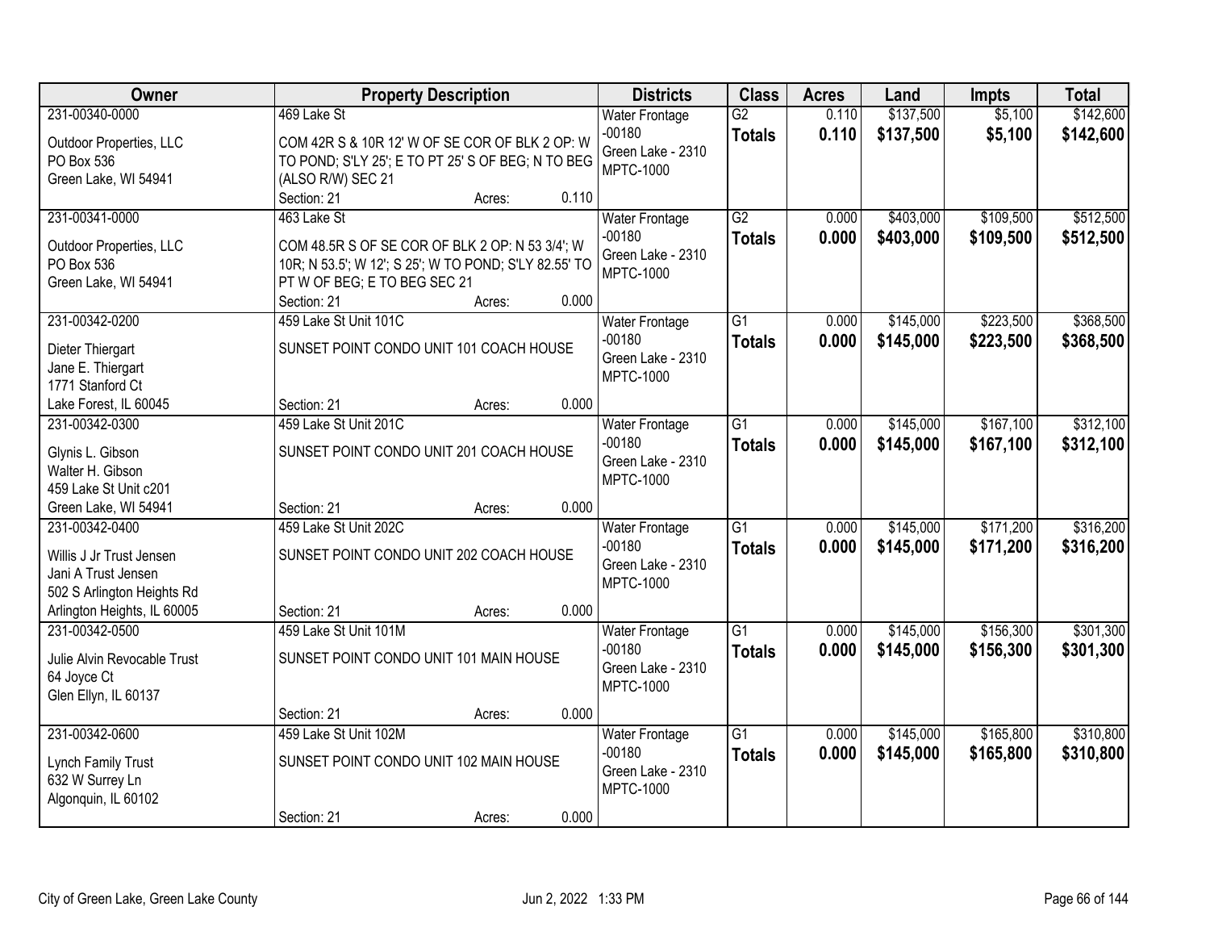| Owner | Property Description | Districts | Class | Acres | Land | Impts | Total |
|---|---|---|---|---|---|---|---|
| 231-00340-0000<br>Outdoor Properties, LLC<br>PO Box 536<br>Green Lake, WI 54941 | 469 Lake St<br>COM 42R S & 10R 12' W OF SE COR OF BLK 2 OP: W TO POND; S'LY 25'; E TO PT 25' S OF BEG; N TO BEG (ALSO R/W) SEC 21<br>Section: 21 Acres: 0.110 | Water Frontage -00180<br>Green Lake - 2310<br>MPTC-1000 | G2<br>**Totals** | 0.110<br>**0.110** | $137,500<br>**$137,500** | $5,100<br>**$5,100** | $142,600<br>**$142,600** |
| 231-00341-0000<br>Outdoor Properties, LLC<br>PO Box 536<br>Green Lake, WI 54941 | 463 Lake St<br>COM 48.5R S OF SE COR OF BLK 2 OP: N 53 3/4'; W 10R; N 53.5'; W 12'; S 25'; W TO POND; S'LY 82.55' TO PT W OF BEG; E TO BEG SEC 21<br>Section: 21 Acres: 0.000 | Water Frontage -00180<br>Green Lake - 2310<br>MPTC-1000 | G2<br>**Totals** | 0.000<br>**0.000** | $403,000<br>**$403,000** | $109,500<br>**$109,500** | $512,500<br>**$512,500** |
| 231-00342-0200<br>Dieter Thiergart<br>Jane E. Thiergart<br>1771 Stanford Ct<br>Lake Forest, IL 60045 | 459 Lake St Unit 101C<br>SUNSET POINT CONDO UNIT 101 COACH HOUSE<br>Section: 21 Acres: 0.000 | Water Frontage -00180<br>Green Lake - 2310<br>MPTC-1000 | G1<br>**Totals** | 0.000<br>**0.000** | $145,000<br>**$145,000** | $223,500<br>**$223,500** | $368,500<br>**$368,500** |
| 231-00342-0300<br>Glynis L. Gibson<br>Walter H. Gibson<br>459 Lake St Unit c201<br>Green Lake, WI 54941 | 459 Lake St Unit 201C<br>SUNSET POINT CONDO UNIT 201 COACH HOUSE<br>Section: 21 Acres: 0.000 | Water Frontage -00180<br>Green Lake - 2310<br>MPTC-1000 | G1<br>**Totals** | 0.000<br>**0.000** | $145,000<br>**$145,000** | $167,100<br>**$167,100** | $312,100<br>**$312,100** |
| 231-00342-0400<br>Willis J Jr Trust Jensen<br>Jani A Trust Jensen<br>502 S Arlington Heights Rd<br>Arlington Heights, IL 60005 | 459 Lake St Unit 202C<br>SUNSET POINT CONDO UNIT 202 COACH HOUSE<br>Section: 21 Acres: 0.000 | Water Frontage -00180<br>Green Lake - 2310<br>MPTC-1000 | G1<br>**Totals** | 0.000<br>**0.000** | $145,000<br>**$145,000** | $171,200<br>**$171,200** | $316,200<br>**$316,200** |
| 231-00342-0500<br>Julie Alvin Revocable Trust<br>64 Joyce Ct<br>Glen Ellyn, IL 60137 | 459 Lake St Unit 101M<br>SUNSET POINT CONDO UNIT 101 MAIN HOUSE<br>Section: 21 Acres: 0.000 | Water Frontage -00180<br>Green Lake - 2310<br>MPTC-1000 | G1<br>**Totals** | 0.000<br>**0.000** | $145,000<br>**$145,000** | $156,300<br>**$156,300** | $301,300<br>**$301,300** |
| 231-00342-0600<br>Lynch Family Trust<br>632 W Surrey Ln<br>Algonquin, IL 60102 | 459 Lake St Unit 102M<br>SUNSET POINT CONDO UNIT 102 MAIN HOUSE<br>Section: 21 Acres: 0.000 | Water Frontage -00180<br>Green Lake - 2310<br>MPTC-1000 | G1<br>**Totals** | 0.000<br>**0.000** | $145,000<br>**$145,000** | $165,800<br>**$165,800** | $310,800<br>**$310,800** |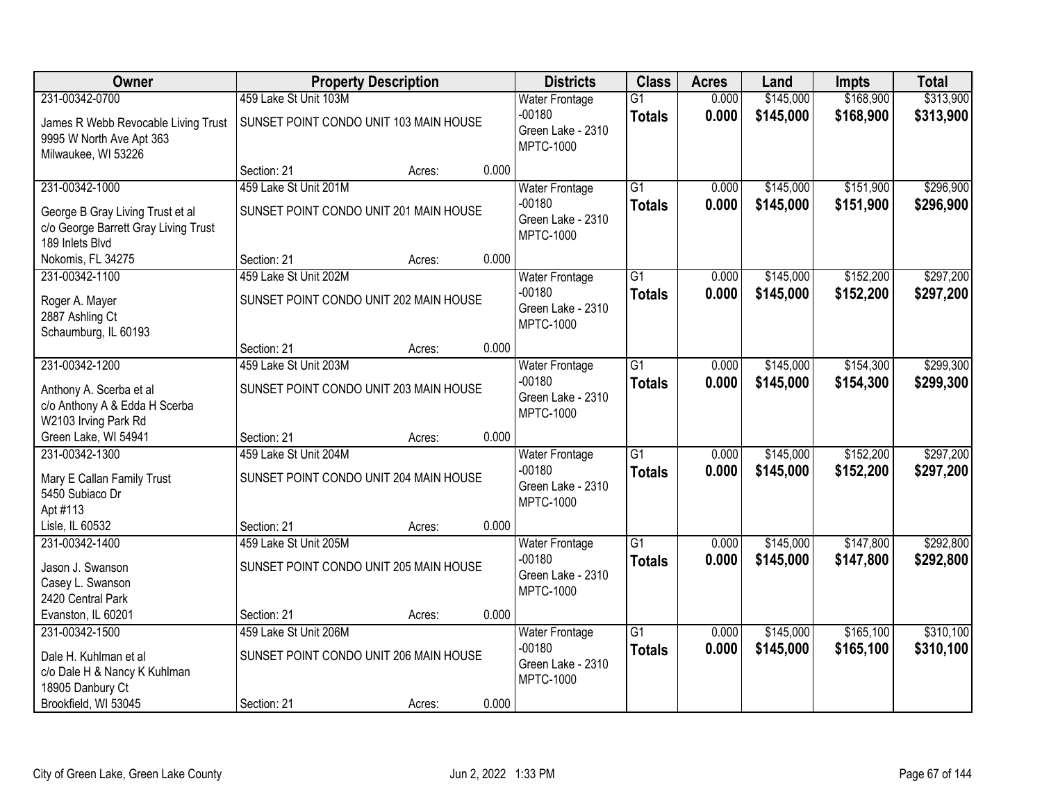| Owner | Property Description | | | Districts | Class | Acres | Land | Impts | Total |
|---|---|---|---|---|---|---|---|---|---|
| 231-00342-0700<br>James R Webb Revocable Living Trust<br>9995 W North Ave Apt 363<br>Milwaukee, WI 53226 | 459 Lake St Unit 103M<br>SUNSET POINT CONDO UNIT 103 MAIN HOUSE<br>Section: 21 | Acres: | 0.000 | Water Frontage<br>-00180<br>Green Lake - 2310<br>MPTC-1000 | G1<br>**Totals** | 0.000<br>**0.000** | $145,000<br>**$145,000** | $168,900<br>**$168,900** | $313,900<br>**$313,900** |
| 231-00342-1000<br>George B Gray Living Trust et al<br>c/o George Barrett Gray Living Trust<br>189 Inlets Blvd<br>Nokomis, FL 34275 | 459 Lake St Unit 201M<br>SUNSET POINT CONDO UNIT 201 MAIN HOUSE<br>Section: 21 | Acres: | 0.000 | Water Frontage<br>-00180<br>Green Lake - 2310<br>MPTC-1000 | G1<br>**Totals** | 0.000<br>**0.000** | $145,000<br>**$145,000** | $151,900<br>**$151,900** | $296,900<br>**$296,900** |
| 231-00342-1100<br>Roger A. Mayer<br>2887 Ashling Ct<br>Schaumburg, IL 60193 | 459 Lake St Unit 202M<br>SUNSET POINT CONDO UNIT 202 MAIN HOUSE<br>Section: 21 | Acres: | 0.000 | Water Frontage<br>-00180<br>Green Lake - 2310<br>MPTC-1000 | G1<br>**Totals** | 0.000<br>**0.000** | $145,000<br>**$145,000** | $152,200<br>**$152,200** | $297,200<br>**$297,200** |
| 231-00342-1200<br>Anthony A. Scerba et al<br>c/o Anthony A & Edda H Scerba<br>W2103 Irving Park Rd<br>Green Lake, WI 54941 | 459 Lake St Unit 203M<br>SUNSET POINT CONDO UNIT 203 MAIN HOUSE<br>Section: 21 | Acres: | 0.000 | Water Frontage<br>-00180<br>Green Lake - 2310<br>MPTC-1000 | G1<br>**Totals** | 0.000<br>**0.000** | $145,000<br>**$145,000** | $154,300<br>**$154,300** | $299,300<br>**$299,300** |
| 231-00342-1300<br>Mary E Callan Family Trust<br>5450 Subiaco Dr<br>Apt #113<br>Lisle, IL 60532 | 459 Lake St Unit 204M<br>SUNSET POINT CONDO UNIT 204 MAIN HOUSE<br>Section: 21 | Acres: | 0.000 | Water Frontage<br>-00180<br>Green Lake - 2310<br>MPTC-1000 | G1<br>**Totals** | 0.000<br>**0.000** | $145,000<br>**$145,000** | $152,200<br>**$152,200** | $297,200<br>**$297,200** |
| 231-00342-1400<br>Jason J. Swanson<br>Casey L. Swanson<br>2420 Central Park<br>Evanston, IL 60201 | 459 Lake St Unit 205M<br>SUNSET POINT CONDO UNIT 205 MAIN HOUSE<br>Section: 21 | Acres: | 0.000 | Water Frontage<br>-00180<br>Green Lake - 2310<br>MPTC-1000 | G1<br>**Totals** | 0.000<br>**0.000** | $145,000<br>**$145,000** | $147,800<br>**$147,800** | $292,800<br>**$292,800** |
| 231-00342-1500<br>Dale H. Kuhlman et al<br>c/o Dale H & Nancy K Kuhlman<br>18905 Danbury Ct<br>Brookfield, WI 53045 | 459 Lake St Unit 206M<br>SUNSET POINT CONDO UNIT 206 MAIN HOUSE<br>Section: 21 | Acres: | 0.000 | Water Frontage<br>-00180<br>Green Lake - 2310<br>MPTC-1000 | G1<br>**Totals** | 0.000<br>**0.000** | $145,000<br>**$145,000** | $165,100<br>**$165,100** | $310,100<br>**$310,100** |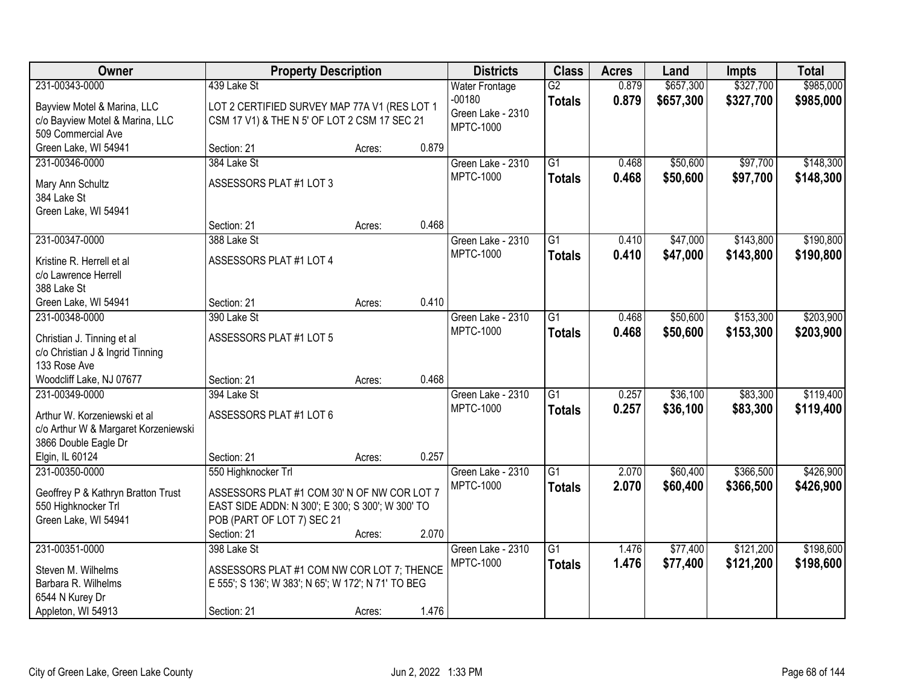| Owner | Property Description | | | Districts | Class | Acres | Land | Impts | Total |
|---|---|---|---|---|---|---|---|---|---|
| 231-00343-0000<br>Bayview Motel & Marina, LLC<br>c/o Bayview Motel & Marina, LLC<br>509 Commercial Ave<br>Green Lake, WI 54941 | 439 Lake St<br>LOT 2 CERTIFIED SURVEY MAP 77A V1 (RES LOT 1 CSM 17 V1) & THE N 5' OF LOT 2 CSM 17 SEC 21<br>Section: 21 | Acres: | 0.879 | Water Frontage -00180<br>Green Lake - 2310<br>MPTC-1000 | G2<br>**Totals** | 0.879<br>**0.879** | $657,300<br>**$657,300** | $327,700<br>**$327,700** | $985,000<br>**$985,000** |
| 231-00346-0000<br>Mary Ann Schultz<br>384 Lake St<br>Green Lake, WI 54941 | 384 Lake St<br>ASSESSORS PLAT #1 LOT 3<br>Section: 21 | Acres: | 0.468 | Green Lake - 2310<br>MPTC-1000 | G1<br>**Totals** | 0.468<br>**0.468** | $50,600<br>**$50,600** | $97,700<br>**$97,700** | $148,300<br>**$148,300** |
| 231-00347-0000<br>Kristine R. Herrell et al<br>c/o Lawrence Herrell<br>388 Lake St<br>Green Lake, WI 54941 | 388 Lake St<br>ASSESSORS PLAT #1 LOT 4<br>Section: 21 | Acres: | 0.410 | Green Lake - 2310<br>MPTC-1000 | G1<br>**Totals** | 0.410<br>**0.410** | $47,000<br>**$47,000** | $143,800<br>**$143,800** | $190,800<br>**$190,800** |
| 231-00348-0000<br>Christian J. Tinning et al<br>c/o Christian J & Ingrid Tinning<br>133 Rose Ave<br>Woodcliff Lake, NJ 07677 | 390 Lake St<br>ASSESSORS PLAT #1 LOT 5<br>Section: 21 | Acres: | 0.468 | Green Lake - 2310<br>MPTC-1000 | G1<br>**Totals** | 0.468<br>**0.468** | $50,600<br>**$50,600** | $153,300<br>**$153,300** | $203,900<br>**$203,900** |
| 231-00349-0000<br>Arthur W. Korzeniewski et al<br>c/o Arthur W & Margaret Korzeniewski<br>3866 Double Eagle Dr<br>Elgin, IL 60124 | 394 Lake St<br>ASSESSORS PLAT #1 LOT 6<br>Section: 21 | Acres: | 0.257 | Green Lake - 2310<br>MPTC-1000 | G1<br>**Totals** | 0.257<br>**0.257** | $36,100<br>**$36,100** | $83,300<br>**$83,300** | $119,400<br>**$119,400** |
| 231-00350-0000<br>Geoffrey P & Kathryn Bratton Trust<br>550 Highknocker Trl<br>Green Lake, WI 54941 | 550 Highknocker Trl<br>ASSESSORS PLAT #1 COM 30' N OF NW COR LOT 7 EAST SIDE ADDN: N 300'; E 300; S 300'; W 300' TO POB (PART OF LOT 7) SEC 21<br>Section: 21 | Acres: | 2.070 | Green Lake - 2310<br>MPTC-1000 | G1<br>**Totals** | 2.070<br>**2.070** | $60,400<br>**$60,400** | $366,500<br>**$366,500** | $426,900<br>**$426,900** |
| 231-00351-0000<br>Steven M. Wilhelms<br>Barbara R. Wilhelms<br>6544 N Kurey Dr<br>Appleton, WI 54913 | 398 Lake St<br>ASSESSORS PLAT #1 COM NW COR LOT 7; THENCE E 555'; S 136'; W 383'; N 65'; W 172'; N 71' TO BEG<br>Section: 21 | Acres: | 1.476 | Green Lake - 2310<br>MPTC-1000 | G1<br>**Totals** | 1.476<br>**1.476** | $77,400<br>**$77,400** | $121,200<br>**$121,200** | $198,600<br>**$198,600** |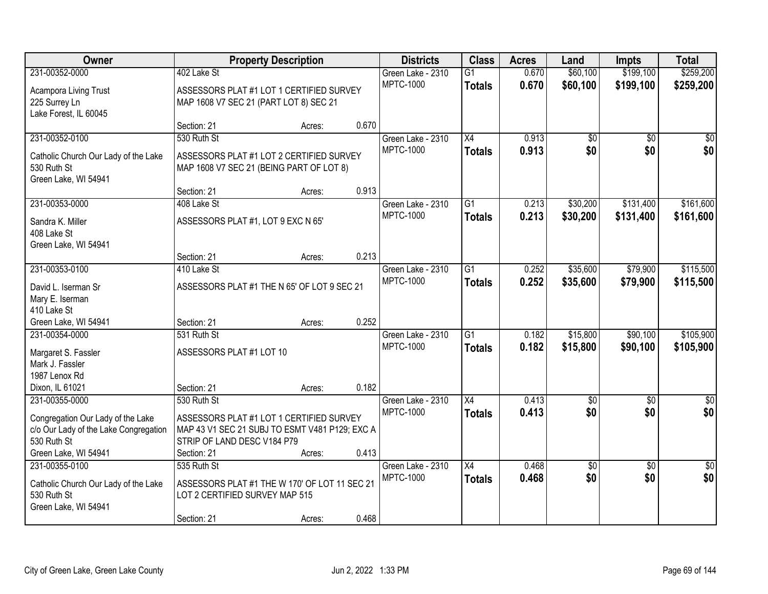| Owner | Property Description | Districts | Class | Acres | Land | Impts | Total |
|---|---|---|---|---|---|---|---|
| 231-00352-0000<br>Acampora Living Trust<br>225 Surrey Ln<br>Lake Forest, IL 60045 | 402 Lake St<br>ASSESSORS PLAT #1 LOT 1 CERTIFIED SURVEY MAP 1608 V7 SEC 21 (PART LOT 8) SEC 21<br>Section: 21 Acres: 0.670 | Green Lake - 2310<br>MPTC-1000 | G1<br>**Totals** | 0.670<br>**0.670** | $60,100<br>**$60,100** | $199,100<br>**$199,100** | $259,200<br>**$259,200** |
| 231-00352-0100<br>Catholic Church Our Lady of the Lake<br>530 Ruth St<br>Green Lake, WI 54941 | 530 Ruth St<br>ASSESSORS PLAT #1 LOT 2 CERTIFIED SURVEY MAP 1608 V7 SEC 21 (BEING PART OF LOT 8)<br>Section: 21 Acres: 0.913 | Green Lake - 2310<br>MPTC-1000 | X4<br>**Totals** | 0.913<br>**0.913** | $0<br>**$0** | $0<br>**$0** | $0<br>**$0** |
| 231-00353-0000<br>Sandra K. Miller<br>408 Lake St<br>Green Lake, WI 54941 | 408 Lake St<br>ASSESSORS PLAT #1, LOT 9 EXC N 65'<br>Section: 21 Acres: 0.213 | Green Lake - 2310<br>MPTC-1000 | G1<br>**Totals** | 0.213<br>**0.213** | $30,200<br>**$30,200** | $131,400<br>**$131,400** | $161,600<br>**$161,600** |
| 231-00353-0100<br>David L. Iserman Sr<br>Mary E. Iserman<br>410 Lake St<br>Green Lake, WI 54941 | 410 Lake St<br>ASSESSORS PLAT #1 THE N 65' OF LOT 9 SEC 21<br>Section: 21 Acres: 0.252 | Green Lake - 2310<br>MPTC-1000 | G1<br>**Totals** | 0.252<br>**0.252** | $35,600<br>**$35,600** | $79,900<br>**$79,900** | $115,500<br>**$115,500** |
| 231-00354-0000<br>Margaret S. Fassler<br>Mark J. Fassler<br>1987 Lenox Rd<br>Dixon, IL 61021 | 531 Ruth St<br>ASSESSORS PLAT #1 LOT 10<br>Section: 21 Acres: 0.182 | Green Lake - 2310<br>MPTC-1000 | G1<br>**Totals** | 0.182<br>**0.182** | $15,800<br>**$15,800** | $90,100<br>**$90,100** | $105,900<br>**$105,900** |
| 231-00355-0000<br>Congregation Our Lady of the Lake<br>c/o Our Lady of the Lake Congregation<br>530 Ruth St<br>Green Lake, WI 54941 | 530 Ruth St<br>ASSESSORS PLAT #1 LOT 1 CERTIFIED SURVEY MAP 43 V1 SEC 21 SUBJ TO ESMT V481 P129; EXC A STRIP OF LAND DESC V184 P79<br>Section: 21 Acres: 0.413 | Green Lake - 2310<br>MPTC-1000 | X4<br>**Totals** | 0.413<br>**0.413** | $0<br>**$0** | $0<br>**$0** | $0<br>**$0** |
| 231-00355-0100<br>Catholic Church Our Lady of the Lake<br>530 Ruth St<br>Green Lake, WI 54941 | 535 Ruth St<br>ASSESSORS PLAT #1 THE W 170' OF LOT 11 SEC 21 LOT 2 CERTIFIED SURVEY MAP 515<br>Section: 21 Acres: 0.468 | Green Lake - 2310<br>MPTC-1000 | X4<br>**Totals** | 0.468<br>**0.468** | $0<br>**$0** | $0<br>**$0** | $0<br>**$0** |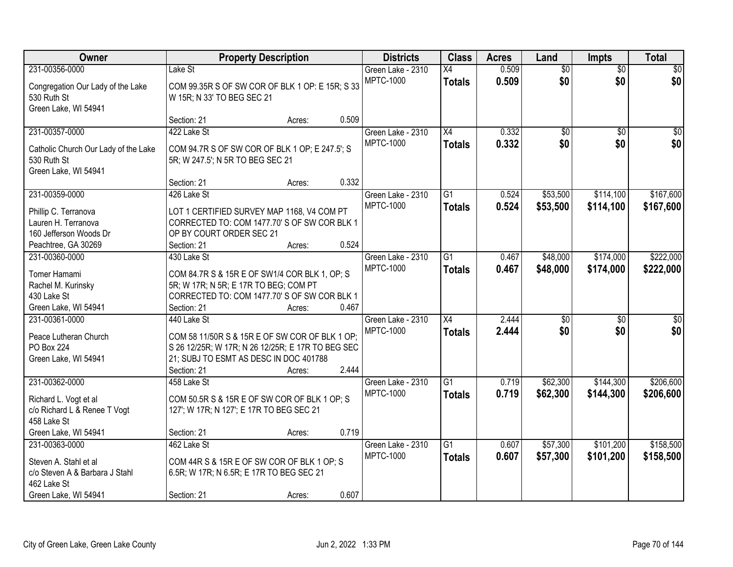| Owner | Property Description | Districts | Class | Acres | Land | Impts | Total |
|---|---|---|---|---|---|---|---|
| 231-00356-0000<br>Congregation Our Lady of the Lake<br>530 Ruth St<br>Green Lake, WI 54941 | Lake St<br>COM 99.35R S OF SW COR OF BLK 1 OP: E 15R; S 33 W 15R; N 33' TO BEG SEC 21<br>Section: 21 Acres: 0.509 | Green Lake - 2310<br>MPTC-1000 | X4<br>**Totals** | 0.509<br>**0.509** | $0<br>**$0** | $0<br>**$0** | $0<br>**$0** |
| 231-00357-0000<br>Catholic Church Our Lady of the Lake<br>530 Ruth St<br>Green Lake, WI 54941 | 422 Lake St<br>COM 94.7R S OF SW COR OF BLK 1 OP; E 247.5'; S 5R; W 247.5'; N 5R TO BEG SEC 21<br>Section: 21 Acres: 0.332 | Green Lake - 2310<br>MPTC-1000 | X4<br>**Totals** | 0.332<br>**0.332** | $0<br>**$0** | $0<br>**$0** | $0<br>**$0** |
| 231-00359-0000<br>Phillip C. Terranova<br>Lauren H. Terranova<br>160 Jefferson Woods Dr<br>Peachtree, GA 30269 | 426 Lake St<br>LOT 1 CERTIFIED SURVEY MAP 1168, V4 COM PT CORRECTED TO: COM 1477.70' S OF SW COR BLK 1 OP BY COURT ORDER SEC 21<br>Section: 21 Acres: 0.524 | Green Lake - 2310<br>MPTC-1000 | G1<br>**Totals** | 0.524<br>**0.524** | $53,500<br>**$53,500** | $114,100<br>**$114,100** | $167,600<br>**$167,600** |
| 231-00360-0000<br>Tomer Hamami<br>Rachel M. Kurinsky<br>430 Lake St<br>Green Lake, WI 54941 | 430 Lake St<br>COM 84.7R S & 15R E OF SW1/4 COR BLK 1, OP; S 5R; W 17R; N 5R; E 17R TO BEG; COM PT CORRECTED TO: COM 1477.70' S OF SW COR BLK 1<br>Section: 21 Acres: 0.467 | Green Lake - 2310<br>MPTC-1000 | G1<br>**Totals** | 0.467<br>**0.467** | $48,000<br>**$48,000** | $174,000<br>**$174,000** | $222,000<br>**$222,000** |
| 231-00361-0000<br>Peace Lutheran Church<br>PO Box 224<br>Green Lake, WI 54941 | 440 Lake St<br>COM 58 11/50R S & 15R E OF SW COR OF BLK 1 OP; S 26 12/25R; W 17R; N 26 12/25R; E 17R TO BEG SEC 21; SUBJ TO ESMT AS DESC IN DOC 401788<br>Section: 21 Acres: 2.444 | Green Lake - 2310<br>MPTC-1000 | X4<br>**Totals** | 2.444<br>**2.444** | $0<br>**$0** | $0<br>**$0** | $0<br>**$0** |
| 231-00362-0000<br>Richard L. Vogt et al<br>c/o Richard L & Renee T Vogt<br>458 Lake St<br>Green Lake, WI 54941 | 458 Lake St<br>COM 50.5R S & 15R E OF SW COR OF BLK 1 OP; S 127'; W 17R; N 127'; E 17R TO BEG SEC 21<br>Section: 21 Acres: 0.719 | Green Lake - 2310<br>MPTC-1000 | G1<br>**Totals** | 0.719<br>**0.719** | $62,300<br>**$62,300** | $144,300<br>**$144,300** | $206,600<br>**$206,600** |
| 231-00363-0000<br>Steven A. Stahl et al<br>c/o Steven A & Barbara J Stahl<br>462 Lake St<br>Green Lake, WI 54941 | 462 Lake St<br>COM 44R S & 15R E OF SW COR OF BLK 1 OP; S 6.5R; W 17R; N 6.5R; E 17R TO BEG SEC 21<br>Section: 21 Acres: 0.607 | Green Lake - 2310<br>MPTC-1000 | G1<br>**Totals** | 0.607<br>**0.607** | $57,300<br>**$57,300** | $101,200<br>**$101,200** | $158,500<br>**$158,500** |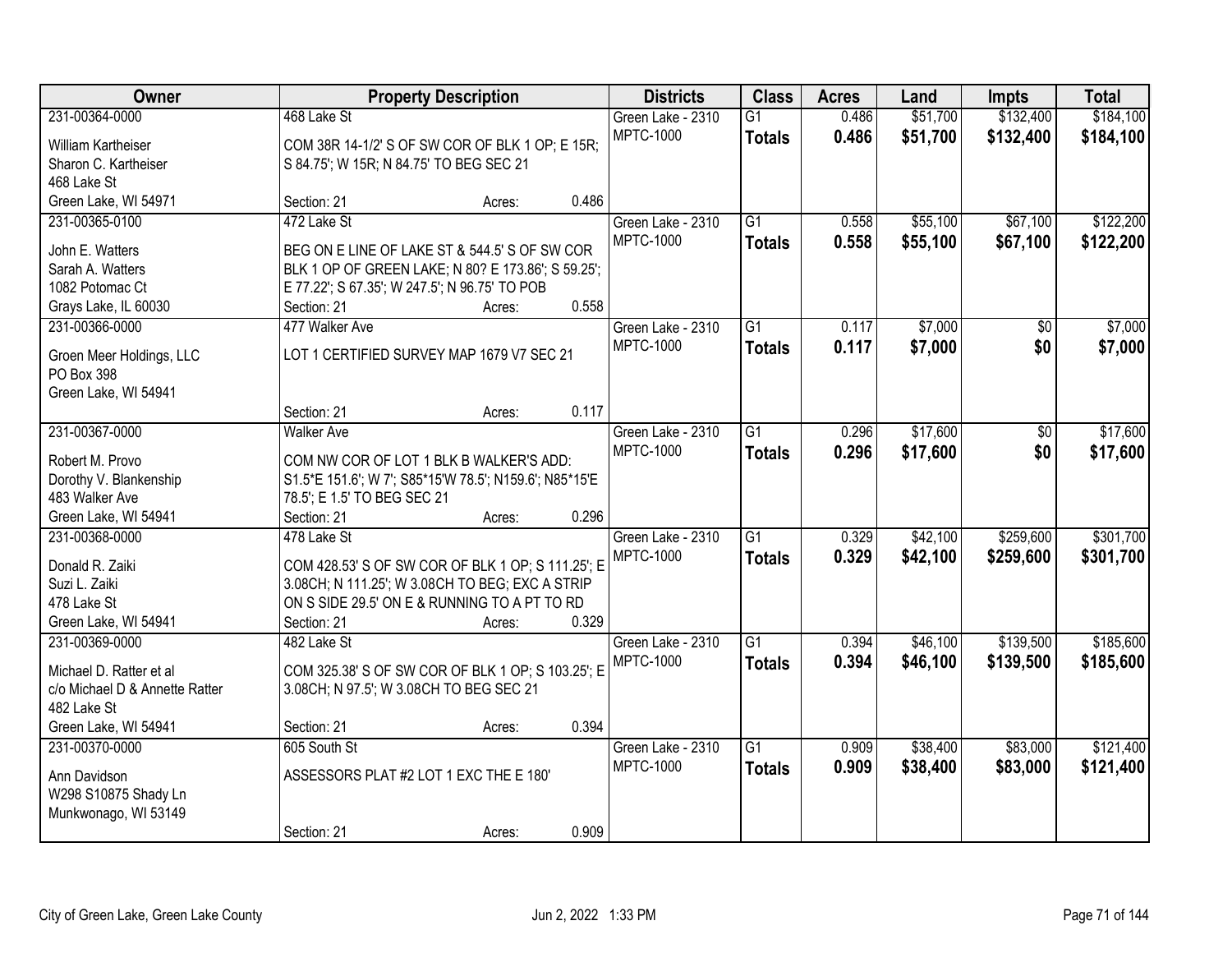| Owner | Property Description | Districts | Class | Acres | Land | Impts | Total |
|---|---|---|---|---|---|---|---|
| 231-00364-0000<br>William Kartheiser<br>Sharon C. Kartheiser<br>468 Lake St<br>Green Lake, WI 54971 | 468 Lake St<br>COM 38R 14-1/2' S OF SW COR OF BLK 1 OP; E 15R; S 84.75'; W 15R; N 84.75' TO BEG SEC 21<br>Section: 21 Acres: 0.486 | Green Lake - 2310<br>MPTC-1000 | G1<br>**Totals** | 0.486<br>**0.486** | $51,700<br>**$51,700** | $132,400<br>**$132,400** | $184,100<br>**$184,100** |
| 231-00365-0100<br>John E. Watters<br>Sarah A. Watters<br>1082 Potomac Ct<br>Grays Lake, IL 60030 | 472 Lake St<br>BEG ON E LINE OF LAKE ST & 544.5' S OF SW COR BLK 1 OP OF GREEN LAKE; N 80? E 173.86'; S 59.25'; E 77.22'; S 67.35'; W 247.5'; N 96.75' TO POB<br>Section: 21 Acres: 0.558 | Green Lake - 2310<br>MPTC-1000 | G1<br>**Totals** | 0.558<br>**0.558** | $55,100<br>**$55,100** | $67,100<br>**$67,100** | $122,200<br>**$122,200** |
| 231-00366-0000<br>Groen Meer Holdings, LLC<br>PO Box 398<br>Green Lake, WI 54941 | 477 Walker Ave<br>LOT 1 CERTIFIED SURVEY MAP 1679 V7 SEC 21<br>Section: 21 Acres: 0.117 | Green Lake - 2310<br>MPTC-1000 | G1<br>**Totals** | 0.117<br>**0.117** | $7,000<br>**$7,000** | $0<br>**$0** | $7,000<br>**$7,000** |
| 231-00367-0000<br>Robert M. Provo<br>Dorothy V. Blankenship<br>483 Walker Ave<br>Green Lake, WI 54941 | Walker Ave<br>COM NW COR OF LOT 1 BLK B WALKER'S ADD: S1.5*E 151.6'; W 7'; S85*15'W 78.5'; N159.6'; N85*15'E 78.5'; E 1.5' TO BEG SEC 21<br>Section: 21 Acres: 0.296 | Green Lake - 2310<br>MPTC-1000 | G1<br>**Totals** | 0.296<br>**0.296** | $17,600<br>**$17,600** | $0<br>**$0** | $17,600<br>**$17,600** |
| 231-00368-0000<br>Donald R. Zaiki<br>Suzi L. Zaiki<br>478 Lake St<br>Green Lake, WI 54941 | 478 Lake St<br>COM 428.53' S OF SW COR OF BLK 1 OP; S 111.25'; E 3.08CH; N 111.25'; W 3.08CH TO BEG; EXC A STRIP ON S SIDE 29.5' ON E & RUNNING TO A PT TO RD<br>Section: 21 Acres: 0.329 | Green Lake - 2310<br>MPTC-1000 | G1<br>**Totals** | 0.329<br>**0.329** | $42,100<br>**$42,100** | $259,600<br>**$259,600** | $301,700<br>**$301,700** |
| 231-00369-0000<br>Michael D. Ratter et al<br>c/o Michael D & Annette Ratter<br>482 Lake St<br>Green Lake, WI 54941 | 482 Lake St<br>COM 325.38' S OF SW COR OF BLK 1 OP; S 103.25'; E 3.08CH; N 97.5'; W 3.08CH TO BEG SEC 21<br>Section: 21 Acres: 0.394 | Green Lake - 2310<br>MPTC-1000 | G1<br>**Totals** | 0.394<br>**0.394** | $46,100<br>**$46,100** | $139,500<br>**$139,500** | $185,600<br>**$185,600** |
| 231-00370-0000<br>Ann Davidson<br>W298 S10875 Shady Ln<br>Munkwonago, WI 53149 | 605 South St<br>ASSESSORS PLAT #2 LOT 1 EXC THE E 180'<br>Section: 21 Acres: 0.909 | Green Lake - 2310<br>MPTC-1000 | G1<br>**Totals** | 0.909<br>**0.909** | $38,400<br>**$38,400** | $83,000<br>**$83,000** | $121,400<br>**$121,400** |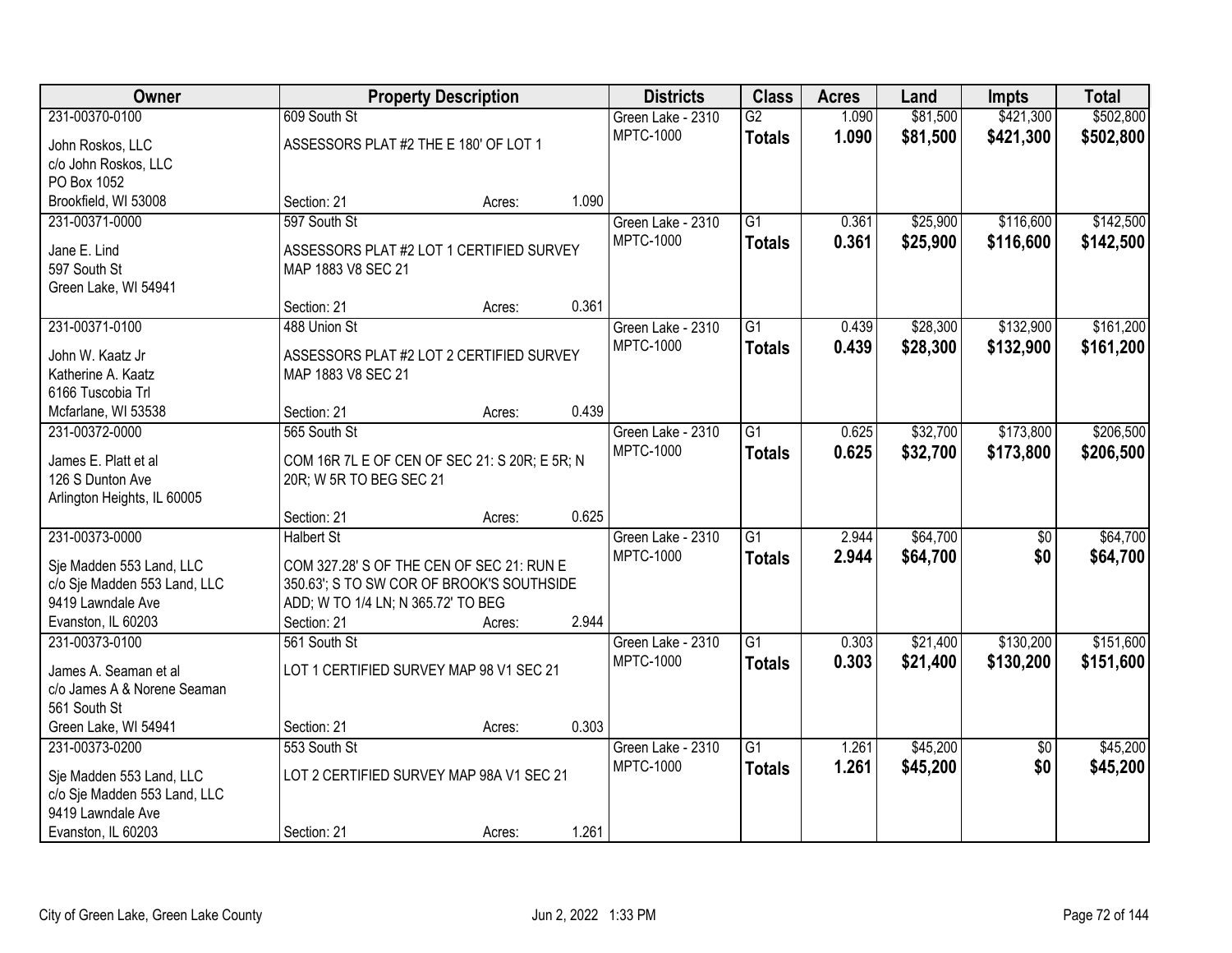| Owner | Property Description | Districts | Class | Acres | Land | Impts | Total |
|---|---|---|---|---|---|---|---|
| 231-00370-0100<br>John Roskos, LLC<br>c/o John Roskos, LLC<br>PO Box 1052<br>Brookfield, WI 53008 | 609 South St<br>ASSESSORS PLAT #2 THE E 180' OF LOT 1<br>Section: 21 Acres: 1.090 | Green Lake - 2310<br>MPTC-1000 | G2<br>**Totals** | 1.090<br>**1.090** | $81,500<br>**$81,500** | $421,300<br>**$421,300** | $502,800<br>**$502,800** |
| 231-00371-0000<br>Jane E. Lind<br>597 South St<br>Green Lake, WI 54941 | 597 South St<br>ASSESSORS PLAT #2 LOT 1 CERTIFIED SURVEY MAP 1883 V8 SEC 21<br>Section: 21 Acres: 0.361 | Green Lake - 2310<br>MPTC-1000 | G1<br>**Totals** | 0.361<br>**0.361** | $25,900<br>**$25,900** | $116,600<br>**$116,600** | $142,500<br>**$142,500** |
| 231-00371-0100<br>John W. Kaatz Jr<br>Katherine A. Kaatz<br>6166 Tuscobia Trl<br>Mcfarlane, WI 53538 | 488 Union St<br>ASSESSORS PLAT #2 LOT 2 CERTIFIED SURVEY MAP 1883 V8 SEC 21<br>Section: 21 Acres: 0.439 | Green Lake - 2310<br>MPTC-1000 | G1<br>**Totals** | 0.439<br>**0.439** | $28,300<br>**$28,300** | $132,900<br>**$132,900** | $161,200<br>**$161,200** |
| 231-00372-0000<br>James E. Platt et al<br>126 S Dunton Ave<br>Arlington Heights, IL 60005 | 565 South St<br>COM 16R 7L E OF CEN OF SEC 21: S 20R; E 5R; N 20R; W 5R TO BEG SEC 21<br>Section: 21 Acres: 0.625 | Green Lake - 2310<br>MPTC-1000 | G1<br>**Totals** | 0.625<br>**0.625** | $32,700<br>**$32,700** | $173,800<br>**$173,800** | $206,500<br>**$206,500** |
| 231-00373-0000<br>Sje Madden 553 Land, LLC<br>c/o Sje Madden 553 Land, LLC<br>9419 Lawndale Ave<br>Evanston, IL 60203 | Halbert St<br>COM 327.28' S OF THE CEN OF SEC 21: RUN E 350.63'; S TO SW COR OF BROOK'S SOUTHSIDE ADD; W TO 1/4 LN; N 365.72' TO BEG<br>Section: 21 Acres: 2.944 | Green Lake - 2310<br>MPTC-1000 | G1<br>**Totals** | 2.944<br>**2.944** | $64,700<br>**$64,700** | $0<br>**$0** | $64,700<br>**$64,700** |
| 231-00373-0100<br>James A. Seaman et al<br>c/o James A & Norene Seaman<br>561 South St<br>Green Lake, WI 54941 | 561 South St<br>LOT 1 CERTIFIED SURVEY MAP 98 V1 SEC 21<br>Section: 21 Acres: 0.303 | Green Lake - 2310<br>MPTC-1000 | G1<br>**Totals** | 0.303<br>**0.303** | $21,400<br>**$21,400** | $130,200<br>**$130,200** | $151,600<br>**$151,600** |
| 231-00373-0200<br>Sje Madden 553 Land, LLC<br>c/o Sje Madden 553 Land, LLC<br>9419 Lawndale Ave<br>Evanston, IL 60203 | 553 South St<br>LOT 2 CERTIFIED SURVEY MAP 98A V1 SEC 21<br>Section: 21 Acres: 1.261 | Green Lake - 2310<br>MPTC-1000 | G1<br>**Totals** | 1.261<br>**1.261** | $45,200<br>**$45,200** | $0<br>**$0** | $45,200<br>**$45,200** |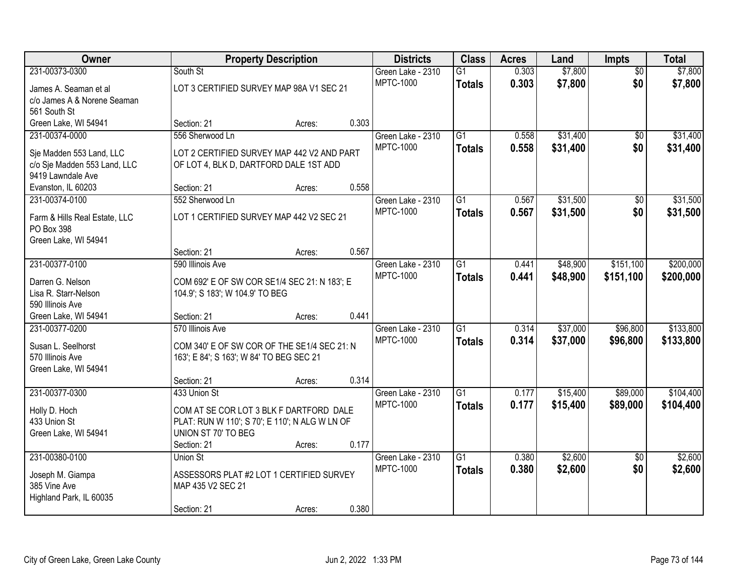| Owner | Property Description | | | Districts | Class | Acres | Land | Impts | Total |
|---|---|---|---|---|---|---|---|---|---|
| 231-00373-0300 | South St | | | Green Lake - 2310 | G1 | 0.303 | $7,800 | $0 | $7,800 |
| James A. Seaman et al<br>c/o James A & Norene Seaman<br>561 South St<br>Green Lake, WI 54941 | LOT 3 CERTIFIED SURVEY MAP 98A V1 SEC 21 | | | MPTC-1000 | **Totals** | **0.303** | **$7,800** | **$0** | **$7,800** |
| | Section: 21 | Acres: | 0.303 | | | | | | |
| 231-00374-0000 | 556 Sherwood Ln | | | Green Lake - 2310 | G1 | 0.558 | $31,400 | $0 | $31,400 |
| Sje Madden 553 Land, LLC<br>c/o Sje Madden 553 Land, LLC<br>9419 Lawndale Ave<br>Evanston, IL 60203 | LOT 2 CERTIFIED SURVEY MAP 442 V2 AND PART OF LOT 4, BLK D, DARTFORD DALE 1ST ADD | | | MPTC-1000 | **Totals** | **0.558** | **$31,400** | **$0** | **$31,400** |
| | Section: 21 | Acres: | 0.558 | | | | | | |
| 231-00374-0100 | 552 Sherwood Ln | | | Green Lake - 2310 | G1 | 0.567 | $31,500 | $0 | $31,500 |
| Farm & Hills Real Estate, LLC<br>PO Box 398<br>Green Lake, WI 54941 | LOT 1 CERTIFIED SURVEY MAP 442 V2 SEC 21 | | | MPTC-1000 | **Totals** | **0.567** | **$31,500** | **$0** | **$31,500** |
| | Section: 21 | Acres: | 0.567 | | | | | | |
| 231-00377-0100 | 590 Illinois Ave | | | Green Lake - 2310 | G1 | 0.441 | $48,900 | $151,100 | $200,000 |
| Darren G. Nelson<br>Lisa R. Starr-Nelson<br>590 Illinois Ave<br>Green Lake, WI 54941 | COM 692' E OF SW COR SE1/4 SEC 21: N 183'; E 104.9'; S 183'; W 104.9' TO BEG | | | MPTC-1000 | **Totals** | **0.441** | **$48,900** | **$151,100** | **$200,000** |
| | Section: 21 | Acres: | 0.441 | | | | | | |
| 231-00377-0200 | 570 Illinois Ave | | | Green Lake - 2310 | G1 | 0.314 | $37,000 | $96,800 | $133,800 |
| Susan L. Seelhorst<br>570 Illinois Ave<br>Green Lake, WI 54941 | COM 340' E OF SW COR OF THE SE1/4 SEC 21: N 163'; E 84'; S 163'; W 84' TO BEG SEC 21 | | | MPTC-1000 | **Totals** | **0.314** | **$37,000** | **$96,800** | **$133,800** |
| | Section: 21 | Acres: | 0.314 | | | | | | |
| 231-00377-0300 | 433 Union St | | | Green Lake - 2310 | G1 | 0.177 | $15,400 | $89,000 | $104,400 |
| Holly D. Hoch<br>433 Union St<br>Green Lake, WI 54941 | COM AT SE COR LOT 3 BLK F DARTFORD DALE PLAT: RUN W 110'; S 70'; E 110'; N ALG W LN OF UNION ST 70' TO BEG | | | MPTC-1000 | **Totals** | **0.177** | **$15,400** | **$89,000** | **$104,400** |
| | Section: 21 | Acres: | 0.177 | | | | | | |
| 231-00380-0100 | Union St | | | Green Lake - 2310 | G1 | 0.380 | $2,600 | $0 | $2,600 |
| Joseph M. Giampa<br>385 Vine Ave<br>Highland Park, IL 60035 | ASSESSORS PLAT #2 LOT 1 CERTIFIED SURVEY MAP 435 V2 SEC 21 | | | MPTC-1000 | **Totals** | **0.380** | **$2,600** | **$0** | **$2,600** |
| | Section: 21 | Acres: | 0.380 | | | | | | |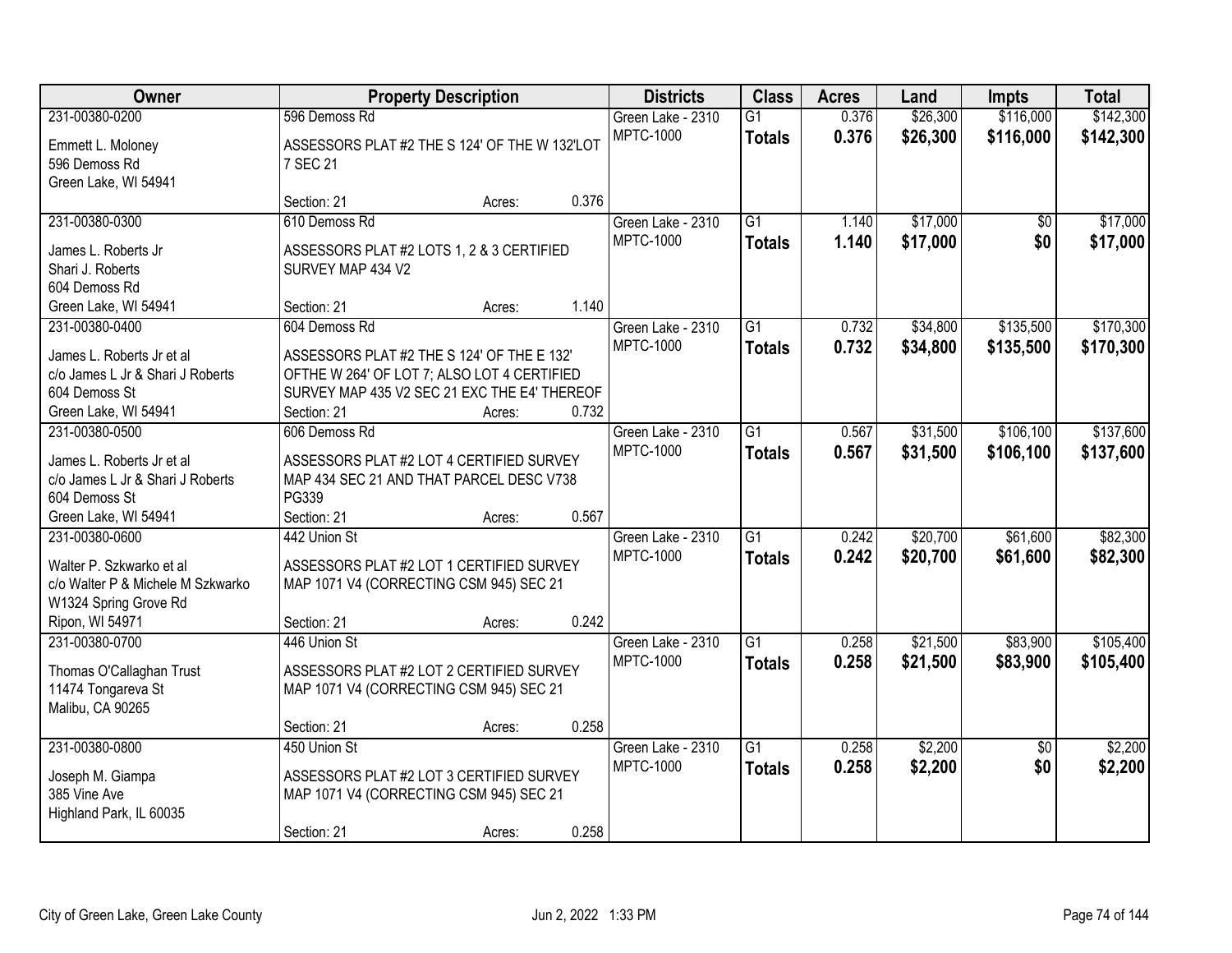| Owner | Property Description | Districts | Class | Acres | Land | Impts | Total |
|---|---|---|---|---|---|---|---|
| 231-00380-0200<br>Emmett L. Moloney<br>596 Demoss Rd<br>Green Lake, WI 54941 | 596 Demoss Rd<br>ASSESSORS PLAT #2 THE S 124' OF THE W 132'LOT 7 SEC 21<br>Section: 21 Acres: 0.376 | Green Lake - 2310<br>MPTC-1000 | G1<br>**Totals** | 0.376<br>**0.376** | $26,300<br>**$26,300** | $116,000<br>**$116,000** | $142,300<br>**$142,300** |
| 231-00380-0300<br>James L. Roberts Jr<br>Shari J. Roberts<br>604 Demoss Rd<br>Green Lake, WI 54941 | 610 Demoss Rd<br>ASSESSORS PLAT #2 LOTS 1, 2 & 3 CERTIFIED SURVEY MAP 434 V2<br>Section: 21 Acres: 1.140 | Green Lake - 2310<br>MPTC-1000 | G1<br>**Totals** | 1.140<br>**1.140** | $17,000<br>**$17,000** | $0<br>**$0** | $17,000<br>**$17,000** |
| 231-00380-0400<br>James L. Roberts Jr et al<br>c/o James L Jr & Shari J Roberts<br>604 Demoss St<br>Green Lake, WI 54941 | 604 Demoss Rd<br>ASSESSORS PLAT #2 THE S 124' OF THE E 132' OFTHE W 264' OF LOT 7; ALSO LOT 4 CERTIFIED SURVEY MAP 435 V2 SEC 21 EXC THE E4' THEREOF<br>Section: 21 Acres: 0.732 | Green Lake - 2310<br>MPTC-1000 | G1<br>**Totals** | 0.732<br>**0.732** | $34,800<br>**$34,800** | $135,500<br>**$135,500** | $170,300<br>**$170,300** |
| 231-00380-0500<br>James L. Roberts Jr et al<br>c/o James L Jr & Shari J Roberts<br>604 Demoss St<br>Green Lake, WI 54941 | 606 Demoss Rd<br>ASSESSORS PLAT #2 LOT 4 CERTIFIED SURVEY MAP 434 SEC 21 AND THAT PARCEL DESC V738 PG339<br>Section: 21 Acres: 0.567 | Green Lake - 2310<br>MPTC-1000 | G1<br>**Totals** | 0.567<br>**0.567** | $31,500<br>**$31,500** | $106,100<br>**$106,100** | $137,600<br>**$137,600** |
| 231-00380-0600<br>Walter P. Szkwarko et al<br>c/o Walter P & Michele M Szkwarko<br>W1324 Spring Grove Rd<br>Ripon, WI 54971 | 442 Union St<br>ASSESSORS PLAT #2 LOT 1 CERTIFIED SURVEY MAP 1071 V4 (CORRECTING CSM 945) SEC 21<br>Section: 21 Acres: 0.242 | Green Lake - 2310<br>MPTC-1000 | G1<br>**Totals** | 0.242<br>**0.242** | $20,700<br>**$20,700** | $61,600<br>**$61,600** | $82,300<br>**$82,300** |
| 231-00380-0700<br>Thomas O'Callaghan Trust<br>11474 Tongareva St<br>Malibu, CA 90265 | 446 Union St<br>ASSESSORS PLAT #2 LOT 2 CERTIFIED SURVEY MAP 1071 V4 (CORRECTING CSM 945) SEC 21<br>Section: 21 Acres: 0.258 | Green Lake - 2310<br>MPTC-1000 | G1<br>**Totals** | 0.258<br>**0.258** | $21,500<br>**$21,500** | $83,900<br>**$83,900** | $105,400<br>**$105,400** |
| 231-00380-0800<br>Joseph M. Giampa<br>385 Vine Ave<br>Highland Park, IL 60035 | 450 Union St<br>ASSESSORS PLAT #2 LOT 3 CERTIFIED SURVEY MAP 1071 V4 (CORRECTING CSM 945) SEC 21<br>Section: 21 Acres: 0.258 | Green Lake - 2310<br>MPTC-1000 | G1<br>**Totals** | 0.258<br>**0.258** | $2,200<br>**$2,200** | $0<br>**$0** | $2,200<br>**$2,200** |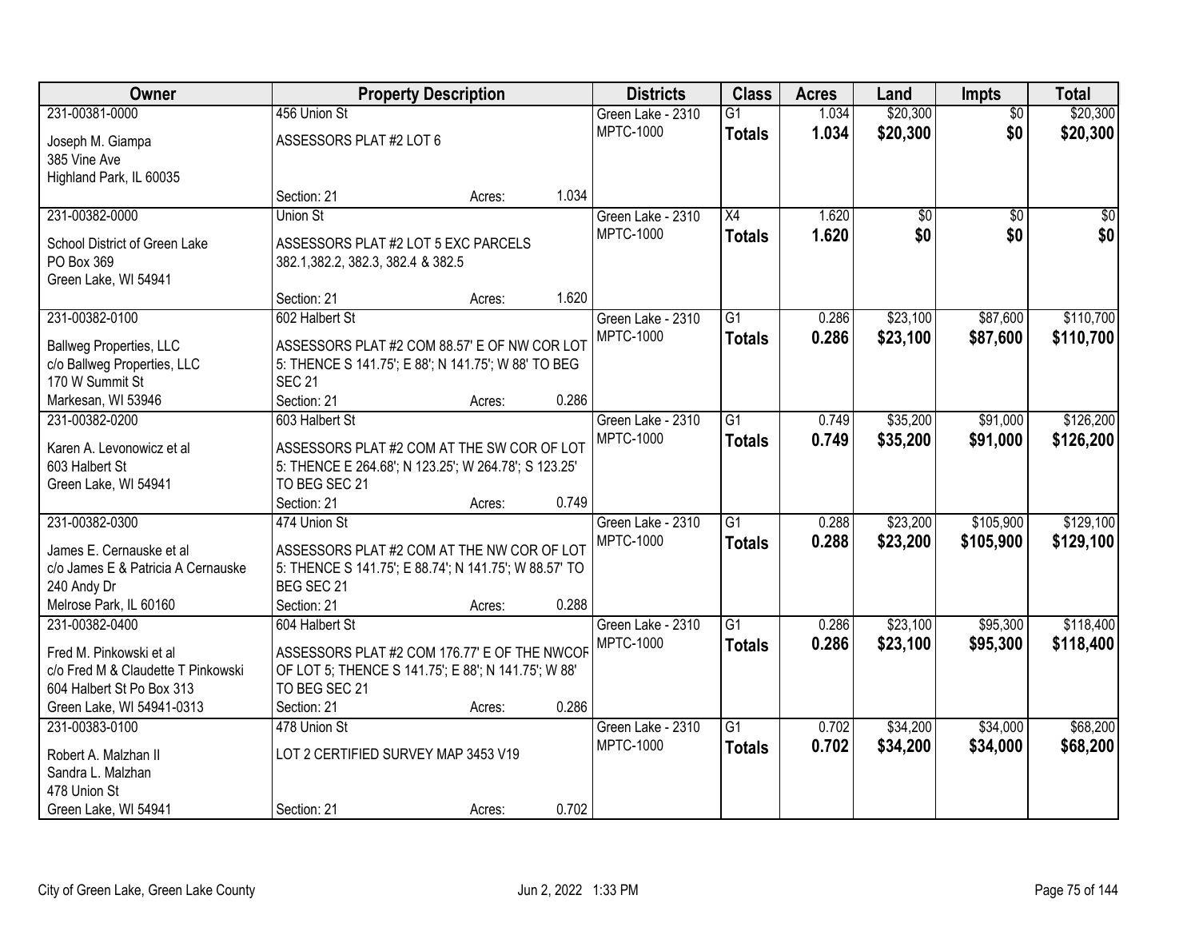| Owner | Property Description | | | Districts | Class | Acres | Land | Impts | Total |
|---|---|---|---|---|---|---|---|---|---|
| 231-00381-0000<br>Joseph M. Giampa<br>385 Vine Ave<br>Highland Park, IL 60035 | 456 Union St<br>ASSESSORS PLAT #2 LOT 6<br>Section: 21 | Acres: | 1.034 | Green Lake - 2310<br>MPTC-1000 | G1<br>**Totals** | 1.034<br>**1.034** | $20,300<br>**$20,300** | $0<br>**$0** | $20,300<br>**$20,300** |
| 231-00382-0000<br>School District of Green Lake<br>PO Box 369<br>Green Lake, WI 54941 | Union St<br>ASSESSORS PLAT #2 LOT 5 EXC PARCELS 382.1,382.2, 382.3, 382.4 & 382.5<br>Section: 21 | Acres: | 1.620 | Green Lake - 2310<br>MPTC-1000 | X4<br>**Totals** | 1.620<br>**1.620** | $0<br>**$0** | $0<br>**$0** | $0<br>**$0** |
| 231-00382-0100<br>Ballweg Properties, LLC<br>c/o Ballweg Properties, LLC<br>170 W Summit St<br>Markesan, WI 53946 | 602 Halbert St<br>ASSESSORS PLAT #2 COM 88.57' E OF NW COR LOT 5: THENCE S 141.75'; E 88'; N 141.75'; W 88' TO BEG SEC 21<br>Section: 21 | Acres: | 0.286 | Green Lake - 2310<br>MPTC-1000 | G1<br>**Totals** | 0.286<br>**0.286** | $23,100<br>**$23,100** | $87,600<br>**$87,600** | $110,700<br>**$110,700** |
| 231-00382-0200<br>Karen A. Levonowicz et al<br>603 Halbert St<br>Green Lake, WI 54941 | 603 Halbert St<br>ASSESSORS PLAT #2 COM AT THE SW COR OF LOT 5: THENCE E 264.68'; N 123.25'; W 264.78'; S 123.25' TO BEG SEC 21<br>Section: 21 | Acres: | 0.749 | Green Lake - 2310<br>MPTC-1000 | G1<br>**Totals** | 0.749<br>**0.749** | $35,200<br>**$35,200** | $91,000<br>**$91,000** | $126,200<br>**$126,200** |
| 231-00382-0300<br>James E. Cernauske et al<br>c/o James E & Patricia A Cernauske<br>240 Andy Dr<br>Melrose Park, IL 60160 | 474 Union St<br>ASSESSORS PLAT #2 COM AT THE NW COR OF LOT 5: THENCE S 141.75'; E 88.74'; N 141.75'; W 88.57' TO BEG SEC 21<br>Section: 21 | Acres: | 0.288 | Green Lake - 2310<br>MPTC-1000 | G1<br>**Totals** | 0.288<br>**0.288** | $23,200<br>**$23,200** | $105,900<br>**$105,900** | $129,100<br>**$129,100** |
| 231-00382-0400<br>Fred M. Pinkowski et al<br>c/o Fred M & Claudette T Pinkowski<br>604 Halbert St Po Box 313<br>Green Lake, WI 54941-0313 | 604 Halbert St<br>ASSESSORS PLAT #2 COM 176.77' E OF THE NWCOF OF LOT 5; THENCE S 141.75'; E 88'; N 141.75'; W 88' TO BEG SEC 21<br>Section: 21 | Acres: | 0.286 | Green Lake - 2310<br>MPTC-1000 | G1<br>**Totals** | 0.286<br>**0.286** | $23,100<br>**$23,100** | $95,300<br>**$95,300** | $118,400<br>**$118,400** |
| 231-00383-0100<br>Robert A. Malzhan II<br>Sandra L. Malzhan<br>478 Union St<br>Green Lake, WI 54941 | 478 Union St<br>LOT 2 CERTIFIED SURVEY MAP 3453 V19<br>Section: 21 | Acres: | 0.702 | Green Lake - 2310<br>MPTC-1000 | G1<br>**Totals** | 0.702<br>**0.702** | $34,200<br>**$34,200** | $34,000<br>**$34,000** | $68,200<br>**$68,200** |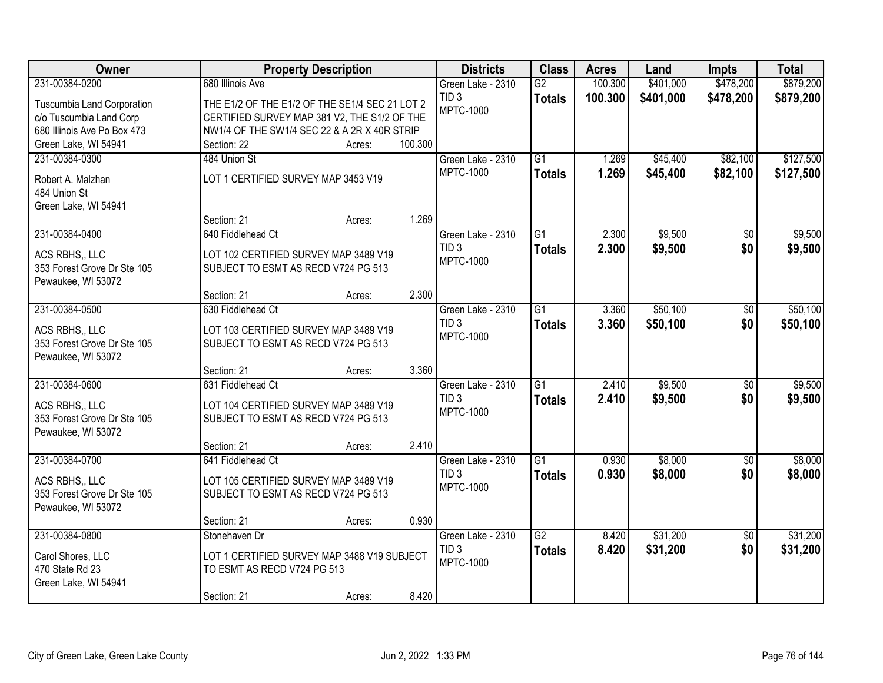| Owner | Property Description | Districts | Class | Acres | Land | Impts | Total |
|---|---|---|---|---|---|---|---|
| 231-00384-0200<br>Tuscumbia Land Corporation<br>c/o Tuscumbia Land Corp<br>680 Illinois Ave Po Box 473<br>Green Lake, WI 54941 | 680 Illinois Ave<br>THE E1/2 OF THE E1/2 OF THE SE1/4 SEC 21 LOT 2 CERTIFIED SURVEY MAP 381 V2, THE S1/2 OF THE NW1/4 OF THE SW1/4 SEC 22 & A 2R X 40R STRIP<br>Section: 22 Acres: 100.300 | Green Lake - 2310<br>TID 3<br>MPTC-1000 | G2<br>**Totals** | 100.300<br>**100.300** | $401,000<br>**$401,000** | $478,200<br>**$478,200** | $879,200<br>**$879,200** |
| 231-00384-0300<br>Robert A. Malzhan<br>484 Union St<br>Green Lake, WI 54941 | 484 Union St<br>LOT 1 CERTIFIED SURVEY MAP 3453 V19<br>Section: 21 Acres: 1.269 | Green Lake - 2310<br>MPTC-1000 | G1<br>**Totals** | 1.269<br>**1.269** | $45,400<br>**$45,400** | $82,100<br>**$82,100** | $127,500<br>**$127,500** |
| 231-00384-0400<br>ACS RBHS,, LLC<br>353 Forest Grove Dr Ste 105<br>Pewaukee, WI 53072 | 640 Fiddlehead Ct<br>LOT 102 CERTIFIED SURVEY MAP 3489 V19 SUBJECT TO ESMT AS RECD V724 PG 513<br>Section: 21 Acres: 2.300 | Green Lake - 2310<br>TID 3<br>MPTC-1000 | G1<br>**Totals** | 2.300<br>**2.300** | $9,500<br>**$9,500** | $0<br>**$0** | $9,500<br>**$9,500** |
| 231-00384-0500<br>ACS RBHS,, LLC<br>353 Forest Grove Dr Ste 105<br>Pewaukee, WI 53072 | 630 Fiddlehead Ct<br>LOT 103 CERTIFIED SURVEY MAP 3489 V19 SUBJECT TO ESMT AS RECD V724 PG 513<br>Section: 21 Acres: 3.360 | Green Lake - 2310<br>TID 3<br>MPTC-1000 | G1<br>**Totals** | 3.360<br>**3.360** | $50,100<br>**$50,100** | $0<br>**$0** | $50,100<br>**$50,100** |
| 231-00384-0600<br>ACS RBHS,, LLC<br>353 Forest Grove Dr Ste 105<br>Pewaukee, WI 53072 | 631 Fiddlehead Ct<br>LOT 104 CERTIFIED SURVEY MAP 3489 V19 SUBJECT TO ESMT AS RECD V724 PG 513<br>Section: 21 Acres: 2.410 | Green Lake - 2310<br>TID 3<br>MPTC-1000 | G1<br>**Totals** | 2.410<br>**2.410** | $9,500<br>**$9,500** | $0<br>**$0** | $9,500<br>**$9,500** |
| 231-00384-0700<br>ACS RBHS,, LLC<br>353 Forest Grove Dr Ste 105<br>Pewaukee, WI 53072 | 641 Fiddlehead Ct<br>LOT 105 CERTIFIED SURVEY MAP 3489 V19 SUBJECT TO ESMT AS RECD V724 PG 513<br>Section: 21 Acres: 0.930 | Green Lake - 2310<br>TID 3<br>MPTC-1000 | G1<br>**Totals** | 0.930<br>**0.930** | $8,000<br>**$8,000** | $0<br>**$0** | $8,000<br>**$8,000** |
| 231-00384-0800<br>Carol Shores, LLC<br>470 State Rd 23<br>Green Lake, WI 54941 | Stonehaven Dr<br>LOT 1 CERTIFIED SURVEY MAP 3488 V19 SUBJECT TO ESMT AS RECD V724 PG 513<br>Section: 21 Acres: 8.420 | Green Lake - 2310<br>TID 3<br>MPTC-1000 | G2<br>**Totals** | 8.420<br>**8.420** | $31,200<br>**$31,200** | $0<br>**$0** | $31,200<br>**$31,200** |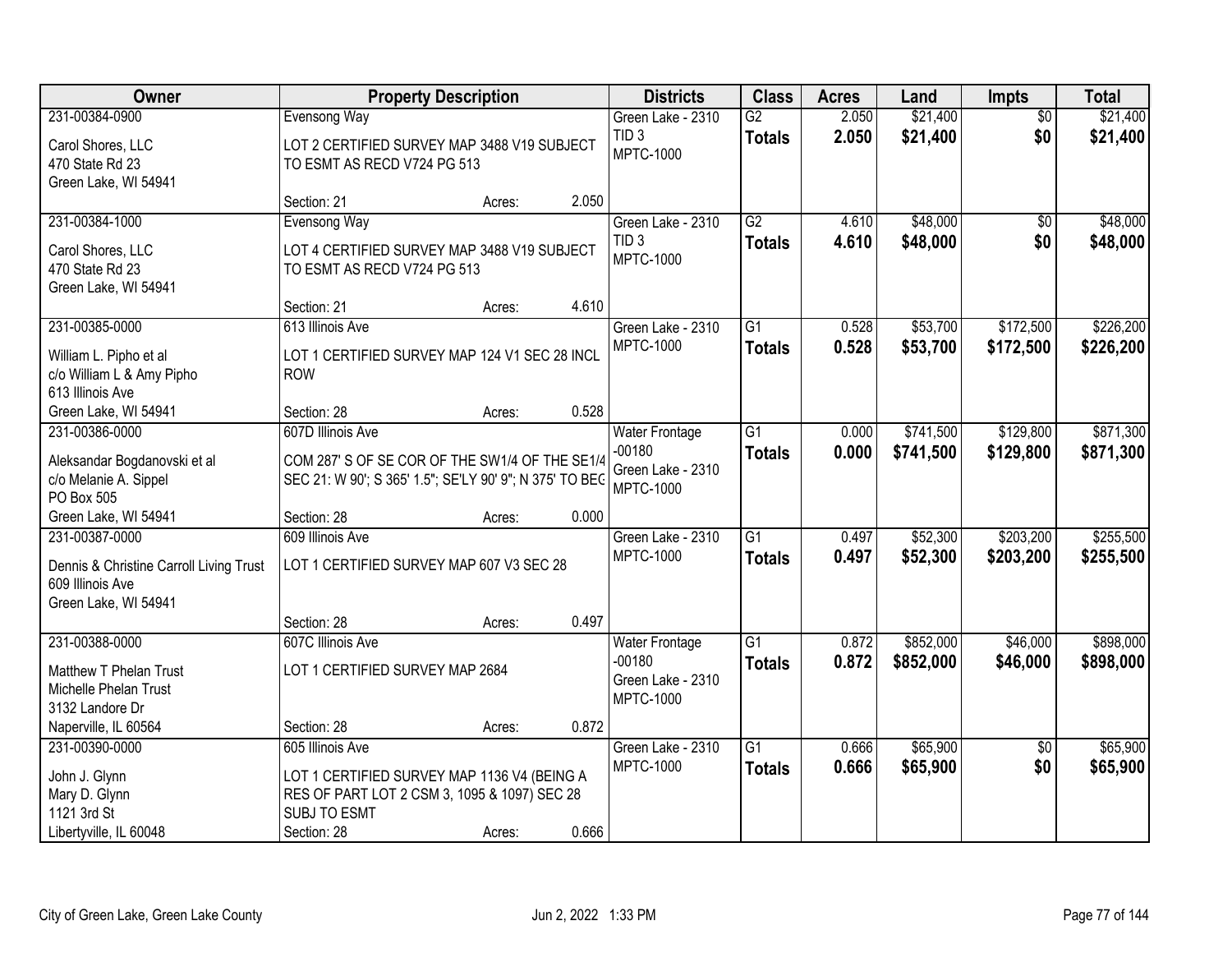| Owner | Property Description | | | Districts | Class | Acres | Land | Impts | Total |
|---|---|---|---|---|---|---|---|---|---|
| 231-00384-0900<br>Carol Shores, LLC<br>470 State Rd 23<br>Green Lake, WI 54941 | Evensong Way<br>LOT 2 CERTIFIED SURVEY MAP 3488 V19 SUBJECT TO ESMT AS RECD V724 PG 513<br>Section: 21 | Acres: | 2.050 | Green Lake - 2310<br>TID 3<br>MPTC-1000 | G2<br>**Totals** | 2.050<br>**2.050** | $21,400<br>**$21,400** | $0<br>**$0** | $21,400<br>**$21,400** |
| 231-00384-1000<br>Carol Shores, LLC<br>470 State Rd 23<br>Green Lake, WI 54941 | Evensong Way<br>LOT 4 CERTIFIED SURVEY MAP 3488 V19 SUBJECT TO ESMT AS RECD V724 PG 513<br>Section: 21 | Acres: | 4.610 | Green Lake - 2310<br>TID 3<br>MPTC-1000 | G2<br>**Totals** | 4.610<br>**4.610** | $48,000<br>**$48,000** | $0<br>**$0** | $48,000<br>**$48,000** |
| 231-00385-0000<br>William L. Pipho et al<br>c/o William L & Amy Pipho<br>613 Illinois Ave<br>Green Lake, WI 54941 | 613 Illinois Ave<br>LOT 1 CERTIFIED SURVEY MAP 124 V1 SEC 28 INCL ROW<br>Section: 28 | Acres: | 0.528 | Green Lake - 2310<br>MPTC-1000 | G1<br>**Totals** | 0.528<br>**0.528** | $53,700<br>**$53,700** | $172,500<br>**$172,500** | $226,200<br>**$226,200** |
| 231-00386-0000<br>Aleksandar Bogdanovski et al<br>c/o Melanie A. Sippel<br>PO Box 505<br>Green Lake, WI 54941 | 607D Illinois Ave<br>COM 287' S OF SE COR OF THE SW1/4 OF THE SE1/4 SEC 21: W 90'; S 365' 1.5"; SE'LY 90' 9"; N 375' TO BEG<br>Section: 28 | Acres: | 0.000 | Water Frontage -00180<br>Green Lake - 2310<br>MPTC-1000 | G1<br>**Totals** | 0.000<br>**0.000** | $741,500<br>**$741,500** | $129,800<br>**$129,800** | $871,300<br>**$871,300** |
| 231-00387-0000<br>Dennis & Christine Carroll Living Trust<br>609 Illinois Ave<br>Green Lake, WI 54941 | 609 Illinois Ave<br>LOT 1 CERTIFIED SURVEY MAP 607 V3 SEC 28<br>Section: 28 | Acres: | 0.497 | Green Lake - 2310<br>MPTC-1000 | G1<br>**Totals** | 0.497<br>**0.497** | $52,300<br>**$52,300** | $203,200<br>**$203,200** | $255,500<br>**$255,500** |
| 231-00388-0000<br>Matthew T Phelan Trust<br>Michelle Phelan Trust<br>3132 Landore Dr<br>Naperville, IL 60564 | 607C Illinois Ave<br>LOT 1 CERTIFIED SURVEY MAP 2684<br>Section: 28 | Acres: | 0.872 | Water Frontage -00180<br>Green Lake - 2310<br>MPTC-1000 | G1<br>**Totals** | 0.872<br>**0.872** | $852,000<br>**$852,000** | $46,000<br>**$46,000** | $898,000<br>**$898,000** |
| 231-00390-0000<br>John J. Glynn<br>Mary D. Glynn<br>1121 3rd St<br>Libertyville, IL 60048 | 605 Illinois Ave<br>LOT 1 CERTIFIED SURVEY MAP 1136 V4 (BEING A RES OF PART LOT 2 CSM 3, 1095 & 1097) SEC 28 SUBJ TO ESMT<br>Section: 28 | Acres: | 0.666 | Green Lake - 2310<br>MPTC-1000 | G1<br>**Totals** | 0.666<br>**0.666** | $65,900<br>**$65,900** | $0<br>**$0** | $65,900<br>**$65,900** |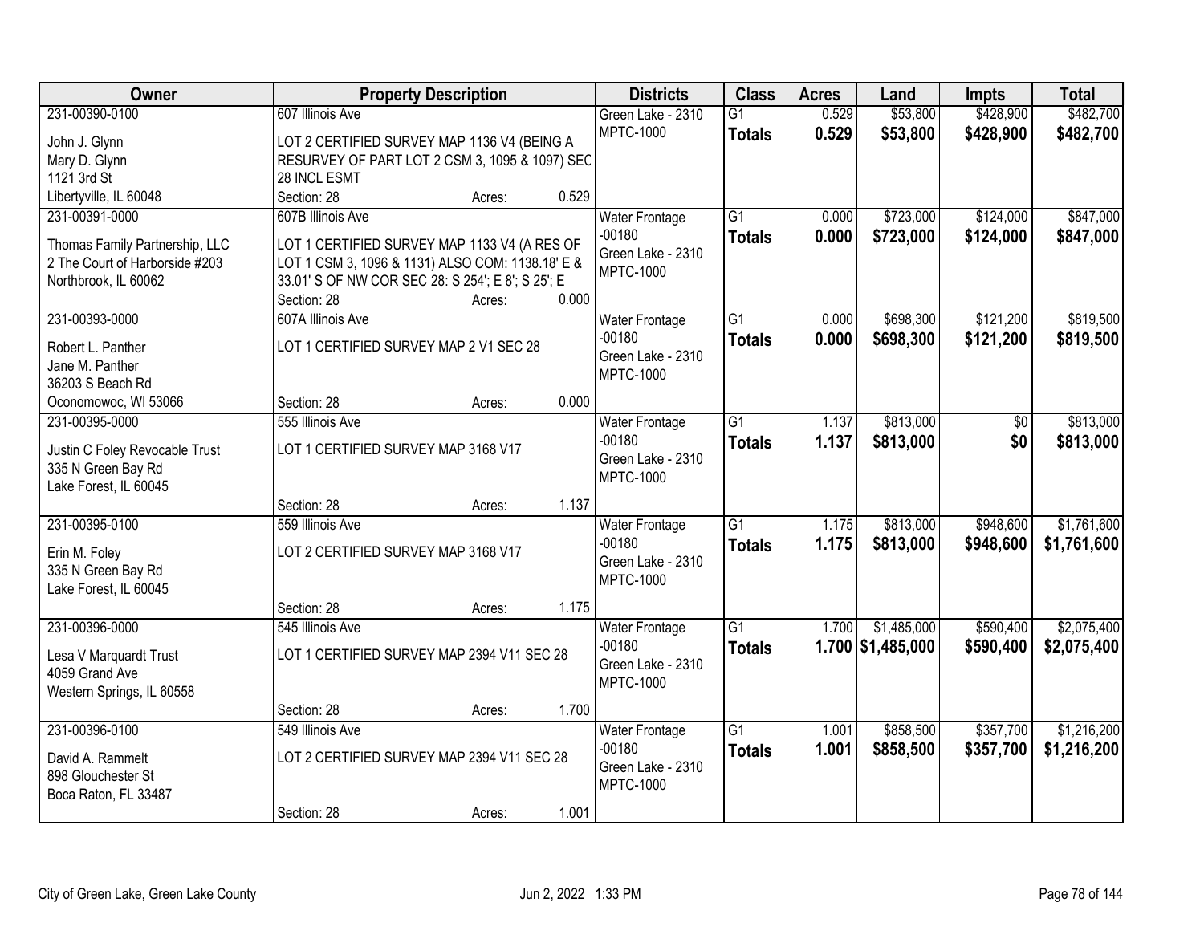| Owner | Property Description | Districts | Class | Acres | Land | Impts | Total |
|---|---|---|---|---|---|---|---|
| 231-00390-0100<br>John J. Glynn<br>Mary D. Glynn<br>1121 3rd St<br>Libertyville, IL 60048 | 607 Illinois Ave<br>LOT 2 CERTIFIED SURVEY MAP 1136 V4 (BEING A RESURVEY OF PART LOT 2 CSM 3, 1095 & 1097) SEC 28 INCL ESMT<br>Section: 28 Acres: 0.529 | Green Lake - 2310<br>MPTC-1000 | G1<br>**Totals** | 0.529<br>**0.529** | \$53,800<br>**\$53,800** | \$428,900<br>**\$428,900** | \$482,700<br>**\$482,700** |
| 231-00391-0000<br>Thomas Family Partnership, LLC<br>2 The Court of Harborside #203<br>Northbrook, IL 60062 | 607B Illinois Ave<br>LOT 1 CERTIFIED SURVEY MAP 1133 V4 (A RES OF LOT 1 CSM 3, 1096 & 1131) ALSO COM: 1138.18' E & 33.01' S OF NW COR SEC 28: S 254'; E 8'; S 25'; E<br>Section: 28 Acres: 0.000 | Water Frontage -00180<br>Green Lake - 2310<br>MPTC-1000 | G1<br>**Totals** | 0.000<br>**0.000** | \$723,000<br>**\$723,000** | \$124,000<br>**\$124,000** | \$847,000<br>**\$847,000** |
| 231-00393-0000<br>Robert L. Panther<br>Jane M. Panther<br>36203 S Beach Rd<br>Oconomowoc, WI 53066 | 607A Illinois Ave<br>LOT 1 CERTIFIED SURVEY MAP 2 V1 SEC 28<br>Section: 28 Acres: 0.000 | Water Frontage -00180<br>Green Lake - 2310<br>MPTC-1000 | G1<br>**Totals** | 0.000<br>**0.000** | \$698,300<br>**\$698,300** | \$121,200<br>**\$121,200** | \$819,500<br>**\$819,500** |
| 231-00395-0000<br>Justin C Foley Revocable Trust<br>335 N Green Bay Rd<br>Lake Forest, IL 60045 | 555 Illinois Ave<br>LOT 1 CERTIFIED SURVEY MAP 3168 V17<br>Section: 28 Acres: 1.137 | Water Frontage -00180<br>Green Lake - 2310<br>MPTC-1000 | G1<br>**Totals** | 1.137<br>**1.137** | \$813,000<br>**\$813,000** | \$0<br>**\$0** | \$813,000<br>**\$813,000** |
| 231-00395-0100<br>Erin M. Foley<br>335 N Green Bay Rd<br>Lake Forest, IL 60045 | 559 Illinois Ave<br>LOT 2 CERTIFIED SURVEY MAP 3168 V17<br>Section: 28 Acres: 1.175 | Water Frontage -00180<br>Green Lake - 2310<br>MPTC-1000 | G1<br>**Totals** | 1.175<br>**1.175** | \$813,000<br>**\$813,000** | \$948,600<br>**\$948,600** | \$1,761,600<br>**\$1,761,600** |
| 231-00396-0000<br>Lesa V Marquardt Trust<br>4059 Grand Ave<br>Western Springs, IL 60558 | 545 Illinois Ave<br>LOT 1 CERTIFIED SURVEY MAP 2394 V11 SEC 28<br>Section: 28 Acres: 1.700 | Water Frontage -00180<br>Green Lake - 2310<br>MPTC-1000 | G1<br>**Totals** | 1.700<br>**1.700** | \$1,485,000<br>**\$1,485,000** | \$590,400<br>**\$590,400** | \$2,075,400<br>**\$2,075,400** |
| 231-00396-0100<br>David A. Rammelt<br>898 Glouchester St<br>Boca Raton, FL 33487 | 549 Illinois Ave<br>LOT 2 CERTIFIED SURVEY MAP 2394 V11 SEC 28<br>Section: 28 Acres: 1.001 | Water Frontage -00180<br>Green Lake - 2310<br>MPTC-1000 | G1<br>**Totals** | 1.001<br>**1.001** | \$858,500<br>**\$858,500** | \$357,700<br>**\$357,700** | \$1,216,200<br>**\$1,216,200** |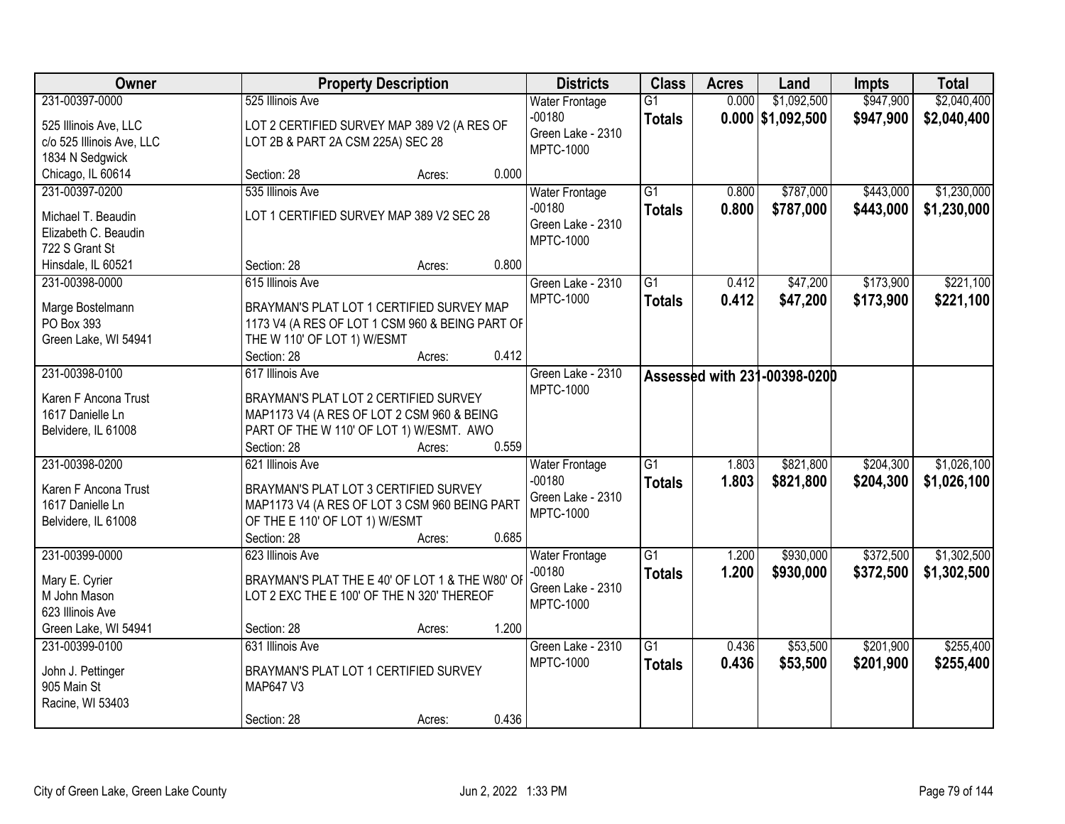| Owner | Property Description | Districts | Class | Acres | Land | Impts | Total |
|---|---|---|---|---|---|---|---|
| 231-00397-0000<br><br>525 Illinois Ave, LLC<br>c/o 525 Illinois Ave, LLC<br>1834 N Sedgwick<br>Chicago, IL 60614 | 525 Illinois Ave<br><br>LOT 2 CERTIFIED SURVEY MAP 389 V2 (A RES OF LOT 2B & PART 2A CSM 225A) SEC 28<br><br>Section: 28 Acres: 0.000 | Water Frontage -00180<br>Green Lake - 2310<br>MPTC-1000 | G1<br>**Totals** | 0.000<br>**0.000** | $1,092,500<br>**$1,092,500** | $947,900<br>**$947,900** | $2,040,400<br>**$2,040,400** |
| 231-00397-0200<br><br>Michael T. Beaudin<br>Elizabeth C. Beaudin<br>722 S Grant St<br>Hinsdale, IL 60521 | 535 Illinois Ave<br><br>LOT 1 CERTIFIED SURVEY MAP 389 V2 SEC 28<br><br>Section: 28 Acres: 0.800 | Water Frontage -00180<br>Green Lake - 2310<br>MPTC-1000 | G1<br>**Totals** | 0.800<br>**0.800** | $787,000<br>**$787,000** | $443,000<br>**$443,000** | $1,230,000<br>**$1,230,000** |
| 231-00398-0000<br><br>Marge Bostelmann<br>PO Box 393<br>Green Lake, WI 54941 | 615 Illinois Ave<br><br>BRAYMAN'S PLAT LOT 1 CERTIFIED SURVEY MAP 1173 V4 (A RES OF LOT 1 CSM 960 & BEING PART OF THE W 110' OF LOT 1) W/ESMT<br><br>Section: 28 Acres: 0.412 | Green Lake - 2310<br>MPTC-1000 | G1<br>**Totals** | 0.412<br>**0.412** | $47,200<br>**$47,200** | $173,900<br>**$173,900** | $221,100<br>**$221,100** |
| 231-00398-0100<br><br>Karen F Ancona Trust<br>1617 Danielle Ln<br>Belvidere, IL 61008 | 617 Illinois Ave<br><br>BRAYMAN'S PLAT LOT 2 CERTIFIED SURVEY MAP1173 V4 (A RES OF LOT 2 CSM 960 & BEING PART OF THE W 110' OF LOT 1) W/ESMT. AWO<br><br>Section: 28 Acres: 0.559 | Green Lake - 2310<br>MPTC-1000 | Assessed with 231-00398-0200 | | | | |
| 231-00398-0200<br><br>Karen F Ancona Trust<br>1617 Danielle Ln<br>Belvidere, IL 61008 | 621 Illinois Ave<br><br>BRAYMAN'S PLAT LOT 3 CERTIFIED SURVEY MAP1173 V4 (A RES OF LOT 3 CSM 960 BEING PART OF THE E 110' OF LOT 1) W/ESMT<br><br>Section: 28 Acres: 0.685 | Water Frontage -00180<br>Green Lake - 2310<br>MPTC-1000 | G1<br>**Totals** | 1.803<br>**1.803** | $821,800<br>**$821,800** | $204,300<br>**$204,300** | $1,026,100<br>**$1,026,100** |
| 231-00399-0000<br><br>Mary E. Cyrier<br>M John Mason<br>623 Illinois Ave<br>Green Lake, WI 54941 | 623 Illinois Ave<br><br>BRAYMAN'S PLAT THE E 40' OF LOT 1 & THE W80' OF LOT 2 EXC THE E 100' OF THE N 320' THEREOF<br><br>Section: 28 Acres: 1.200 | Water Frontage -00180<br>Green Lake - 2310<br>MPTC-1000 | G1<br>**Totals** | 1.200<br>**1.200** | $930,000<br>**$930,000** | $372,500<br>**$372,500** | $1,302,500<br>**$1,302,500** |
| 231-00399-0100<br><br>John J. Pettinger<br>905 Main St<br>Racine, WI 53403 | 631 Illinois Ave<br><br>BRAYMAN'S PLAT LOT 1 CERTIFIED SURVEY MAP647 V3<br><br>Section: 28 Acres: 0.436 | Green Lake - 2310<br>MPTC-1000 | G1<br>**Totals** | 0.436<br>**0.436** | $53,500<br>**$53,500** | $201,900<br>**$201,900** | $255,400<br>**$255,400** |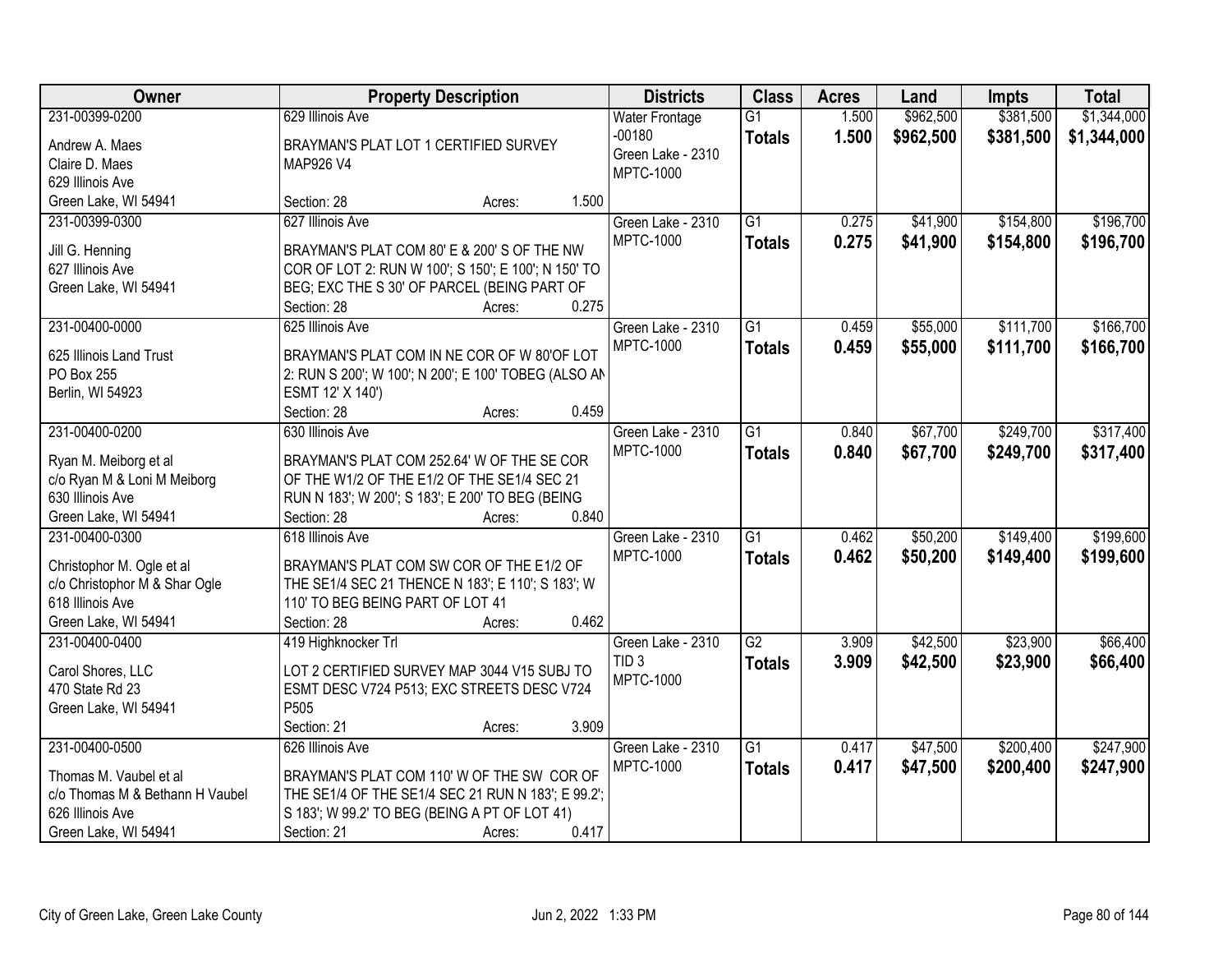| Owner | Property Description | Districts | Class | Acres | Land | Impts | Total |
|---|---|---|---|---|---|---|---|
| 231-00399-0200<br>Andrew A. Maes<br>Claire D. Maes<br>629 Illinois Ave<br>Green Lake, WI 54941 | 629 Illinois Ave<br>BRAYMAN'S PLAT LOT 1 CERTIFIED SURVEY MAP926 V4<br>Section: 28 Acres: 1.500 | Water Frontage -00180<br>Green Lake - 2310<br>MPTC-1000 | G1<br>**Totals** | 1.500<br>**1.500** | $962,500<br>**$962,500** | $381,500<br>**$381,500** | $1,344,000<br>**$1,344,000** |
| 231-00399-0300<br>Jill G. Henning<br>627 Illinois Ave<br>Green Lake, WI 54941 | 627 Illinois Ave<br>BRAYMAN'S PLAT COM 80' E & 200' S OF THE NW COR OF LOT 2: RUN W 100'; S 150'; E 100'; N 150' TO BEG; EXC THE S 30' OF PARCEL (BEING PART OF<br>Section: 28 Acres: 0.275 | Green Lake - 2310<br>MPTC-1000 | G1<br>**Totals** | 0.275<br>**0.275** | $41,900<br>**$41,900** | $154,800<br>**$154,800** | $196,700<br>**$196,700** |
| 231-00400-0000<br>625 Illinois Land Trust<br>PO Box 255<br>Berlin, WI 54923 | 625 Illinois Ave<br>BRAYMAN'S PLAT COM IN NE COR OF W 80'OF LOT 2: RUN S 200'; W 100'; N 200'; E 100' TOBEG (ALSO AN ESMT 12' X 140')<br>Section: 28 Acres: 0.459 | Green Lake - 2310<br>MPTC-1000 | G1<br>**Totals** | 0.459<br>**0.459** | $55,000<br>**$55,000** | $111,700<br>**$111,700** | $166,700<br>**$166,700** |
| 231-00400-0200<br>Ryan M. Meiborg et al<br>c/o Ryan M & Loni M Meiborg<br>630 Illinois Ave<br>Green Lake, WI 54941 | 630 Illinois Ave<br>BRAYMAN'S PLAT COM 252.64' W OF THE SE COR OF THE W1/2 OF THE E1/2 OF THE SE1/4 SEC 21 RUN N 183'; W 200'; S 183'; E 200' TO BEG (BEING<br>Section: 28 Acres: 0.840 | Green Lake - 2310<br>MPTC-1000 | G1<br>**Totals** | 0.840<br>**0.840** | $67,700<br>**$67,700** | $249,700<br>**$249,700** | $317,400<br>**$317,400** |
| 231-00400-0300<br>Christophor M. Ogle et al<br>c/o Christophor M & Shar Ogle<br>618 Illinois Ave<br>Green Lake, WI 54941 | 618 Illinois Ave<br>BRAYMAN'S PLAT COM SW COR OF THE E1/2 OF THE SE1/4 SEC 21 THENCE N 183'; E 110'; S 183'; W 110' TO BEG BEING PART OF LOT 41<br>Section: 28 Acres: 0.462 | Green Lake - 2310<br>MPTC-1000 | G1<br>**Totals** | 0.462<br>**0.462** | $50,200<br>**$50,200** | $149,400<br>**$149,400** | $199,600<br>**$199,600** |
| 231-00400-0400<br>Carol Shores, LLC<br>470 State Rd 23<br>Green Lake, WI 54941 | 419 Highknocker Trl<br>LOT 2 CERTIFIED SURVEY MAP 3044 V15 SUBJ TO ESMT DESC V724 P513; EXC STREETS DESC V724 P505<br>Section: 21 Acres: 3.909 | Green Lake - 2310<br>TID 3<br>MPTC-1000 | G2<br>**Totals** | 3.909<br>**3.909** | $42,500<br>**$42,500** | $23,900<br>**$23,900** | $66,400<br>**$66,400** |
| 231-00400-0500<br>Thomas M. Vaubel et al<br>c/o Thomas M & Bethann H Vaubel<br>626 Illinois Ave<br>Green Lake, WI 54941 | 626 Illinois Ave<br>BRAYMAN'S PLAT COM 110' W OF THE SW COR OF THE SE1/4 OF THE SE1/4 SEC 21 RUN N 183'; E 99.2'; S 183'; W 99.2' TO BEG (BEING A PT OF LOT 41)<br>Section: 21 Acres: 0.417 | Green Lake - 2310<br>MPTC-1000 | G1<br>**Totals** | 0.417<br>**0.417** | $47,500<br>**$47,500** | $200,400<br>**$200,400** | $247,900<br>**$247,900** |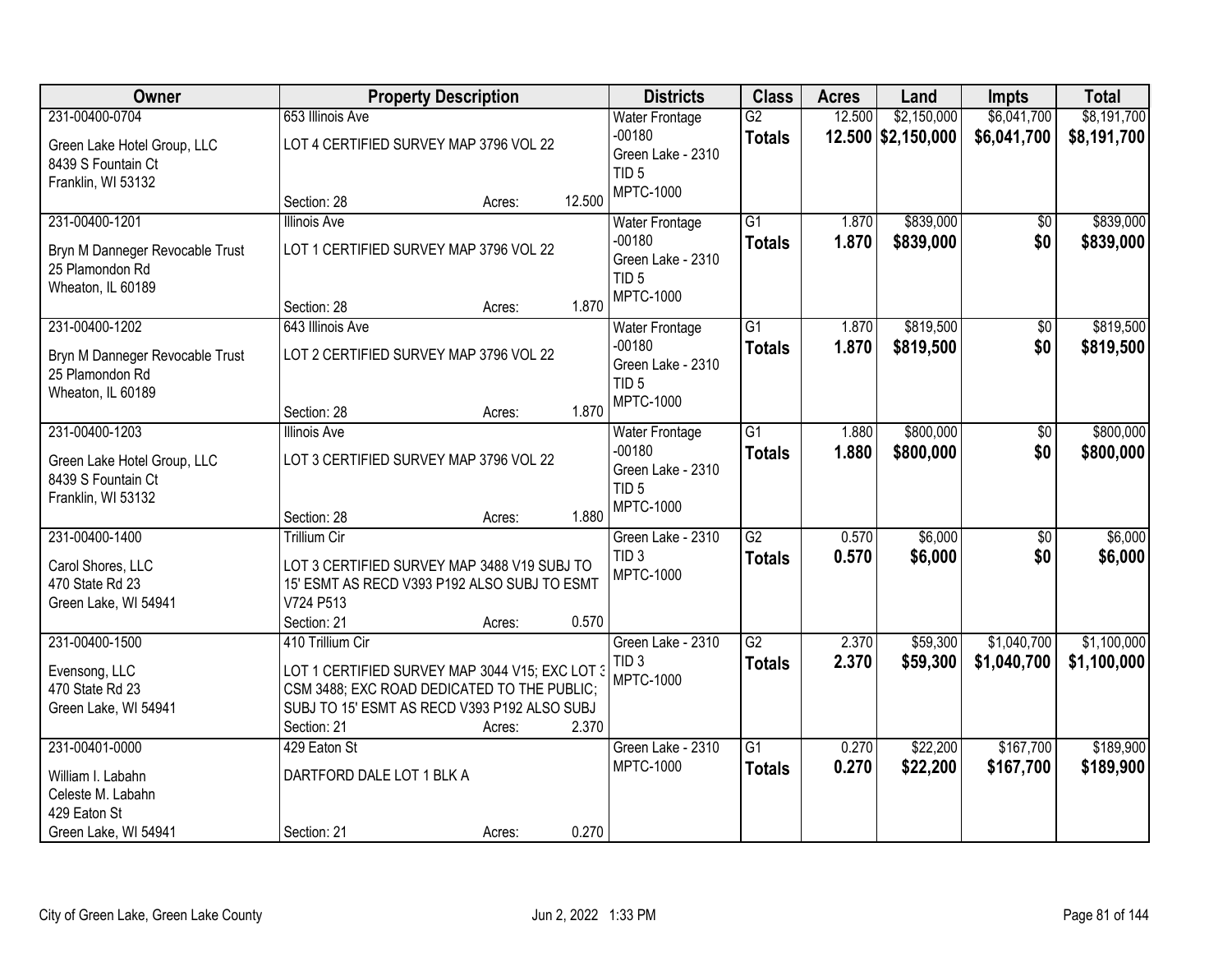| Owner | Property Description | Districts | Class | Acres | Land | Impts | Total |
|---|---|---|---|---|---|---|---|
| 231-00400-0704<br>Green Lake Hotel Group, LLC<br>8439 S Fountain Ct<br>Franklin, WI 53132 | 653 Illinois Ave<br>LOT 4 CERTIFIED SURVEY MAP 3796 VOL 22<br>Section: 28 Acres: 12.500 | Water Frontage -00180<br>Green Lake - 2310<br>TID 5<br>MPTC-1000 | G2<br>**Totals** | 12.500<br>**12.500** | $2,150,000<br>**$2,150,000** | $6,041,700<br>**$6,041,700** | $8,191,700<br>**$8,191,700** |
| 231-00400-1201<br>Bryn M Danneger Revocable Trust<br>25 Plamondon Rd<br>Wheaton, IL 60189 | Illinois Ave<br>LOT 1 CERTIFIED SURVEY MAP 3796 VOL 22<br>Section: 28 Acres: 1.870 | Water Frontage -00180<br>Green Lake - 2310<br>TID 5<br>MPTC-1000 | G1<br>**Totals** | 1.870<br>**1.870** | $839,000<br>**$839,000** | $0<br>**$0** | $839,000<br>**$839,000** |
| 231-00400-1202<br>Bryn M Danneger Revocable Trust<br>25 Plamondon Rd<br>Wheaton, IL 60189 | 643 Illinois Ave<br>LOT 2 CERTIFIED SURVEY MAP 3796 VOL 22<br>Section: 28 Acres: 1.870 | Water Frontage -00180<br>Green Lake - 2310<br>TID 5<br>MPTC-1000 | G1<br>**Totals** | 1.870<br>**1.870** | $819,500<br>**$819,500** | $0<br>**$0** | $819,500<br>**$819,500** |
| 231-00400-1203<br>Green Lake Hotel Group, LLC<br>8439 S Fountain Ct<br>Franklin, WI 53132 | Illinois Ave<br>LOT 3 CERTIFIED SURVEY MAP 3796 VOL 22<br>Section: 28 Acres: 1.880 | Water Frontage -00180<br>Green Lake - 2310<br>TID 5<br>MPTC-1000 | G1<br>**Totals** | 1.880<br>**1.880** | $800,000<br>**$800,000** | $0<br>**$0** | $800,000<br>**$800,000** |
| 231-00400-1400<br>Carol Shores, LLC<br>470 State Rd 23<br>Green Lake, WI 54941 | Trillium Cir<br>LOT 3 CERTIFIED SURVEY MAP 3488 V19 SUBJ TO 15' ESMT AS RECD V393 P192 ALSO SUBJ TO ESMT V724 P513<br>Section: 21 Acres: 0.570 | Green Lake - 2310<br>TID 3<br>MPTC-1000 | G2<br>**Totals** | 0.570<br>**0.570** | $6,000<br>**$6,000** | $0<br>**$0** | $6,000<br>**$6,000** |
| 231-00400-1500<br>Evensong, LLC<br>470 State Rd 23<br>Green Lake, WI 54941 | 410 Trillium Cir<br>LOT 1 CERTIFIED SURVEY MAP 3044 V15; EXC LOT 3 CSM 3488; EXC ROAD DEDICATED TO THE PUBLIC; SUBJ TO 15' ESMT AS RECD V393 P192 ALSO SUBJ<br>Section: 21 Acres: 2.370 | Green Lake - 2310<br>TID 3<br>MPTC-1000 | G2<br>**Totals** | 2.370<br>**2.370** | $59,300<br>**$59,300** | $1,040,700<br>**$1,040,700** | $1,100,000<br>**$1,100,000** |
| 231-00401-0000<br>William I. Labahn<br>Celeste M. Labahn<br>429 Eaton St<br>Green Lake, WI 54941 | 429 Eaton St<br>DARTFORD DALE LOT 1 BLK A<br>Section: 21 Acres: 0.270 | Green Lake - 2310<br>MPTC-1000 | G1<br>**Totals** | 0.270<br>**0.270** | $22,200<br>**$22,200** | $167,700<br>**$167,700** | $189,900<br>**$189,900** |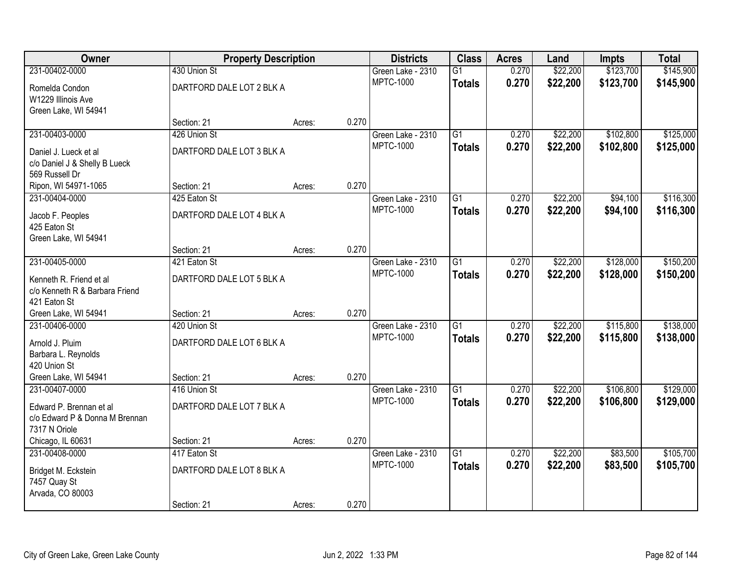| Owner | Property Description | | | Districts | Class | Acres | Land | Impts | Total |
|---|---|---|---|---|---|---|---|---|---|
| 231-00402-0000 | 430 Union St | | | Green Lake - 2310 | G1 | 0.270 | $22,200 | $123,700 | $145,900 |
| Romelda Condon<br>W1229 Illinois Ave<br>Green Lake, WI 54941 | DARTFORD DALE LOT 2 BLK A | | | MPTC-1000 | **Totals** | **0.270** | **$22,200** | **$123,700** | **$145,900** |
| | Section: 21 | Acres: | 0.270 | | | | | | |
| 231-00403-0000 | 426 Union St | | | Green Lake - 2310 | G1 | 0.270 | $22,200 | $102,800 | $125,000 |
| Daniel J. Lueck et al<br>c/o Daniel J & Shelly B Lueck<br>569 Russell Dr<br>Ripon, WI 54971-1065 | DARTFORD DALE LOT 3 BLK A | | | MPTC-1000 | **Totals** | **0.270** | **$22,200** | **$102,800** | **$125,000** |
| | Section: 21 | Acres: | 0.270 | | | | | | |
| 231-00404-0000 | 425 Eaton St | | | Green Lake - 2310 | G1 | 0.270 | $22,200 | $94,100 | $116,300 |
| Jacob F. Peoples<br>425 Eaton St<br>Green Lake, WI 54941 | DARTFORD DALE LOT 4 BLK A | | | MPTC-1000 | **Totals** | **0.270** | **$22,200** | **$94,100** | **$116,300** |
| | Section: 21 | Acres: | 0.270 | | | | | | |
| 231-00405-0000 | 421 Eaton St | | | Green Lake - 2310 | G1 | 0.270 | $22,200 | $128,000 | $150,200 |
| Kenneth R. Friend et al<br>c/o Kenneth R & Barbara Friend<br>421 Eaton St<br>Green Lake, WI 54941 | DARTFORD DALE LOT 5 BLK A | | | MPTC-1000 | **Totals** | **0.270** | **$22,200** | **$128,000** | **$150,200** |
| | Section: 21 | Acres: | 0.270 | | | | | | |
| 231-00406-0000 | 420 Union St | | | Green Lake - 2310 | G1 | 0.270 | $22,200 | $115,800 | $138,000 |
| Arnold J. Pluim<br>Barbara L. Reynolds<br>420 Union St<br>Green Lake, WI 54941 | DARTFORD DALE LOT 6 BLK A | | | MPTC-1000 | **Totals** | **0.270** | **$22,200** | **$115,800** | **$138,000** |
| | Section: 21 | Acres: | 0.270 | | | | | | |
| 231-00407-0000 | 416 Union St | | | Green Lake - 2310 | G1 | 0.270 | $22,200 | $106,800 | $129,000 |
| Edward P. Brennan et al<br>c/o Edward P & Donna M Brennan<br>7317 N Oriole<br>Chicago, IL 60631 | DARTFORD DALE LOT 7 BLK A | | | MPTC-1000 | **Totals** | **0.270** | **$22,200** | **$106,800** | **$129,000** |
| | Section: 21 | Acres: | 0.270 | | | | | | |
| 231-00408-0000 | 417 Eaton St | | | Green Lake - 2310 | G1 | 0.270 | $22,200 | $83,500 | $105,700 |
| Bridget M. Eckstein<br>7457 Quay St<br>Arvada, CO 80003 | DARTFORD DALE LOT 8 BLK A | | | MPTC-1000 | **Totals** | **0.270** | **$22,200** | **$83,500** | **$105,700** |
| | Section: 21 | Acres: | 0.270 | | | | | | |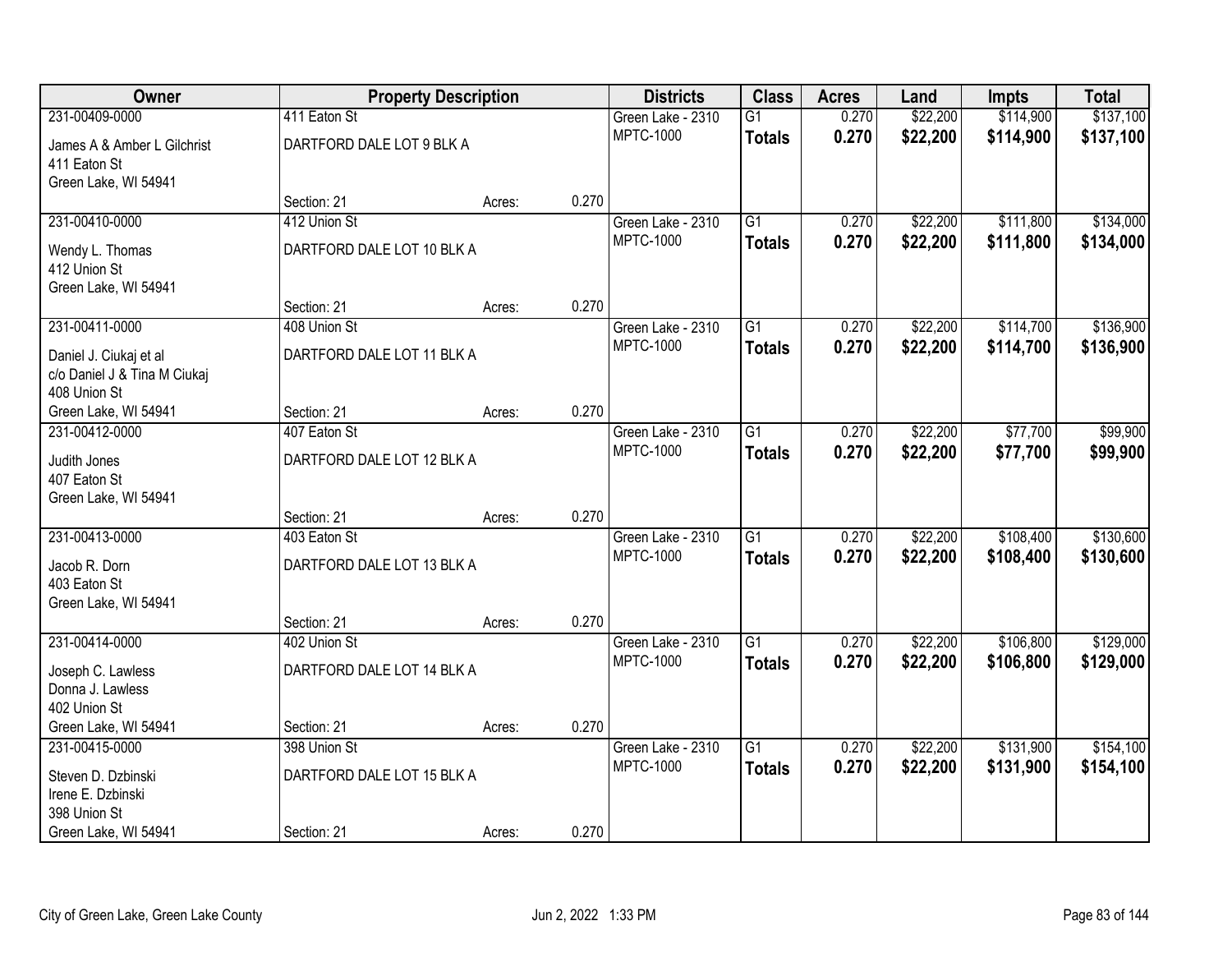| Owner | Property Description | | | Districts | Class | Acres | Land | Impts | Total |
|---|---|---|---|---|---|---|---|---|---|
| 231-00409-0000<br>James A & Amber L Gilchrist<br>411 Eaton St<br>Green Lake, WI 54941 | 411 Eaton St<br>DARTFORD DALE LOT 9 BLK A<br>Section: 21 | Acres: | 0.270 | Green Lake - 2310<br>MPTC-1000 | G1<br>**Totals** | 0.270<br>**0.270** | $22,200<br>**$22,200** | $114,900<br>**$114,900** | $137,100<br>**$137,100** |
| 231-00410-0000<br>Wendy L. Thomas<br>412 Union St<br>Green Lake, WI 54941 | 412 Union St<br>DARTFORD DALE LOT 10 BLK A<br>Section: 21 | Acres: | 0.270 | Green Lake - 2310<br>MPTC-1000 | G1<br>**Totals** | 0.270<br>**0.270** | $22,200<br>**$22,200** | $111,800<br>**$111,800** | $134,000<br>**$134,000** |
| 231-00411-0000<br>Daniel J. Ciukaj et al<br>c/o Daniel J & Tina M Ciukaj<br>408 Union St<br>Green Lake, WI 54941 | 408 Union St<br>DARTFORD DALE LOT 11 BLK A<br>Section: 21 | Acres: | 0.270 | Green Lake - 2310<br>MPTC-1000 | G1<br>**Totals** | 0.270<br>**0.270** | $22,200<br>**$22,200** | $114,700<br>**$114,700** | $136,900<br>**$136,900** |
| 231-00412-0000<br>Judith Jones<br>407 Eaton St<br>Green Lake, WI 54941 | 407 Eaton St<br>DARTFORD DALE LOT 12 BLK A<br>Section: 21 | Acres: | 0.270 | Green Lake - 2310<br>MPTC-1000 | G1<br>**Totals** | 0.270<br>**0.270** | $22,200<br>**$22,200** | $77,700<br>**$77,700** | $99,900<br>**$99,900** |
| 231-00413-0000<br>Jacob R. Dorn<br>403 Eaton St<br>Green Lake, WI 54941 | 403 Eaton St<br>DARTFORD DALE LOT 13 BLK A<br>Section: 21 | Acres: | 0.270 | Green Lake - 2310<br>MPTC-1000 | G1<br>**Totals** | 0.270<br>**0.270** | $22,200<br>**$22,200** | $108,400<br>**$108,400** | $130,600<br>**$130,600** |
| 231-00414-0000<br>Joseph C. Lawless<br>Donna J. Lawless<br>402 Union St<br>Green Lake, WI 54941 | 402 Union St<br>DARTFORD DALE LOT 14 BLK A<br>Section: 21 | Acres: | 0.270 | Green Lake - 2310<br>MPTC-1000 | G1<br>**Totals** | 0.270<br>**0.270** | $22,200<br>**$22,200** | $106,800<br>**$106,800** | $129,000<br>**$129,000** |
| 231-00415-0000<br>Steven D. Dzbinski<br>Irene E. Dzbinski<br>398 Union St<br>Green Lake, WI 54941 | 398 Union St<br>DARTFORD DALE LOT 15 BLK A<br>Section: 21 | Acres: | 0.270 | Green Lake - 2310<br>MPTC-1000 | G1<br>**Totals** | 0.270<br>**0.270** | $22,200<br>**$22,200** | $131,900<br>**$131,900** | $154,100<br>**$154,100** |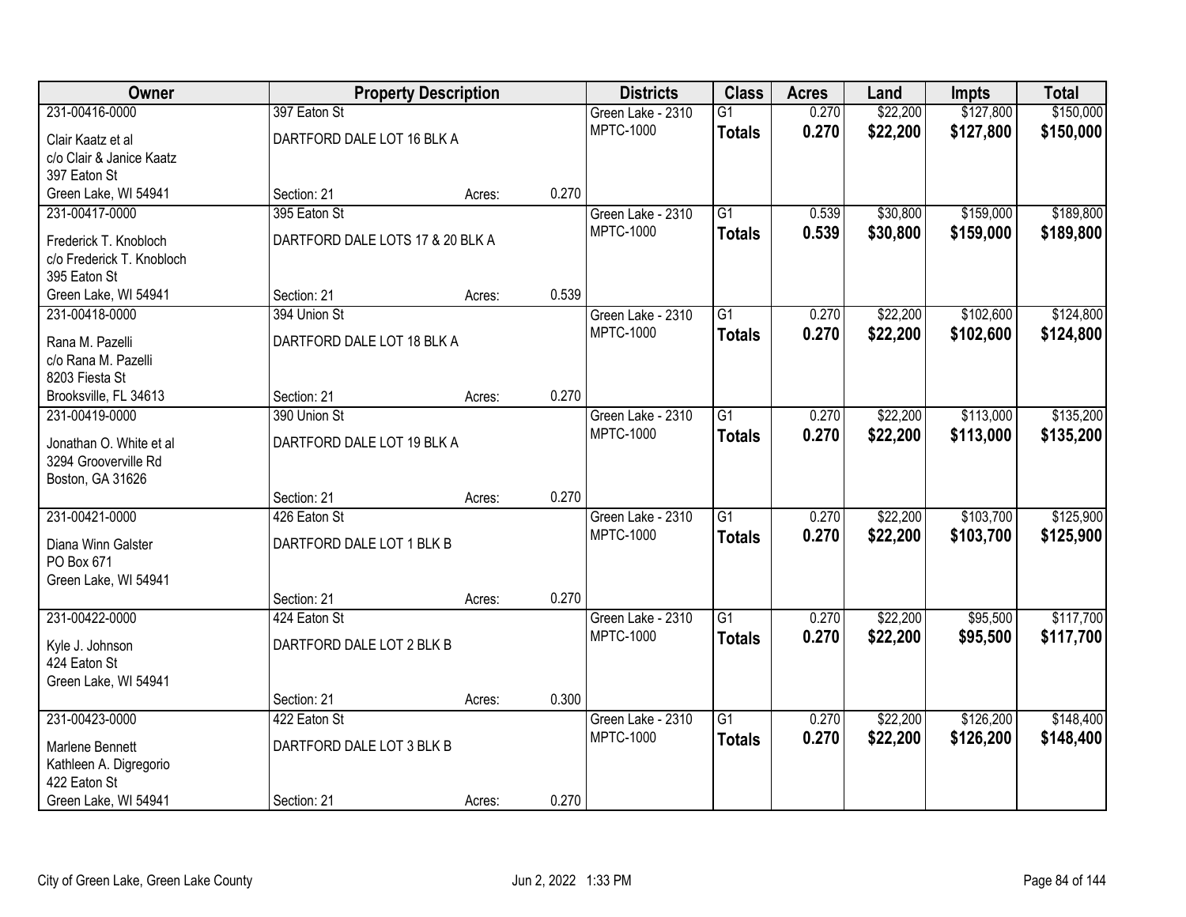| Owner | Property Description | | | Districts | Class | Acres | Land | Impts | Total |
|---|---|---|---|---|---|---|---|---|---|
| 231-00416-0000 | 397 Eaton St | | | Green Lake - 2310 | G1 | 0.270 | $22,200 | $127,800 | $150,000 |
| Clair Kaatz et al<br>c/o Clair & Janice Kaatz<br>397 Eaton St<br>Green Lake, WI 54941 | DARTFORD DALE LOT 16 BLK A | | | MPTC-1000 | **Totals** | **0.270** | **$22,200** | **$127,800** | **$150,000** |
| | Section: 21 | Acres: | 0.270 | | | | | | |
| 231-00417-0000 | 395 Eaton St | | | Green Lake - 2310 | G1 | 0.539 | $30,800 | $159,000 | $189,800 |
| Frederick T. Knobloch<br>c/o Frederick T. Knobloch<br>395 Eaton St<br>Green Lake, WI 54941 | DARTFORD DALE LOTS 17 & 20 BLK A | | | MPTC-1000 | **Totals** | **0.539** | **$30,800** | **$159,000** | **$189,800** |
| | Section: 21 | Acres: | 0.539 | | | | | | |
| 231-00418-0000 | 394 Union St | | | Green Lake - 2310 | G1 | 0.270 | $22,200 | $102,600 | $124,800 |
| Rana M. Pazelli<br>c/o Rana M. Pazelli<br>8203 Fiesta St<br>Brooksville, FL 34613 | DARTFORD DALE LOT 18 BLK A | | | MPTC-1000 | **Totals** | **0.270** | **$22,200** | **$102,600** | **$124,800** |
| | Section: 21 | Acres: | 0.270 | | | | | | |
| 231-00419-0000 | 390 Union St | | | Green Lake - 2310 | G1 | 0.270 | $22,200 | $113,000 | $135,200 |
| Jonathan O. White et al<br>3294 Grooverville Rd<br>Boston, GA 31626 | DARTFORD DALE LOT 19 BLK A | | | MPTC-1000 | **Totals** | **0.270** | **$22,200** | **$113,000** | **$135,200** |
| | Section: 21 | Acres: | 0.270 | | | | | | |
| 231-00421-0000 | 426 Eaton St | | | Green Lake - 2310 | G1 | 0.270 | $22,200 | $103,700 | $125,900 |
| Diana Winn Galster<br>PO Box 671<br>Green Lake, WI 54941 | DARTFORD DALE LOT 1 BLK B | | | MPTC-1000 | **Totals** | **0.270** | **$22,200** | **$103,700** | **$125,900** |
| | Section: 21 | Acres: | 0.270 | | | | | | |
| 231-00422-0000 | 424 Eaton St | | | Green Lake - 2310 | G1 | 0.270 | $22,200 | $95,500 | $117,700 |
| Kyle J. Johnson<br>424 Eaton St<br>Green Lake, WI 54941 | DARTFORD DALE LOT 2 BLK B | | | MPTC-1000 | **Totals** | **0.270** | **$22,200** | **$95,500** | **$117,700** |
| | Section: 21 | Acres: | 0.300 | | | | | | |
| 231-00423-0000 | 422 Eaton St | | | Green Lake - 2310 | G1 | 0.270 | $22,200 | $126,200 | $148,400 |
| Marlene Bennett<br>Kathleen A. Digregorio<br>422 Eaton St<br>Green Lake, WI 54941 | DARTFORD DALE LOT 3 BLK B | | | MPTC-1000 | **Totals** | **0.270** | **$22,200** | **$126,200** | **$148,400** |
| | Section: 21 | Acres: | 0.270 | | | | | | |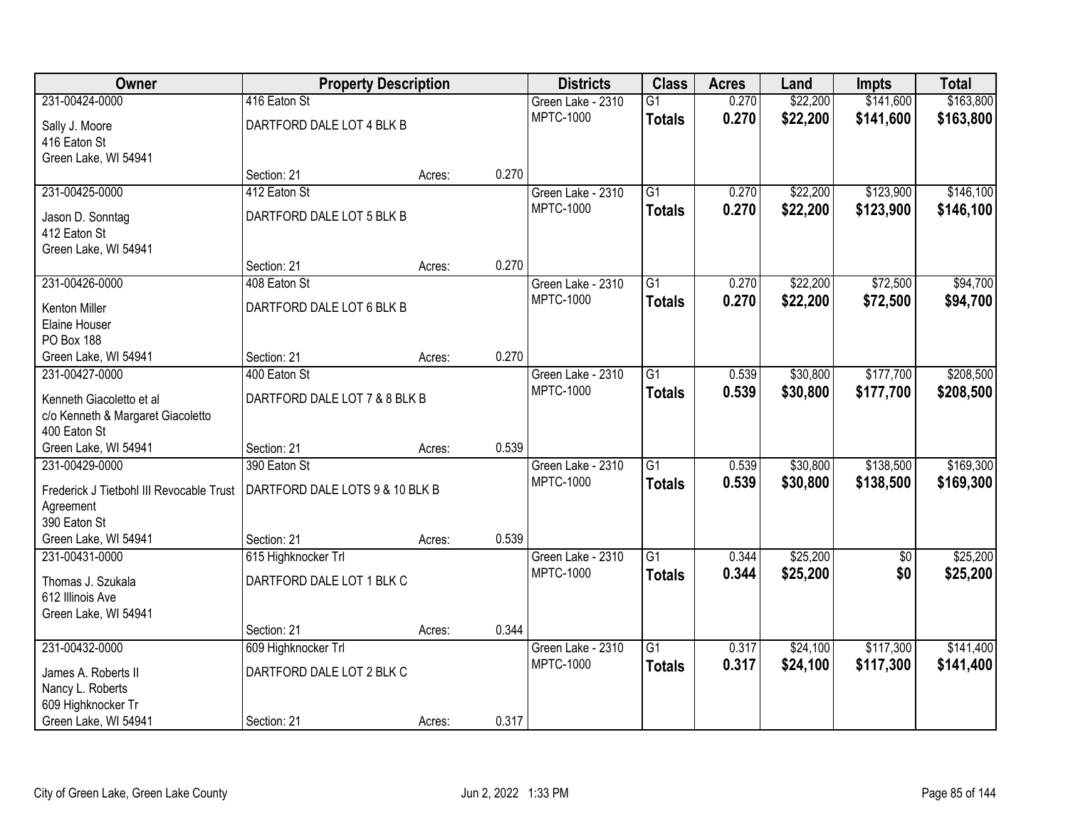| Owner | Property Description | | | Districts | Class | Acres | Land | Impts | Total |
|---|---|---|---|---|---|---|---|---|---|
| 231-00424-0000 | 416 Eaton St | | | Green Lake - 2310 | G1 | 0.270 | $22,200 | $141,600 | $163,800 |
| Sally J. Moore<br>416 Eaton St<br>Green Lake, WI 54941 | DARTFORD DALE LOT 4 BLK B | | | MPTC-1000 | **Totals** | **0.270** | **$22,200** | **$141,600** | **$163,800** |
| | Section: 21 | Acres: | 0.270 | | | | | | |
| 231-00425-0000 | 412 Eaton St | | | Green Lake - 2310 | G1 | 0.270 | $22,200 | $123,900 | $146,100 |
| Jason D. Sonntag<br>412 Eaton St<br>Green Lake, WI 54941 | DARTFORD DALE LOT 5 BLK B | | | MPTC-1000 | **Totals** | **0.270** | **$22,200** | **$123,900** | **$146,100** |
| | Section: 21 | Acres: | 0.270 | | | | | | |
| 231-00426-0000 | 408 Eaton St | | | Green Lake - 2310 | G1 | 0.270 | $22,200 | $72,500 | $94,700 |
| Kenton Miller<br>Elaine Houser<br>PO Box 188<br>Green Lake, WI 54941 | DARTFORD DALE LOT 6 BLK B | | | MPTC-1000 | **Totals** | **0.270** | **$22,200** | **$72,500** | **$94,700** |
| | Section: 21 | Acres: | 0.270 | | | | | | |
| 231-00427-0000 | 400 Eaton St | | | Green Lake - 2310 | G1 | 0.539 | $30,800 | $177,700 | $208,500 |
| Kenneth Giacoletto et al<br>c/o Kenneth & Margaret Giacoletto<br>400 Eaton St<br>Green Lake, WI 54941 | DARTFORD DALE LOT 7 & 8 BLK B | | | MPTC-1000 | **Totals** | **0.539** | **$30,800** | **$177,700** | **$208,500** |
| | Section: 21 | Acres: | 0.539 | | | | | | |
| 231-00429-0000 | 390 Eaton St | | | Green Lake - 2310 | G1 | 0.539 | $30,800 | $138,500 | $169,300 |
| Frederick J Tietbohl III Revocable Trust Agreement<br>390 Eaton St<br>Green Lake, WI 54941 | DARTFORD DALE LOTS 9 & 10 BLK B | | | MPTC-1000 | **Totals** | **0.539** | **$30,800** | **$138,500** | **$169,300** |
| | Section: 21 | Acres: | 0.539 | | | | | | |
| 231-00431-0000 | 615 Highknocker Trl | | | Green Lake - 2310 | G1 | 0.344 | $25,200 | $0 | $25,200 |
| Thomas J. Szukala<br>612 Illinois Ave<br>Green Lake, WI 54941 | DARTFORD DALE LOT 1 BLK C | | | MPTC-1000 | **Totals** | **0.344** | **$25,200** | **$0** | **$25,200** |
| | Section: 21 | Acres: | 0.344 | | | | | | |
| 231-00432-0000 | 609 Highknocker Trl | | | Green Lake - 2310 | G1 | 0.317 | $24,100 | $117,300 | $141,400 |
| James A. Roberts II<br>Nancy L. Roberts<br>609 Highknocker Tr<br>Green Lake, WI 54941 | DARTFORD DALE LOT 2 BLK C | | | MPTC-1000 | **Totals** | **0.317** | **$24,100** | **$117,300** | **$141,400** |
| | Section: 21 | Acres: | 0.317 | | | | | | |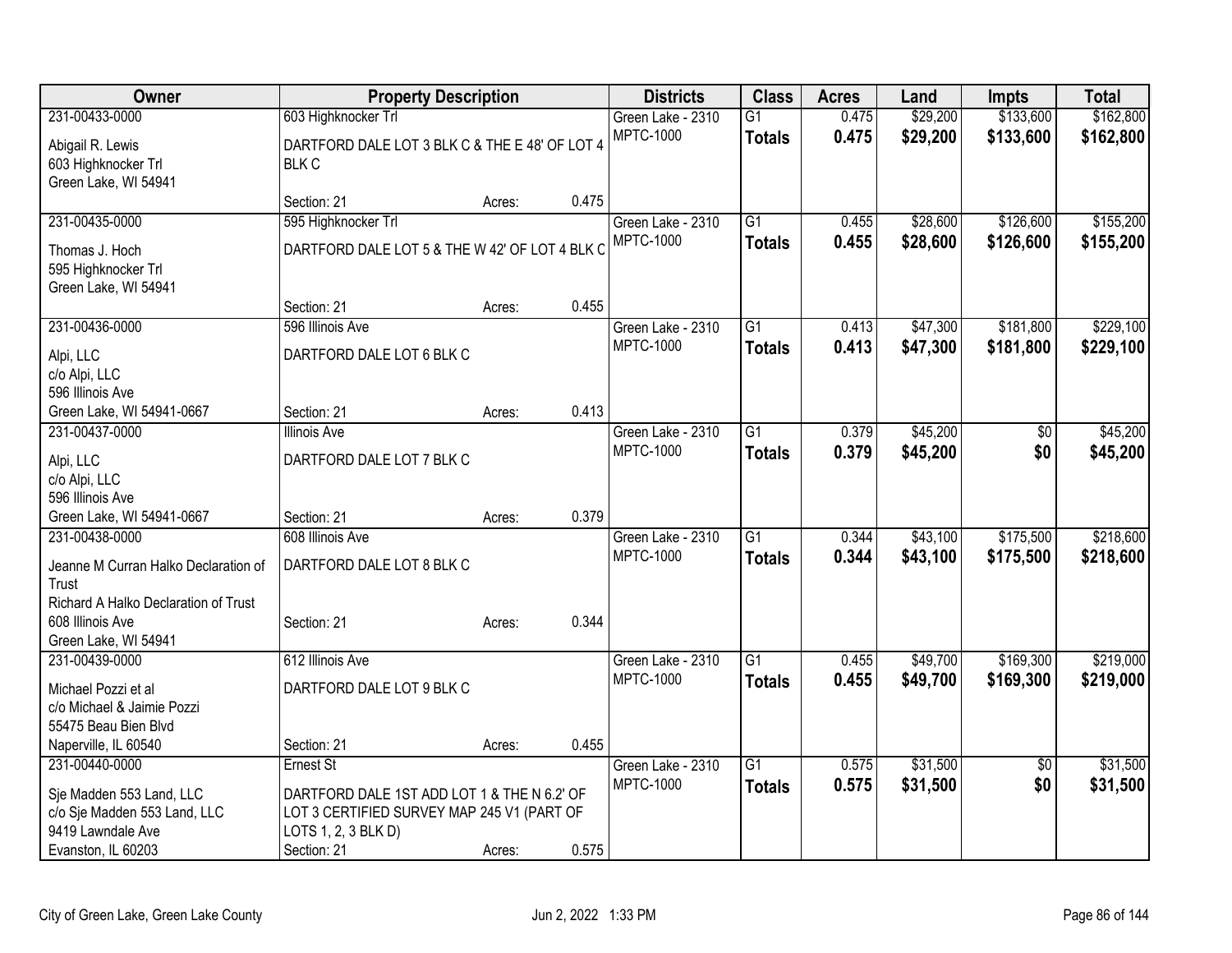| Owner | Property Description | | | Districts | Class | Acres | Land | Impts | Total |
|---|---|---|---|---|---|---|---|---|---|
| 231-00433-0000<br>Abigail R. Lewis<br>603 Highknocker Trl<br>Green Lake, WI 54941 | 603 Highknocker Trl<br>DARTFORD DALE LOT 3 BLK C & THE E 48' OF LOT 4 BLK C<br>Section: 21 | Acres: | 0.475 | Green Lake - 2310<br>MPTC-1000 | G1<br>**Totals** | 0.475<br>**0.475** | $29,200<br>**$29,200** | $133,600<br>**$133,600** | $162,800<br>**$162,800** |
| 231-00435-0000<br>Thomas J. Hoch<br>595 Highknocker Trl<br>Green Lake, WI 54941 | 595 Highknocker Trl<br>DARTFORD DALE LOT 5 & THE W 42' OF LOT 4 BLK C<br>Section: 21 | Acres: | 0.455 | Green Lake - 2310<br>MPTC-1000 | G1<br>**Totals** | 0.455<br>**0.455** | $28,600<br>**$28,600** | $126,600<br>**$126,600** | $155,200<br>**$155,200** |
| 231-00436-0000<br>Alpi, LLC<br>c/o Alpi, LLC<br>596 Illinois Ave<br>Green Lake, WI 54941-0667 | 596 Illinois Ave<br>DARTFORD DALE LOT 6 BLK C<br>Section: 21 | Acres: | 0.413 | Green Lake - 2310<br>MPTC-1000 | G1<br>**Totals** | 0.413<br>**0.413** | $47,300<br>**$47,300** | $181,800<br>**$181,800** | $229,100<br>**$229,100** |
| 231-00437-0000<br>Alpi, LLC<br>c/o Alpi, LLC<br>596 Illinois Ave<br>Green Lake, WI 54941-0667 | Illinois Ave<br>DARTFORD DALE LOT 7 BLK C<br>Section: 21 | Acres: | 0.379 | Green Lake - 2310<br>MPTC-1000 | G1<br>**Totals** | 0.379<br>**0.379** | $45,200<br>**$45,200** | $0<br>**$0** | $45,200<br>**$45,200** |
| 231-00438-0000<br>Jeanne M Curran Halko Declaration of Trust<br>Richard A Halko Declaration of Trust<br>608 Illinois Ave<br>Green Lake, WI 54941 | 608 Illinois Ave<br>DARTFORD DALE LOT 8 BLK C<br>Section: 21 | Acres: | 0.344 | Green Lake - 2310<br>MPTC-1000 | G1<br>**Totals** | 0.344<br>**0.344** | $43,100<br>**$43,100** | $175,500<br>**$175,500** | $218,600<br>**$218,600** |
| 231-00439-0000<br>Michael Pozzi et al<br>c/o Michael & Jaimie Pozzi<br>55475 Beau Bien Blvd<br>Naperville, IL 60540 | 612 Illinois Ave<br>DARTFORD DALE LOT 9 BLK C<br>Section: 21 | Acres: | 0.455 | Green Lake - 2310<br>MPTC-1000 | G1<br>**Totals** | 0.455<br>**0.455** | $49,700<br>**$49,700** | $169,300<br>**$169,300** | $219,000<br>**$219,000** |
| 231-00440-0000<br>Sje Madden 553 Land, LLC<br>c/o Sje Madden 553 Land, LLC<br>9419 Lawndale Ave<br>Evanston, IL 60203 | Ernest St<br>DARTFORD DALE 1ST ADD LOT 1 & THE N 6.2' OF LOT 3 CERTIFIED SURVEY MAP 245 V1 (PART OF LOTS 1, 2, 3 BLK D)<br>Section: 21 | Acres: | 0.575 | Green Lake - 2310<br>MPTC-1000 | G1<br>**Totals** | 0.575<br>**0.575** | $31,500<br>**$31,500** | $0<br>**$0** | $31,500<br>**$31,500** |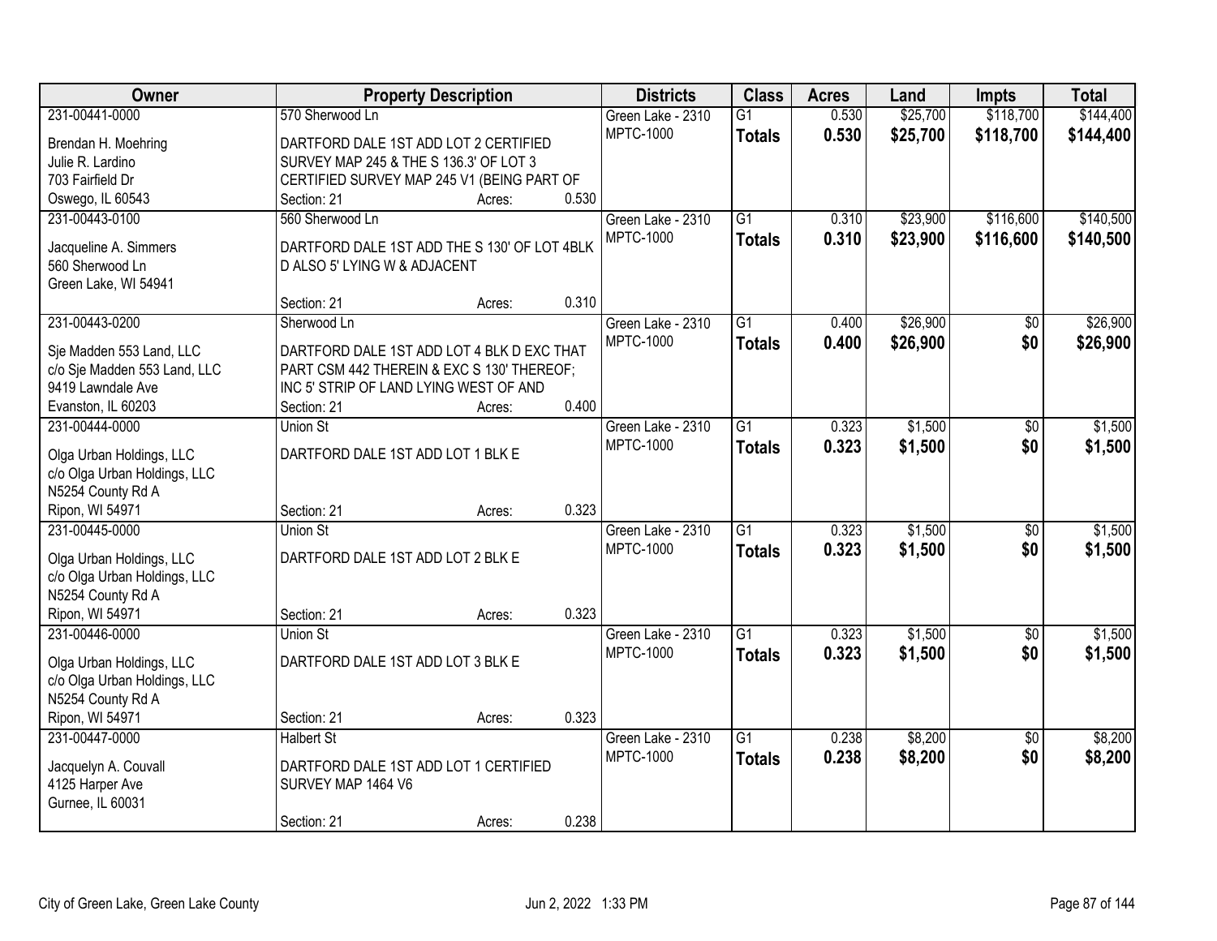| Owner | Property Description | Districts | Class | Acres | Land | Impts | Total |
|---|---|---|---|---|---|---|---|
| 231-00441-0000<br>Brendan H. Moehring<br>Julie R. Lardino<br>703 Fairfield Dr<br>Oswego, IL 60543 | 570 Sherwood Ln<br>DARTFORD DALE 1ST ADD LOT 2 CERTIFIED SURVEY MAP 245 & THE S 136.3' OF LOT 3 CERTIFIED SURVEY MAP 245 V1 (BEING PART OF<br>Section: 21 Acres: 0.530 | Green Lake - 2310<br>MPTC-1000 | G1<br>**Totals** | 0.530<br>**0.530** | $25,700<br>**$25,700** | $118,700<br>**$118,700** | $144,400<br>**$144,400** |
| 231-00443-0100<br>Jacqueline A. Simmers<br>560 Sherwood Ln<br>Green Lake, WI 54941 | 560 Sherwood Ln<br>DARTFORD DALE 1ST ADD THE S 130' OF LOT 4BLK D ALSO 5' LYING W & ADJACENT<br>Section: 21 Acres: 0.310 | Green Lake - 2310<br>MPTC-1000 | G1<br>**Totals** | 0.310<br>**0.310** | $23,900<br>**$23,900** | $116,600<br>**$116,600** | $140,500<br>**$140,500** |
| 231-00443-0200<br>Sje Madden 553 Land, LLC<br>c/o Sje Madden 553 Land, LLC<br>9419 Lawndale Ave<br>Evanston, IL 60203 | Sherwood Ln<br>DARTFORD DALE 1ST ADD LOT 4 BLK D EXC THAT PART CSM 442 THEREIN & EXC S 130' THEREOF; INC 5' STRIP OF LAND LYING WEST OF AND<br>Section: 21 Acres: 0.400 | Green Lake - 2310<br>MPTC-1000 | G1<br>**Totals** | 0.400<br>**0.400** | $26,900<br>**$26,900** | $0<br>**$0** | $26,900<br>**$26,900** |
| 231-00444-0000<br>Olga Urban Holdings, LLC<br>c/o Olga Urban Holdings, LLC<br>N5254 County Rd A<br>Ripon, WI 54971 | Union St<br>DARTFORD DALE 1ST ADD LOT 1 BLK E<br>Section: 21 Acres: 0.323 | Green Lake - 2310<br>MPTC-1000 | G1<br>**Totals** | 0.323<br>**0.323** | $1,500<br>**$1,500** | $0<br>**$0** | $1,500<br>**$1,500** |
| 231-00445-0000<br>Olga Urban Holdings, LLC<br>c/o Olga Urban Holdings, LLC<br>N5254 County Rd A<br>Ripon, WI 54971 | Union St<br>DARTFORD DALE 1ST ADD LOT 2 BLK E<br>Section: 21 Acres: 0.323 | Green Lake - 2310<br>MPTC-1000 | G1<br>**Totals** | 0.323<br>**0.323** | $1,500<br>**$1,500** | $0<br>**$0** | $1,500<br>**$1,500** |
| 231-00446-0000<br>Olga Urban Holdings, LLC<br>c/o Olga Urban Holdings, LLC<br>N5254 County Rd A<br>Ripon, WI 54971 | Union St<br>DARTFORD DALE 1ST ADD LOT 3 BLK E<br>Section: 21 Acres: 0.323 | Green Lake - 2310<br>MPTC-1000 | G1<br>**Totals** | 0.323<br>**0.323** | $1,500<br>**$1,500** | $0<br>**$0** | $1,500<br>**$1,500** |
| 231-00447-0000<br>Jacquelyn A. Couvall<br>4125 Harper Ave<br>Gurnee, IL 60031 | Halbert St<br>DARTFORD DALE 1ST ADD LOT 1 CERTIFIED SURVEY MAP 1464 V6<br>Section: 21 Acres: 0.238 | Green Lake - 2310<br>MPTC-1000 | G1<br>**Totals** | 0.238<br>**0.238** | $8,200<br>**$8,200** | $0<br>**$0** | $8,200<br>**$8,200** |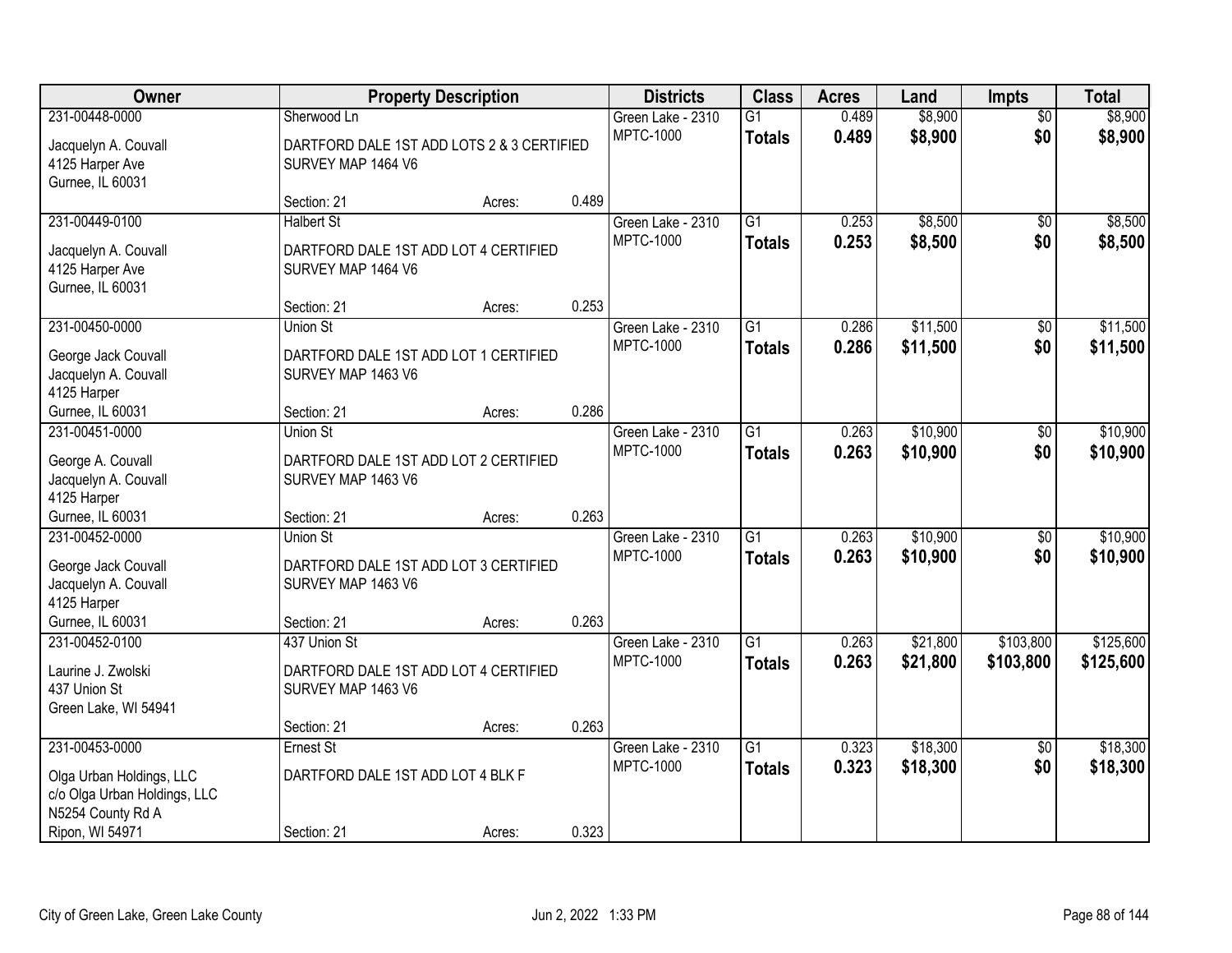| Owner | Property Description | | | Districts | Class | Acres | Land | Impts | Total |
|---|---|---|---|---|---|---|---|---|---|
| 231-00448-0000<br>Jacquelyn A. Couvall<br>4125 Harper Ave<br>Gurnee, IL 60031 | Sherwood Ln<br>DARTFORD DALE 1ST ADD LOTS 2 & 3 CERTIFIED SURVEY MAP 1464 V6<br>Section: 21 | Acres: | 0.489 | Green Lake - 2310<br>MPTC-1000 | G1<br>**Totals** | 0.489<br>**0.489** | $8,900<br>**$8,900** | $0<br>**$0** | $8,900<br>**$8,900** |
| 231-00449-0100<br>Jacquelyn A. Couvall<br>4125 Harper Ave<br>Gurnee, IL 60031 | Halbert St<br>DARTFORD DALE 1ST ADD LOT 4 CERTIFIED SURVEY MAP 1464 V6<br>Section: 21 | Acres: | 0.253 | Green Lake - 2310<br>MPTC-1000 | G1<br>**Totals** | 0.253<br>**0.253** | $8,500<br>**$8,500** | $0<br>**$0** | $8,500<br>**$8,500** |
| 231-00450-0000<br>George Jack Couvall<br>Jacquelyn A. Couvall<br>4125 Harper<br>Gurnee, IL 60031 | Union St<br>DARTFORD DALE 1ST ADD LOT 1 CERTIFIED SURVEY MAP 1463 V6<br>Section: 21 | Acres: | 0.286 | Green Lake - 2310<br>MPTC-1000 | G1<br>**Totals** | 0.286<br>**0.286** | $11,500<br>**$11,500** | $0<br>**$0** | $11,500<br>**$11,500** |
| 231-00451-0000<br>George A. Couvall<br>Jacquelyn A. Couvall<br>4125 Harper<br>Gurnee, IL 60031 | Union St<br>DARTFORD DALE 1ST ADD LOT 2 CERTIFIED SURVEY MAP 1463 V6<br>Section: 21 | Acres: | 0.263 | Green Lake - 2310<br>MPTC-1000 | G1<br>**Totals** | 0.263<br>**0.263** | $10,900<br>**$10,900** | $0<br>**$0** | $10,900<br>**$10,900** |
| 231-00452-0000<br>George Jack Couvall<br>Jacquelyn A. Couvall<br>4125 Harper<br>Gurnee, IL 60031 | Union St<br>DARTFORD DALE 1ST ADD LOT 3 CERTIFIED SURVEY MAP 1463 V6<br>Section: 21 | Acres: | 0.263 | Green Lake - 2310<br>MPTC-1000 | G1<br>**Totals** | 0.263<br>**0.263** | $10,900<br>**$10,900** | $0<br>**$0** | $10,900<br>**$10,900** |
| 231-00452-0100<br>Laurine J. Zwolski<br>437 Union St<br>Green Lake, WI 54941 | 437 Union St<br>DARTFORD DALE 1ST ADD LOT 4 CERTIFIED SURVEY MAP 1463 V6<br>Section: 21 | Acres: | 0.263 | Green Lake - 2310<br>MPTC-1000 | G1<br>**Totals** | 0.263<br>**0.263** | $21,800<br>**$21,800** | $103,800<br>**$103,800** | $125,600<br>**$125,600** |
| 231-00453-0000<br>Olga Urban Holdings, LLC<br>c/o Olga Urban Holdings, LLC<br>N5254 County Rd A<br>Ripon, WI 54971 | Ernest St<br>DARTFORD DALE 1ST ADD LOT 4 BLK F<br>Section: 21 | Acres: | 0.323 | Green Lake - 2310<br>MPTC-1000 | G1<br>**Totals** | 0.323<br>**0.323** | $18,300<br>**$18,300** | $0<br>**$0** | $18,300<br>**$18,300** |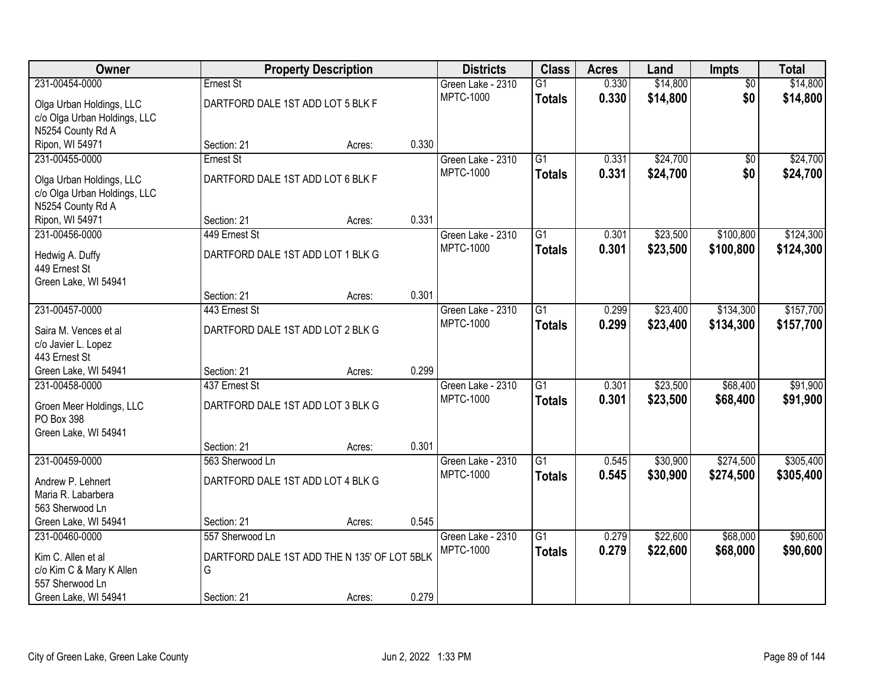| Owner | Property Description | | | Districts | Class | Acres | Land | Impts | Total |
|---|---|---|---|---|---|---|---|---|---|
| 231-00454-0000 | Ernest St | | | Green Lake - 2310 | G1 | 0.330 | $14,800 | $0 | $14,800 |
| Olga Urban Holdings, LLC<br>c/o Olga Urban Holdings, LLC<br>N5254 County Rd A<br>Ripon, WI 54971 | DARTFORD DALE 1ST ADD LOT 5 BLK F | | | MPTC-1000 | **Totals** | **0.330** | **$14,800** | **$0** | **$14,800** |
| | Section: 21 | Acres: | 0.330 | | | | | | |
| 231-00455-0000 | Ernest St | | | Green Lake - 2310 | G1 | 0.331 | $24,700 | $0 | $24,700 |
| Olga Urban Holdings, LLC<br>c/o Olga Urban Holdings, LLC<br>N5254 County Rd A<br>Ripon, WI 54971 | DARTFORD DALE 1ST ADD LOT 6 BLK F | | | MPTC-1000 | **Totals** | **0.331** | **$24,700** | **$0** | **$24,700** |
| | Section: 21 | Acres: | 0.331 | | | | | | |
| 231-00456-0000 | 449 Ernest St | | | Green Lake - 2310 | G1 | 0.301 | $23,500 | $100,800 | $124,300 |
| Hedwig A. Duffy<br>449 Ernest St<br>Green Lake, WI 54941 | DARTFORD DALE 1ST ADD LOT 1 BLK G | | | MPTC-1000 | **Totals** | **0.301** | **$23,500** | **$100,800** | **$124,300** |
| | Section: 21 | Acres: | 0.301 | | | | | | |
| 231-00457-0000 | 443 Ernest St | | | Green Lake - 2310 | G1 | 0.299 | $23,400 | $134,300 | $157,700 |
| Saira M. Vences et al<br>c/o Javier L. Lopez<br>443 Ernest St<br>Green Lake, WI 54941 | DARTFORD DALE 1ST ADD LOT 2 BLK G | | | MPTC-1000 | **Totals** | **0.299** | **$23,400** | **$134,300** | **$157,700** |
| | Section: 21 | Acres: | 0.299 | | | | | | |
| 231-00458-0000 | 437 Ernest St | | | Green Lake - 2310 | G1 | 0.301 | $23,500 | $68,400 | $91,900 |
| Groen Meer Holdings, LLC<br>PO Box 398<br>Green Lake, WI 54941 | DARTFORD DALE 1ST ADD LOT 3 BLK G | | | MPTC-1000 | **Totals** | **0.301** | **$23,500** | **$68,400** | **$91,900** |
| | Section: 21 | Acres: | 0.301 | | | | | | |
| 231-00459-0000 | 563 Sherwood Ln | | | Green Lake - 2310 | G1 | 0.545 | $30,900 | $274,500 | $305,400 |
| Andrew P. Lehnert<br>Maria R. Labarbera<br>563 Sherwood Ln<br>Green Lake, WI 54941 | DARTFORD DALE 1ST ADD LOT 4 BLK G | | | MPTC-1000 | **Totals** | **0.545** | **$30,900** | **$274,500** | **$305,400** |
| | Section: 21 | Acres: | 0.545 | | | | | | |
| 231-00460-0000 | 557 Sherwood Ln | | | Green Lake - 2310 | G1 | 0.279 | $22,600 | $68,000 | $90,600 |
| Kim C. Allen et al<br>c/o Kim C & Mary K Allen<br>557 Sherwood Ln<br>Green Lake, WI 54941 | DARTFORD DALE 1ST ADD THE N 135' OF LOT 5BLK G | | | MPTC-1000 | **Totals** | **0.279** | **$22,600** | **$68,000** | **$90,600** |
| | Section: 21 | Acres: | 0.279 | | | | | | |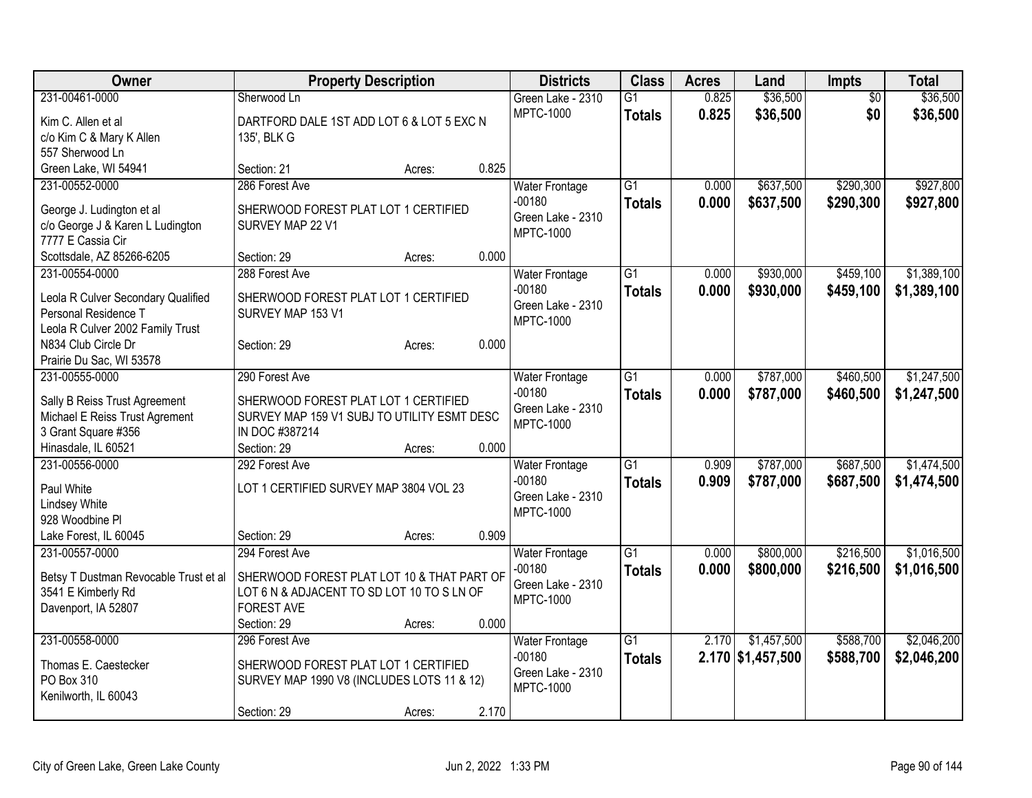| Owner | Property Description | Districts | Class | Acres | Land | Impts | Total |
|---|---|---|---|---|---|---|---|
| 231-00461-0000<br>Kim C. Allen et al<br>c/o Kim C & Mary K Allen<br>557 Sherwood Ln<br>Green Lake, WI 54941 | Sherwood Ln<br>DARTFORD DALE 1ST ADD LOT 6 & LOT 5 EXC N 135', BLK G<br>Section: 21 Acres: 0.825 | Green Lake - 2310<br>MPTC-1000 | G1<br>**Totals** | 0.825<br>**0.825** | $36,500<br>**$36,500** | $0<br>**$0** | $36,500<br>**$36,500** |
| 231-00552-0000<br>George J. Ludington et al<br>c/o George J & Karen L Ludington<br>7777 E Cassia Cir<br>Scottsdale, AZ 85266-6205 | 286 Forest Ave<br>SHERWOOD FOREST PLAT LOT 1 CERTIFIED SURVEY MAP 22 V1<br>Section: 29 Acres: 0.000 | Water Frontage -00180<br>Green Lake - 2310<br>MPTC-1000 | G1<br>**Totals** | 0.000<br>**0.000** | $637,500<br>**$637,500** | $290,300<br>**$290,300** | $927,800<br>**$927,800** |
| 231-00554-0000<br>Leola R Culver Secondary Qualified Personal Residence T<br>Leola R Culver 2002 Family Trust<br>N834 Club Circle Dr<br>Prairie Du Sac, WI 53578 | 288 Forest Ave<br>SHERWOOD FOREST PLAT LOT 1 CERTIFIED SURVEY MAP 153 V1<br>Section: 29 Acres: 0.000 | Water Frontage -00180<br>Green Lake - 2310<br>MPTC-1000 | G1<br>**Totals** | 0.000<br>**0.000** | $930,000<br>**$930,000** | $459,100<br>**$459,100** | $1,389,100<br>**$1,389,100** |
| 231-00555-0000<br>Sally B Reiss Trust Agreement<br>Michael E Reiss Trust Agrement<br>3 Grant Square #356<br>Hinasdale, IL 60521 | 290 Forest Ave<br>SHERWOOD FOREST PLAT LOT 1 CERTIFIED SURVEY MAP 159 V1 SUBJ TO UTILITY ESMT DESC IN DOC #387214<br>Section: 29 Acres: 0.000 | Water Frontage -00180<br>Green Lake - 2310<br>MPTC-1000 | G1<br>**Totals** | 0.000<br>**0.000** | $787,000<br>**$787,000** | $460,500<br>**$460,500** | $1,247,500<br>**$1,247,500** |
| 231-00556-0000<br>Paul White<br>Lindsey White<br>928 Woodbine Pl<br>Lake Forest, IL 60045 | 292 Forest Ave<br>LOT 1 CERTIFIED SURVEY MAP 3804 VOL 23<br>Section: 29 Acres: 0.909 | Water Frontage -00180<br>Green Lake - 2310<br>MPTC-1000 | G1<br>**Totals** | 0.909<br>**0.909** | $787,000<br>**$787,000** | $687,500<br>**$687,500** | $1,474,500<br>**$1,474,500** |
| 231-00557-0000<br>Betsy T Dustman Revocable Trust et al<br>3541 E Kimberly Rd<br>Davenport, IA 52807 | 294 Forest Ave<br>SHERWOOD FOREST PLAT LOT 10 & THAT PART OF LOT 6 N & ADJACENT TO SD LOT 10 TO S LN OF FOREST AVE<br>Section: 29 Acres: 0.000 | Water Frontage -00180<br>Green Lake - 2310<br>MPTC-1000 | G1<br>**Totals** | 0.000<br>**0.000** | $800,000<br>**$800,000** | $216,500<br>**$216,500** | $1,016,500<br>**$1,016,500** |
| 231-00558-0000<br>Thomas E. Caestecker<br>PO Box 310<br>Kenilworth, IL 60043 | 296 Forest Ave<br>SHERWOOD FOREST PLAT LOT 1 CERTIFIED SURVEY MAP 1990 V8 (INCLUDES LOTS 11 & 12)<br>Section: 29 Acres: 2.170 | Water Frontage -00180<br>Green Lake - 2310<br>MPTC-1000 | G1<br>**Totals** | 2.170<br>**2.170** | $1,457,500<br>**$1,457,500** | $588,700<br>**$588,700** | $2,046,200<br>**$2,046,200** |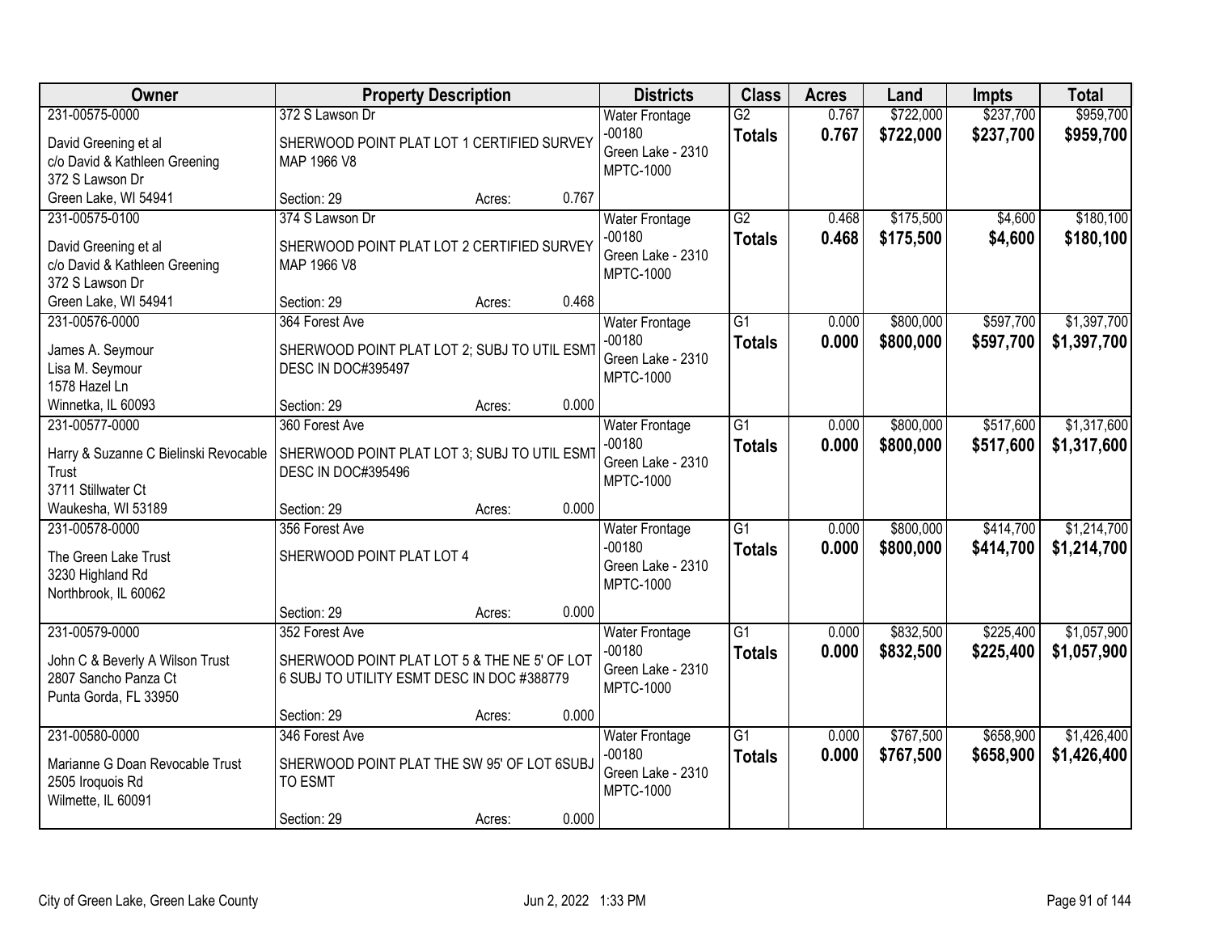| Owner | Property Description | Districts | Class | Acres | Land | Impts | Total |
|---|---|---|---|---|---|---|---|
| 231-00575-0000<br>David Greening et al<br>c/o David & Kathleen Greening<br>372 S Lawson Dr<br>Green Lake, WI 54941 | 372 S Lawson Dr<br>SHERWOOD POINT PLAT LOT 1 CERTIFIED SURVEY MAP 1966 V8<br>Section: 29 Acres: 0.767 | Water Frontage -00180<br>Green Lake - 2310<br>MPTC-1000 | G2<br>**Totals** | 0.767<br>**0.767** | $722,000<br>**$722,000** | $237,700<br>**$237,700** | $959,700<br>**$959,700** |
| 231-00575-0100<br>David Greening et al<br>c/o David & Kathleen Greening<br>372 S Lawson Dr<br>Green Lake, WI 54941 | 374 S Lawson Dr<br>SHERWOOD POINT PLAT LOT 2 CERTIFIED SURVEY MAP 1966 V8<br>Section: 29 Acres: 0.468 | Water Frontage -00180<br>Green Lake - 2310<br>MPTC-1000 | G2<br>**Totals** | 0.468<br>**0.468** | $175,500<br>**$175,500** | $4,600<br>**$4,600** | $180,100<br>**$180,100** |
| 231-00576-0000<br>James A. Seymour<br>Lisa M. Seymour<br>1578 Hazel Ln<br>Winnetka, IL 60093 | 364 Forest Ave<br>SHERWOOD POINT PLAT LOT 2; SUBJ TO UTIL ESMT DESC IN DOC#395497<br>Section: 29 Acres: 0.000 | Water Frontage -00180<br>Green Lake - 2310<br>MPTC-1000 | G1<br>**Totals** | 0.000<br>**0.000** | $800,000<br>**$800,000** | $597,700<br>**$597,700** | $1,397,700<br>**$1,397,700** |
| 231-00577-0000<br>Harry & Suzanne C Bielinski Revocable Trust<br>3711 Stillwater Ct<br>Waukesha, WI 53189 | 360 Forest Ave<br>SHERWOOD POINT PLAT LOT 3; SUBJ TO UTIL ESMT DESC IN DOC#395496<br>Section: 29 Acres: 0.000 | Water Frontage -00180<br>Green Lake - 2310<br>MPTC-1000 | G1<br>**Totals** | 0.000<br>**0.000** | $800,000<br>**$800,000** | $517,600<br>**$517,600** | $1,317,600<br>**$1,317,600** |
| 231-00578-0000<br>The Green Lake Trust<br>3230 Highland Rd<br>Northbrook, IL 60062 | 356 Forest Ave<br>SHERWOOD POINT PLAT LOT 4<br>Section: 29 Acres: 0.000 | Water Frontage -00180<br>Green Lake - 2310<br>MPTC-1000 | G1<br>**Totals** | 0.000<br>**0.000** | $800,000<br>**$800,000** | $414,700<br>**$414,700** | $1,214,700<br>**$1,214,700** |
| 231-00579-0000<br>John C & Beverly A Wilson Trust<br>2807 Sancho Panza Ct<br>Punta Gorda, FL 33950 | 352 Forest Ave<br>SHERWOOD POINT PLAT LOT 5 & THE NE 5' OF LOT 6 SUBJ TO UTILITY ESMT DESC IN DOC #388779<br>Section: 29 Acres: 0.000 | Water Frontage -00180<br>Green Lake - 2310<br>MPTC-1000 | G1<br>**Totals** | 0.000<br>**0.000** | $832,500<br>**$832,500** | $225,400<br>**$225,400** | $1,057,900<br>**$1,057,900** |
| 231-00580-0000<br>Marianne G Doan Revocable Trust<br>2505 Iroquois Rd<br>Wilmette, IL 60091 | 346 Forest Ave<br>SHERWOOD POINT PLAT THE SW 95' OF LOT 6SUBJ TO ESMT<br>Section: 29 Acres: 0.000 | Water Frontage -00180<br>Green Lake - 2310<br>MPTC-1000 | G1<br>**Totals** | 0.000<br>**0.000** | $767,500<br>**$767,500** | $658,900<br>**$658,900** | $1,426,400<br>**$1,426,400** |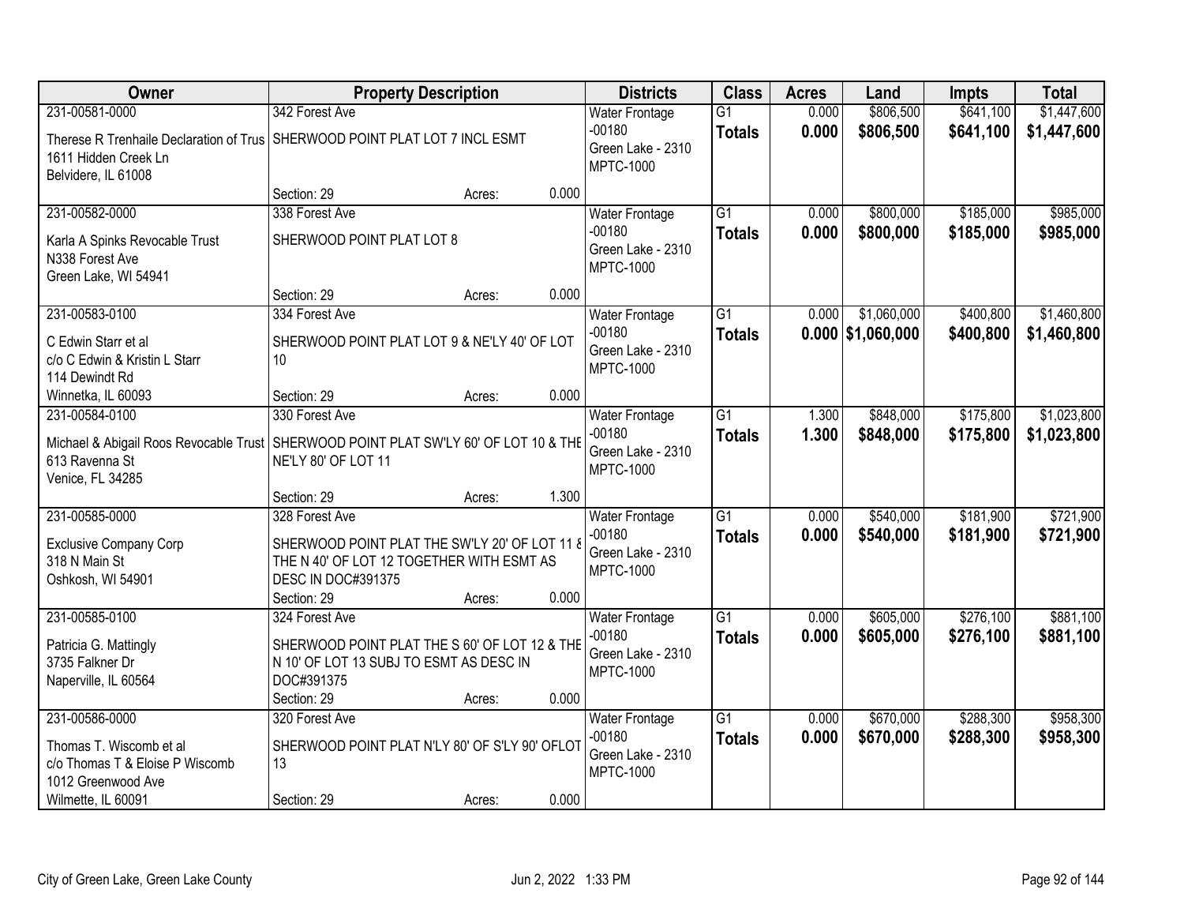| Owner | Property Description | | | Districts | Class | Acres | Land | Impts | Total |
|---|---|---|---|---|---|---|---|---|---|
| 231-00581-0000 | 342 Forest Ave | | | Water Frontage | G1 | 0.000 | $806,500 | $641,100 | $1,447,600 |
| Therese R Trenhaile Declaration of Trus<br>1611 Hidden Creek Ln<br>Belvidere, IL 61008 | SHERWOOD POINT PLAT LOT 7 INCL ESMT | | | -00180<br>Green Lake - 2310<br>MPTC-1000 | **Totals** | **0.000** | **$806,500** | **$641,100** | **$1,447,600** |
| | Section: 29 | Acres: | 0.000 | | | | | | |
| 231-00582-0000 | 338 Forest Ave | | | Water Frontage | G1 | 0.000 | $800,000 | $185,000 | $985,000 |
| Karla A Spinks Revocable Trust<br>N338 Forest Ave<br>Green Lake, WI 54941 | SHERWOOD POINT PLAT LOT 8 | | | -00180<br>Green Lake - 2310<br>MPTC-1000 | **Totals** | **0.000** | **$800,000** | **$185,000** | **$985,000** |
| | Section: 29 | Acres: | 0.000 | | | | | | |
| 231-00583-0100 | 334 Forest Ave | | | Water Frontage | G1 | 0.000 | $1,060,000 | $400,800 | $1,460,800 |
| C Edwin Starr et al<br>c/o C Edwin & Kristin L Starr<br>114 Dewindt Rd<br>Winnetka, IL 60093 | SHERWOOD POINT PLAT LOT 9 & NE'LY 40' OF LOT 10 | | | -00180<br>Green Lake - 2310<br>MPTC-1000 | **Totals** | **0.000** | **$1,060,000** | **$400,800** | **$1,460,800** |
| | Section: 29 | Acres: | 0.000 | | | | | | |
| 231-00584-0100 | 330 Forest Ave | | | Water Frontage | G1 | 1.300 | $848,000 | $175,800 | $1,023,800 |
| Michael & Abigail Roos Revocable Trust<br>613 Ravenna St<br>Venice, FL 34285 | SHERWOOD POINT PLAT SW'LY 60' OF LOT 10 & THE NE'LY 80' OF LOT 11 | | | -00180<br>Green Lake - 2310<br>MPTC-1000 | **Totals** | **1.300** | **$848,000** | **$175,800** | **$1,023,800** |
| | Section: 29 | Acres: | 1.300 | | | | | | |
| 231-00585-0000 | 328 Forest Ave | | | Water Frontage | G1 | 0.000 | $540,000 | $181,900 | $721,900 |
| Exclusive Company Corp<br>318 N Main St<br>Oshkosh, WI 54901 | SHERWOOD POINT PLAT THE SW'LY 20' OF LOT 11 & THE N 40' OF LOT 12 TOGETHER WITH ESMT AS DESC IN DOC#391375 | | | -00180<br>Green Lake - 2310<br>MPTC-1000 | **Totals** | **0.000** | **$540,000** | **$181,900** | **$721,900** |
| | Section: 29 | Acres: | 0.000 | | | | | | |
| 231-00585-0100 | 324 Forest Ave | | | Water Frontage | G1 | 0.000 | $605,000 | $276,100 | $881,100 |
| Patricia G. Mattingly<br>3735 Falkner Dr<br>Naperville, IL 60564 | SHERWOOD POINT PLAT THE S 60' OF LOT 12 & THE N 10' OF LOT 13 SUBJ TO ESMT AS DESC IN DOC#391375 | | | -00180<br>Green Lake - 2310<br>MPTC-1000 | **Totals** | **0.000** | **$605,000** | **$276,100** | **$881,100** |
| | Section: 29 | Acres: | 0.000 | | | | | | |
| 231-00586-0000 | 320 Forest Ave | | | Water Frontage | G1 | 0.000 | $670,000 | $288,300 | $958,300 |
| Thomas T. Wiscomb et al<br>c/o Thomas T & Eloise P Wiscomb<br>1012 Greenwood Ave<br>Wilmette, IL 60091 | SHERWOOD POINT PLAT N'LY 80' OF S'LY 90' OFLOT 13 | | | -00180<br>Green Lake - 2310<br>MPTC-1000 | **Totals** | **0.000** | **$670,000** | **$288,300** | **$958,300** |
| | Section: 29 | Acres: | 0.000 | | | | | | |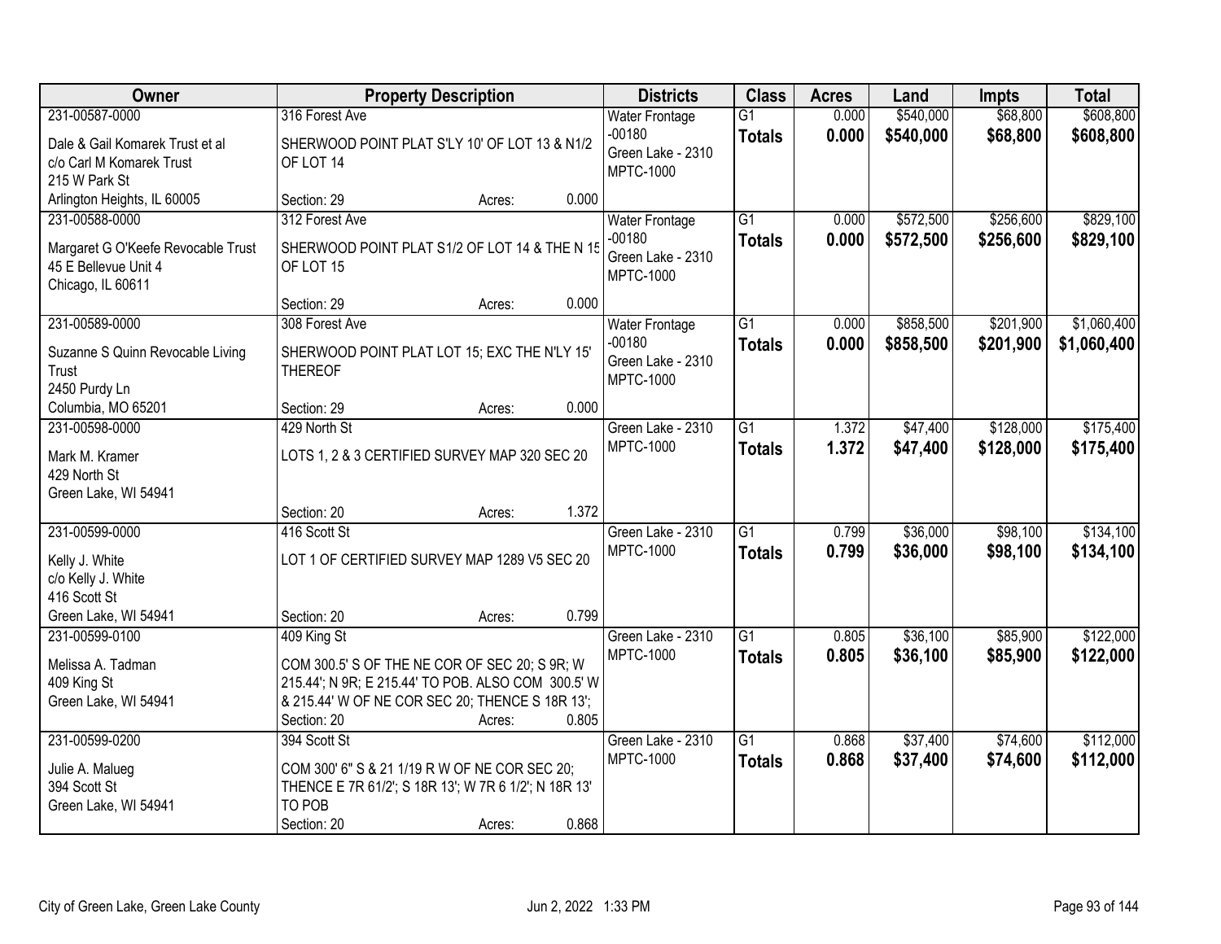| Owner | Property Description | Districts | Class | Acres | Land | Impts | Total |
|---|---|---|---|---|---|---|---|
| 231-00587-0000<br>Dale & Gail Komarek Trust et al<br>c/o Carl M Komarek Trust<br>215 W Park St<br>Arlington Heights, IL 60005 | 316 Forest Ave<br>SHERWOOD POINT PLAT S'LY 10' OF LOT 13 & N1/2 OF LOT 14<br>Section: 29 Acres: 0.000 | Water Frontage -00180<br>Green Lake - 2310<br>MPTC-1000 | G1<br>**Totals** | 0.000<br>**0.000** | $540,000<br>**$540,000** | $68,800<br>**$68,800** | $608,800<br>**$608,800** |
| 231-00588-0000<br>Margaret G O'Keefe Revocable Trust<br>45 E Bellevue Unit 4<br>Chicago, IL 60611 | 312 Forest Ave<br>SHERWOOD POINT PLAT S1/2 OF LOT 14 & THE N 15 OF LOT 15<br>Section: 29 Acres: 0.000 | Water Frontage -00180<br>Green Lake - 2310<br>MPTC-1000 | G1<br>**Totals** | 0.000<br>**0.000** | $572,500<br>**$572,500** | $256,600<br>**$256,600** | $829,100<br>**$829,100** |
| 231-00589-0000<br>Suzanne S Quinn Revocable Living Trust<br>2450 Purdy Ln<br>Columbia, MO 65201 | 308 Forest Ave<br>SHERWOOD POINT PLAT LOT 15; EXC THE N'LY 15' THEREOF<br>Section: 29 Acres: 0.000 | Water Frontage -00180<br>Green Lake - 2310<br>MPTC-1000 | G1<br>**Totals** | 0.000<br>**0.000** | $858,500<br>**$858,500** | $201,900<br>**$201,900** | $1,060,400<br>**$1,060,400** |
| 231-00598-0000<br>Mark M. Kramer<br>429 North St<br>Green Lake, WI 54941 | 429 North St<br>LOTS 1, 2 & 3 CERTIFIED SURVEY MAP 320 SEC 20<br>Section: 20 Acres: 1.372 | Green Lake - 2310<br>MPTC-1000 | G1<br>**Totals** | 1.372<br>**1.372** | $47,400<br>**$47,400** | $128,000<br>**$128,000** | $175,400<br>**$175,400** |
| 231-00599-0000<br>Kelly J. White<br>c/o Kelly J. White<br>416 Scott St<br>Green Lake, WI 54941 | 416 Scott St<br>LOT 1 OF CERTIFIED SURVEY MAP 1289 V5 SEC 20<br>Section: 20 Acres: 0.799 | Green Lake - 2310<br>MPTC-1000 | G1<br>**Totals** | 0.799<br>**0.799** | $36,000<br>**$36,000** | $98,100<br>**$98,100** | $134,100<br>**$134,100** |
| 231-00599-0100<br>Melissa A. Tadman<br>409 King St<br>Green Lake, WI 54941 | 409 King St<br>COM 300.5' S OF THE NE COR OF SEC 20; S 9R; W 215.44'; N 9R; E 215.44' TO POB. ALSO COM 300.5' W & 215.44' W OF NE COR SEC 20; THENCE S 18R 13';<br>Section: 20 Acres: 0.805 | Green Lake - 2310<br>MPTC-1000 | G1<br>**Totals** | 0.805<br>**0.805** | $36,100<br>**$36,100** | $85,900<br>**$85,900** | $122,000<br>**$122,000** |
| 231-00599-0200<br>Julie A. Malueg<br>394 Scott St<br>Green Lake, WI 54941 | 394 Scott St<br>COM 300' 6" S & 21 1/19 R W OF NE COR SEC 20; THENCE E 7R 61/2'; S 18R 13'; W 7R 6 1/2'; N 18R 13' TO POB<br>Section: 20 Acres: 0.868 | Green Lake - 2310<br>MPTC-1000 | G1<br>**Totals** | 0.868<br>**0.868** | $37,400<br>**$37,400** | $74,600<br>**$74,600** | $112,000<br>**$112,000** |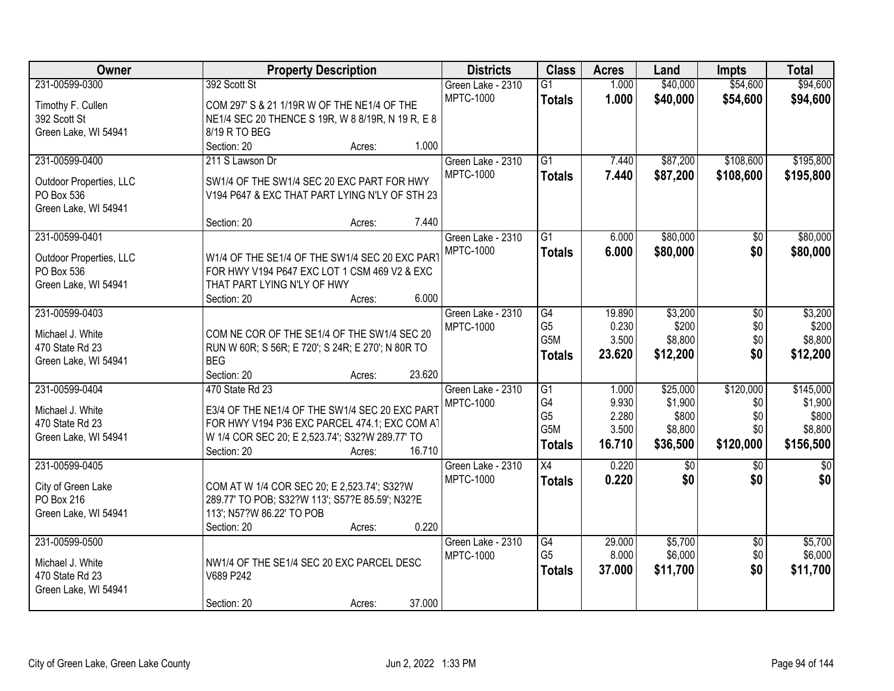| Owner | Property Description | Districts | Class | Acres | Land | Impts | Total |
|---|---|---|---|---|---|---|---|
| 231-00599-0300<br>Timothy F. Cullen<br>392 Scott St<br>Green Lake, WI 54941 | 392 Scott St<br>COM 297' S & 21 1/19R W OF THE NE1/4 OF THE NE1/4 SEC 20 THENCE S 19R, W 8 8/19R, N 19 R, E 8 8/19 R TO BEG<br>Section: 20 Acres: 1.000 | Green Lake - 2310<br>MPTC-1000 | G1<br>**Totals** | 1.000<br>**1.000** | $40,000<br>**$40,000** | $54,600<br>**$54,600** | $94,600<br>**$94,600** |
| 231-00599-0400<br>Outdoor Properties, LLC<br>PO Box 536<br>Green Lake, WI 54941 | 211 S Lawson Dr<br>SW1/4 OF THE SW1/4 SEC 20 EXC PART FOR HWY V194 P647 & EXC THAT PART LYING N'LY OF STH 23<br>Section: 20 Acres: 7.440 | Green Lake - 2310<br>MPTC-1000 | G1<br>**Totals** | 7.440<br>**7.440** | $87,200<br>**$87,200** | $108,600<br>**$108,600** | $195,800<br>**$195,800** |
| 231-00599-0401<br>Outdoor Properties, LLC<br>PO Box 536<br>Green Lake, WI 54941 | W1/4 OF THE SE1/4 OF THE SW1/4 SEC 20 EXC PART FOR HWY V194 P647 EXC LOT 1 CSM 469 V2 & EXC THAT PART LYING N'LY OF HWY<br>Section: 20 Acres: 6.000 | Green Lake - 2310<br>MPTC-1000 | G1<br>**Totals** | 6.000<br>**6.000** | $80,000<br>**$80,000** | $0<br>**$0** | $80,000<br>**$80,000** |
| 231-00599-0403<br>Michael J. White<br>470 State Rd 23<br>Green Lake, WI 54941 | COM NE COR OF THE SE1/4 OF THE SW1/4 SEC 20 RUN W 60R; S 56R; E 720'; S 24R; E 270'; N 80R TO BEG<br>Section: 20 Acres: 23.620 | Green Lake - 2310<br>MPTC-1000 | G4<br>G5<br>G5M<br>**Totals** | 19.890<br>0.230<br>3.500<br>**23.620** | $3,200<br>$200<br>$8,800<br>**$12,200** | $0<br>$0<br>$0<br>**$0** | $3,200<br>$200<br>$8,800<br>**$12,200** |
| 231-00599-0404<br>Michael J. White<br>470 State Rd 23<br>Green Lake, WI 54941 | 470 State Rd 23<br>E3/4 OF THE NE1/4 OF THE SW1/4 SEC 20 EXC PART FOR HWY V194 P36 EXC PARCEL 474.1; EXC COM AT W 1/4 COR SEC 20; E 2,523.74'; S32?W 289.77' TO<br>Section: 20 Acres: 16.710 | Green Lake - 2310<br>MPTC-1000 | G1<br>G4<br>G5<br>G5M<br>**Totals** | 1.000<br>9.930<br>2.280<br>3.500<br>**16.710** | $25,000<br>$1,900<br>$800<br>$8,800<br>**$36,500** | $120,000<br>$0<br>$0<br>$0<br>**$120,000** | $145,000<br>$1,900<br>$800<br>$8,800<br>**$156,500** |
| 231-00599-0405<br>City of Green Lake<br>PO Box 216<br>Green Lake, WI 54941 | COM AT W 1/4 COR SEC 20; E 2,523.74'; S32?W 289.77' TO POB; S32?W 113'; S57?E 85.59'; N32?E 113'; N57?W 86.22' TO POB<br>Section: 20 Acres: 0.220 | Green Lake - 2310<br>MPTC-1000 | X4<br>**Totals** | 0.220<br>**0.220** | $0<br>**$0** | $0<br>**$0** | $0<br>**$0** |
| 231-00599-0500<br>Michael J. White<br>470 State Rd 23<br>Green Lake, WI 54941 | NW1/4 OF THE SE1/4 SEC 20 EXC PARCEL DESC V689 P242<br>Section: 20 Acres: 37.000 | Green Lake - 2310<br>MPTC-1000 | G4<br>G5<br>**Totals** | 29.000<br>8.000<br>**37.000** | $5,700<br>$6,000<br>**$11,700** | $0<br>$0<br>**$0** | $5,700<br>$6,000<br>**$11,700** |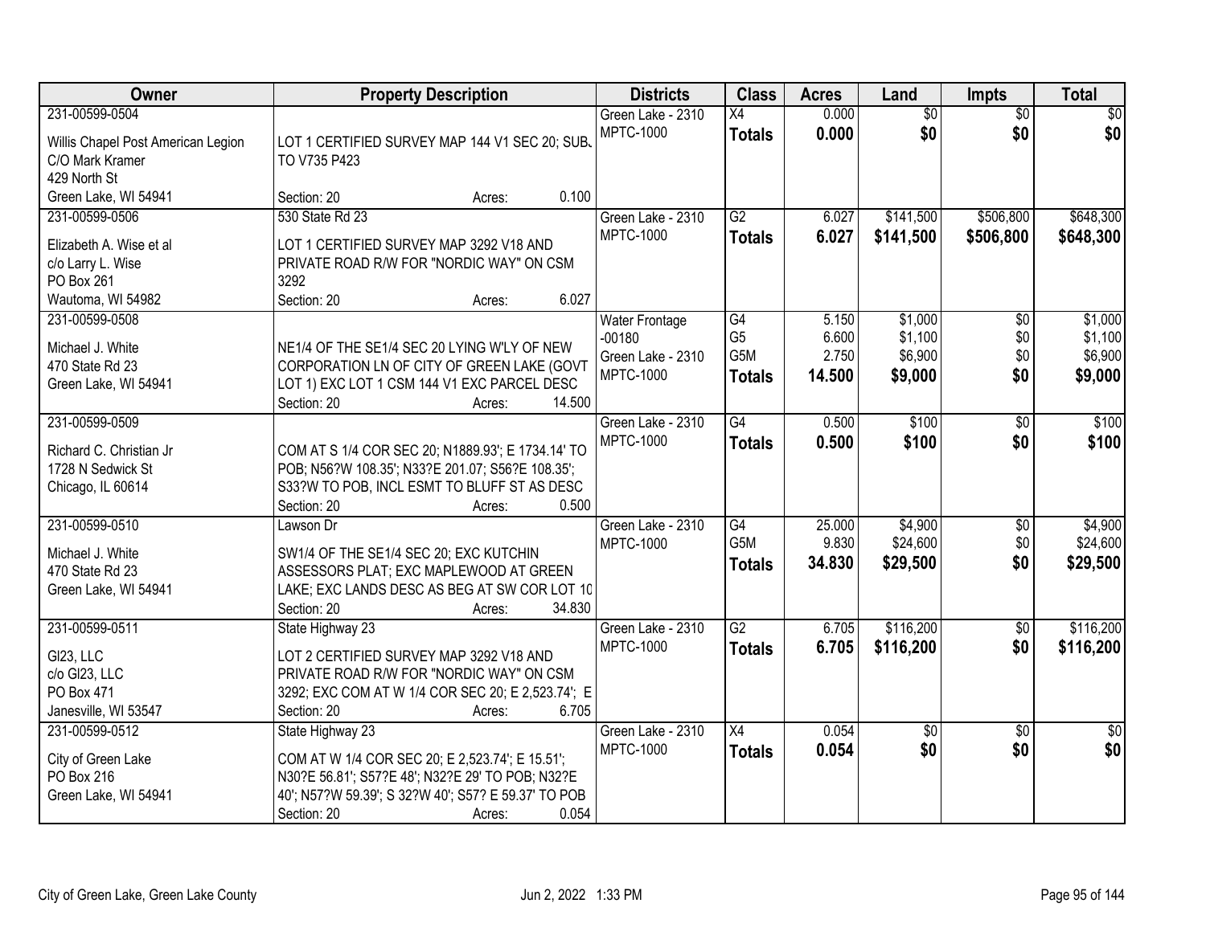| Owner | Property Description | Districts | Class | Acres | Land | Impts | Total |
|---|---|---|---|---|---|---|---|
| 231-00599-0504<br>Willis Chapel Post American Legion<br>C/O Mark Kramer<br>429 North St<br>Green Lake, WI 54941 | LOT 1 CERTIFIED SURVEY MAP 144 V1 SEC 20; SUBJ TO V735 P423<br>Section: 20 Acres: 0.100 | Green Lake - 2310<br>MPTC-1000 | X4<br>**Totals** | 0.000<br>**0.000** | $0<br>**$0** | $0<br>**$0** | $0<br>**$0** |
| 231-00599-0506<br>Elizabeth A. Wise et al<br>c/o Larry L. Wise<br>PO Box 261<br>Wautoma, WI 54982 | 530 State Rd 23<br>LOT 1 CERTIFIED SURVEY MAP 3292 V18 AND PRIVATE ROAD R/W FOR "NORDIC WAY" ON CSM 3292<br>Section: 20 Acres: 6.027 | Green Lake - 2310<br>MPTC-1000 | G2<br>**Totals** | 6.027<br>**6.027** | $141,500<br>**$141,500** | $506,800<br>**$506,800** | $648,300<br>**$648,300** |
| 231-00599-0508<br>Michael J. White<br>470 State Rd 23<br>Green Lake, WI 54941 | NE1/4 OF THE SE1/4 SEC 20 LYING W'LY OF NEW CORPORATION LN OF CITY OF GREEN LAKE (GOVT LOT 1) EXC LOT 1 CSM 144 V1 EXC PARCEL DESC<br>Section: 20 Acres: 14.500 | Water Frontage -00180<br>Green Lake - 2310<br>MPTC-1000 | G4<br>G5<br>G5M<br>**Totals** | 5.150<br>6.600<br>2.750<br>**14.500** | $1,000<br>$1,100<br>$6,900<br>**$9,000** | $0<br>$0<br>$0<br>**$0** | $1,000<br>$1,100<br>$6,900<br>**$9,000** |
| 231-00599-0509<br>Richard C. Christian Jr<br>1728 N Sedwick St<br>Chicago, IL 60614 | COM AT S 1/4 COR SEC 20; N1889.93'; E 1734.14' TO POB; N56?W 108.35'; N33?E 201.07; S56?E 108.35'; S33?W TO POB, INCL ESMT TO BLUFF ST AS DESC<br>Section: 20 Acres: 0.500 | Green Lake - 2310<br>MPTC-1000 | G4<br>**Totals** | 0.500<br>**0.500** | $100<br>**$100** | $0<br>**$0** | $100<br>**$100** |
| 231-00599-0510<br>Michael J. White<br>470 State Rd 23<br>Green Lake, WI 54941 | Lawson Dr<br>SW1/4 OF THE SE1/4 SEC 20; EXC KUTCHIN ASSESSORS PLAT; EXC MAPLEWOOD AT GREEN LAKE; EXC LANDS DESC AS BEG AT SW COR LOT 10<br>Section: 20 Acres: 34.830 | Green Lake - 2310<br>MPTC-1000 | G4<br>G5M<br>**Totals** | 25.000<br>9.830<br>**34.830** | $4,900<br>$24,600<br>**$29,500** | $0<br>$0<br>**$0** | $4,900<br>$24,600<br>**$29,500** |
| 231-00599-0511<br>Gl23, LLC<br>c/o Gl23, LLC<br>PO Box 471<br>Janesville, WI 53547 | State Highway 23<br>LOT 2 CERTIFIED SURVEY MAP 3292 V18 AND PRIVATE ROAD R/W FOR "NORDIC WAY" ON CSM 3292; EXC COM AT W 1/4 COR SEC 20; E 2,523.74'; E<br>Section: 20 Acres: 6.705 | Green Lake - 2310<br>MPTC-1000 | G2<br>**Totals** | 6.705<br>**6.705** | $116,200<br>**$116,200** | $0<br>**$0** | $116,200<br>**$116,200** |
| 231-00599-0512<br>City of Green Lake<br>PO Box 216<br>Green Lake, WI 54941 | State Highway 23<br>COM AT W 1/4 COR SEC 20; E 2,523.74'; E 15.51'; N30?E 56.81'; S57?E 48'; N32?E 29' TO POB; N32?E 40'; N57?W 59.39'; S 32?W 40'; S57? E 59.37' TO POB<br>Section: 20 Acres: 0.054 | Green Lake - 2310<br>MPTC-1000 | X4<br>**Totals** | 0.054<br>**0.054** | $0<br>**$0** | $0<br>**$0** | $0<br>**$0** |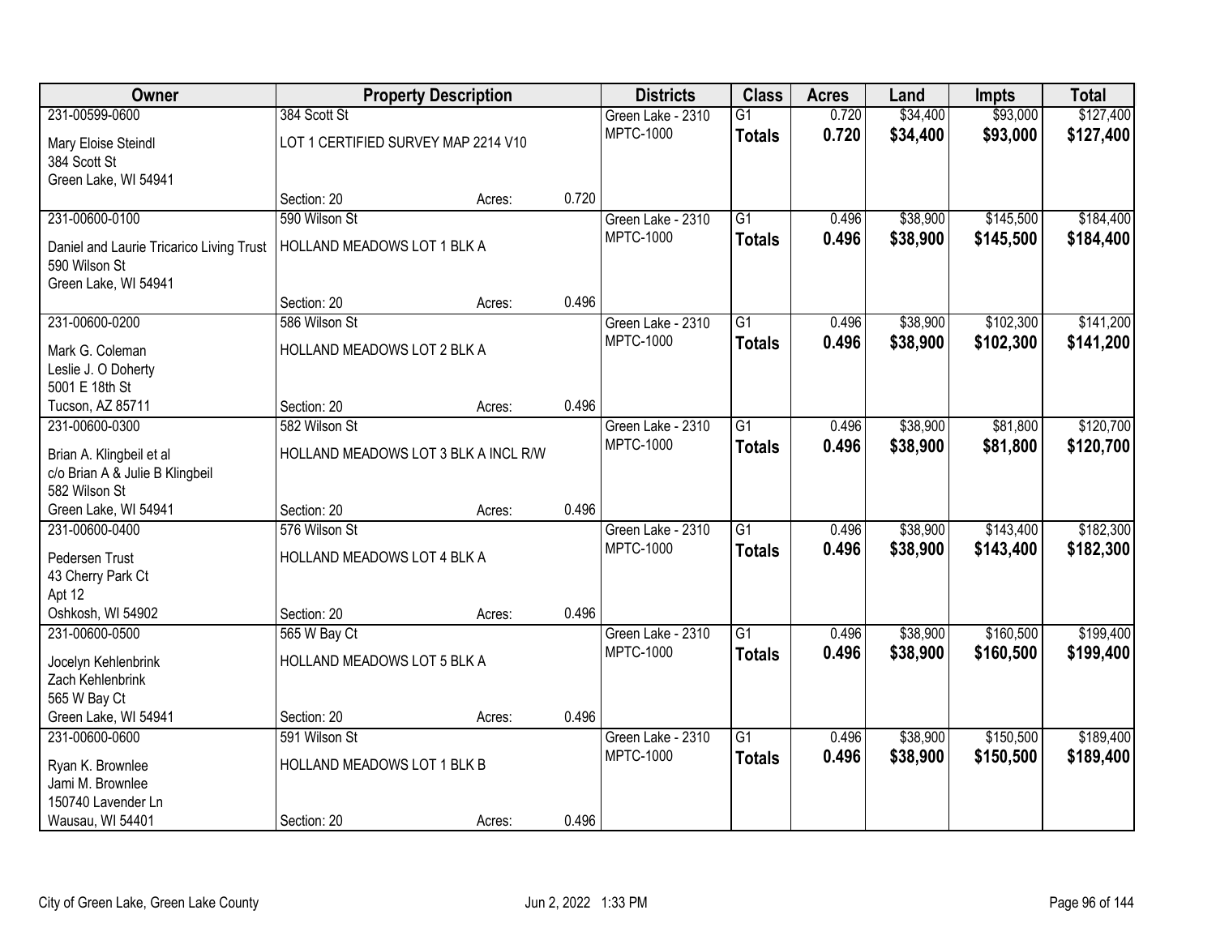| Owner | Property Description | | | Districts | Class | Acres | Land | Impts | Total |
|---|---|---|---|---|---|---|---|---|---|
| 231-00599-0600 | 384 Scott St | | | Green Lake - 2310 | G1 | 0.720 | $34,400 | $93,000 | $127,400 |
| Mary Eloise Steindl<br>384 Scott St<br>Green Lake, WI 54941 | LOT 1 CERTIFIED SURVEY MAP 2214 V10 | | | MPTC-1000 | **Totals** | **0.720** | **$34,400** | **$93,000** | **$127,400** |
| | Section: 20 | Acres: | 0.720 | | | | | | |
| 231-00600-0100 | 590 Wilson St | | | Green Lake - 2310 | G1 | 0.496 | $38,900 | $145,500 | $184,400 |
| Daniel and Laurie Tricarico Living Trust<br>590 Wilson St<br>Green Lake, WI 54941 | HOLLAND MEADOWS LOT 1 BLK A | | | MPTC-1000 | **Totals** | **0.496** | **$38,900** | **$145,500** | **$184,400** |
| | Section: 20 | Acres: | 0.496 | | | | | | |
| 231-00600-0200 | 586 Wilson St | | | Green Lake - 2310 | G1 | 0.496 | $38,900 | $102,300 | $141,200 |
| Mark G. Coleman<br>Leslie J. O Doherty<br>5001 E 18th St<br>Tucson, AZ 85711 | HOLLAND MEADOWS LOT 2 BLK A | | | MPTC-1000 | **Totals** | **0.496** | **$38,900** | **$102,300** | **$141,200** |
| | Section: 20 | Acres: | 0.496 | | | | | | |
| 231-00600-0300 | 582 Wilson St | | | Green Lake - 2310 | G1 | 0.496 | $38,900 | $81,800 | $120,700 |
| Brian A. Klingbeil et al<br>c/o Brian A & Julie B Klingbeil<br>582 Wilson St<br>Green Lake, WI 54941 | HOLLAND MEADOWS LOT 3 BLK A INCL R/W | | | MPTC-1000 | **Totals** | **0.496** | **$38,900** | **$81,800** | **$120,700** |
| | Section: 20 | Acres: | 0.496 | | | | | | |
| 231-00600-0400 | 576 Wilson St | | | Green Lake - 2310 | G1 | 0.496 | $38,900 | $143,400 | $182,300 |
| Pedersen Trust<br>43 Cherry Park Ct<br>Apt 12<br>Oshkosh, WI 54902 | HOLLAND MEADOWS LOT 4 BLK A | | | MPTC-1000 | **Totals** | **0.496** | **$38,900** | **$143,400** | **$182,300** |
| | Section: 20 | Acres: | 0.496 | | | | | | |
| 231-00600-0500 | 565 W Bay Ct | | | Green Lake - 2310 | G1 | 0.496 | $38,900 | $160,500 | $199,400 |
| Jocelyn Kehlenbrink<br>Zach Kehlenbrink<br>565 W Bay Ct<br>Green Lake, WI 54941 | HOLLAND MEADOWS LOT 5 BLK A | | | MPTC-1000 | **Totals** | **0.496** | **$38,900** | **$160,500** | **$199,400** |
| | Section: 20 | Acres: | 0.496 | | | | | | |
| 231-00600-0600 | 591 Wilson St | | | Green Lake - 2310 | G1 | 0.496 | $38,900 | $150,500 | $189,400 |
| Ryan K. Brownlee<br>Jami M. Brownlee<br>150740 Lavender Ln<br>Wausau, WI 54401 | HOLLAND MEADOWS LOT 1 BLK B | | | MPTC-1000 | **Totals** | **0.496** | **$38,900** | **$150,500** | **$189,400** |
| | Section: 20 | Acres: | 0.496 | | | | | | |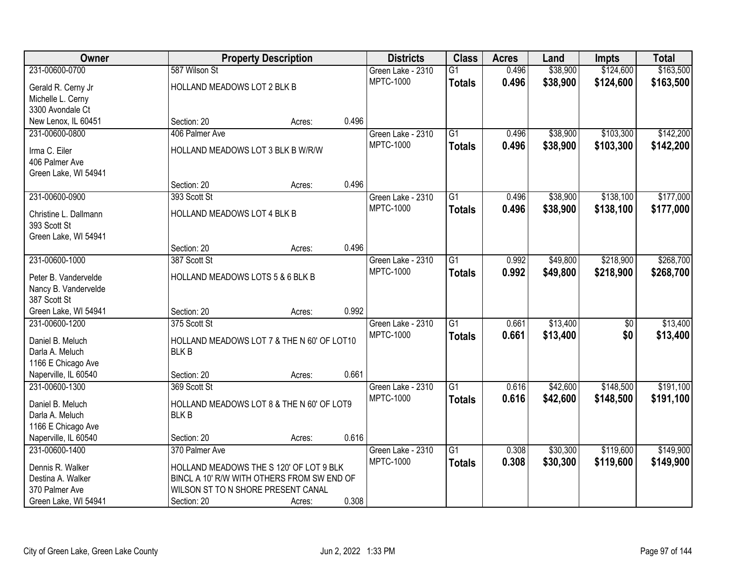| Owner | Property Description | | | Districts | Class | Acres | Land | Impts | Total |
|---|---|---|---|---|---|---|---|---|---|
| 231-00600-0700 | 587 Wilson St | | | Green Lake - 2310 | G1 | 0.496 | $38,900 | $124,600 | $163,500 |
| Gerald R. Cerny Jr<br>Michelle L. Cerny<br>3300 Avondale Ct<br>New Lenox, IL 60451 | HOLLAND MEADOWS LOT 2 BLK B | | | MPTC-1000 | **Totals** | **0.496** | **$38,900** | **$124,600** | **$163,500** |
| | Section: 20 | Acres: | 0.496 | | | | | | |
| 231-00600-0800 | 406 Palmer Ave | | | Green Lake - 2310 | G1 | 0.496 | $38,900 | $103,300 | $142,200 |
| Irma C. Eiler<br>406 Palmer Ave<br>Green Lake, WI 54941 | HOLLAND MEADOWS LOT 3 BLK B W/R/W | | | MPTC-1000 | **Totals** | **0.496** | **$38,900** | **$103,300** | **$142,200** |
| | Section: 20 | Acres: | 0.496 | | | | | | |
| 231-00600-0900 | 393 Scott St | | | Green Lake - 2310 | G1 | 0.496 | $38,900 | $138,100 | $177,000 |
| Christine L. Dallmann<br>393 Scott St<br>Green Lake, WI 54941 | HOLLAND MEADOWS LOT 4 BLK B | | | MPTC-1000 | **Totals** | **0.496** | **$38,900** | **$138,100** | **$177,000** |
| | Section: 20 | Acres: | 0.496 | | | | | | |
| 231-00600-1000 | 387 Scott St | | | Green Lake - 2310 | G1 | 0.992 | $49,800 | $218,900 | $268,700 |
| Peter B. Vandervelde<br>Nancy B. Vandervelde<br>387 Scott St<br>Green Lake, WI 54941 | HOLLAND MEADOWS LOTS 5 & 6 BLK B | | | MPTC-1000 | **Totals** | **0.992** | **$49,800** | **$218,900** | **$268,700** |
| | Section: 20 | Acres: | 0.992 | | | | | | |
| 231-00600-1200 | 375 Scott St | | | Green Lake - 2310 | G1 | 0.661 | $13,400 | $0 | $13,400 |
| Daniel B. Meluch<br>Darla A. Meluch<br>1166 E Chicago Ave<br>Naperville, IL 60540 | HOLLAND MEADOWS LOT 7 & THE N 60' OF LOT10 BLK B | | | MPTC-1000 | **Totals** | **0.661** | **$13,400** | **$0** | **$13,400** |
| | Section: 20 | Acres: | 0.661 | | | | | | |
| 231-00600-1300 | 369 Scott St | | | Green Lake - 2310 | G1 | 0.616 | $42,600 | $148,500 | $191,100 |
| Daniel B. Meluch<br>Darla A. Meluch<br>1166 E Chicago Ave<br>Naperville, IL 60540 | HOLLAND MEADOWS LOT 8 & THE N 60' OF LOT9 BLK B | | | MPTC-1000 | **Totals** | **0.616** | **$42,600** | **$148,500** | **$191,100** |
| | Section: 20 | Acres: | 0.616 | | | | | | |
| 231-00600-1400 | 370 Palmer Ave | | | Green Lake - 2310 | G1 | 0.308 | $30,300 | $119,600 | $149,900 |
| Dennis R. Walker<br>Destina A. Walker<br>370 Palmer Ave<br>Green Lake, WI 54941 | HOLLAND MEADOWS THE S 120' OF LOT 9 BLK BINCL A 10' R/W WITH OTHERS FROM SW END OF WILSON ST TO N SHORE PRESENT CANAL | | | MPTC-1000 | **Totals** | **0.308** | **$30,300** | **$119,600** | **$149,900** |
| | Section: 20 | Acres: | 0.308 | | | | | | |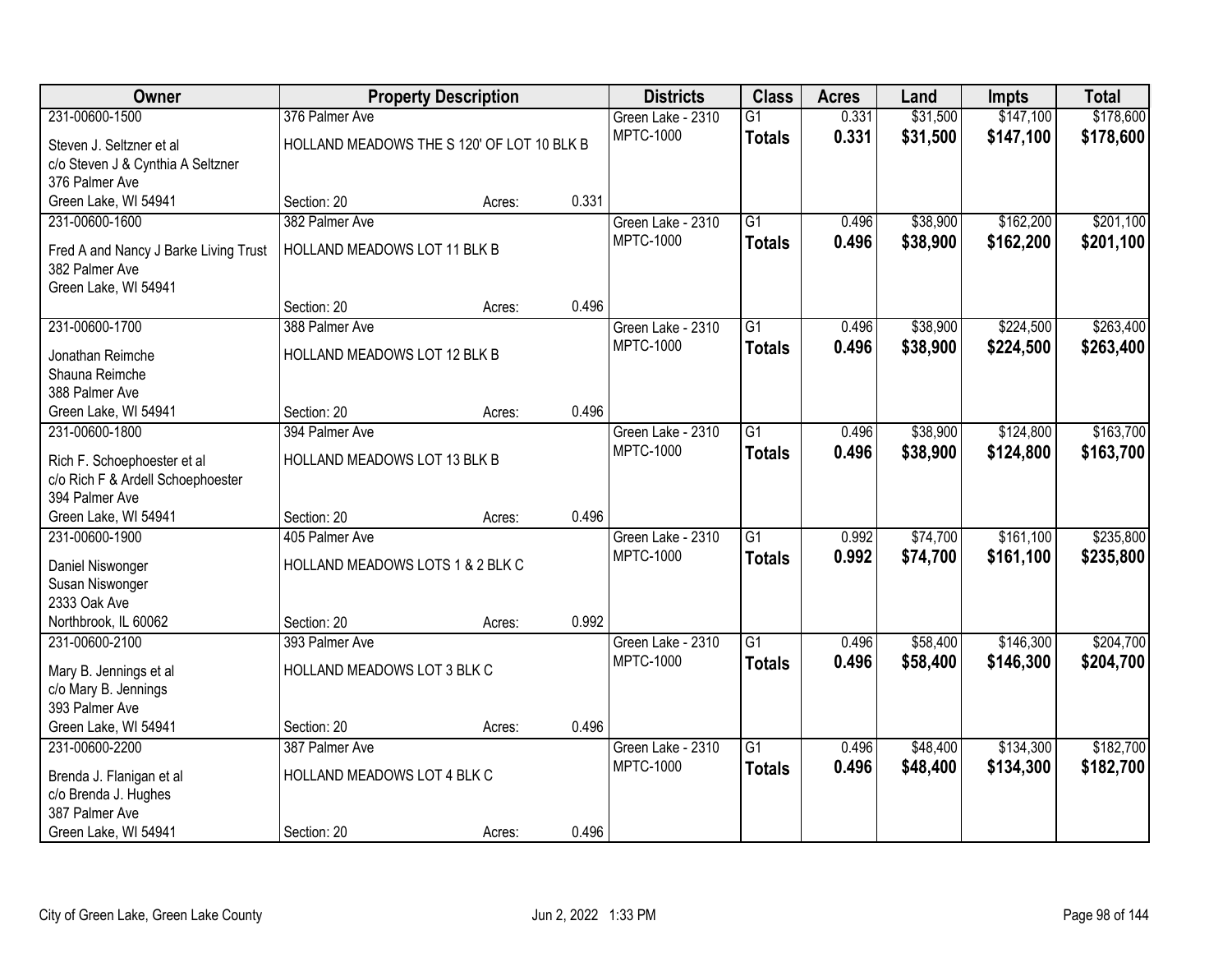| Owner | Property Description | | | Districts | Class | Acres | Land | Impts | Total |
|---|---|---|---|---|---|---|---|---|---|
| 231-00600-1500 | 376 Palmer Ave | | | Green Lake - 2310 | G1 | 0.331 | $31,500 | $147,100 | $178,600 |
| Steven J. Seltzner et al<br>c/o Steven J & Cynthia A Seltzner<br>376 Palmer Ave<br>Green Lake, WI 54941 | HOLLAND MEADOWS THE S 120' OF LOT 10 BLK B | | | MPTC-1000 | **Totals** | **0.331** | **$31,500** | **$147,100** | **$178,600** |
| | Section: 20 | Acres: | 0.331 | | | | | | |
| 231-00600-1600 | 382 Palmer Ave | | | Green Lake - 2310 | G1 | 0.496 | $38,900 | $162,200 | $201,100 |
| Fred A and Nancy J Barke Living Trust<br>382 Palmer Ave<br>Green Lake, WI 54941 | HOLLAND MEADOWS LOT 11 BLK B | | | MPTC-1000 | **Totals** | **0.496** | **$38,900** | **$162,200** | **$201,100** |
| | Section: 20 | Acres: | 0.496 | | | | | | |
| 231-00600-1700 | 388 Palmer Ave | | | Green Lake - 2310 | G1 | 0.496 | $38,900 | $224,500 | $263,400 |
| Jonathan Reimche<br>Shauna Reimche<br>388 Palmer Ave<br>Green Lake, WI 54941 | HOLLAND MEADOWS LOT 12 BLK B | | | MPTC-1000 | **Totals** | **0.496** | **$38,900** | **$224,500** | **$263,400** |
| | Section: 20 | Acres: | 0.496 | | | | | | |
| 231-00600-1800 | 394 Palmer Ave | | | Green Lake - 2310 | G1 | 0.496 | $38,900 | $124,800 | $163,700 |
| Rich F. Schoephoester et al<br>c/o Rich F & Ardell Schoephoester<br>394 Palmer Ave<br>Green Lake, WI 54941 | HOLLAND MEADOWS LOT 13 BLK B | | | MPTC-1000 | **Totals** | **0.496** | **$38,900** | **$124,800** | **$163,700** |
| | Section: 20 | Acres: | 0.496 | | | | | | |
| 231-00600-1900 | 405 Palmer Ave | | | Green Lake - 2310 | G1 | 0.992 | $74,700 | $161,100 | $235,800 |
| Daniel Niswonger<br>Susan Niswonger<br>2333 Oak Ave<br>Northbrook, IL 60062 | HOLLAND MEADOWS LOTS 1 & 2 BLK C | | | MPTC-1000 | **Totals** | **0.992** | **$74,700** | **$161,100** | **$235,800** |
| | Section: 20 | Acres: | 0.992 | | | | | | |
| 231-00600-2100 | 393 Palmer Ave | | | Green Lake - 2310 | G1 | 0.496 | $58,400 | $146,300 | $204,700 |
| Mary B. Jennings et al<br>c/o Mary B. Jennings<br>393 Palmer Ave<br>Green Lake, WI 54941 | HOLLAND MEADOWS LOT 3 BLK C | | | MPTC-1000 | **Totals** | **0.496** | **$58,400** | **$146,300** | **$204,700** |
| | Section: 20 | Acres: | 0.496 | | | | | | |
| 231-00600-2200 | 387 Palmer Ave | | | Green Lake - 2310 | G1 | 0.496 | $48,400 | $134,300 | $182,700 |
| Brenda J. Flanigan et al<br>c/o Brenda J. Hughes<br>387 Palmer Ave<br>Green Lake, WI 54941 | HOLLAND MEADOWS LOT 4 BLK C | | | MPTC-1000 | **Totals** | **0.496** | **$48,400** | **$134,300** | **$182,700** |
| | Section: 20 | Acres: | 0.496 | | | | | | |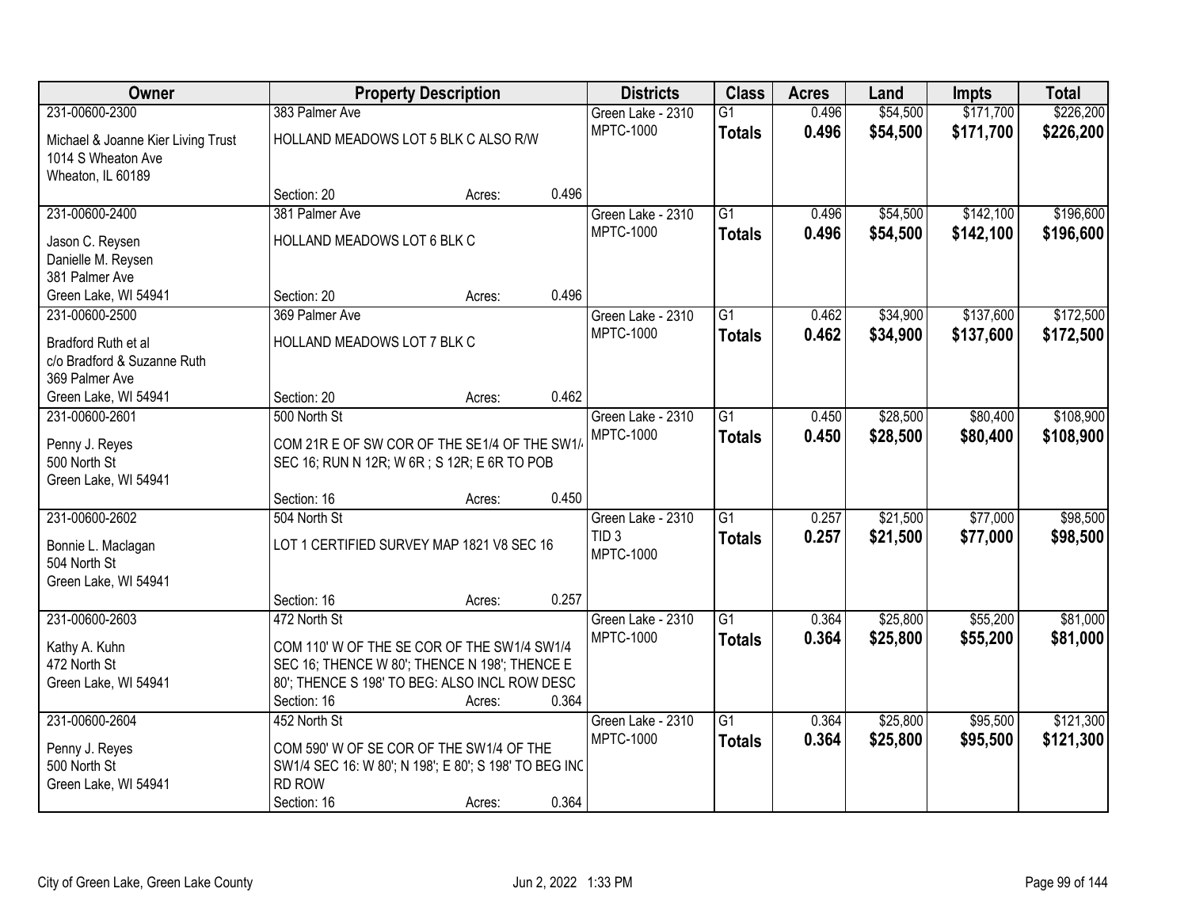| Owner | Property Description | Districts | Class | Acres | Land | Impts | Total |
|---|---|---|---|---|---|---|---|
| 231-00600-2300<br>Michael & Joanne Kier Living Trust<br>1014 S Wheaton Ave<br>Wheaton, IL 60189 | 383 Palmer Ave<br>HOLLAND MEADOWS LOT 5 BLK C ALSO R/W<br>Section: 20 Acres: 0.496 | Green Lake - 2310<br>MPTC-1000 | G1<br>**Totals** | 0.496<br>**0.496** | $54,500<br>**$54,500** | $171,700<br>**$171,700** | $226,200<br>**$226,200** |
| 231-00600-2400<br>Jason C. Reysen<br>Danielle M. Reysen<br>381 Palmer Ave<br>Green Lake, WI 54941 | 381 Palmer Ave<br>HOLLAND MEADOWS LOT 6 BLK C<br>Section: 20 Acres: 0.496 | Green Lake - 2310<br>MPTC-1000 | G1<br>**Totals** | 0.496<br>**0.496** | $54,500<br>**$54,500** | $142,100<br>**$142,100** | $196,600<br>**$196,600** |
| 231-00600-2500<br>Bradford Ruth et al<br>c/o Bradford & Suzanne Ruth<br>369 Palmer Ave<br>Green Lake, WI 54941 | 369 Palmer Ave<br>HOLLAND MEADOWS LOT 7 BLK C<br>Section: 20 Acres: 0.462 | Green Lake - 2310<br>MPTC-1000 | G1<br>**Totals** | 0.462<br>**0.462** | $34,900<br>**$34,900** | $137,600<br>**$137,600** | $172,500<br>**$172,500** |
| 231-00600-2601<br>Penny J. Reyes<br>500 North St<br>Green Lake, WI 54941 | 500 North St<br>COM 21R E OF SW COR OF THE SE1/4 OF THE SW1/4 SEC 16; RUN N 12R; W 6R ; S 12R; E 6R TO POB<br>Section: 16 Acres: 0.450 | Green Lake - 2310<br>MPTC-1000 | G1<br>**Totals** | 0.450<br>**0.450** | $28,500<br>**$28,500** | $80,400<br>**$80,400** | $108,900<br>**$108,900** |
| 231-00600-2602<br>Bonnie L. Maclagan<br>504 North St<br>Green Lake, WI 54941 | 504 North St<br>LOT 1 CERTIFIED SURVEY MAP 1821 V8 SEC 16<br>Section: 16 Acres: 0.257 | Green Lake - 2310<br>TID 3<br>MPTC-1000 | G1<br>**Totals** | 0.257<br>**0.257** | $21,500<br>**$21,500** | $77,000<br>**$77,000** | $98,500<br>**$98,500** |
| 231-00600-2603<br>Kathy A. Kuhn<br>472 North St<br>Green Lake, WI 54941 | 472 North St<br>COM 110' W OF THE SE COR OF THE SW1/4 SW1/4 SEC 16; THENCE W 80'; THENCE N 198'; THENCE E 80'; THENCE S 198' TO BEG: ALSO INCL ROW DESC<br>Section: 16 Acres: 0.364 | Green Lake - 2310<br>MPTC-1000 | G1<br>**Totals** | 0.364<br>**0.364** | $25,800<br>**$25,800** | $55,200<br>**$55,200** | $81,000<br>**$81,000** |
| 231-00600-2604<br>Penny J. Reyes<br>500 North St<br>Green Lake, WI 54941 | 452 North St<br>COM 590' W OF SE COR OF THE SW1/4 OF THE SW1/4 SEC 16: W 80'; N 198'; E 80'; S 198' TO BEG INC RD ROW<br>Section: 16 Acres: 0.364 | Green Lake - 2310<br>MPTC-1000 | G1<br>**Totals** | 0.364<br>**0.364** | $25,800<br>**$25,800** | $95,500<br>**$95,500** | $121,300<br>**$121,300** |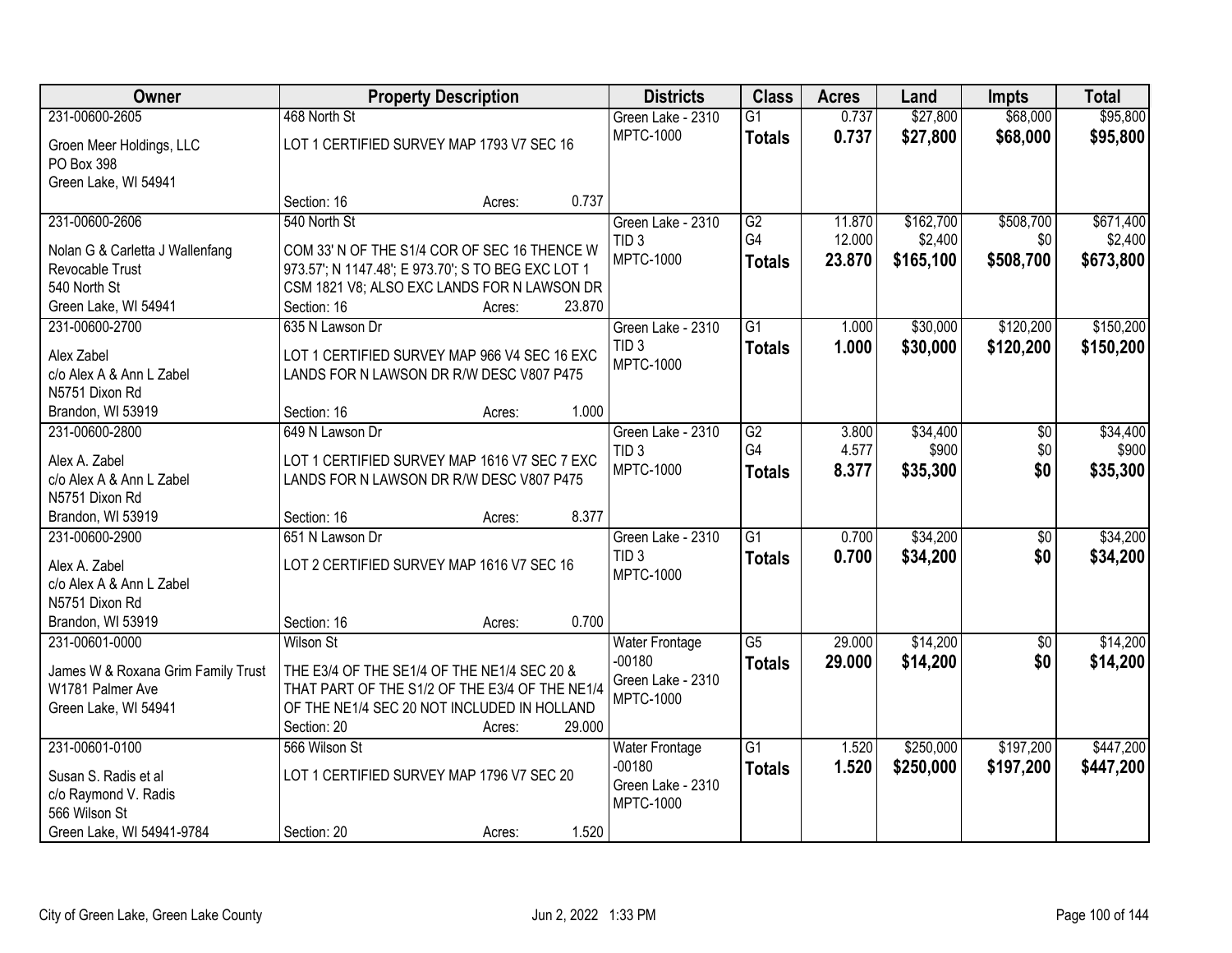| Owner | Property Description | Districts | Class | Acres | Land | Impts | Total |
|---|---|---|---|---|---|---|---|
| 231-00600-2605<br>Groen Meer Holdings, LLC<br>PO Box 398<br>Green Lake, WI 54941 | 468 North St<br>LOT 1 CERTIFIED SURVEY MAP 1793 V7 SEC 16<br>Section: 16 Acres: 0.737 | Green Lake - 2310<br>MPTC-1000 | G1<br>**Totals** | 0.737<br>**0.737** | \$27,800<br>**\$27,800** | \$68,000<br>**\$68,000** | \$95,800<br>**\$95,800** |
| 231-00600-2606<br>Nolan G & Carletta J Wallenfang Revocable Trust<br>540 North St<br>Green Lake, WI 54941 | 540 North St<br>COM 33' N OF THE S1/4 COR OF SEC 16 THENCE W 973.57'; N 1147.48'; E 973.70'; S TO BEG EXC LOT 1 CSM 1821 V8; ALSO EXC LANDS FOR N LAWSON DR<br>Section: 16 Acres: 23.870 | Green Lake - 2310<br>TID 3<br>MPTC-1000 | G2<br>G4<br>**Totals** | 11.870<br>12.000<br>**23.870** | \$162,700<br>\$2,400<br>**\$165,100** | \$508,700<br>\$0<br>**\$508,700** | \$671,400<br>\$2,400<br>**\$673,800** |
| 231-00600-2700<br>Alex Zabel<br>c/o Alex A & Ann L Zabel<br>N5751 Dixon Rd<br>Brandon, WI 53919 | 635 N Lawson Dr<br>LOT 1 CERTIFIED SURVEY MAP 966 V4 SEC 16 EXC LANDS FOR N LAWSON DR R/W DESC V807 P475<br>Section: 16 Acres: 1.000 | Green Lake - 2310<br>TID 3<br>MPTC-1000 | G1<br>**Totals** | 1.000<br>**1.000** | \$30,000<br>**\$30,000** | \$120,200<br>**\$120,200** | \$150,200<br>**\$150,200** |
| 231-00600-2800<br>Alex A. Zabel<br>c/o Alex A & Ann L Zabel<br>N5751 Dixon Rd<br>Brandon, WI 53919 | 649 N Lawson Dr<br>LOT 1 CERTIFIED SURVEY MAP 1616 V7 SEC 7 EXC LANDS FOR N LAWSON DR R/W DESC V807 P475<br>Section: 16 Acres: 8.377 | Green Lake - 2310<br>TID 3<br>MPTC-1000 | G2<br>G4<br>**Totals** | 3.800<br>4.577<br>**8.377** | \$34,400<br>\$900<br>**\$35,300** | \$0<br>\$0<br>**\$0** | \$34,400<br>\$900<br>**\$35,300** |
| 231-00600-2900<br>Alex A. Zabel<br>c/o Alex A & Ann L Zabel<br>N5751 Dixon Rd<br>Brandon, WI 53919 | 651 N Lawson Dr<br>LOT 2 CERTIFIED SURVEY MAP 1616 V7 SEC 16<br>Section: 16 Acres: 0.700 | Green Lake - 2310<br>TID 3<br>MPTC-1000 | G1<br>**Totals** | 0.700<br>**0.700** | \$34,200<br>**\$34,200** | \$0<br>**\$0** | \$34,200<br>**\$34,200** |
| 231-00601-0000<br>James W & Roxana Grim Family Trust<br>W1781 Palmer Ave<br>Green Lake, WI 54941 | Wilson St<br>THE E3/4 OF THE SE1/4 OF THE NE1/4 SEC 20 & THAT PART OF THE S1/2 OF THE E3/4 OF THE NE1/4 OF THE NE1/4 SEC 20 NOT INCLUDED IN HOLLAND<br>Section: 20 Acres: 29.000 | Water Frontage -00180<br>Green Lake - 2310<br>MPTC-1000 | G5<br>**Totals** | 29.000<br>**29.000** | \$14,200<br>**\$14,200** | \$0<br>**\$0** | \$14,200<br>**\$14,200** |
| 231-00601-0100<br>Susan S. Radis et al<br>c/o Raymond V. Radis<br>566 Wilson St<br>Green Lake, WI 54941-9784 | 566 Wilson St<br>LOT 1 CERTIFIED SURVEY MAP 1796 V7 SEC 20<br>Section: 20 Acres: 1.520 | Water Frontage -00180<br>Green Lake - 2310<br>MPTC-1000 | G1<br>**Totals** | 1.520<br>**1.520** | \$250,000<br>**\$250,000** | \$197,200<br>**\$197,200** | \$447,200<br>**\$447,200** |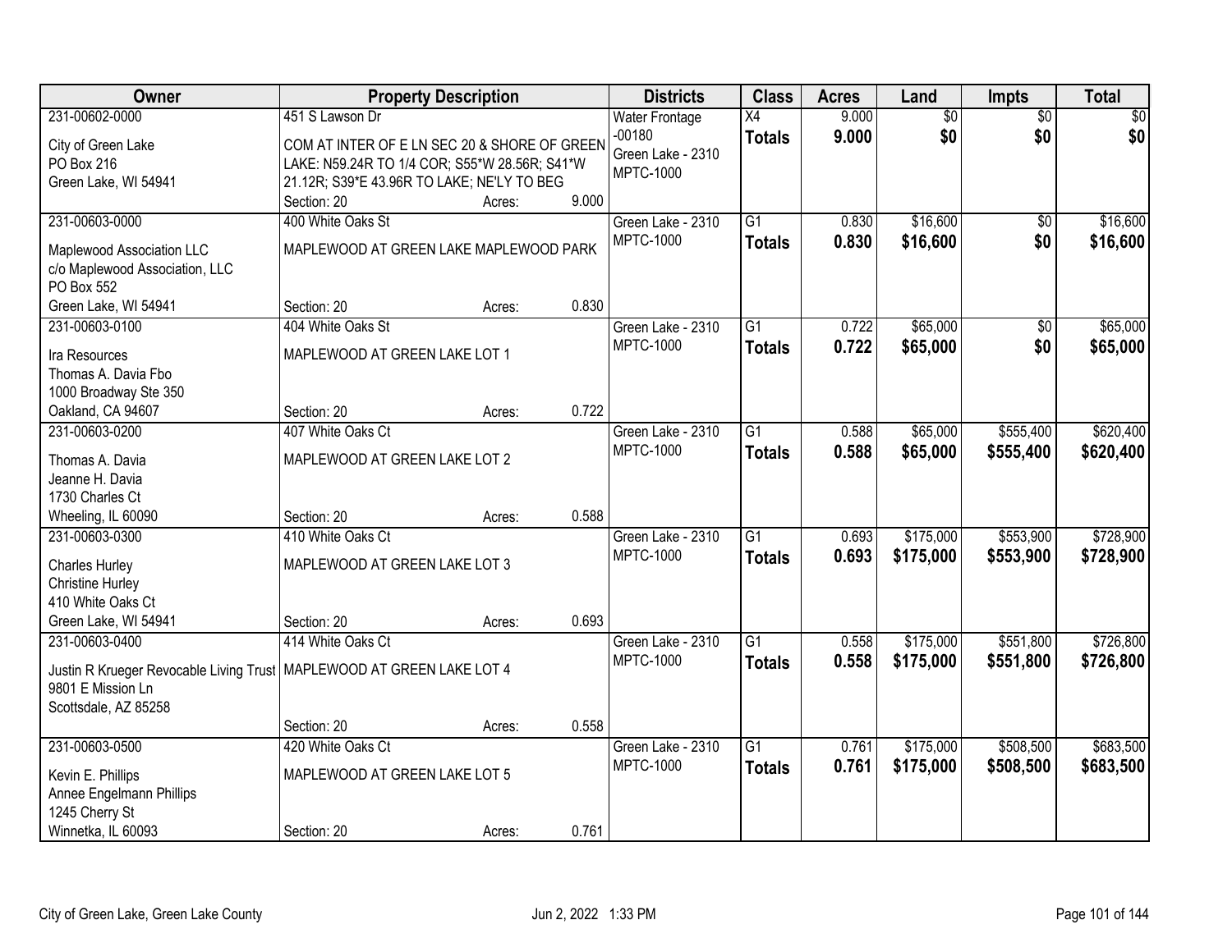| Owner | Property Description | Districts | Class | Acres | Land | Impts | Total |
|---|---|---|---|---|---|---|---|
| 231-00602-0000<br>City of Green Lake<br>PO Box 216<br>Green Lake, WI 54941 | 451 S Lawson Dr<br>COM AT INTER OF E LN SEC 20 & SHORE OF GREEN LAKE: N59.24R TO 1/4 COR; S55*W 28.56R; S41*W 21.12R; S39*E 43.96R TO LAKE; NE'LY TO BEG<br>Section: 20 Acres: 9.000 | Water Frontage -00180<br>Green Lake - 2310<br>MPTC-1000 | X4<br>**Totals** | 9.000<br>**9.000** | $0<br>**$0** | $0<br>**$0** | $0<br>**$0** |
| 231-00603-0000<br>Maplewood Association LLC<br>c/o Maplewood Association, LLC<br>PO Box 552<br>Green Lake, WI 54941 | 400 White Oaks St<br>MAPLEWOOD AT GREEN LAKE MAPLEWOOD PARK<br>Section: 20 Acres: 0.830 | Green Lake - 2310<br>MPTC-1000 | G1<br>**Totals** | 0.830<br>**0.830** | $16,600<br>**$16,600** | $0<br>**$0** | $16,600<br>**$16,600** |
| 231-00603-0100<br>Ira Resources<br>Thomas A. Davia Fbo<br>1000 Broadway Ste 350<br>Oakland, CA 94607 | 404 White Oaks St<br>MAPLEWOOD AT GREEN LAKE LOT 1<br>Section: 20 Acres: 0.722 | Green Lake - 2310<br>MPTC-1000 | G1<br>**Totals** | 0.722<br>**0.722** | $65,000<br>**$65,000** | $0<br>**$0** | $65,000<br>**$65,000** |
| 231-00603-0200<br>Thomas A. Davia<br>Jeanne H. Davia<br>1730 Charles Ct<br>Wheeling, IL 60090 | 407 White Oaks Ct<br>MAPLEWOOD AT GREEN LAKE LOT 2<br>Section: 20 Acres: 0.588 | Green Lake - 2310<br>MPTC-1000 | G1<br>**Totals** | 0.588<br>**0.588** | $65,000<br>**$65,000** | $555,400<br>**$555,400** | $620,400<br>**$620,400** |
| 231-00603-0300<br>Charles Hurley<br>Christine Hurley<br>410 White Oaks Ct<br>Green Lake, WI 54941 | 410 White Oaks Ct<br>MAPLEWOOD AT GREEN LAKE LOT 3<br>Section: 20 Acres: 0.693 | Green Lake - 2310<br>MPTC-1000 | G1<br>**Totals** | 0.693<br>**0.693** | $175,000<br>**$175,000** | $553,900<br>**$553,900** | $728,900<br>**$728,900** |
| 231-00603-0400<br>Justin R Krueger Revocable Living Trust<br>9801 E Mission Ln<br>Scottsdale, AZ 85258 | 414 White Oaks Ct<br>MAPLEWOOD AT GREEN LAKE LOT 4<br>Section: 20 Acres: 0.558 | Green Lake - 2310<br>MPTC-1000 | G1<br>**Totals** | 0.558<br>**0.558** | $175,000<br>**$175,000** | $551,800<br>**$551,800** | $726,800<br>**$726,800** |
| 231-00603-0500<br>Kevin E. Phillips<br>Annee Engelmann Phillips<br>1245 Cherry St<br>Winnetka, IL 60093 | 420 White Oaks Ct<br>MAPLEWOOD AT GREEN LAKE LOT 5<br>Section: 20 Acres: 0.761 | Green Lake - 2310<br>MPTC-1000 | G1<br>**Totals** | 0.761<br>**0.761** | $175,000<br>**$175,000** | $508,500<br>**$508,500** | $683,500<br>**$683,500** |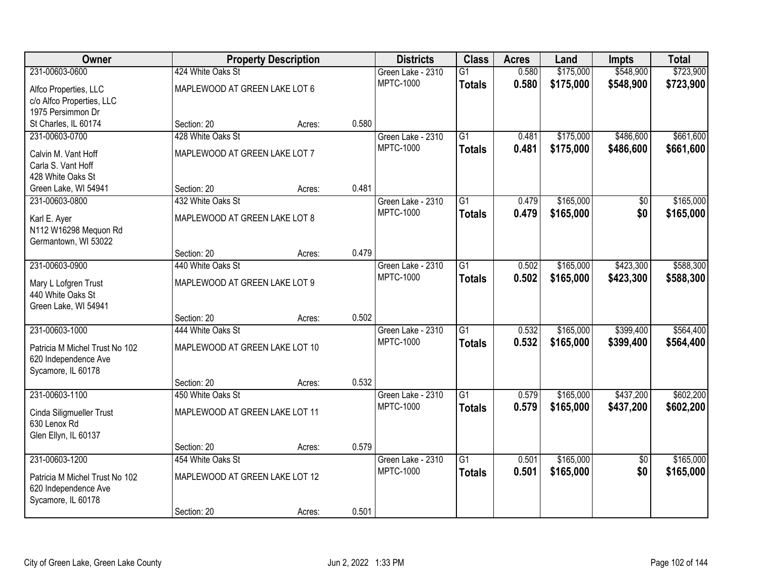| Owner | Property Description | | | Districts | Class | Acres | Land | Impts | Total |
|---|---|---|---|---|---|---|---|---|---|
| 231-00603-0600 | 424 White Oaks St | | | Green Lake - 2310 | G1 | 0.580 | $175,000 | $548,900 | $723,900 |
| Alfco Properties, LLC<br>c/o Alfco Properties, LLC<br>1975 Persimmon Dr<br>St Charles, IL 60174 | MAPLEWOOD AT GREEN LAKE LOT 6 | | | MPTC-1000 | **Totals** | **0.580** | **$175,000** | **$548,900** | **$723,900** |
| | Section: 20 | Acres: | 0.580 | | | | | | |
| 231-00603-0700 | 428 White Oaks St | | | Green Lake - 2310 | G1 | 0.481 | $175,000 | $486,600 | $661,600 |
| Calvin M. Vant Hoff<br>Carla S. Vant Hoff<br>428 White Oaks St<br>Green Lake, WI 54941 | MAPLEWOOD AT GREEN LAKE LOT 7 | | | MPTC-1000 | **Totals** | **0.481** | **$175,000** | **$486,600** | **$661,600** |
| | Section: 20 | Acres: | 0.481 | | | | | | |
| 231-00603-0800 | 432 White Oaks St | | | Green Lake - 2310 | G1 | 0.479 | $165,000 | $0 | $165,000 |
| Karl E. Ayer<br>N112 W16298 Mequon Rd<br>Germantown, WI 53022 | MAPLEWOOD AT GREEN LAKE LOT 8 | | | MPTC-1000 | **Totals** | **0.479** | **$165,000** | **$0** | **$165,000** |
| | Section: 20 | Acres: | 0.479 | | | | | | |
| 231-00603-0900 | 440 White Oaks St | | | Green Lake - 2310 | G1 | 0.502 | $165,000 | $423,300 | $588,300 |
| Mary L Lofgren Trust<br>440 White Oaks St<br>Green Lake, WI 54941 | MAPLEWOOD AT GREEN LAKE LOT 9 | | | MPTC-1000 | **Totals** | **0.502** | **$165,000** | **$423,300** | **$588,300** |
| | Section: 20 | Acres: | 0.502 | | | | | | |
| 231-00603-1000 | 444 White Oaks St | | | Green Lake - 2310 | G1 | 0.532 | $165,000 | $399,400 | $564,400 |
| Patricia M Michel Trust No 102<br>620 Independence Ave<br>Sycamore, IL 60178 | MAPLEWOOD AT GREEN LAKE LOT 10 | | | MPTC-1000 | **Totals** | **0.532** | **$165,000** | **$399,400** | **$564,400** |
| | Section: 20 | Acres: | 0.532 | | | | | | |
| 231-00603-1100 | 450 White Oaks St | | | Green Lake - 2310 | G1 | 0.579 | $165,000 | $437,200 | $602,200 |
| Cinda Siligmueller Trust<br>630 Lenox Rd<br>Glen Ellyn, IL 60137 | MAPLEWOOD AT GREEN LAKE LOT 11 | | | MPTC-1000 | **Totals** | **0.579** | **$165,000** | **$437,200** | **$602,200** |
| | Section: 20 | Acres: | 0.579 | | | | | | |
| 231-00603-1200 | 454 White Oaks St | | | Green Lake - 2310 | G1 | 0.501 | $165,000 | $0 | $165,000 |
| Patricia M Michel Trust No 102<br>620 Independence Ave<br>Sycamore, IL 60178 | MAPLEWOOD AT GREEN LAKE LOT 12 | | | MPTC-1000 | **Totals** | **0.501** | **$165,000** | **$0** | **$165,000** |
| | Section: 20 | Acres: | 0.501 | | | | | | |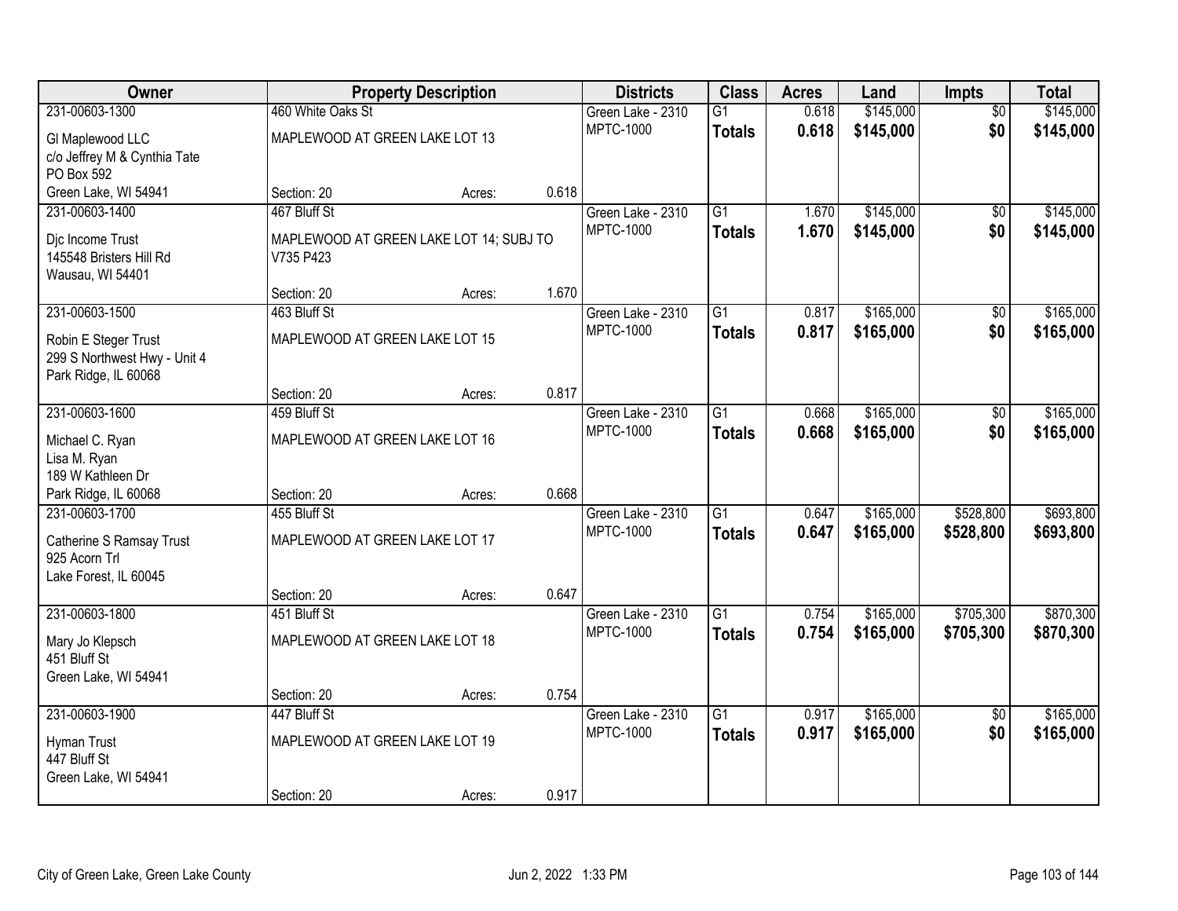| Owner | Property Description | Districts | Class | Acres | Land | Impts | Total |
|---|---|---|---|---|---|---|---|
| 231-00603-1300<br>Gl Maplewood LLC<br>c/o Jeffrey M & Cynthia Tate<br>PO Box 592<br>Green Lake, WI 54941 | 460 White Oaks St<br>MAPLEWOOD AT GREEN LAKE LOT 13<br>Section: 20 Acres: 0.618 | Green Lake - 2310<br>MPTC-1000 | G1<br>**Totals** | 0.618<br>**0.618** | $145,000<br>**$145,000** | $0<br>**$0** | $145,000<br>**$145,000** |
| 231-00603-1400<br>Djc Income Trust<br>145548 Bristers Hill Rd<br>Wausau, WI 54401 | 467 Bluff St<br>MAPLEWOOD AT GREEN LAKE LOT 14; SUBJ TO V735 P423<br>Section: 20 Acres: 1.670 | Green Lake - 2310<br>MPTC-1000 | G1<br>**Totals** | 1.670<br>**1.670** | $145,000<br>**$145,000** | $0<br>**$0** | $145,000<br>**$145,000** |
| 231-00603-1500<br>Robin E Steger Trust<br>299 S Northwest Hwy - Unit 4<br>Park Ridge, IL 60068 | 463 Bluff St<br>MAPLEWOOD AT GREEN LAKE LOT 15<br>Section: 20 Acres: 0.817 | Green Lake - 2310<br>MPTC-1000 | G1<br>**Totals** | 0.817<br>**0.817** | $165,000<br>**$165,000** | $0<br>**$0** | $165,000<br>**$165,000** |
| 231-00603-1600<br>Michael C. Ryan<br>Lisa M. Ryan<br>189 W Kathleen Dr<br>Park Ridge, IL 60068 | 459 Bluff St<br>MAPLEWOOD AT GREEN LAKE LOT 16<br>Section: 20 Acres: 0.668 | Green Lake - 2310<br>MPTC-1000 | G1<br>**Totals** | 0.668<br>**0.668** | $165,000<br>**$165,000** | $0<br>**$0** | $165,000<br>**$165,000** |
| 231-00603-1700<br>Catherine S Ramsay Trust<br>925 Acorn Trl<br>Lake Forest, IL 60045 | 455 Bluff St<br>MAPLEWOOD AT GREEN LAKE LOT 17<br>Section: 20 Acres: 0.647 | Green Lake - 2310<br>MPTC-1000 | G1<br>**Totals** | 0.647<br>**0.647** | $165,000<br>**$165,000** | $528,800<br>**$528,800** | $693,800<br>**$693,800** |
| 231-00603-1800<br>Mary Jo Klepsch<br>451 Bluff St<br>Green Lake, WI 54941 | 451 Bluff St<br>MAPLEWOOD AT GREEN LAKE LOT 18<br>Section: 20 Acres: 0.754 | Green Lake - 2310<br>MPTC-1000 | G1<br>**Totals** | 0.754<br>**0.754** | $165,000<br>**$165,000** | $705,300<br>**$705,300** | $870,300<br>**$870,300** |
| 231-00603-1900<br>Hyman Trust<br>447 Bluff St<br>Green Lake, WI 54941 | 447 Bluff St<br>MAPLEWOOD AT GREEN LAKE LOT 19<br>Section: 20 Acres: 0.917 | Green Lake - 2310<br>MPTC-1000 | G1<br>**Totals** | 0.917<br>**0.917** | $165,000<br>**$165,000** | $0<br>**$0** | $165,000<br>**$165,000** |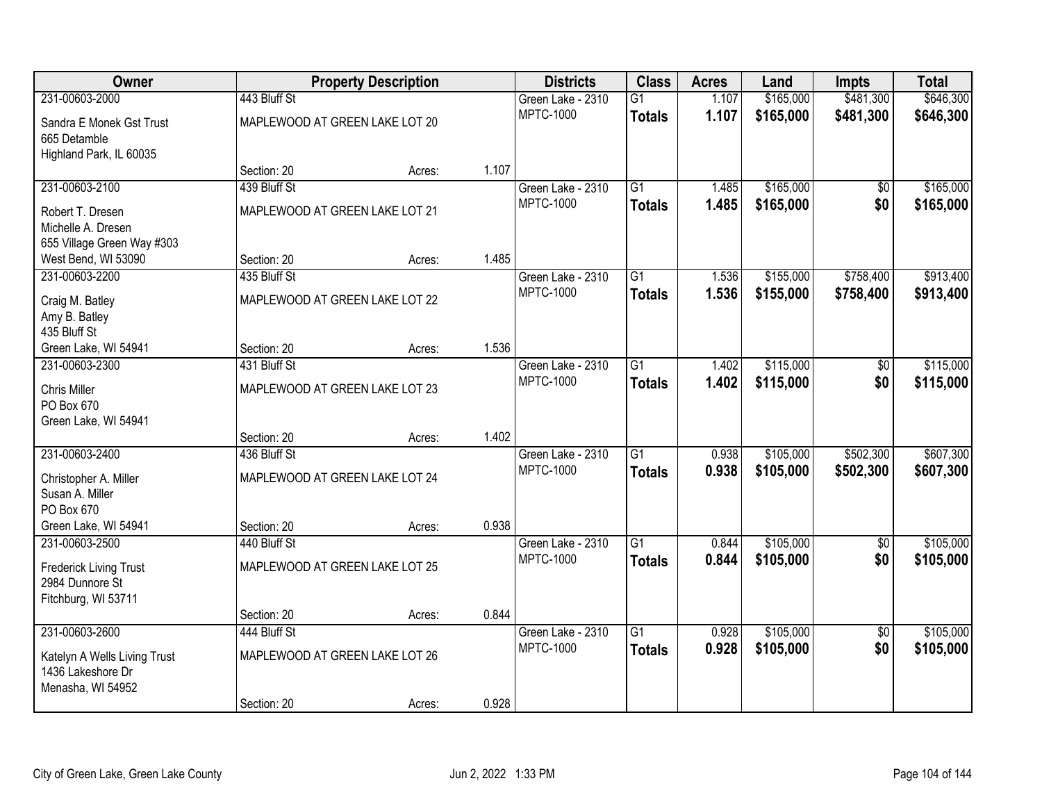| Owner | Property Description | | | Districts | Class | Acres | Land | Impts | Total |
|---|---|---|---|---|---|---|---|---|---|
| 231-00603-2000 | 443 Bluff St | | | Green Lake - 2310 | G1 | 1.107 | $165,000 | $481,300 | $646,300 |
| Sandra E Monek Gst Trust<br>665 Detamble<br>Highland Park, IL 60035 | MAPLEWOOD AT GREEN LAKE LOT 20 | | | MPTC-1000 | **Totals** | **1.107** | **$165,000** | **$481,300** | **$646,300** |
| | Section: 20 | Acres: | 1.107 | | | | | | |
| 231-00603-2100 | 439 Bluff St | | | Green Lake - 2310 | G1 | 1.485 | $165,000 | $0 | $165,000 |
| Robert T. Dresen<br>Michelle A. Dresen<br>655 Village Green Way #303<br>West Bend, WI 53090 | MAPLEWOOD AT GREEN LAKE LOT 21 | | | MPTC-1000 | **Totals** | **1.485** | **$165,000** | **$0** | **$165,000** |
| | Section: 20 | Acres: | 1.485 | | | | | | |
| 231-00603-2200 | 435 Bluff St | | | Green Lake - 2310 | G1 | 1.536 | $155,000 | $758,400 | $913,400 |
| Craig M. Batley<br>Amy B. Batley<br>435 Bluff St<br>Green Lake, WI 54941 | MAPLEWOOD AT GREEN LAKE LOT 22 | | | MPTC-1000 | **Totals** | **1.536** | **$155,000** | **$758,400** | **$913,400** |
| | Section: 20 | Acres: | 1.536 | | | | | | |
| 231-00603-2300 | 431 Bluff St | | | Green Lake - 2310 | G1 | 1.402 | $115,000 | $0 | $115,000 |
| Chris Miller<br>PO Box 670<br>Green Lake, WI 54941 | MAPLEWOOD AT GREEN LAKE LOT 23 | | | MPTC-1000 | **Totals** | **1.402** | **$115,000** | **$0** | **$115,000** |
| | Section: 20 | Acres: | 1.402 | | | | | | |
| 231-00603-2400 | 436 Bluff St | | | Green Lake - 2310 | G1 | 0.938 | $105,000 | $502,300 | $607,300 |
| Christopher A. Miller<br>Susan A. Miller<br>PO Box 670<br>Green Lake, WI 54941 | MAPLEWOOD AT GREEN LAKE LOT 24 | | | MPTC-1000 | **Totals** | **0.938** | **$105,000** | **$502,300** | **$607,300** |
| | Section: 20 | Acres: | 0.938 | | | | | | |
| 231-00603-2500 | 440 Bluff St | | | Green Lake - 2310 | G1 | 0.844 | $105,000 | $0 | $105,000 |
| Frederick Living Trust<br>2984 Dunnore St<br>Fitchburg, WI 53711 | MAPLEWOOD AT GREEN LAKE LOT 25 | | | MPTC-1000 | **Totals** | **0.844** | **$105,000** | **$0** | **$105,000** |
| | Section: 20 | Acres: | 0.844 | | | | | | |
| 231-00603-2600 | 444 Bluff St | | | Green Lake - 2310 | G1 | 0.928 | $105,000 | $0 | $105,000 |
| Katelyn A Wells Living Trust<br>1436 Lakeshore Dr<br>Menasha, WI 54952 | MAPLEWOOD AT GREEN LAKE LOT 26 | | | MPTC-1000 | **Totals** | **0.928** | **$105,000** | **$0** | **$105,000** |
| | Section: 20 | Acres: | 0.928 | | | | | | |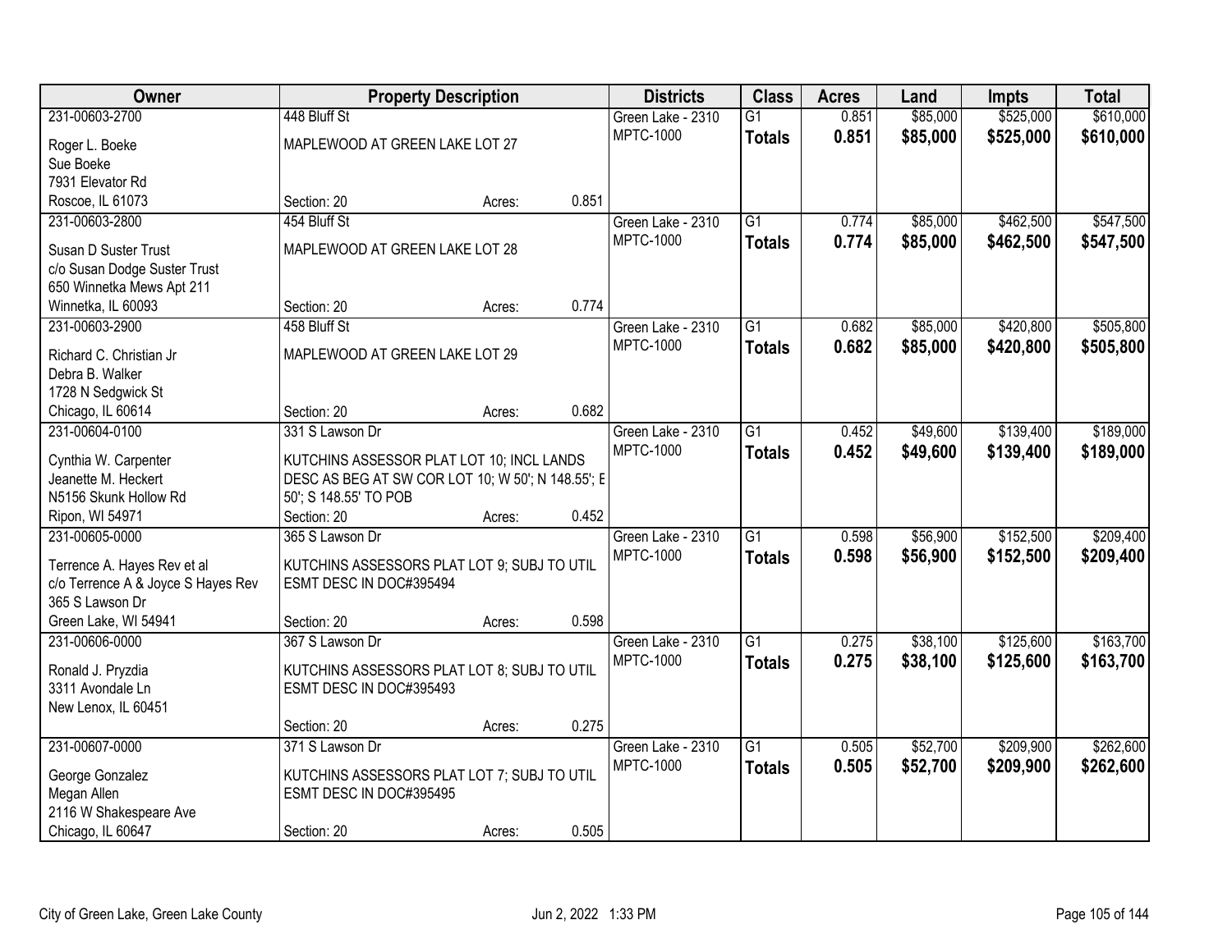| Owner | Property Description | Districts | Class | Acres | Land | Impts | Total |
|---|---|---|---|---|---|---|---|
| 231-00603-2700<br>Roger L. Boeke<br>Sue Boeke<br>7931 Elevator Rd<br>Roscoe, IL 61073 | 448 Bluff St<br>MAPLEWOOD AT GREEN LAKE LOT 27<br>Section: 20 Acres: 0.851 | Green Lake - 2310<br>MPTC-1000 | G1<br>**Totals** | 0.851<br>**0.851** | $85,000<br>**$85,000** | $525,000<br>**$525,000** | $610,000<br>**$610,000** |
| 231-00603-2800<br>Susan D Suster Trust<br>c/o Susan Dodge Suster Trust<br>650 Winnetka Mews Apt 211<br>Winnetka, IL 60093 | 454 Bluff St<br>MAPLEWOOD AT GREEN LAKE LOT 28<br>Section: 20 Acres: 0.774 | Green Lake - 2310<br>MPTC-1000 | G1<br>**Totals** | 0.774<br>**0.774** | $85,000<br>**$85,000** | $462,500<br>**$462,500** | $547,500<br>**$547,500** |
| 231-00603-2900<br>Richard C. Christian Jr<br>Debra B. Walker<br>1728 N Sedgwick St<br>Chicago, IL 60614 | 458 Bluff St<br>MAPLEWOOD AT GREEN LAKE LOT 29<br>Section: 20 Acres: 0.682 | Green Lake - 2310<br>MPTC-1000 | G1<br>**Totals** | 0.682<br>**0.682** | $85,000<br>**$85,000** | $420,800<br>**$420,800** | $505,800<br>**$505,800** |
| 231-00604-0100<br>Cynthia W. Carpenter<br>Jeanette M. Heckert<br>N5156 Skunk Hollow Rd<br>Ripon, WI 54971 | 331 S Lawson Dr<br>KUTCHINS ASSESSOR PLAT LOT 10; INCL LANDS DESC AS BEG AT SW COR LOT 10; W 50'; N 148.55'; E 50'; S 148.55' TO POB<br>Section: 20 Acres: 0.452 | Green Lake - 2310<br>MPTC-1000 | G1<br>**Totals** | 0.452<br>**0.452** | $49,600<br>**$49,600** | $139,400<br>**$139,400** | $189,000<br>**$189,000** |
| 231-00605-0000<br>Terrence A. Hayes Rev et al<br>c/o Terrence A & Joyce S Hayes Rev<br>365 S Lawson Dr<br>Green Lake, WI 54941 | 365 S Lawson Dr<br>KUTCHINS ASSESSORS PLAT LOT 9; SUBJ TO UTIL ESMT DESC IN DOC#395494<br>Section: 20 Acres: 0.598 | Green Lake - 2310<br>MPTC-1000 | G1<br>**Totals** | 0.598<br>**0.598** | $56,900<br>**$56,900** | $152,500<br>**$152,500** | $209,400<br>**$209,400** |
| 231-00606-0000<br>Ronald J. Pryzdia<br>3311 Avondale Ln<br>New Lenox, IL 60451 | 367 S Lawson Dr<br>KUTCHINS ASSESSORS PLAT LOT 8; SUBJ TO UTIL ESMT DESC IN DOC#395493<br>Section: 20 Acres: 0.275 | Green Lake - 2310<br>MPTC-1000 | G1<br>**Totals** | 0.275<br>**0.275** | $38,100<br>**$38,100** | $125,600<br>**$125,600** | $163,700<br>**$163,700** |
| 231-00607-0000<br>George Gonzalez<br>Megan Allen<br>2116 W Shakespeare Ave<br>Chicago, IL 60647 | 371 S Lawson Dr<br>KUTCHINS ASSESSORS PLAT LOT 7; SUBJ TO UTIL ESMT DESC IN DOC#395495<br>Section: 20 Acres: 0.505 | Green Lake - 2310<br>MPTC-1000 | G1<br>**Totals** | 0.505<br>**0.505** | $52,700<br>**$52,700** | $209,900<br>**$209,900** | $262,600<br>**$262,600** |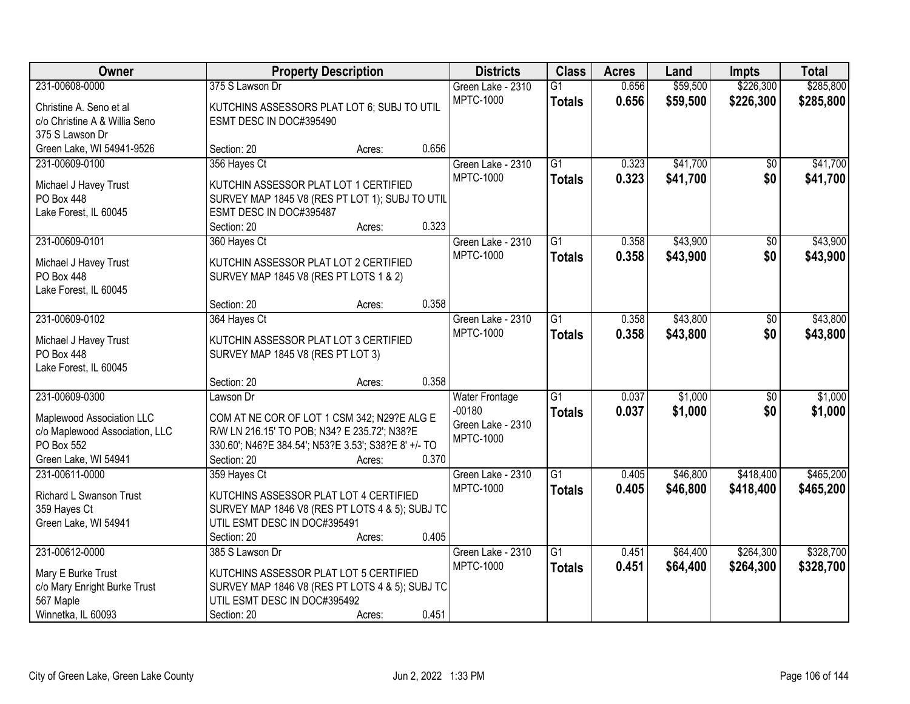| Owner | Property Description | Districts | Class | Acres | Land | Impts | Total |
|---|---|---|---|---|---|---|---|
| 231-00608-0000<br>Christine A. Seno et al<br>c/o Christine A & Willia Seno<br>375 S Lawson Dr<br>Green Lake, WI 54941-9526 | 375 S Lawson Dr<br>KUTCHINS ASSESSORS PLAT LOT 6; SUBJ TO UTIL ESMT DESC IN DOC#395490<br>Section: 20 Acres: 0.656 | Green Lake - 2310<br>MPTC-1000 | G1<br>**Totals** | 0.656<br>**0.656** | $59,500<br>**$59,500** | $226,300<br>**$226,300** | $285,800<br>**$285,800** |
| 231-00609-0100<br>Michael J Havey Trust<br>PO Box 448<br>Lake Forest, IL 60045 | 356 Hayes Ct<br>KUTCHIN ASSESSOR PLAT LOT 1 CERTIFIED SURVEY MAP 1845 V8 (RES PT LOT 1); SUBJ TO UTIL ESMT DESC IN DOC#395487<br>Section: 20 Acres: 0.323 | Green Lake - 2310<br>MPTC-1000 | G1<br>**Totals** | 0.323<br>**0.323** | $41,700<br>**$41,700** | $0<br>**$0** | $41,700<br>**$41,700** |
| 231-00609-0101<br>Michael J Havey Trust<br>PO Box 448<br>Lake Forest, IL 60045 | 360 Hayes Ct<br>KUTCHIN ASSESSOR PLAT LOT 2 CERTIFIED SURVEY MAP 1845 V8 (RES PT LOTS 1 & 2)<br>Section: 20 Acres: 0.358 | Green Lake - 2310<br>MPTC-1000 | G1<br>**Totals** | 0.358<br>**0.358** | $43,900<br>**$43,900** | $0<br>**$0** | $43,900<br>**$43,900** |
| 231-00609-0102<br>Michael J Havey Trust<br>PO Box 448<br>Lake Forest, IL 60045 | 364 Hayes Ct<br>KUTCHIN ASSESSOR PLAT LOT 3 CERTIFIED SURVEY MAP 1845 V8 (RES PT LOT 3)<br>Section: 20 Acres: 0.358 | Green Lake - 2310<br>MPTC-1000 | G1<br>**Totals** | 0.358<br>**0.358** | $43,800<br>**$43,800** | $0<br>**$0** | $43,800<br>**$43,800** |
| 231-00609-0300<br>Maplewood Association LLC<br>c/o Maplewood Association, LLC<br>PO Box 552<br>Green Lake, WI 54941 | Lawson Dr<br>COM AT NE COR OF LOT 1 CSM 342; N29?E ALG E R/W LN 216.15' TO POB; N34? E 235.72'; N38?E 330.60'; N46?E 384.54'; N53?E 3.53'; S38?E 8' +/- TO<br>Section: 20 Acres: 0.370 | Water Frontage -00180<br>Green Lake - 2310<br>MPTC-1000 | G1<br>**Totals** | 0.037<br>**0.037** | $1,000<br>**$1,000** | $0<br>**$0** | $1,000<br>**$1,000** |
| 231-00611-0000<br>Richard L Swanson Trust<br>359 Hayes Ct<br>Green Lake, WI 54941 | 359 Hayes Ct<br>KUTCHINS ASSESSOR PLAT LOT 4 CERTIFIED SURVEY MAP 1846 V8 (RES PT LOTS 4 & 5); SUBJ TC UTIL ESMT DESC IN DOC#395491<br>Section: 20 Acres: 0.405 | Green Lake - 2310<br>MPTC-1000 | G1<br>**Totals** | 0.405<br>**0.405** | $46,800<br>**$46,800** | $418,400<br>**$418,400** | $465,200<br>**$465,200** |
| 231-00612-0000<br>Mary E Burke Trust<br>c/o Mary Enright Burke Trust<br>567 Maple<br>Winnetka, IL 60093 | 385 S Lawson Dr<br>KUTCHINS ASSESSOR PLAT LOT 5 CERTIFIED SURVEY MAP 1846 V8 (RES PT LOTS 4 & 5); SUBJ TC UTIL ESMT DESC IN DOC#395492<br>Section: 20 Acres: 0.451 | Green Lake - 2310<br>MPTC-1000 | G1<br>**Totals** | 0.451<br>**0.451** | $64,400<br>**$64,400** | $264,300<br>**$264,300** | $328,700<br>**$328,700** |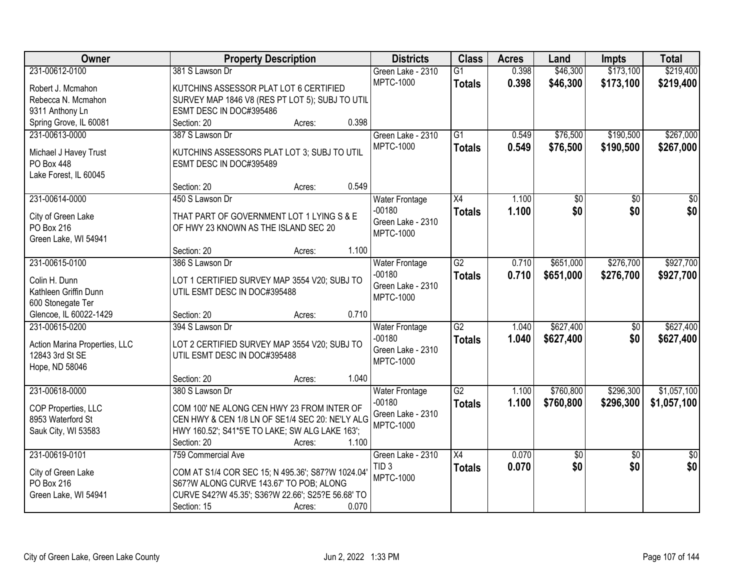| Owner | Property Description | Districts | Class | Acres | Land | Impts | Total |
|---|---|---|---|---|---|---|---|
| 231-00612-0100<br>Robert J. Mcmahon<br>Rebecca N. Mcmahon<br>9311 Anthony Ln<br>Spring Grove, IL 60081 | 381 S Lawson Dr<br>KUTCHINS ASSESSOR PLAT LOT 6 CERTIFIED SURVEY MAP 1846 V8 (RES PT LOT 5); SUBJ TO UTIL ESMT DESC IN DOC#395486<br>Section: 20 Acres: 0.398 | Green Lake - 2310<br>MPTC-1000 | G1<br>**Totals** | 0.398<br>**0.398** | $46,300<br>**$46,300** | $173,100<br>**$173,100** | $219,400<br>**$219,400** |
| 231-00613-0000<br>Michael J Havey Trust<br>PO Box 448<br>Lake Forest, IL 60045 | 387 S Lawson Dr<br>KUTCHINS ASSESSORS PLAT LOT 3; SUBJ TO UTIL ESMT DESC IN DOC#395489<br>Section: 20 Acres: 0.549 | Green Lake - 2310<br>MPTC-1000 | G1<br>**Totals** | 0.549<br>**0.549** | $76,500<br>**$76,500** | $190,500<br>**$190,500** | $267,000<br>**$267,000** |
| 231-00614-0000<br>City of Green Lake<br>PO Box 216<br>Green Lake, WI 54941 | 450 S Lawson Dr<br>THAT PART OF GOVERNMENT LOT 1 LYING S & E OF HWY 23 KNOWN AS THE ISLAND SEC 20<br>Section: 20 Acres: 1.100 | Water Frontage -00180<br>Green Lake - 2310<br>MPTC-1000 | X4<br>**Totals** | 1.100<br>**1.100** | $0<br>**$0** | $0<br>**$0** | $0<br>**$0** |
| 231-00615-0100<br>Colin H. Dunn<br>Kathleen Griffin Dunn<br>600 Stonegate Ter<br>Glencoe, IL 60022-1429 | 386 S Lawson Dr<br>LOT 1 CERTIFIED SURVEY MAP 3554 V20; SUBJ TO UTIL ESMT DESC IN DOC#395488<br>Section: 20 Acres: 0.710 | Water Frontage -00180<br>Green Lake - 2310<br>MPTC-1000 | G2<br>**Totals** | 0.710<br>**0.710** | $651,000<br>**$651,000** | $276,700<br>**$276,700** | $927,700<br>**$927,700** |
| 231-00615-0200<br>Action Marina Properties, LLC<br>12843 3rd St SE<br>Hope, ND 58046 | 394 S Lawson Dr<br>LOT 2 CERTIFIED SURVEY MAP 3554 V20; SUBJ TO UTIL ESMT DESC IN DOC#395488<br>Section: 20 Acres: 1.040 | Water Frontage -00180<br>Green Lake - 2310<br>MPTC-1000 | G2<br>**Totals** | 1.040<br>**1.040** | $627,400<br>**$627,400** | $0<br>**$0** | $627,400<br>**$627,400** |
| 231-00618-0000<br>COP Properties, LLC<br>8953 Waterford St<br>Sauk City, WI 53583 | 380 S Lawson Dr<br>COM 100' NE ALONG CEN HWY 23 FROM INTER OF CEN HWY & CEN 1/8 LN OF SE1/4 SEC 20: NE'LY ALG HWY 160.52'; S41*5'E TO LAKE; SW ALG LAKE 163';<br>Section: 20 Acres: 1.100 | Water Frontage -00180<br>Green Lake - 2310<br>MPTC-1000 | G2<br>**Totals** | 1.100<br>**1.100** | $760,800<br>**$760,800** | $296,300<br>**$296,300** | $1,057,100<br>**$1,057,100** |
| 231-00619-0101<br>City of Green Lake<br>PO Box 216<br>Green Lake, WI 54941 | 759 Commercial Ave<br>COM AT S1/4 COR SEC 15; N 495.36'; S87?W 1024.04' S67?W ALONG CURVE 143.67' TO POB; ALONG CURVE S42?W 45.35'; S36?W 22.66'; S25?E 56.68' TO<br>Section: 15 Acres: 0.070 | Green Lake - 2310<br>TID 3<br>MPTC-1000 | X4<br>**Totals** | 0.070<br>**0.070** | $0<br>**$0** | $0<br>**$0** | $0<br>**$0** |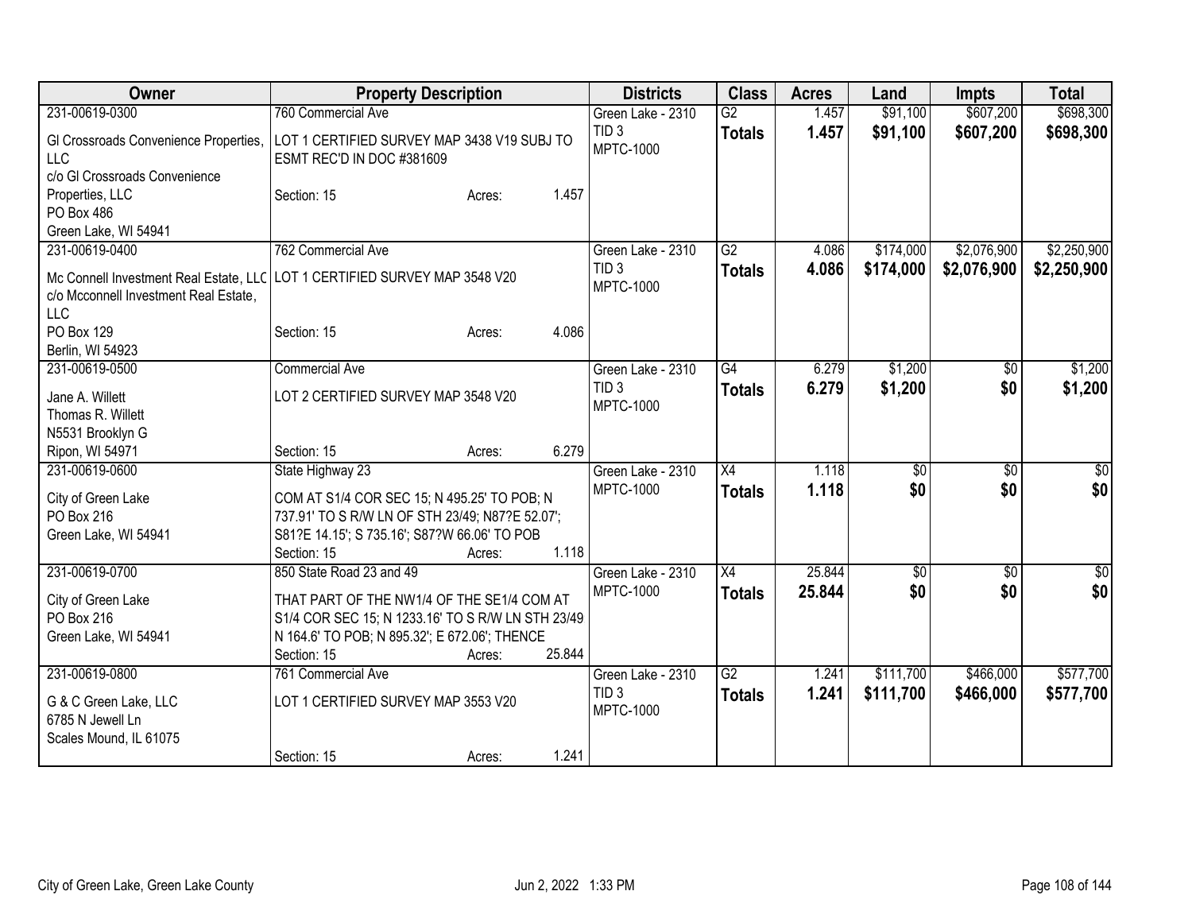| Owner | Property Description | Districts | Class | Acres | Land | Impts | Total |
|---|---|---|---|---|---|---|---|
| 231-00619-0300<br>GI Crossroads Convenience Properties, LLC<br>c/o GI Crossroads Convenience Properties, LLC<br>PO Box 486<br>Green Lake, WI 54941 | 760 Commercial Ave<br>LOT 1 CERTIFIED SURVEY MAP 3438 V19 SUBJ TO ESMT REC'D IN DOC #381609<br>Section: 15 Acres: 1.457 | Green Lake - 2310<br>TID 3<br>MPTC-1000 | G2<br>**Totals** | 1.457<br>**1.457** | $91,100<br>**$91,100** | $607,200<br>**$607,200** | $698,300<br>**$698,300** |
| 231-00619-0400<br>Mc Connell Investment Real Estate, LLC<br>c/o Mcconnell Investment Real Estate, LLC<br>PO Box 129<br>Berlin, WI 54923 | 762 Commercial Ave<br>LOT 1 CERTIFIED SURVEY MAP 3548 V20<br>Section: 15 Acres: 4.086 | Green Lake - 2310<br>TID 3<br>MPTC-1000 | G2<br>**Totals** | 4.086<br>**4.086** | $174,000<br>**$174,000** | $2,076,900<br>**$2,076,900** | $2,250,900<br>**$2,250,900** |
| 231-00619-0500<br>Jane A. Willett<br>Thomas R. Willett<br>N5531 Brooklyn G<br>Ripon, WI 54971 | Commercial Ave<br>LOT 2 CERTIFIED SURVEY MAP 3548 V20<br>Section: 15 Acres: 6.279 | Green Lake - 2310<br>TID 3<br>MPTC-1000 | G4<br>**Totals** | 6.279<br>**6.279** | $1,200<br>**$1,200** | $0<br>**$0** | $1,200<br>**$1,200** |
| 231-00619-0600<br>City of Green Lake<br>PO Box 216<br>Green Lake, WI 54941 | State Highway 23<br>COM AT S1/4 COR SEC 15; N 495.25' TO POB; N 737.91' TO S R/W LN OF STH 23/49; N87?E 52.07'; S81?E 14.15'; S 735.16'; S87?W 66.06' TO POB<br>Section: 15 Acres: 1.118 | Green Lake - 2310<br>MPTC-1000 | X4<br>**Totals** | 1.118<br>**1.118** | $0<br>**$0** | $0<br>**$0** | $0<br>**$0** |
| 231-00619-0700<br>City of Green Lake<br>PO Box 216<br>Green Lake, WI 54941 | 850 State Road 23 and 49<br>THAT PART OF THE NW1/4 OF THE SE1/4 COM AT S1/4 COR SEC 15; N 1233.16' TO S R/W LN STH 23/49 N 164.6' TO POB; N 895.32'; E 672.06'; THENCE<br>Section: 15 Acres: 25.844 | Green Lake - 2310<br>MPTC-1000 | X4<br>**Totals** | 25.844<br>**25.844** | $0<br>**$0** | $0<br>**$0** | $0<br>**$0** |
| 231-00619-0800<br>G & C Green Lake, LLC<br>6785 N Jewell Ln<br>Scales Mound, IL 61075 | 761 Commercial Ave<br>LOT 1 CERTIFIED SURVEY MAP 3553 V20<br>Section: 15 Acres: 1.241 | Green Lake - 2310<br>TID 3<br>MPTC-1000 | G2<br>**Totals** | 1.241<br>**1.241** | $111,700<br>**$111,700** | $466,000<br>**$466,000** | $577,700<br>**$577,700** |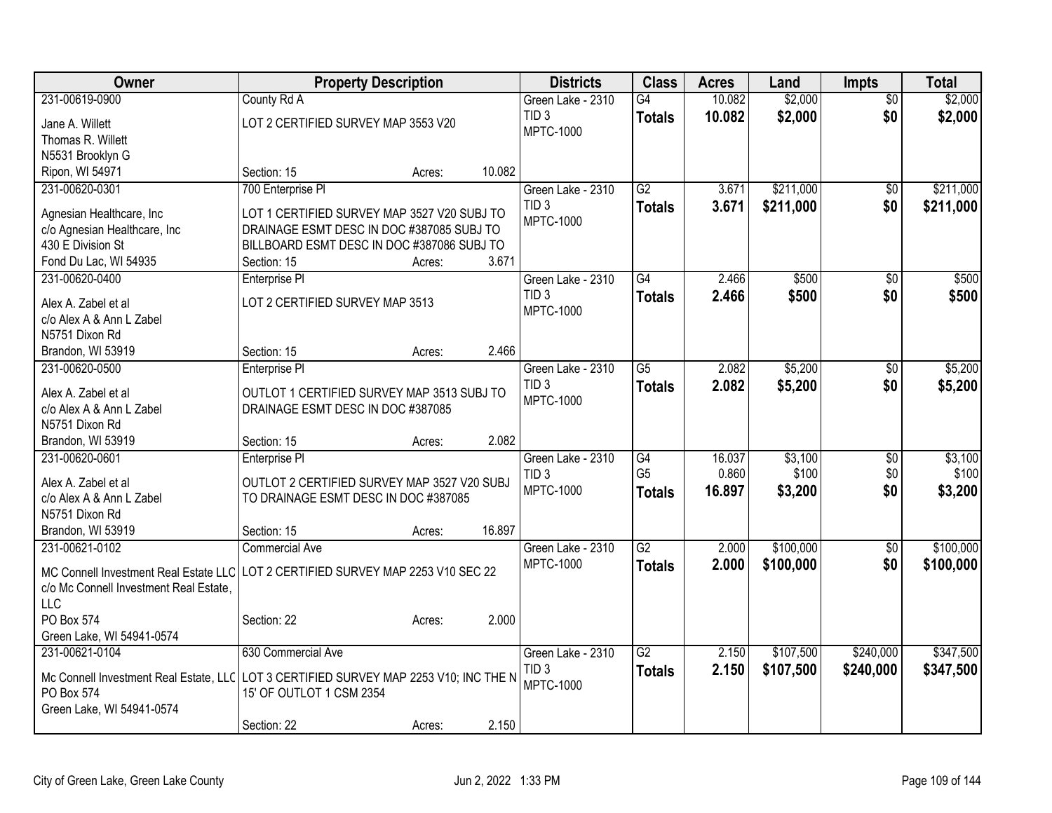| Owner | Property Description | Districts | Class | Acres | Land | Impts | Total |
|---|---|---|---|---|---|---|---|
| 231-00619-0900<br>Jane A. Willett<br>Thomas R. Willett<br>N5531 Brooklyn G<br>Ripon, WI 54971 | County Rd A<br>LOT 2 CERTIFIED SURVEY MAP 3553 V20<br>Section: 15 Acres: 10.082 | Green Lake - 2310<br>TID 3<br>MPTC-1000 | G4<br>**Totals** | 10.082<br>**10.082** | $2,000<br>**$2,000** | $0<br>**$0** | $2,000<br>**$2,000** |
| 231-00620-0301<br>Agnesian Healthcare, Inc<br>c/o Agnesian Healthcare, Inc<br>430 E Division St<br>Fond Du Lac, WI 54935 | 700 Enterprise Pl<br>LOT 1 CERTIFIED SURVEY MAP 3527 V20 SUBJ TO DRAINAGE ESMT DESC IN DOC #387085 SUBJ TO BILLBOARD ESMT DESC IN DOC #387086 SUBJ TO<br>Section: 15 Acres: 3.671 | Green Lake - 2310<br>TID 3<br>MPTC-1000 | G2<br>**Totals** | 3.671<br>**3.671** | $211,000<br>**$211,000** | $0<br>**$0** | $211,000<br>**$211,000** |
| 231-00620-0400<br>Alex A. Zabel et al<br>c/o Alex A & Ann L Zabel<br>N5751 Dixon Rd<br>Brandon, WI 53919 | Enterprise Pl<br>LOT 2 CERTIFIED SURVEY MAP 3513<br>Section: 15 Acres: 2.466 | Green Lake - 2310<br>TID 3<br>MPTC-1000 | G4<br>**Totals** | 2.466<br>**2.466** | $500<br>**$500** | $0<br>**$0** | $500<br>**$500** |
| 231-00620-0500<br>Alex A. Zabel et al<br>c/o Alex A & Ann L Zabel<br>N5751 Dixon Rd<br>Brandon, WI 53919 | Enterprise Pl<br>OUTLOT 1 CERTIFIED SURVEY MAP 3513 SUBJ TO DRAINAGE ESMT DESC IN DOC #387085<br>Section: 15 Acres: 2.082 | Green Lake - 2310<br>TID 3<br>MPTC-1000 | G5<br>**Totals** | 2.082<br>**2.082** | $5,200<br>**$5,200** | $0<br>**$0** | $5,200<br>**$5,200** |
| 231-00620-0601<br>Alex A. Zabel et al<br>c/o Alex A & Ann L Zabel<br>N5751 Dixon Rd<br>Brandon, WI 53919 | Enterprise Pl<br>OUTLOT 2 CERTIFIED SURVEY MAP 3527 V20 SUBJ TO DRAINAGE ESMT DESC IN DOC #387085<br>Section: 15 Acres: 16.897 | Green Lake - 2310<br>TID 3<br>MPTC-1000 | G4<br>G5<br>**Totals** | 16.037<br>0.860<br>**16.897** | $3,100<br>$100<br>**$3,200** | $0<br>$0<br>**$0** | $3,100<br>$100<br>**$3,200** |
| 231-00621-0102<br>MC Connell Investment Real Estate LLC<br>c/o Mc Connell Investment Real Estate, LLC<br>PO Box 574<br>Green Lake, WI 54941-0574 | Commercial Ave<br>LOT 2 CERTIFIED SURVEY MAP 2253 V10 SEC 22<br>Section: 22 Acres: 2.000 | Green Lake - 2310<br>MPTC-1000 | G2<br>**Totals** | 2.000<br>**2.000** | $100,000<br>**$100,000** | $0<br>**$0** | $100,000<br>**$100,000** |
| 231-00621-0104<br>Mc Connell Investment Real Estate, LLC<br>PO Box 574<br>Green Lake, WI 54941-0574 | 630 Commercial Ave<br>LOT 3 CERTIFIED SURVEY MAP 2253 V10; INC THE N 15' OF OUTLOT 1 CSM 2354<br>Section: 22 Acres: 2.150 | Green Lake - 2310<br>TID 3<br>MPTC-1000 | G2<br>**Totals** | 2.150<br>**2.150** | $107,500<br>**$107,500** | $240,000<br>**$240,000** | $347,500<br>**$347,500** |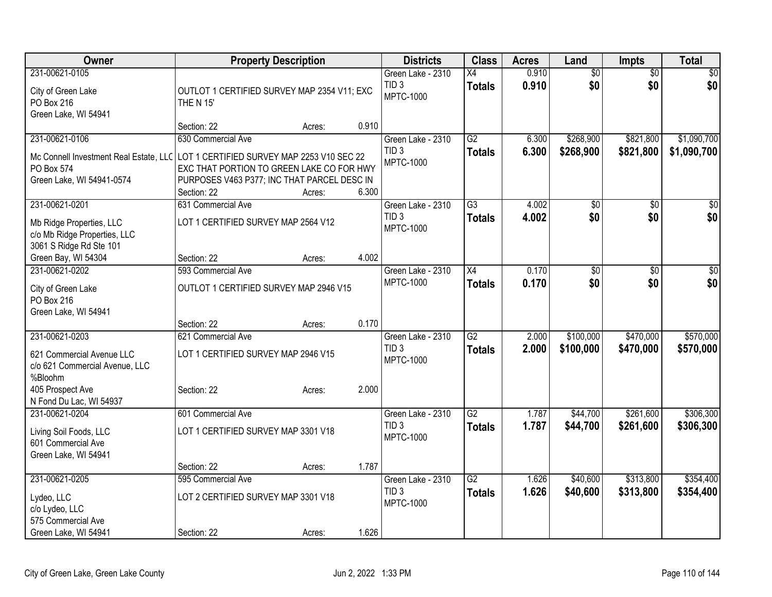| Owner | Property Description | | | Districts | Class | Acres | Land | Impts | Total |
|---|---|---|---|---|---|---|---|---|---|
| 231-00621-0105<br>City of Green Lake<br>PO Box 216<br>Green Lake, WI 54941 | OUTLOT 1 CERTIFIED SURVEY MAP 2354 V11; EXC THE N 15'<br>Section: 22 | Acres: | 0.910 | Green Lake - 2310<br>TID 3<br>MPTC-1000 | X4<br>**Totals** | 0.910<br>**0.910** | $0<br>**$0** | $0<br>**$0** | $0<br>**$0** |
| 231-00621-0106<br>Mc Connell Investment Real Estate, LLC<br>PO Box 574<br>Green Lake, WI 54941-0574 | 630 Commercial Ave<br>LOT 1 CERTIFIED SURVEY MAP 2253 V10 SEC 22 EXC THAT PORTION TO GREEN LAKE CO FOR HWY PURPOSES V463 P377; INC THAT PARCEL DESC IN<br>Section: 22 | Acres: | 6.300 | Green Lake - 2310<br>TID 3<br>MPTC-1000 | G2<br>**Totals** | 6.300<br>**6.300** | $268,900<br>**$268,900** | $821,800<br>**$821,800** | $1,090,700<br>**$1,090,700** |
| 231-00621-0201<br>Mb Ridge Properties, LLC<br>c/o Mb Ridge Properties, LLC<br>3061 S Ridge Rd Ste 101<br>Green Bay, WI 54304 | 631 Commercial Ave<br>LOT 1 CERTIFIED SURVEY MAP 2564 V12<br>Section: 22 | Acres: | 4.002 | Green Lake - 2310<br>TID 3<br>MPTC-1000 | G3<br>**Totals** | 4.002<br>**4.002** | $0<br>**$0** | $0<br>**$0** | $0<br>**$0** |
| 231-00621-0202<br>City of Green Lake<br>PO Box 216<br>Green Lake, WI 54941 | 593 Commercial Ave<br>OUTLOT 1 CERTIFIED SURVEY MAP 2946 V15<br>Section: 22 | Acres: | 0.170 | Green Lake - 2310<br>MPTC-1000 | X4<br>**Totals** | 0.170<br>**0.170** | $0<br>**$0** | $0<br>**$0** | $0<br>**$0** |
| 231-00621-0203<br>621 Commercial Avenue LLC<br>c/o 621 Commercial Avenue, LLC %Bloohm<br>405 Prospect Ave<br>N Fond Du Lac, WI 54937 | 621 Commercial Ave<br>LOT 1 CERTIFIED SURVEY MAP 2946 V15<br>Section: 22 | Acres: | 2.000 | Green Lake - 2310<br>TID 3<br>MPTC-1000 | G2<br>**Totals** | 2.000<br>**2.000** | $100,000<br>**$100,000** | $470,000<br>**$470,000** | $570,000<br>**$570,000** |
| 231-00621-0204<br>Living Soil Foods, LLC<br>601 Commercial Ave<br>Green Lake, WI 54941 | 601 Commercial Ave<br>LOT 1 CERTIFIED SURVEY MAP 3301 V18<br>Section: 22 | Acres: | 1.787 | Green Lake - 2310<br>TID 3<br>MPTC-1000 | G2<br>**Totals** | 1.787<br>**1.787** | $44,700<br>**$44,700** | $261,600<br>**$261,600** | $306,300<br>**$306,300** |
| 231-00621-0205<br>Lydeo, LLC<br>c/o Lydeo, LLC<br>575 Commercial Ave<br>Green Lake, WI 54941 | 595 Commercial Ave<br>LOT 2 CERTIFIED SURVEY MAP 3301 V18<br>Section: 22 | Acres: | 1.626 | Green Lake - 2310<br>TID 3<br>MPTC-1000 | G2<br>**Totals** | 1.626<br>**1.626** | $40,600<br>**$40,600** | $313,800<br>**$313,800** | $354,400<br>**$354,400** |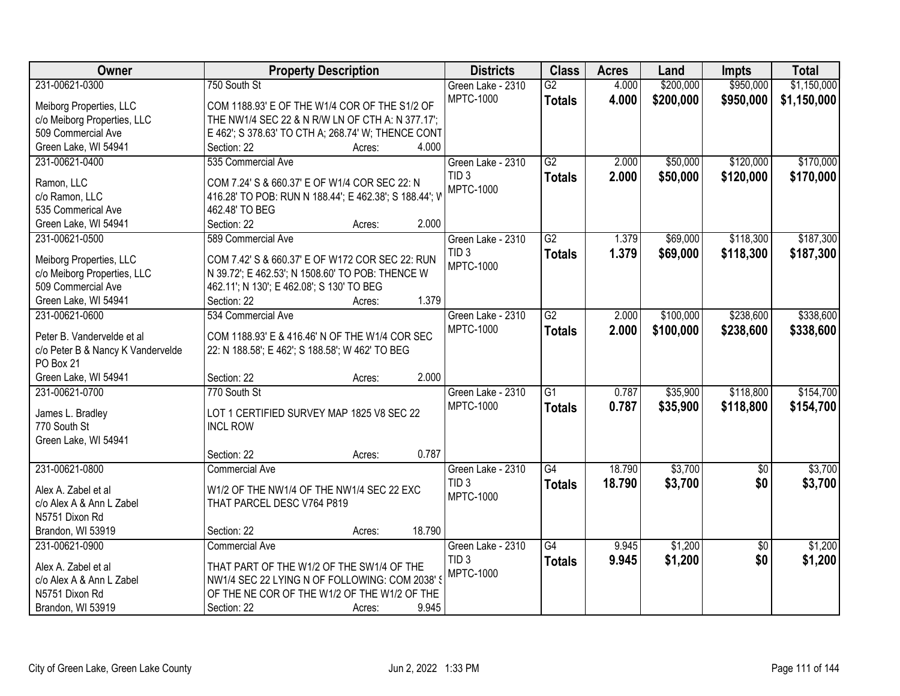| Owner | Property Description | Districts | Class | Acres | Land | Impts | Total |
|---|---|---|---|---|---|---|---|
| 231-00621-0300<br><br>Meiborg Properties, LLC<br>c/o Meiborg Properties, LLC<br>509 Commercial Ave<br>Green Lake, WI 54941 | 750 South St<br><br>COM 1188.93' E OF THE W1/4 COR OF THE S1/2 OF THE NW1/4 SEC 22 & N R/W LN OF CTH A: N 377.17'; E 462'; S 378.63' TO CTH A; 268.74' W; THENCE CONT<br>Section: 22 Acres: 4.000 | Green Lake - 2310<br>MPTC-1000 | G2<br>**Totals** | 4.000<br>**4.000** | $200,000<br>**$200,000** | $950,000<br>**$950,000** | $1,150,000<br>**$1,150,000** |
| 231-00621-0400<br><br>Ramon, LLC<br>c/o Ramon, LLC<br>535 Commerical Ave<br>Green Lake, WI 54941 | 535 Commercial Ave<br><br>COM 7.24' S & 660.37' E OF W1/4 COR SEC 22: N 416.28' TO POB: RUN N 188.44'; E 462.38'; S 188.44'; W 462.48' TO BEG<br>Section: 22 Acres: 2.000 | Green Lake - 2310<br>TID 3<br>MPTC-1000 | G2<br>**Totals** | 2.000<br>**2.000** | $50,000<br>**$50,000** | $120,000<br>**$120,000** | $170,000<br>**$170,000** |
| 231-00621-0500<br><br>Meiborg Properties, LLC<br>c/o Meiborg Properties, LLC<br>509 Commercial Ave<br>Green Lake, WI 54941 | 589 Commercial Ave<br><br>COM 7.42' S & 660.37' E OF W172 COR SEC 22: RUN N 39.72'; E 462.53'; N 1508.60' TO POB: THENCE W 462.11'; N 130'; E 462.08'; S 130' TO BEG<br>Section: 22 Acres: 1.379 | Green Lake - 2310<br>TID 3<br>MPTC-1000 | G2<br>**Totals** | 1.379<br>**1.379** | $69,000<br>**$69,000** | $118,300<br>**$118,300** | $187,300<br>**$187,300** |
| 231-00621-0600<br><br>Peter B. Vandervelde et al<br>c/o Peter B & Nancy K Vandervelde<br>PO Box 21<br>Green Lake, WI 54941 | 534 Commercial Ave<br><br>COM 1188.93' E & 416.46' N OF THE W1/4 COR SEC 22: N 188.58'; E 462'; S 188.58'; W 462' TO BEG<br>Section: 22 Acres: 2.000 | Green Lake - 2310<br>MPTC-1000 | G2<br>**Totals** | 2.000<br>**2.000** | $100,000<br>**$100,000** | $238,600<br>**$238,600** | $338,600<br>**$338,600** |
| 231-00621-0700<br><br>James L. Bradley<br>770 South St<br>Green Lake, WI 54941 | 770 South St<br><br>LOT 1 CERTIFIED SURVEY MAP 1825 V8 SEC 22 INCL ROW<br>Section: 22 Acres: 0.787 | Green Lake - 2310<br>MPTC-1000 | G1<br>**Totals** | 0.787<br>**0.787** | $35,900<br>**$35,900** | $118,800<br>**$118,800** | $154,700<br>**$154,700** |
| 231-00621-0800<br><br>Alex A. Zabel et al<br>c/o Alex A & Ann L Zabel<br>N5751 Dixon Rd<br>Brandon, WI 53919 | Commercial Ave<br><br>W1/2 OF THE NW1/4 OF THE NW1/4 SEC 22 EXC THAT PARCEL DESC V764 P819<br>Section: 22 Acres: 18.790 | Green Lake - 2310<br>TID 3<br>MPTC-1000 | G4<br>**Totals** | 18.790<br>**18.790** | $3,700<br>**$3,700** | $0<br>**$0** | $3,700<br>**$3,700** |
| 231-00621-0900<br><br>Alex A. Zabel et al<br>c/o Alex A & Ann L Zabel<br>N5751 Dixon Rd<br>Brandon, WI 53919 | Commercial Ave<br><br>THAT PART OF THE W1/2 OF THE SW1/4 OF THE NW1/4 SEC 22 LYING N OF FOLLOWING: COM 2038' S OF THE NE COR OF THE W1/2 OF THE W1/2 OF THE<br>Section: 22 Acres: 9.945 | Green Lake - 2310<br>TID 3<br>MPTC-1000 | G4<br>**Totals** | 9.945<br>**9.945** | $1,200<br>**$1,200** | $0<br>**$0** | $1,200<br>**$1,200** |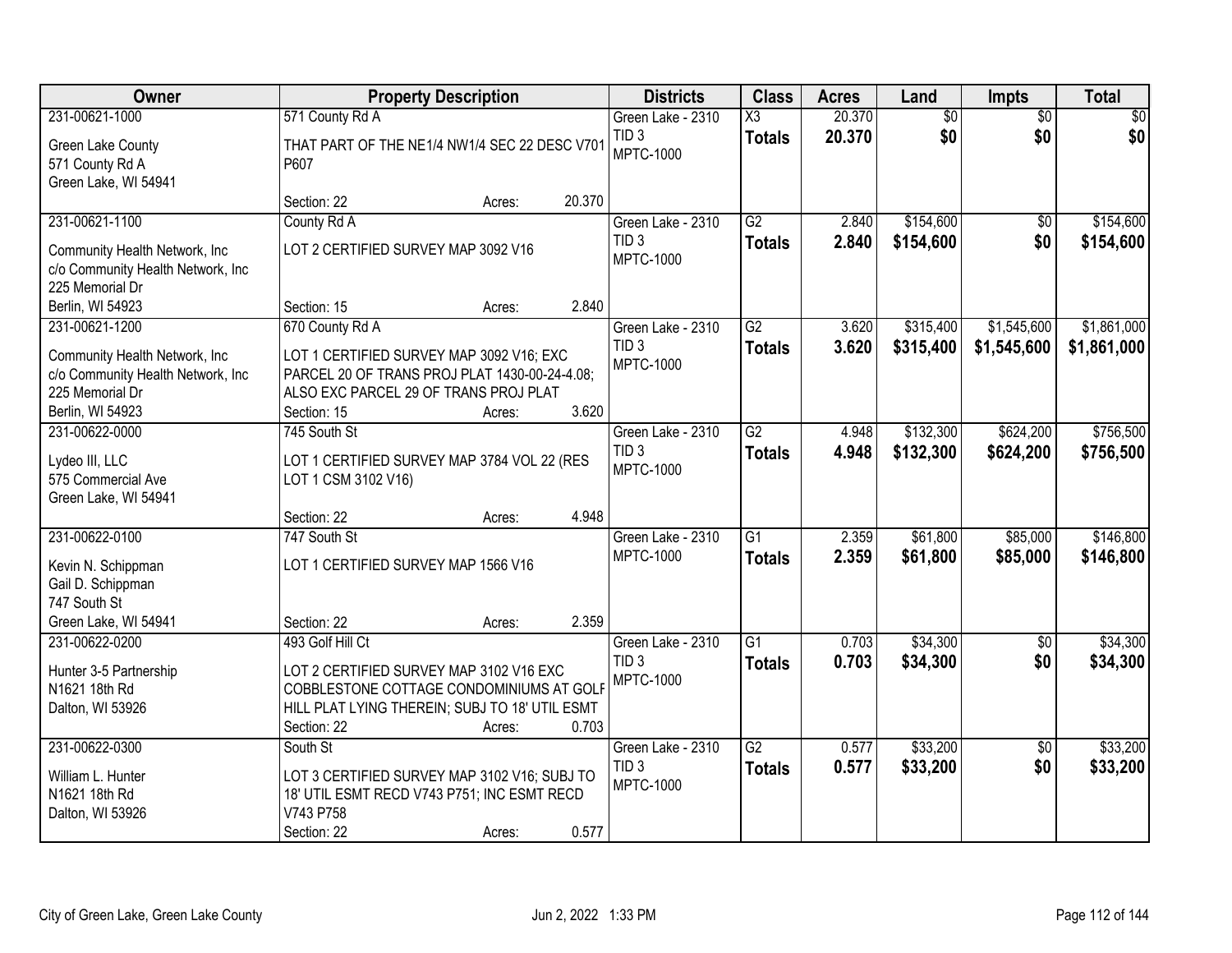| Owner | Property Description | Districts | Class | Acres | Land | Impts | Total |
|---|---|---|---|---|---|---|---|
| 231-00621-1000<br>Green Lake County<br>571 County Rd A<br>Green Lake, WI 54941 | 571 County Rd A<br>THAT PART OF THE NE1/4 NW1/4 SEC 22 DESC V701 P607<br>Section: 22 Acres: 20.370 | Green Lake - 2310<br>TID 3<br>MPTC-1000 | X3<br>**Totals** | 20.370<br>**20.370** | $0<br>**$0** | $0<br>**$0** | $0<br>**$0** |
| 231-00621-1100<br>Community Health Network, Inc<br>c/o Community Health Network, Inc<br>225 Memorial Dr<br>Berlin, WI 54923 | County Rd A<br>LOT 2 CERTIFIED SURVEY MAP 3092 V16<br>Section: 15 Acres: 2.840 | Green Lake - 2310<br>TID 3<br>MPTC-1000 | G2<br>**Totals** | 2.840<br>**2.840** | $154,600<br>**$154,600** | $0<br>**$0** | $154,600<br>**$154,600** |
| 231-00621-1200<br>Community Health Network, Inc<br>c/o Community Health Network, Inc<br>225 Memorial Dr<br>Berlin, WI 54923 | 670 County Rd A<br>LOT 1 CERTIFIED SURVEY MAP 3092 V16; EXC PARCEL 20 OF TRANS PROJ PLAT 1430-00-24-4.08; ALSO EXC PARCEL 29 OF TRANS PROJ PLAT<br>Section: 15 Acres: 3.620 | Green Lake - 2310<br>TID 3<br>MPTC-1000 | G2<br>**Totals** | 3.620<br>**3.620** | $315,400<br>**$315,400** | $1,545,600<br>**$1,545,600** | $1,861,000<br>**$1,861,000** |
| 231-00622-0000<br>Lydeo III, LLC<br>575 Commercial Ave<br>Green Lake, WI 54941 | 745 South St<br>LOT 1 CERTIFIED SURVEY MAP 3784 VOL 22 (RES LOT 1 CSM 3102 V16)<br>Section: 22 Acres: 4.948 | Green Lake - 2310<br>TID 3<br>MPTC-1000 | G2<br>**Totals** | 4.948<br>**4.948** | $132,300<br>**$132,300** | $624,200<br>**$624,200** | $756,500<br>**$756,500** |
| 231-00622-0100<br>Kevin N. Schippman<br>Gail D. Schippman<br>747 South St<br>Green Lake, WI 54941 | 747 South St<br>LOT 1 CERTIFIED SURVEY MAP 1566 V16<br>Section: 22 Acres: 2.359 | Green Lake - 2310<br>MPTC-1000 | G1<br>**Totals** | 2.359<br>**2.359** | $61,800<br>**$61,800** | $85,000<br>**$85,000** | $146,800<br>**$146,800** |
| 231-00622-0200<br>Hunter 3-5 Partnership<br>N1621 18th Rd<br>Dalton, WI 53926 | 493 Golf Hill Ct<br>LOT 2 CERTIFIED SURVEY MAP 3102 V16 EXC COBBLESTONE COTTAGE CONDOMINIUMS AT GOLF HILL PLAT LYING THEREIN; SUBJ TO 18' UTIL ESMT<br>Section: 22 Acres: 0.703 | Green Lake - 2310<br>TID 3<br>MPTC-1000 | G1<br>**Totals** | 0.703<br>**0.703** | $34,300<br>**$34,300** | $0<br>**$0** | $34,300<br>**$34,300** |
| 231-00622-0300<br>William L. Hunter<br>N1621 18th Rd<br>Dalton, WI 53926 | South St<br>LOT 3 CERTIFIED SURVEY MAP 3102 V16; SUBJ TO 18' UTIL ESMT RECD V743 P751; INC ESMT RECD V743 P758<br>Section: 22 Acres: 0.577 | Green Lake - 2310<br>TID 3<br>MPTC-1000 | G2<br>**Totals** | 0.577<br>**0.577** | $33,200<br>**$33,200** | $0<br>**$0** | $33,200<br>**$33,200** |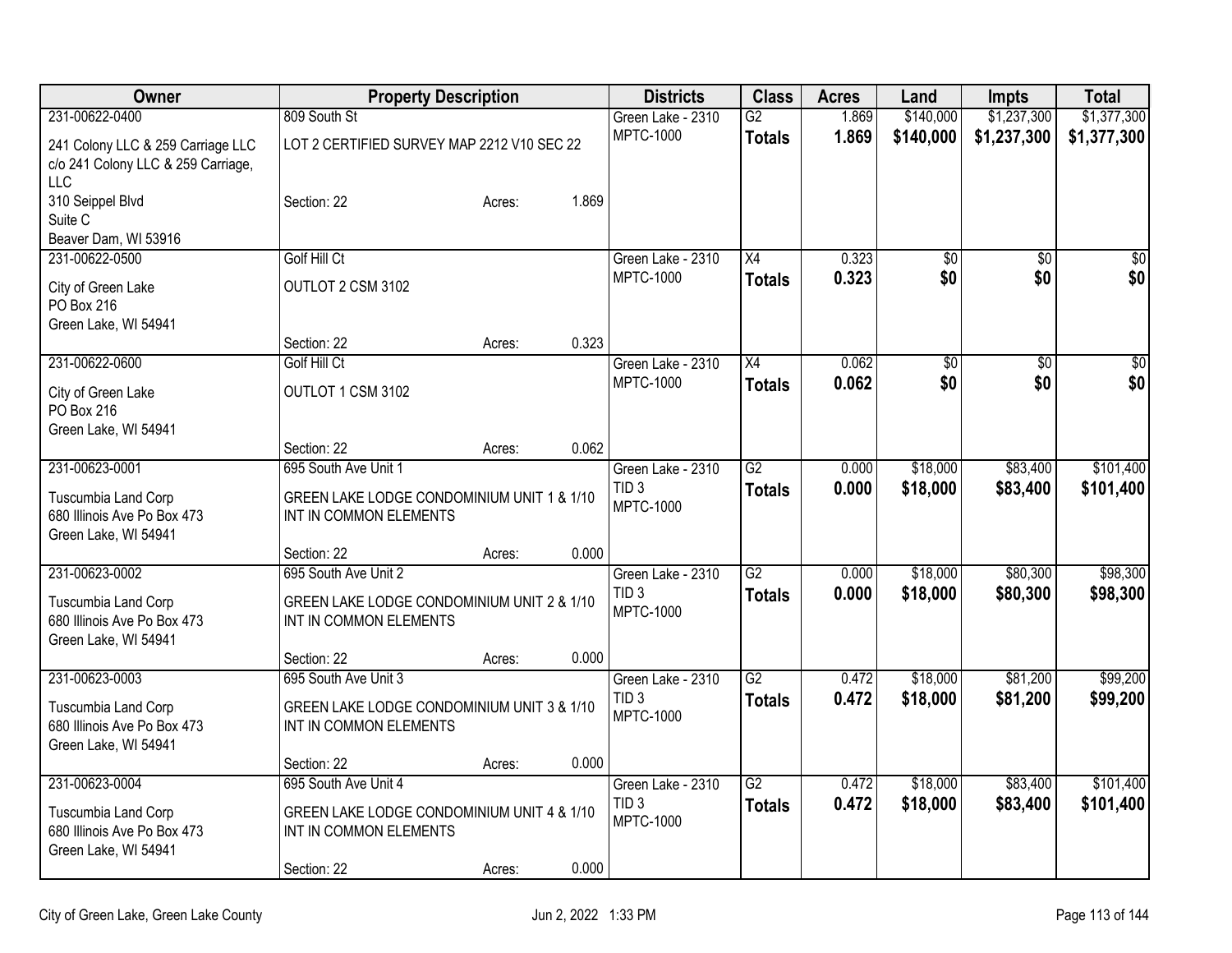| Owner | Property Description | | | Districts | Class | Acres | Land | Impts | Total |
|---|---|---|---|---|---|---|---|---|---|
| 231-00622-0400 | 809 South St | | | Green Lake - 2310 | G2 | 1.869 | $140,000 | $1,237,300 | $1,377,300 |
| 241 Colony LLC & 259 Carriage LLC c/o 241 Colony LLC & 259 Carriage, LLC 310 Seippel Blvd Suite C Beaver Dam, WI 53916 | LOT 2 CERTIFIED SURVEY MAP 2212 V10 SEC 22 | | | MPTC-1000 | **Totals** | **1.869** | **$140,000** | **$1,237,300** | **$1,377,300** |
| | Section: 22 | Acres: | 1.869 | | | | | | |
| 231-00622-0500 | Golf Hill Ct | | | Green Lake - 2310 | X4 | 0.323 | $0 | $0 | $0 |
| City of Green Lake PO Box 216 Green Lake, WI 54941 | OUTLOT 2 CSM 3102 | | | MPTC-1000 | **Totals** | **0.323** | **$0** | **$0** | **$0** |
| | Section: 22 | Acres: | 0.323 | | | | | | |
| 231-00622-0600 | Golf Hill Ct | | | Green Lake - 2310 | X4 | 0.062 | $0 | $0 | $0 |
| City of Green Lake PO Box 216 Green Lake, WI 54941 | OUTLOT 1 CSM 3102 | | | MPTC-1000 | **Totals** | **0.062** | **$0** | **$0** | **$0** |
| | Section: 22 | Acres: | 0.062 | | | | | | |
| 231-00623-0001 | 695 South Ave Unit 1 | | | Green Lake - 2310 | G2 | 0.000 | $18,000 | $83,400 | $101,400 |
| Tuscumbia Land Corp 680 Illinois Ave Po Box 473 Green Lake, WI 54941 | GREEN LAKE LODGE CONDOMINIUM UNIT 1 & 1/10 INT IN COMMON ELEMENTS | | | TID 3 MPTC-1000 | **Totals** | **0.000** | **$18,000** | **$83,400** | **$101,400** |
| | Section: 22 | Acres: | 0.000 | | | | | | |
| 231-00623-0002 | 695 South Ave Unit 2 | | | Green Lake - 2310 | G2 | 0.000 | $18,000 | $80,300 | $98,300 |
| Tuscumbia Land Corp 680 Illinois Ave Po Box 473 Green Lake, WI 54941 | GREEN LAKE LODGE CONDOMINIUM UNIT 2 & 1/10 INT IN COMMON ELEMENTS | | | TID 3 MPTC-1000 | **Totals** | **0.000** | **$18,000** | **$80,300** | **$98,300** |
| | Section: 22 | Acres: | 0.000 | | | | | | |
| 231-00623-0003 | 695 South Ave Unit 3 | | | Green Lake - 2310 | G2 | 0.472 | $18,000 | $81,200 | $99,200 |
| Tuscumbia Land Corp 680 Illinois Ave Po Box 473 Green Lake, WI 54941 | GREEN LAKE LODGE CONDOMINIUM UNIT 3 & 1/10 INT IN COMMON ELEMENTS | | | TID 3 MPTC-1000 | **Totals** | **0.472** | **$18,000** | **$81,200** | **$99,200** |
| | Section: 22 | Acres: | 0.000 | | | | | | |
| 231-00623-0004 | 695 South Ave Unit 4 | | | Green Lake - 2310 | G2 | 0.472 | $18,000 | $83,400 | $101,400 |
| Tuscumbia Land Corp 680 Illinois Ave Po Box 473 Green Lake, WI 54941 | GREEN LAKE LODGE CONDOMINIUM UNIT 4 & 1/10 INT IN COMMON ELEMENTS | | | TID 3 MPTC-1000 | **Totals** | **0.472** | **$18,000** | **$83,400** | **$101,400** |
| | Section: 22 | Acres: | 0.000 | | | | | | |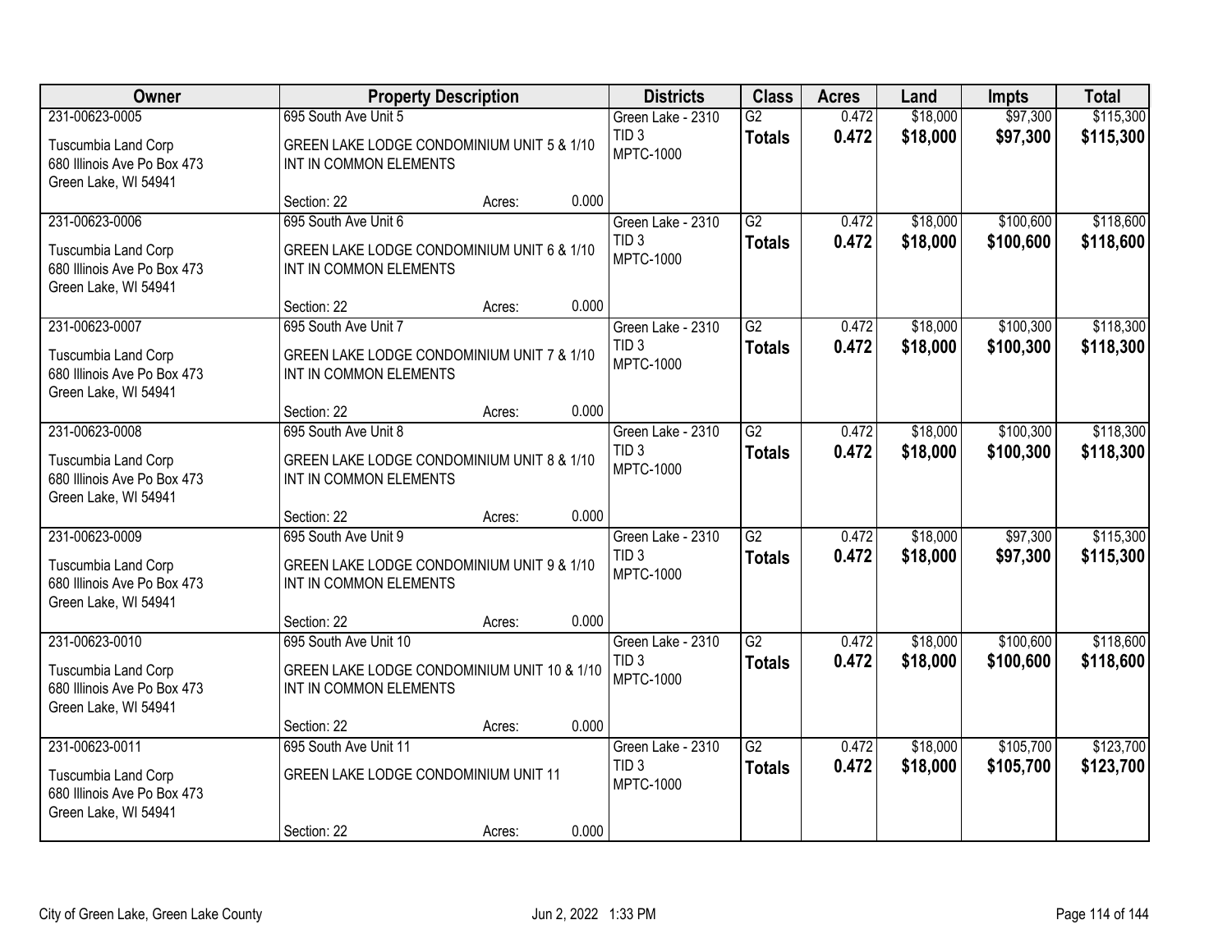| Owner | Property Description | | | Districts | Class | Acres | Land | Impts | Total |
|---|---|---|---|---|---|---|---|---|---|
| 231-00623-0005 | 695 South Ave Unit 5 | | | Green Lake - 2310 | G2 | 0.472 | $18,000 | $97,300 | $115,300 |
| Tuscumbia Land Corp<br>680 Illinois Ave Po Box 473<br>Green Lake, WI 54941 | GREEN LAKE LODGE CONDOMINIUM UNIT 5 & 1/10 INT IN COMMON ELEMENTS | | | TID 3<br>MPTC-1000 | **Totals** | **0.472** | **$18,000** | **$97,300** | **$115,300** |
| | Section: 22 | Acres: | 0.000 | | | | | | |
| 231-00623-0006 | 695 South Ave Unit 6 | | | Green Lake - 2310 | G2 | 0.472 | $18,000 | $100,600 | $118,600 |
| Tuscumbia Land Corp<br>680 Illinois Ave Po Box 473<br>Green Lake, WI 54941 | GREEN LAKE LODGE CONDOMINIUM UNIT 6 & 1/10 INT IN COMMON ELEMENTS | | | TID 3<br>MPTC-1000 | **Totals** | **0.472** | **$18,000** | **$100,600** | **$118,600** |
| | Section: 22 | Acres: | 0.000 | | | | | | |
| 231-00623-0007 | 695 South Ave Unit 7 | | | Green Lake - 2310 | G2 | 0.472 | $18,000 | $100,300 | $118,300 |
| Tuscumbia Land Corp<br>680 Illinois Ave Po Box 473<br>Green Lake, WI 54941 | GREEN LAKE LODGE CONDOMINIUM UNIT 7 & 1/10 INT IN COMMON ELEMENTS | | | TID 3<br>MPTC-1000 | **Totals** | **0.472** | **$18,000** | **$100,300** | **$118,300** |
| | Section: 22 | Acres: | 0.000 | | | | | | |
| 231-00623-0008 | 695 South Ave Unit 8 | | | Green Lake - 2310 | G2 | 0.472 | $18,000 | $100,300 | $118,300 |
| Tuscumbia Land Corp<br>680 Illinois Ave Po Box 473<br>Green Lake, WI 54941 | GREEN LAKE LODGE CONDOMINIUM UNIT 8 & 1/10 INT IN COMMON ELEMENTS | | | TID 3<br>MPTC-1000 | **Totals** | **0.472** | **$18,000** | **$100,300** | **$118,300** |
| | Section: 22 | Acres: | 0.000 | | | | | | |
| 231-00623-0009 | 695 South Ave Unit 9 | | | Green Lake - 2310 | G2 | 0.472 | $18,000 | $97,300 | $115,300 |
| Tuscumbia Land Corp<br>680 Illinois Ave Po Box 473<br>Green Lake, WI 54941 | GREEN LAKE LODGE CONDOMINIUM UNIT 9 & 1/10 INT IN COMMON ELEMENTS | | | TID 3<br>MPTC-1000 | **Totals** | **0.472** | **$18,000** | **$97,300** | **$115,300** |
| | Section: 22 | Acres: | 0.000 | | | | | | |
| 231-00623-0010 | 695 South Ave Unit 10 | | | Green Lake - 2310 | G2 | 0.472 | $18,000 | $100,600 | $118,600 |
| Tuscumbia Land Corp<br>680 Illinois Ave Po Box 473<br>Green Lake, WI 54941 | GREEN LAKE LODGE CONDOMINIUM UNIT 10 & 1/10 INT IN COMMON ELEMENTS | | | TID 3<br>MPTC-1000 | **Totals** | **0.472** | **$18,000** | **$100,600** | **$118,600** |
| | Section: 22 | Acres: | 0.000 | | | | | | |
| 231-00623-0011 | 695 South Ave Unit 11 | | | Green Lake - 2310 | G2 | 0.472 | $18,000 | $105,700 | $123,700 |
| Tuscumbia Land Corp<br>680 Illinois Ave Po Box 473<br>Green Lake, WI 54941 | GREEN LAKE LODGE CONDOMINIUM UNIT 11 | | | TID 3<br>MPTC-1000 | **Totals** | **0.472** | **$18,000** | **$105,700** | **$123,700** |
| | Section: 22 | Acres: | 0.000 | | | | | | |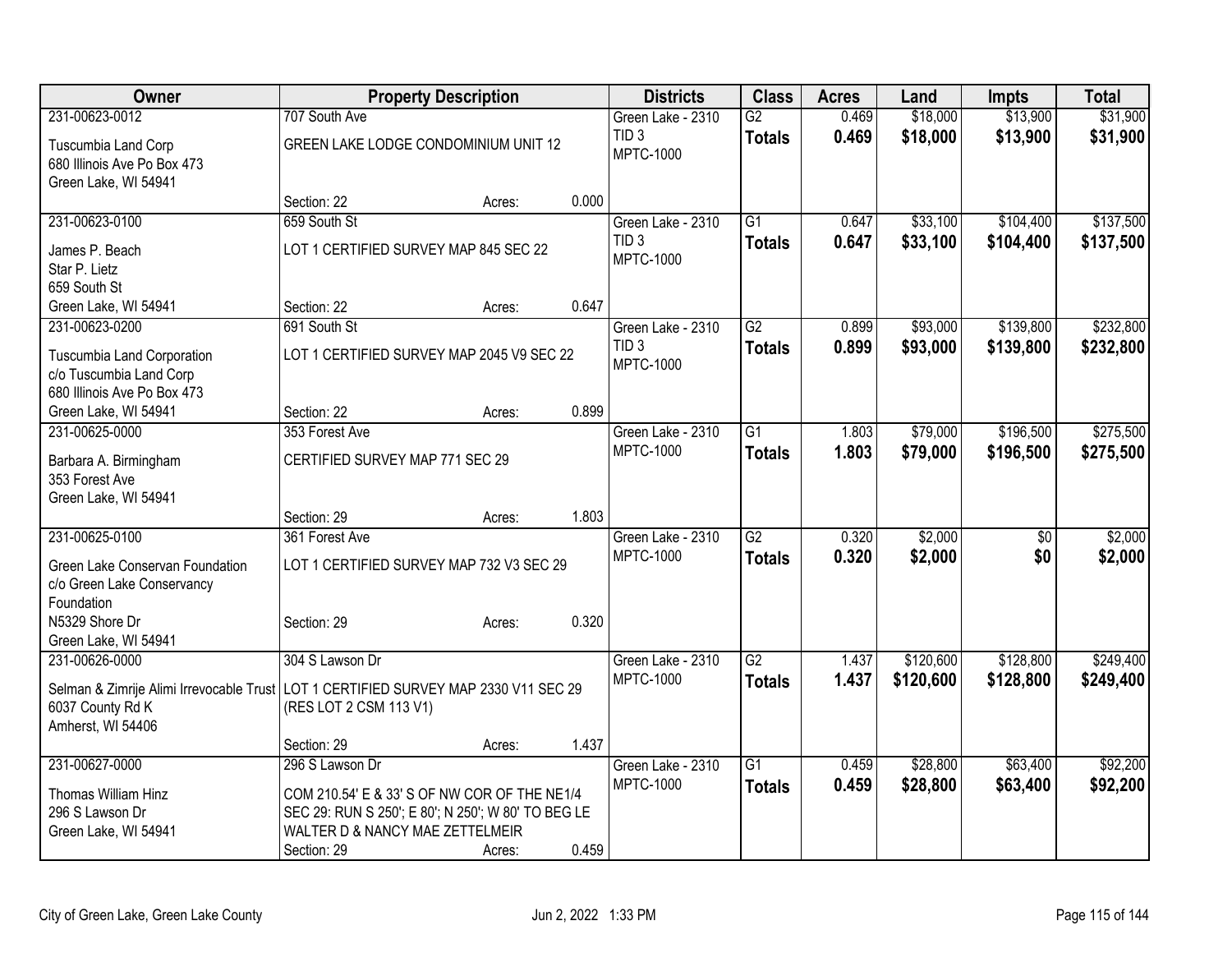| Owner | Property Description | | | Districts | Class | Acres | Land | Impts | Total |
|---|---|---|---|---|---|---|---|---|---|
| 231-00623-0012 | 707 South Ave | | | Green Lake - 2310 | G2 | 0.469 | $18,000 | $13,900 | $31,900 |
| Tuscumbia Land Corp<br>680 Illinois Ave Po Box 473<br>Green Lake, WI 54941 | GREEN LAKE LODGE CONDOMINIUM UNIT 12 | | | TID 3<br>MPTC-1000 | **Totals** | **0.469** | **$18,000** | **$13,900** | **$31,900** |
| | Section: 22 | Acres: | 0.000 | | | | | | |
| 231-00623-0100 | 659 South St | | | Green Lake - 2310 | G1 | 0.647 | $33,100 | $104,400 | $137,500 |
| James P. Beach<br>Star P. Lietz<br>659 South St<br>Green Lake, WI 54941 | LOT 1 CERTIFIED SURVEY MAP 845 SEC 22 | | | TID 3<br>MPTC-1000 | **Totals** | **0.647** | **$33,100** | **$104,400** | **$137,500** |
| | Section: 22 | Acres: | 0.647 | | | | | | |
| 231-00623-0200 | 691 South St | | | Green Lake - 2310 | G2 | 0.899 | $93,000 | $139,800 | $232,800 |
| Tuscumbia Land Corporation<br>c/o Tuscumbia Land Corp<br>680 Illinois Ave Po Box 473<br>Green Lake, WI 54941 | LOT 1 CERTIFIED SURVEY MAP 2045 V9 SEC 22 | | | TID 3<br>MPTC-1000 | **Totals** | **0.899** | **$93,000** | **$139,800** | **$232,800** |
| | Section: 22 | Acres: | 0.899 | | | | | | |
| 231-00625-0000 | 353 Forest Ave | | | Green Lake - 2310 | G1 | 1.803 | $79,000 | $196,500 | $275,500 |
| Barbara A. Birmingham<br>353 Forest Ave<br>Green Lake, WI 54941 | CERTIFIED SURVEY MAP 771 SEC 29 | | | MPTC-1000 | **Totals** | **1.803** | **$79,000** | **$196,500** | **$275,500** |
| | Section: 29 | Acres: | 1.803 | | | | | | |
| 231-00625-0100 | 361 Forest Ave | | | Green Lake - 2310 | G2 | 0.320 | $2,000 | $0 | $2,000 |
| Green Lake Conservan Foundation<br>c/o Green Lake Conservancy Foundation<br>N5329 Shore Dr<br>Green Lake, WI 54941 | LOT 1 CERTIFIED SURVEY MAP 732 V3 SEC 29 | | | MPTC-1000 | **Totals** | **0.320** | **$2,000** | **$0** | **$2,000** |
| | Section: 29 | Acres: | 0.320 | | | | | | |
| 231-00626-0000 | 304 S Lawson Dr | | | Green Lake - 2310 | G2 | 1.437 | $120,600 | $128,800 | $249,400 |
| Selman & Zimrije Alimi Irrevocable Trust<br>6037 County Rd K<br>Amherst, WI 54406 | LOT 1 CERTIFIED SURVEY MAP 2330 V11 SEC 29<br>(RES LOT 2 CSM 113 V1) | | | MPTC-1000 | **Totals** | **1.437** | **$120,600** | **$128,800** | **$249,400** |
| | Section: 29 | Acres: | 1.437 | | | | | | |
| 231-00627-0000 | 296 S Lawson Dr | | | Green Lake - 2310 | G1 | 0.459 | $28,800 | $63,400 | $92,200 |
| Thomas William Hinz<br>296 S Lawson Dr<br>Green Lake, WI 54941 | COM 210.54' E & 33' S OF NW COR OF THE NE1/4<br>SEC 29: RUN S 250'; E 80'; N 250'; W 80' TO BEG LE<br>WALTER D & NANCY MAE ZETTELMEIR | | | MPTC-1000 | **Totals** | **0.459** | **$28,800** | **$63,400** | **$92,200** |
| | Section: 29 | Acres: | 0.459 | | | | | | |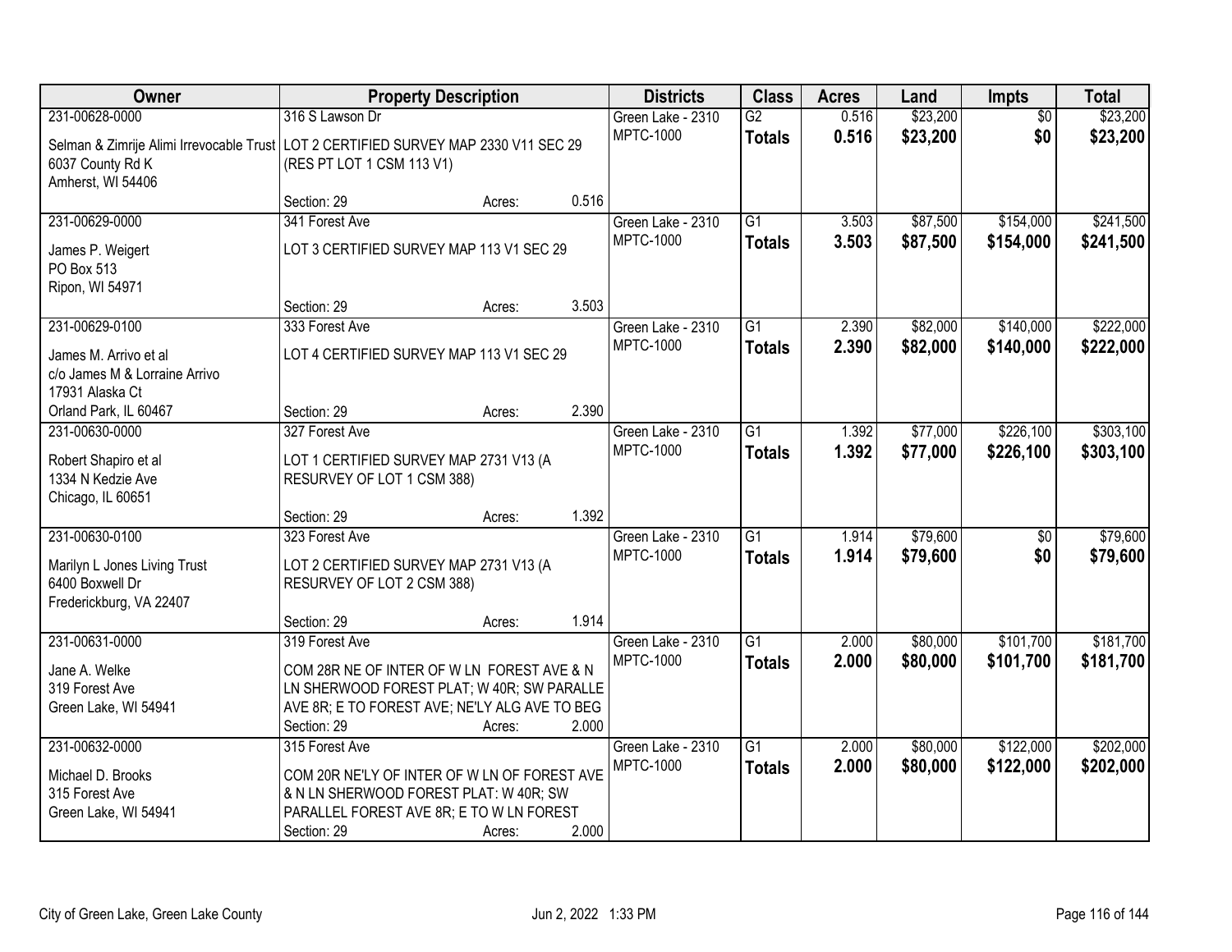| Owner | Property Description | Districts | Class | Acres | Land | Impts | Total |
|---|---|---|---|---|---|---|---|
| 231-00628-0000<br>Selman & Zimrije Alimi Irrevocable Trust<br>6037 County Rd K<br>Amherst, WI 54406 | 316 S Lawson Dr<br>LOT 2 CERTIFIED SURVEY MAP 2330 V11 SEC 29 (RES PT LOT 1 CSM 113 V1)<br>Section: 29 Acres: 0.516 | Green Lake - 2310<br>MPTC-1000 | G2<br>**Totals** | 0.516<br>**0.516** | $23,200<br>**$23,200** | $0<br>**$0** | $23,200<br>**$23,200** |
| 231-00629-0000<br>James P. Weigert<br>PO Box 513<br>Ripon, WI 54971 | 341 Forest Ave<br>LOT 3 CERTIFIED SURVEY MAP 113 V1 SEC 29<br>Section: 29 Acres: 3.503 | Green Lake - 2310<br>MPTC-1000 | G1<br>**Totals** | 3.503<br>**3.503** | $87,500<br>**$87,500** | $154,000<br>**$154,000** | $241,500<br>**$241,500** |
| 231-00629-0100<br>James M. Arrivo et al<br>c/o James M & Lorraine Arrivo<br>17931 Alaska Ct<br>Orland Park, IL 60467 | 333 Forest Ave<br>LOT 4 CERTIFIED SURVEY MAP 113 V1 SEC 29<br>Section: 29 Acres: 2.390 | Green Lake - 2310<br>MPTC-1000 | G1<br>**Totals** | 2.390<br>**2.390** | $82,000<br>**$82,000** | $140,000<br>**$140,000** | $222,000<br>**$222,000** |
| 231-00630-0000<br>Robert Shapiro et al<br>1334 N Kedzie Ave<br>Chicago, IL 60651 | 327 Forest Ave<br>LOT 1 CERTIFIED SURVEY MAP 2731 V13 (A RESURVEY OF LOT 1 CSM 388)<br>Section: 29 Acres: 1.392 | Green Lake - 2310<br>MPTC-1000 | G1<br>**Totals** | 1.392<br>**1.392** | $77,000<br>**$77,000** | $226,100<br>**$226,100** | $303,100<br>**$303,100** |
| 231-00630-0100<br>Marilyn L Jones Living Trust<br>6400 Boxwell Dr<br>Frederickburg, VA 22407 | 323 Forest Ave<br>LOT 2 CERTIFIED SURVEY MAP 2731 V13 (A RESURVEY OF LOT 2 CSM 388)<br>Section: 29 Acres: 1.914 | Green Lake - 2310<br>MPTC-1000 | G1<br>**Totals** | 1.914<br>**1.914** | $79,600<br>**$79,600** | $0<br>**$0** | $79,600<br>**$79,600** |
| 231-00631-0000<br>Jane A. Welke<br>319 Forest Ave<br>Green Lake, WI 54941 | 319 Forest Ave<br>COM 28R NE OF INTER OF W LN FOREST AVE & N LN SHERWOOD FOREST PLAT; W 40R; SW PARALLE AVE 8R; E TO FOREST AVE; NE'LY ALG AVE TO BEG<br>Section: 29 Acres: 2.000 | Green Lake - 2310<br>MPTC-1000 | G1<br>**Totals** | 2.000<br>**2.000** | $80,000<br>**$80,000** | $101,700<br>**$101,700** | $181,700<br>**$181,700** |
| 231-00632-0000<br>Michael D. Brooks<br>315 Forest Ave<br>Green Lake, WI 54941 | 315 Forest Ave<br>COM 20R NE'LY OF INTER OF W LN OF FOREST AVE & N LN SHERWOOD FOREST PLAT: W 40R; SW PARALLEL FOREST AVE 8R; E TO W LN FOREST<br>Section: 29 Acres: 2.000 | Green Lake - 2310<br>MPTC-1000 | G1<br>**Totals** | 2.000<br>**2.000** | $80,000<br>**$80,000** | $122,000<br>**$122,000** | $202,000<br>**$202,000** |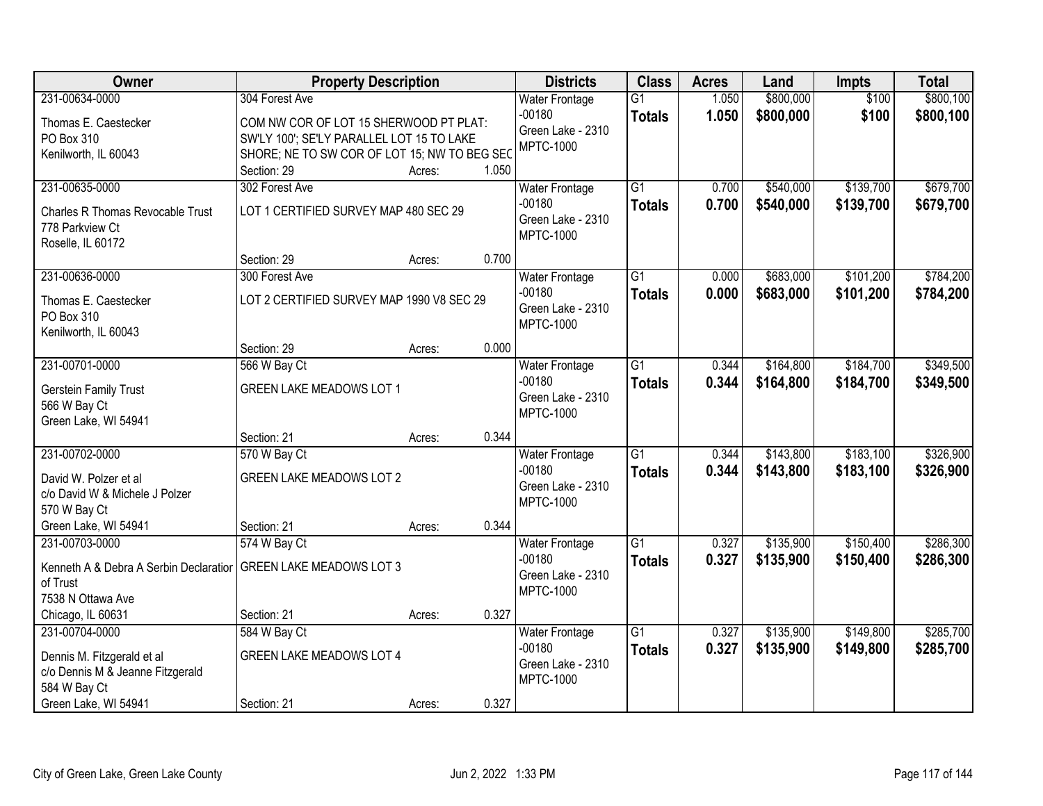| Owner | Property Description | Districts | Class | Acres | Land | Impts | Total |
|---|---|---|---|---|---|---|---|
| 231-00634-0000<br>Thomas E. Caestecker<br>PO Box 310<br>Kenilworth, IL 60043 | 304 Forest Ave<br>COM NW COR OF LOT 15 SHERWOOD PT PLAT: SW'LY 100'; SE'LY PARALLEL LOT 15 TO LAKE SHORE; NE TO SW COR OF LOT 15; NW TO BEG SEC<br>Section: 29 Acres: 1.050 | Water Frontage -00180<br>Green Lake - 2310<br>MPTC-1000 | G1<br>**Totals** | 1.050<br>**1.050** | $800,000<br>**$800,000** | $100<br>**$100** | $800,100<br>**$800,100** |
| 231-00635-0000<br>Charles R Thomas Revocable Trust<br>778 Parkview Ct<br>Roselle, IL 60172 | 302 Forest Ave<br>LOT 1 CERTIFIED SURVEY MAP 480 SEC 29<br>Section: 29 Acres: 0.700 | Water Frontage -00180<br>Green Lake - 2310<br>MPTC-1000 | G1<br>**Totals** | 0.700<br>**0.700** | $540,000<br>**$540,000** | $139,700<br>**$139,700** | $679,700<br>**$679,700** |
| 231-00636-0000<br>Thomas E. Caestecker<br>PO Box 310<br>Kenilworth, IL 60043 | 300 Forest Ave<br>LOT 2 CERTIFIED SURVEY MAP 1990 V8 SEC 29<br>Section: 29 Acres: 0.000 | Water Frontage -00180<br>Green Lake - 2310<br>MPTC-1000 | G1<br>**Totals** | 0.000<br>**0.000** | $683,000<br>**$683,000** | $101,200<br>**$101,200** | $784,200<br>**$784,200** |
| 231-00701-0000<br>Gerstein Family Trust<br>566 W Bay Ct<br>Green Lake, WI 54941 | 566 W Bay Ct<br>GREEN LAKE MEADOWS LOT 1<br>Section: 21 Acres: 0.344 | Water Frontage -00180<br>Green Lake - 2310<br>MPTC-1000 | G1<br>**Totals** | 0.344<br>**0.344** | $164,800<br>**$164,800** | $184,700<br>**$184,700** | $349,500<br>**$349,500** |
| 231-00702-0000<br>David W. Polzer et al<br>c/o David W & Michele J Polzer<br>570 W Bay Ct<br>Green Lake, WI 54941 | 570 W Bay Ct<br>GREEN LAKE MEADOWS LOT 2<br>Section: 21 Acres: 0.344 | Water Frontage -00180<br>Green Lake - 2310<br>MPTC-1000 | G1<br>**Totals** | 0.344<br>**0.344** | $143,800<br>**$143,800** | $183,100<br>**$183,100** | $326,900<br>**$326,900** |
| 231-00703-0000<br>Kenneth A & Debra A Serbin Declaration of Trust<br>7538 N Ottawa Ave<br>Chicago, IL 60631 | 574 W Bay Ct<br>GREEN LAKE MEADOWS LOT 3<br>Section: 21 Acres: 0.327 | Water Frontage -00180<br>Green Lake - 2310<br>MPTC-1000 | G1<br>**Totals** | 0.327<br>**0.327** | $135,900<br>**$135,900** | $150,400<br>**$150,400** | $286,300<br>**$286,300** |
| 231-00704-0000<br>Dennis M. Fitzgerald et al<br>c/o Dennis M & Jeanne Fitzgerald<br>584 W Bay Ct<br>Green Lake, WI 54941 | 584 W Bay Ct<br>GREEN LAKE MEADOWS LOT 4<br>Section: 21 Acres: 0.327 | Water Frontage -00180<br>Green Lake - 2310<br>MPTC-1000 | G1<br>**Totals** | 0.327<br>**0.327** | $135,900<br>**$135,900** | $149,800<br>**$149,800** | $285,700<br>**$285,700** |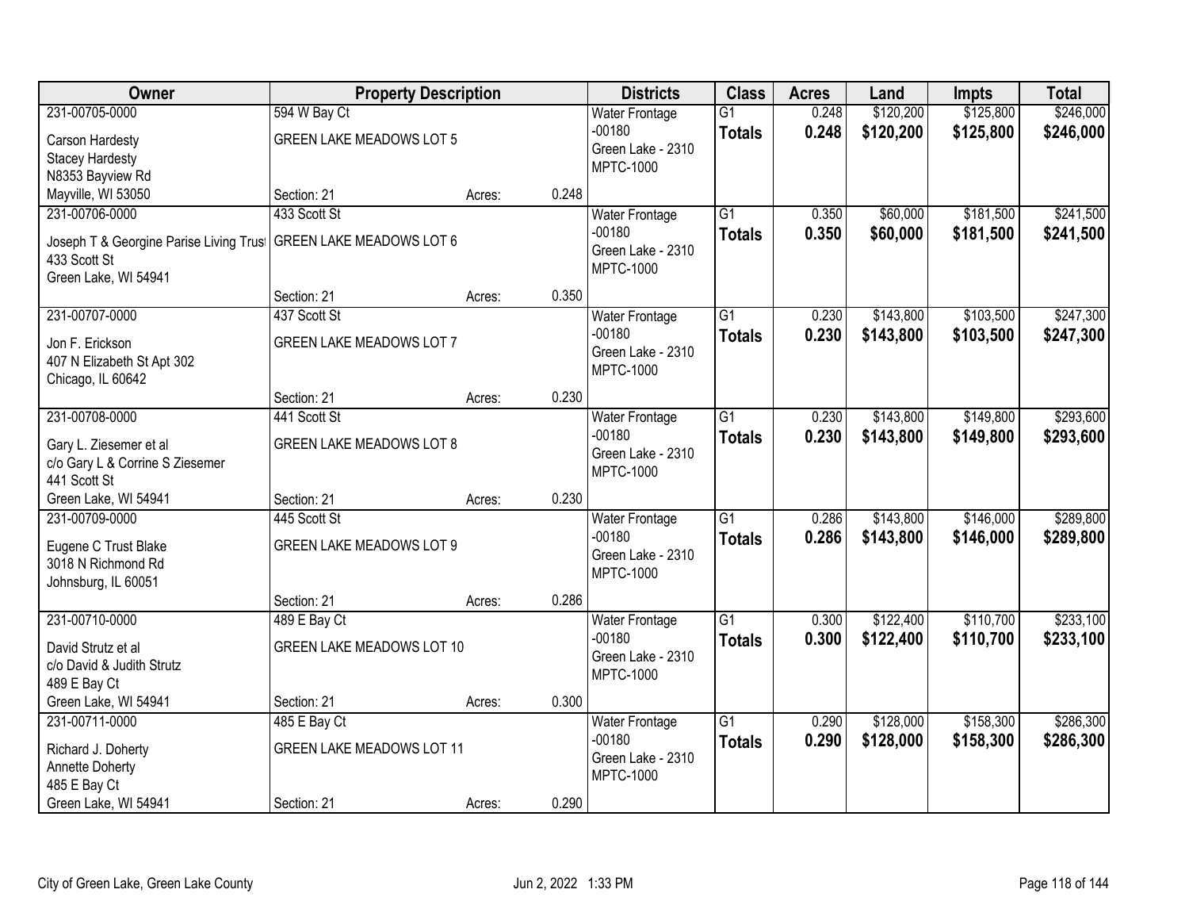| Owner | Property Description | | | Districts | Class | Acres | Land | Impts | Total |
|---|---|---|---|---|---|---|---|---|---|
| 231-00705-0000<br>Carson Hardesty<br>Stacey Hardesty<br>N8353 Bayview Rd<br>Mayville, WI 53050 | 594 W Bay Ct<br>GREEN LAKE MEADOWS LOT 5<br>Section: 21 | Acres: | 0.248 | Water Frontage -00180<br>Green Lake - 2310<br>MPTC-1000 | G1<br>**Totals** | 0.248<br>**0.248** | $120,200<br>**$120,200** | $125,800<br>**$125,800** | $246,000<br>**$246,000** |
| 231-00706-0000<br>Joseph T & Georgine Parise Living Trust<br>433 Scott St<br>Green Lake, WI 54941 | 433 Scott St<br>GREEN LAKE MEADOWS LOT 6<br>Section: 21 | Acres: | 0.350 | Water Frontage -00180<br>Green Lake - 2310<br>MPTC-1000 | G1<br>**Totals** | 0.350<br>**0.350** | $60,000<br>**$60,000** | $181,500<br>**$181,500** | $241,500<br>**$241,500** |
| 231-00707-0000<br>Jon F. Erickson<br>407 N Elizabeth St Apt 302<br>Chicago, IL 60642 | 437 Scott St<br>GREEN LAKE MEADOWS LOT 7<br>Section: 21 | Acres: | 0.230 | Water Frontage -00180<br>Green Lake - 2310<br>MPTC-1000 | G1<br>**Totals** | 0.230<br>**0.230** | $143,800<br>**$143,800** | $103,500<br>**$103,500** | $247,300<br>**$247,300** |
| 231-00708-0000<br>Gary L. Ziesemer et al<br>c/o Gary L & Corrine S Ziesemer<br>441 Scott St<br>Green Lake, WI 54941 | 441 Scott St<br>GREEN LAKE MEADOWS LOT 8<br>Section: 21 | Acres: | 0.230 | Water Frontage -00180<br>Green Lake - 2310<br>MPTC-1000 | G1<br>**Totals** | 0.230<br>**0.230** | $143,800<br>**$143,800** | $149,800<br>**$149,800** | $293,600<br>**$293,600** |
| 231-00709-0000<br>Eugene C Trust Blake<br>3018 N Richmond Rd<br>Johnsburg, IL 60051 | 445 Scott St<br>GREEN LAKE MEADOWS LOT 9<br>Section: 21 | Acres: | 0.286 | Water Frontage -00180<br>Green Lake - 2310<br>MPTC-1000 | G1<br>**Totals** | 0.286<br>**0.286** | $143,800<br>**$143,800** | $146,000<br>**$146,000** | $289,800<br>**$289,800** |
| 231-00710-0000<br>David Strutz et al<br>c/o David & Judith Strutz<br>489 E Bay Ct<br>Green Lake, WI 54941 | 489 E Bay Ct<br>GREEN LAKE MEADOWS LOT 10<br>Section: 21 | Acres: | 0.300 | Water Frontage -00180<br>Green Lake - 2310<br>MPTC-1000 | G1<br>**Totals** | 0.300<br>**0.300** | $122,400<br>**$122,400** | $110,700<br>**$110,700** | $233,100<br>**$233,100** |
| 231-00711-0000<br>Richard J. Doherty<br>Annette Doherty<br>485 E Bay Ct<br>Green Lake, WI 54941 | 485 E Bay Ct<br>GREEN LAKE MEADOWS LOT 11<br>Section: 21 | Acres: | 0.290 | Water Frontage -00180<br>Green Lake - 2310<br>MPTC-1000 | G1<br>**Totals** | 0.290<br>**0.290** | $128,000<br>**$128,000** | $158,300<br>**$158,300** | $286,300<br>**$286,300** |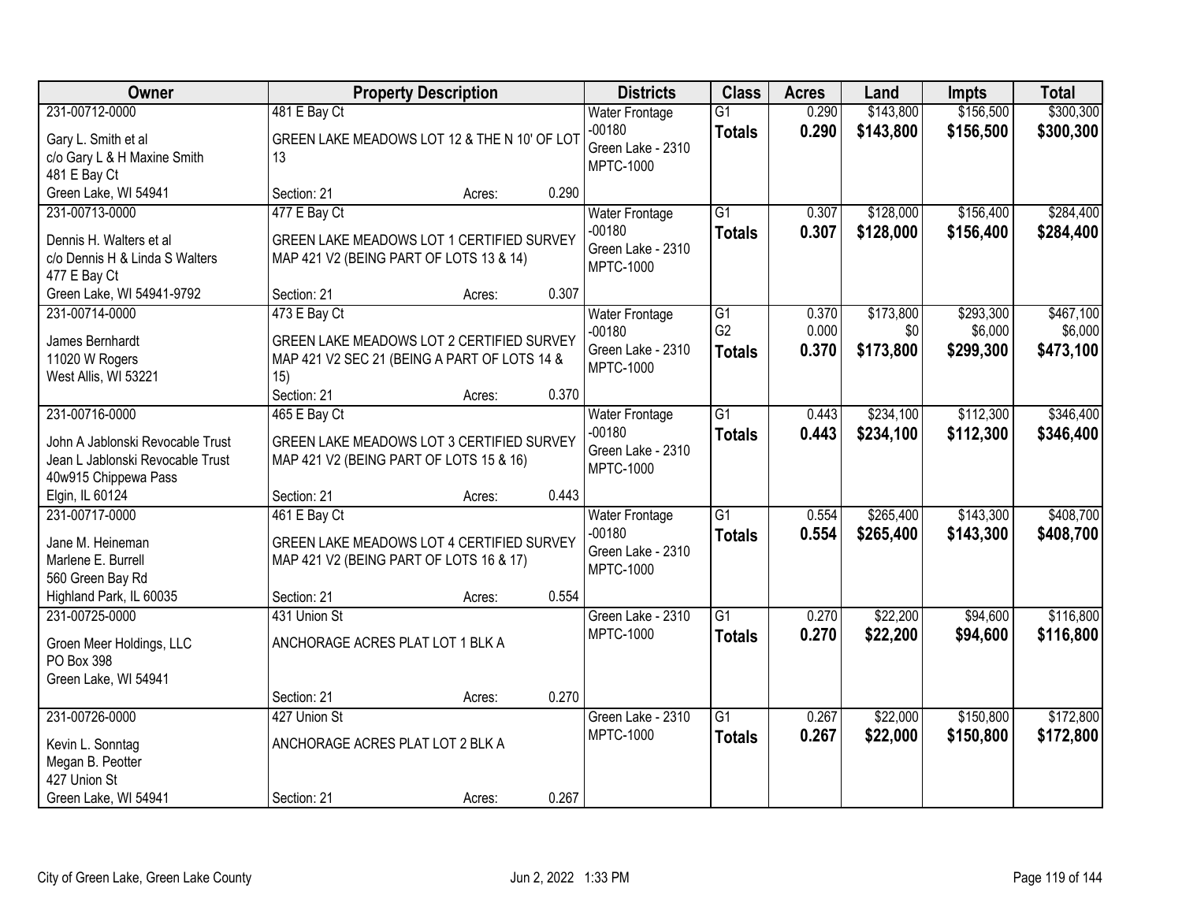| Owner | Property Description | Districts | Class | Acres | Land | Impts | Total |
|---|---|---|---|---|---|---|---|
| 231-00712-0000<br>Gary L. Smith et al<br>c/o Gary L & H Maxine Smith<br>481 E Bay Ct<br>Green Lake, WI 54941 | 481 E Bay Ct<br>GREEN LAKE MEADOWS LOT 12 & THE N 10' OF LOT 13<br>Section: 21 Acres: 0.290 | Water Frontage -00180<br>Green Lake - 2310<br>MPTC-1000 | G1<br>**Totals** | 0.290<br>**0.290** | $143,800<br>**$143,800** | $156,500<br>**$156,500** | $300,300<br>**$300,300** |
| 231-00713-0000<br>Dennis H. Walters et al<br>c/o Dennis H & Linda S Walters<br>477 E Bay Ct<br>Green Lake, WI 54941-9792 | 477 E Bay Ct<br>GREEN LAKE MEADOWS LOT 1 CERTIFIED SURVEY MAP 421 V2 (BEING PART OF LOTS 13 & 14)<br>Section: 21 Acres: 0.307 | Water Frontage -00180<br>Green Lake - 2310<br>MPTC-1000 | G1<br>**Totals** | 0.307<br>**0.307** | $128,000<br>**$128,000** | $156,400<br>**$156,400** | $284,400<br>**$284,400** |
| 231-00714-0000<br>James Bernhardt<br>11020 W Rogers<br>West Allis, WI 53221 | 473 E Bay Ct<br>GREEN LAKE MEADOWS LOT 2 CERTIFIED SURVEY MAP 421 V2 SEC 21 (BEING A PART OF LOTS 14 & 15)<br>Section: 21 Acres: 0.370 | Water Frontage -00180<br>Green Lake - 2310<br>MPTC-1000 | G1<br>G2<br>**Totals** | 0.370<br>0.000<br>**0.370** | $173,800<br>$0<br>**$173,800** | $293,300<br>$6,000<br>**$299,300** | $467,100<br>$6,000<br>**$473,100** |
| 231-00716-0000<br>John A Jablonski Revocable Trust<br>Jean L Jablonski Revocable Trust<br>40w915 Chippewa Pass<br>Elgin, IL 60124 | 465 E Bay Ct<br>GREEN LAKE MEADOWS LOT 3 CERTIFIED SURVEY MAP 421 V2 (BEING PART OF LOTS 15 & 16)<br>Section: 21 Acres: 0.443 | Water Frontage -00180<br>Green Lake - 2310<br>MPTC-1000 | G1<br>**Totals** | 0.443<br>**0.443** | $234,100<br>**$234,100** | $112,300<br>**$112,300** | $346,400<br>**$346,400** |
| 231-00717-0000<br>Jane M. Heineman<br>Marlene E. Burrell<br>560 Green Bay Rd<br>Highland Park, IL 60035 | 461 E Bay Ct<br>GREEN LAKE MEADOWS LOT 4 CERTIFIED SURVEY MAP 421 V2 (BEING PART OF LOTS 16 & 17)<br>Section: 21 Acres: 0.554 | Water Frontage -00180<br>Green Lake - 2310<br>MPTC-1000 | G1<br>**Totals** | 0.554<br>**0.554** | $265,400<br>**$265,400** | $143,300<br>**$143,300** | $408,700<br>**$408,700** |
| 231-00725-0000<br>Groen Meer Holdings, LLC<br>PO Box 398<br>Green Lake, WI 54941 | 431 Union St<br>ANCHORAGE ACRES PLAT LOT 1 BLK A<br>Section: 21 Acres: 0.270 | Green Lake - 2310<br>MPTC-1000 | G1<br>**Totals** | 0.270<br>**0.270** | $22,200<br>**$22,200** | $94,600<br>**$94,600** | $116,800<br>**$116,800** |
| 231-00726-0000<br>Kevin L. Sonntag<br>Megan B. Peotter<br>427 Union St<br>Green Lake, WI 54941 | 427 Union St<br>ANCHORAGE ACRES PLAT LOT 2 BLK A<br>Section: 21 Acres: 0.267 | Green Lake - 2310<br>MPTC-1000 | G1<br>**Totals** | 0.267<br>**0.267** | $22,000<br>**$22,000** | $150,800<br>**$150,800** | $172,800<br>**$172,800** |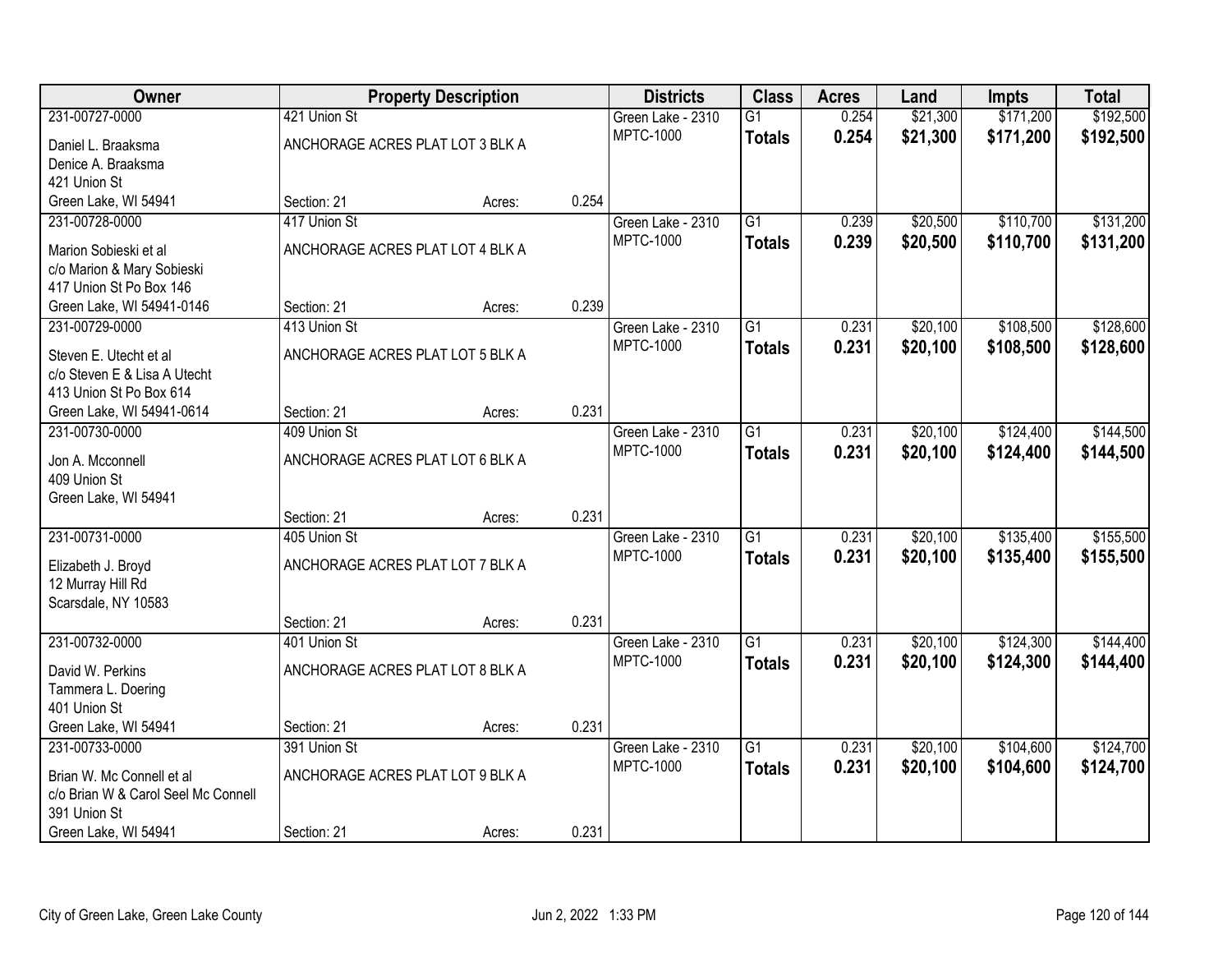| Owner | Property Description | | | Districts | Class | Acres | Land | Impts | Total |
|---|---|---|---|---|---|---|---|---|---|
| 231-00727-0000 | 421 Union St | | | Green Lake - 2310 | G1 | 0.254 | $21,300 | $171,200 | $192,500 |
| Daniel L. Braaksma<br>Denice A. Braaksma<br>421 Union St<br>Green Lake, WI 54941 | ANCHORAGE ACRES PLAT LOT 3 BLK A | | | MPTC-1000 | **Totals** | **0.254** | **$21,300** | **$171,200** | **$192,500** |
| | Section: 21 | Acres: | 0.254 | | | | | | |
| 231-00728-0000 | 417 Union St | | | Green Lake - 2310 | G1 | 0.239 | $20,500 | $110,700 | $131,200 |
| Marion Sobieski et al<br>c/o Marion & Mary Sobieski<br>417 Union St Po Box 146<br>Green Lake, WI 54941-0146 | ANCHORAGE ACRES PLAT LOT 4 BLK A | | | MPTC-1000 | **Totals** | **0.239** | **$20,500** | **$110,700** | **$131,200** |
| | Section: 21 | Acres: | 0.239 | | | | | | |
| 231-00729-0000 | 413 Union St | | | Green Lake - 2310 | G1 | 0.231 | $20,100 | $108,500 | $128,600 |
| Steven E. Utecht et al<br>c/o Steven E & Lisa A Utecht<br>413 Union St Po Box 614<br>Green Lake, WI 54941-0614 | ANCHORAGE ACRES PLAT LOT 5 BLK A | | | MPTC-1000 | **Totals** | **0.231** | **$20,100** | **$108,500** | **$128,600** |
| | Section: 21 | Acres: | 0.231 | | | | | | |
| 231-00730-0000 | 409 Union St | | | Green Lake - 2310 | G1 | 0.231 | $20,100 | $124,400 | $144,500 |
| Jon A. Mcconnell<br>409 Union St<br>Green Lake, WI 54941 | ANCHORAGE ACRES PLAT LOT 6 BLK A | | | MPTC-1000 | **Totals** | **0.231** | **$20,100** | **$124,400** | **$144,500** |
| | Section: 21 | Acres: | 0.231 | | | | | | |
| 231-00731-0000 | 405 Union St | | | Green Lake - 2310 | G1 | 0.231 | $20,100 | $135,400 | $155,500 |
| Elizabeth J. Broyd<br>12 Murray Hill Rd<br>Scarsdale, NY 10583 | ANCHORAGE ACRES PLAT LOT 7 BLK A | | | MPTC-1000 | **Totals** | **0.231** | **$20,100** | **$135,400** | **$155,500** |
| | Section: 21 | Acres: | 0.231 | | | | | | |
| 231-00732-0000 | 401 Union St | | | Green Lake - 2310 | G1 | 0.231 | $20,100 | $124,300 | $144,400 |
| David W. Perkins<br>Tammera L. Doering<br>401 Union St<br>Green Lake, WI 54941 | ANCHORAGE ACRES PLAT LOT 8 BLK A | | | MPTC-1000 | **Totals** | **0.231** | **$20,100** | **$124,300** | **$144,400** |
| | Section: 21 | Acres: | 0.231 | | | | | | |
| 231-00733-0000 | 391 Union St | | | Green Lake - 2310 | G1 | 0.231 | $20,100 | $104,600 | $124,700 |
| Brian W. Mc Connell et al<br>c/o Brian W & Carol Seel Mc Connell<br>391 Union St<br>Green Lake, WI 54941 | ANCHORAGE ACRES PLAT LOT 9 BLK A | | | MPTC-1000 | **Totals** | **0.231** | **$20,100** | **$104,600** | **$124,700** |
| | Section: 21 | Acres: | 0.231 | | | | | | |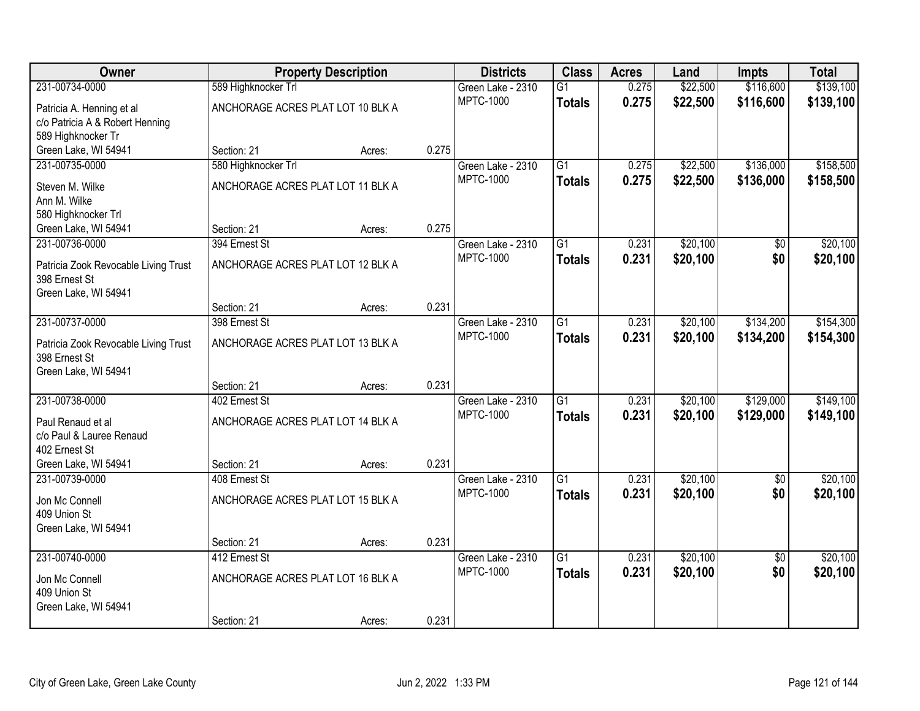| Owner | Property Description | | | Districts | Class | Acres | Land | Impts | Total |
|---|---|---|---|---|---|---|---|---|---|
| 231-00734-0000 | 589 Highknocker Trl | | | Green Lake - 2310 | G1 | 0.275 | $22,500 | $116,600 | $139,100 |
| Patricia A. Henning et al<br>c/o Patricia A & Robert Henning<br>589 Highknocker Tr<br>Green Lake, WI 54941 | ANCHORAGE ACRES PLAT LOT 10 BLK A | | | MPTC-1000 | **Totals** | **0.275** | **$22,500** | **$116,600** | **$139,100** |
| | Section: 21 | Acres: | 0.275 | | | | | | |
| 231-00735-0000 | 580 Highknocker Trl | | | Green Lake - 2310 | G1 | 0.275 | $22,500 | $136,000 | $158,500 |
| Steven M. Wilke<br>Ann M. Wilke<br>580 Highknocker Trl<br>Green Lake, WI 54941 | ANCHORAGE ACRES PLAT LOT 11 BLK A | | | MPTC-1000 | **Totals** | **0.275** | **$22,500** | **$136,000** | **$158,500** |
| | Section: 21 | Acres: | 0.275 | | | | | | |
| 231-00736-0000 | 394 Ernest St | | | Green Lake - 2310 | G1 | 0.231 | $20,100 | $0 | $20,100 |
| Patricia Zook Revocable Living Trust<br>398 Ernest St<br>Green Lake, WI 54941 | ANCHORAGE ACRES PLAT LOT 12 BLK A | | | MPTC-1000 | **Totals** | **0.231** | **$20,100** | **$0** | **$20,100** |
| | Section: 21 | Acres: | 0.231 | | | | | | |
| 231-00737-0000 | 398 Ernest St | | | Green Lake - 2310 | G1 | 0.231 | $20,100 | $134,200 | $154,300 |
| Patricia Zook Revocable Living Trust<br>398 Ernest St<br>Green Lake, WI 54941 | ANCHORAGE ACRES PLAT LOT 13 BLK A | | | MPTC-1000 | **Totals** | **0.231** | **$20,100** | **$134,200** | **$154,300** |
| | Section: 21 | Acres: | 0.231 | | | | | | |
| 231-00738-0000 | 402 Ernest St | | | Green Lake - 2310 | G1 | 0.231 | $20,100 | $129,000 | $149,100 |
| Paul Renaud et al<br>c/o Paul & Lauree Renaud<br>402 Ernest St<br>Green Lake, WI 54941 | ANCHORAGE ACRES PLAT LOT 14 BLK A | | | MPTC-1000 | **Totals** | **0.231** | **$20,100** | **$129,000** | **$149,100** |
| | Section: 21 | Acres: | 0.231 | | | | | | |
| 231-00739-0000 | 408 Ernest St | | | Green Lake - 2310 | G1 | 0.231 | $20,100 | $0 | $20,100 |
| Jon Mc Connell<br>409 Union St<br>Green Lake, WI 54941 | ANCHORAGE ACRES PLAT LOT 15 BLK A | | | MPTC-1000 | **Totals** | **0.231** | **$20,100** | **$0** | **$20,100** |
| | Section: 21 | Acres: | 0.231 | | | | | | |
| 231-00740-0000 | 412 Ernest St | | | Green Lake - 2310 | G1 | 0.231 | $20,100 | $0 | $20,100 |
| Jon Mc Connell<br>409 Union St<br>Green Lake, WI 54941 | ANCHORAGE ACRES PLAT LOT 16 BLK A | | | MPTC-1000 | **Totals** | **0.231** | **$20,100** | **$0** | **$20,100** |
| | Section: 21 | Acres: | 0.231 | | | | | | |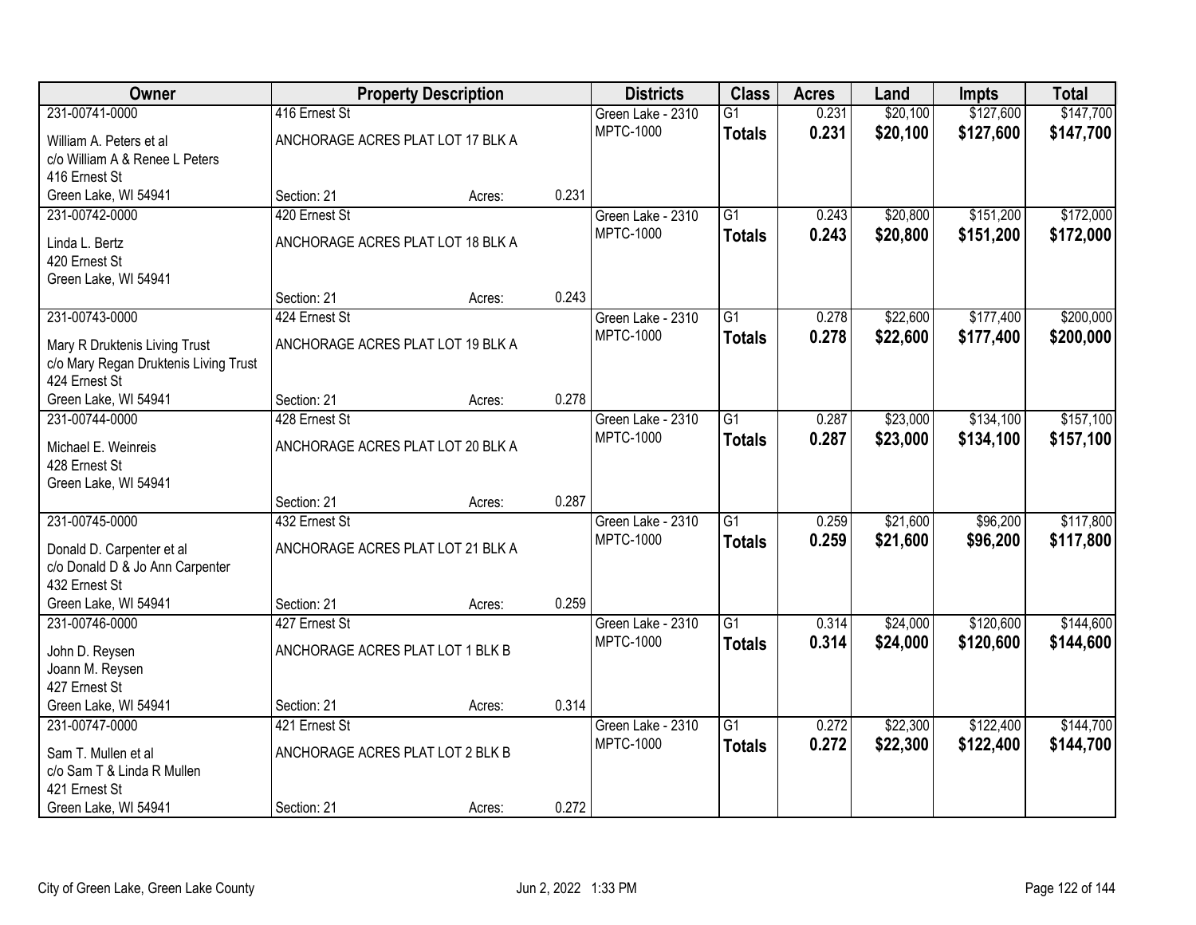| Owner | Property Description | | | Districts | Class | Acres | Land | Impts | Total |
|---|---|---|---|---|---|---|---|---|---|
| 231-00741-0000 | 416 Ernest St | | | Green Lake - 2310 | G1 | 0.231 | $20,100 | $127,600 | $147,700 |
| William A. Peters et al<br>c/o William A & Renee L Peters<br>416 Ernest St<br>Green Lake, WI 54941 | ANCHORAGE ACRES PLAT LOT 17 BLK A<br>Section: 21 | Acres: | 0.231 | MPTC-1000 | **Totals** | **0.231** | **$20,100** | **$127,600** | **$147,700** |
| 231-00742-0000 | 420 Ernest St | | | Green Lake - 2310 | G1 | 0.243 | $20,800 | $151,200 | $172,000 |
| Linda L. Bertz<br>420 Ernest St<br>Green Lake, WI 54941 | ANCHORAGE ACRES PLAT LOT 18 BLK A<br>Section: 21 | Acres: | 0.243 | MPTC-1000 | **Totals** | **0.243** | **$20,800** | **$151,200** | **$172,000** |
| 231-00743-0000 | 424 Ernest St | | | Green Lake - 2310 | G1 | 0.278 | $22,600 | $177,400 | $200,000 |
| Mary R Druktenis Living Trust<br>c/o Mary Regan Druktenis Living Trust<br>424 Ernest St<br>Green Lake, WI 54941 | ANCHORAGE ACRES PLAT LOT 19 BLK A<br>Section: 21 | Acres: | 0.278 | MPTC-1000 | **Totals** | **0.278** | **$22,600** | **$177,400** | **$200,000** |
| 231-00744-0000 | 428 Ernest St | | | Green Lake - 2310 | G1 | 0.287 | $23,000 | $134,100 | $157,100 |
| Michael E. Weinreis<br>428 Ernest St<br>Green Lake, WI 54941 | ANCHORAGE ACRES PLAT LOT 20 BLK A<br>Section: 21 | Acres: | 0.287 | MPTC-1000 | **Totals** | **0.287** | **$23,000** | **$134,100** | **$157,100** |
| 231-00745-0000 | 432 Ernest St | | | Green Lake - 2310 | G1 | 0.259 | $21,600 | $96,200 | $117,800 |
| Donald D. Carpenter et al<br>c/o Donald D & Jo Ann Carpenter<br>432 Ernest St<br>Green Lake, WI 54941 | ANCHORAGE ACRES PLAT LOT 21 BLK A<br>Section: 21 | Acres: | 0.259 | MPTC-1000 | **Totals** | **0.259** | **$21,600** | **$96,200** | **$117,800** |
| 231-00746-0000 | 427 Ernest St | | | Green Lake - 2310 | G1 | 0.314 | $24,000 | $120,600 | $144,600 |
| John D. Reysen<br>Joann M. Reysen<br>427 Ernest St<br>Green Lake, WI 54941 | ANCHORAGE ACRES PLAT LOT 1 BLK B<br>Section: 21 | Acres: | 0.314 | MPTC-1000 | **Totals** | **0.314** | **$24,000** | **$120,600** | **$144,600** |
| 231-00747-0000 | 421 Ernest St | | | Green Lake - 2310 | G1 | 0.272 | $22,300 | $122,400 | $144,700 |
| Sam T. Mullen et al<br>c/o Sam T & Linda R Mullen<br>421 Ernest St<br>Green Lake, WI 54941 | ANCHORAGE ACRES PLAT LOT 2 BLK B<br>Section: 21 | Acres: | 0.272 | MPTC-1000 | **Totals** | **0.272** | **$22,300** | **$122,400** | **$144,700** |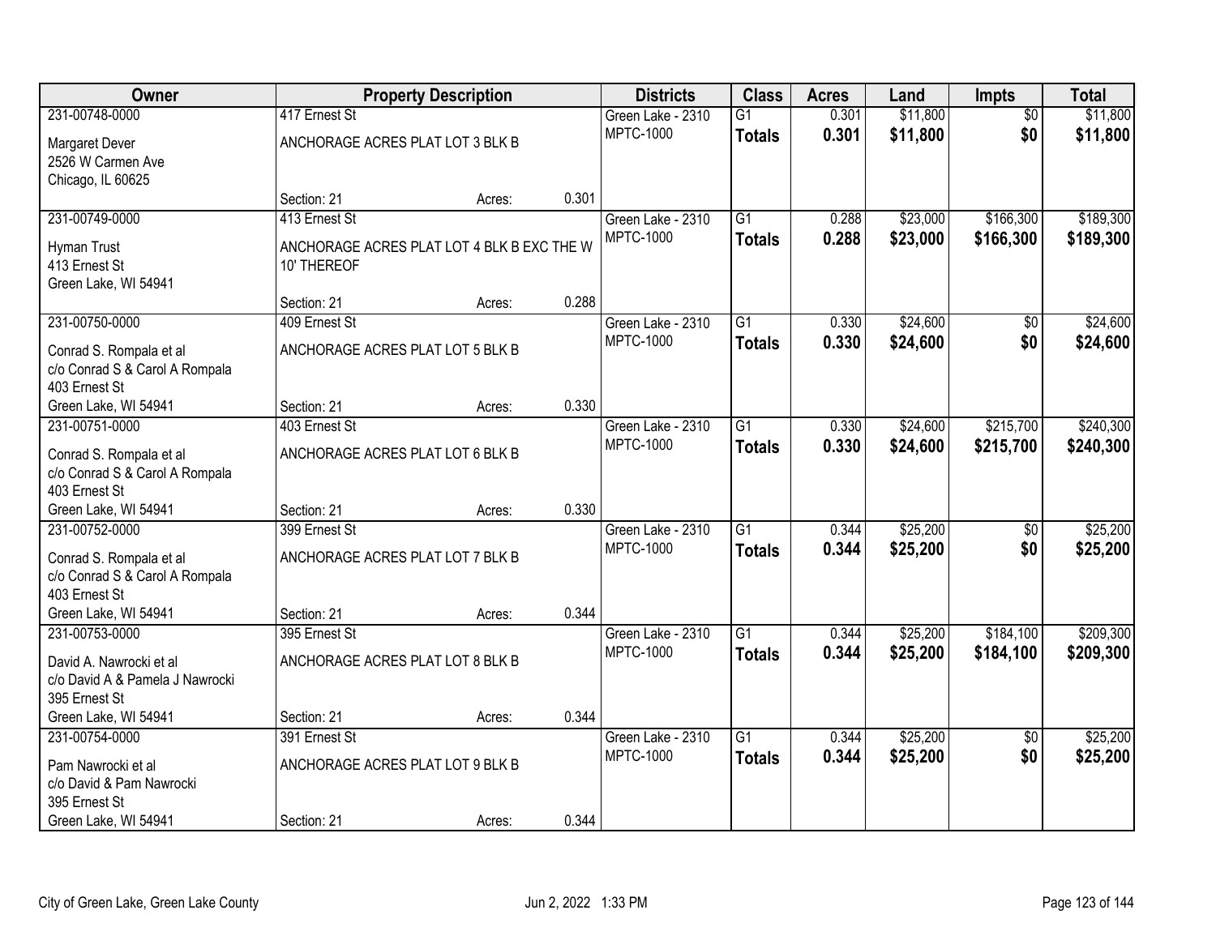| Owner | Property Description | | | Districts | Class | Acres | Land | Impts | Total |
|---|---|---|---|---|---|---|---|---|---|
| 231-00748-0000 | 417 Ernest St | | | Green Lake - 2310 | G1 | 0.301 | $11,800 | $0 | $11,800 |
| Margaret Dever<br>2526 W Carmen Ave<br>Chicago, IL 60625 | ANCHORAGE ACRES PLAT LOT 3 BLK B | | | MPTC-1000 | **Totals** | **0.301** | **$11,800** | **$0** | **$11,800** |
| | Section: 21 | Acres: | 0.301 | | | | | | |
| 231-00749-0000 | 413 Ernest St | | | Green Lake - 2310 | G1 | 0.288 | $23,000 | $166,300 | $189,300 |
| Hyman Trust<br>413 Ernest St<br>Green Lake, WI 54941 | ANCHORAGE ACRES PLAT LOT 4 BLK B EXC THE W 10' THEREOF | | | MPTC-1000 | **Totals** | **0.288** | **$23,000** | **$166,300** | **$189,300** |
| | Section: 21 | Acres: | 0.288 | | | | | | |
| 231-00750-0000 | 409 Ernest St | | | Green Lake - 2310 | G1 | 0.330 | $24,600 | $0 | $24,600 |
| Conrad S. Rompala et al<br>c/o Conrad S & Carol A Rompala<br>403 Ernest St<br>Green Lake, WI 54941 | ANCHORAGE ACRES PLAT LOT 5 BLK B | | | MPTC-1000 | **Totals** | **0.330** | **$24,600** | **$0** | **$24,600** |
| | Section: 21 | Acres: | 0.330 | | | | | | |
| 231-00751-0000 | 403 Ernest St | | | Green Lake - 2310 | G1 | 0.330 | $24,600 | $215,700 | $240,300 |
| Conrad S. Rompala et al<br>c/o Conrad S & Carol A Rompala<br>403 Ernest St<br>Green Lake, WI 54941 | ANCHORAGE ACRES PLAT LOT 6 BLK B | | | MPTC-1000 | **Totals** | **0.330** | **$24,600** | **$215,700** | **$240,300** |
| | Section: 21 | Acres: | 0.330 | | | | | | |
| 231-00752-0000 | 399 Ernest St | | | Green Lake - 2310 | G1 | 0.344 | $25,200 | $0 | $25,200 |
| Conrad S. Rompala et al<br>c/o Conrad S & Carol A Rompala<br>403 Ernest St<br>Green Lake, WI 54941 | ANCHORAGE ACRES PLAT LOT 7 BLK B | | | MPTC-1000 | **Totals** | **0.344** | **$25,200** | **$0** | **$25,200** |
| | Section: 21 | Acres: | 0.344 | | | | | | |
| 231-00753-0000 | 395 Ernest St | | | Green Lake - 2310 | G1 | 0.344 | $25,200 | $184,100 | $209,300 |
| David A. Nawrocki et al<br>c/o David A & Pamela J Nawrocki<br>395 Ernest St<br>Green Lake, WI 54941 | ANCHORAGE ACRES PLAT LOT 8 BLK B | | | MPTC-1000 | **Totals** | **0.344** | **$25,200** | **$184,100** | **$209,300** |
| | Section: 21 | Acres: | 0.344 | | | | | | |
| 231-00754-0000 | 391 Ernest St | | | Green Lake - 2310 | G1 | 0.344 | $25,200 | $0 | $25,200 |
| Pam Nawrocki et al<br>c/o David & Pam Nawrocki<br>395 Ernest St<br>Green Lake, WI 54941 | ANCHORAGE ACRES PLAT LOT 9 BLK B | | | MPTC-1000 | **Totals** | **0.344** | **$25,200** | **$0** | **$25,200** |
| | Section: 21 | Acres: | 0.344 | | | | | | |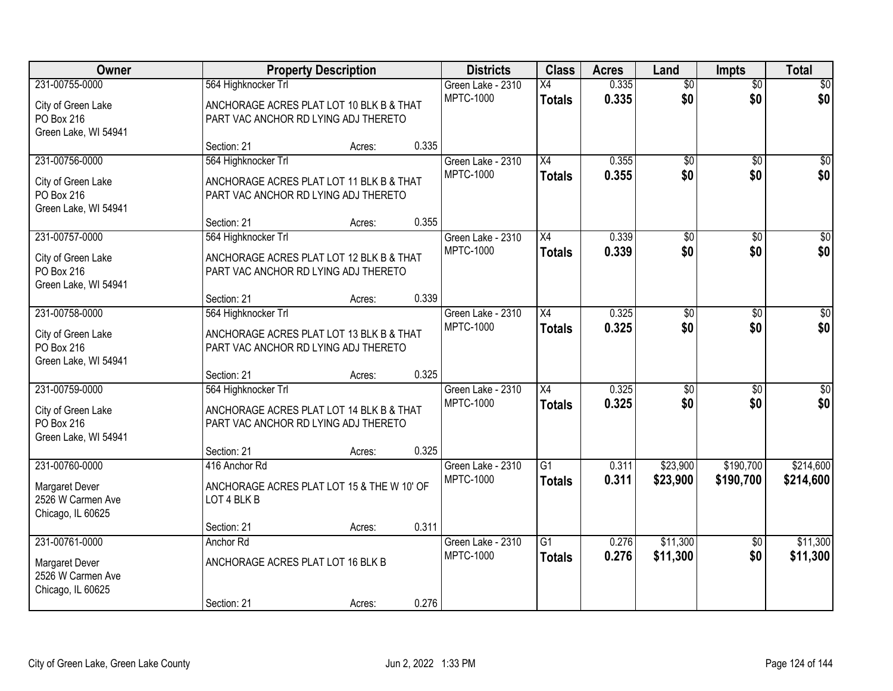| Owner | Property Description | Districts | Class | Acres | Land | Impts | Total |
|---|---|---|---|---|---|---|---|
| 231-00755-0000<br>City of Green Lake<br>PO Box 216<br>Green Lake, WI 54941 | 564 Highknocker Trl<br>ANCHORAGE ACRES PLAT LOT 10 BLK B & THAT PART VAC ANCHOR RD LYING ADJ THERETO<br>Section: 21 Acres: 0.335 | Green Lake - 2310<br>MPTC-1000 | X4<br>**Totals** | 0.335<br>**0.335** | $0<br>**$0** | $0<br>**$0** | $0<br>**$0** |
| 231-00756-0000<br>City of Green Lake<br>PO Box 216<br>Green Lake, WI 54941 | 564 Highknocker Trl<br>ANCHORAGE ACRES PLAT LOT 11 BLK B & THAT PART VAC ANCHOR RD LYING ADJ THERETO<br>Section: 21 Acres: 0.355 | Green Lake - 2310<br>MPTC-1000 | X4<br>**Totals** | 0.355<br>**0.355** | $0<br>**$0** | $0<br>**$0** | $0<br>**$0** |
| 231-00757-0000<br>City of Green Lake<br>PO Box 216<br>Green Lake, WI 54941 | 564 Highknocker Trl<br>ANCHORAGE ACRES PLAT LOT 12 BLK B & THAT PART VAC ANCHOR RD LYING ADJ THERETO<br>Section: 21 Acres: 0.339 | Green Lake - 2310<br>MPTC-1000 | X4<br>**Totals** | 0.339<br>**0.339** | $0<br>**$0** | $0<br>**$0** | $0<br>**$0** |
| 231-00758-0000<br>City of Green Lake<br>PO Box 216<br>Green Lake, WI 54941 | 564 Highknocker Trl<br>ANCHORAGE ACRES PLAT LOT 13 BLK B & THAT PART VAC ANCHOR RD LYING ADJ THERETO<br>Section: 21 Acres: 0.325 | Green Lake - 2310<br>MPTC-1000 | X4<br>**Totals** | 0.325<br>**0.325** | $0<br>**$0** | $0<br>**$0** | $0<br>**$0** |
| 231-00759-0000<br>City of Green Lake<br>PO Box 216<br>Green Lake, WI 54941 | 564 Highknocker Trl<br>ANCHORAGE ACRES PLAT LOT 14 BLK B & THAT PART VAC ANCHOR RD LYING ADJ THERETO<br>Section: 21 Acres: 0.325 | Green Lake - 2310<br>MPTC-1000 | X4<br>**Totals** | 0.325<br>**0.325** | $0<br>**$0** | $0<br>**$0** | $0<br>**$0** |
| 231-00760-0000<br>Margaret Dever<br>2526 W Carmen Ave<br>Chicago, IL 60625 | 416 Anchor Rd<br>ANCHORAGE ACRES PLAT LOT 15 & THE W 10' OF LOT 4 BLK B<br>Section: 21 Acres: 0.311 | Green Lake - 2310<br>MPTC-1000 | G1<br>**Totals** | 0.311<br>**0.311** | $23,900<br>**$23,900** | $190,700<br>**$190,700** | $214,600<br>**$214,600** |
| 231-00761-0000<br>Margaret Dever<br>2526 W Carmen Ave<br>Chicago, IL 60625 | Anchor Rd<br>ANCHORAGE ACRES PLAT LOT 16 BLK B<br>Section: 21 Acres: 0.276 | Green Lake - 2310<br>MPTC-1000 | G1<br>**Totals** | 0.276<br>**0.276** | $11,300<br>**$11,300** | $0<br>**$0** | $11,300<br>**$11,300** |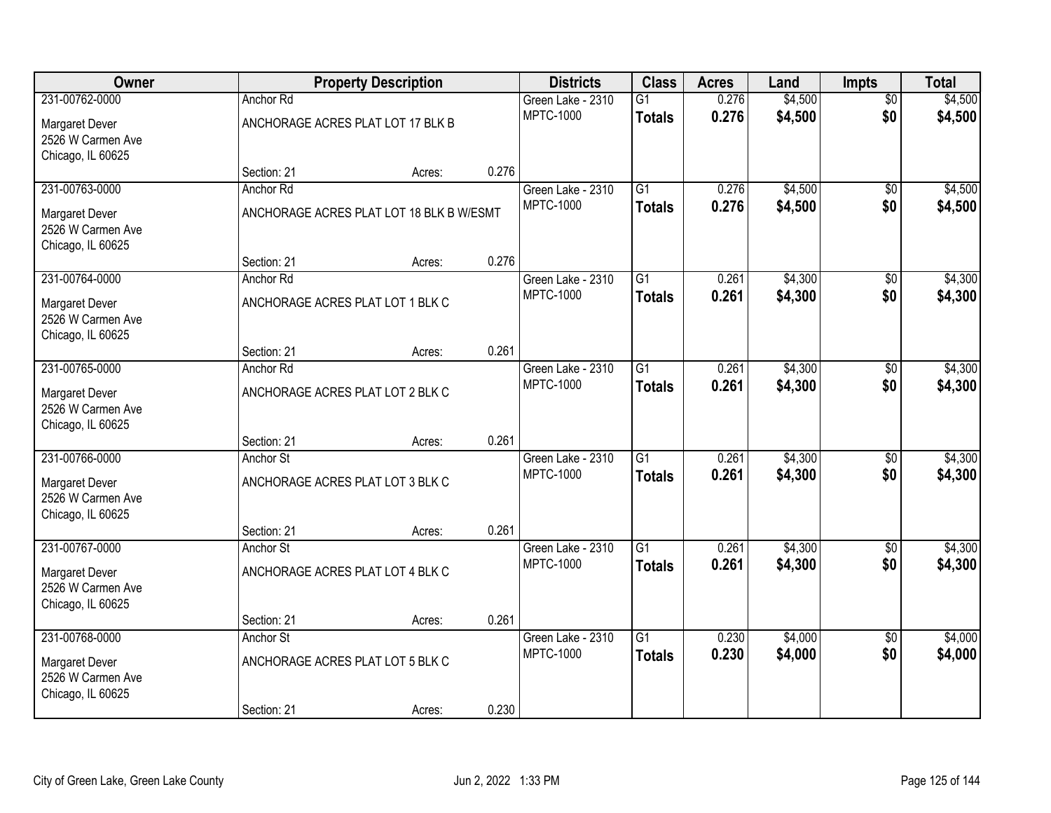| Owner | Property Description | | | Districts | Class | Acres | Land | Impts | Total |
|---|---|---|---|---|---|---|---|---|---|
| 231-00762-0000 | Anchor Rd | | | Green Lake - 2310 | G1 | 0.276 | $4,500 | $0 | $4,500 |
| Margaret Dever<br>2526 W Carmen Ave<br>Chicago, IL 60625 | ANCHORAGE ACRES PLAT LOT 17 BLK B | | | MPTC-1000 | **Totals** | **0.276** | **$4,500** | **$0** | **$4,500** |
| | Section: 21 | Acres: | 0.276 | | | | | | |
| 231-00763-0000 | Anchor Rd | | | Green Lake - 2310 | G1 | 0.276 | $4,500 | $0 | $4,500 |
| Margaret Dever<br>2526 W Carmen Ave<br>Chicago, IL 60625 | ANCHORAGE ACRES PLAT LOT 18 BLK B W/ESMT | | | MPTC-1000 | **Totals** | **0.276** | **$4,500** | **$0** | **$4,500** |
| | Section: 21 | Acres: | 0.276 | | | | | | |
| 231-00764-0000 | Anchor Rd | | | Green Lake - 2310 | G1 | 0.261 | $4,300 | $0 | $4,300 |
| Margaret Dever<br>2526 W Carmen Ave<br>Chicago, IL 60625 | ANCHORAGE ACRES PLAT LOT 1 BLK C | | | MPTC-1000 | **Totals** | **0.261** | **$4,300** | **$0** | **$4,300** |
| | Section: 21 | Acres: | 0.261 | | | | | | |
| 231-00765-0000 | Anchor Rd | | | Green Lake - 2310 | G1 | 0.261 | $4,300 | $0 | $4,300 |
| Margaret Dever<br>2526 W Carmen Ave<br>Chicago, IL 60625 | ANCHORAGE ACRES PLAT LOT 2 BLK C | | | MPTC-1000 | **Totals** | **0.261** | **$4,300** | **$0** | **$4,300** |
| | Section: 21 | Acres: | 0.261 | | | | | | |
| 231-00766-0000 | Anchor St | | | Green Lake - 2310 | G1 | 0.261 | $4,300 | $0 | $4,300 |
| Margaret Dever<br>2526 W Carmen Ave<br>Chicago, IL 60625 | ANCHORAGE ACRES PLAT LOT 3 BLK C | | | MPTC-1000 | **Totals** | **0.261** | **$4,300** | **$0** | **$4,300** |
| | Section: 21 | Acres: | 0.261 | | | | | | |
| 231-00767-0000 | Anchor St | | | Green Lake - 2310 | G1 | 0.261 | $4,300 | $0 | $4,300 |
| Margaret Dever<br>2526 W Carmen Ave<br>Chicago, IL 60625 | ANCHORAGE ACRES PLAT LOT 4 BLK C | | | MPTC-1000 | **Totals** | **0.261** | **$4,300** | **$0** | **$4,300** |
| | Section: 21 | Acres: | 0.261 | | | | | | |
| 231-00768-0000 | Anchor St | | | Green Lake - 2310 | G1 | 0.230 | $4,000 | $0 | $4,000 |
| Margaret Dever<br>2526 W Carmen Ave<br>Chicago, IL 60625 | ANCHORAGE ACRES PLAT LOT 5 BLK C | | | MPTC-1000 | **Totals** | **0.230** | **$4,000** | **$0** | **$4,000** |
| | Section: 21 | Acres: | 0.230 | | | | | | |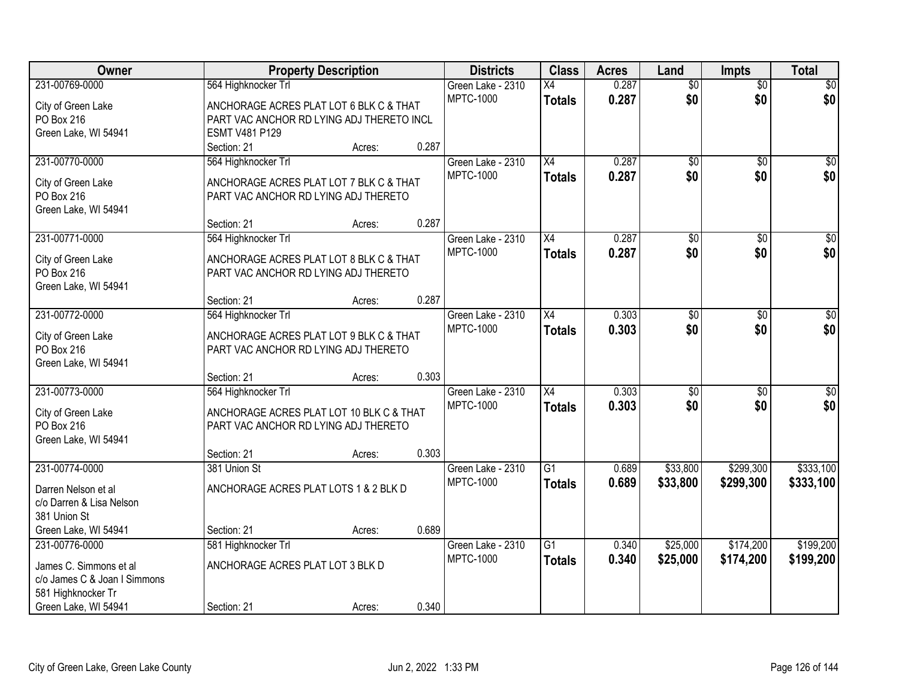| Owner | Property Description | | | Districts | Class | Acres | Land | Impts | Total |
|---|---|---|---|---|---|---|---|---|---|
| 231-00769-0000<br>City of Green Lake<br>PO Box 216<br>Green Lake, WI 54941 | 564 Highknocker Trl<br>ANCHORAGE ACRES PLAT LOT 6 BLK C & THAT PART VAC ANCHOR RD LYING ADJ THERETO INCL ESMT V481 P129<br>Section: 21 | Acres: | 0.287 | Green Lake - 2310<br>MPTC-1000 | X4<br>**Totals** | 0.287<br>**0.287** | $0<br>**$0** | $0<br>**$0** | $0<br>**$0** |
| 231-00770-0000<br>City of Green Lake<br>PO Box 216<br>Green Lake, WI 54941 | 564 Highknocker Trl<br>ANCHORAGE ACRES PLAT LOT 7 BLK C & THAT PART VAC ANCHOR RD LYING ADJ THERETO<br>Section: 21 | Acres: | 0.287 | Green Lake - 2310<br>MPTC-1000 | X4<br>**Totals** | 0.287<br>**0.287** | $0<br>**$0** | $0<br>**$0** | $0<br>**$0** |
| 231-00771-0000<br>City of Green Lake<br>PO Box 216<br>Green Lake, WI 54941 | 564 Highknocker Trl<br>ANCHORAGE ACRES PLAT LOT 8 BLK C & THAT PART VAC ANCHOR RD LYING ADJ THERETO<br>Section: 21 | Acres: | 0.287 | Green Lake - 2310<br>MPTC-1000 | X4<br>**Totals** | 0.287<br>**0.287** | $0<br>**$0** | $0<br>**$0** | $0<br>**$0** |
| 231-00772-0000<br>City of Green Lake<br>PO Box 216<br>Green Lake, WI 54941 | 564 Highknocker Trl<br>ANCHORAGE ACRES PLAT LOT 9 BLK C & THAT PART VAC ANCHOR RD LYING ADJ THERETO<br>Section: 21 | Acres: | 0.303 | Green Lake - 2310<br>MPTC-1000 | X4<br>**Totals** | 0.303<br>**0.303** | $0<br>**$0** | $0<br>**$0** | $0<br>**$0** |
| 231-00773-0000<br>City of Green Lake<br>PO Box 216<br>Green Lake, WI 54941 | 564 Highknocker Trl<br>ANCHORAGE ACRES PLAT LOT 10 BLK C & THAT PART VAC ANCHOR RD LYING ADJ THERETO<br>Section: 21 | Acres: | 0.303 | Green Lake - 2310<br>MPTC-1000 | X4<br>**Totals** | 0.303<br>**0.303** | $0<br>**$0** | $0<br>**$0** | $0<br>**$0** |
| 231-00774-0000<br>Darren Nelson et al<br>c/o Darren & Lisa Nelson<br>381 Union St<br>Green Lake, WI 54941 | 381 Union St<br>ANCHORAGE ACRES PLAT LOTS 1 & 2 BLK D<br>Section: 21 | Acres: | 0.689 | Green Lake - 2310<br>MPTC-1000 | G1<br>**Totals** | 0.689<br>**0.689** | $33,800<br>**$33,800** | $299,300<br>**$299,300** | $333,100<br>**$333,100** |
| 231-00776-0000<br>James C. Simmons et al<br>c/o James C & Joan I Simmons<br>581 Highknocker Tr<br>Green Lake, WI 54941 | 581 Highknocker Trl<br>ANCHORAGE ACRES PLAT LOT 3 BLK D<br>Section: 21 | Acres: | 0.340 | Green Lake - 2310<br>MPTC-1000 | G1<br>**Totals** | 0.340<br>**0.340** | $25,000<br>**$25,000** | $174,200<br>**$174,200** | $199,200<br>**$199,200** |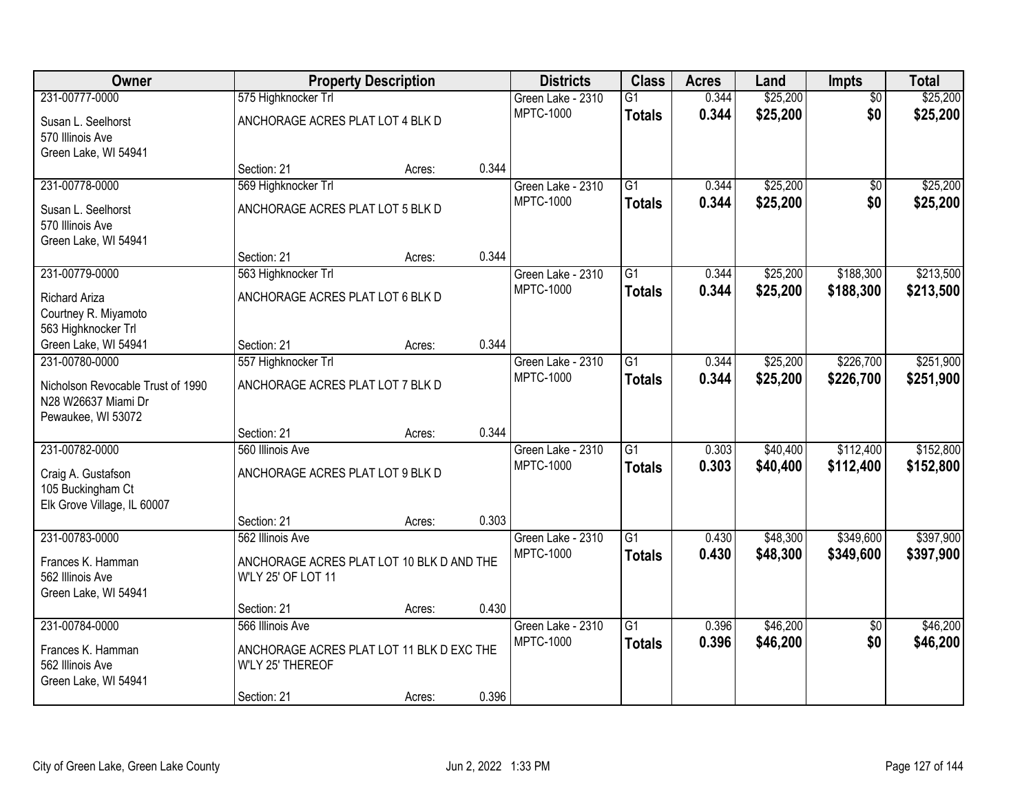| Owner | Property Description | | | Districts | Class | Acres | Land | Impts | Total |
|---|---|---|---|---|---|---|---|---|---|
| 231-00777-0000 | 575 Highknocker Trl | | | Green Lake - 2310 | G1 | 0.344 | $25,200 | $0 | $25,200 |
| Susan L. Seelhorst<br>570 Illinois Ave<br>Green Lake, WI 54941 | ANCHORAGE ACRES PLAT LOT 4 BLK D | | | MPTC-1000 | **Totals** | **0.344** | **$25,200** | **$0** | **$25,200** |
| | Section: 21 | Acres: | 0.344 | | | | | | |
| 231-00778-0000 | 569 Highknocker Trl | | | Green Lake - 2310 | G1 | 0.344 | $25,200 | $0 | $25,200 |
| Susan L. Seelhorst<br>570 Illinois Ave<br>Green Lake, WI 54941 | ANCHORAGE ACRES PLAT LOT 5 BLK D | | | MPTC-1000 | **Totals** | **0.344** | **$25,200** | **$0** | **$25,200** |
| | Section: 21 | Acres: | 0.344 | | | | | | |
| 231-00779-0000 | 563 Highknocker Trl | | | Green Lake - 2310 | G1 | 0.344 | $25,200 | $188,300 | $213,500 |
| Richard Ariza<br>Courtney R. Miyamoto<br>563 Highknocker Trl<br>Green Lake, WI 54941 | ANCHORAGE ACRES PLAT LOT 6 BLK D | | | MPTC-1000 | **Totals** | **0.344** | **$25,200** | **$188,300** | **$213,500** |
| | Section: 21 | Acres: | 0.344 | | | | | | |
| 231-00780-0000 | 557 Highknocker Trl | | | Green Lake - 2310 | G1 | 0.344 | $25,200 | $226,700 | $251,900 |
| Nicholson Revocable Trust of 1990<br>N28 W26637 Miami Dr<br>Pewaukee, WI 53072 | ANCHORAGE ACRES PLAT LOT 7 BLK D | | | MPTC-1000 | **Totals** | **0.344** | **$25,200** | **$226,700** | **$251,900** |
| | Section: 21 | Acres: | 0.344 | | | | | | |
| 231-00782-0000 | 560 Illinois Ave | | | Green Lake - 2310 | G1 | 0.303 | $40,400 | $112,400 | $152,800 |
| Craig A. Gustafson<br>105 Buckingham Ct<br>Elk Grove Village, IL 60007 | ANCHORAGE ACRES PLAT LOT 9 BLK D | | | MPTC-1000 | **Totals** | **0.303** | **$40,400** | **$112,400** | **$152,800** |
| | Section: 21 | Acres: | 0.303 | | | | | | |
| 231-00783-0000 | 562 Illinois Ave | | | Green Lake - 2310 | G1 | 0.430 | $48,300 | $349,600 | $397,900 |
| Frances K. Hamman<br>562 Illinois Ave<br>Green Lake, WI 54941 | ANCHORAGE ACRES PLAT LOT 10 BLK D AND THE W'LY 25' OF LOT 11 | | | MPTC-1000 | **Totals** | **0.430** | **$48,300** | **$349,600** | **$397,900** |
| | Section: 21 | Acres: | 0.430 | | | | | | |
| 231-00784-0000 | 566 Illinois Ave | | | Green Lake - 2310 | G1 | 0.396 | $46,200 | $0 | $46,200 |
| Frances K. Hamman<br>562 Illinois Ave<br>Green Lake, WI 54941 | ANCHORAGE ACRES PLAT LOT 11 BLK D EXC THE W'LY 25' THEREOF | | | MPTC-1000 | **Totals** | **0.396** | **$46,200** | **$0** | **$46,200** |
| | Section: 21 | Acres: | 0.396 | | | | | | |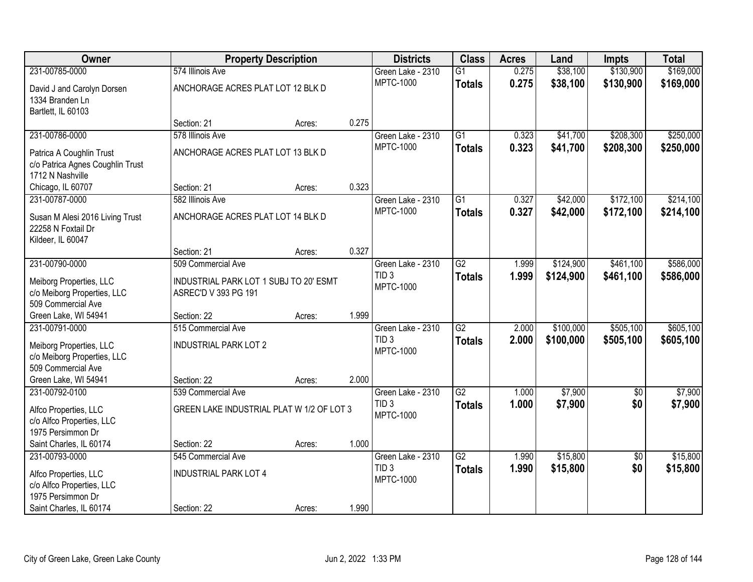| Owner | Property Description | | | Districts | Class | Acres | Land | Impts | Total |
|---|---|---|---|---|---|---|---|---|---|
| 231-00785-0000 | 574 Illinois Ave | | | Green Lake - 2310 | G1 | 0.275 | $38,100 | $130,900 | $169,000 |
| David J and Carolyn Dorsen<br>1334 Branden Ln<br>Bartlett, IL 60103 | ANCHORAGE ACRES PLAT LOT 12 BLK D | | | MPTC-1000 | **Totals** | **0.275** | **$38,100** | **$130,900** | **$169,000** |
| | Section: 21 | Acres: | 0.275 | | | | | | |
| 231-00786-0000 | 578 Illinois Ave | | | Green Lake - 2310 | G1 | 0.323 | $41,700 | $208,300 | $250,000 |
| Patrica A Coughlin Trust<br>c/o Patrica Agnes Coughlin Trust<br>1712 N Nashville<br>Chicago, IL 60707 | ANCHORAGE ACRES PLAT LOT 13 BLK D | | | MPTC-1000 | **Totals** | **0.323** | **$41,700** | **$208,300** | **$250,000** |
| | Section: 21 | Acres: | 0.323 | | | | | | |
| 231-00787-0000 | 582 Illinois Ave | | | Green Lake - 2310 | G1 | 0.327 | $42,000 | $172,100 | $214,100 |
| Susan M Alesi 2016 Living Trust<br>22258 N Foxtail Dr<br>Kildeer, IL 60047 | ANCHORAGE ACRES PLAT LOT 14 BLK D | | | MPTC-1000 | **Totals** | **0.327** | **$42,000** | **$172,100** | **$214,100** |
| | Section: 21 | Acres: | 0.327 | | | | | | |
| 231-00790-0000 | 509 Commercial Ave | | | Green Lake - 2310 | G2 | 1.999 | $124,900 | $461,100 | $586,000 |
| Meiborg Properties, LLC<br>c/o Meiborg Properties, LLC<br>509 Commercial Ave<br>Green Lake, WI 54941 | INDUSTRIAL PARK LOT 1 SUBJ TO 20' ESMT ASREC'D V 393 PG 191 | | | TID 3<br>MPTC-1000 | **Totals** | **1.999** | **$124,900** | **$461,100** | **$586,000** |
| | Section: 22 | Acres: | 1.999 | | | | | | |
| 231-00791-0000 | 515 Commercial Ave | | | Green Lake - 2310 | G2 | 2.000 | $100,000 | $505,100 | $605,100 |
| Meiborg Properties, LLC<br>c/o Meiborg Properties, LLC<br>509 Commercial Ave<br>Green Lake, WI 54941 | INDUSTRIAL PARK LOT 2 | | | TID 3<br>MPTC-1000 | **Totals** | **2.000** | **$100,000** | **$505,100** | **$605,100** |
| | Section: 22 | Acres: | 2.000 | | | | | | |
| 231-00792-0100 | 539 Commercial Ave | | | Green Lake - 2310 | G2 | 1.000 | $7,900 | $0 | $7,900 |
| Alfco Properties, LLC<br>c/o Alfco Properties, LLC<br>1975 Persimmon Dr<br>Saint Charles, IL 60174 | GREEN LAKE INDUSTRIAL PLAT W 1/2 OF LOT 3 | | | TID 3<br>MPTC-1000 | **Totals** | **1.000** | **$7,900** | **$0** | **$7,900** |
| | Section: 22 | Acres: | 1.000 | | | | | | |
| 231-00793-0000 | 545 Commercial Ave | | | Green Lake - 2310 | G2 | 1.990 | $15,800 | $0 | $15,800 |
| Alfco Properties, LLC<br>c/o Alfco Properties, LLC<br>1975 Persimmon Dr<br>Saint Charles, IL 60174 | INDUSTRIAL PARK LOT 4 | | | TID 3<br>MPTC-1000 | **Totals** | **1.990** | **$15,800** | **$0** | **$15,800** |
| | Section: 22 | Acres: | 1.990 | | | | | | |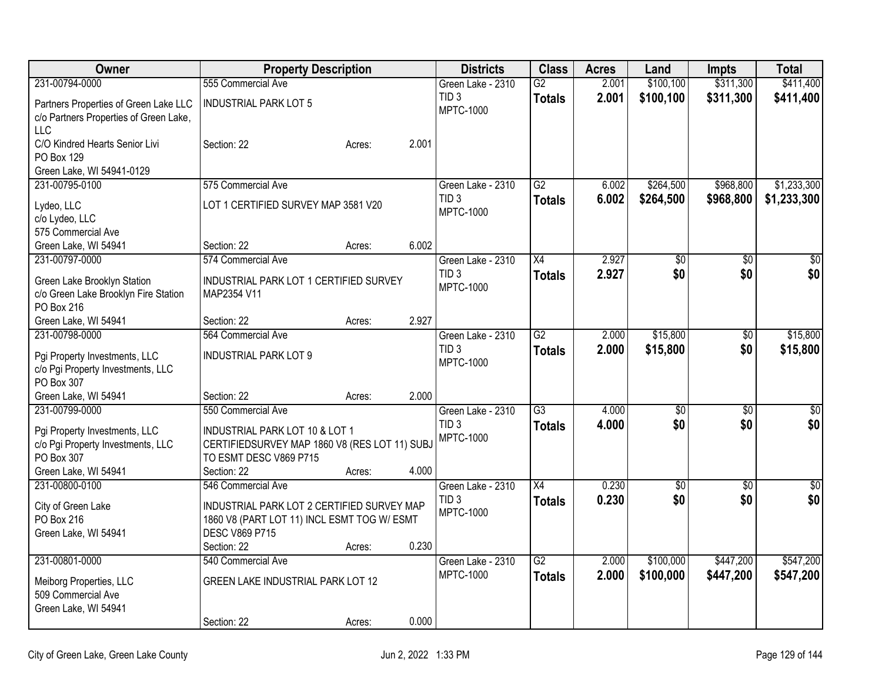| Owner | Property Description | | | Districts | Class | Acres | Land | Impts | Total |
|---|---|---|---|---|---|---|---|---|---|
| 231-00794-0000 | 555 Commercial Ave | | | Green Lake - 2310 | G2 | 2.001 | $100,100 | $311,300 | $411,400 |
| Partners Properties of Green Lake LLC<br>c/o Partners Properties of Green Lake, LLC<br>C/O Kindred Hearts Senior Livi<br>PO Box 129<br>Green Lake, WI 54941-0129 | INDUSTRIAL PARK LOT 5<br><br>Section: 22 | Acres: | 2.001 | TID 3<br>MPTC-1000 | **Totals** | **2.001** | **$100,100** | **$311,300** | **$411,400** |
| 231-00795-0100 | 575 Commercial Ave | | | Green Lake - 2310 | G2 | 6.002 | $264,500 | $968,800 | $1,233,300 |
| Lydeo, LLC<br>c/o Lydeo, LLC<br>575 Commercial Ave<br>Green Lake, WI 54941 | LOT 1 CERTIFIED SURVEY MAP 3581 V20<br><br>Section: 22 | Acres: | 6.002 | TID 3<br>MPTC-1000 | **Totals** | **6.002** | **$264,500** | **$968,800** | **$1,233,300** |
| 231-00797-0000 | 574 Commercial Ave | | | Green Lake - 2310 | X4 | 2.927 | $0 | $0 | $0 |
| Green Lake Brooklyn Station<br>c/o Green Lake Brooklyn Fire Station<br>PO Box 216<br>Green Lake, WI 54941 | INDUSTRIAL PARK LOT 1 CERTIFIED SURVEY MAP2354 V11<br><br>Section: 22 | Acres: | 2.927 | TID 3<br>MPTC-1000 | **Totals** | **2.927** | **$0** | **$0** | **$0** |
| 231-00798-0000 | 564 Commercial Ave | | | Green Lake - 2310 | G2 | 2.000 | $15,800 | $0 | $15,800 |
| Pgi Property Investments, LLC<br>c/o Pgi Property Investments, LLC<br>PO Box 307<br>Green Lake, WI 54941 | INDUSTRIAL PARK LOT 9<br><br>Section: 22 | Acres: | 2.000 | TID 3<br>MPTC-1000 | **Totals** | **2.000** | **$15,800** | **$0** | **$15,800** |
| 231-00799-0000 | 550 Commercial Ave | | | Green Lake - 2310 | G3 | 4.000 | $0 | $0 | $0 |
| Pgi Property Investments, LLC<br>c/o Pgi Property Investments, LLC<br>PO Box 307<br>Green Lake, WI 54941 | INDUSTRIAL PARK LOT 10 & LOT 1 CERTIFIEDSURVEY MAP 1860 V8 (RES LOT 11) SUBJ TO ESMT DESC V869 P715<br>Section: 22 | Acres: | 4.000 | TID 3<br>MPTC-1000 | **Totals** | **4.000** | **$0** | **$0** | **$0** |
| 231-00800-0100 | 546 Commercial Ave | | | Green Lake - 2310 | X4 | 0.230 | $0 | $0 | $0 |
| City of Green Lake<br>PO Box 216<br>Green Lake, WI 54941 | INDUSTRIAL PARK LOT 2 CERTIFIED SURVEY MAP 1860 V8 (PART LOT 11) INCL ESMT TOG W/ ESMT DESC V869 P715<br>Section: 22 | Acres: | 0.230 | TID 3<br>MPTC-1000 | **Totals** | **0.230** | **$0** | **$0** | **$0** |
| 231-00801-0000 | 540 Commercial Ave | | | Green Lake - 2310 | G2 | 2.000 | $100,000 | $447,200 | $547,200 |
| Meiborg Properties, LLC<br>509 Commercial Ave<br>Green Lake, WI 54941 | GREEN LAKE INDUSTRIAL PARK LOT 12<br><br>Section: 22 | Acres: | 0.000 | MPTC-1000 | **Totals** | **2.000** | **$100,000** | **$447,200** | **$547,200** |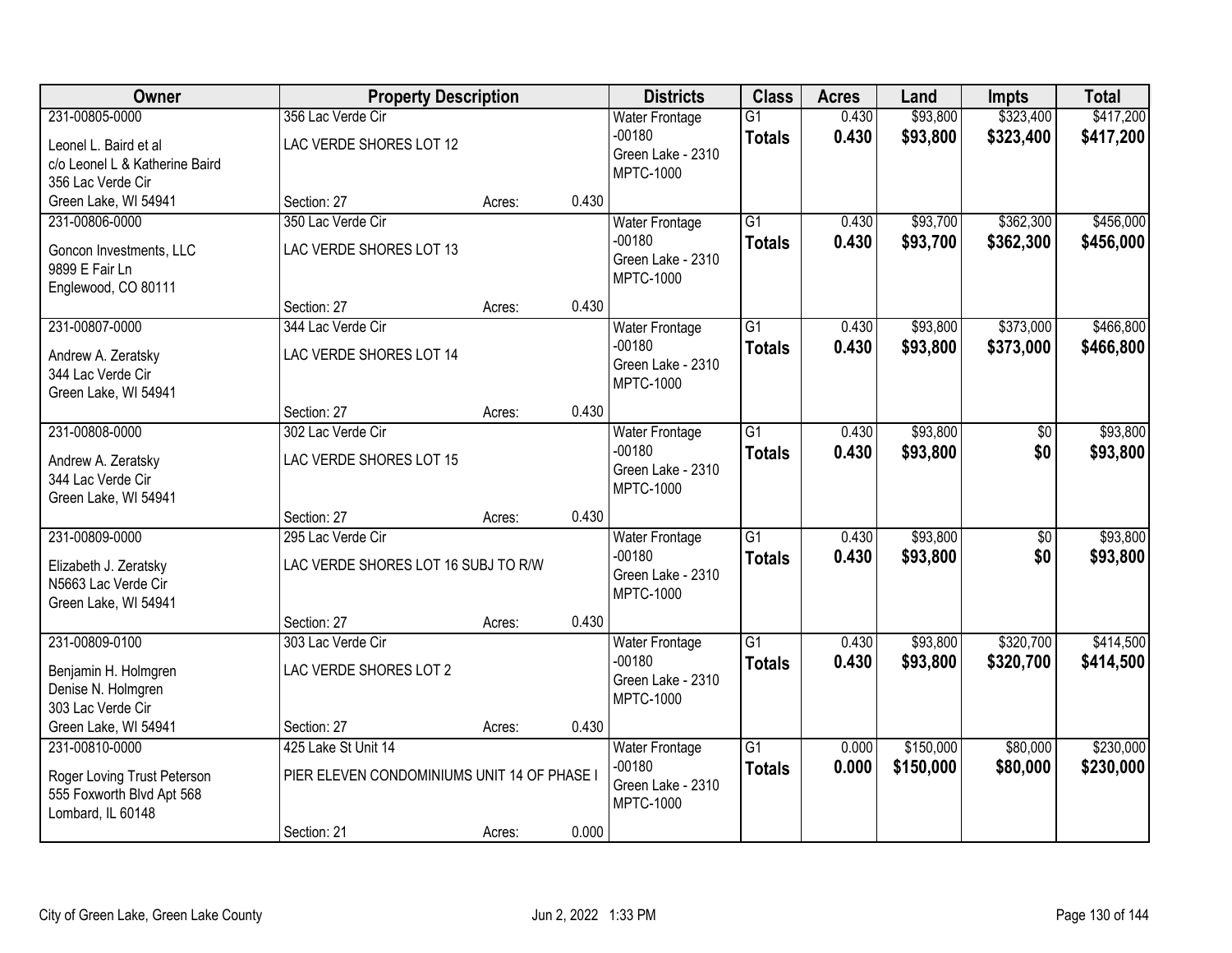| Owner | Property Description | | | Districts | Class | Acres | Land | Impts | Total |
|---|---|---|---|---|---|---|---|---|---|
| 231-00805-0000<br>Leonel L. Baird et al<br>c/o Leonel L & Katherine Baird<br>356 Lac Verde Cir<br>Green Lake, WI 54941 | 356 Lac Verde Cir<br>LAC VERDE SHORES LOT 12<br>Section: 27 | Acres: | 0.430 | Water Frontage -00180<br>Green Lake - 2310<br>MPTC-1000 | G1<br>**Totals** | 0.430<br>**0.430** | $93,800<br>**$93,800** | $323,400<br>**$323,400** | $417,200<br>**$417,200** |
| 231-00806-0000<br>Goncon Investments, LLC<br>9899 E Fair Ln<br>Englewood, CO 80111 | 350 Lac Verde Cir<br>LAC VERDE SHORES LOT 13<br>Section: 27 | Acres: | 0.430 | Water Frontage -00180<br>Green Lake - 2310<br>MPTC-1000 | G1<br>**Totals** | 0.430<br>**0.430** | $93,700<br>**$93,700** | $362,300<br>**$362,300** | $456,000<br>**$456,000** |
| 231-00807-0000<br>Andrew A. Zeratsky<br>344 Lac Verde Cir<br>Green Lake, WI 54941 | 344 Lac Verde Cir<br>LAC VERDE SHORES LOT 14<br>Section: 27 | Acres: | 0.430 | Water Frontage -00180<br>Green Lake - 2310<br>MPTC-1000 | G1<br>**Totals** | 0.430<br>**0.430** | $93,800<br>**$93,800** | $373,000<br>**$373,000** | $466,800<br>**$466,800** |
| 231-00808-0000<br>Andrew A. Zeratsky<br>344 Lac Verde Cir<br>Green Lake, WI 54941 | 302 Lac Verde Cir<br>LAC VERDE SHORES LOT 15<br>Section: 27 | Acres: | 0.430 | Water Frontage -00180<br>Green Lake - 2310<br>MPTC-1000 | G1<br>**Totals** | 0.430<br>**0.430** | $93,800<br>**$93,800** | $0<br>**$0** | $93,800<br>**$93,800** |
| 231-00809-0000<br>Elizabeth J. Zeratsky<br>N5663 Lac Verde Cir<br>Green Lake, WI 54941 | 295 Lac Verde Cir<br>LAC VERDE SHORES LOT 16 SUBJ TO R/W<br>Section: 27 | Acres: | 0.430 | Water Frontage -00180<br>Green Lake - 2310<br>MPTC-1000 | G1<br>**Totals** | 0.430<br>**0.430** | $93,800<br>**$93,800** | $0<br>**$0** | $93,800<br>**$93,800** |
| 231-00809-0100<br>Benjamin H. Holmgren<br>Denise N. Holmgren<br>303 Lac Verde Cir<br>Green Lake, WI 54941 | 303 Lac Verde Cir<br>LAC VERDE SHORES LOT 2<br>Section: 27 | Acres: | 0.430 | Water Frontage -00180<br>Green Lake - 2310<br>MPTC-1000 | G1<br>**Totals** | 0.430<br>**0.430** | $93,800<br>**$93,800** | $320,700<br>**$320,700** | $414,500<br>**$414,500** |
| 231-00810-0000<br>Roger Loving Trust Peterson<br>555 Foxworth Blvd Apt 568<br>Lombard, IL 60148 | 425 Lake St Unit 14<br>PIER ELEVEN CONDOMINIUMS UNIT 14 OF PHASE I<br>Section: 21 | Acres: | 0.000 | Water Frontage -00180<br>Green Lake - 2310<br>MPTC-1000 | G1<br>**Totals** | 0.000<br>**0.000** | $150,000<br>**$150,000** | $80,000<br>**$80,000** | $230,000<br>**$230,000** |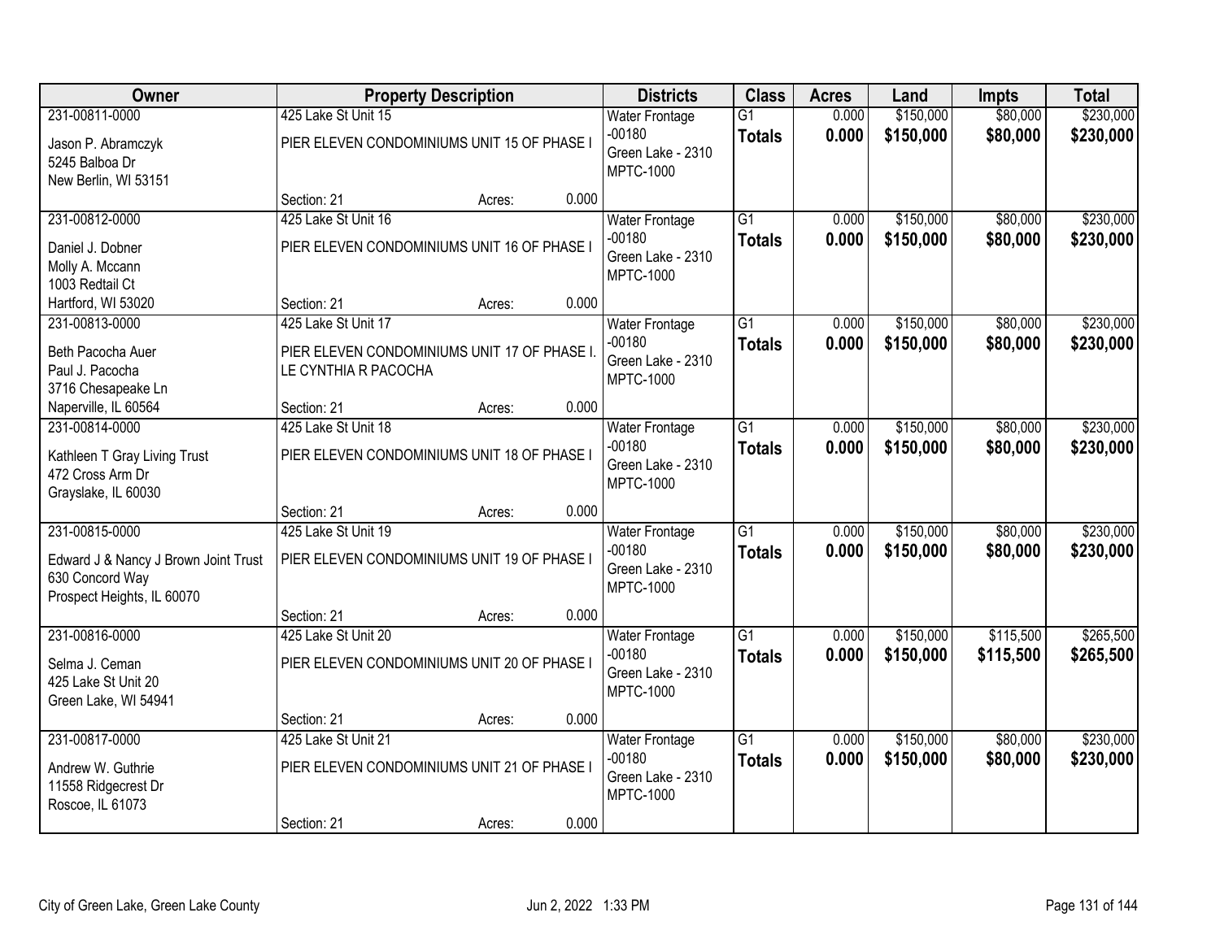| Owner | Property Description | | | Districts | Class | Acres | Land | Impts | Total |
|---|---|---|---|---|---|---|---|---|---|
| 231-00811-0000 | 425 Lake St Unit 15 | | | Water Frontage -00180 | G1 | 0.000 | $150,000 | $80,000 | $230,000 |
| Jason P. Abramczyk<br>5245 Balboa Dr<br>New Berlin, WI 53151 | PIER ELEVEN CONDOMINIUMS UNIT 15 OF PHASE I | | | Green Lake - 2310<br>MPTC-1000 | **Totals** | **0.000** | **$150,000** | **$80,000** | **$230,000** |
| | Section: 21 | Acres: | 0.000 | | | | | | |
| 231-00812-0000 | 425 Lake St Unit 16 | | | Water Frontage -00180 | G1 | 0.000 | $150,000 | $80,000 | $230,000 |
| Daniel J. Dobner<br>Molly A. Mccann<br>1003 Redtail Ct<br>Hartford, WI 53020 | PIER ELEVEN CONDOMINIUMS UNIT 16 OF PHASE I | | | Green Lake - 2310<br>MPTC-1000 | **Totals** | **0.000** | **$150,000** | **$80,000** | **$230,000** |
| | Section: 21 | Acres: | 0.000 | | | | | | |
| 231-00813-0000 | 425 Lake St Unit 17 | | | Water Frontage -00180 | G1 | 0.000 | $150,000 | $80,000 | $230,000 |
| Beth Pacocha Auer<br>Paul J. Pacocha<br>3716 Chesapeake Ln<br>Naperville, IL 60564 | PIER ELEVEN CONDOMINIUMS UNIT 17 OF PHASE I. LE CYNTHIA R PACOCHA | | | Green Lake - 2310<br>MPTC-1000 | **Totals** | **0.000** | **$150,000** | **$80,000** | **$230,000** |
| | Section: 21 | Acres: | 0.000 | | | | | | |
| 231-00814-0000 | 425 Lake St Unit 18 | | | Water Frontage -00180 | G1 | 0.000 | $150,000 | $80,000 | $230,000 |
| Kathleen T Gray Living Trust<br>472 Cross Arm Dr<br>Grayslake, IL 60030 | PIER ELEVEN CONDOMINIUMS UNIT 18 OF PHASE I | | | Green Lake - 2310<br>MPTC-1000 | **Totals** | **0.000** | **$150,000** | **$80,000** | **$230,000** |
| | Section: 21 | Acres: | 0.000 | | | | | | |
| 231-00815-0000 | 425 Lake St Unit 19 | | | Water Frontage -00180 | G1 | 0.000 | $150,000 | $80,000 | $230,000 |
| Edward J & Nancy J Brown Joint Trust<br>630 Concord Way<br>Prospect Heights, IL 60070 | PIER ELEVEN CONDOMINIUMS UNIT 19 OF PHASE I | | | Green Lake - 2310<br>MPTC-1000 | **Totals** | **0.000** | **$150,000** | **$80,000** | **$230,000** |
| | Section: 21 | Acres: | 0.000 | | | | | | |
| 231-00816-0000 | 425 Lake St Unit 20 | | | Water Frontage -00180 | G1 | 0.000 | $150,000 | $115,500 | $265,500 |
| Selma J. Ceman<br>425 Lake St Unit 20<br>Green Lake, WI 54941 | PIER ELEVEN CONDOMINIUMS UNIT 20 OF PHASE I | | | Green Lake - 2310<br>MPTC-1000 | **Totals** | **0.000** | **$150,000** | **$115,500** | **$265,500** |
| | Section: 21 | Acres: | 0.000 | | | | | | |
| 231-00817-0000 | 425 Lake St Unit 21 | | | Water Frontage -00180 | G1 | 0.000 | $150,000 | $80,000 | $230,000 |
| Andrew W. Guthrie<br>11558 Ridgecrest Dr<br>Roscoe, IL 61073 | PIER ELEVEN CONDOMINIUMS UNIT 21 OF PHASE I | | | Green Lake - 2310<br>MPTC-1000 | **Totals** | **0.000** | **$150,000** | **$80,000** | **$230,000** |
| | Section: 21 | Acres: | 0.000 | | | | | | |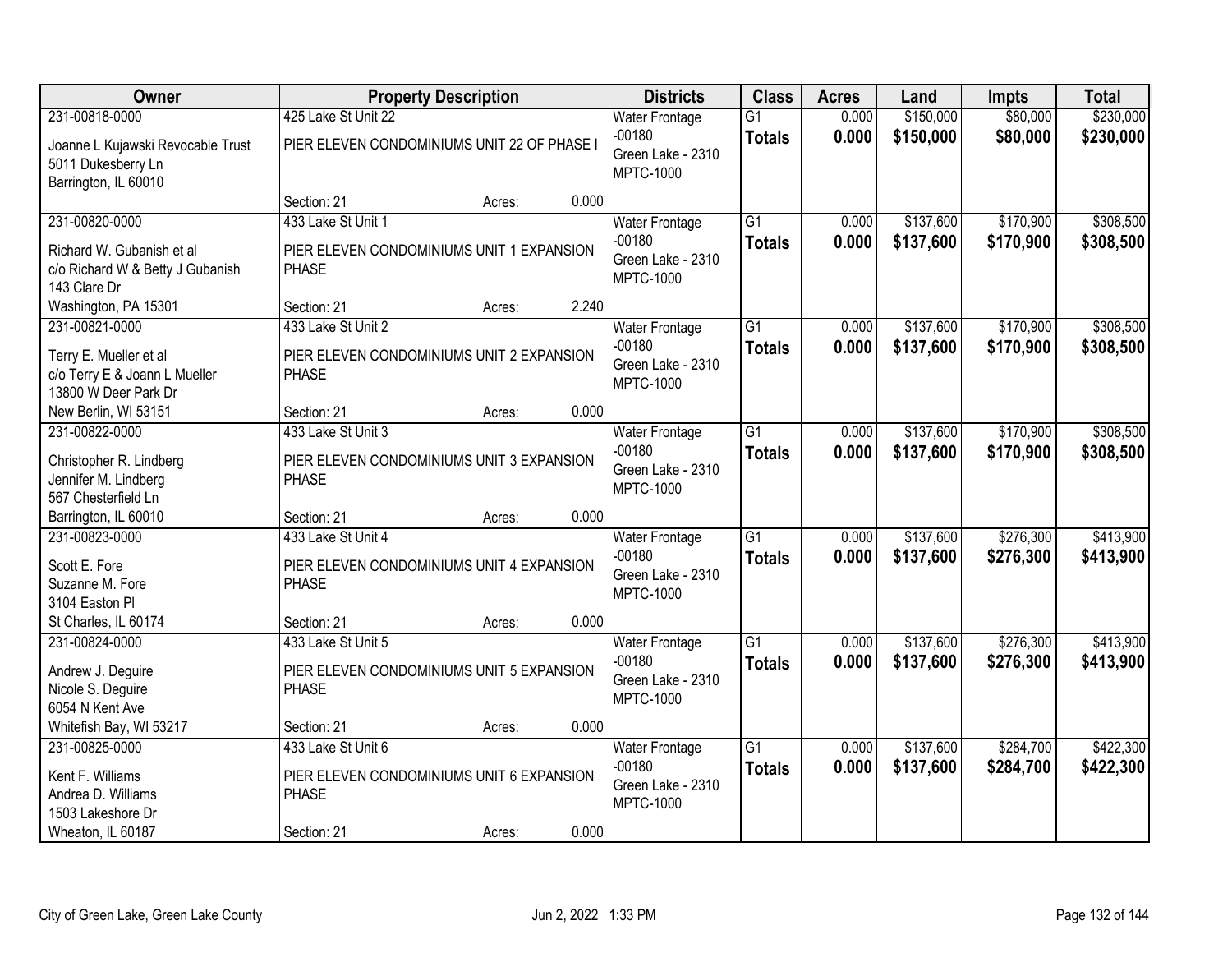| Owner | Property Description | Districts | Class | Acres | Land | Impts | Total |
|---|---|---|---|---|---|---|---|
| 231-00818-0000<br>Joanne L Kujawski Revocable Trust<br>5011 Dukesberry Ln<br>Barrington, IL 60010 | 425 Lake St Unit 22<br>PIER ELEVEN CONDOMINIUMS UNIT 22 OF PHASE I<br>Section: 21 Acres: 0.000 | Water Frontage -00180<br>Green Lake - 2310<br>MPTC-1000 | G1<br>**Totals** | 0.000<br>**0.000** | $150,000<br>**$150,000** | $80,000<br>**$80,000** | $230,000<br>**$230,000** |
| 231-00820-0000<br>Richard W. Gubanish et al<br>c/o Richard W & Betty J Gubanish<br>143 Clare Dr<br>Washington, PA 15301 | 433 Lake St Unit 1<br>PIER ELEVEN CONDOMINIUMS UNIT 1 EXPANSION PHASE<br>Section: 21 Acres: 2.240 | Water Frontage -00180<br>Green Lake - 2310<br>MPTC-1000 | G1<br>**Totals** | 0.000<br>**0.000** | $137,600<br>**$137,600** | $170,900<br>**$170,900** | $308,500<br>**$308,500** |
| 231-00821-0000<br>Terry E. Mueller et al<br>c/o Terry E & Joann L Mueller<br>13800 W Deer Park Dr<br>New Berlin, WI 53151 | 433 Lake St Unit 2<br>PIER ELEVEN CONDOMINIUMS UNIT 2 EXPANSION PHASE<br>Section: 21 Acres: 0.000 | Water Frontage -00180<br>Green Lake - 2310<br>MPTC-1000 | G1<br>**Totals** | 0.000<br>**0.000** | $137,600<br>**$137,600** | $170,900<br>**$170,900** | $308,500<br>**$308,500** |
| 231-00822-0000<br>Christopher R. Lindberg<br>Jennifer M. Lindberg<br>567 Chesterfield Ln<br>Barrington, IL 60010 | 433 Lake St Unit 3<br>PIER ELEVEN CONDOMINIUMS UNIT 3 EXPANSION PHASE<br>Section: 21 Acres: 0.000 | Water Frontage -00180<br>Green Lake - 2310<br>MPTC-1000 | G1<br>**Totals** | 0.000<br>**0.000** | $137,600<br>**$137,600** | $170,900<br>**$170,900** | $308,500<br>**$308,500** |
| 231-00823-0000<br>Scott E. Fore<br>Suzanne M. Fore<br>3104 Easton Pl<br>St Charles, IL 60174 | 433 Lake St Unit 4<br>PIER ELEVEN CONDOMINIUMS UNIT 4 EXPANSION PHASE<br>Section: 21 Acres: 0.000 | Water Frontage -00180<br>Green Lake - 2310<br>MPTC-1000 | G1<br>**Totals** | 0.000<br>**0.000** | $137,600<br>**$137,600** | $276,300<br>**$276,300** | $413,900<br>**$413,900** |
| 231-00824-0000<br>Andrew J. Deguire<br>Nicole S. Deguire<br>6054 N Kent Ave<br>Whitefish Bay, WI 53217 | 433 Lake St Unit 5<br>PIER ELEVEN CONDOMINIUMS UNIT 5 EXPANSION PHASE<br>Section: 21 Acres: 0.000 | Water Frontage -00180<br>Green Lake - 2310<br>MPTC-1000 | G1<br>**Totals** | 0.000<br>**0.000** | $137,600<br>**$137,600** | $276,300<br>**$276,300** | $413,900<br>**$413,900** |
| 231-00825-0000<br>Kent F. Williams<br>Andrea D. Williams<br>1503 Lakeshore Dr<br>Wheaton, IL 60187 | 433 Lake St Unit 6<br>PIER ELEVEN CONDOMINIUMS UNIT 6 EXPANSION PHASE<br>Section: 21 Acres: 0.000 | Water Frontage -00180<br>Green Lake - 2310<br>MPTC-1000 | G1<br>**Totals** | 0.000<br>**0.000** | $137,600<br>**$137,600** | $284,700<br>**$284,700** | $422,300<br>**$422,300** |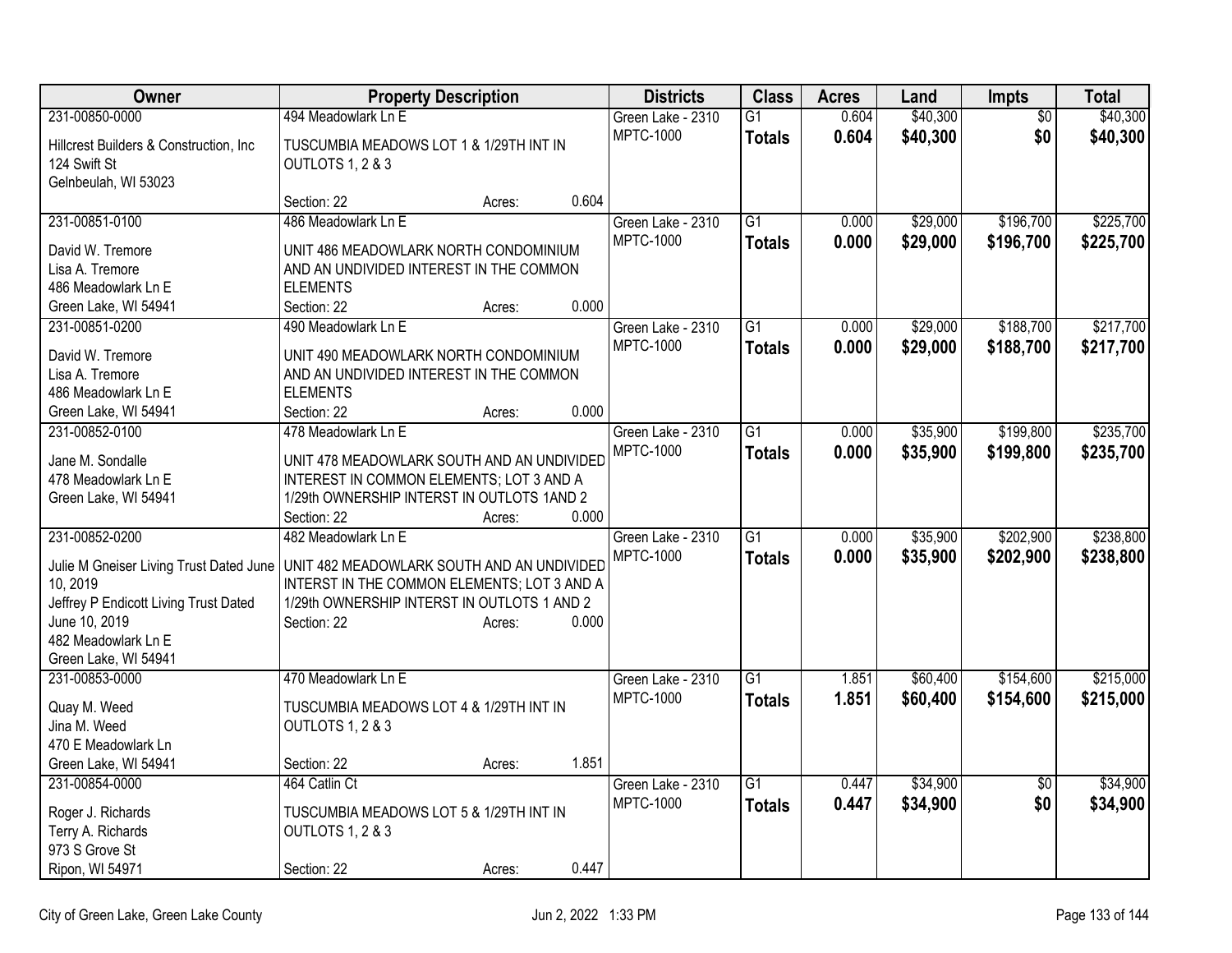| Owner | Property Description | Districts | Class | Acres | Land | Impts | Total |
|---|---|---|---|---|---|---|---|
| 231-00850-0000<br>Hillcrest Builders & Construction, Inc<br>124 Swift St<br>Gelnbeulah, WI 53023 | 494 Meadowlark Ln E<br>TUSCUMBIA MEADOWS LOT 1 & 1/29TH INT IN OUTLOTS 1, 2 & 3<br>Section: 22 Acres: 0.604 | Green Lake - 2310<br>MPTC-1000 | G1<br>**Totals** | 0.604<br>**0.604** | $40,300<br>**$40,300** | $0<br>**$0** | $40,300<br>**$40,300** |
| 231-00851-0100<br>David W. Tremore<br>Lisa A. Tremore<br>486 Meadowlark Ln E<br>Green Lake, WI 54941 | 486 Meadowlark Ln E<br>UNIT 486 MEADOWLARK NORTH CONDOMINIUM AND AN UNDIVIDED INTEREST IN THE COMMON ELEMENTS<br>Section: 22 Acres: 0.000 | Green Lake - 2310<br>MPTC-1000 | G1<br>**Totals** | 0.000<br>**0.000** | $29,000<br>**$29,000** | $196,700<br>**$196,700** | $225,700<br>**$225,700** |
| 231-00851-0200<br>David W. Tremore<br>Lisa A. Tremore<br>486 Meadowlark Ln E<br>Green Lake, WI 54941 | 490 Meadowlark Ln E<br>UNIT 490 MEADOWLARK NORTH CONDOMINIUM AND AN UNDIVIDED INTEREST IN THE COMMON ELEMENTS<br>Section: 22 Acres: 0.000 | Green Lake - 2310<br>MPTC-1000 | G1<br>**Totals** | 0.000<br>**0.000** | $29,000<br>**$29,000** | $188,700<br>**$188,700** | $217,700<br>**$217,700** |
| 231-00852-0100<br>Jane M. Sondalle<br>478 Meadowlark Ln E<br>Green Lake, WI 54941 | 478 Meadowlark Ln E<br>UNIT 478 MEADOWLARK SOUTH AND AN UNDIVIDED INTEREST IN COMMON ELEMENTS; LOT 3 AND A 1/29th OWNERSHIP INTERST IN OUTLOTS 1AND 2<br>Section: 22 Acres: 0.000 | Green Lake - 2310<br>MPTC-1000 | G1<br>**Totals** | 0.000<br>**0.000** | $35,900<br>**$35,900** | $199,800<br>**$199,800** | $235,700<br>**$235,700** |
| 231-00852-0200<br>Julie M Gneiser Living Trust Dated June 10, 2019<br>Jeffrey P Endicott Living Trust Dated June 10, 2019<br>482 Meadowlark Ln E<br>Green Lake, WI 54941 | 482 Meadowlark Ln E<br>UNIT 482 MEADOWLARK SOUTH AND AN UNDIVIDED INTERST IN THE COMMON ELEMENTS; LOT 3 AND A 1/29th OWNERSHIP INTERST IN OUTLOTS 1 AND 2<br>Section: 22 Acres: 0.000 | Green Lake - 2310<br>MPTC-1000 | G1<br>**Totals** | 0.000<br>**0.000** | $35,900<br>**$35,900** | $202,900<br>**$202,900** | $238,800<br>**$238,800** |
| 231-00853-0000<br>Quay M. Weed<br>Jina M. Weed<br>470 E Meadowlark Ln<br>Green Lake, WI 54941 | 470 Meadowlark Ln E<br>TUSCUMBIA MEADOWS LOT 4 & 1/29TH INT IN OUTLOTS 1, 2 & 3<br>Section: 22 Acres: 1.851 | Green Lake - 2310<br>MPTC-1000 | G1<br>**Totals** | 1.851<br>**1.851** | $60,400<br>**$60,400** | $154,600<br>**$154,600** | $215,000<br>**$215,000** |
| 231-00854-0000<br>Roger J. Richards<br>Terry A. Richards<br>973 S Grove St<br>Ripon, WI 54971 | 464 Catlin Ct<br>TUSCUMBIA MEADOWS LOT 5 & 1/29TH INT IN OUTLOTS 1, 2 & 3<br>Section: 22 Acres: 0.447 | Green Lake - 2310<br>MPTC-1000 | G1<br>**Totals** | 0.447<br>**0.447** | $34,900<br>**$34,900** | $0<br>**$0** | $34,900<br>**$34,900** |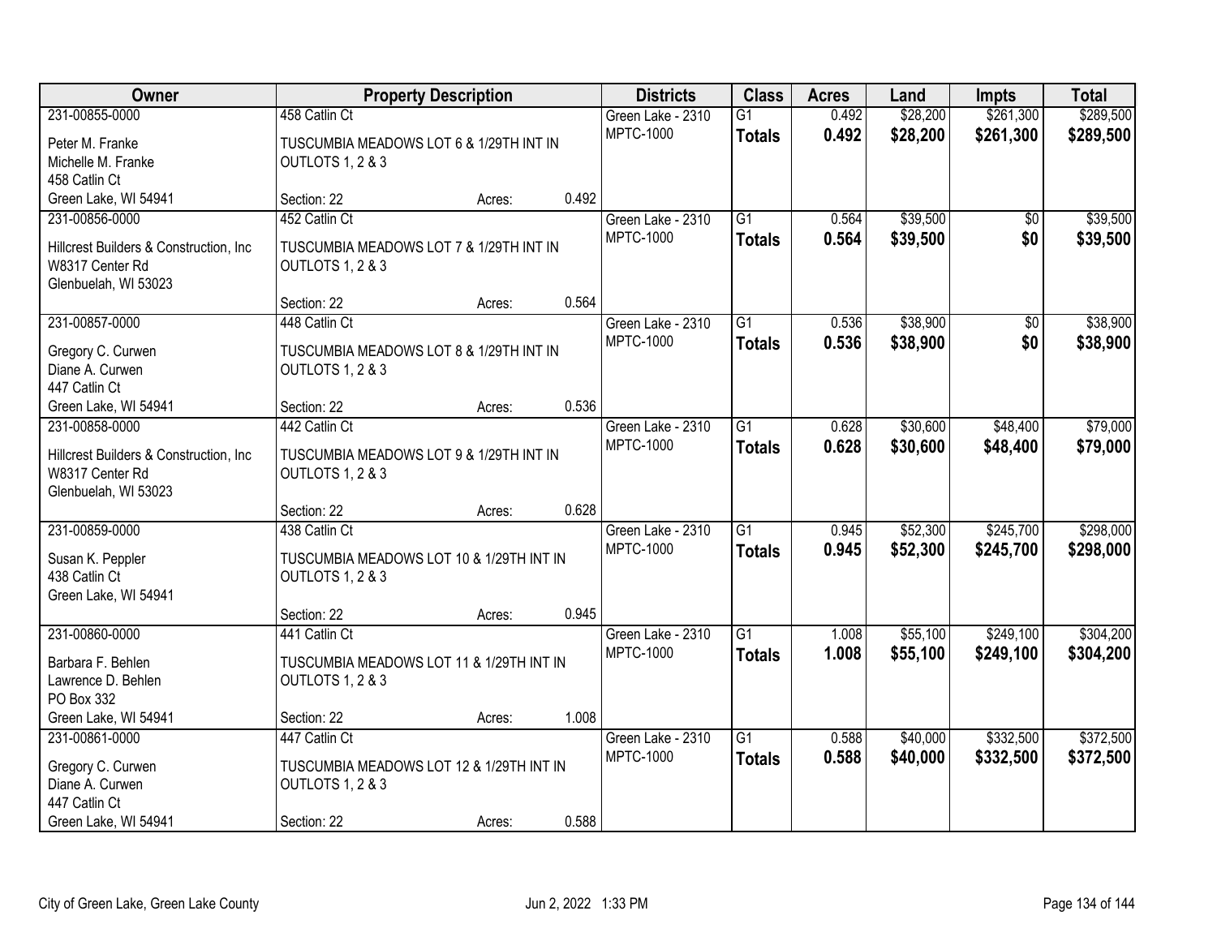| Owner | Property Description | | | Districts | Class | Acres | Land | Impts | Total |
|---|---|---|---|---|---|---|---|---|---|
| 231-00855-0000 | 458 Catlin Ct | | | Green Lake - 2310 | G1 | 0.492 | $28,200 | $261,300 | $289,500 |
| Peter M. Franke<br>Michelle M. Franke<br>458 Catlin Ct<br>Green Lake, WI 54941 | TUSCUMBIA MEADOWS LOT 6 & 1/29TH INT IN OUTLOTS 1, 2 & 3 | | | MPTC-1000 | **Totals** | **0.492** | **$28,200** | **$261,300** | **$289,500** |
| | Section: 22 | Acres: | 0.492 | | | | | | |
| 231-00856-0000 | 452 Catlin Ct | | | Green Lake - 2310 | G1 | 0.564 | $39,500 | $0 | $39,500 |
| Hillcrest Builders & Construction, Inc<br>W8317 Center Rd<br>Glenbuelah, WI 53023 | TUSCUMBIA MEADOWS LOT 7 & 1/29TH INT IN OUTLOTS 1, 2 & 3 | | | MPTC-1000 | **Totals** | **0.564** | **$39,500** | **$0** | **$39,500** |
| | Section: 22 | Acres: | 0.564 | | | | | | |
| 231-00857-0000 | 448 Catlin Ct | | | Green Lake - 2310 | G1 | 0.536 | $38,900 | $0 | $38,900 |
| Gregory C. Curwen<br>Diane A. Curwen<br>447 Catlin Ct<br>Green Lake, WI 54941 | TUSCUMBIA MEADOWS LOT 8 & 1/29TH INT IN OUTLOTS 1, 2 & 3 | | | MPTC-1000 | **Totals** | **0.536** | **$38,900** | **$0** | **$38,900** |
| | Section: 22 | Acres: | 0.536 | | | | | | |
| 231-00858-0000 | 442 Catlin Ct | | | Green Lake - 2310 | G1 | 0.628 | $30,600 | $48,400 | $79,000 |
| Hillcrest Builders & Construction, Inc<br>W8317 Center Rd<br>Glenbuelah, WI 53023 | TUSCUMBIA MEADOWS LOT 9 & 1/29TH INT IN OUTLOTS 1, 2 & 3 | | | MPTC-1000 | **Totals** | **0.628** | **$30,600** | **$48,400** | **$79,000** |
| | Section: 22 | Acres: | 0.628 | | | | | | |
| 231-00859-0000 | 438 Catlin Ct | | | Green Lake - 2310 | G1 | 0.945 | $52,300 | $245,700 | $298,000 |
| Susan K. Peppler<br>438 Catlin Ct<br>Green Lake, WI 54941 | TUSCUMBIA MEADOWS LOT 10 & 1/29TH INT IN OUTLOTS 1, 2 & 3 | | | MPTC-1000 | **Totals** | **0.945** | **$52,300** | **$245,700** | **$298,000** |
| | Section: 22 | Acres: | 0.945 | | | | | | |
| 231-00860-0000 | 441 Catlin Ct | | | Green Lake - 2310 | G1 | 1.008 | $55,100 | $249,100 | $304,200 |
| Barbara F. Behlen<br>Lawrence D. Behlen<br>PO Box 332<br>Green Lake, WI 54941 | TUSCUMBIA MEADOWS LOT 11 & 1/29TH INT IN OUTLOTS 1, 2 & 3 | | | MPTC-1000 | **Totals** | **1.008** | **$55,100** | **$249,100** | **$304,200** |
| | Section: 22 | Acres: | 1.008 | | | | | | |
| 231-00861-0000 | 447 Catlin Ct | | | Green Lake - 2310 | G1 | 0.588 | $40,000 | $332,500 | $372,500 |
| Gregory C. Curwen<br>Diane A. Curwen<br>447 Catlin Ct<br>Green Lake, WI 54941 | TUSCUMBIA MEADOWS LOT 12 & 1/29TH INT IN OUTLOTS 1, 2 & 3 | | | MPTC-1000 | **Totals** | **0.588** | **$40,000** | **$332,500** | **$372,500** |
| | Section: 22 | Acres: | 0.588 | | | | | | |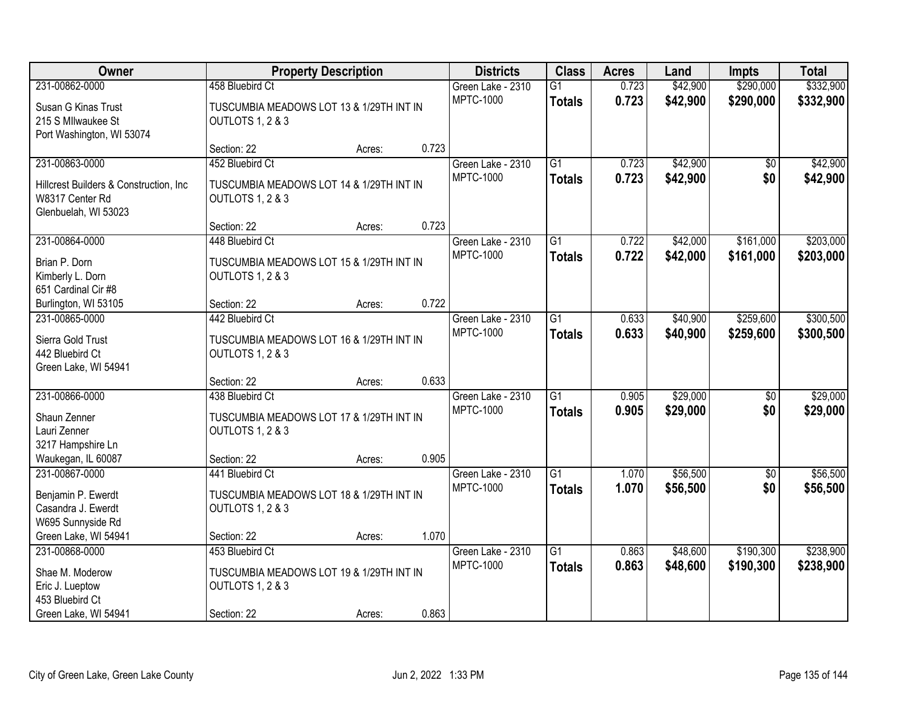| Owner | Property Description | | | Districts | Class | Acres | Land | Impts | Total |
|---|---|---|---|---|---|---|---|---|---|
| 231-00862-0000 | 458 Bluebird Ct | | | Green Lake - 2310 | G1 | 0.723 | $42,900 | $290,000 | $332,900 |
| Susan G Kinas Trust<br>215 S MIlwaukee St<br>Port Washington, WI 53074 | TUSCUMBIA MEADOWS LOT 13 & 1/29TH INT IN OUTLOTS 1, 2 & 3 | | | MPTC-1000 | **Totals** | **0.723** | **$42,900** | **$290,000** | **$332,900** |
| | Section: 22 | Acres: | 0.723 | | | | | | |
| 231-00863-0000 | 452 Bluebird Ct | | | Green Lake - 2310 | G1 | 0.723 | $42,900 | $0 | $42,900 |
| Hillcrest Builders & Construction, Inc<br>W8317 Center Rd<br>Glenbuelah, WI 53023 | TUSCUMBIA MEADOWS LOT 14 & 1/29TH INT IN OUTLOTS 1, 2 & 3 | | | MPTC-1000 | **Totals** | **0.723** | **$42,900** | **$0** | **$42,900** |
| | Section: 22 | Acres: | 0.723 | | | | | | |
| 231-00864-0000 | 448 Bluebird Ct | | | Green Lake - 2310 | G1 | 0.722 | $42,000 | $161,000 | $203,000 |
| Brian P. Dorn<br>Kimberly L. Dorn<br>651 Cardinal Cir #8<br>Burlington, WI 53105 | TUSCUMBIA MEADOWS LOT 15 & 1/29TH INT IN OUTLOTS 1, 2 & 3 | | | MPTC-1000 | **Totals** | **0.722** | **$42,000** | **$161,000** | **$203,000** |
| | Section: 22 | Acres: | 0.722 | | | | | | |
| 231-00865-0000 | 442 Bluebird Ct | | | Green Lake - 2310 | G1 | 0.633 | $40,900 | $259,600 | $300,500 |
| Sierra Gold Trust<br>442 Bluebird Ct<br>Green Lake, WI 54941 | TUSCUMBIA MEADOWS LOT 16 & 1/29TH INT IN OUTLOTS 1, 2 & 3 | | | MPTC-1000 | **Totals** | **0.633** | **$40,900** | **$259,600** | **$300,500** |
| | Section: 22 | Acres: | 0.633 | | | | | | |
| 231-00866-0000 | 438 Bluebird Ct | | | Green Lake - 2310 | G1 | 0.905 | $29,000 | $0 | $29,000 |
| Shaun Zenner<br>Lauri Zenner<br>3217 Hampshire Ln<br>Waukegan, IL 60087 | TUSCUMBIA MEADOWS LOT 17 & 1/29TH INT IN OUTLOTS 1, 2 & 3 | | | MPTC-1000 | **Totals** | **0.905** | **$29,000** | **$0** | **$29,000** |
| | Section: 22 | Acres: | 0.905 | | | | | | |
| 231-00867-0000 | 441 Bluebird Ct | | | Green Lake - 2310 | G1 | 1.070 | $56,500 | $0 | $56,500 |
| Benjamin P. Ewerdt<br>Casandra J. Ewerdt<br>W695 Sunnyside Rd<br>Green Lake, WI 54941 | TUSCUMBIA MEADOWS LOT 18 & 1/29TH INT IN OUTLOTS 1, 2 & 3 | | | MPTC-1000 | **Totals** | **1.070** | **$56,500** | **$0** | **$56,500** |
| | Section: 22 | Acres: | 1.070 | | | | | | |
| 231-00868-0000 | 453 Bluebird Ct | | | Green Lake - 2310 | G1 | 0.863 | $48,600 | $190,300 | $238,900 |
| Shae M. Moderow<br>Eric J. Lueptow<br>453 Bluebird Ct<br>Green Lake, WI 54941 | TUSCUMBIA MEADOWS LOT 19 & 1/29TH INT IN OUTLOTS 1, 2 & 3 | | | MPTC-1000 | **Totals** | **0.863** | **$48,600** | **$190,300** | **$238,900** |
| | Section: 22 | Acres: | 0.863 | | | | | | |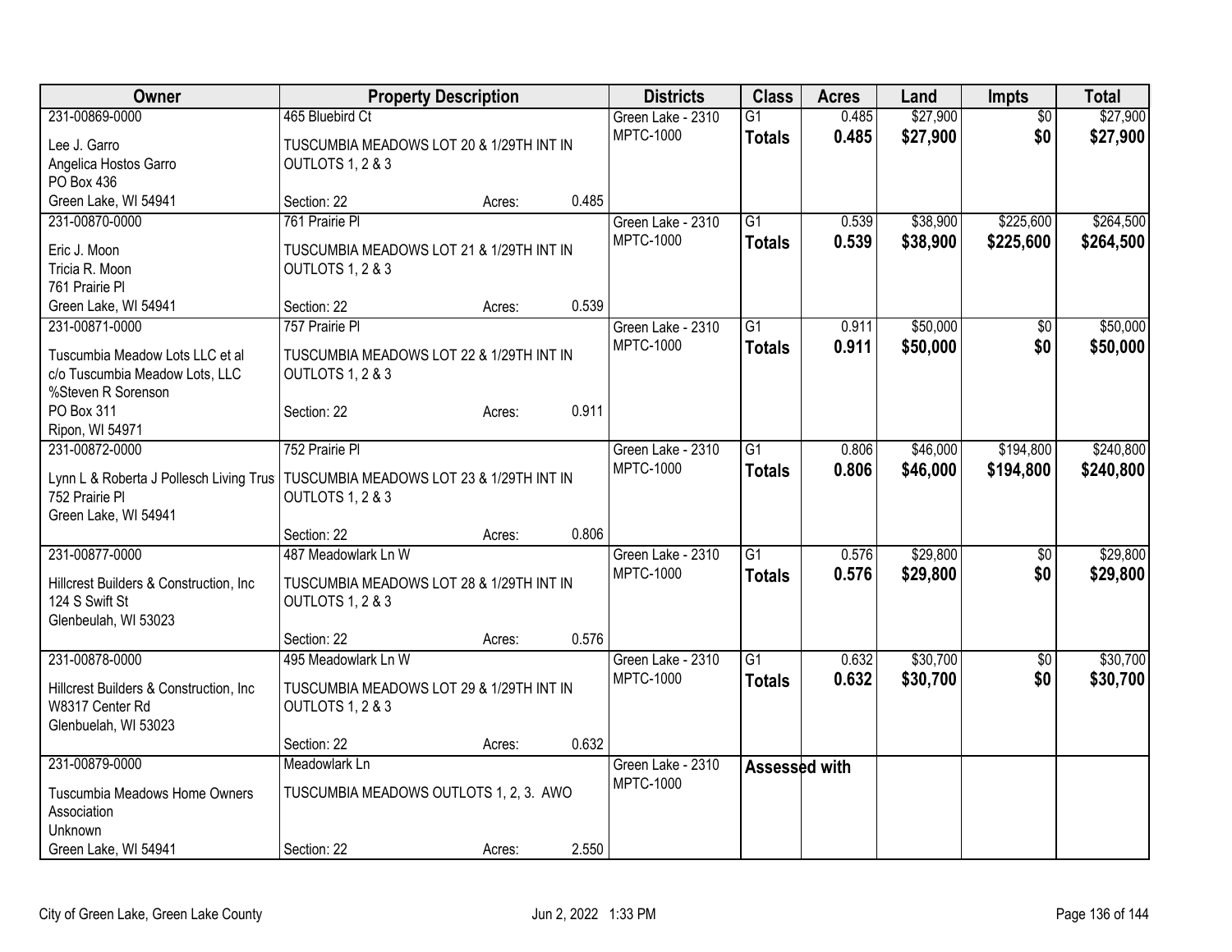| Owner | Property Description | Districts | Class | Acres | Land | Impts | Total |
|---|---|---|---|---|---|---|---|
| 231-00869-0000<br>Lee J. Garro<br>Angelica Hostos Garro<br>PO Box 436<br>Green Lake, WI 54941 | 465 Bluebird Ct<br>TUSCUMBIA MEADOWS LOT 20 & 1/29TH INT IN OUTLOTS 1, 2 & 3<br>Section: 22 Acres: 0.485 | Green Lake - 2310<br>MPTC-1000 | G1<br>**Totals** | 0.485<br>**0.485** | \$27,900<br>**\$27,900** | \$0<br>**\$0** | \$27,900<br>**\$27,900** |
| 231-00870-0000<br>Eric J. Moon<br>Tricia R. Moon<br>761 Prairie Pl<br>Green Lake, WI 54941 | 761 Prairie Pl<br>TUSCUMBIA MEADOWS LOT 21 & 1/29TH INT IN OUTLOTS 1, 2 & 3<br>Section: 22 Acres: 0.539 | Green Lake - 2310<br>MPTC-1000 | G1<br>**Totals** | 0.539<br>**0.539** | \$38,900<br>**\$38,900** | \$225,600<br>**\$225,600** | \$264,500<br>**\$264,500** |
| 231-00871-0000<br>Tuscumbia Meadow Lots LLC et al<br>c/o Tuscumbia Meadow Lots, LLC<br>%Steven R Sorenson<br>PO Box 311<br>Ripon, WI 54971 | 757 Prairie Pl<br>TUSCUMBIA MEADOWS LOT 22 & 1/29TH INT IN OUTLOTS 1, 2 & 3<br>Section: 22 Acres: 0.911 | Green Lake - 2310<br>MPTC-1000 | G1<br>**Totals** | 0.911<br>**0.911** | \$50,000<br>**\$50,000** | \$0<br>**\$0** | \$50,000<br>**\$50,000** |
| 231-00872-0000<br>Lynn L & Roberta J Pollesch Living Trus<br>752 Prairie Pl<br>Green Lake, WI 54941 | 752 Prairie Pl<br>TUSCUMBIA MEADOWS LOT 23 & 1/29TH INT IN OUTLOTS 1, 2 & 3<br>Section: 22 Acres: 0.806 | Green Lake - 2310<br>MPTC-1000 | G1<br>**Totals** | 0.806<br>**0.806** | \$46,000<br>**\$46,000** | \$194,800<br>**\$194,800** | \$240,800<br>**\$240,800** |
| 231-00877-0000<br>Hillcrest Builders & Construction, Inc<br>124 S Swift St<br>Glenbeulah, WI 53023 | 487 Meadowlark Ln W<br>TUSCUMBIA MEADOWS LOT 28 & 1/29TH INT IN OUTLOTS 1, 2 & 3<br>Section: 22 Acres: 0.576 | Green Lake - 2310<br>MPTC-1000 | G1<br>**Totals** | 0.576<br>**0.576** | \$29,800<br>**\$29,800** | \$0<br>**\$0** | \$29,800<br>**\$29,800** |
| 231-00878-0000<br>Hillcrest Builders & Construction, Inc<br>W8317 Center Rd<br>Glenbuelah, WI 53023 | 495 Meadowlark Ln W<br>TUSCUMBIA MEADOWS LOT 29 & 1/29TH INT IN OUTLOTS 1, 2 & 3<br>Section: 22 Acres: 0.632 | Green Lake - 2310<br>MPTC-1000 | G1<br>**Totals** | 0.632<br>**0.632** | \$30,700<br>**\$30,700** | \$0<br>**\$0** | \$30,700<br>**\$30,700** |
| 231-00879-0000<br>Tuscumbia Meadows Home Owners Association<br>Unknown<br>Green Lake, WI 54941 | Meadowlark Ln<br>TUSCUMBIA MEADOWS OUTLOTS 1, 2, 3. AWO<br>Section: 22 Acres: 2.550 | Green Lake - 2310<br>MPTC-1000 | **Assessed with** | | | | |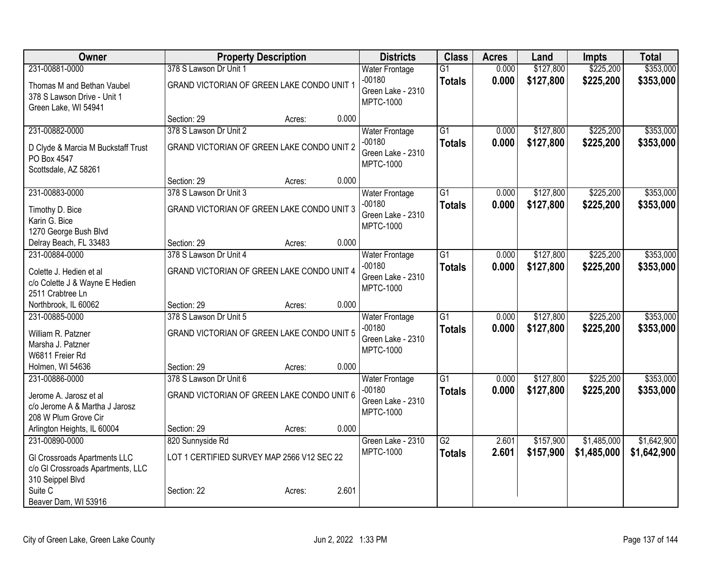| Owner | Property Description | | | Districts | Class | Acres | Land | Impts | Total |
|---|---|---|---|---|---|---|---|---|---|
| 231-00881-0000 | 378 S Lawson Dr Unit 1 | | | Water Frontage -00180 | G1 | 0.000 | $127,800 | $225,200 | $353,000 |
| Thomas M and Bethan Vaubel<br>378 S Lawson Drive - Unit 1<br>Green Lake, WI 54941 | GRAND VICTORIAN OF GREEN LAKE CONDO UNIT 1 | | | Green Lake - 2310<br>MPTC-1000 | **Totals** | **0.000** | **$127,800** | **$225,200** | **$353,000** |
| | Section: 29 | Acres: | 0.000 | | | | | | |
| 231-00882-0000 | 378 S Lawson Dr Unit 2 | | | Water Frontage -00180 | G1 | 0.000 | $127,800 | $225,200 | $353,000 |
| D Clyde & Marcia M Buckstaff Trust<br>PO Box 4547<br>Scottsdale, AZ 58261 | GRAND VICTORIAN OF GREEN LAKE CONDO UNIT 2 | | | Green Lake - 2310<br>MPTC-1000 | **Totals** | **0.000** | **$127,800** | **$225,200** | **$353,000** |
| | Section: 29 | Acres: | 0.000 | | | | | | |
| 231-00883-0000 | 378 S Lawson Dr Unit 3 | | | Water Frontage -00180 | G1 | 0.000 | $127,800 | $225,200 | $353,000 |
| Timothy D. Bice<br>Karin G. Bice<br>1270 George Bush Blvd<br>Delray Beach, FL 33483 | GRAND VICTORIAN OF GREEN LAKE CONDO UNIT 3 | | | Green Lake - 2310<br>MPTC-1000 | **Totals** | **0.000** | **$127,800** | **$225,200** | **$353,000** |
| | Section: 29 | Acres: | 0.000 | | | | | | |
| 231-00884-0000 | 378 S Lawson Dr Unit 4 | | | Water Frontage -00180 | G1 | 0.000 | $127,800 | $225,200 | $353,000 |
| Colette J. Hedien et al<br>c/o Colette J & Wayne E Hedien<br>2511 Crabtree Ln<br>Northbrook, IL 60062 | GRAND VICTORIAN OF GREEN LAKE CONDO UNIT 4 | | | Green Lake - 2310<br>MPTC-1000 | **Totals** | **0.000** | **$127,800** | **$225,200** | **$353,000** |
| | Section: 29 | Acres: | 0.000 | | | | | | |
| 231-00885-0000 | 378 S Lawson Dr Unit 5 | | | Water Frontage -00180 | G1 | 0.000 | $127,800 | $225,200 | $353,000 |
| William R. Patzner<br>Marsha J. Patzner<br>W6811 Freier Rd<br>Holmen, WI 54636 | GRAND VICTORIAN OF GREEN LAKE CONDO UNIT 5 | | | Green Lake - 2310<br>MPTC-1000 | **Totals** | **0.000** | **$127,800** | **$225,200** | **$353,000** |
| | Section: 29 | Acres: | 0.000 | | | | | | |
| 231-00886-0000 | 378 S Lawson Dr Unit 6 | | | Water Frontage -00180 | G1 | 0.000 | $127,800 | $225,200 | $353,000 |
| Jerome A. Jarosz et al<br>c/o Jerome A & Martha J Jarosz<br>208 W Plum Grove Cir<br>Arlington Heights, IL 60004 | GRAND VICTORIAN OF GREEN LAKE CONDO UNIT 6 | | | Green Lake - 2310<br>MPTC-1000 | **Totals** | **0.000** | **$127,800** | **$225,200** | **$353,000** |
| | Section: 29 | Acres: | 0.000 | | | | | | |
| 231-00890-0000 | 820 Sunnyside Rd | | | Green Lake - 2310<br>MPTC-1000 | G2 | 2.601 | $157,900 | $1,485,000 | $1,642,900 |
| Gl Crossroads Apartments LLC<br>c/o Gl Crossroads Apartments, LLC<br>310 Seippel Blvd<br>Suite C<br>Beaver Dam, WI 53916 | LOT 1 CERTIFIED SURVEY MAP 2566 V12 SEC 22 | | | | **Totals** | **2.601** | **$157,900** | **$1,485,000** | **$1,642,900** |
| | Section: 22 | Acres: | 2.601 | | | | | | |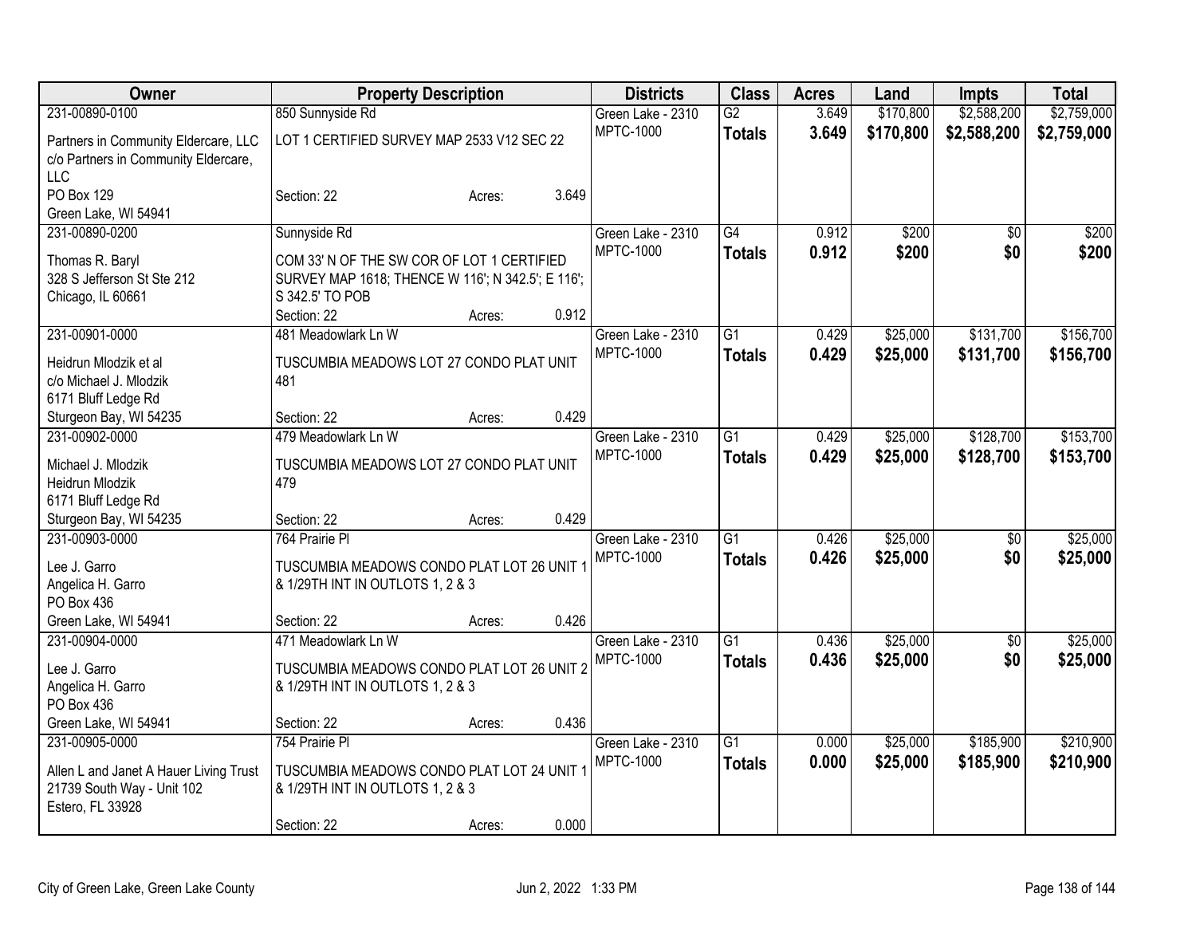| Owner | Property Description | Districts | Class | Acres | Land | Impts | Total |
|---|---|---|---|---|---|---|---|
| 231-00890-0100<br>Partners in Community Eldercare, LLC<br>c/o Partners in Community Eldercare, LLC<br>PO Box 129<br>Green Lake, WI 54941 | 850 Sunnyside Rd<br>LOT 1 CERTIFIED SURVEY MAP 2533 V12 SEC 22<br>Section: 22 Acres: 3.649 | Green Lake - 2310<br>MPTC-1000 | G2<br>**Totals** | 3.649<br>**3.649** | $170,800<br>**$170,800** | $2,588,200<br>**$2,588,200** | $2,759,000<br>**$2,759,000** |
| 231-00890-0200<br>Thomas R. Baryl<br>328 S Jefferson St Ste 212<br>Chicago, IL 60661 | Sunnyside Rd<br>COM 33' N OF THE SW COR OF LOT 1 CERTIFIED SURVEY MAP 1618; THENCE W 116'; N 342.5'; E 116'; S 342.5' TO POB<br>Section: 22 Acres: 0.912 | Green Lake - 2310<br>MPTC-1000 | G4<br>**Totals** | 0.912<br>**0.912** | $200<br>**$200** | $0<br>**$0** | $200<br>**$200** |
| 231-00901-0000<br>Heidrun Mlodzik et al<br>c/o Michael J. Mlodzik<br>6171 Bluff Ledge Rd<br>Sturgeon Bay, WI 54235 | 481 Meadowlark Ln W<br>TUSCUMBIA MEADOWS LOT 27 CONDO PLAT UNIT 481<br>Section: 22 Acres: 0.429 | Green Lake - 2310<br>MPTC-1000 | G1<br>**Totals** | 0.429<br>**0.429** | $25,000<br>**$25,000** | $131,700<br>**$131,700** | $156,700<br>**$156,700** |
| 231-00902-0000<br>Michael J. Mlodzik<br>Heidrun Mlodzik<br>6171 Bluff Ledge Rd<br>Sturgeon Bay, WI 54235 | 479 Meadowlark Ln W<br>TUSCUMBIA MEADOWS LOT 27 CONDO PLAT UNIT 479<br>Section: 22 Acres: 0.429 | Green Lake - 2310<br>MPTC-1000 | G1<br>**Totals** | 0.429<br>**0.429** | $25,000<br>**$25,000** | $128,700<br>**$128,700** | $153,700<br>**$153,700** |
| 231-00903-0000<br>Lee J. Garro<br>Angelica H. Garro<br>PO Box 436<br>Green Lake, WI 54941 | 764 Prairie Pl<br>TUSCUMBIA MEADOWS CONDO PLAT LOT 26 UNIT 1 & 1/29TH INT IN OUTLOTS 1, 2 & 3<br>Section: 22 Acres: 0.426 | Green Lake - 2310<br>MPTC-1000 | G1<br>**Totals** | 0.426<br>**0.426** | $25,000<br>**$25,000** | $0<br>**$0** | $25,000<br>**$25,000** |
| 231-00904-0000<br>Lee J. Garro<br>Angelica H. Garro<br>PO Box 436<br>Green Lake, WI 54941 | 471 Meadowlark Ln W<br>TUSCUMBIA MEADOWS CONDO PLAT LOT 26 UNIT 2 & 1/29TH INT IN OUTLOTS 1, 2 & 3<br>Section: 22 Acres: 0.436 | Green Lake - 2310<br>MPTC-1000 | G1<br>**Totals** | 0.436<br>**0.436** | $25,000<br>**$25,000** | $0<br>**$0** | $25,000<br>**$25,000** |
| 231-00905-0000<br>Allen L and Janet A Hauer Living Trust<br>21739 South Way - Unit 102<br>Estero, FL 33928 | 754 Prairie Pl<br>TUSCUMBIA MEADOWS CONDO PLAT LOT 24 UNIT 1 & 1/29TH INT IN OUTLOTS 1, 2 & 3<br>Section: 22 Acres: 0.000 | Green Lake - 2310<br>MPTC-1000 | G1<br>**Totals** | 0.000<br>**0.000** | $25,000<br>**$25,000** | $185,900<br>**$185,900** | $210,900<br>**$210,900** |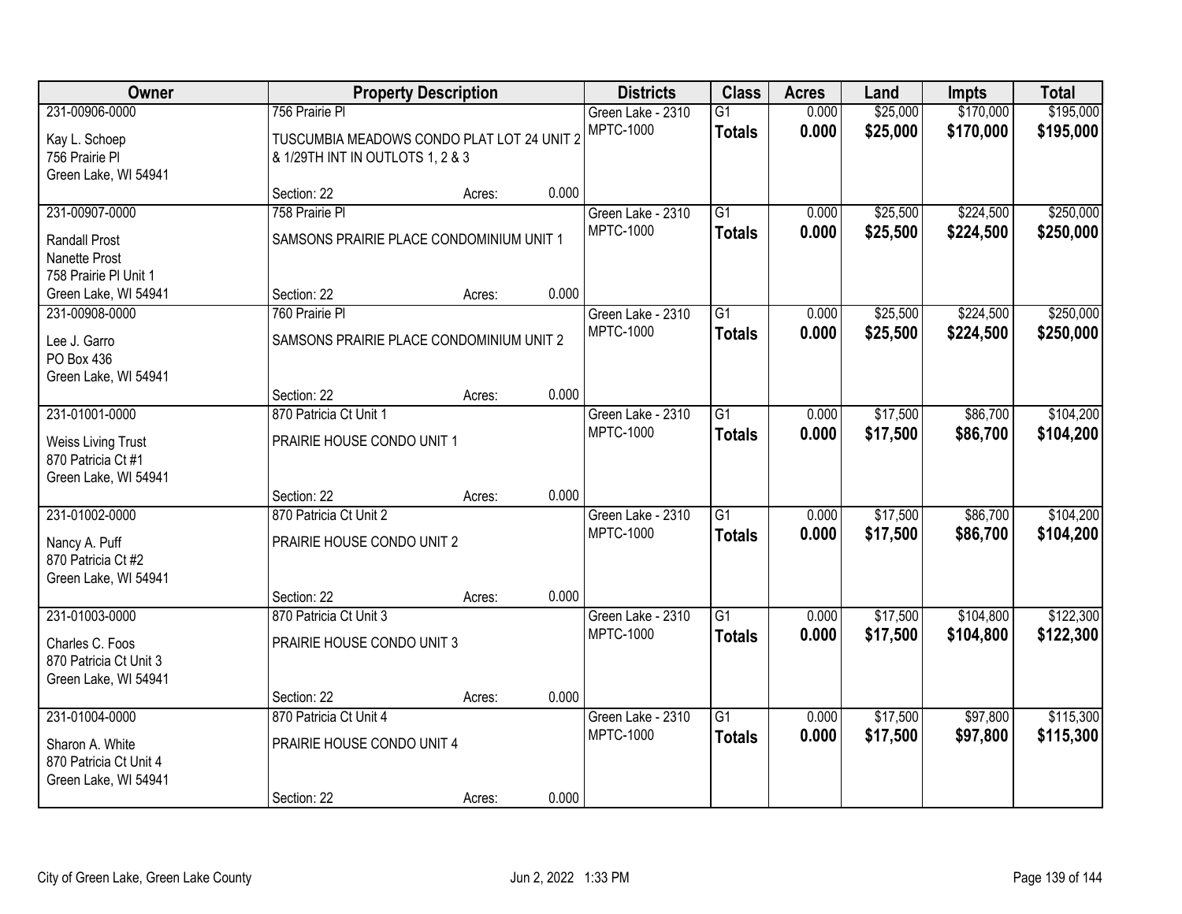| Owner | Property Description | | | Districts | Class | Acres | Land | Impts | Total |
|---|---|---|---|---|---|---|---|---|---|
| 231-00906-0000 | 756 Prairie Pl | | | Green Lake - 2310 | G1 | 0.000 | $25,000 | $170,000 | $195,000 |
| Kay L. Schoep<br>756 Prairie Pl<br>Green Lake, WI 54941 | TUSCUMBIA MEADOWS CONDO PLAT LOT 24 UNIT 2 & 1/29TH INT IN OUTLOTS 1, 2 & 3 | | | MPTC-1000 | **Totals** | **0.000** | **$25,000** | **$170,000** | **$195,000** |
| | Section: 22 | Acres: | 0.000 | | | | | | |
| 231-00907-0000 | 758 Prairie Pl | | | Green Lake - 2310 | G1 | 0.000 | $25,500 | $224,500 | $250,000 |
| Randall Prost<br>Nanette Prost<br>758 Prairie Pl Unit 1<br>Green Lake, WI 54941 | SAMSONS PRAIRIE PLACE CONDOMINIUM UNIT 1 | | | MPTC-1000 | **Totals** | **0.000** | **$25,500** | **$224,500** | **$250,000** |
| | Section: 22 | Acres: | 0.000 | | | | | | |
| 231-00908-0000 | 760 Prairie Pl | | | Green Lake - 2310 | G1 | 0.000 | $25,500 | $224,500 | $250,000 |
| Lee J. Garro<br>PO Box 436<br>Green Lake, WI 54941 | SAMSONS PRAIRIE PLACE CONDOMINIUM UNIT 2 | | | MPTC-1000 | **Totals** | **0.000** | **$25,500** | **$224,500** | **$250,000** |
| | Section: 22 | Acres: | 0.000 | | | | | | |
| 231-01001-0000 | 870 Patricia Ct Unit 1 | | | Green Lake - 2310 | G1 | 0.000 | $17,500 | $86,700 | $104,200 |
| Weiss Living Trust<br>870 Patricia Ct #1<br>Green Lake, WI 54941 | PRAIRIE HOUSE CONDO UNIT 1 | | | MPTC-1000 | **Totals** | **0.000** | **$17,500** | **$86,700** | **$104,200** |
| | Section: 22 | Acres: | 0.000 | | | | | | |
| 231-01002-0000 | 870 Patricia Ct Unit 2 | | | Green Lake - 2310 | G1 | 0.000 | $17,500 | $86,700 | $104,200 |
| Nancy A. Puff<br>870 Patricia Ct #2<br>Green Lake, WI 54941 | PRAIRIE HOUSE CONDO UNIT 2 | | | MPTC-1000 | **Totals** | **0.000** | **$17,500** | **$86,700** | **$104,200** |
| | Section: 22 | Acres: | 0.000 | | | | | | |
| 231-01003-0000 | 870 Patricia Ct Unit 3 | | | Green Lake - 2310 | G1 | 0.000 | $17,500 | $104,800 | $122,300 |
| Charles C. Foos<br>870 Patricia Ct Unit 3<br>Green Lake, WI 54941 | PRAIRIE HOUSE CONDO UNIT 3 | | | MPTC-1000 | **Totals** | **0.000** | **$17,500** | **$104,800** | **$122,300** |
| | Section: 22 | Acres: | 0.000 | | | | | | |
| 231-01004-0000 | 870 Patricia Ct Unit 4 | | | Green Lake - 2310 | G1 | 0.000 | $17,500 | $97,800 | $115,300 |
| Sharon A. White<br>870 Patricia Ct Unit 4<br>Green Lake, WI 54941 | PRAIRIE HOUSE CONDO UNIT 4 | | | MPTC-1000 | **Totals** | **0.000** | **$17,500** | **$97,800** | **$115,300** |
| | Section: 22 | Acres: | 0.000 | | | | | | |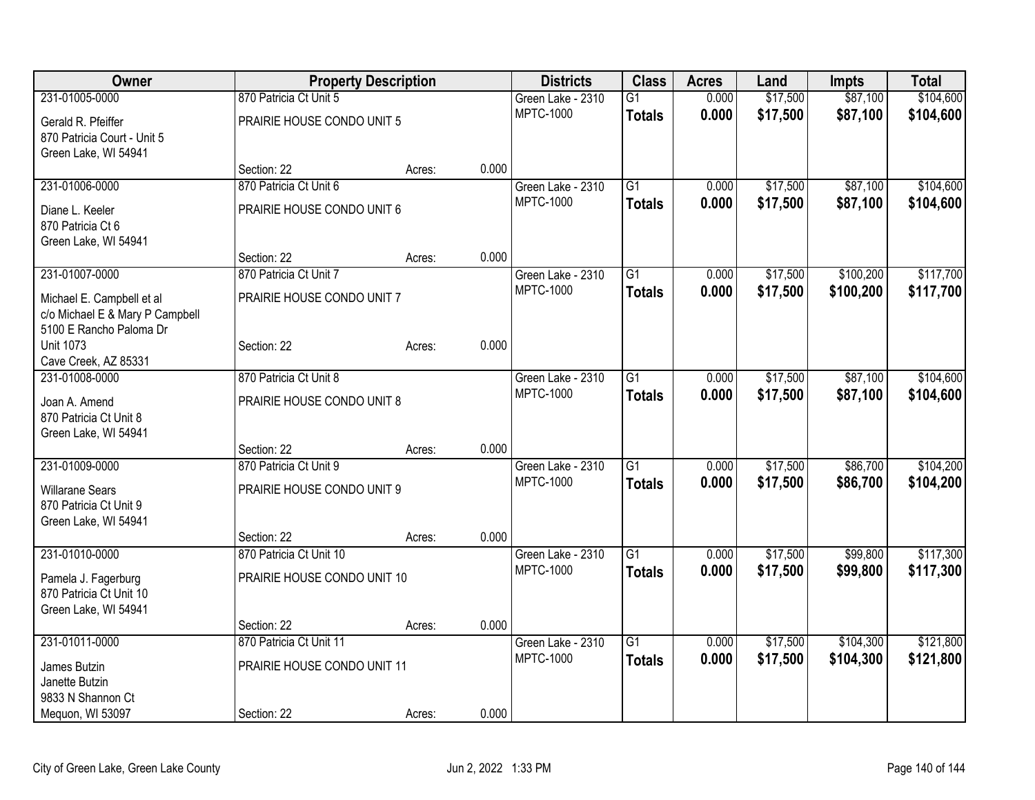| Owner | Property Description | | | Districts | Class | Acres | Land | Impts | Total |
|---|---|---|---|---|---|---|---|---|---|
| 231-01005-0000 | 870 Patricia Ct Unit 5 | | | Green Lake - 2310 | G1 | 0.000 | $17,500 | $87,100 | $104,600 |
| Gerald R. Pfeiffer<br>870 Patricia Court - Unit 5<br>Green Lake, WI 54941 | PRAIRIE HOUSE CONDO UNIT 5 | | | MPTC-1000 | **Totals** | **0.000** | **$17,500** | **$87,100** | **$104,600** |
| | Section: 22 | Acres: | 0.000 | | | | | | |
| 231-01006-0000 | 870 Patricia Ct Unit 6 | | | Green Lake - 2310 | G1 | 0.000 | $17,500 | $87,100 | $104,600 |
| Diane L. Keeler<br>870 Patricia Ct 6<br>Green Lake, WI 54941 | PRAIRIE HOUSE CONDO UNIT 6 | | | MPTC-1000 | **Totals** | **0.000** | **$17,500** | **$87,100** | **$104,600** |
| | Section: 22 | Acres: | 0.000 | | | | | | |
| 231-01007-0000 | 870 Patricia Ct Unit 7 | | | Green Lake - 2310 | G1 | 0.000 | $17,500 | $100,200 | $117,700 |
| Michael E. Campbell et al<br>c/o Michael E & Mary P Campbell<br>5100 E Rancho Paloma Dr | PRAIRIE HOUSE CONDO UNIT 7 | | | MPTC-1000 | **Totals** | **0.000** | **$17,500** | **$100,200** | **$117,700** |
| Unit 1073<br>Cave Creek, AZ 85331 | Section: 22 | Acres: | 0.000 | | | | | | |
| 231-01008-0000 | 870 Patricia Ct Unit 8 | | | Green Lake - 2310 | G1 | 0.000 | $17,500 | $87,100 | $104,600 |
| Joan A. Amend<br>870 Patricia Ct Unit 8<br>Green Lake, WI 54941 | PRAIRIE HOUSE CONDO UNIT 8 | | | MPTC-1000 | **Totals** | **0.000** | **$17,500** | **$87,100** | **$104,600** |
| | Section: 22 | Acres: | 0.000 | | | | | | |
| 231-01009-0000 | 870 Patricia Ct Unit 9 | | | Green Lake - 2310 | G1 | 0.000 | $17,500 | $86,700 | $104,200 |
| Willarane Sears<br>870 Patricia Ct Unit 9<br>Green Lake, WI 54941 | PRAIRIE HOUSE CONDO UNIT 9 | | | MPTC-1000 | **Totals** | **0.000** | **$17,500** | **$86,700** | **$104,200** |
| | Section: 22 | Acres: | 0.000 | | | | | | |
| 231-01010-0000 | 870 Patricia Ct Unit 10 | | | Green Lake - 2310 | G1 | 0.000 | $17,500 | $99,800 | $117,300 |
| Pamela J. Fagerburg<br>870 Patricia Ct Unit 10<br>Green Lake, WI 54941 | PRAIRIE HOUSE CONDO UNIT 10 | | | MPTC-1000 | **Totals** | **0.000** | **$17,500** | **$99,800** | **$117,300** |
| | Section: 22 | Acres: | 0.000 | | | | | | |
| 231-01011-0000 | 870 Patricia Ct Unit 11 | | | Green Lake - 2310 | G1 | 0.000 | $17,500 | $104,300 | $121,800 |
| James Butzin<br>Janette Butzin<br>9833 N Shannon Ct | PRAIRIE HOUSE CONDO UNIT 11 | | | MPTC-1000 | **Totals** | **0.000** | **$17,500** | **$104,300** | **$121,800** |
| Mequon, WI 53097 | Section: 22 | Acres: | 0.000 | | | | | | |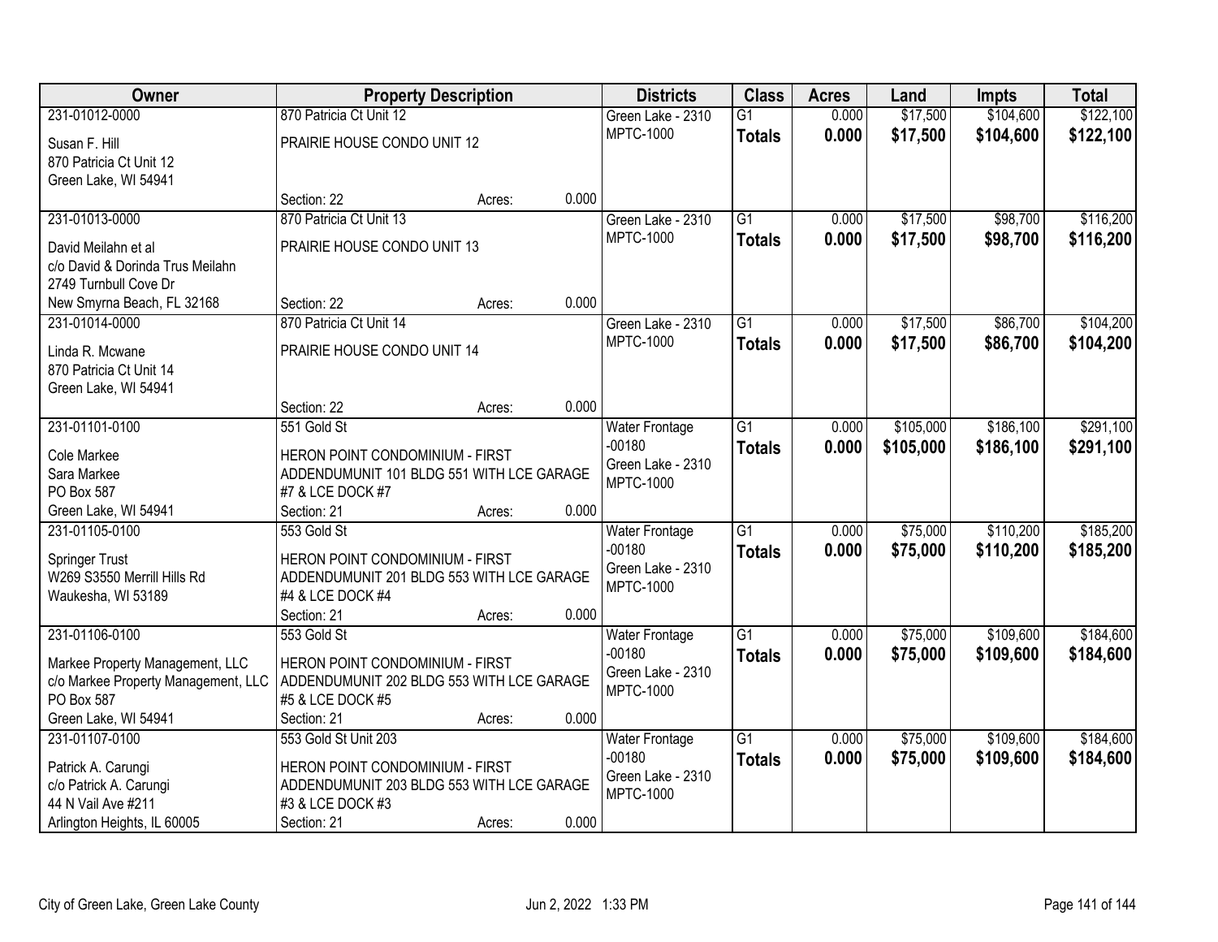| Owner | Property Description | Districts | Class | Acres | Land | Impts | Total |
|---|---|---|---|---|---|---|---|
| 231-01012-0000<br>Susan F. Hill<br>870 Patricia Ct Unit 12<br>Green Lake, WI 54941 | 870 Patricia Ct Unit 12<br>PRAIRIE HOUSE CONDO UNIT 12<br>Section: 22 Acres: 0.000 | Green Lake - 2310<br>MPTC-1000 | G1<br>**Totals** | 0.000<br>**0.000** | $17,500<br>**$17,500** | $104,600<br>**$104,600** | $122,100<br>**$122,100** |
| 231-01013-0000<br>David Meilahn et al<br>c/o David & Dorinda Trus Meilahn<br>2749 Turnbull Cove Dr<br>New Smyrna Beach, FL 32168 | 870 Patricia Ct Unit 13<br>PRAIRIE HOUSE CONDO UNIT 13<br>Section: 22 Acres: 0.000 | Green Lake - 2310<br>MPTC-1000 | G1<br>**Totals** | 0.000<br>**0.000** | $17,500<br>**$17,500** | $98,700<br>**$98,700** | $116,200<br>**$116,200** |
| 231-01014-0000<br>Linda R. Mcwane<br>870 Patricia Ct Unit 14<br>Green Lake, WI 54941 | 870 Patricia Ct Unit 14<br>PRAIRIE HOUSE CONDO UNIT 14<br>Section: 22 Acres: 0.000 | Green Lake - 2310<br>MPTC-1000 | G1<br>**Totals** | 0.000<br>**0.000** | $17,500<br>**$17,500** | $86,700<br>**$86,700** | $104,200<br>**$104,200** |
| 231-01101-0100<br>Cole Markee<br>Sara Markee<br>PO Box 587<br>Green Lake, WI 54941 | 551 Gold St<br>HERON POINT CONDOMINIUM - FIRST ADDENDUMUNIT 101 BLDG 551 WITH LCE GARAGE #7 & LCE DOCK #7<br>Section: 21 Acres: 0.000 | Water Frontage -00180<br>Green Lake - 2310<br>MPTC-1000 | G1<br>**Totals** | 0.000<br>**0.000** | $105,000<br>**$105,000** | $186,100<br>**$186,100** | $291,100<br>**$291,100** |
| 231-01105-0100<br>Springer Trust<br>W269 S3550 Merrill Hills Rd<br>Waukesha, WI 53189 | 553 Gold St<br>HERON POINT CONDOMINIUM - FIRST ADDENDUMUNIT 201 BLDG 553 WITH LCE GARAGE #4 & LCE DOCK #4<br>Section: 21 Acres: 0.000 | Water Frontage -00180<br>Green Lake - 2310<br>MPTC-1000 | G1<br>**Totals** | 0.000<br>**0.000** | $75,000<br>**$75,000** | $110,200<br>**$110,200** | $185,200<br>**$185,200** |
| 231-01106-0100<br>Markee Property Management, LLC<br>c/o Markee Property Management, LLC<br>PO Box 587<br>Green Lake, WI 54941 | 553 Gold St<br>HERON POINT CONDOMINIUM - FIRST ADDENDUMUNIT 202 BLDG 553 WITH LCE GARAGE #5 & LCE DOCK #5<br>Section: 21 Acres: 0.000 | Water Frontage -00180<br>Green Lake - 2310<br>MPTC-1000 | G1<br>**Totals** | 0.000<br>**0.000** | $75,000<br>**$75,000** | $109,600<br>**$109,600** | $184,600<br>**$184,600** |
| 231-01107-0100<br>Patrick A. Carungi<br>c/o Patrick A. Carungi<br>44 N Vail Ave #211<br>Arlington Heights, IL 60005 | 553 Gold St Unit 203<br>HERON POINT CONDOMINIUM - FIRST ADDENDUMUNIT 203 BLDG 553 WITH LCE GARAGE #3 & LCE DOCK #3<br>Section: 21 Acres: 0.000 | Water Frontage -00180<br>Green Lake - 2310<br>MPTC-1000 | G1<br>**Totals** | 0.000<br>**0.000** | $75,000<br>**$75,000** | $109,600<br>**$109,600** | $184,600<br>**$184,600** |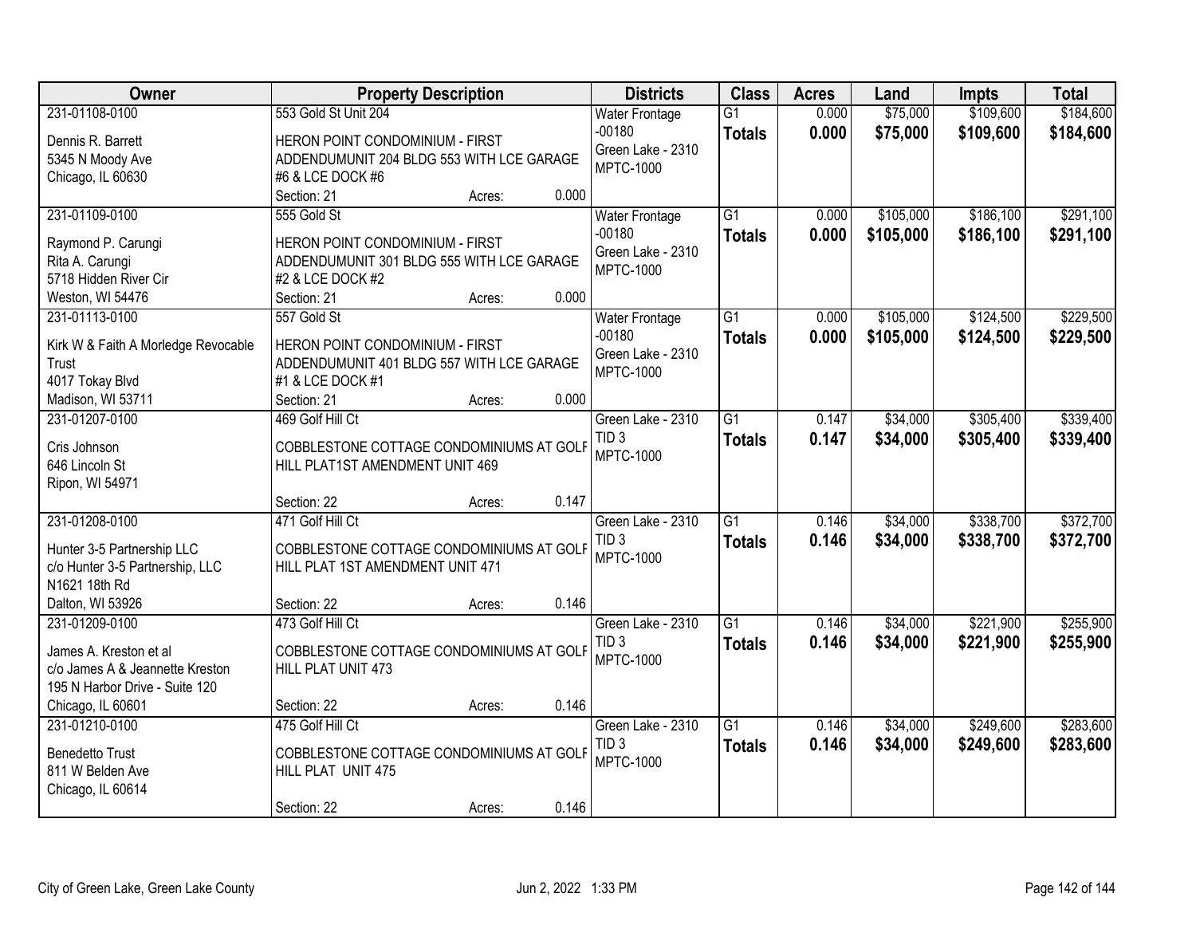| Owner | Property Description | Districts | Class | Acres | Land | Impts | Total |
|---|---|---|---|---|---|---|---|
| 231-01108-0100<br><br>Dennis R. Barrett<br>5345 N Moody Ave<br>Chicago, IL 60630 | 553 Gold St Unit 204<br><br>HERON POINT CONDOMINIUM - FIRST ADDENDUMUNIT 204 BLDG 553 WITH LCE GARAGE #6 & LCE DOCK #6<br>Section: 21 Acres: 0.000 | Water Frontage -00180<br>Green Lake - 2310<br>MPTC-1000 | G1<br>**Totals** | 0.000<br>**0.000** | $75,000<br>**$75,000** | $109,600<br>**$109,600** | $184,600<br>**$184,600** |
| 231-01109-0100<br><br>Raymond P. Carungi<br>Rita A. Carungi<br>5718 Hidden River Cir<br>Weston, WI 54476 | 555 Gold St<br><br>HERON POINT CONDOMINIUM - FIRST ADDENDUMUNIT 301 BLDG 555 WITH LCE GARAGE #2 & LCE DOCK #2<br>Section: 21 Acres: 0.000 | Water Frontage -00180<br>Green Lake - 2310<br>MPTC-1000 | G1<br>**Totals** | 0.000<br>**0.000** | $105,000<br>**$105,000** | $186,100<br>**$186,100** | $291,100<br>**$291,100** |
| 231-01113-0100<br><br>Kirk W & Faith A Morledge Revocable Trust<br>4017 Tokay Blvd<br>Madison, WI 53711 | 557 Gold St<br><br>HERON POINT CONDOMINIUM - FIRST ADDENDUMUNIT 401 BLDG 557 WITH LCE GARAGE #1 & LCE DOCK #1<br>Section: 21 Acres: 0.000 | Water Frontage -00180<br>Green Lake - 2310<br>MPTC-1000 | G1<br>**Totals** | 0.000<br>**0.000** | $105,000<br>**$105,000** | $124,500<br>**$124,500** | $229,500<br>**$229,500** |
| 231-01207-0100<br><br>Cris Johnson<br>646 Lincoln St<br>Ripon, WI 54971 | 469 Golf Hill Ct<br><br>COBBLESTONE COTTAGE CONDOMINIUMS AT GOLF HILL PLAT1ST AMENDMENT UNIT 469<br>Section: 22 Acres: 0.147 | Green Lake - 2310<br>TID 3<br>MPTC-1000 | G1<br>**Totals** | 0.147<br>**0.147** | $34,000<br>**$34,000** | $305,400<br>**$305,400** | $339,400<br>**$339,400** |
| 231-01208-0100<br><br>Hunter 3-5 Partnership LLC<br>c/o Hunter 3-5 Partnership, LLC<br>N1621 18th Rd<br>Dalton, WI 53926 | 471 Golf Hill Ct<br><br>COBBLESTONE COTTAGE CONDOMINIUMS AT GOLF HILL PLAT 1ST AMENDMENT UNIT 471<br>Section: 22 Acres: 0.146 | Green Lake - 2310<br>TID 3<br>MPTC-1000 | G1<br>**Totals** | 0.146<br>**0.146** | $34,000<br>**$34,000** | $338,700<br>**$338,700** | $372,700<br>**$372,700** |
| 231-01209-0100<br><br>James A. Kreston et al<br>c/o James A & Jeannette Kreston<br>195 N Harbor Drive - Suite 120<br>Chicago, IL 60601 | 473 Golf Hill Ct<br><br>COBBLESTONE COTTAGE CONDOMINIUMS AT GOLF HILL PLAT UNIT 473<br>Section: 22 Acres: 0.146 | Green Lake - 2310<br>TID 3<br>MPTC-1000 | G1<br>**Totals** | 0.146<br>**0.146** | $34,000<br>**$34,000** | $221,900<br>**$221,900** | $255,900<br>**$255,900** |
| 231-01210-0100<br><br>Benedetto Trust<br>811 W Belden Ave<br>Chicago, IL 60614 | 475 Golf Hill Ct<br><br>COBBLESTONE COTTAGE CONDOMINIUMS AT GOLF HILL PLAT UNIT 475<br>Section: 22 Acres: 0.146 | Green Lake - 2310<br>TID 3<br>MPTC-1000 | G1<br>**Totals** | 0.146<br>**0.146** | $34,000<br>**$34,000** | $249,600<br>**$249,600** | $283,600<br>**$283,600** |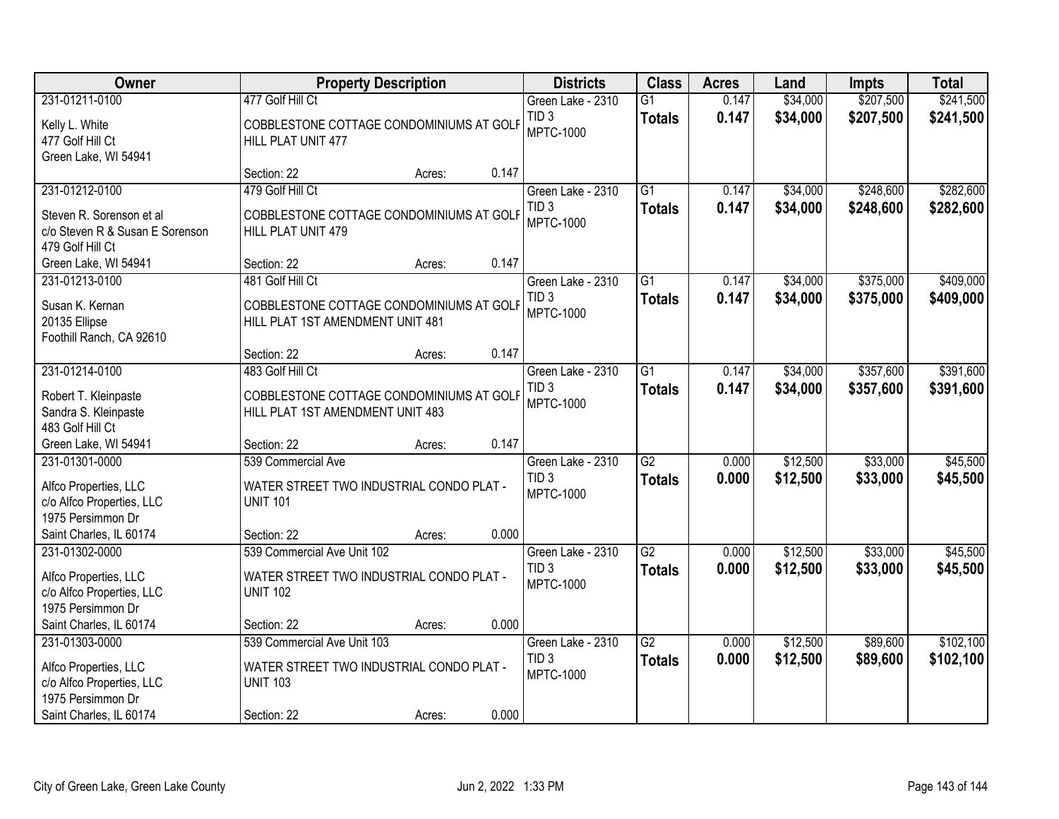| Owner | Property Description | Districts | Class | Acres | Land | Impts | Total |
|---|---|---|---|---|---|---|---|
| 231-01211-0100<br>Kelly L. White<br>477 Golf Hill Ct<br>Green Lake, WI 54941 | 477 Golf Hill Ct<br>COBBLESTONE COTTAGE CONDOMINIUMS AT GOLF HILL PLAT UNIT 477<br>Section: 22 Acres: 0.147 | Green Lake - 2310<br>TID 3<br>MPTC-1000 | G1<br>**Totals** | 0.147<br>**0.147** | \$34,000<br>**\$34,000** | \$207,500<br>**\$207,500** | \$241,500<br>**\$241,500** |
| 231-01212-0100<br>Steven R. Sorenson et al<br>c/o Steven R & Susan E Sorenson<br>479 Golf Hill Ct<br>Green Lake, WI 54941 | 479 Golf Hill Ct<br>COBBLESTONE COTTAGE CONDOMINIUMS AT GOLF HILL PLAT UNIT 479<br>Section: 22 Acres: 0.147 | Green Lake - 2310<br>TID 3<br>MPTC-1000 | G1<br>**Totals** | 0.147<br>**0.147** | \$34,000<br>**\$34,000** | \$248,600<br>**\$248,600** | \$282,600<br>**\$282,600** |
| 231-01213-0100<br>Susan K. Kernan<br>20135 Ellipse<br>Foothill Ranch, CA 92610 | 481 Golf Hill Ct<br>COBBLESTONE COTTAGE CONDOMINIUMS AT GOLF HILL PLAT 1ST AMENDMENT UNIT 481<br>Section: 22 Acres: 0.147 | Green Lake - 2310<br>TID 3<br>MPTC-1000 | G1<br>**Totals** | 0.147<br>**0.147** | \$34,000<br>**\$34,000** | \$375,000<br>**\$375,000** | \$409,000<br>**\$409,000** |
| 231-01214-0100<br>Robert T. Kleinpaste<br>Sandra S. Kleinpaste<br>483 Golf Hill Ct<br>Green Lake, WI 54941 | 483 Golf Hill Ct<br>COBBLESTONE COTTAGE CONDOMINIUMS AT GOLF HILL PLAT 1ST AMENDMENT UNIT 483<br>Section: 22 Acres: 0.147 | Green Lake - 2310<br>TID 3<br>MPTC-1000 | G1<br>**Totals** | 0.147<br>**0.147** | \$34,000<br>**\$34,000** | \$357,600<br>**\$357,600** | \$391,600<br>**\$391,600** |
| 231-01301-0000<br>Alfco Properties, LLC<br>c/o Alfco Properties, LLC<br>1975 Persimmon Dr<br>Saint Charles, IL 60174 | 539 Commercial Ave<br>WATER STREET TWO INDUSTRIAL CONDO PLAT - UNIT 101<br>Section: 22 Acres: 0.000 | Green Lake - 2310<br>TID 3<br>MPTC-1000 | G2<br>**Totals** | 0.000<br>**0.000** | \$12,500<br>**\$12,500** | \$33,000<br>**\$33,000** | \$45,500<br>**\$45,500** |
| 231-01302-0000<br>Alfco Properties, LLC<br>c/o Alfco Properties, LLC<br>1975 Persimmon Dr<br>Saint Charles, IL 60174 | 539 Commercial Ave Unit 102<br>WATER STREET TWO INDUSTRIAL CONDO PLAT - UNIT 102<br>Section: 22 Acres: 0.000 | Green Lake - 2310<br>TID 3<br>MPTC-1000 | G2<br>**Totals** | 0.000<br>**0.000** | \$12,500<br>**\$12,500** | \$33,000<br>**\$33,000** | \$45,500<br>**\$45,500** |
| 231-01303-0000<br>Alfco Properties, LLC<br>c/o Alfco Properties, LLC<br>1975 Persimmon Dr<br>Saint Charles, IL 60174 | 539 Commercial Ave Unit 103<br>WATER STREET TWO INDUSTRIAL CONDO PLAT - UNIT 103<br>Section: 22 Acres: 0.000 | Green Lake - 2310<br>TID 3<br>MPTC-1000 | G2<br>**Totals** | 0.000<br>**0.000** | \$12,500<br>**\$12,500** | \$89,600<br>**\$89,600** | \$102,100<br>**\$102,100** |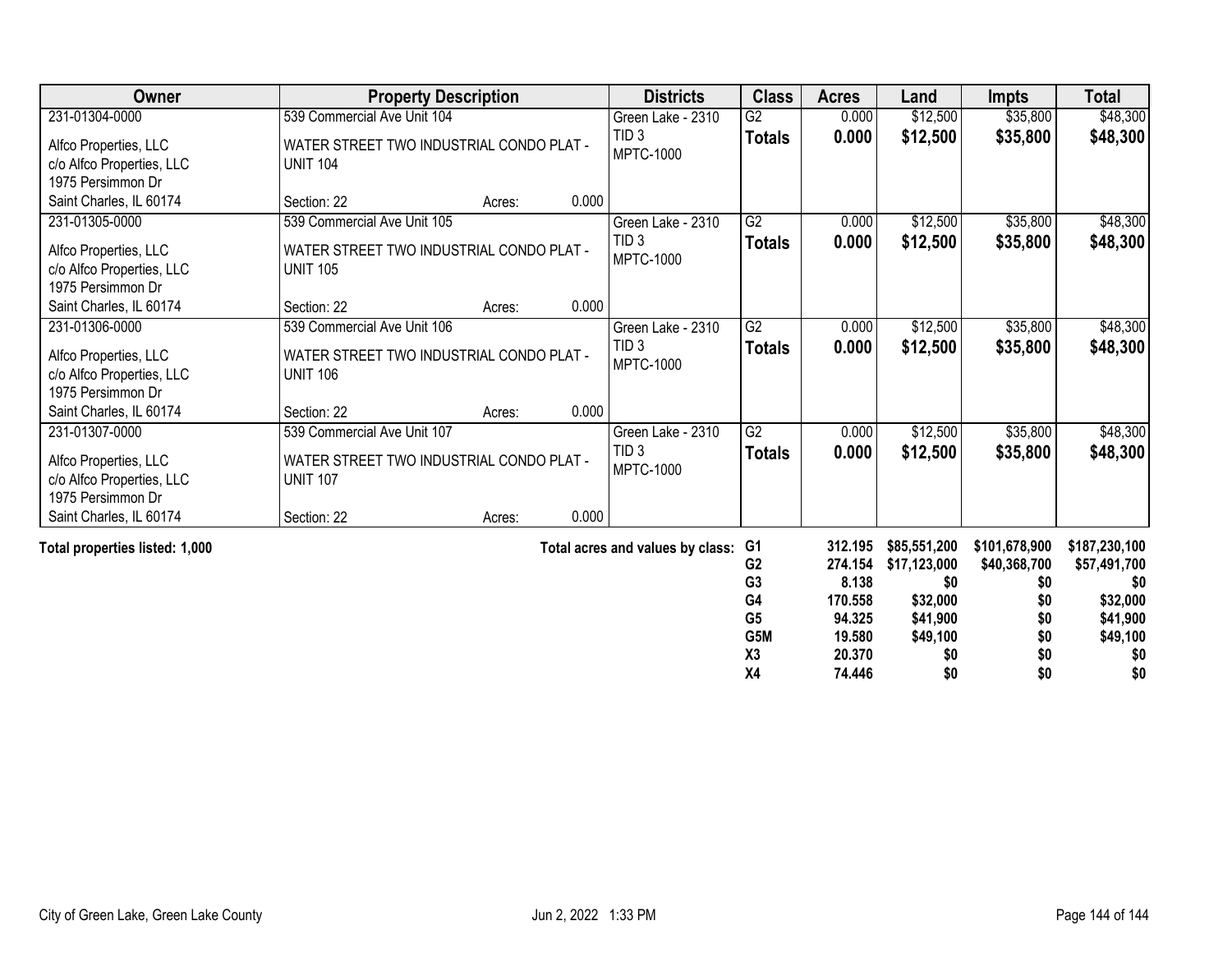| Owner | Property Description | | | Districts | Class | Acres | Land | Impts | Total |
|---|---|---|---|---|---|---|---|---|---|
| 231-01304-0000 | 539 Commercial Ave Unit 104 | | | Green Lake - 2310 | G2 | 0.000 | $12,500 | $35,800 | $48,300 |
| Alfco Properties, LLC<br>c/o Alfco Properties, LLC<br>1975 Persimmon Dr<br>Saint Charles, IL 60174 | WATER STREET TWO INDUSTRIAL CONDO PLAT - UNIT 104<br>Section: 22 | Acres: | 0.000 | TID 3<br>MPTC-1000 | **Totals** | **0.000** | **$12,500** | **$35,800** | **$48,300** |
| 231-01305-0000 | 539 Commercial Ave Unit 105 | | | Green Lake - 2310 | G2 | 0.000 | $12,500 | $35,800 | $48,300 |
| Alfco Properties, LLC<br>c/o Alfco Properties, LLC<br>1975 Persimmon Dr<br>Saint Charles, IL 60174 | WATER STREET TWO INDUSTRIAL CONDO PLAT - UNIT 105<br>Section: 22 | Acres: | 0.000 | TID 3<br>MPTC-1000 | **Totals** | **0.000** | **$12,500** | **$35,800** | **$48,300** |
| 231-01306-0000 | 539 Commercial Ave Unit 106 | | | Green Lake - 2310 | G2 | 0.000 | $12,500 | $35,800 | $48,300 |
| Alfco Properties, LLC<br>c/o Alfco Properties, LLC<br>1975 Persimmon Dr<br>Saint Charles, IL 60174 | WATER STREET TWO INDUSTRIAL CONDO PLAT - UNIT 106<br>Section: 22 | Acres: | 0.000 | TID 3<br>MPTC-1000 | **Totals** | **0.000** | **$12,500** | **$35,800** | **$48,300** |
| 231-01307-0000 | 539 Commercial Ave Unit 107 | | | Green Lake - 2310 | G2 | 0.000 | $12,500 | $35,800 | $48,300 |
| Alfco Properties, LLC<br>c/o Alfco Properties, LLC<br>1975 Persimmon Dr<br>Saint Charles, IL 60174 | WATER STREET TWO INDUSTRIAL CONDO PLAT - UNIT 107<br>Section: 22 | Acres: | 0.000 | TID 3<br>MPTC-1000 | **Totals** | **0.000** | **$12,500** | **$35,800** | **$48,300** |

**Total properties listed: 1,000**

| Total acres and values by class: | Acres | Land | Impts | Total |
|---|---|---|---|---|
| G1 | 312.195 | $85,551,200 | $101,678,900 | $187,230,100 |
| G2 | 274.154 | $17,123,000 | $40,368,700 | $57,491,700 |
| G3 | 8.138 | $0 | $0 | $0 |
| G4 | 170.558 | $32,000 | $0 | $32,000 |
| G5 | 94.325 | $41,900 | $0 | $41,900 |
| G5M | 19.580 | $49,100 | $0 | $49,100 |
| X3 | 20.370 | $0 | $0 | $0 |
| X4 | 74.446 | $0 | $0 | $0 |